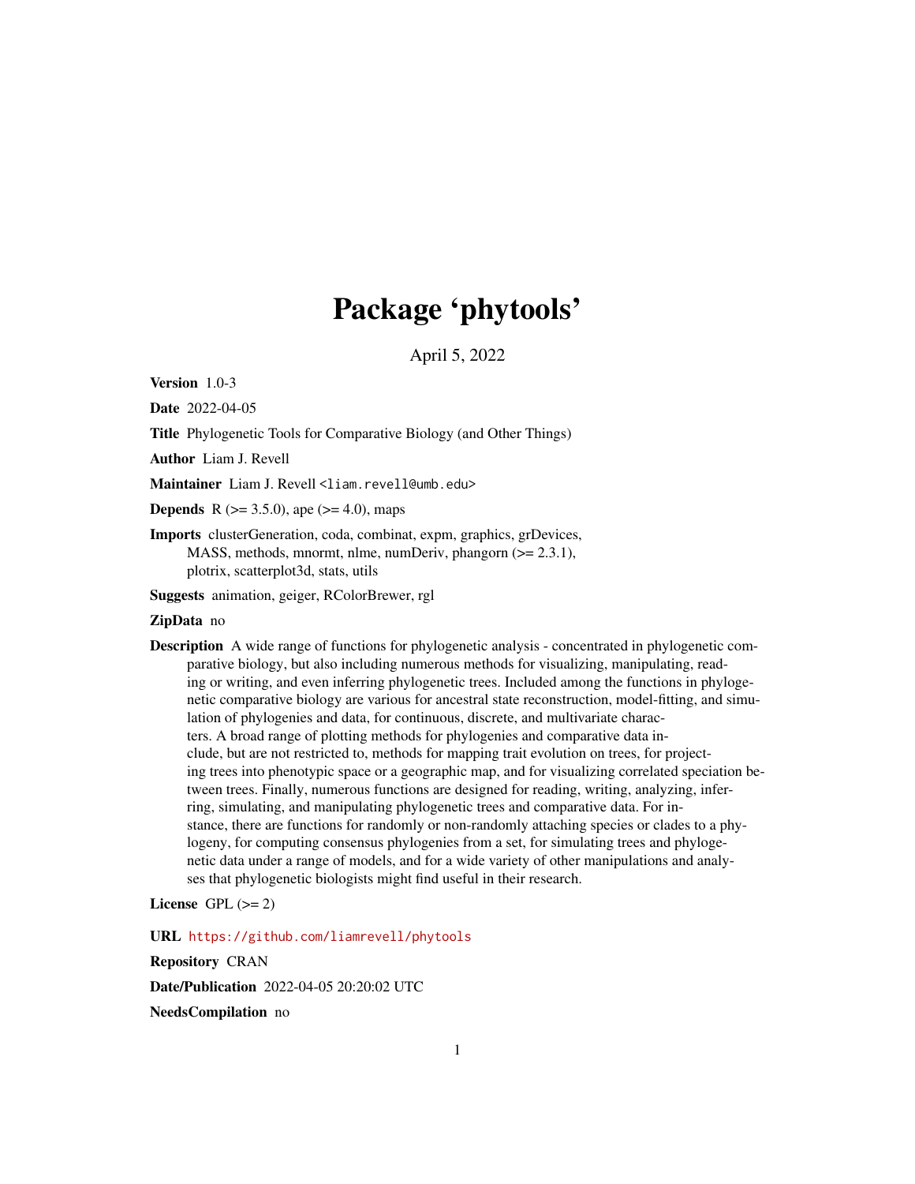# Package 'phytools'

April 5, 2022

**Version** 1.0-3

**Date** 2022-04-05

**Title** Phylogenetic Tools for Comparative Biology (and Other Things)

**Author** Liam J. Revell

**Maintainer** Liam J. Revell <liam.revell@umb.edu>

**Depends** R (>= 3.5.0), ape (>= 4.0), maps

**Imports** clusterGeneration, coda, combinat, expm, graphics, grDevices, MASS, methods, mnormt, nlme, numDeriv, phangorn (>= 2.3.1), plotrix, scatterplot3d, stats, utils

**Suggests** animation, geiger, RColorBrewer, rgl

**ZipData** no

**Description** A wide range of functions for phylogenetic analysis - concentrated in phylogenetic comparative biology, but also including numerous methods for visualizing, manipulating, reading or writing, and even inferring phylogenetic trees. Included among the functions in phylogenetic comparative biology are various for ancestral state reconstruction, model-fitting, and simulation of phylogenies and data, for continuous, discrete, and multivariate characters. A broad range of plotting methods for phylogenies and comparative data include, but are not restricted to, methods for mapping trait evolution on trees, for projecting trees into phenotypic space or a geographic map, and for visualizing correlated speciation between trees. Finally, numerous functions are designed for reading, writing, analyzing, inferring, simulating, and manipulating phylogenetic trees and comparative data. For instance, there are functions for randomly or non-randomly attaching species or clades to a phylogeny, for computing consensus phylogenies from a set, for simulating trees and phylogenetic data under a range of models, and for a wide variety of other manipulations and analyses that phylogenetic biologists might find useful in their research.

**License** GPL (>= 2)

**URL** https://github.com/liamrevell/phytools

**Repository** CRAN

**Date/Publication** 2022-04-05 20:20:02 UTC

**NeedsCompilation** no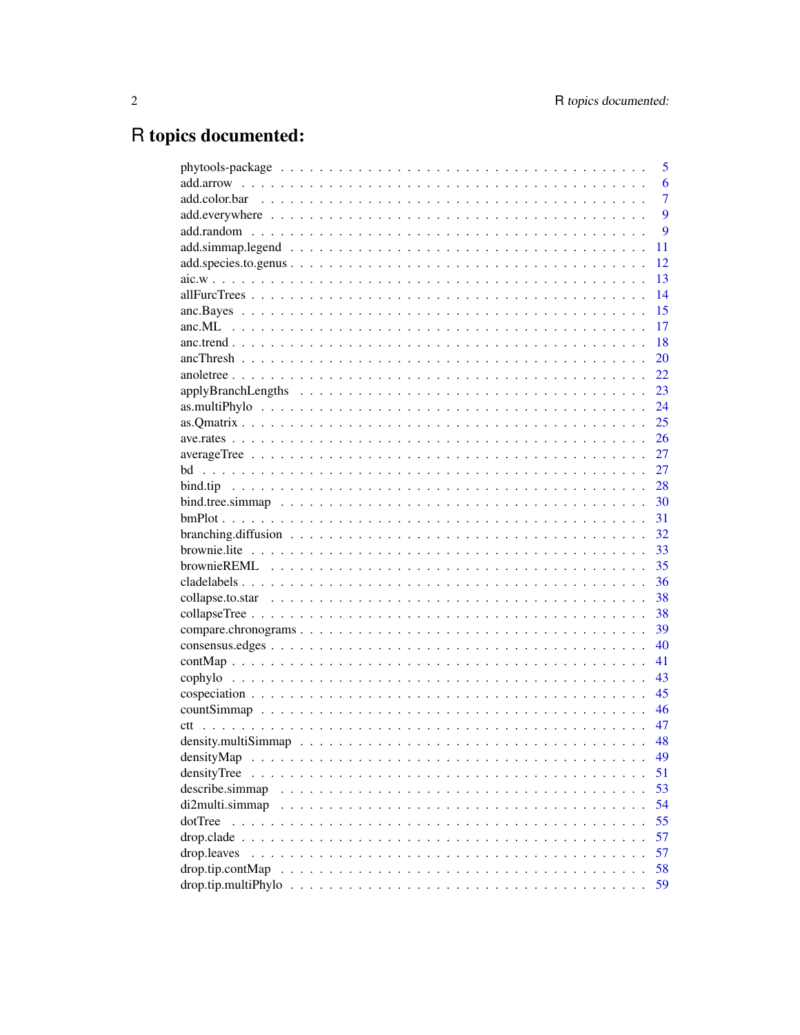# R topics documented:

| | |
|---|---|
| phytools-package | 5 |
| add.arrow | 6 |
| add.color.bar | 7 |
| add.everywhere | 9 |
| add.random | 9 |
| add.simmap.legend | 11 |
| add.species.to.genus | 12 |
| aic.w | 13 |
| allFurcTrees | 14 |
| anc.Bayes | 15 |
| anc.ML | 17 |
| anc.trend | 18 |
| ancThresh | 20 |
| anoletree | 22 |
| applyBranchLengths | 23 |
| as.multiPhylo | 24 |
| as.Qmatrix | 25 |
| ave.rates | 26 |
| averageTree | 27 |
| bd | 27 |
| bind.tip | 28 |
| bind.tree.simmap | 30 |
| bmPlot | 31 |
| branching.diffusion | 32 |
| brownie.lite | 33 |
| brownieREML | 35 |
| cladelabels | 36 |
| collapse.to.star | 38 |
| collapseTree | 38 |
| compare.chronograms | 39 |
| consensus.edges | 40 |
| contMap | 41 |
| cophylo | 43 |
| cospeciation | 45 |
| countSimmap | 46 |
| ctt | 47 |
| density.multiSimmap | 48 |
| densityMap | 49 |
| densityTree | 51 |
| describe.simmap | 53 |
| di2multi.simmap | 54 |
| dotTree | 55 |
| drop.clade | 57 |
| drop.leaves | 57 |
| drop.tip.contMap | 58 |
| drop.tip.multiPhylo | 59 |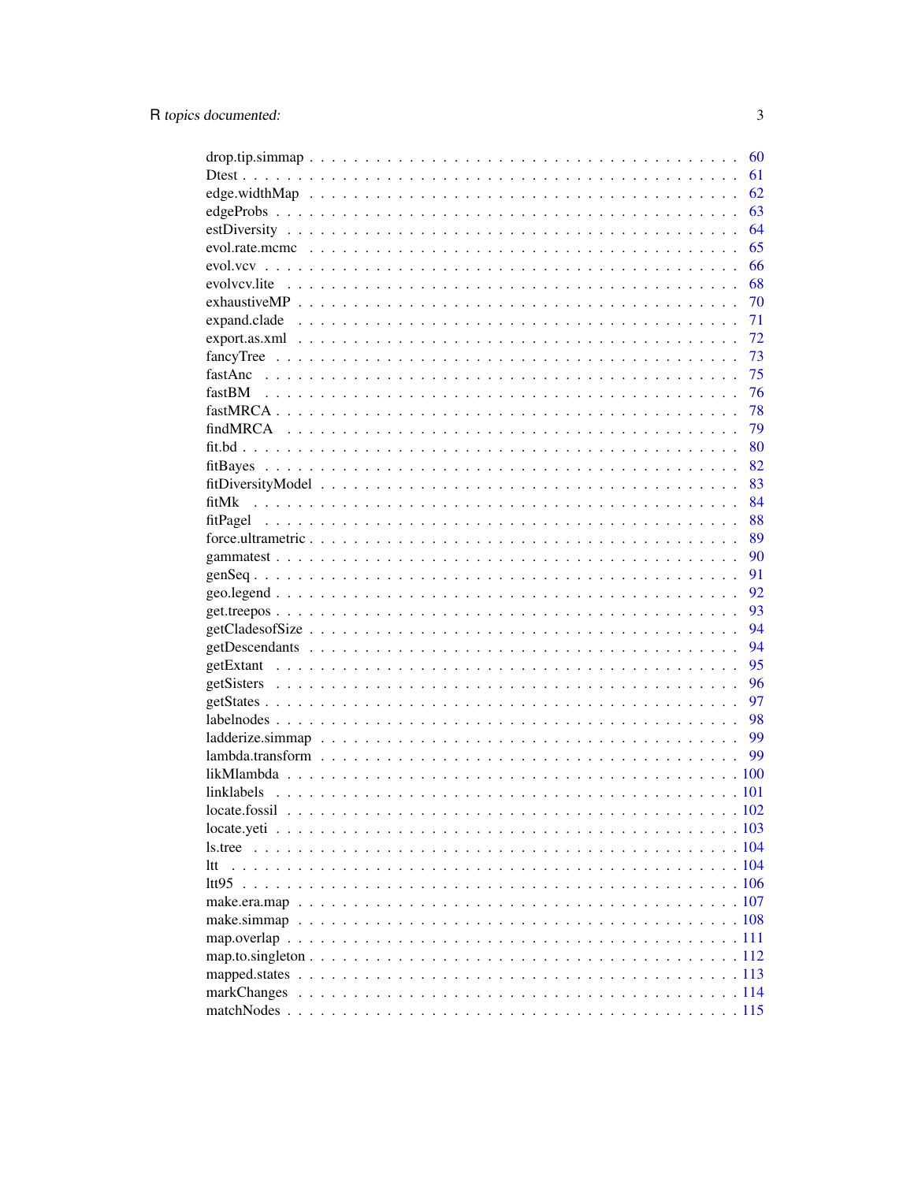drop.tip.simmap . . . . . . . . . . . . . . . . . . . . . . . . . . . . . . . . . . . 60
Dtest . . . . . . . . . . . . . . . . . . . . . . . . . . . . . . . . . . . . . . . . . 61
edge.widthMap . . . . . . . . . . . . . . . . . . . . . . . . . . . . . . . . . . . . 62
edgeProbs . . . . . . . . . . . . . . . . . . . . . . . . . . . . . . . . . . . . . . 63
estDiversity . . . . . . . . . . . . . . . . . . . . . . . . . . . . . . . . . . . . . 64
evol.rate.mcmc . . . . . . . . . . . . . . . . . . . . . . . . . . . . . . . . . . . 65
evol.vcv . . . . . . . . . . . . . . . . . . . . . . . . . . . . . . . . . . . . . . . 66
evolvcv.lite . . . . . . . . . . . . . . . . . . . . . . . . . . . . . . . . . . . . . 68
exhaustiveMP . . . . . . . . . . . . . . . . . . . . . . . . . . . . . . . . . . . . 70
expand.clade . . . . . . . . . . . . . . . . . . . . . . . . . . . . . . . . . . . . 71
export.as.xml . . . . . . . . . . . . . . . . . . . . . . . . . . . . . . . . . . . . 72
fancyTree . . . . . . . . . . . . . . . . . . . . . . . . . . . . . . . . . . . . . . 73
fastAnc . . . . . . . . . . . . . . . . . . . . . . . . . . . . . . . . . . . . . . . 75
fastBM . . . . . . . . . . . . . . . . . . . . . . . . . . . . . . . . . . . . . . . . 76
fastMRCA . . . . . . . . . . . . . . . . . . . . . . . . . . . . . . . . . . . . . . 78
findMRCA . . . . . . . . . . . . . . . . . . . . . . . . . . . . . . . . . . . . . . 79
fit.bd . . . . . . . . . . . . . . . . . . . . . . . . . . . . . . . . . . . . . . . . 80
fitBayes . . . . . . . . . . . . . . . . . . . . . . . . . . . . . . . . . . . . . . . 82
fitDiversityModel . . . . . . . . . . . . . . . . . . . . . . . . . . . . . . . . . . 83
fitMk . . . . . . . . . . . . . . . . . . . . . . . . . . . . . . . . . . . . . . . . 84
fitPagel . . . . . . . . . . . . . . . . . . . . . . . . . . . . . . . . . . . . . . . 88
force.ultrametric . . . . . . . . . . . . . . . . . . . . . . . . . . . . . . . . . . 89
gammatest . . . . . . . . . . . . . . . . . . . . . . . . . . . . . . . . . . . . . . 90
genSeq . . . . . . . . . . . . . . . . . . . . . . . . . . . . . . . . . . . . . . . . 91
geo.legend . . . . . . . . . . . . . . . . . . . . . . . . . . . . . . . . . . . . . . 92
get.treepos . . . . . . . . . . . . . . . . . . . . . . . . . . . . . . . . . . . . . 93
getCladesofSize . . . . . . . . . . . . . . . . . . . . . . . . . . . . . . . . . . . 94
getDescendants . . . . . . . . . . . . . . . . . . . . . . . . . . . . . . . . . . . 94
getExtant . . . . . . . . . . . . . . . . . . . . . . . . . . . . . . . . . . . . . . 95
getSisters . . . . . . . . . . . . . . . . . . . . . . . . . . . . . . . . . . . . . . 96
getStates . . . . . . . . . . . . . . . . . . . . . . . . . . . . . . . . . . . . . . 97
labelnodes . . . . . . . . . . . . . . . . . . . . . . . . . . . . . . . . . . . . . 98
ladderize.simmap . . . . . . . . . . . . . . . . . . . . . . . . . . . . . . . . . . 99
lambda.transform . . . . . . . . . . . . . . . . . . . . . . . . . . . . . . . . . . 99
likMlambda . . . . . . . . . . . . . . . . . . . . . . . . . . . . . . . . . . . . . 100
linklabels . . . . . . . . . . . . . . . . . . . . . . . . . . . . . . . . . . . . . . 101
locate.fossil . . . . . . . . . . . . . . . . . . . . . . . . . . . . . . . . . . . . 102
locate.yeti . . . . . . . . . . . . . . . . . . . . . . . . . . . . . . . . . . . . . 103
ls.tree . . . . . . . . . . . . . . . . . . . . . . . . . . . . . . . . . . . . . . . 104
ltt . . . . . . . . . . . . . . . . . . . . . . . . . . . . . . . . . . . . . . . . . 104
ltt95 . . . . . . . . . . . . . . . . . . . . . . . . . . . . . . . . . . . . . . . . 106
make.era.map . . . . . . . . . . . . . . . . . . . . . . . . . . . . . . . . . . . . 107
make.simmap . . . . . . . . . . . . . . . . . . . . . . . . . . . . . . . . . . . . 108
map.overlap . . . . . . . . . . . . . . . . . . . . . . . . . . . . . . . . . . . . . 111
map.to.singleton . . . . . . . . . . . . . . . . . . . . . . . . . . . . . . . . . . 112
mapped.states . . . . . . . . . . . . . . . . . . . . . . . . . . . . . . . . . . . . 113
markChanges . . . . . . . . . . . . . . . . . . . . . . . . . . . . . . . . . . . . . 114
matchNodes . . . . . . . . . . . . . . . . . . . . . . . . . . . . . . . . . . . . . 115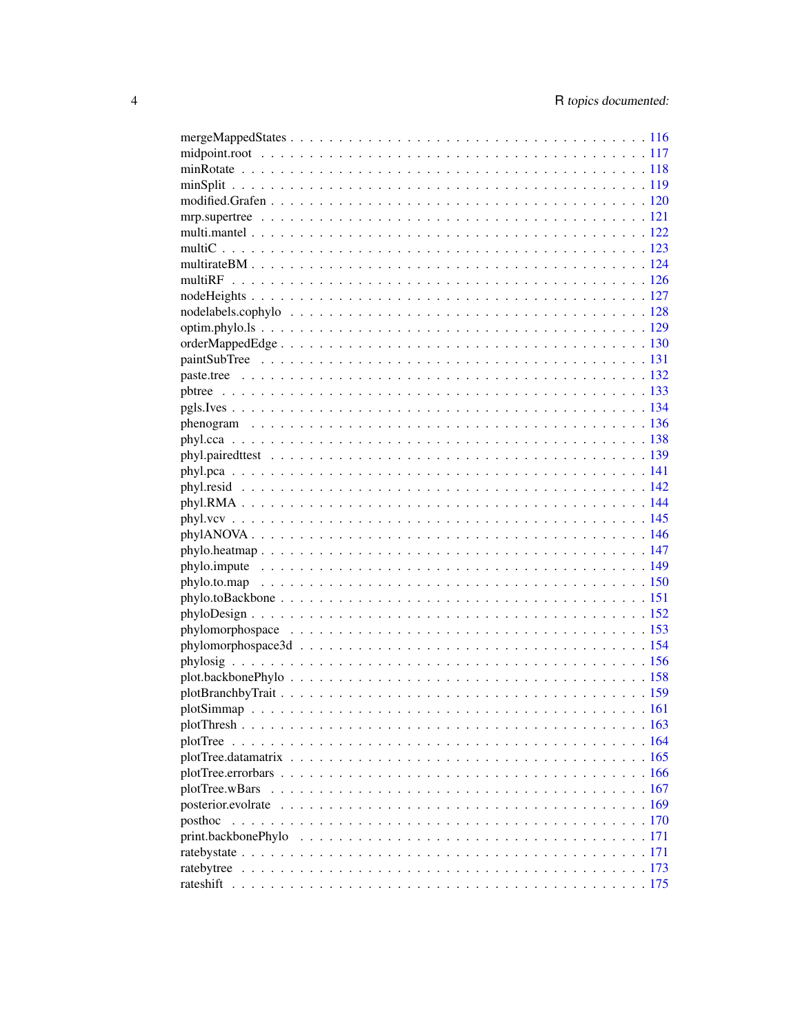mergeMappedStates . . . . . . . . . . . . . . . . . . . . . . . . . . . . . . . . . . . . 116
midpoint.root . . . . . . . . . . . . . . . . . . . . . . . . . . . . . . . . . . . . . . 117
minRotate . . . . . . . . . . . . . . . . . . . . . . . . . . . . . . . . . . . . . . . . 118
minSplit . . . . . . . . . . . . . . . . . . . . . . . . . . . . . . . . . . . . . . . . . 119
modified.Grafen . . . . . . . . . . . . . . . . . . . . . . . . . . . . . . . . . . . . . 120
mrp.supertree . . . . . . . . . . . . . . . . . . . . . . . . . . . . . . . . . . . . . . 121
multi.mantel . . . . . . . . . . . . . . . . . . . . . . . . . . . . . . . . . . . . . . . 122
multiC . . . . . . . . . . . . . . . . . . . . . . . . . . . . . . . . . . . . . . . . . . 123
multirateBM . . . . . . . . . . . . . . . . . . . . . . . . . . . . . . . . . . . . . . . 124
multiRF . . . . . . . . . . . . . . . . . . . . . . . . . . . . . . . . . . . . . . . . . 126
nodeHeights . . . . . . . . . . . . . . . . . . . . . . . . . . . . . . . . . . . . . . . 127
nodelabels.cophylo . . . . . . . . . . . . . . . . . . . . . . . . . . . . . . . . . . . 128
optim.phylo.ls . . . . . . . . . . . . . . . . . . . . . . . . . . . . . . . . . . . . . . 129
orderMappedEdge . . . . . . . . . . . . . . . . . . . . . . . . . . . . . . . . . . . . 130
paintSubTree . . . . . . . . . . . . . . . . . . . . . . . . . . . . . . . . . . . . . . 131
paste.tree . . . . . . . . . . . . . . . . . . . . . . . . . . . . . . . . . . . . . . . . 132
pbtree . . . . . . . . . . . . . . . . . . . . . . . . . . . . . . . . . . . . . . . . . . 133
pgls.Ives . . . . . . . . . . . . . . . . . . . . . . . . . . . . . . . . . . . . . . . . . 134
phenogram . . . . . . . . . . . . . . . . . . . . . . . . . . . . . . . . . . . . . . . . 136
phyl.cca . . . . . . . . . . . . . . . . . . . . . . . . . . . . . . . . . . . . . . . . . 138
phyl.pairedttest . . . . . . . . . . . . . . . . . . . . . . . . . . . . . . . . . . . . . 139
phyl.pca . . . . . . . . . . . . . . . . . . . . . . . . . . . . . . . . . . . . . . . . . 141
phyl.resid . . . . . . . . . . . . . . . . . . . . . . . . . . . . . . . . . . . . . . . . 142
phyl.RMA . . . . . . . . . . . . . . . . . . . . . . . . . . . . . . . . . . . . . . . . . 144
phyl.vcv . . . . . . . . . . . . . . . . . . . . . . . . . . . . . . . . . . . . . . . . . 145
phylANOVA . . . . . . . . . . . . . . . . . . . . . . . . . . . . . . . . . . . . . . . . 146
phylo.heatmap . . . . . . . . . . . . . . . . . . . . . . . . . . . . . . . . . . . . . . 147
phylo.impute . . . . . . . . . . . . . . . . . . . . . . . . . . . . . . . . . . . . . . 149
phylo.to.map . . . . . . . . . . . . . . . . . . . . . . . . . . . . . . . . . . . . . . 150
phylo.toBackbone . . . . . . . . . . . . . . . . . . . . . . . . . . . . . . . . . . . . 151
phyloDesign . . . . . . . . . . . . . . . . . . . . . . . . . . . . . . . . . . . . . . . 152
phylomorphospace . . . . . . . . . . . . . . . . . . . . . . . . . . . . . . . . . . . . 153
phylomorphospace3d . . . . . . . . . . . . . . . . . . . . . . . . . . . . . . . . . . . 154
phylosig . . . . . . . . . . . . . . . . . . . . . . . . . . . . . . . . . . . . . . . . . 156
plot.backbonePhylo . . . . . . . . . . . . . . . . . . . . . . . . . . . . . . . . . . . 158
plotBranchbyTrait . . . . . . . . . . . . . . . . . . . . . . . . . . . . . . . . . . . . 159
plotSimmap . . . . . . . . . . . . . . . . . . . . . . . . . . . . . . . . . . . . . . . 161
plotThresh . . . . . . . . . . . . . . . . . . . . . . . . . . . . . . . . . . . . . . . . 163
plotTree . . . . . . . . . . . . . . . . . . . . . . . . . . . . . . . . . . . . . . . . . 164
plotTree.datamatrix . . . . . . . . . . . . . . . . . . . . . . . . . . . . . . . . . . . 165
plotTree.errorbars . . . . . . . . . . . . . . . . . . . . . . . . . . . . . . . . . . . . 166
plotTree.wBars . . . . . . . . . . . . . . . . . . . . . . . . . . . . . . . . . . . . . . 167
posterior.evolrate . . . . . . . . . . . . . . . . . . . . . . . . . . . . . . . . . . . . 169
posthoc . . . . . . . . . . . . . . . . . . . . . . . . . . . . . . . . . . . . . . . . . . 170
print.backbonePhylo . . . . . . . . . . . . . . . . . . . . . . . . . . . . . . . . . . . 171
ratebystate . . . . . . . . . . . . . . . . . . . . . . . . . . . . . . . . . . . . . . . . 171
ratebytree . . . . . . . . . . . . . . . . . . . . . . . . . . . . . . . . . . . . . . . . 173
rateshift . . . . . . . . . . . . . . . . . . . . . . . . . . . . . . . . . . . . . . . . . 175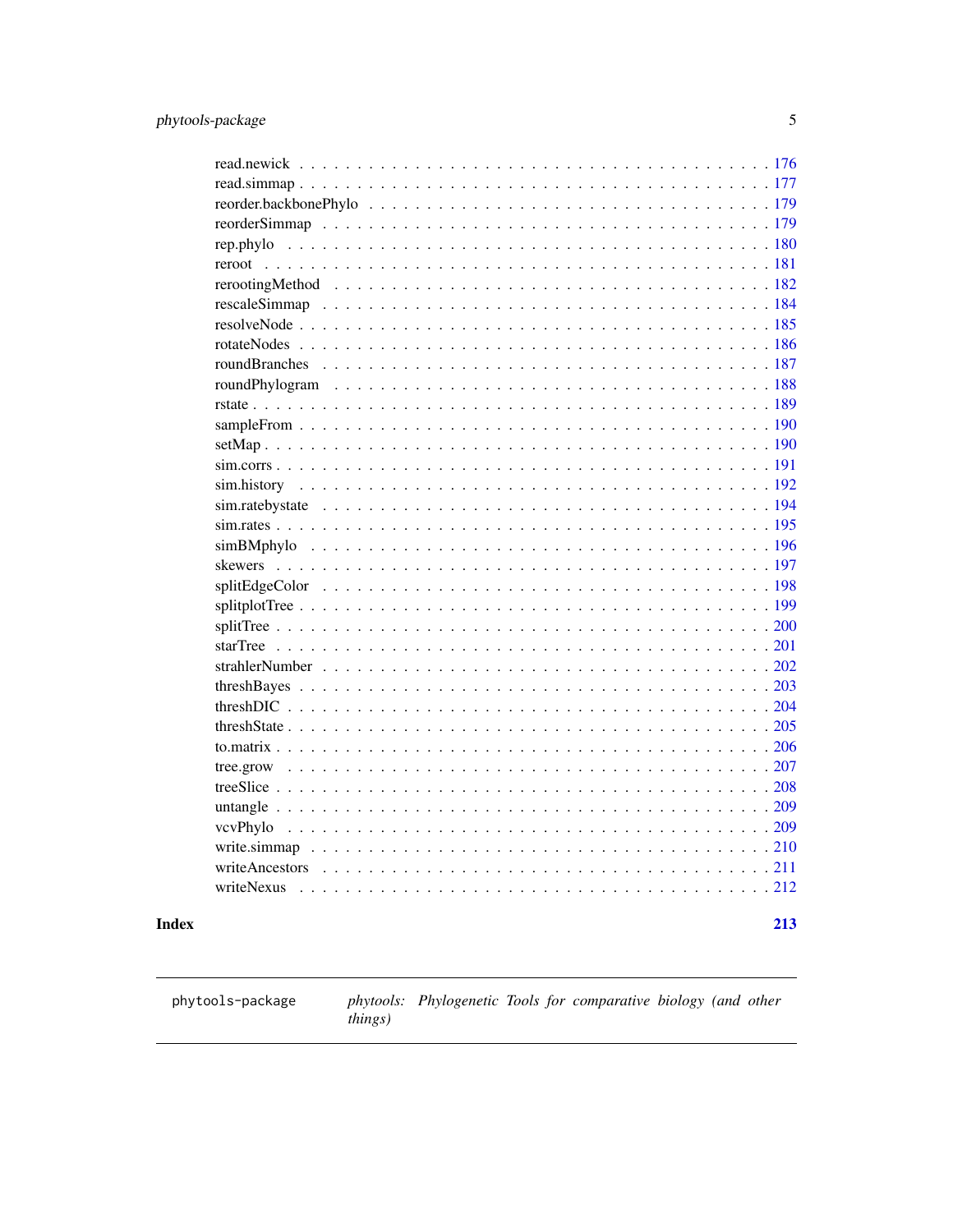read.newick . . . . . . . . . . . . . . . . . . . . . . . . . . . . . . . . . . . . . . . . 176
read.simmap . . . . . . . . . . . . . . . . . . . . . . . . . . . . . . . . . . . . . . . . 177
reorder.backbonePhylo . . . . . . . . . . . . . . . . . . . . . . . . . . . . . . . . . . . 179
reorderSimmap . . . . . . . . . . . . . . . . . . . . . . . . . . . . . . . . . . . . . . . 179
rep.phylo . . . . . . . . . . . . . . . . . . . . . . . . . . . . . . . . . . . . . . . . . . 180
reroot . . . . . . . . . . . . . . . . . . . . . . . . . . . . . . . . . . . . . . . . . . . . 181
rerootingMethod . . . . . . . . . . . . . . . . . . . . . . . . . . . . . . . . . . . . . . 182
rescaleSimmap . . . . . . . . . . . . . . . . . . . . . . . . . . . . . . . . . . . . . . . 184
resolveNode . . . . . . . . . . . . . . . . . . . . . . . . . . . . . . . . . . . . . . . . 185
rotateNodes . . . . . . . . . . . . . . . . . . . . . . . . . . . . . . . . . . . . . . . . 186
roundBranches . . . . . . . . . . . . . . . . . . . . . . . . . . . . . . . . . . . . . . . 187
roundPhylogram . . . . . . . . . . . . . . . . . . . . . . . . . . . . . . . . . . . . . . 188
rstate . . . . . . . . . . . . . . . . . . . . . . . . . . . . . . . . . . . . . . . . . . . . 189
sampleFrom . . . . . . . . . . . . . . . . . . . . . . . . . . . . . . . . . . . . . . . . . 190
setMap . . . . . . . . . . . . . . . . . . . . . . . . . . . . . . . . . . . . . . . . . . . 190
sim.corrs . . . . . . . . . . . . . . . . . . . . . . . . . . . . . . . . . . . . . . . . . . 191
sim.history . . . . . . . . . . . . . . . . . . . . . . . . . . . . . . . . . . . . . . . . . 192
sim.ratebystate . . . . . . . . . . . . . . . . . . . . . . . . . . . . . . . . . . . . . . 194
sim.rates . . . . . . . . . . . . . . . . . . . . . . . . . . . . . . . . . . . . . . . . . . 195
simBMphylo . . . . . . . . . . . . . . . . . . . . . . . . . . . . . . . . . . . . . . . . . 196
skewers . . . . . . . . . . . . . . . . . . . . . . . . . . . . . . . . . . . . . . . . . . . 197
splitEdgeColor . . . . . . . . . . . . . . . . . . . . . . . . . . . . . . . . . . . . . . . 198
splitplotTree . . . . . . . . . . . . . . . . . . . . . . . . . . . . . . . . . . . . . . . . 199
splitTree . . . . . . . . . . . . . . . . . . . . . . . . . . . . . . . . . . . . . . . . . . 200
starTree . . . . . . . . . . . . . . . . . . . . . . . . . . . . . . . . . . . . . . . . . . . 201
strahlerNumber . . . . . . . . . . . . . . . . . . . . . . . . . . . . . . . . . . . . . . 202
threshBayes . . . . . . . . . . . . . . . . . . . . . . . . . . . . . . . . . . . . . . . . 203
threshDIC . . . . . . . . . . . . . . . . . . . . . . . . . . . . . . . . . . . . . . . . . . 204
threshState . . . . . . . . . . . . . . . . . . . . . . . . . . . . . . . . . . . . . . . . . 205
to.matrix . . . . . . . . . . . . . . . . . . . . . . . . . . . . . . . . . . . . . . . . . . 206
tree.grow . . . . . . . . . . . . . . . . . . . . . . . . . . . . . . . . . . . . . . . . . . 207
treeSlice . . . . . . . . . . . . . . . . . . . . . . . . . . . . . . . . . . . . . . . . . . 208
untangle . . . . . . . . . . . . . . . . . . . . . . . . . . . . . . . . . . . . . . . . . . . 209
vcvPhylo . . . . . . . . . . . . . . . . . . . . . . . . . . . . . . . . . . . . . . . . . . . 209
write.simmap . . . . . . . . . . . . . . . . . . . . . . . . . . . . . . . . . . . . . . . . 210
writeAncestors . . . . . . . . . . . . . . . . . . . . . . . . . . . . . . . . . . . . . . . 211
writeNexus . . . . . . . . . . . . . . . . . . . . . . . . . . . . . . . . . . . . . . . . . 212

**Index** **213**

---

`phytools-package` *phytools: Phylogenetic Tools for comparative biology (and other things)*

---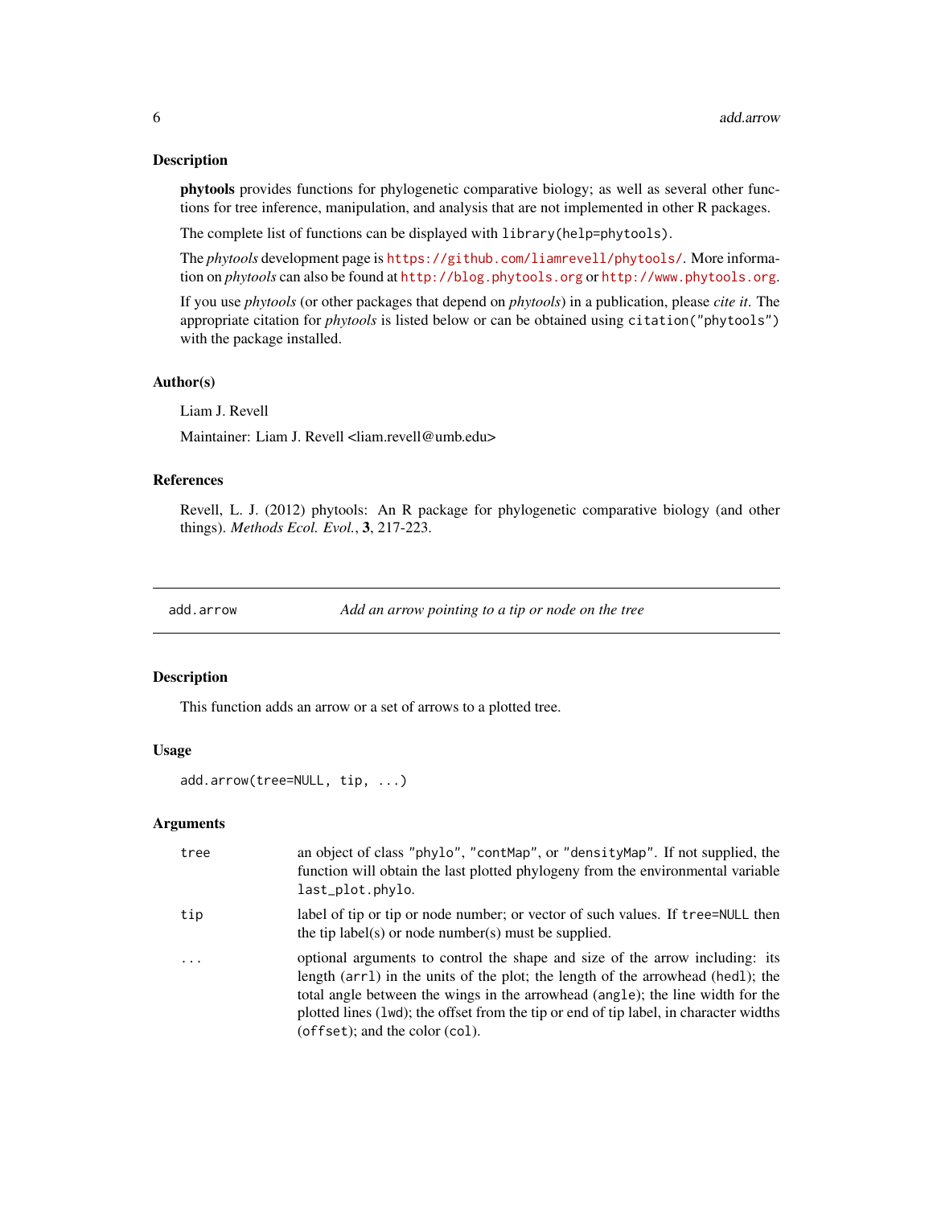### Description

**phytools** provides functions for phylogenetic comparative biology; as well as several other functions for tree inference, manipulation, and analysis that are not implemented in other R packages.

The complete list of functions can be displayed with `library(help=phytools)`.

The *phytools* development page is https://github.com/liamrevell/phytools/. More information on *phytools* can also be found at http://blog.phytools.org or http://www.phytools.org.

If you use *phytools* (or other packages that depend on *phytools*) in a publication, please *cite it*. The appropriate citation for *phytools* is listed below or can be obtained using `citation("phytools")` with the package installed.

### Author(s)

Liam J. Revell

Maintainer: Liam J. Revell <liam.revell@umb.edu>

### References

Revell, L. J. (2012) phytools: An R package for phylogenetic comparative biology (and other things). *Methods Ecol. Evol.*, **3**, 217-223.

---

## add.arrow — *Add an arrow pointing to a tip or node on the tree*

### Description

This function adds an arrow or a set of arrows to a plotted tree.

### Usage

```
add.arrow(tree=NULL, tip, ...)
```

### Arguments

| | |
|---|---|
| `tree` | an object of class `"phylo"`, `"contMap"`, or `"densityMap"`. If not supplied, the function will obtain the last plotted phylogeny from the environmental variable `last_plot.phylo`. |
| `tip` | label of tip or tip or node number; or vector of such values. If `tree=NULL` then the tip label(s) or node number(s) must be supplied. |
| `...` | optional arguments to control the shape and size of the arrow including: its length (`arrl`) in the units of the plot; the length of the arrowhead (`hedl`); the total angle between the wings in the arrowhead (`angle`); the line width for the plotted lines (`lwd`); the offset from the tip or end of tip label, in character widths (`offset`); and the color (`col`). |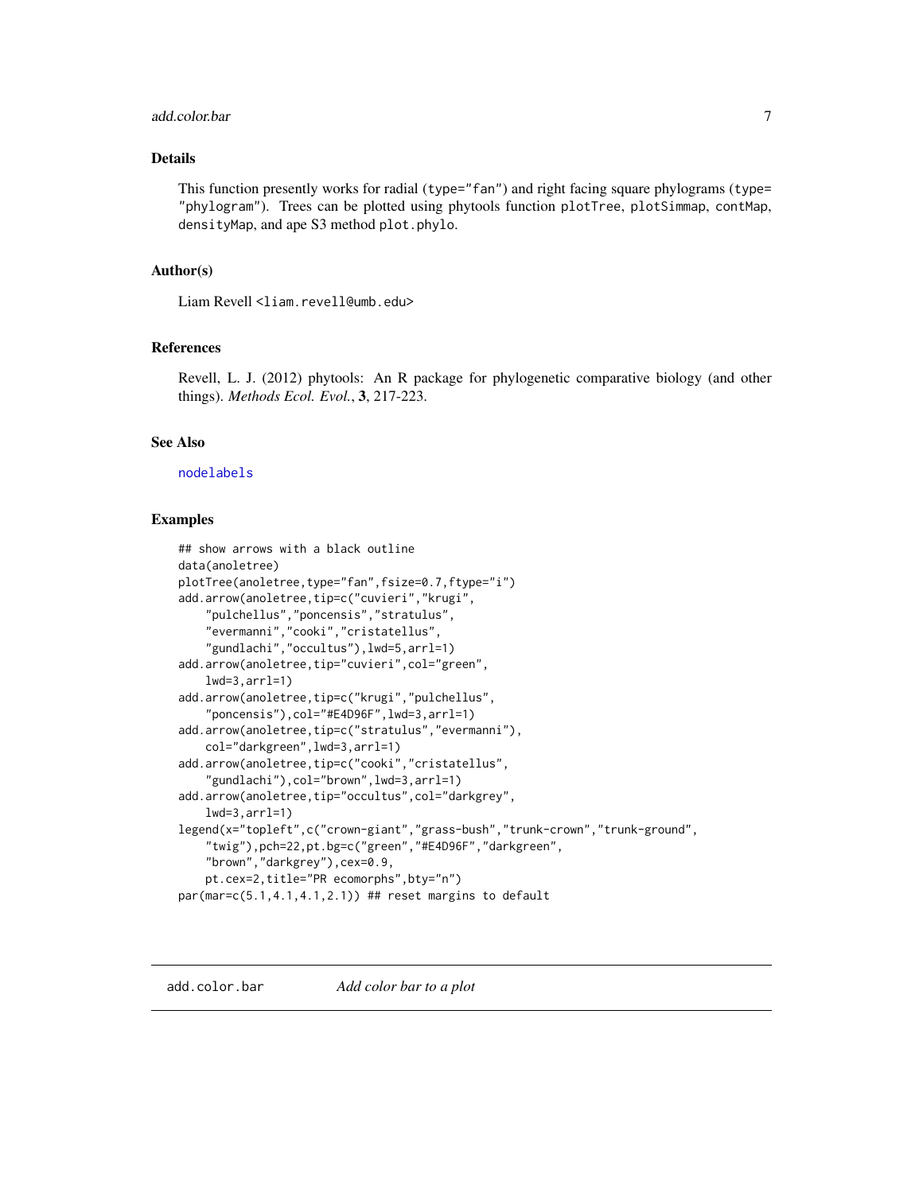## Details

This function presently works for radial (`type="fan"`) and right facing square phylograms (`type="phylogram"`). Trees can be plotted using phytools function `plotTree`, `plotSimmap`, `contMap`, `densityMap`, and ape S3 method `plot.phylo`.

## Author(s)

Liam Revell <liam.revell@umb.edu>

## References

Revell, L. J. (2012) phytools: An R package for phylogenetic comparative biology (and other things). *Methods Ecol. Evol.*, **3**, 217-223.

## See Also

`nodelabels`

## Examples

```
## show arrows with a black outline
data(anoletree)
plotTree(anoletree,type="fan",fsize=0.7,ftype="i")
add.arrow(anoletree,tip=c("cuvieri","krugi",
    "pulchellus","poncensis","stratulus",
    "evermanni","cooki","cristatellus",
    "gundlachi","occultus"),lwd=5,arrl=1)
add.arrow(anoletree,tip="cuvieri",col="green",
    lwd=3,arrl=1)
add.arrow(anoletree,tip=c("krugi","pulchellus",
    "poncensis"),col="#E4D96F",lwd=3,arrl=1)
add.arrow(anoletree,tip=c("stratulus","evermanni"),
    col="darkgreen",lwd=3,arrl=1)
add.arrow(anoletree,tip=c("cooki","cristatellus",
    "gundlachi"),col="brown",lwd=3,arrl=1)
add.arrow(anoletree,tip="occultus",col="darkgrey",
    lwd=3,arrl=1)
legend(x="topleft",c("crown-giant","grass-bush","trunk-crown","trunk-ground",
    "twig"),pch=22,pt.bg=c("green","#E4D96F","darkgreen",
    "brown","darkgrey"),cex=0.9,
    pt.cex=2,title="PR ecomorphs",bty="n")
par(mar=c(5.1,4.1,4.1,2.1)) ## reset margins to default
```

---

# add.color.bar *Add color bar to a plot*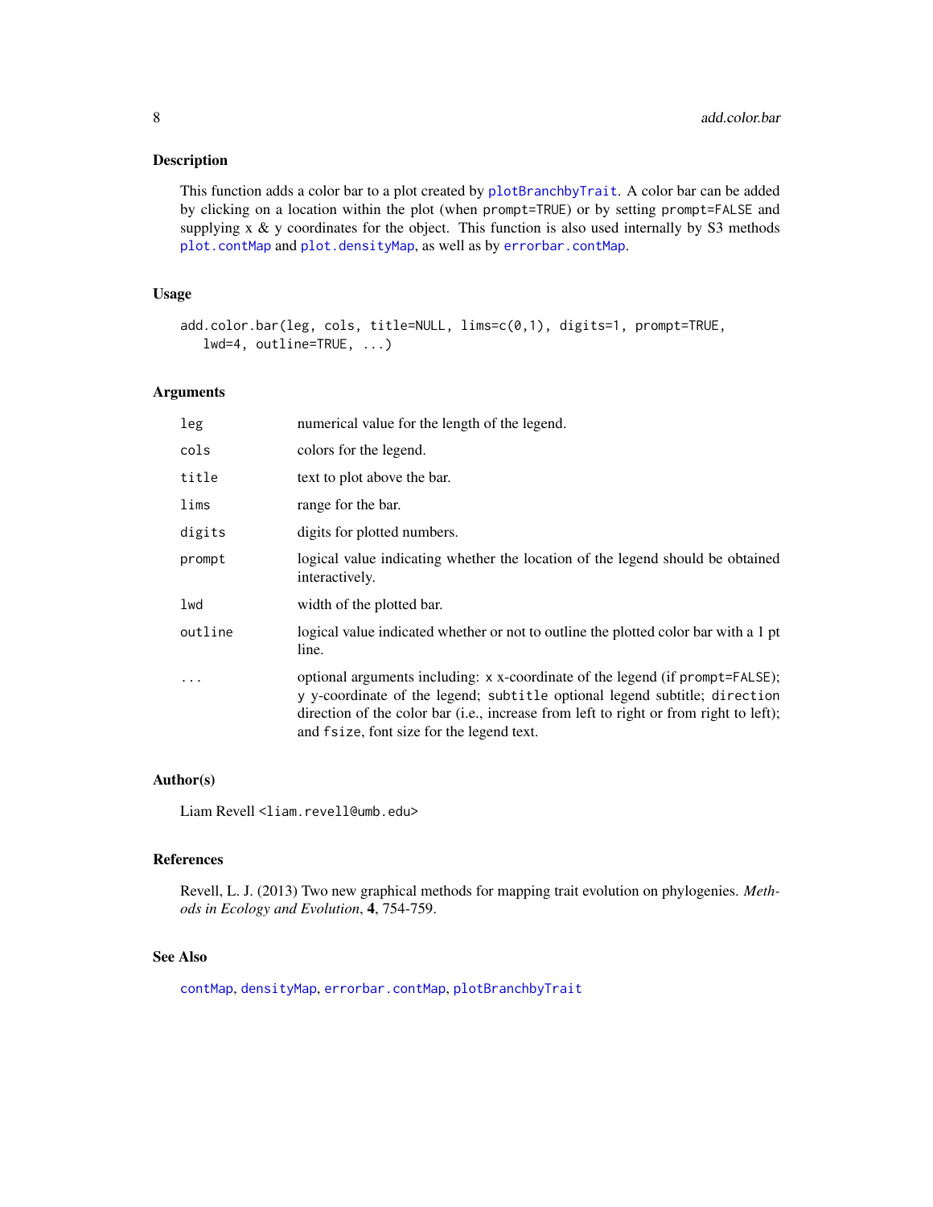## Description

This function adds a color bar to a plot created by `plotBranchbyTrait`. A color bar can be added by clicking on a location within the plot (when `prompt=TRUE`) or by setting `prompt=FALSE` and supplying x & y coordinates for the object. This function is also used internally by S3 methods `plot.contMap` and `plot.densityMap`, as well as by `errorbar.contMap`.

## Usage

```
add.color.bar(leg, cols, title=NULL, lims=c(0,1), digits=1, prompt=TRUE,
   lwd=4, outline=TRUE, ...)
```

## Arguments

| | |
|---|---|
| `leg` | numerical value for the length of the legend. |
| `cols` | colors for the legend. |
| `title` | text to plot above the bar. |
| `lims` | range for the bar. |
| `digits` | digits for plotted numbers. |
| `prompt` | logical value indicating whether the location of the legend should be obtained interactively. |
| `lwd` | width of the plotted bar. |
| `outline` | logical value indicated whether or not to outline the plotted color bar with a 1 pt line. |
| `...` | optional arguments including: `x` x-coordinate of the legend (if `prompt=FALSE`); `y` y-coordinate of the legend; `subtitle` optional legend subtitle; `direction` direction of the color bar (i.e., increase from left to right or from right to left); and `fsize`, font size for the legend text. |

## Author(s)

Liam Revell <liam.revell@umb.edu>

## References

Revell, L. J. (2013) Two new graphical methods for mapping trait evolution on phylogenies. *Methods in Ecology and Evolution*, **4**, 754-759.

## See Also

`contMap`, `densityMap`, `errorbar.contMap`, `plotBranchbyTrait`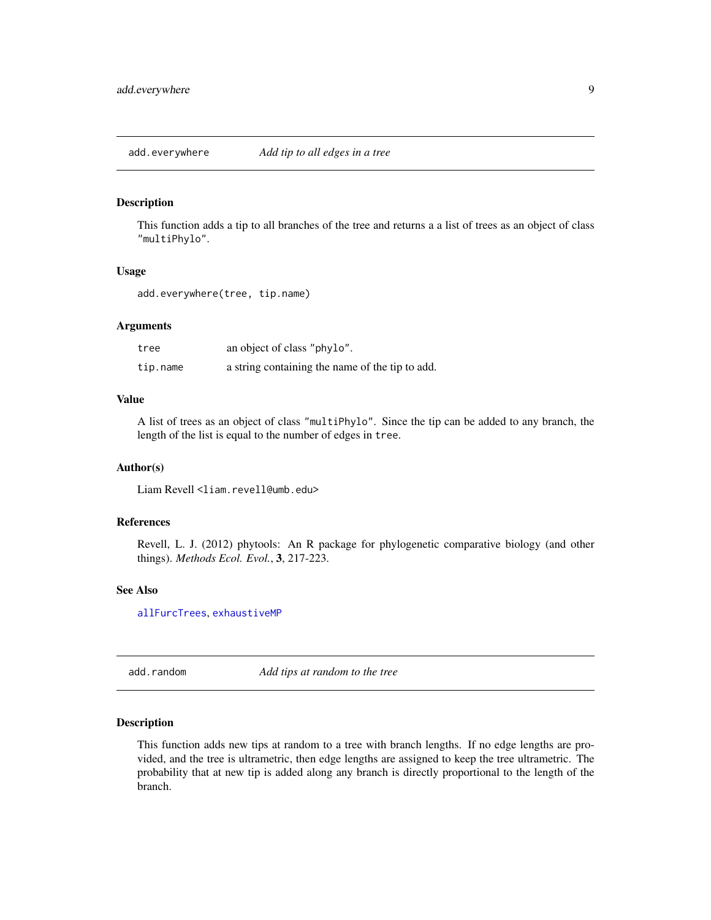## add.everywhere *Add tip to all edges in a tree*

### Description

This function adds a tip to all branches of the tree and returns a a list of trees as an object of class "multiPhylo".

### Usage

```
add.everywhere(tree, tip.name)
```

### Arguments

| | |
|---|---|
| tree | an object of class "phylo". |
| tip.name | a string containing the name of the tip to add. |

### Value

A list of trees as an object of class "multiPhylo". Since the tip can be added to any branch, the length of the list is equal to the number of edges in tree.

### Author(s)

Liam Revell <liam.revell@umb.edu>

### References

Revell, L. J. (2012) phytools: An R package for phylogenetic comparative biology (and other things). *Methods Ecol. Evol.*, **3**, 217-223.

### See Also

allFurcTrees, exhaustiveMP

## add.random *Add tips at random to the tree*

### Description

This function adds new tips at random to a tree with branch lengths. If no edge lengths are provided, and the tree is ultrametric, then edge lengths are assigned to keep the tree ultrametric. The probability that at new tip is added along any branch is directly proportional to the length of the branch.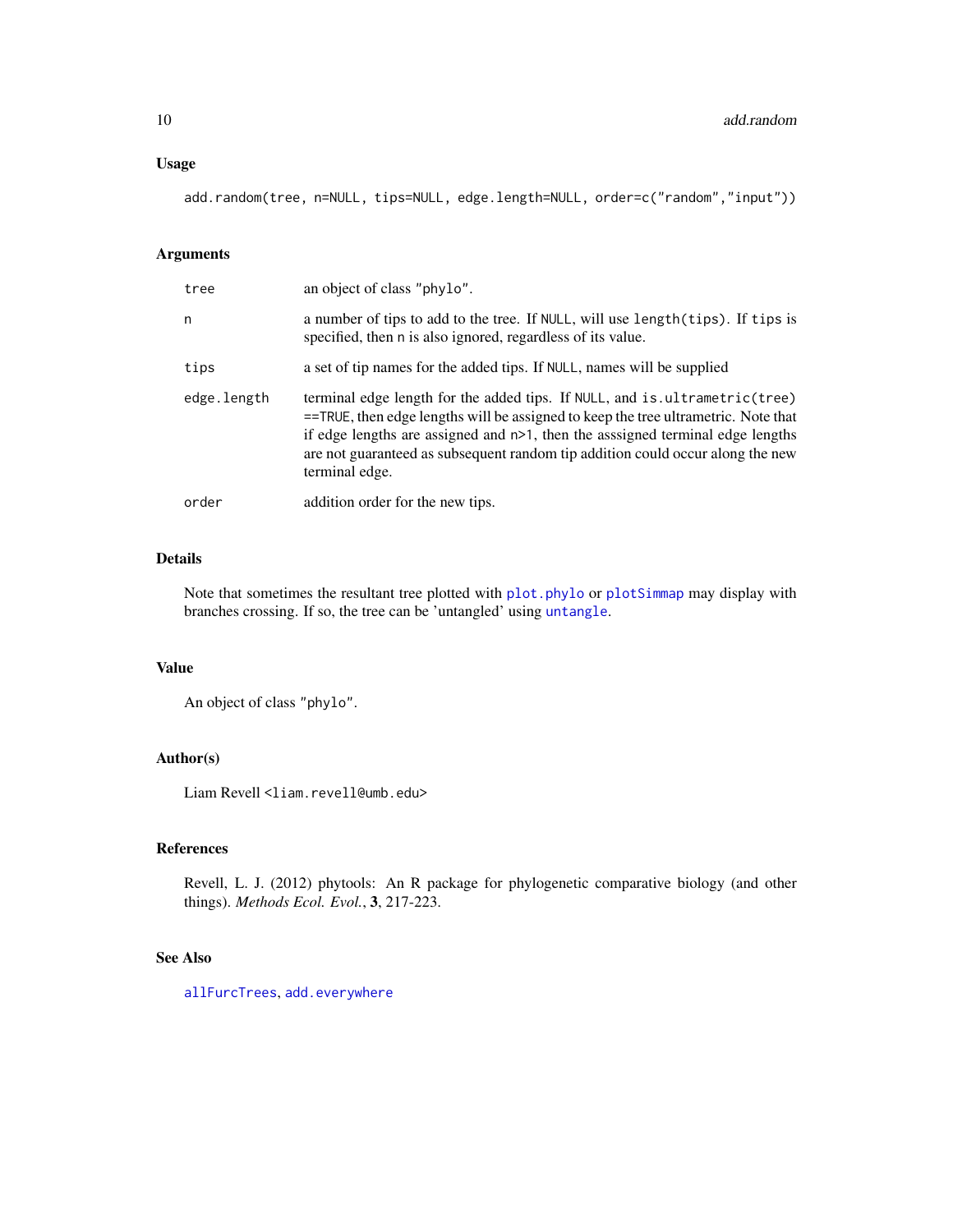### Usage

```
add.random(tree, n=NULL, tips=NULL, edge.length=NULL, order=c("random","input"))
```

### Arguments

| | |
|---|---|
| tree | an object of class "phylo". |
| n | a number of tips to add to the tree. If NULL, will use length(tips). If tips is specified, then n is also ignored, regardless of its value. |
| tips | a set of tip names for the added tips. If NULL, names will be supplied |
| edge.length | terminal edge length for the added tips. If NULL, and is.ultrametric(tree) ==TRUE, then edge lengths will be assigned to keep the tree ultrametric. Note that if edge lengths are assigned and n>1, then the asssigned terminal edge lengths are not guaranteed as subsequent random tip addition could occur along the new terminal edge. |
| order | addition order for the new tips. |

### Details

Note that sometimes the resultant tree plotted with plot.phylo or plotSimmap may display with branches crossing. If so, the tree can be 'untangled' using untangle.

### Value

An object of class "phylo".

### Author(s)

Liam Revell <liam.revell@umb.edu>

### References

Revell, L. J. (2012) phytools: An R package for phylogenetic comparative biology (and other things). *Methods Ecol. Evol.*, **3**, 217-223.

### See Also

allFurcTrees, add.everywhere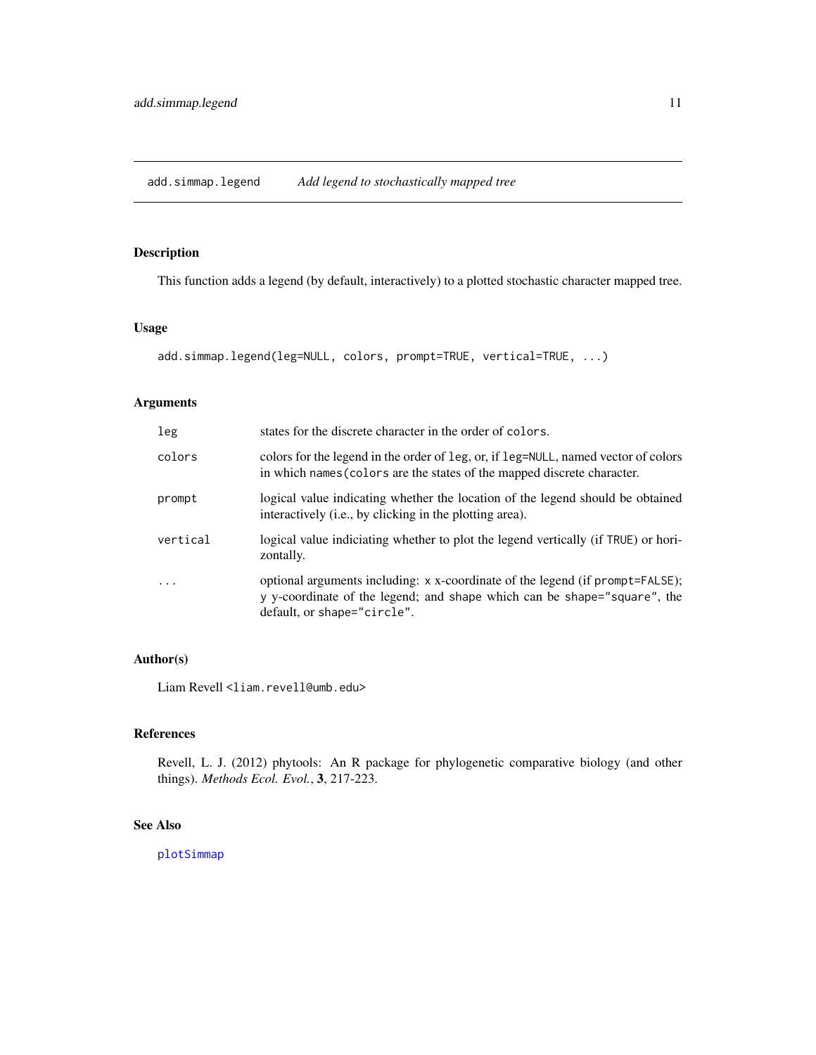## add.simmap.legend — *Add legend to stochastically mapped tree*

### Description

This function adds a legend (by default, interactively) to a plotted stochastic character mapped tree.

### Usage

```
add.simmap.legend(leg=NULL, colors, prompt=TRUE, vertical=TRUE, ...)
```

### Arguments

| | |
|---|---|
| `leg` | states for the discrete character in the order of `colors`. |
| `colors` | colors for the legend in the order of `leg`, or, if `leg=NULL`, named vector of colors in which `names(colors` are the states of the mapped discrete character. |
| `prompt` | logical value indicating whether the location of the legend should be obtained interactively (i.e., by clicking in the plotting area). |
| `vertical` | logical value indiciating whether to plot the legend vertically (if `TRUE`) or horizontally. |
| `...` | optional arguments including: `x` x-coordinate of the legend (if `prompt=FALSE`); `y` y-coordinate of the legend; and `shape` which can be `shape="square"`, the default, or `shape="circle"`. |

### Author(s)

Liam Revell <liam.revell@umb.edu>

### References

Revell, L. J. (2012) phytools: An R package for phylogenetic comparative biology (and other things). *Methods Ecol. Evol.*, **3**, 217-223.

### See Also

`plotSimmap`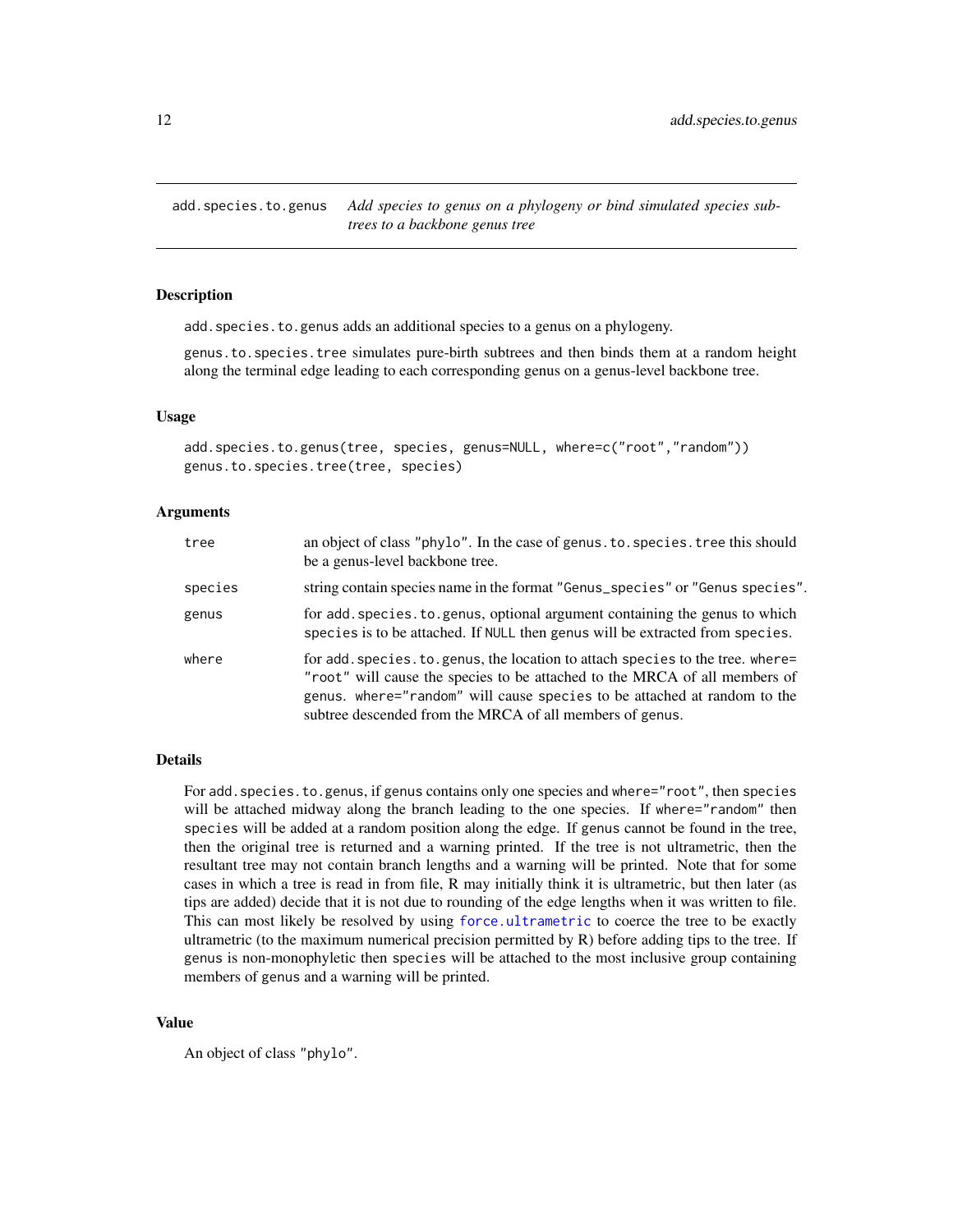add.species.to.genus *Add species to genus on a phylogeny or bind simulated species subtrees to a backbone genus tree*

## Description

add.species.to.genus adds an additional species to a genus on a phylogeny.

genus.to.species.tree simulates pure-birth subtrees and then binds them at a random height along the terminal edge leading to each corresponding genus on a genus-level backbone tree.

## Usage

```
add.species.to.genus(tree, species, genus=NULL, where=c("root","random"))
genus.to.species.tree(tree, species)
```

## Arguments

| | |
|---|---|
| tree | an object of class "phylo". In the case of genus.to.species.tree this should be a genus-level backbone tree. |
| species | string contain species name in the format "Genus_species" or "Genus species". |
| genus | for add.species.to.genus, optional argument containing the genus to which species is to be attached. If NULL then genus will be extracted from species. |
| where | for add.species.to.genus, the location to attach species to the tree. where="root" will cause the species to be attached to the MRCA of all members of genus. where="random" will cause species to be attached at random to the subtree descended from the MRCA of all members of genus. |

## Details

For add.species.to.genus, if genus contains only one species and where="root", then species will be attached midway along the branch leading to the one species. If where="random" then species will be added at a random position along the edge. If genus cannot be found in the tree, then the original tree is returned and a warning printed. If the tree is not ultrametric, then the resultant tree may not contain branch lengths and a warning will be printed. Note that for some cases in which a tree is read in from file, R may initially think it is ultrametric, but then later (as tips are added) decide that it is not due to rounding of the edge lengths when it was written to file. This can most likely be resolved by using force.ultrametric to coerce the tree to be exactly ultrametric (to the maximum numerical precision permitted by R) before adding tips to the tree. If genus is non-monophyletic then species will be attached to the most inclusive group containing members of genus and a warning will be printed.

## Value

An object of class "phylo".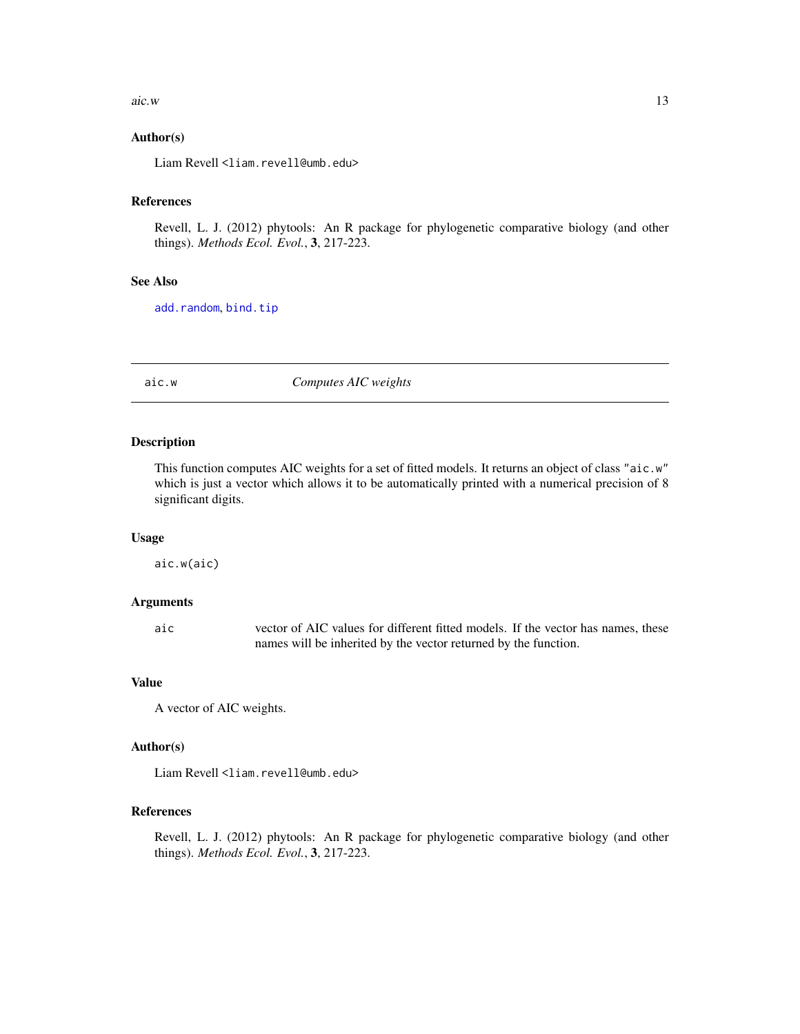### Author(s)

Liam Revell <liam.revell@umb.edu>

### References

Revell, L. J. (2012) phytools: An R package for phylogenetic comparative biology (and other things). *Methods Ecol. Evol.*, **3**, 217-223.

### See Also

`add.random`, `bind.tip`

---

## aic.w    *Computes AIC weights*

---

### Description

This function computes AIC weights for a set of fitted models. It returns an object of class "aic.w" which is just a vector which allows it to be automatically printed with a numerical precision of 8 significant digits.

### Usage

```
aic.w(aic)
```

### Arguments

| | |
|---|---|
| `aic` | vector of AIC values for different fitted models. If the vector has names, these names will be inherited by the vector returned by the function. |

### Value

A vector of AIC weights.

### Author(s)

Liam Revell <liam.revell@umb.edu>

### References

Revell, L. J. (2012) phytools: An R package for phylogenetic comparative biology (and other things). *Methods Ecol. Evol.*, **3**, 217-223.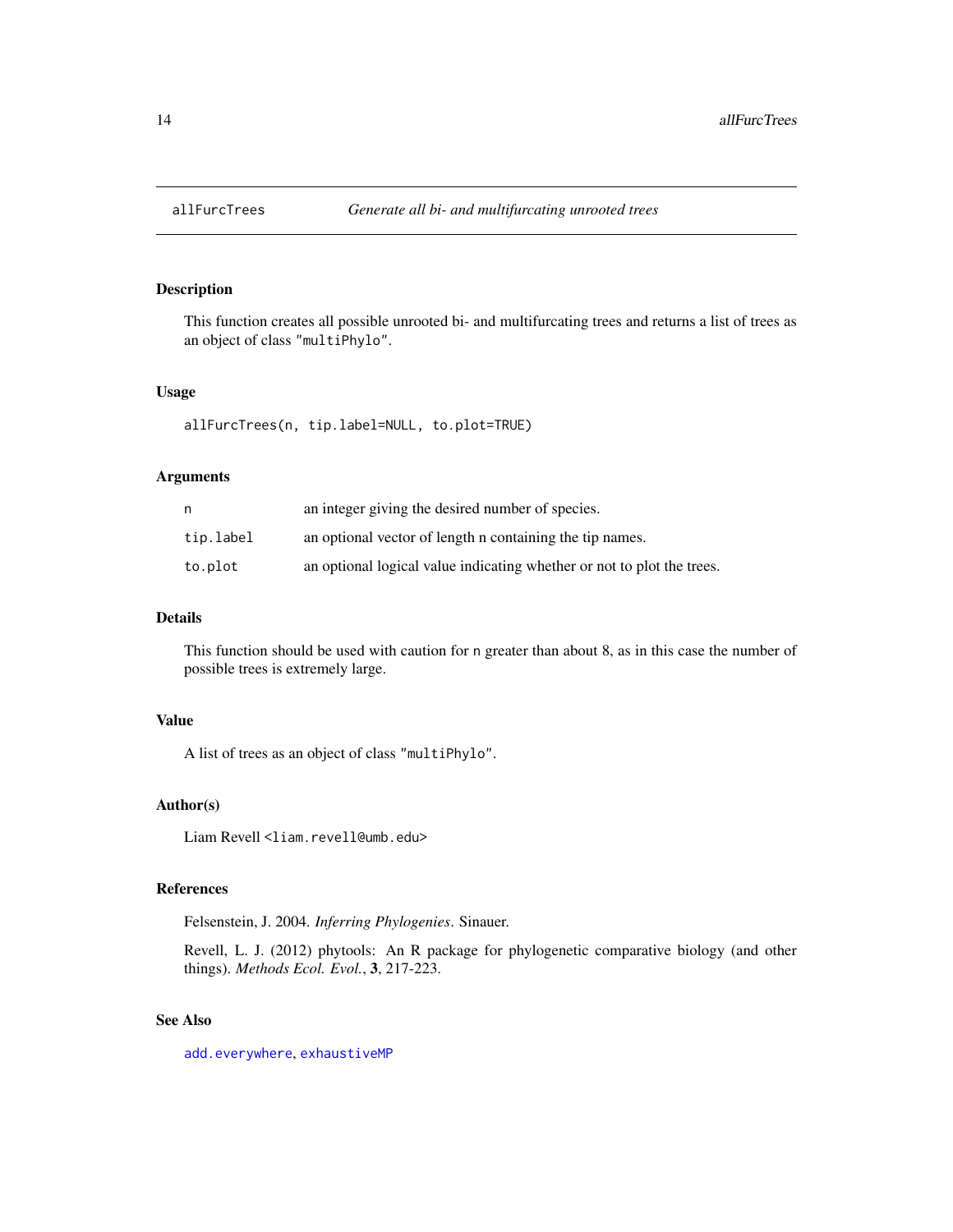# allFurcTrees — *Generate all bi- and multifurcating unrooted trees*

## Description

This function creates all possible unrooted bi- and multifurcating trees and returns a list of trees as an object of class "multiPhylo".

## Usage

```
allFurcTrees(n, tip.label=NULL, to.plot=TRUE)
```

## Arguments

| | |
|---|---|
| `n` | an integer giving the desired number of species. |
| `tip.label` | an optional vector of length n containing the tip names. |
| `to.plot` | an optional logical value indicating whether or not to plot the trees. |

## Details

This function should be used with caution for `n` greater than about 8, as in this case the number of possible trees is extremely large.

## Value

A list of trees as an object of class "multiPhylo".

## Author(s)

Liam Revell <liam.revell@umb.edu>

## References

Felsenstein, J. 2004. *Inferring Phylogenies*. Sinauer.

Revell, L. J. (2012) phytools: An R package for phylogenetic comparative biology (and other things). *Methods Ecol. Evol.*, **3**, 217-223.

## See Also

`add.everywhere`, `exhaustiveMP`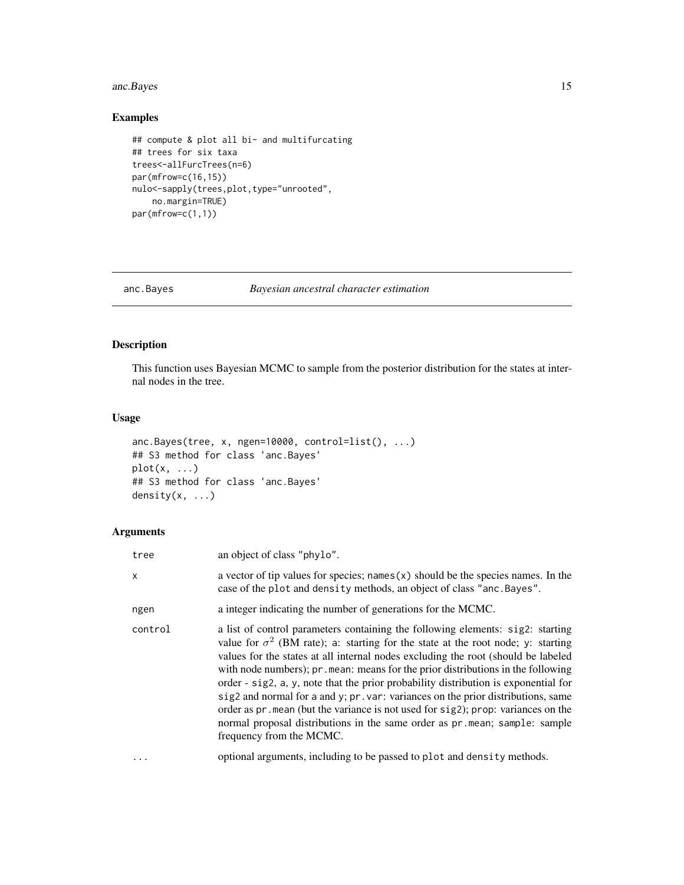## Examples

```
## compute & plot all bi- and multifurcating
## trees for six taxa
trees<-allFurcTrees(n=6)
par(mfrow=c(16,15))
nulo<-sapply(trees,plot,type="unrooted",
    no.margin=TRUE)
par(mfrow=c(1,1))
```

---

# anc.Bayes — *Bayesian ancestral character estimation*

## Description

This function uses Bayesian MCMC to sample from the posterior distribution for the states at internal nodes in the tree.

## Usage

```
anc.Bayes(tree, x, ngen=10000, control=list(), ...)
## S3 method for class 'anc.Bayes'
plot(x, ...)
## S3 method for class 'anc.Bayes'
density(x, ...)
```

## Arguments

| | |
|---|---|
| `tree` | an object of class "phylo". |
| `x` | a vector of tip values for species; `names(x)` should be the species names. In the case of the `plot` and `density` methods, an object of class "anc.Bayes". |
| `ngen` | a integer indicating the number of generations for the MCMC. |
| `control` | a list of control parameters containing the following elements: `sig2`: starting value for $\sigma^2$ (BM rate); `a`: starting for the state at the root node; `y`: starting values for the states at all internal nodes excluding the root (should be labeled with node numbers); `pr.mean`: means for the prior distributions in the following order - `sig2`, `a`, `y`, note that the prior probability distribution is exponential for `sig2` and normal for `a` and `y`; `pr.var`: variances on the prior distributions, same order as `pr.mean` (but the variance is not used for `sig2`); `prop`: variances on the normal proposal distributions in the same order as `pr.mean`; `sample`: sample frequency from the MCMC. |
| `...` | optional arguments, including to be passed to `plot` and `density` methods. |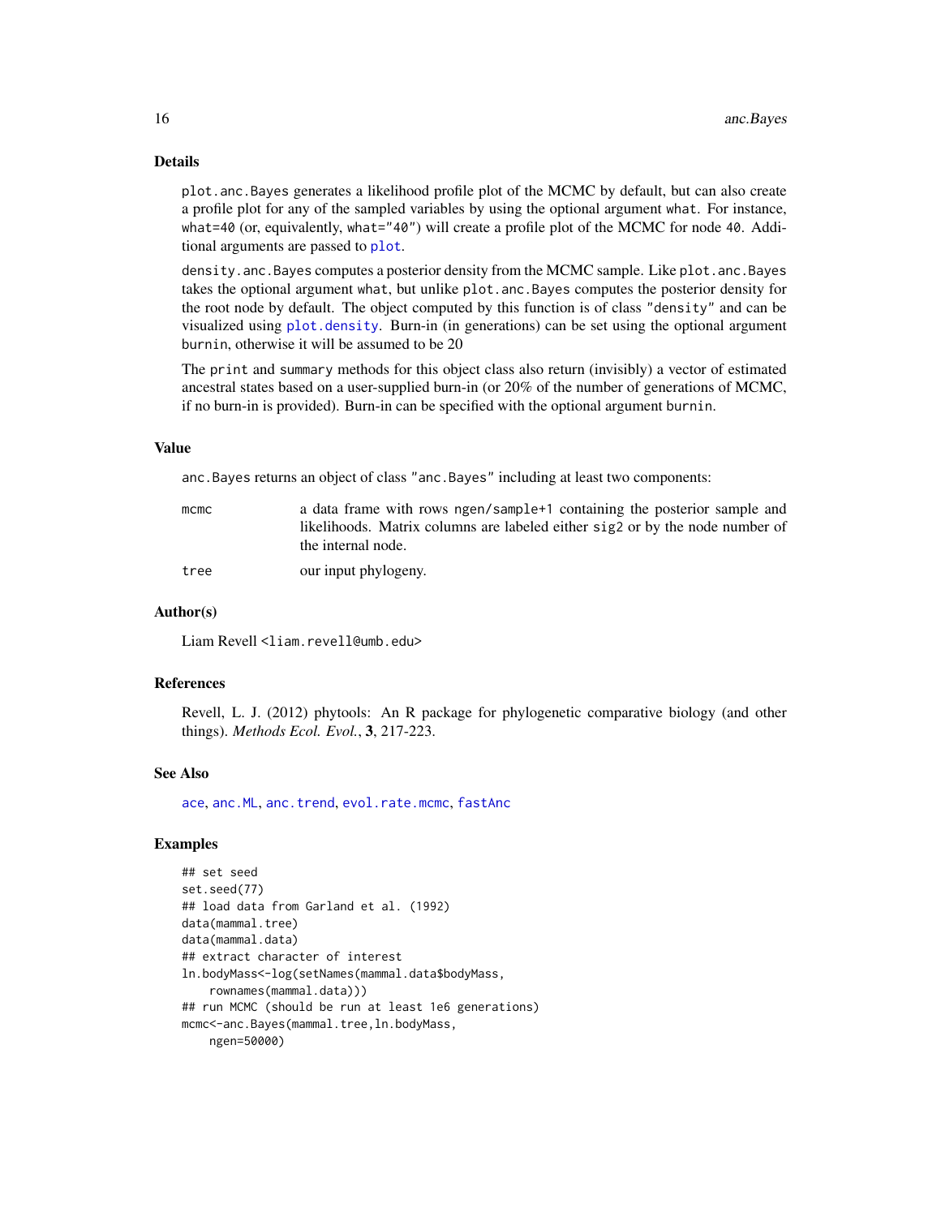### Details

`plot.anc.Bayes` generates a likelihood profile plot of the MCMC by default, but can also create a profile plot for any of the sampled variables by using the optional argument `what`. For instance, `what=40` (or, equivalently, `what="40"`) will create a profile plot of the MCMC for node 40. Additional arguments are passed to `plot`.

`density.anc.Bayes` computes a posterior density from the MCMC sample. Like `plot.anc.Bayes` takes the optional argument `what`, but unlike `plot.anc.Bayes` computes the posterior density for the root node by default. The object computed by this function is of class `"density"` and can be visualized using `plot.density`. Burn-in (in generations) can be set using the optional argument `burnin`, otherwise it will be assumed to be 20

The `print` and `summary` methods for this object class also return (invisibly) a vector of estimated ancestral states based on a user-supplied burn-in (or 20% of the number of generations of MCMC, if no burn-in is provided). Burn-in can be specified with the optional argument `burnin`.

### Value

`anc.Bayes` returns an object of class `"anc.Bayes"` including at least two components:

- `mcmc` a data frame with rows `ngen/sample+1` containing the posterior sample and likelihoods. Matrix columns are labeled either `sig2` or by the node number of the internal node.
- `tree` our input phylogeny.

### Author(s)

Liam Revell <liam.revell@umb.edu>

### References

Revell, L. J. (2012) phytools: An R package for phylogenetic comparative biology (and other things). *Methods Ecol. Evol.*, **3**, 217-223.

### See Also

`ace`, `anc.ML`, `anc.trend`, `evol.rate.mcmc`, `fastAnc`

### Examples

```
## set seed
set.seed(77)
## load data from Garland et al. (1992)
data(mammal.tree)
data(mammal.data)
## extract character of interest
ln.bodyMass<-log(setNames(mammal.data$bodyMass,
    rownames(mammal.data)))
## run MCMC (should be run at least 1e6 generations)
mcmc<-anc.Bayes(mammal.tree,ln.bodyMass,
    ngen=50000)
```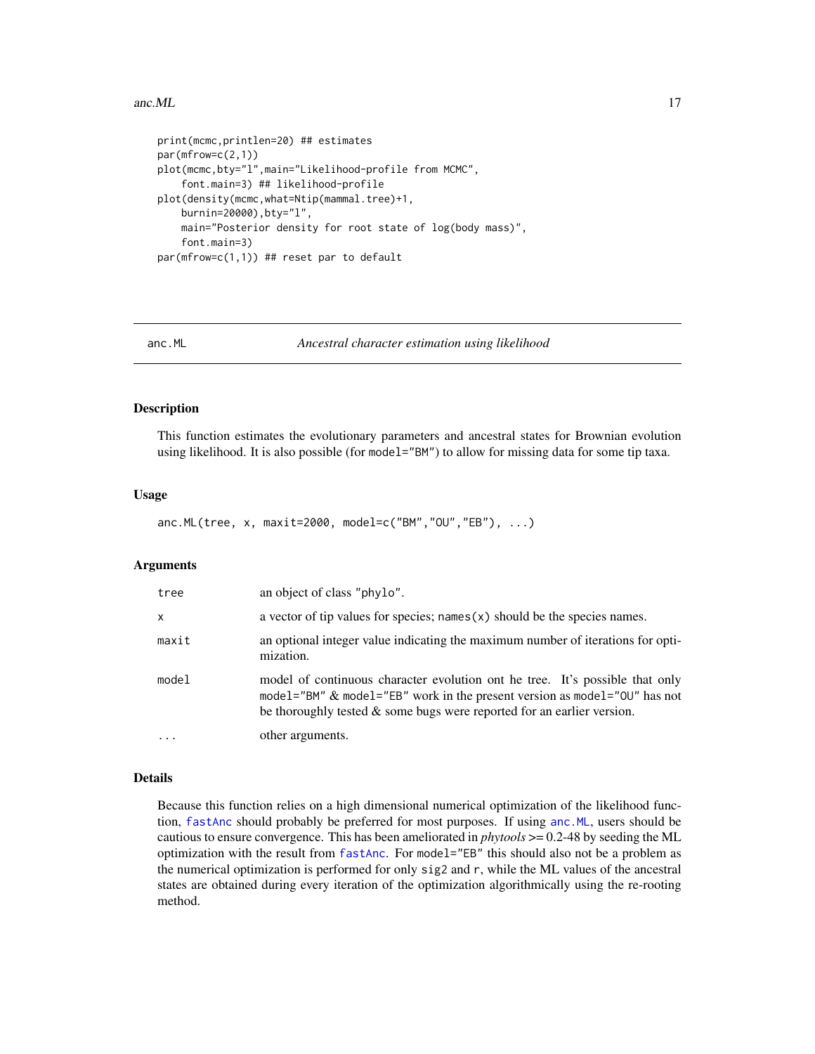```
print(mcmc,printlen=20) ## estimates
par(mfrow=c(2,1))
plot(mcmc,bty="l",main="Likelihood-profile from MCMC",
    font.main=3) ## likelihood-profile
plot(density(mcmc,what=Ntip(mammal.tree)+1,
    burnin=20000),bty="l",
    main="Posterior density for root state of log(body mass)",
    font.main=3)
par(mfrow=c(1,1)) ## reset par to default
```

## anc.ML — *Ancestral character estimation using likelihood*

### Description

This function estimates the evolutionary parameters and ancestral states for Brownian evolution using likelihood. It is also possible (for `model="BM"`) to allow for missing data for some tip taxa.

### Usage

```
anc.ML(tree, x, maxit=2000, model=c("BM","OU","EB"), ...)
```

### Arguments

| | |
|---|---|
| `tree` | an object of class `"phylo"`. |
| `x` | a vector of tip values for species; `names(x)` should be the species names. |
| `maxit` | an optional integer value indicating the maximum number of iterations for optimization. |
| `model` | model of continuous character evolution ont he tree. It's possible that only `model="BM"` & `model="EB"` work in the present version as `model="OU"` has not be thoroughly tested & some bugs were reported for an earlier version. |
| `...` | other arguments. |

### Details

Because this function relies on a high dimensional numerical optimization of the likelihood function, `fastAnc` should probably be preferred for most purposes. If using `anc.ML`, users should be cautious to ensure convergence. This has been ameliorated in *phytools* >= 0.2-48 by seeding the ML optimization with the result from `fastAnc`. For `model="EB"` this should also not be a problem as the numerical optimization is performed for only `sig2` and `r`, while the ML values of the ancestral states are obtained during every iteration of the optimization algorithmically using the re-rooting method.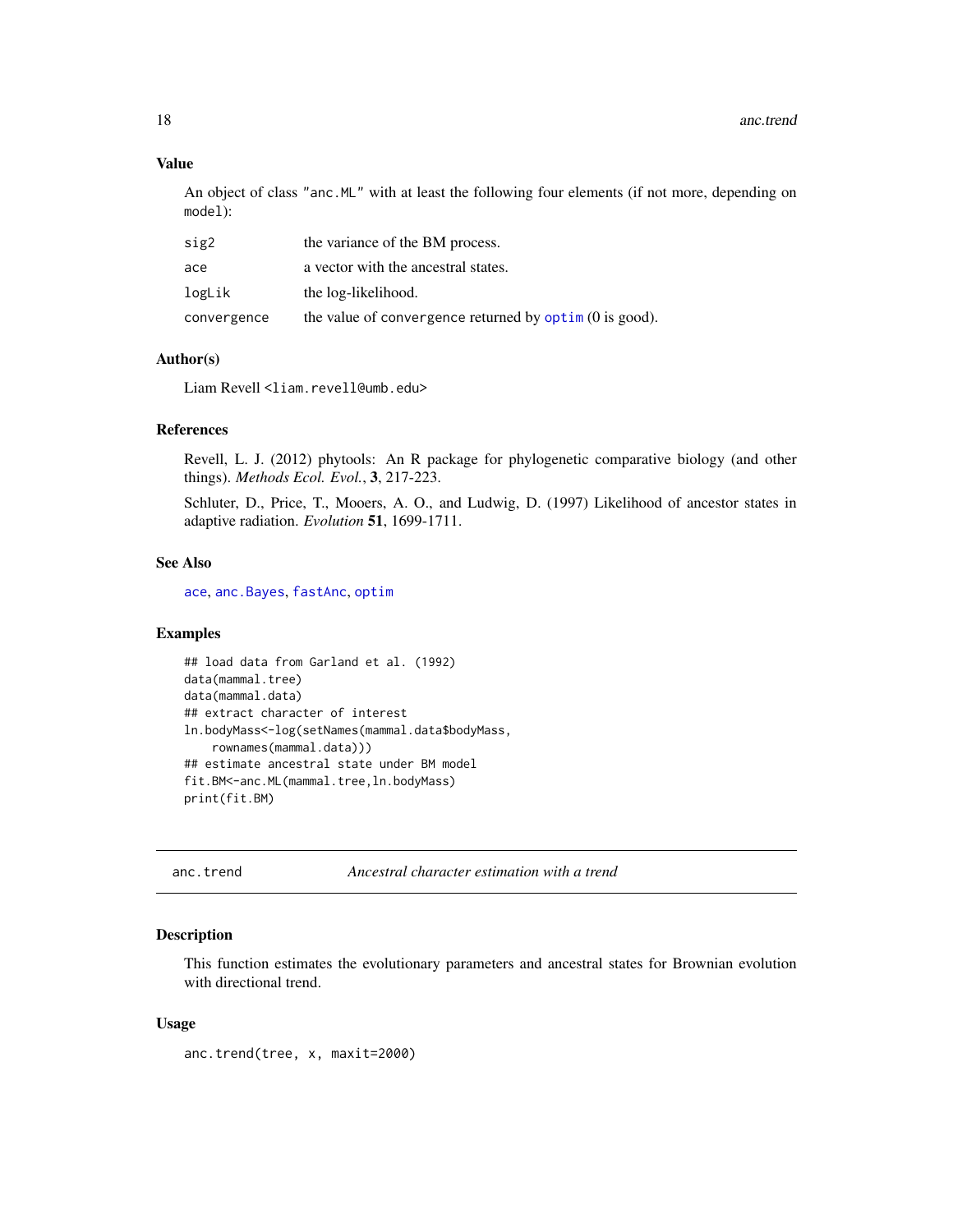### Value

An object of class "anc.ML" with at least the following four elements (if not more, depending on model):

| | |
|---|---|
| sig2 | the variance of the BM process. |
| ace | a vector with the ancestral states. |
| logLik | the log-likelihood. |
| convergence | the value of convergence returned by optim (0 is good). |

### Author(s)

Liam Revell <liam.revell@umb.edu>

### References

Revell, L. J. (2012) phytools: An R package for phylogenetic comparative biology (and other things). *Methods Ecol. Evol.*, **3**, 217-223.

Schluter, D., Price, T., Mooers, A. O., and Ludwig, D. (1997) Likelihood of ancestor states in adaptive radiation. *Evolution* **51**, 1699-1711.

### See Also

ace, anc.Bayes, fastAnc, optim

### Examples

```
## load data from Garland et al. (1992)
data(mammal.tree)
data(mammal.data)
## extract character of interest
ln.bodyMass<-log(setNames(mammal.data$bodyMass,
    rownames(mammal.data)))
## estimate ancestral state under BM model
fit.BM<-anc.ML(mammal.tree,ln.bodyMass)
print(fit.BM)
```

---

## anc.trend — *Ancestral character estimation with a trend*

### Description

This function estimates the evolutionary parameters and ancestral states for Brownian evolution with directional trend.

### Usage

```
anc.trend(tree, x, maxit=2000)
```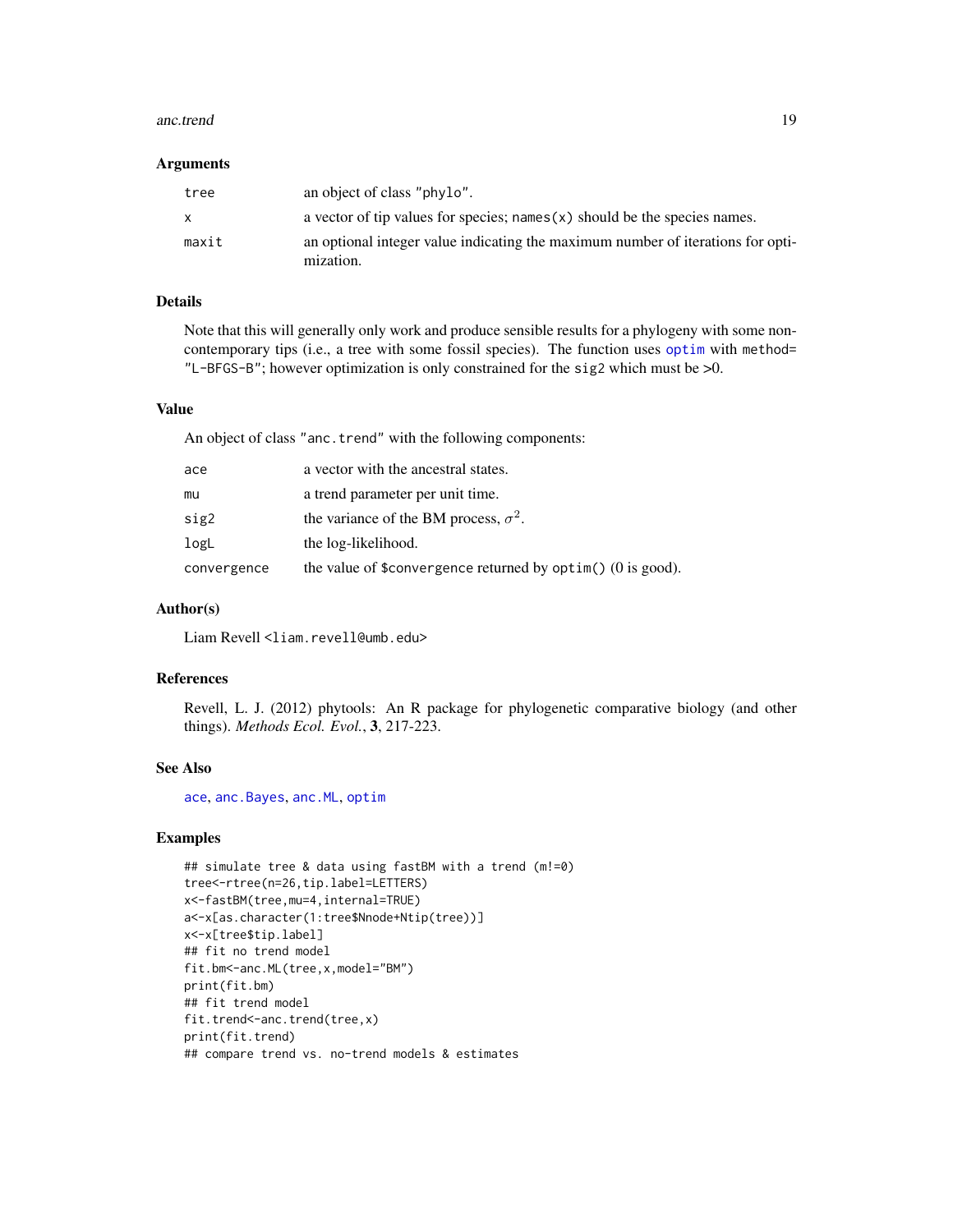### Arguments

| | |
|---|---|
| tree | an object of class "phylo". |
| x | a vector of tip values for species; names(x) should be the species names. |
| maxit | an optional integer value indicating the maximum number of iterations for optimization. |

### Details

Note that this will generally only work and produce sensible results for a phylogeny with some non-contemporary tips (i.e., a tree with some fossil species). The function uses optim with method= "L-BFGS-B"; however optimization is only constrained for the sig2 which must be >0.

### Value

An object of class "anc.trend" with the following components:

| | |
|---|---|
| ace | a vector with the ancestral states. |
| mu | a trend parameter per unit time. |
| sig2 | the variance of the BM process, $\sigma^2$. |
| logL | the log-likelihood. |
| convergence | the value of $convergence returned by optim() (0 is good). |

### Author(s)

Liam Revell <liam.revell@umb.edu>

### References

Revell, L. J. (2012) phytools: An R package for phylogenetic comparative biology (and other things). *Methods Ecol. Evol.*, **3**, 217-223.

### See Also

ace, anc.Bayes, anc.ML, optim

### Examples

```
## simulate tree & data using fastBM with a trend (m!=0)
tree<-rtree(n=26,tip.label=LETTERS)
x<-fastBM(tree,mu=4,internal=TRUE)
a<-x[as.character(1:tree$Nnode+Ntip(tree))]
x<-x[tree$tip.label]
## fit no trend model
fit.bm<-anc.ML(tree,x,model="BM")
print(fit.bm)
## fit trend model
fit.trend<-anc.trend(tree,x)
print(fit.trend)
## compare trend vs. no-trend models & estimates
```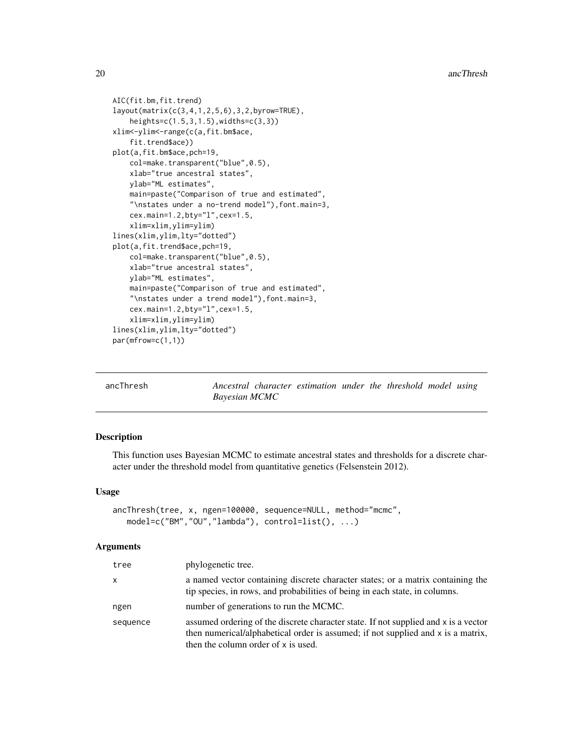```
AIC(fit.bm,fit.trend)
layout(matrix(c(3,4,1,2,5,6),3,2,byrow=TRUE),
    heights=c(1.5,3,1.5),widths=c(3,3))
xlim<-ylim<-range(c(a,fit.bm$ace,
    fit.trend$ace))
plot(a,fit.bm$ace,pch=19,
    col=make.transparent("blue",0.5),
    xlab="true ancestral states",
    ylab="ML estimates",
    main=paste("Comparison of true and estimated",
    "\nstates under a no-trend model"),font.main=3,
    cex.main=1.2,bty="l",cex=1.5,
    xlim=xlim,ylim=ylim)
lines(xlim,ylim,lty="dotted")
plot(a,fit.trend$ace,pch=19,
    col=make.transparent("blue",0.5),
    xlab="true ancestral states",
    ylab="ML estimates",
    main=paste("Comparison of true and estimated",
    "\nstates under a trend model"),font.main=3,
    cex.main=1.2,bty="l",cex=1.5,
    xlim=xlim,ylim=ylim)
lines(xlim,ylim,lty="dotted")
par(mfrow=c(1,1))
```

## ancThresh — *Ancestral character estimation under the threshold model using Bayesian MCMC*

### Description

This function uses Bayesian MCMC to estimate ancestral states and thresholds for a discrete character under the threshold model from quantitative genetics (Felsenstein 2012).

### Usage

```
ancThresh(tree, x, ngen=100000, sequence=NULL, method="mcmc",
   model=c("BM","OU","lambda"), control=list(), ...)
```

### Arguments

| | |
|---|---|
| tree | phylogenetic tree. |
| x | a named vector containing discrete character states; or a matrix containing the tip species, in rows, and probabilities of being in each state, in columns. |
| ngen | number of generations to run the MCMC. |
| sequence | assumed ordering of the discrete character state. If not supplied and x is a vector then numerical/alphabetical order is assumed; if not supplied and x is a matrix, then the column order of x is used. |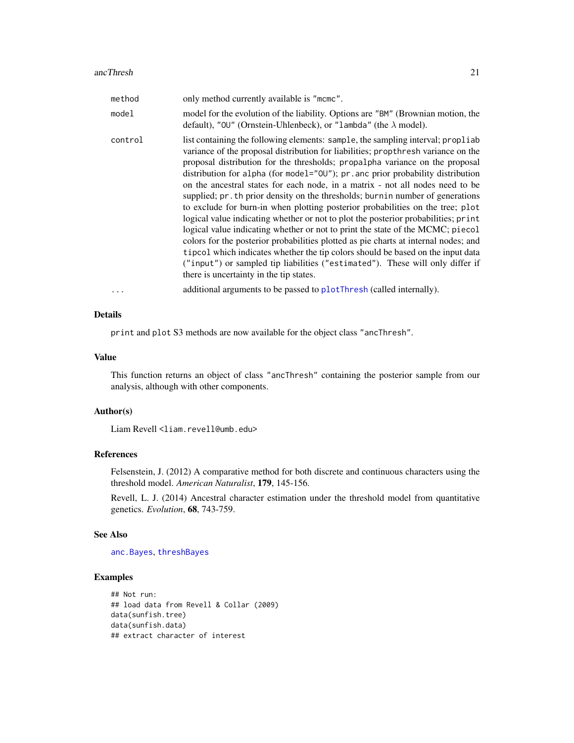| | |
|---|---|
| `method` | only method currently available is "mcmc". |
| `model` | model for the evolution of the liability. Options are "BM" (Brownian motion, the default), "OU" (Ornstein-Uhlenbeck), or "lambda" (the $\lambda$ model). |
| `control` | list containing the following elements: `sample`, the sampling interval; `propliab` variance of the proposal distribution for liabilities; `propthresh` variance on the proposal distribution for the thresholds; `propalpha` variance on the proposal distribution for `alpha` (for `model="OU"`); `pr.anc` prior probability distribution on the ancestral states for each node, in a matrix - not all nodes need to be supplied; `pr.th` prior density on the thresholds; `burnin` number of generations to exclude for burn-in when plotting posterior probabilities on the tree; `plot` logical value indicating whether or not to plot the posterior probabilities; `print` logical value indicating whether or not to print the state of the MCMC; `piecol` colors for the posterior probabilities plotted as pie charts at internal nodes; and `tipcol` which indicates whether the tip colors should be based on the input data ("input") or sampled tip liabilities ("estimated"). These will only differ if there is uncertainty in the tip states. |
| `...` | additional arguments to be passed to `plotThresh` (called internally). |

### Details

`print` and `plot` S3 methods are now available for the object class "ancThresh".

### Value

This function returns an object of class "ancThresh" containing the posterior sample from our analysis, although with other components.

### Author(s)

Liam Revell <liam.revell@umb.edu>

### References

Felsenstein, J. (2012) A comparative method for both discrete and continuous characters using the threshold model. *American Naturalist*, **179**, 145-156.

Revell, L. J. (2014) Ancestral character estimation under the threshold model from quantitative genetics. *Evolution*, **68**, 743-759.

### See Also

`anc.Bayes`, `threshBayes`

### Examples

```
## Not run:
## load data from Revell & Collar (2009)
data(sunfish.tree)
data(sunfish.data)
## extract character of interest
```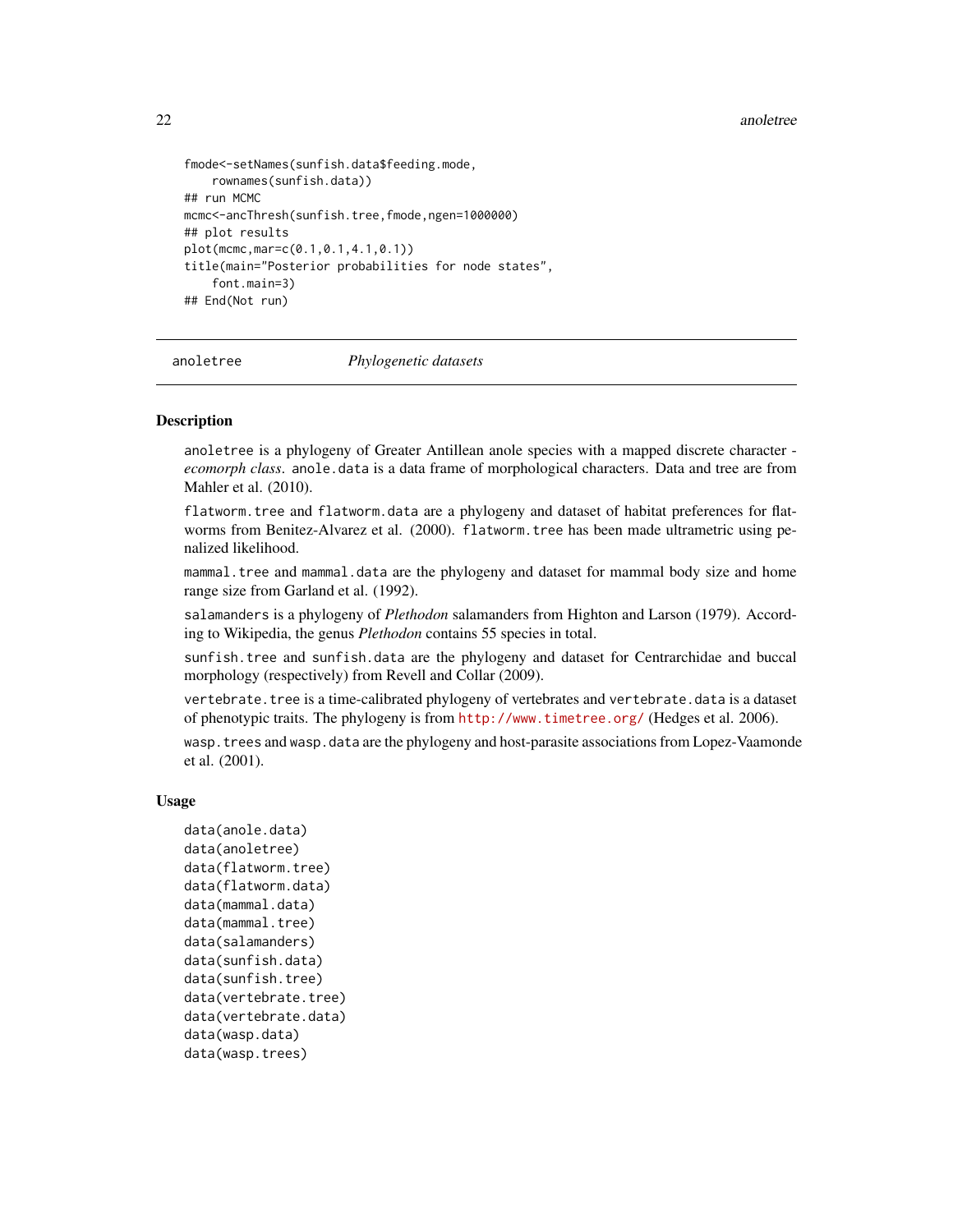```
fmode<-setNames(sunfish.data$feeding.mode,
    rownames(sunfish.data))
## run MCMC
mcmc<-ancThresh(sunfish.tree,fmode,ngen=1000000)
## plot results
plot(mcmc,mar=c(0.1,0.1,4.1,0.1))
title(main="Posterior probabilities for node states",
    font.main=3)
## End(Not run)
```

---

anoletree *Phylogenetic datasets*

---

### Description

anoletree is a phylogeny of Greater Antillean anole species with a mapped discrete character - *ecomorph class*. anole.data is a data frame of morphological characters. Data and tree are from Mahler et al. (2010).

flatworm.tree and flatworm.data are a phylogeny and dataset of habitat preferences for flatworms from Benitez-Alvarez et al. (2000). flatworm.tree has been made ultrametric using penalized likelihood.

mammal.tree and mammal.data are the phylogeny and dataset for mammal body size and home range size from Garland et al. (1992).

salamanders is a phylogeny of *Plethodon* salamanders from Highton and Larson (1979). According to Wikipedia, the genus *Plethodon* contains 55 species in total.

sunfish.tree and sunfish.data are the phylogeny and dataset for Centrarchidae and buccal morphology (respectively) from Revell and Collar (2009).

vertebrate.tree is a time-calibrated phylogeny of vertebrates and vertebrate.data is a dataset of phenotypic traits. The phylogeny is from http://www.timetree.org/ (Hedges et al. 2006).

wasp.trees and wasp.data are the phylogeny and host-parasite associations from Lopez-Vaamonde et al. (2001).

### Usage

```
data(anole.data)
data(anoletree)
data(flatworm.tree)
data(flatworm.data)
data(mammal.data)
data(mammal.tree)
data(salamanders)
data(sunfish.data)
data(sunfish.tree)
data(vertebrate.tree)
data(vertebrate.data)
data(wasp.data)
data(wasp.trees)
```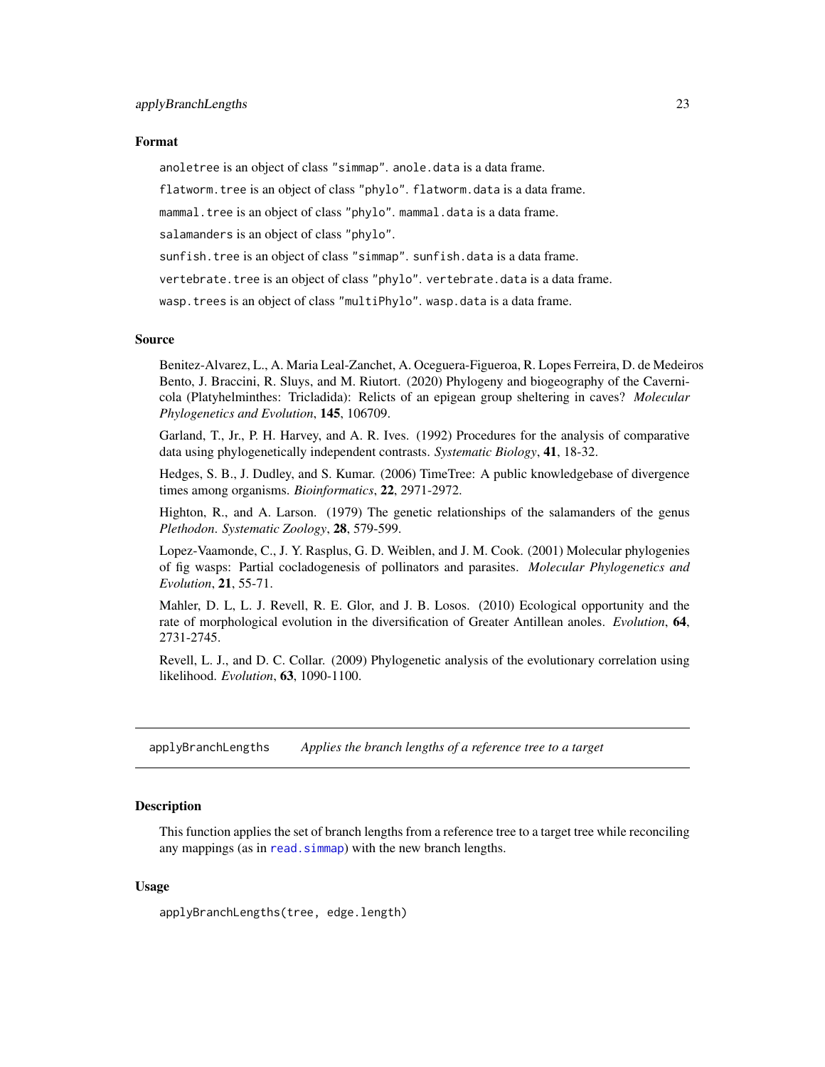### Format

`anoletree` is an object of class `"simmap"`. `anole.data` is a data frame.

`flatworm.tree` is an object of class `"phylo"`. `flatworm.data` is a data frame.

`mammal.tree` is an object of class `"phylo"`. `mammal.data` is a data frame.

`salamanders` is an object of class `"phylo"`.

`sunfish.tree` is an object of class `"simmap"`. `sunfish.data` is a data frame.

`vertebrate.tree` is an object of class `"phylo"`. `vertebrate.data` is a data frame.

`wasp.trees` is an object of class `"multiPhylo"`. `wasp.data` is a data frame.

### Source

Benitez-Alvarez, L., A. Maria Leal-Zanchet, A. Oceguera-Figueroa, R. Lopes Ferreira, D. de Medeiros Bento, J. Braccini, R. Sluys, and M. Riutort. (2020) Phylogeny and biogeography of the Cavernicola (Platyhelminthes: Tricladida): Relicts of an epigean group sheltering in caves? *Molecular Phylogenetics and Evolution*, **145**, 106709.

Garland, T., Jr., P. H. Harvey, and A. R. Ives. (1992) Procedures for the analysis of comparative data using phylogenetically independent contrasts. *Systematic Biology*, **41**, 18-32.

Hedges, S. B., J. Dudley, and S. Kumar. (2006) TimeTree: A public knowledgebase of divergence times among organisms. *Bioinformatics*, **22**, 2971-2972.

Highton, R., and A. Larson. (1979) The genetic relationships of the salamanders of the genus *Plethodon*. *Systematic Zoology*, **28**, 579-599.

Lopez-Vaamonde, C., J. Y. Rasplus, G. D. Weiblen, and J. M. Cook. (2001) Molecular phylogenies of fig wasps: Partial cocladogenesis of pollinators and parasites. *Molecular Phylogenetics and Evolution*, **21**, 55-71.

Mahler, D. L, L. J. Revell, R. E. Glor, and J. B. Losos. (2010) Ecological opportunity and the rate of morphological evolution in the diversification of Greater Antillean anoles. *Evolution*, **64**, 2731-2745.

Revell, L. J., and D. C. Collar. (2009) Phylogenetic analysis of the evolutionary correlation using likelihood. *Evolution*, **63**, 1090-1100.

---

## applyBranchLengths *Applies the branch lengths of a reference tree to a target*

---

### Description

This function applies the set of branch lengths from a reference tree to a target tree while reconciling any mappings (as in `read.simmap`) with the new branch lengths.

### Usage

```
applyBranchLengths(tree, edge.length)
```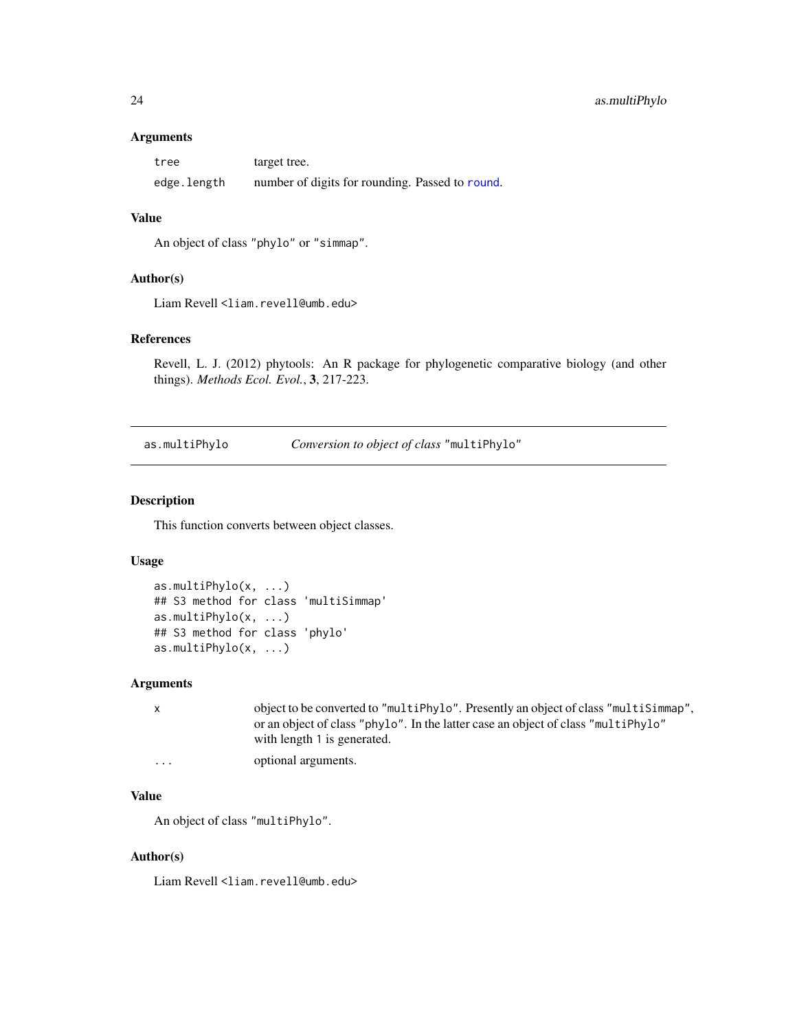### Arguments

| | |
|---|---|
| `tree` | target tree. |
| `edge.length` | number of digits for rounding. Passed to `round`. |

### Value

An object of class `"phylo"` or `"simmap"`.

### Author(s)

Liam Revell <liam.revell@umb.edu>

### References

Revell, L. J. (2012) phytools: An R package for phylogenetic comparative biology (and other things). *Methods Ecol. Evol.*, **3**, 217-223.

---

## as.multiPhylo — *Conversion to object of class* "multiPhylo"

### Description

This function converts between object classes.

### Usage

```
as.multiPhylo(x, ...)
## S3 method for class 'multiSimmap'
as.multiPhylo(x, ...)
## S3 method for class 'phylo'
as.multiPhylo(x, ...)
```

### Arguments

| | |
|---|---|
| `x` | object to be converted to `"multiPhylo"`. Presently an object of class `"multiSimmap"`, or an object of class `"phylo"`. In the latter case an object of class `"multiPhylo"` with length `1` is generated. |
| `...` | optional arguments. |

### Value

An object of class `"multiPhylo"`.

### Author(s)

Liam Revell <liam.revell@umb.edu>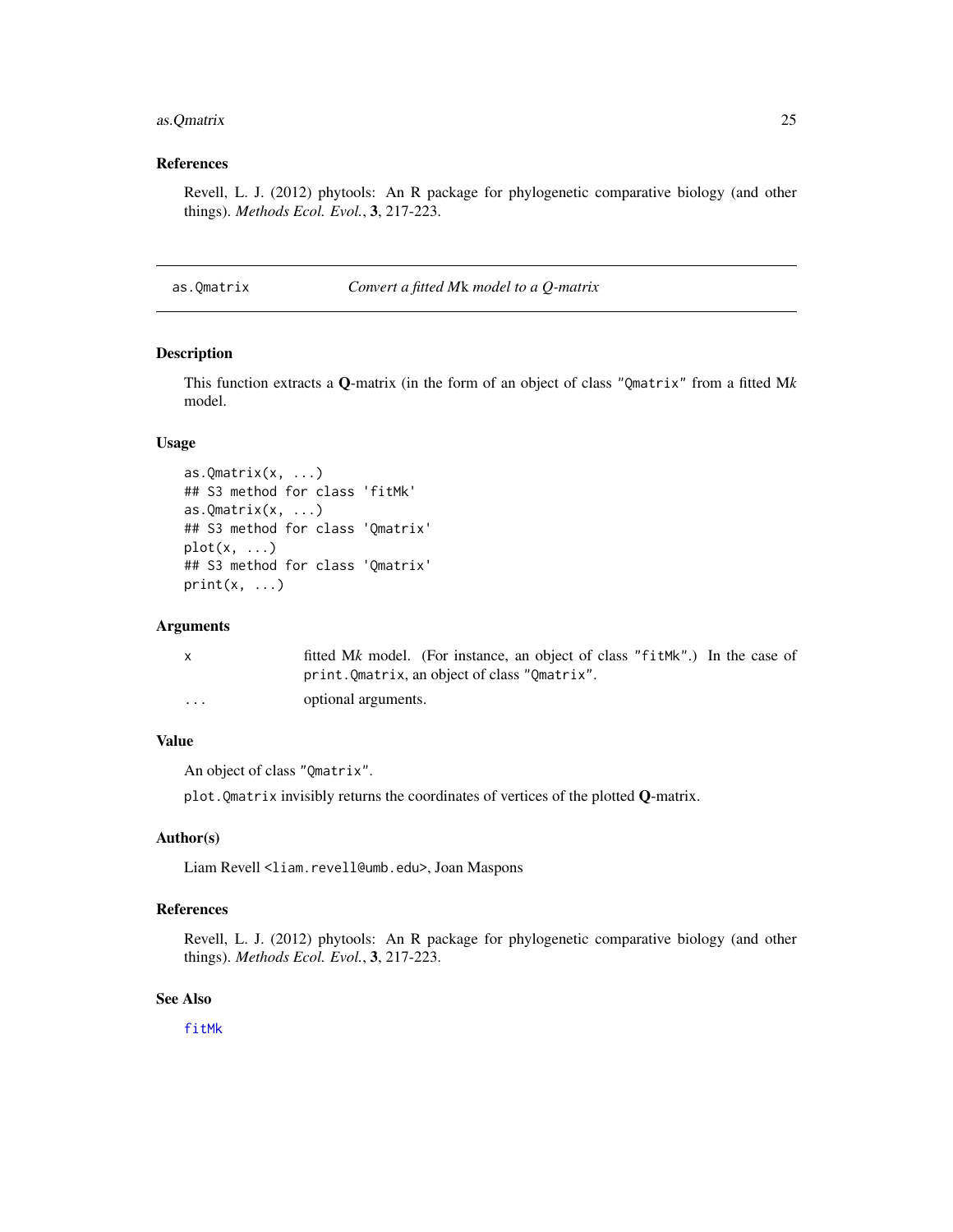## References

Revell, L. J. (2012) phytools: An R package for phylogenetic comparative biology (and other things). *Methods Ecol. Evol.*, **3**, 217-223.

---

## as.Qmatrix — *Convert a fitted Mk model to a Q-matrix*

### Description

This function extracts a **Q**-matrix (in the form of an object of class "Qmatrix" from a fitted M*k* model.

### Usage

```
as.Qmatrix(x, ...)
## S3 method for class 'fitMk'
as.Qmatrix(x, ...)
## S3 method for class 'Qmatrix'
plot(x, ...)
## S3 method for class 'Qmatrix'
print(x, ...)
```

### Arguments

| | |
|---|---|
| x | fitted M*k* model. (For instance, an object of class "fitMk".) In the case of print.Qmatrix, an object of class "Qmatrix". |
| ... | optional arguments. |

### Value

An object of class "Qmatrix".

plot.Qmatrix invisibly returns the coordinates of vertices of the plotted **Q**-matrix.

### Author(s)

Liam Revell <liam.revell@umb.edu>, Joan Maspons

### References

Revell, L. J. (2012) phytools: An R package for phylogenetic comparative biology (and other things). *Methods Ecol. Evol.*, **3**, 217-223.

### See Also

fitMk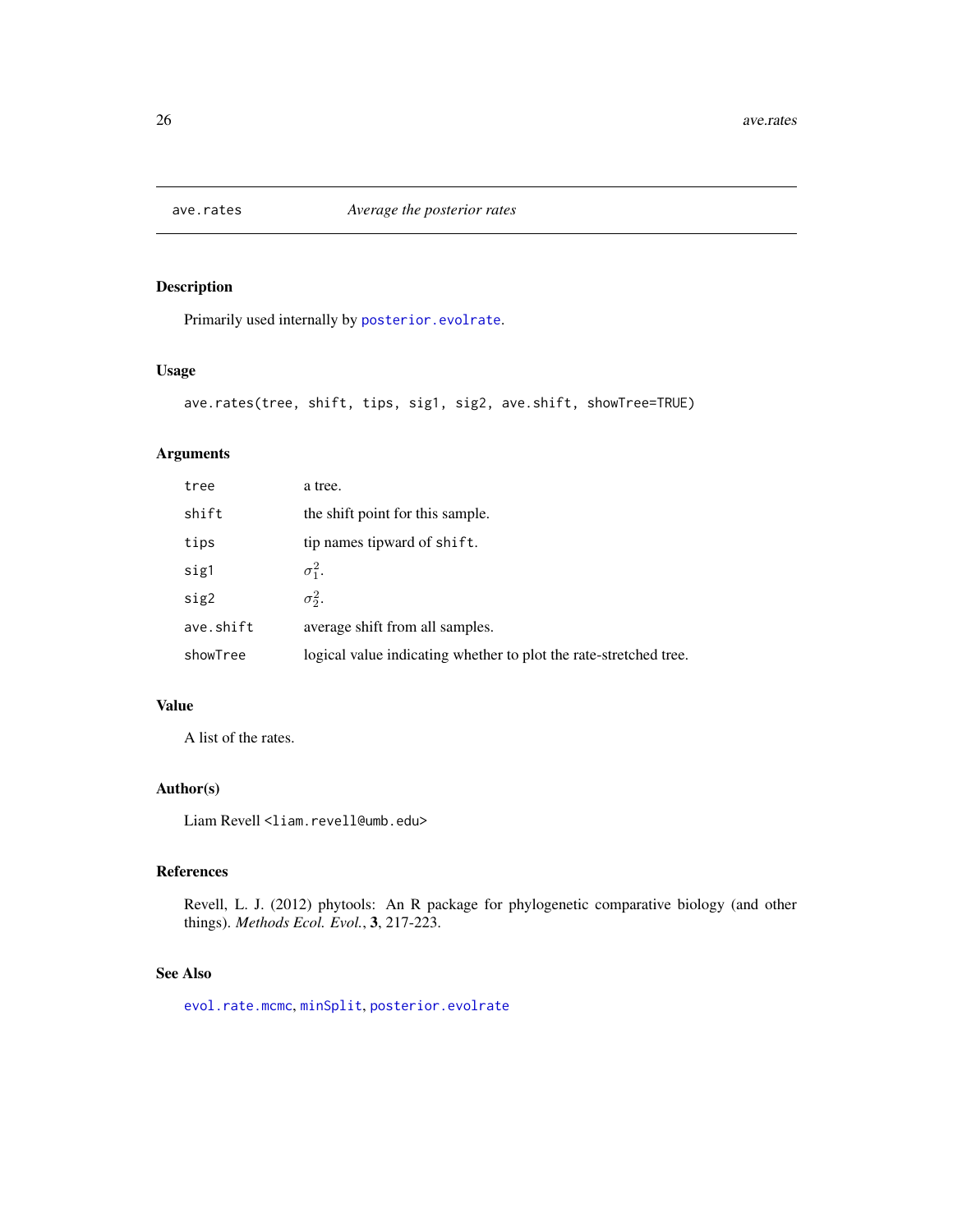# ave.rates — Average the posterior rates

## Description

Primarily used internally by posterior.evolrate.

## Usage

```
ave.rates(tree, shift, tips, sig1, sig2, ave.shift, showTree=TRUE)
```

## Arguments

| | |
|---|---|
| tree | a tree. |
| shift | the shift point for this sample. |
| tips | tip names tipward of shift. |
| sig1 | $\sigma_1^2$. |
| sig2 | $\sigma_2^2$. |
| ave.shift | average shift from all samples. |
| showTree | logical value indicating whether to plot the rate-stretched tree. |

## Value

A list of the rates.

## Author(s)

Liam Revell <liam.revell@umb.edu>

## References

Revell, L. J. (2012) phytools: An R package for phylogenetic comparative biology (and other things). *Methods Ecol. Evol.*, **3**, 217-223.

## See Also

evol.rate.mcmc, minSplit, posterior.evolrate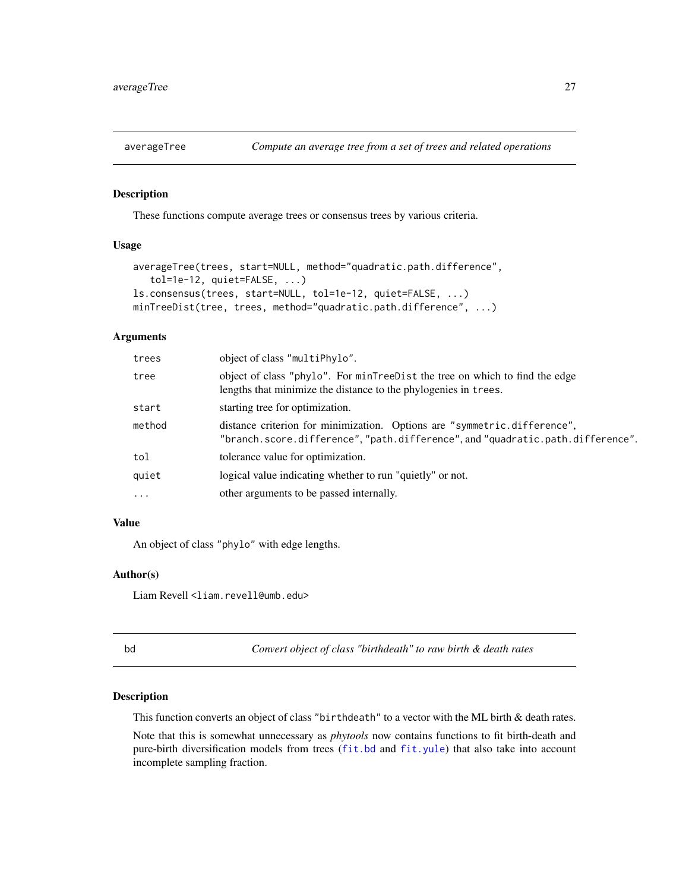## averageTree — *Compute an average tree from a set of trees and related operations*

### Description

These functions compute average trees or consensus trees by various criteria.

### Usage

```
averageTree(trees, start=NULL, method="quadratic.path.difference",
   tol=1e-12, quiet=FALSE, ...)
ls.consensus(trees, start=NULL, tol=1e-12, quiet=FALSE, ...)
minTreeDist(tree, trees, method="quadratic.path.difference", ...)
```

### Arguments

| | |
|---|---|
| `trees` | object of class "multiPhylo". |
| `tree` | object of class "phylo". For `minTreeDist` the tree on which to find the edge lengths that minimize the distance to the phylogenies in `trees`. |
| `start` | starting tree for optimization. |
| `method` | distance criterion for minimization. Options are "symmetric.difference", "branch.score.difference", "path.difference", and "quadratic.path.difference". |
| `tol` | tolerance value for optimization. |
| `quiet` | logical value indicating whether to run "quietly" or not. |
| `...` | other arguments to be passed internally. |

### Value

An object of class "phylo" with edge lengths.

### Author(s)

Liam Revell <liam.revell@umb.edu>

## bd — *Convert object of class "birthdeath" to raw birth & death rates*

### Description

This function converts an object of class "birthdeath" to a vector with the ML birth & death rates.

Note that this is somewhat unnecessary as *phytools* now contains functions to fit birth-death and pure-birth diversification models from trees (fit.bd and fit.yule) that also take into account incomplete sampling fraction.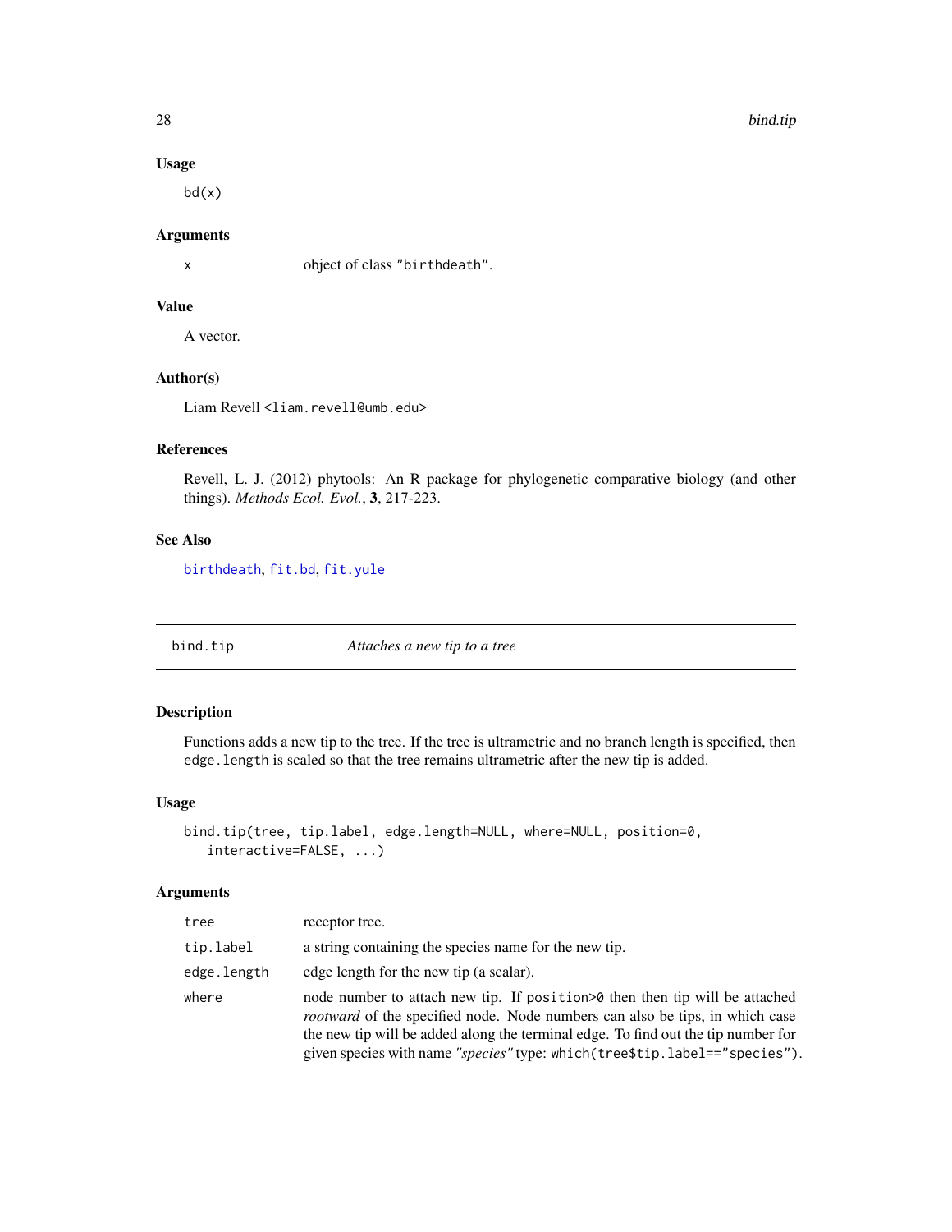### Usage

```
bd(x)
```

### Arguments

| | |
|---|---|
| x | object of class "birthdeath". |

### Value

A vector.

### Author(s)

Liam Revell <liam.revell@umb.edu>

### References

Revell, L. J. (2012) phytools: An R package for phylogenetic comparative biology (and other things). *Methods Ecol. Evol.*, **3**, 217-223.

### See Also

birthdeath, fit.bd, fit.yule

---

## bind.tip — *Attaches a new tip to a tree*

### Description

Functions adds a new tip to the tree. If the tree is ultrametric and no branch length is specified, then edge.length is scaled so that the tree remains ultrametric after the new tip is added.

### Usage

```
bind.tip(tree, tip.label, edge.length=NULL, where=NULL, position=0,
   interactive=FALSE, ...)
```

### Arguments

| | |
|---|---|
| tree | receptor tree. |
| tip.label | a string containing the species name for the new tip. |
| edge.length | edge length for the new tip (a scalar). |
| where | node number to attach new tip. If position>0 then then tip will be attached *rootward* of the specified node. Node numbers can also be tips, in which case the new tip will be added along the terminal edge. To find out the tip number for given species with name *"species"* type: which(tree$tip.label=="species"). |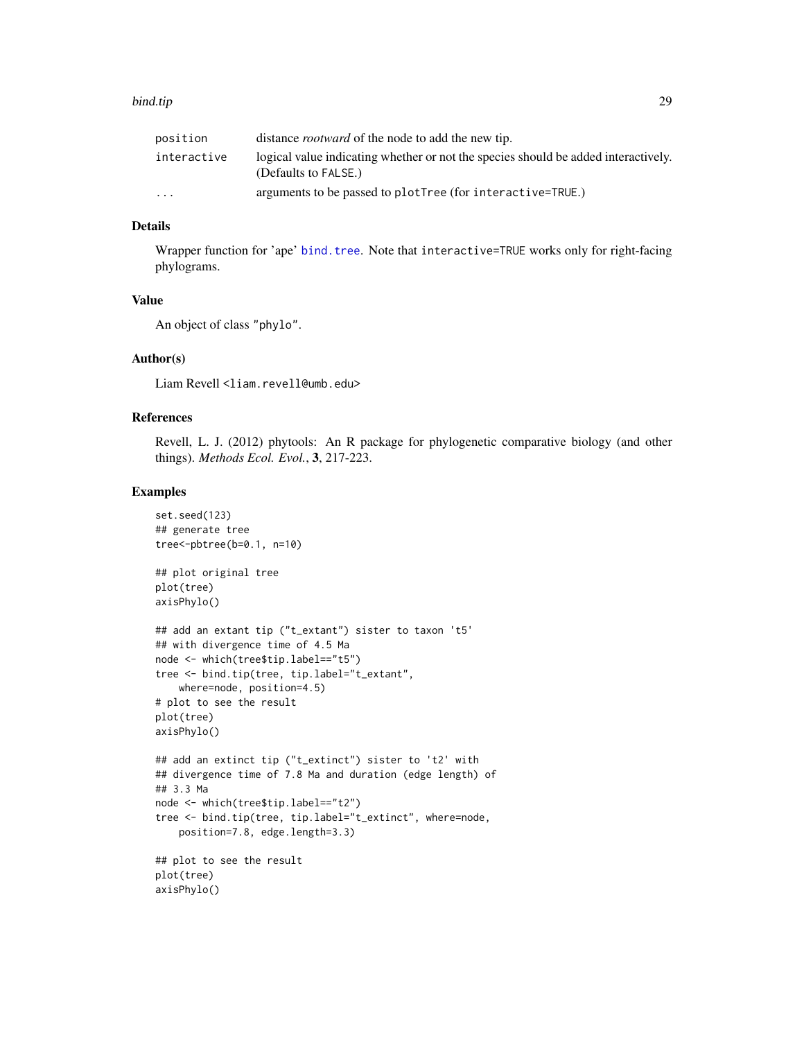| | |
|---|---|
| position | distance *rootward* of the node to add the new tip. |
| interactive | logical value indicating whether or not the species should be added interactively. (Defaults to FALSE.) |
| ... | arguments to be passed to plotTree (for interactive=TRUE.) |

## Details

Wrapper function for 'ape' bind.tree. Note that interactive=TRUE works only for right-facing phylograms.

## Value

An object of class "phylo".

## Author(s)

Liam Revell <liam.revell@umb.edu>

## References

Revell, L. J. (2012) phytools: An R package for phylogenetic comparative biology (and other things). *Methods Ecol. Evol.*, **3**, 217-223.

## Examples

```
set.seed(123)
## generate tree
tree<-pbtree(b=0.1, n=10)

## plot original tree
plot(tree)
axisPhylo()

## add an extant tip ("t_extant") sister to taxon 't5'
## with divergence time of 4.5 Ma
node <- which(tree$tip.label=="t5")
tree <- bind.tip(tree, tip.label="t_extant",
    where=node, position=4.5)
# plot to see the result
plot(tree)
axisPhylo()

## add an extinct tip ("t_extinct") sister to 't2' with
## divergence time of 7.8 Ma and duration (edge length) of
## 3.3 Ma
node <- which(tree$tip.label=="t2")
tree <- bind.tip(tree, tip.label="t_extinct", where=node,
    position=7.8, edge.length=3.3)

## plot to see the result
plot(tree)
axisPhylo()
```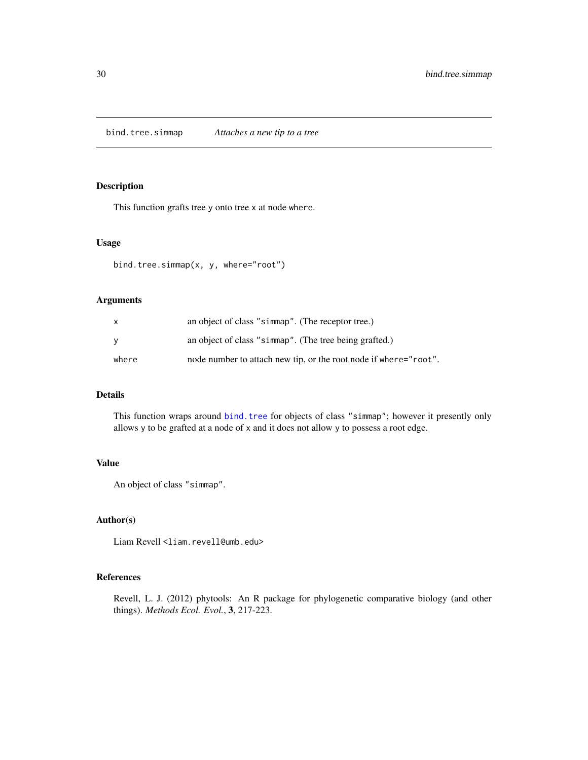## bind.tree.simmap — *Attaches a new tip to a tree*

### Description

This function grafts tree `y` onto tree `x` at node `where`.

### Usage

```
bind.tree.simmap(x, y, where="root")
```

### Arguments

| | |
|---|---|
| `x` | an object of class `"simmap"`. (The receptor tree.) |
| `y` | an object of class `"simmap"`. (The tree being grafted.) |
| `where` | node number to attach new tip, or the root node if `where="root"`. |

### Details

This function wraps around `bind.tree` for objects of class `"simmap"`; however it presently only allows `y` to be grafted at a node of `x` and it does not allow `y` to possess a root edge.

### Value

An object of class `"simmap"`.

### Author(s)

Liam Revell <liam.revell@umb.edu>

### References

Revell, L. J. (2012) phytools: An R package for phylogenetic comparative biology (and other things). *Methods Ecol. Evol.*, **3**, 217-223.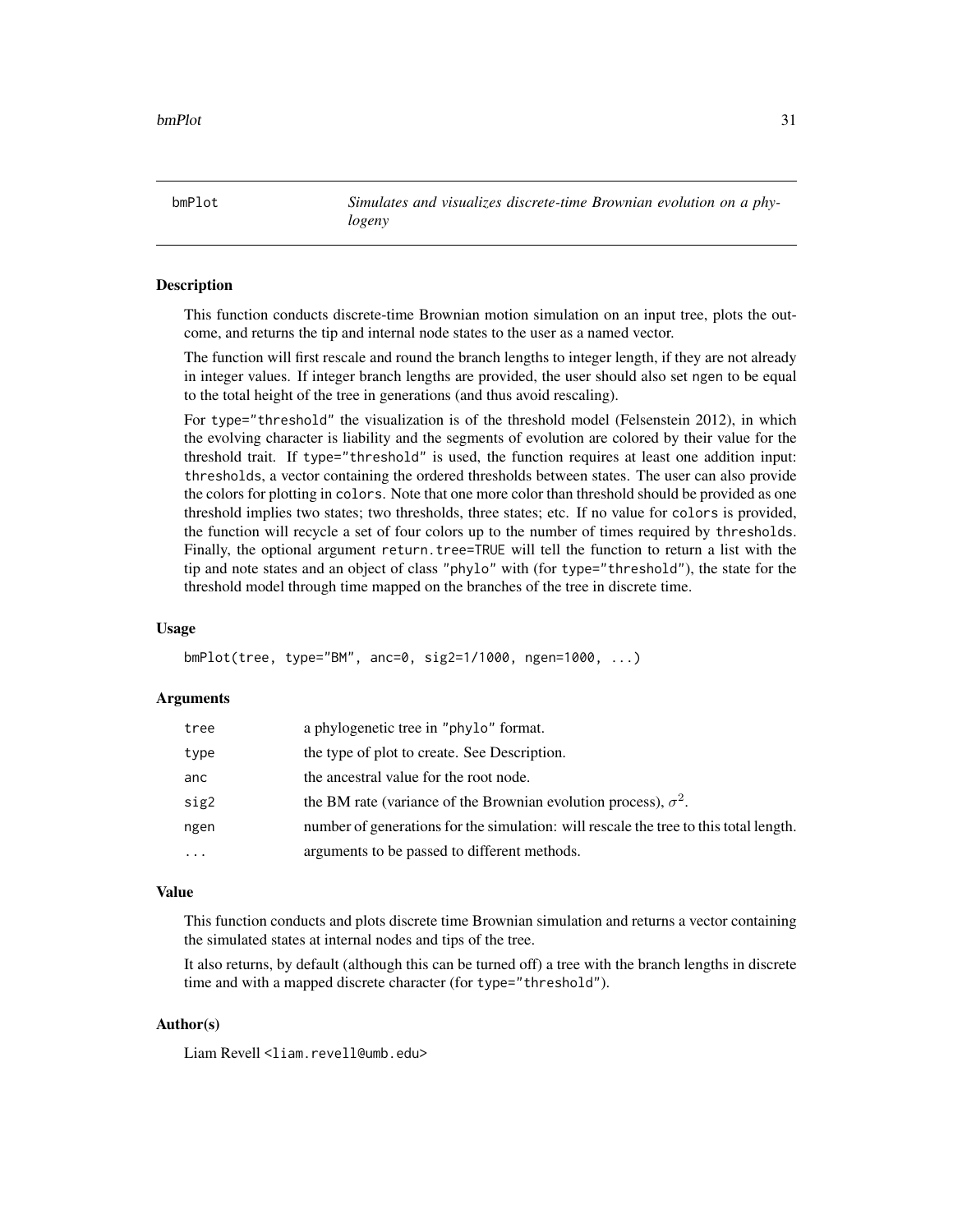## bmPlot — *Simulates and visualizes discrete-time Brownian evolution on a phylogeny*

### Description

This function conducts discrete-time Brownian motion simulation on an input tree, plots the outcome, and returns the tip and internal node states to the user as a named vector.

The function will first rescale and round the branch lengths to integer length, if they are not already in integer values. If integer branch lengths are provided, the user should also set `ngen` to be equal to the total height of the tree in generations (and thus avoid rescaling).

For `type="threshold"` the visualization is of the threshold model (Felsenstein 2012), in which the evolving character is liability and the segments of evolution are colored by their value for the threshold trait. If `type="threshold"` is used, the function requires at least one addition input: `thresholds`, a vector containing the ordered thresholds between states. The user can also provide the colors for plotting in `colors`. Note that one more color than threshold should be provided as one threshold implies two states; two thresholds, three states; etc. If no value for `colors` is provided, the function will recycle a set of four colors up to the number of times required by `thresholds`. Finally, the optional argument `return.tree=TRUE` will tell the function to return a list with the tip and note states and an object of class `"phylo"` with (for `type="threshold"`), the state for the threshold model through time mapped on the branches of the tree in discrete time.

### Usage

```
bmPlot(tree, type="BM", anc=0, sig2=1/1000, ngen=1000, ...)
```

### Arguments

| | |
|---|---|
| `tree` | a phylogenetic tree in `"phylo"` format. |
| `type` | the type of plot to create. See Description. |
| `anc` | the ancestral value for the root node. |
| `sig2` | the BM rate (variance of the Brownian evolution process), $\sigma^2$. |
| `ngen` | number of generations for the simulation: will rescale the tree to this total length. |
| `...` | arguments to be passed to different methods. |

### Value

This function conducts and plots discrete time Brownian simulation and returns a vector containing the simulated states at internal nodes and tips of the tree.

It also returns, by default (although this can be turned off) a tree with the branch lengths in discrete time and with a mapped discrete character (for `type="threshold"`).

### Author(s)

Liam Revell <liam.revell@umb.edu>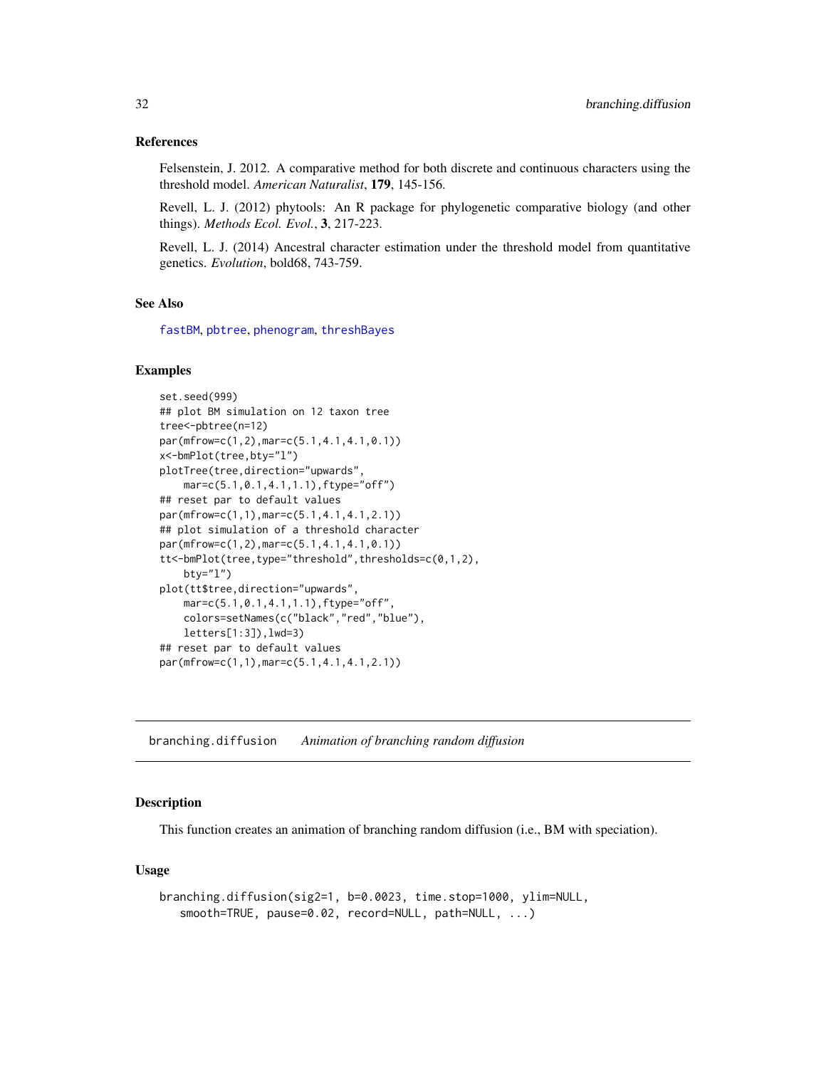### References

Felsenstein, J. 2012. A comparative method for both discrete and continuous characters using the threshold model. *American Naturalist*, **179**, 145-156.

Revell, L. J. (2012) phytools: An R package for phylogenetic comparative biology (and other things). *Methods Ecol. Evol.*, **3**, 217-223.

Revell, L. J. (2014) Ancestral character estimation under the threshold model from quantitative genetics. *Evolution*, bold68, 743-759.

### See Also

fastBM, pbtree, phenogram, threshBayes

### Examples

```
set.seed(999)
## plot BM simulation on 12 taxon tree
tree<-pbtree(n=12)
par(mfrow=c(1,2),mar=c(5.1,4.1,4.1,0.1))
x<-bmPlot(tree,bty="l")
plotTree(tree,direction="upwards",
    mar=c(5.1,0.1,4.1,1.1),ftype="off")
## reset par to default values
par(mfrow=c(1,1),mar=c(5.1,4.1,4.1,2.1))
## plot simulation of a threshold character
par(mfrow=c(1,2),mar=c(5.1,4.1,4.1,0.1))
tt<-bmPlot(tree,type="threshold",thresholds=c(0,1,2),
    bty="l")
plot(tt$tree,direction="upwards",
    mar=c(5.1,0.1,4.1,1.1),ftype="off",
    colors=setNames(c("black","red","blue"),
    letters[1:3]),lwd=3)
## reset par to default values
par(mfrow=c(1,1),mar=c(5.1,4.1,4.1,2.1))
```

---

## branching.diffusion    *Animation of branching random diffusion*

---

### Description

This function creates an animation of branching random diffusion (i.e., BM with speciation).

### Usage

```
branching.diffusion(sig2=1, b=0.0023, time.stop=1000, ylim=NULL,
   smooth=TRUE, pause=0.02, record=NULL, path=NULL, ...)
```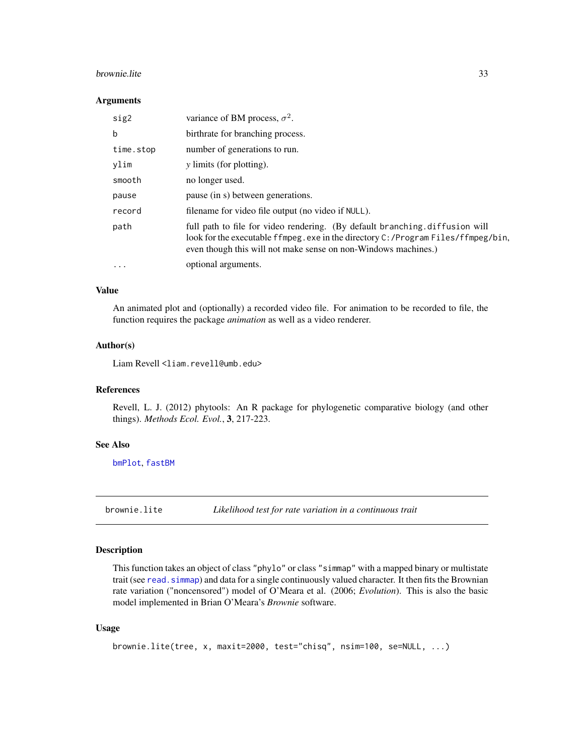### Arguments

| | |
|---|---|
| `sig2` | variance of BM process, $\sigma^2$. |
| `b` | birthrate for branching process. |
| `time.stop` | number of generations to run. |
| `ylim` | *y* limits (for plotting). |
| `smooth` | no longer used. |
| `pause` | pause (in s) between generations. |
| `record` | filename for video file output (no video if `NULL`). |
| `path` | full path to file for video rendering. (By default `branching.diffusion` will look for the executable `ffmpeg.exe` in the directory `C:/Program Files/ffmpeg/bin`, even though this will not make sense on non-Windows machines.) |
| `...` | optional arguments. |

### Value

An animated plot and (optionally) a recorded video file. For animation to be recorded to file, the function requires the package *animation* as well as a video renderer.

### Author(s)

Liam Revell <liam.revell@umb.edu>

### References

Revell, L. J. (2012) phytools: An R package for phylogenetic comparative biology (and other things). *Methods Ecol. Evol.*, **3**, 217-223.

### See Also

`bmPlot`, `fastBM`

---

## brownie.lite — *Likelihood test for rate variation in a continuous trait*

### Description

This function takes an object of class `"phylo"` or class `"simmap"` with a mapped binary or multistate trait (see `read.simmap`) and data for a single continuously valued character. It then fits the Brownian rate variation ("noncensored") model of O'Meara et al. (2006; *Evolution*). This is also the basic model implemented in Brian O'Meara's *Brownie* software.

### Usage

```
brownie.lite(tree, x, maxit=2000, test="chisq", nsim=100, se=NULL, ...)
```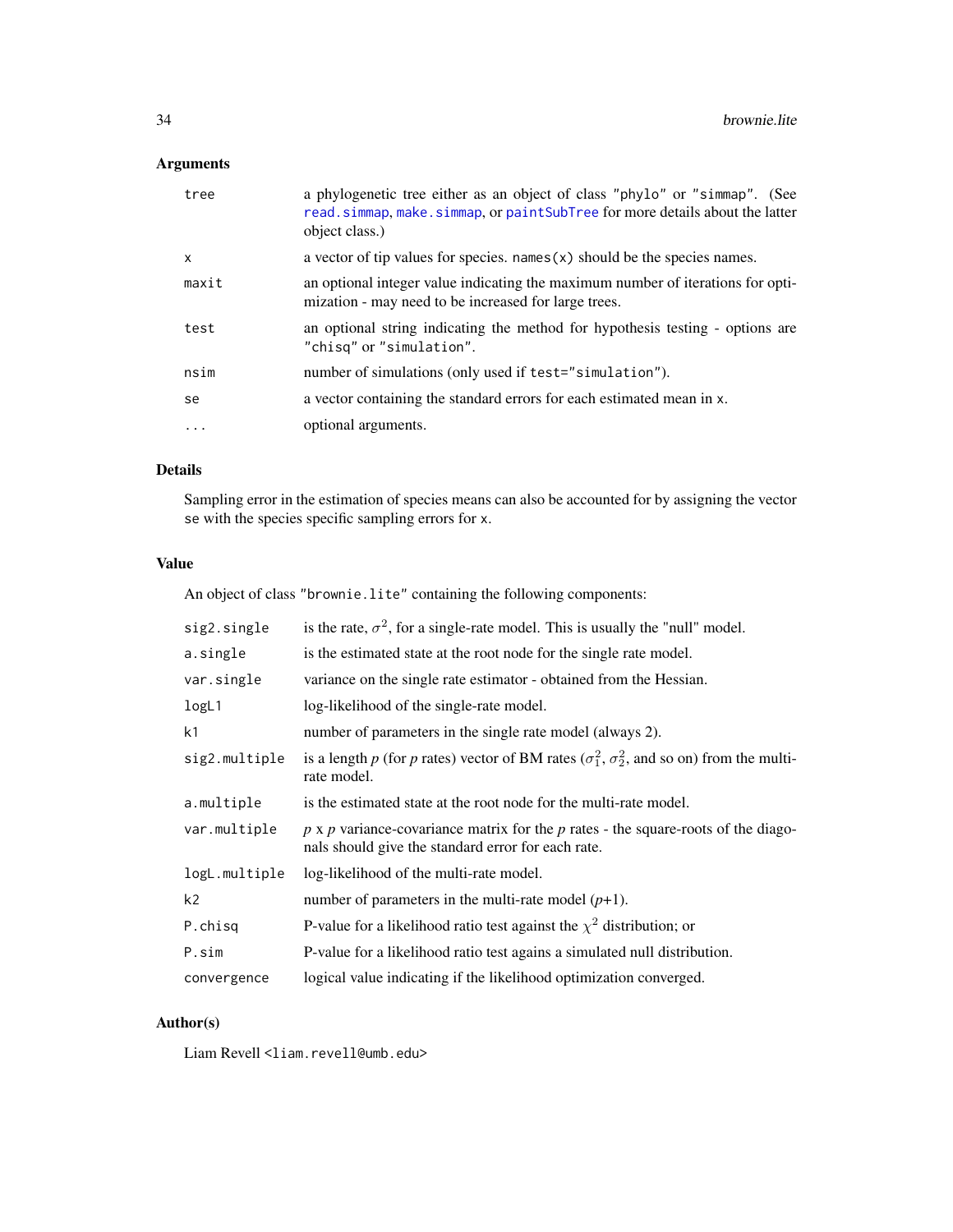## Arguments

| | |
|---|---|
| `tree` | a phylogenetic tree either as an object of class "phylo" or "simmap". (See `read.simmap`, `make.simmap`, or `paintSubTree` for more details about the latter object class.) |
| `x` | a vector of tip values for species. `names(x)` should be the species names. |
| `maxit` | an optional integer value indicating the maximum number of iterations for optimization - may need to be increased for large trees. |
| `test` | an optional string indicating the method for hypothesis testing - options are "chisq" or "simulation". |
| `nsim` | number of simulations (only used if `test="simulation"`). |
| `se` | a vector containing the standard errors for each estimated mean in `x`. |
| `...` | optional arguments. |

## Details

Sampling error in the estimation of species means can also be accounted for by assigning the vector `se` with the species specific sampling errors for `x`.

## Value

An object of class "brownie.lite" containing the following components:

| | |
|---|---|
| `sig2.single` | is the rate, $\sigma^2$, for a single-rate model. This is usually the "null" model. |
| `a.single` | is the estimated state at the root node for the single rate model. |
| `var.single` | variance on the single rate estimator - obtained from the Hessian. |
| `logL1` | log-likelihood of the single-rate model. |
| `k1` | number of parameters in the single rate model (always 2). |
| `sig2.multiple` | is a length $p$ (for $p$ rates) vector of BM rates ($\sigma_1^2$, $\sigma_2^2$, and so on) from the multi-rate model. |
| `a.multiple` | is the estimated state at the root node for the multi-rate model. |
| `var.multiple` | $p$ x $p$ variance-covariance matrix for the $p$ rates - the square-roots of the diagonals should give the standard error for each rate. |
| `logL.multiple` | log-likelihood of the multi-rate model. |
| `k2` | number of parameters in the multi-rate model ($p$+1). |
| `P.chisq` | P-value for a likelihood ratio test against the $\chi^2$ distribution; or |
| `P.sim` | P-value for a likelihood ratio test agains a simulated null distribution. |
| `convergence` | logical value indicating if the likelihood optimization converged. |

## Author(s)

Liam Revell <liam.revell@umb.edu>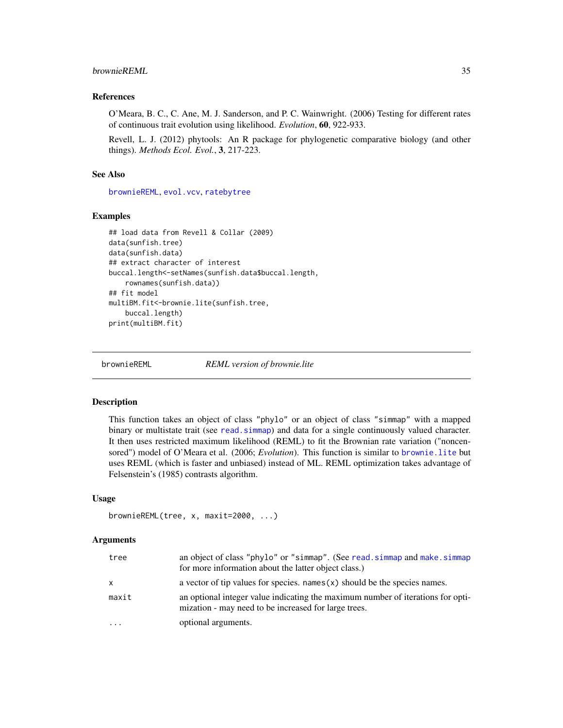### References

O'Meara, B. C., C. Ane, M. J. Sanderson, and P. C. Wainwright. (2006) Testing for different rates of continuous trait evolution using likelihood. *Evolution*, **60**, 922-933.

Revell, L. J. (2012) phytools: An R package for phylogenetic comparative biology (and other things). *Methods Ecol. Evol.*, **3**, 217-223.

### See Also

brownieREML, evol.vcv, ratebytree

### Examples

```
## load data from Revell & Collar (2009)
data(sunfish.tree)
data(sunfish.data)
## extract character of interest
buccal.length<-setNames(sunfish.data$buccal.length,
    rownames(sunfish.data))
## fit model
multiBM.fit<-brownie.lite(sunfish.tree,
    buccal.length)
print(multiBM.fit)
```

---

## brownieREML — *REML version of brownie.lite*

### Description

This function takes an object of class "phylo" or an object of class "simmap" with a mapped binary or multistate trait (see read.simmap) and data for a single continuously valued character. It then uses restricted maximum likelihood (REML) to fit the Brownian rate variation ("noncensored") model of O'Meara et al. (2006; *Evolution*). This function is similar to brownie.lite but uses REML (which is faster and unbiased) instead of ML. REML optimization takes advantage of Felsenstein's (1985) contrasts algorithm.

### Usage

```
brownieREML(tree, x, maxit=2000, ...)
```

### Arguments

| | |
|---|---|
| tree | an object of class "phylo" or "simmap". (See read.simmap and make.simmap for more information about the latter object class.) |
| x | a vector of tip values for species. names(x) should be the species names. |
| maxit | an optional integer value indicating the maximum number of iterations for optimization - may need to be increased for large trees. |
| ... | optional arguments. |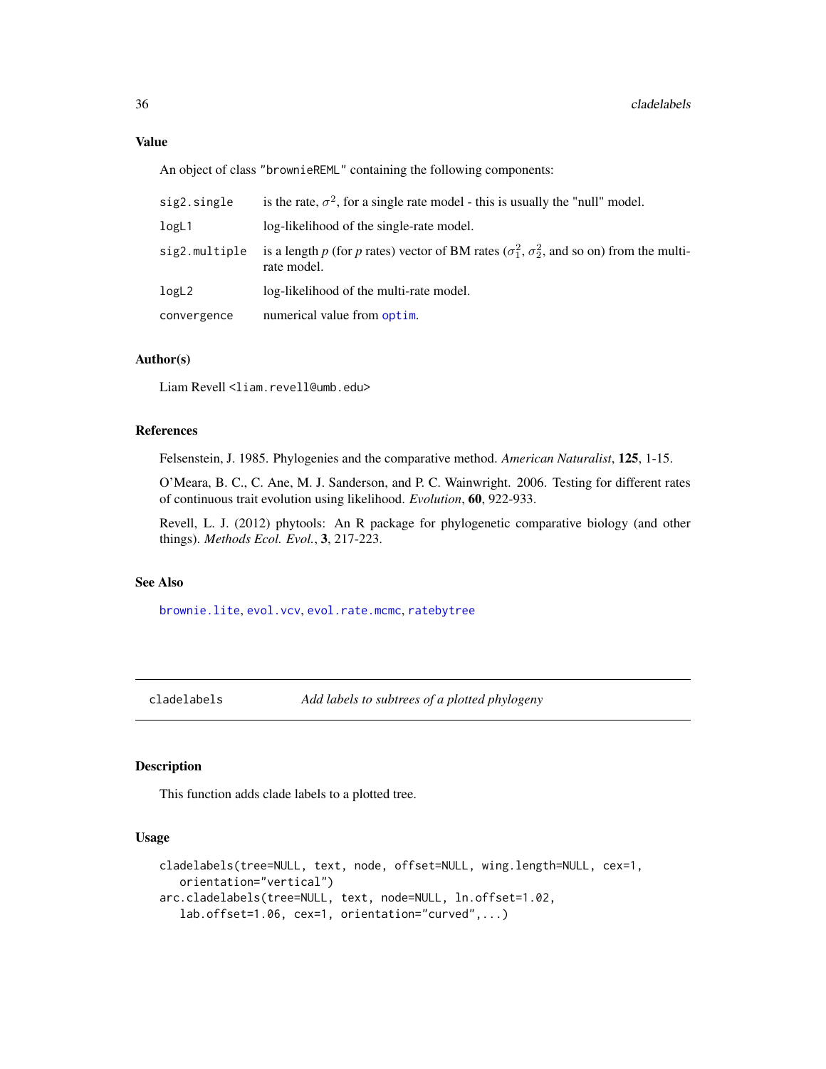### Value

An object of class "brownieREML" containing the following components:

| | |
|---|---|
| `sig2.single` | is the rate, $\sigma^2$, for a single rate model - this is usually the "null" model. |
| `logL1` | log-likelihood of the single-rate model. |
| `sig2.multiple` | is a length *p* (for *p* rates) vector of BM rates ($\sigma_1^2$, $\sigma_2^2$, and so on) from the multi-rate model. |
| `logL2` | log-likelihood of the multi-rate model. |
| `convergence` | numerical value from `optim`. |

### Author(s)

Liam Revell <liam.revell@umb.edu>

### References

Felsenstein, J. 1985. Phylogenies and the comparative method. *American Naturalist*, **125**, 1-15.

O'Meara, B. C., C. Ane, M. J. Sanderson, and P. C. Wainwright. 2006. Testing for different rates of continuous trait evolution using likelihood. *Evolution*, **60**, 922-933.

Revell, L. J. (2012) phytools: An R package for phylogenetic comparative biology (and other things). *Methods Ecol. Evol.*, **3**, 217-223.

### See Also

`brownie.lite`, `evol.vcv`, `evol.rate.mcmc`, `ratebytree`

---

## cladelabels — *Add labels to subtrees of a plotted phylogeny*

### Description

This function adds clade labels to a plotted tree.

### Usage

```
cladelabels(tree=NULL, text, node, offset=NULL, wing.length=NULL, cex=1,
   orientation="vertical")
arc.cladelabels(tree=NULL, text, node=NULL, ln.offset=1.02,
   lab.offset=1.06, cex=1, orientation="curved",...)
```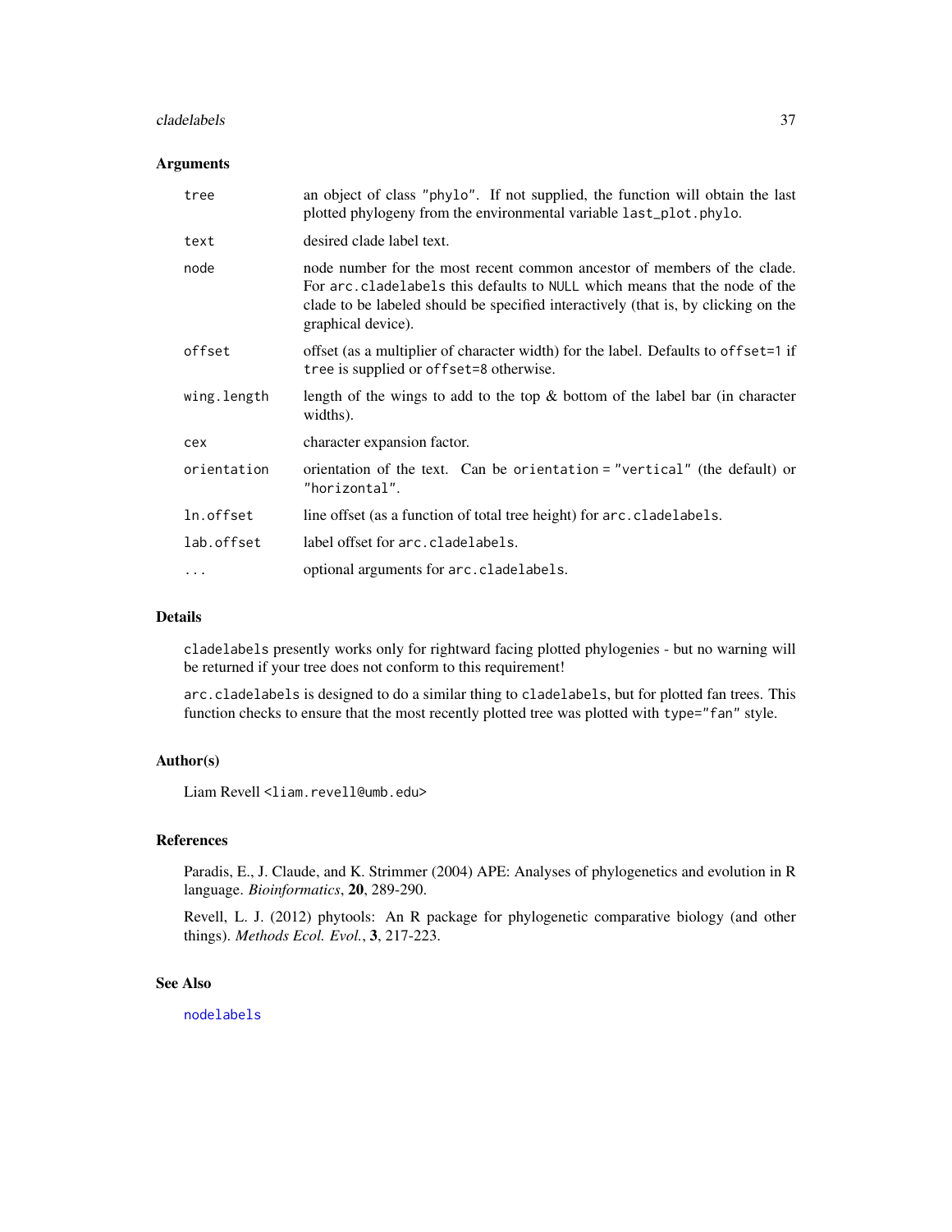## Arguments

| | |
|---|---|
| `tree` | an object of class `"phylo"`. If not supplied, the function will obtain the last plotted phylogeny from the environmental variable `last_plot.phylo`. |
| `text` | desired clade label text. |
| `node` | node number for the most recent common ancestor of members of the clade. For `arc.cladelabels` this defaults to `NULL` which means that the node of the clade to be labeled should be specified interactively (that is, by clicking on the graphical device). |
| `offset` | offset (as a multiplier of character width) for the label. Defaults to `offset=1` if `tree` is supplied or `offset=8` otherwise. |
| `wing.length` | length of the wings to add to the top & bottom of the label bar (in character widths). |
| `cex` | character expansion factor. |
| `orientation` | orientation of the text. Can be `orientation = "vertical"` (the default) or `"horizontal"`. |
| `ln.offset` | line offset (as a function of total tree height) for `arc.cladelabels`. |
| `lab.offset` | label offset for `arc.cladelabels`. |
| `...` | optional arguments for `arc.cladelabels`. |

## Details

`cladelabels` presently works only for rightward facing plotted phylogenies - but no warning will be returned if your tree does not conform to this requirement!

`arc.cladelabels` is designed to do a similar thing to `cladelabels`, but for plotted fan trees. This function checks to ensure that the most recently plotted tree was plotted with `type="fan"` style.

## Author(s)

Liam Revell <liam.revell@umb.edu>

## References

Paradis, E., J. Claude, and K. Strimmer (2004) APE: Analyses of phylogenetics and evolution in R language. *Bioinformatics*, **20**, 289-290.

Revell, L. J. (2012) phytools: An R package for phylogenetic comparative biology (and other things). *Methods Ecol. Evol.*, **3**, 217-223.

## See Also

`nodelabels`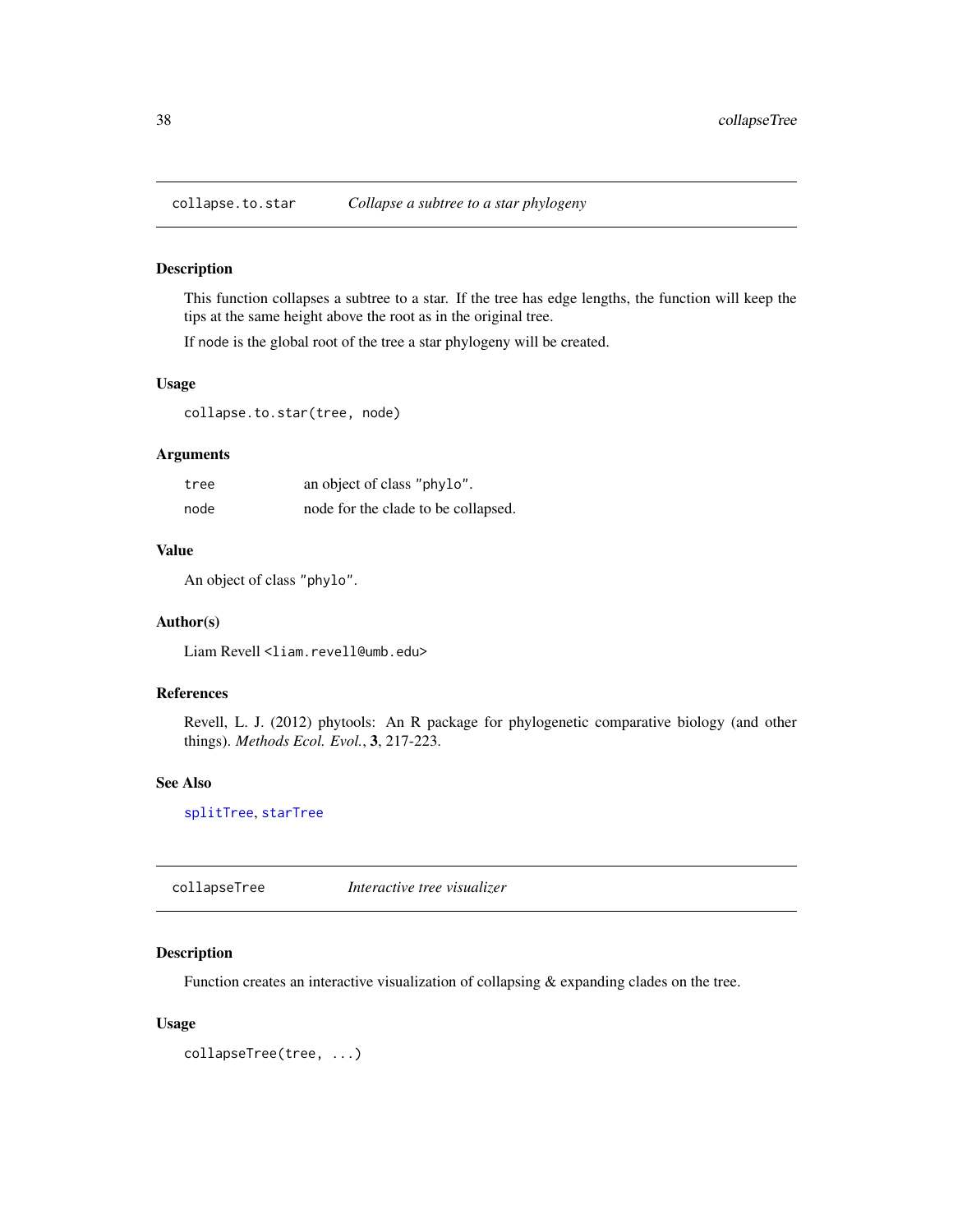## collapse.to.star — *Collapse a subtree to a star phylogeny*

### Description

This function collapses a subtree to a star. If the tree has edge lengths, the function will keep the tips at the same height above the root as in the original tree.

If `node` is the global root of the tree a star phylogeny will be created.

### Usage

```
collapse.to.star(tree, node)
```

### Arguments

| | |
|---|---|
| `tree` | an object of class `"phylo"`. |
| `node` | node for the clade to be collapsed. |

### Value

An object of class `"phylo"`.

### Author(s)

Liam Revell <`liam.revell@umb.edu`>

### References

Revell, L. J. (2012) phytools: An R package for phylogenetic comparative biology (and other things). *Methods Ecol. Evol.*, **3**, 217-223.

### See Also

`splitTree`, `starTree`

## collapseTree — *Interactive tree visualizer*

### Description

Function creates an interactive visualization of collapsing & expanding clades on the tree.

### Usage

```
collapseTree(tree, ...)
```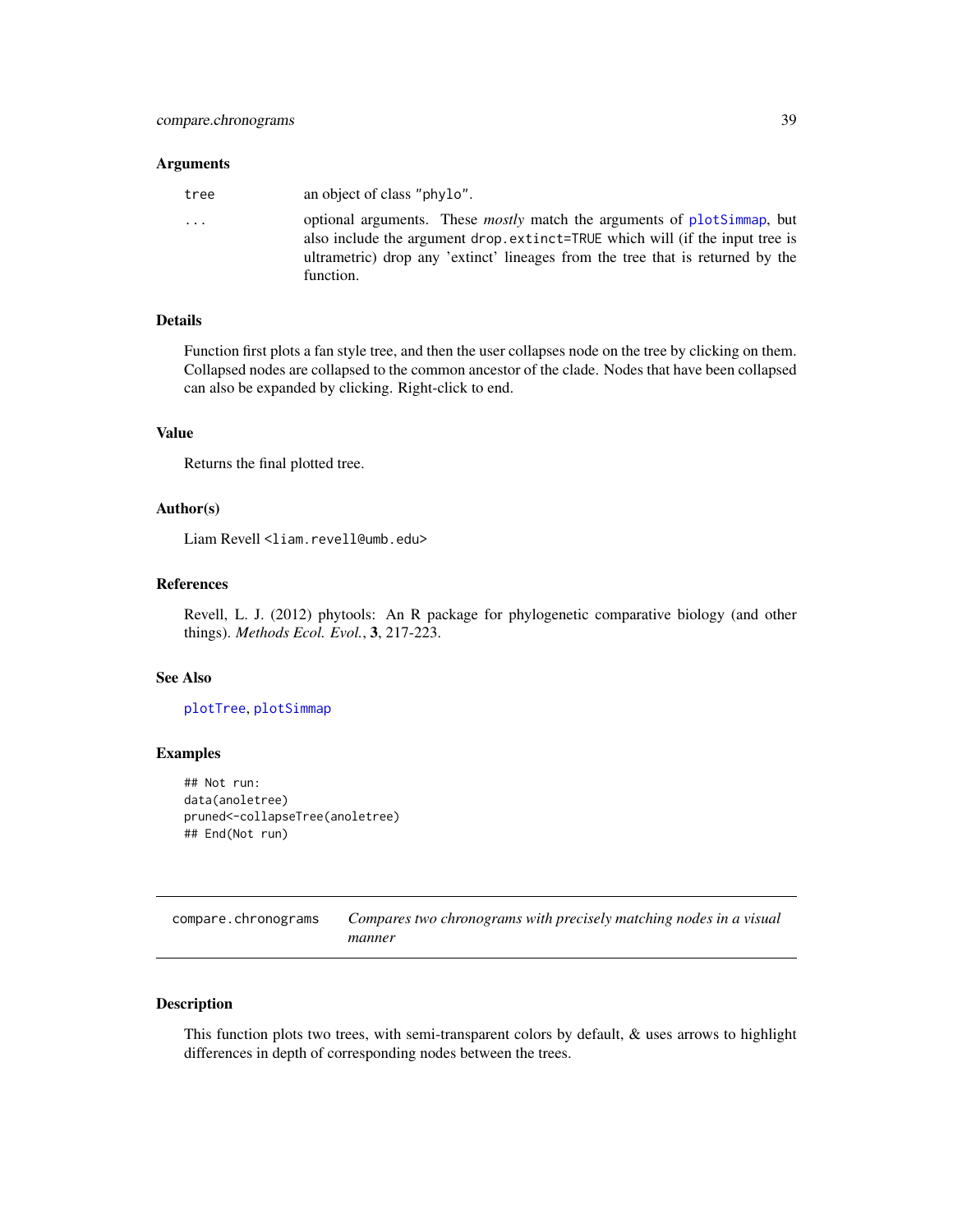### Arguments

| | |
|---|---|
| `tree` | an object of class `"phylo"`. |
| `...` | optional arguments. These *mostly* match the arguments of `plotSimmap`, but also include the argument `drop.extinct=TRUE` which will (if the input tree is ultrametric) drop any 'extinct' lineages from the tree that is returned by the function. |

### Details

Function first plots a fan style tree, and then the user collapses node on the tree by clicking on them. Collapsed nodes are collapsed to the common ancestor of the clade. Nodes that have been collapsed can also be expanded by clicking. Right-click to end.

### Value

Returns the final plotted tree.

### Author(s)

Liam Revell <liam.revell@umb.edu>

### References

Revell, L. J. (2012) phytools: An R package for phylogenetic comparative biology (and other things). *Methods Ecol. Evol.*, **3**, 217-223.

### See Also

`plotTree`, `plotSimmap`

### Examples

```
## Not run:
data(anoletree)
pruned<-collapseTree(anoletree)
## End(Not run)
```

---

## compare.chronograms — *Compares two chronograms with precisely matching nodes in a visual manner*

---

### Description

This function plots two trees, with semi-transparent colors by default, & uses arrows to highlight differences in depth of corresponding nodes between the trees.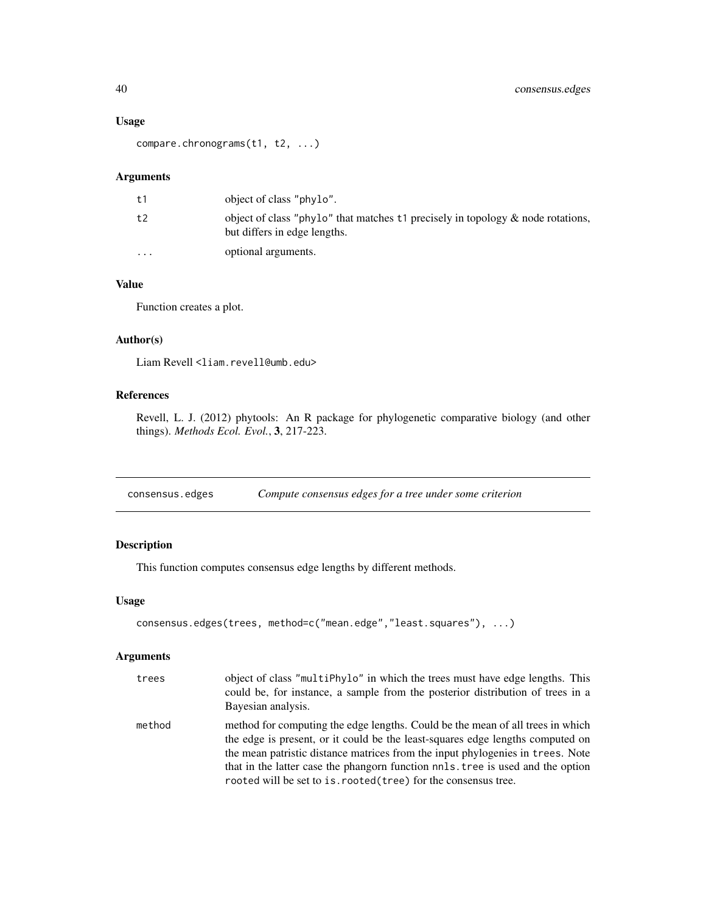### Usage

```
compare.chronograms(t1, t2, ...)
```

### Arguments

| | |
|---|---|
| t1 | object of class "phylo". |
| t2 | object of class "phylo" that matches t1 precisely in topology & node rotations, but differs in edge lengths. |
| ... | optional arguments. |

### Value

Function creates a plot.

### Author(s)

Liam Revell <liam.revell@umb.edu>

### References

Revell, L. J. (2012) phytools: An R package for phylogenetic comparative biology (and other things). *Methods Ecol. Evol.*, **3**, 217-223.

---

## consensus.edges — *Compute consensus edges for a tree under some criterion*

---

### Description

This function computes consensus edge lengths by different methods.

### Usage

```
consensus.edges(trees, method=c("mean.edge","least.squares"), ...)
```

### Arguments

| | |
|---|---|
| trees | object of class "multiPhylo" in which the trees must have edge lengths. This could be, for instance, a sample from the posterior distribution of trees in a Bayesian analysis. |
| method | method for computing the edge lengths. Could be the mean of all trees in which the edge is present, or it could be the least-squares edge lengths computed on the mean patristic distance matrices from the input phylogenies in trees. Note that in the latter case the phangorn function nnls.tree is used and the option rooted will be set to is.rooted(tree) for the consensus tree. |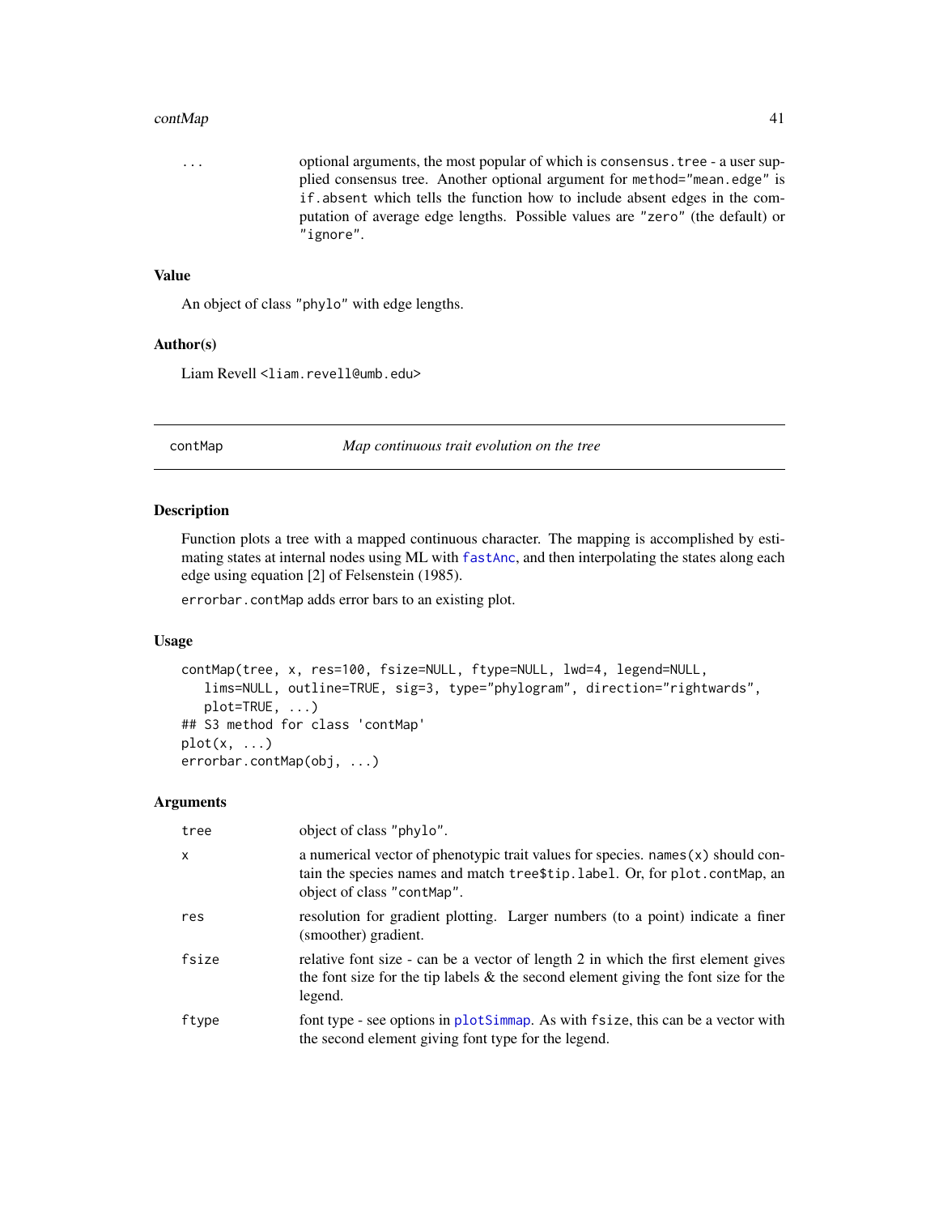| | |
|---|---|
| ... | optional arguments, the most popular of which is consensus.tree - a user supplied consensus tree. Another optional argument for method="mean.edge" is if.absent which tells the function how to include absent edges in the computation of average edge lengths. Possible values are "zero" (the default) or "ignore". |

### Value

An object of class "phylo" with edge lengths.

### Author(s)

Liam Revell <liam.revell@umb.edu>

---

## contMap — *Map continuous trait evolution on the tree*

### Description

Function plots a tree with a mapped continuous character. The mapping is accomplished by estimating states at internal nodes using ML with fastAnc, and then interpolating the states along each edge using equation [2] of Felsenstein (1985).

errorbar.contMap adds error bars to an existing plot.

### Usage

```
contMap(tree, x, res=100, fsize=NULL, ftype=NULL, lwd=4, legend=NULL,
   lims=NULL, outline=TRUE, sig=3, type="phylogram", direction="rightwards",
   plot=TRUE, ...)
## S3 method for class 'contMap'
plot(x, ...)
errorbar.contMap(obj, ...)
```

### Arguments

| | |
|---|---|
| tree | object of class "phylo". |
| x | a numerical vector of phenotypic trait values for species. names(x) should contain the species names and match tree$tip.label. Or, for plot.contMap, an object of class "contMap". |
| res | resolution for gradient plotting. Larger numbers (to a point) indicate a finer (smoother) gradient. |
| fsize | relative font size - can be a vector of length 2 in which the first element gives the font size for the tip labels & the second element giving the font size for the legend. |
| ftype | font type - see options in plotSimmap. As with fsize, this can be a vector with the second element giving font type for the legend. |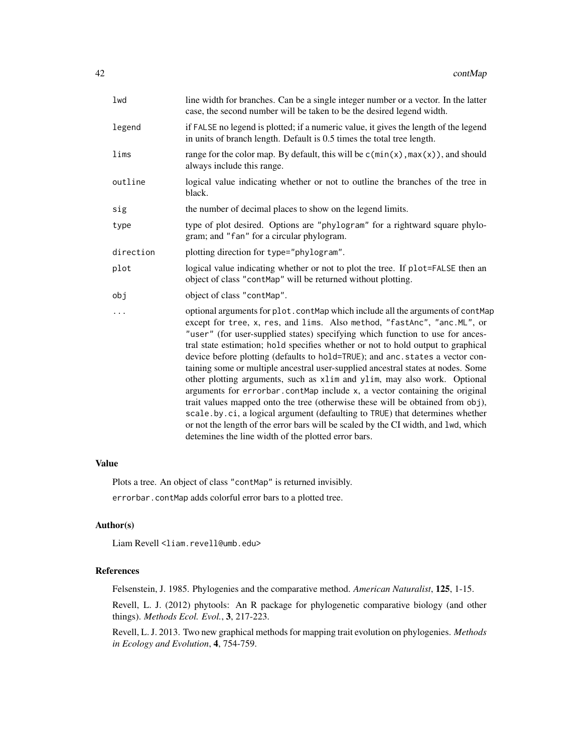| | |
|---|---|
| `lwd` | line width for branches. Can be a single integer number or a vector. In the latter case, the second number will be taken to be the desired legend width. |
| `legend` | if `FALSE` no legend is plotted; if a numeric value, it gives the length of the legend in units of branch length. Default is 0.5 times the total tree length. |
| `lims` | range for the color map. By default, this will be `c(min(x),max(x))`, and should always include this range. |
| `outline` | logical value indicating whether or not to outline the branches of the tree in black. |
| `sig` | the number of decimal places to show on the legend limits. |
| `type` | type of plot desired. Options are `"phylogram"` for a rightward square phylogram; and `"fan"` for a circular phylogram. |
| `direction` | plotting direction for `type="phylogram"`. |
| `plot` | logical value indicating whether or not to plot the tree. If `plot=FALSE` then an object of class `"contMap"` will be returned without plotting. |
| `obj` | object of class `"contMap"`. |
| `...` | optional arguments for `plot.contMap` which include all the arguments of `contMap` except for `tree`, `x`, `res`, and `lims`. Also `method`, `"fastAnc"`, `"anc.ML"`, or `"user"` (for user-supplied states) specifying which function to use for ancestral state estimation; `hold` specifies whether or not to hold output to graphical device before plotting (defaults to `hold=TRUE`); and `anc.states` a vector containing some or multiple ancestral user-supplied ancestral states at nodes. Some other plotting arguments, such as `xlim` and `ylim`, may also work. Optional arguments for `errorbar.contMap` include `x`, a vector containing the original trait values mapped onto the tree (otherwise these will be obtained from `obj`), `scale.by.ci`, a logical argument (defaulting to `TRUE`) that determines whether or not the length of the error bars will be scaled by the CI width, and `lwd`, which detemines the line width of the plotted error bars. |

## Value

Plots a tree. An object of class `"contMap"` is returned invisibly.

`errorbar.contMap` adds colorful error bars to a plotted tree.

## Author(s)

Liam Revell <liam.revell@umb.edu>

## References

Felsenstein, J. 1985. Phylogenies and the comparative method. *American Naturalist*, **125**, 1-15.

Revell, L. J. (2012) phytools: An R package for phylogenetic comparative biology (and other things). *Methods Ecol. Evol.*, **3**, 217-223.

Revell, L. J. 2013. Two new graphical methods for mapping trait evolution on phylogenies. *Methods in Ecology and Evolution*, **4**, 754-759.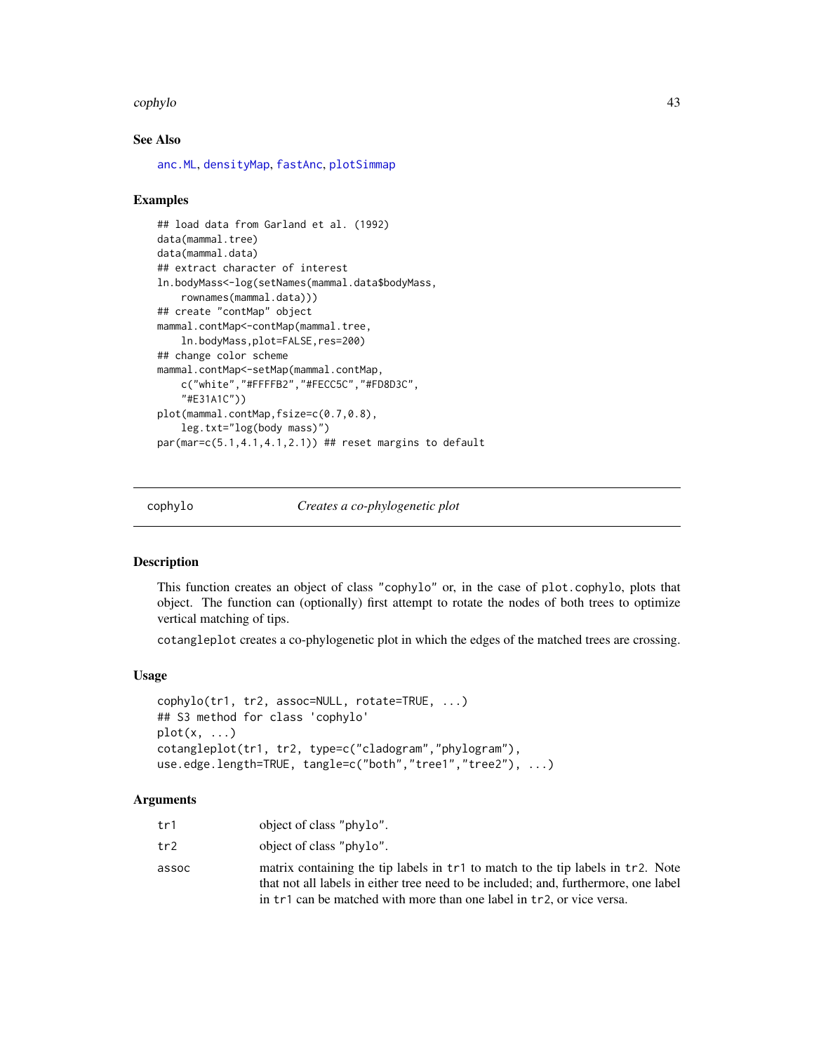## See Also

anc.ML, densityMap, fastAnc, plotSimmap

## Examples

```
## load data from Garland et al. (1992)
data(mammal.tree)
data(mammal.data)
## extract character of interest
ln.bodyMass<-log(setNames(mammal.data$bodyMass,
    rownames(mammal.data)))
## create "contMap" object
mammal.contMap<-contMap(mammal.tree,
    ln.bodyMass,plot=FALSE,res=200)
## change color scheme
mammal.contMap<-setMap(mammal.contMap,
    c("white","#FFFFB2","#FECC5C","#FD8D3C",
    "#E31A1C"))
plot(mammal.contMap,fsize=c(0.7,0.8),
    leg.txt="log(body mass)")
par(mar=c(5.1,4.1,4.1,2.1)) ## reset margins to default
```

---

# cophylo *Creates a co-phylogenetic plot*

## Description

This function creates an object of class "cophylo" or, in the case of plot.cophylo, plots that object. The function can (optionally) first attempt to rotate the nodes of both trees to optimize vertical matching of tips.

cotangleplot creates a co-phylogenetic plot in which the edges of the matched trees are crossing.

## Usage

```
cophylo(tr1, tr2, assoc=NULL, rotate=TRUE, ...)
## S3 method for class 'cophylo'
plot(x, ...)
cotangleplot(tr1, tr2, type=c("cladogram","phylogram"),
use.edge.length=TRUE, tangle=c("both","tree1","tree2"), ...)
```

## Arguments

| | |
|---|---|
| tr1 | object of class "phylo". |
| tr2 | object of class "phylo". |
| assoc | matrix containing the tip labels in tr1 to match to the tip labels in tr2. Note that not all labels in either tree need to be included; and, furthermore, one label in tr1 can be matched with more than one label in tr2, or vice versa. |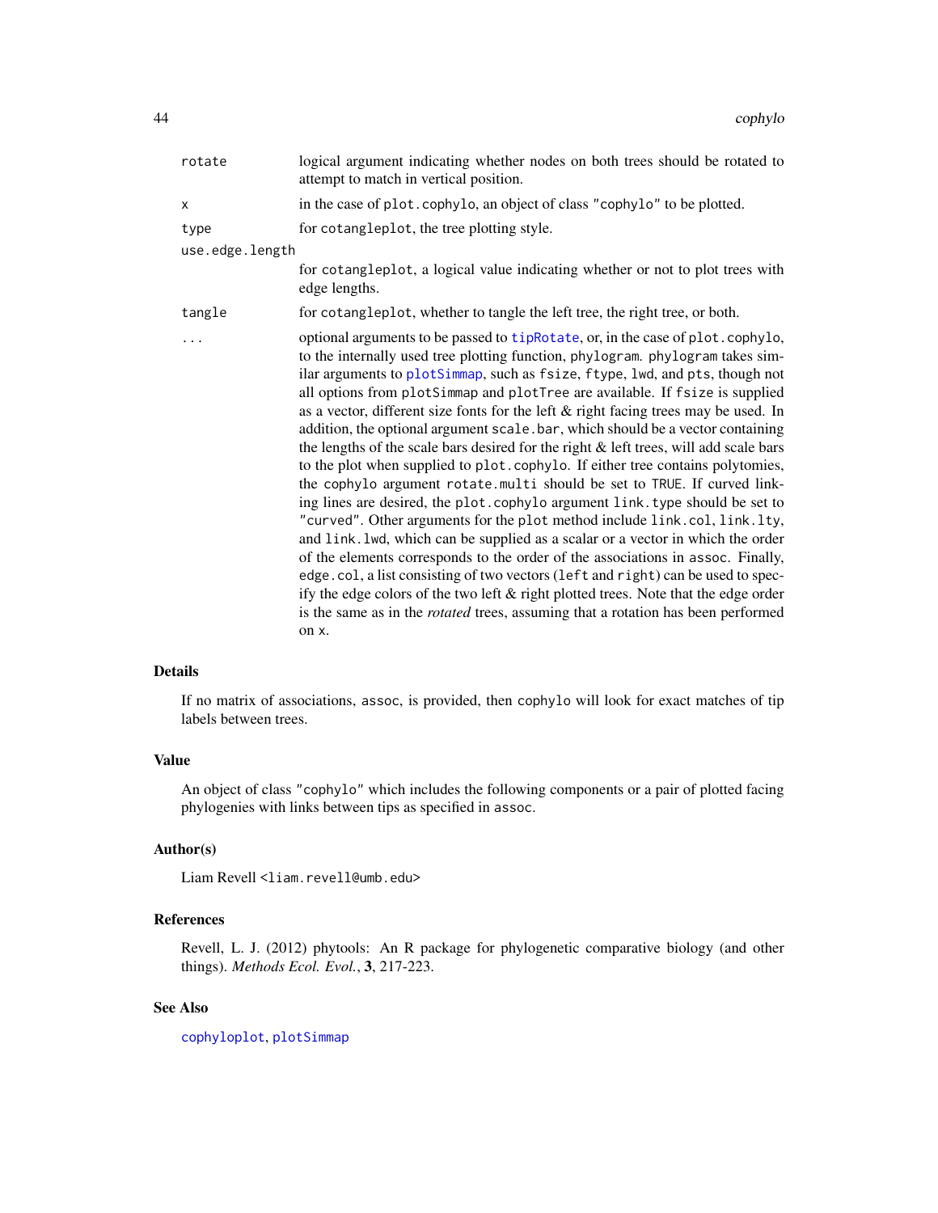| | |
|---|---|
| `rotate` | logical argument indicating whether nodes on both trees should be rotated to attempt to match in vertical position. |
| `x` | in the case of `plot.cophylo`, an object of class `"cophylo"` to be plotted. |
| `type` | for `cotangleplot`, the tree plotting style. |
| `use.edge.length` | for `cotangleplot`, a logical value indicating whether or not to plot trees with edge lengths. |
| `tangle` | for `cotangleplot`, whether to tangle the left tree, the right tree, or both. |
| `...` | optional arguments to be passed to `tipRotate`, or, in the case of `plot.cophylo`, to the internally used tree plotting function, `phylogram`. `phylogram` takes similar arguments to `plotSimmap`, such as `fsize`, `ftype`, `lwd`, and `pts`, though not all options from `plotSimmap` and `plotTree` are available. If `fsize` is supplied as a vector, different size fonts for the left & right facing trees may be used. In addition, the optional argument `scale.bar`, which should be a vector containing the lengths of the scale bars desired for the right & left trees, will add scale bars to the plot when supplied to `plot.cophylo`. If either tree contains polytomies, the `cophylo` argument `rotate.multi` should be set to `TRUE`. If curved linking lines are desired, the `plot.cophylo` argument `link.type` should be set to `"curved"`. Other arguments for the `plot` method include `link.col`, `link.lty`, and `link.lwd`, which can be supplied as a scalar or a vector in which the order of the elements corresponds to the order of the associations in `assoc`. Finally, `edge.col`, a list consisting of two vectors (`left` and `right`) can be used to specify the edge colors of the two left & right plotted trees. Note that the edge order is the same as in the *rotated* trees, assuming that a rotation has been performed on `x`. |

## Details

If no matrix of associations, `assoc`, is provided, then `cophylo` will look for exact matches of tip labels between trees.

## Value

An object of class `"cophylo"` which includes the following components or a pair of plotted facing phylogenies with links between tips as specified in `assoc`.

## Author(s)

Liam Revell <liam.revell@umb.edu>

## References

Revell, L. J. (2012) phytools: An R package for phylogenetic comparative biology (and other things). *Methods Ecol. Evol.*, **3**, 217-223.

## See Also

`cophyloplot`, `plotSimmap`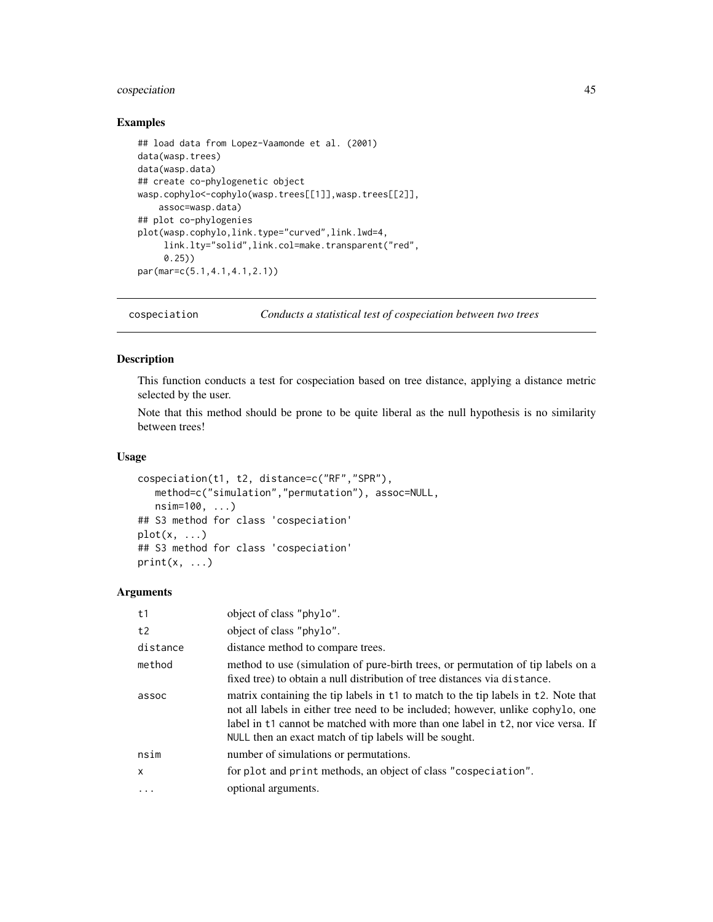## Examples

```
## load data from Lopez-Vaamonde et al. (2001)
data(wasp.trees)
data(wasp.data)
## create co-phylogenetic object
wasp.cophylo<-cophylo(wasp.trees[[1]],wasp.trees[[2]],
    assoc=wasp.data)
## plot co-phylogenies
plot(wasp.cophylo,link.type="curved",link.lwd=4,
     link.lty="solid",link.col=make.transparent("red",
     0.25))
par(mar=c(5.1,4.1,4.1,2.1))
```

---

# cospeciation — *Conducts a statistical test of cospeciation between two trees*

## Description

This function conducts a test for cospeciation based on tree distance, applying a distance metric selected by the user.

Note that this method should be prone to be quite liberal as the null hypothesis is no similarity between trees!

## Usage

```
cospeciation(t1, t2, distance=c("RF","SPR"),
   method=c("simulation","permutation"), assoc=NULL,
   nsim=100, ...)
## S3 method for class 'cospeciation'
plot(x, ...)
## S3 method for class 'cospeciation'
print(x, ...)
```

## Arguments

| | |
|---|---|
| t1 | object of class "phylo". |
| t2 | object of class "phylo". |
| distance | distance method to compare trees. |
| method | method to use (simulation of pure-birth trees, or permutation of tip labels on a fixed tree) to obtain a null distribution of tree distances via distance. |
| assoc | matrix containing the tip labels in t1 to match to the tip labels in t2. Note that not all labels in either tree need to be included; however, unlike cophylo, one label in t1 cannot be matched with more than one label in t2, nor vice versa. If NULL then an exact match of tip labels will be sought. |
| nsim | number of simulations or permutations. |
| x | for plot and print methods, an object of class "cospeciation". |
| ... | optional arguments. |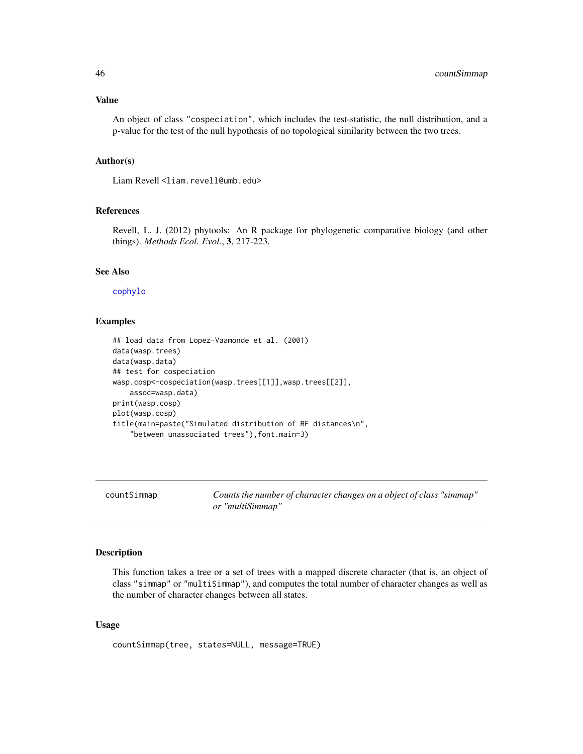### Value

An object of class "cospeciation", which includes the test-statistic, the null distribution, and a p-value for the test of the null hypothesis of no topological similarity between the two trees.

### Author(s)

Liam Revell <liam.revell@umb.edu>

### References

Revell, L. J. (2012) phytools: An R package for phylogenetic comparative biology (and other things). *Methods Ecol. Evol.*, **3**, 217-223.

### See Also

cophylo

### Examples

```
## load data from Lopez-Vaamonde et al. (2001)
data(wasp.trees)
data(wasp.data)
## test for cospeciation
wasp.cosp<-cospeciation(wasp.trees[[1]],wasp.trees[[2]],
    assoc=wasp.data)
print(wasp.cosp)
plot(wasp.cosp)
title(main=paste("Simulated distribution of RF distances\n",
    "between unassociated trees"),font.main=3)
```

---

## countSimmap — *Counts the number of character changes on a object of class "simmap" or "multiSimmap"*

---

### Description

This function takes a tree or a set of trees with a mapped discrete character (that is, an object of class "simmap" or "multiSimmap"), and computes the total number of character changes as well as the number of character changes between all states.

### Usage

```
countSimmap(tree, states=NULL, message=TRUE)
```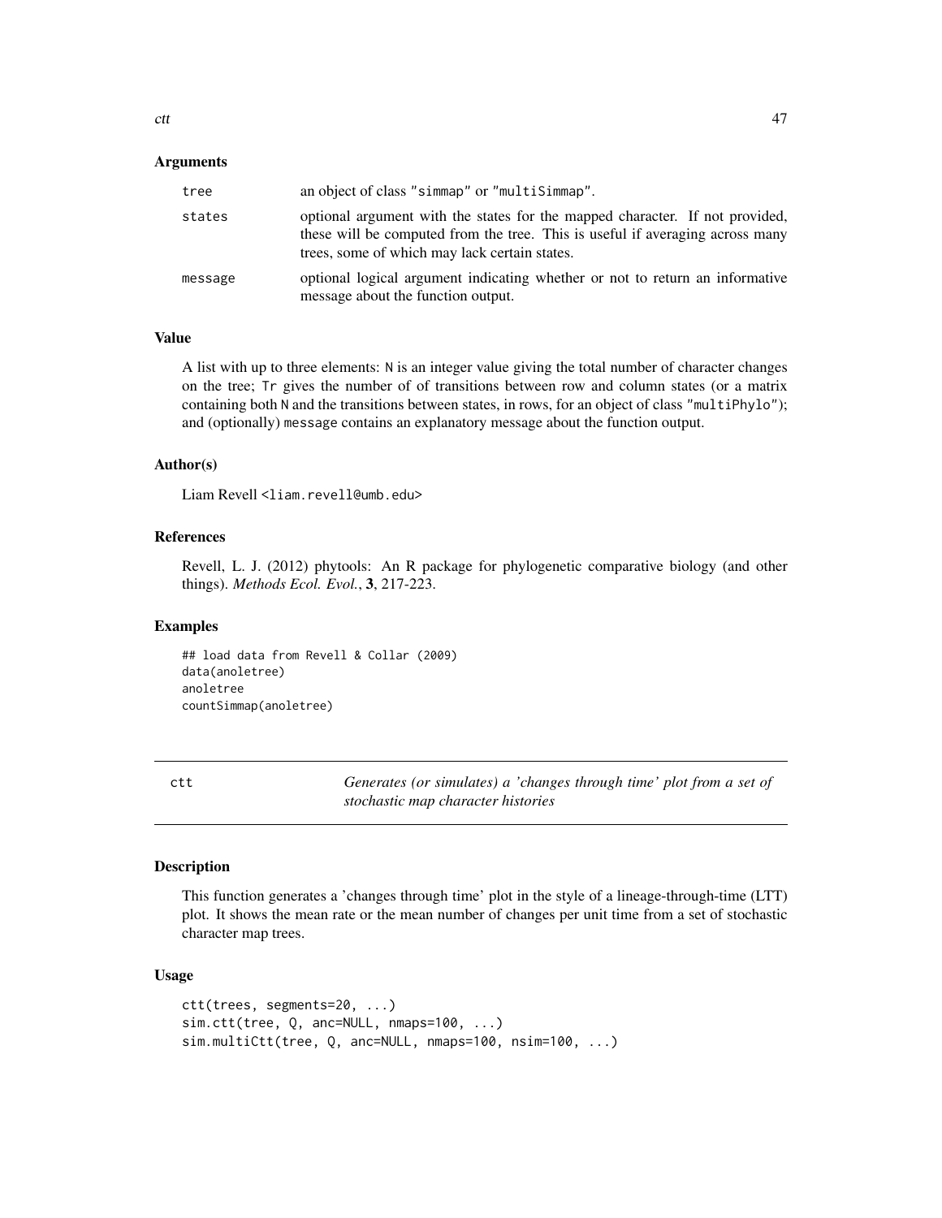### Arguments

| | |
|---|---|
| tree | an object of class "simmap" or "multiSimmap". |
| states | optional argument with the states for the mapped character. If not provided, these will be computed from the tree. This is useful if averaging across many trees, some of which may lack certain states. |
| message | optional logical argument indicating whether or not to return an informative message about the function output. |

### Value

A list with up to three elements: N is an integer value giving the total number of character changes on the tree; Tr gives the number of of transitions between row and column states (or a matrix containing both N and the transitions between states, in rows, for an object of class "multiPhylo"); and (optionally) message contains an explanatory message about the function output.

### Author(s)

Liam Revell <liam.revell@umb.edu>

### References

Revell, L. J. (2012) phytools: An R package for phylogenetic comparative biology (and other things). *Methods Ecol. Evol.*, **3**, 217-223.

### Examples

```
## load data from Revell & Collar (2009)
data(anoletree)
anoletree
countSimmap(anoletree)
```

---

## ctt — *Generates (or simulates) a 'changes through time' plot from a set of stochastic map character histories*

### Description

This function generates a 'changes through time' plot in the style of a lineage-through-time (LTT) plot. It shows the mean rate or the mean number of changes per unit time from a set of stochastic character map trees.

### Usage

```
ctt(trees, segments=20, ...)
sim.ctt(tree, Q, anc=NULL, nmaps=100, ...)
sim.multiCtt(tree, Q, anc=NULL, nmaps=100, nsim=100, ...)
```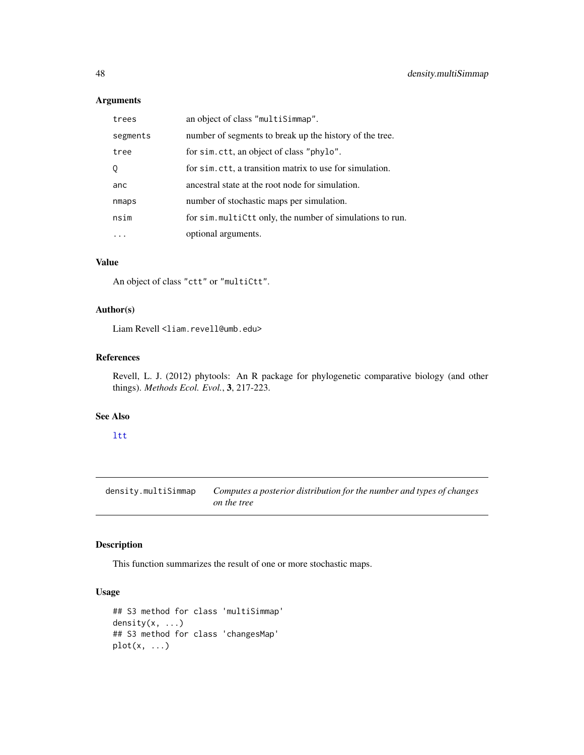## Arguments

| | |
|---|---|
| `trees` | an object of class `"multiSimmap"`. |
| `segments` | number of segments to break up the history of the tree. |
| `tree` | for `sim.ctt`, an object of class `"phylo"`. |
| `Q` | for `sim.ctt`, a transition matrix to use for simulation. |
| `anc` | ancestral state at the root node for simulation. |
| `nmaps` | number of stochastic maps per simulation. |
| `nsim` | for `sim.multiCtt` only, the number of simulations to run. |
| `...` | optional arguments. |

## Value

An object of class `"ctt"` or `"multiCtt"`.

## Author(s)

Liam Revell <liam.revell@umb.edu>

## References

Revell, L. J. (2012) phytools: An R package for phylogenetic comparative biology (and other things). *Methods Ecol. Evol.*, **3**, 217-223.

## See Also

`ltt`

---

# density.multiSimmap — *Computes a posterior distribution for the number and types of changes on the tree*

## Description

This function summarizes the result of one or more stochastic maps.

## Usage

```
## S3 method for class 'multiSimmap'
density(x, ...)
## S3 method for class 'changesMap'
plot(x, ...)
```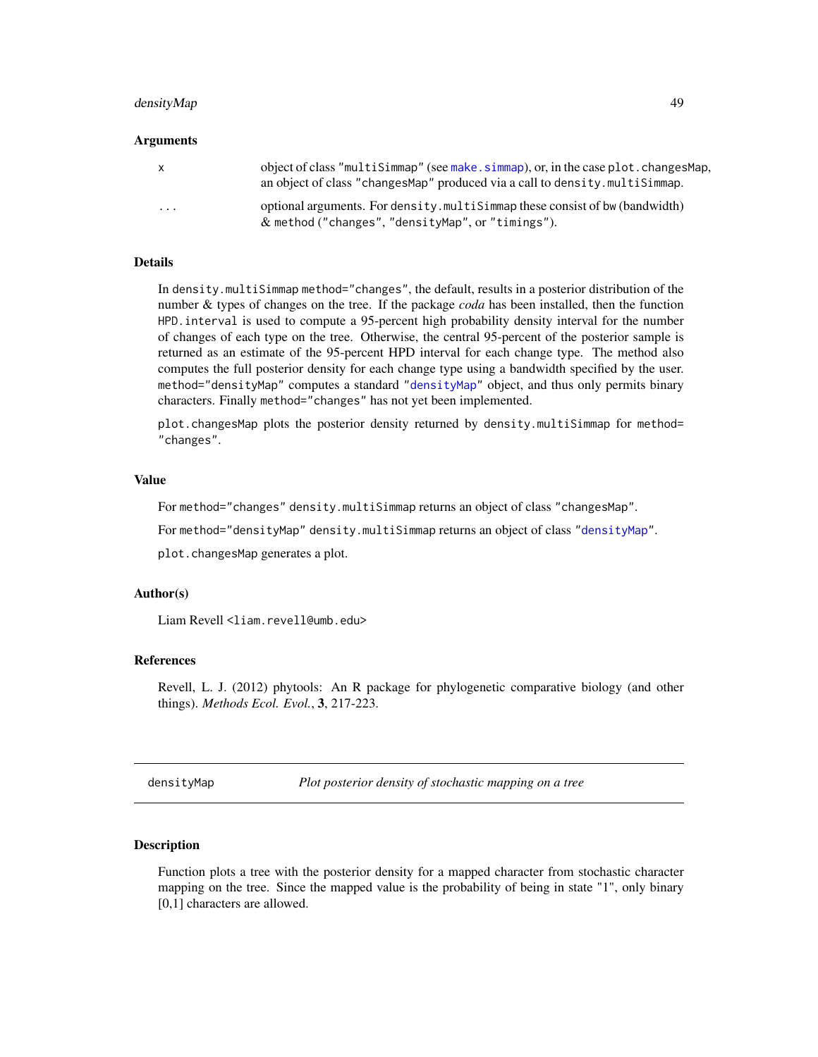### Arguments

| | |
|---|---|
| `x` | object of class `"multiSimmap"` (see `make.simmap`), or, in the case `plot.changesMap`, an object of class `"changesMap"` produced via a call to `density.multiSimmap`. |
| `...` | optional arguments. For `density.multiSimmap` these consist of `bw` (bandwidth) & `method` (`"changes"`, `"densityMap"`, or `"timings"`). |

### Details

In `density.multiSimmap` `method="changes"`, the default, results in a posterior distribution of the number & types of changes on the tree. If the package *coda* has been installed, then the function `HPD.interval` is used to compute a 95-percent high probability density interval for the number of changes of each type on the tree. Otherwise, the central 95-percent of the posterior sample is returned as an estimate of the 95-percent HPD interval for each change type. The method also computes the full posterior density for each change type using a bandwidth specified by the user. `method="densityMap"` computes a standard `"densityMap"` object, and thus only permits binary characters. Finally `method="changes"` has not yet been implemented.

`plot.changesMap` plots the posterior density returned by `density.multiSimmap` for `method= "changes"`.

### Value

For `method="changes"` `density.multiSimmap` returns an object of class `"changesMap"`.

For `method="densityMap"` `density.multiSimmap` returns an object of class `"densityMap"`.

`plot.changesMap` generates a plot.

### Author(s)

Liam Revell <liam.revell@umb.edu>

### References

Revell, L. J. (2012) phytools: An R package for phylogenetic comparative biology (and other things). *Methods Ecol. Evol.*, **3**, 217-223.

---

## densityMap — *Plot posterior density of stochastic mapping on a tree*

---

### Description

Function plots a tree with the posterior density for a mapped character from stochastic character mapping on the tree. Since the mapped value is the probability of being in state "1", only binary [0,1] characters are allowed.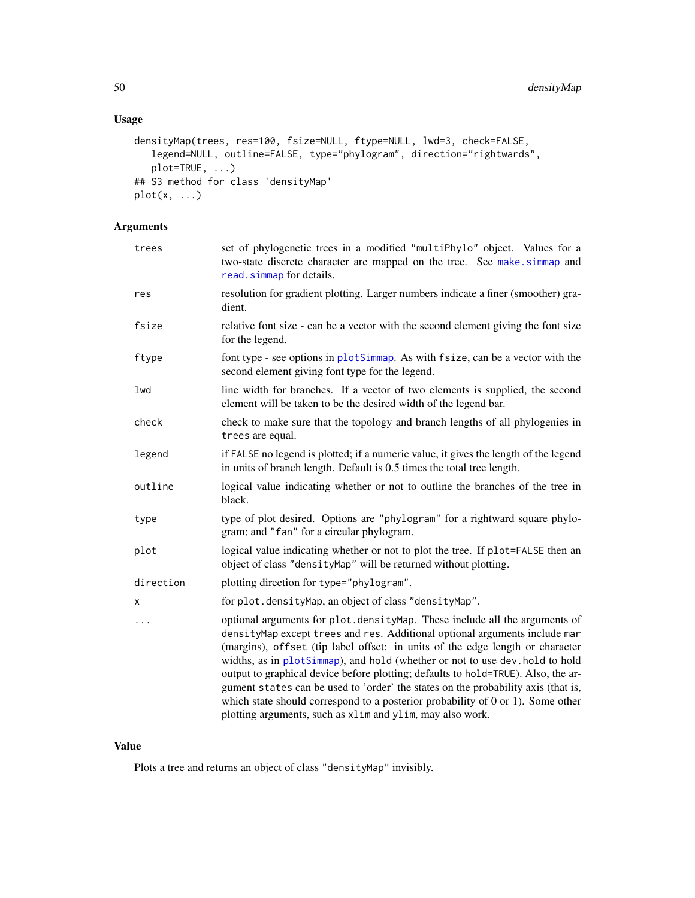## Usage

```
densityMap(trees, res=100, fsize=NULL, ftype=NULL, lwd=3, check=FALSE,
   legend=NULL, outline=FALSE, type="phylogram", direction="rightwards",
   plot=TRUE, ...)
## S3 method for class 'densityMap'
plot(x, ...)
```

## Arguments

| | |
|---|---|
| trees | set of phylogenetic trees in a modified "multiPhylo" object. Values for a two-state discrete character are mapped on the tree. See make.simmap and read.simmap for details. |
| res | resolution for gradient plotting. Larger numbers indicate a finer (smoother) gradient. |
| fsize | relative font size - can be a vector with the second element giving the font size for the legend. |
| ftype | font type - see options in plotSimmap. As with fsize, can be a vector with the second element giving font type for the legend. |
| lwd | line width for branches. If a vector of two elements is supplied, the second element will be taken to be the desired width of the legend bar. |
| check | check to make sure that the topology and branch lengths of all phylogenies in trees are equal. |
| legend | if FALSE no legend is plotted; if a numeric value, it gives the length of the legend in units of branch length. Default is 0.5 times the total tree length. |
| outline | logical value indicating whether or not to outline the branches of the tree in black. |
| type | type of plot desired. Options are "phylogram" for a rightward square phylogram; and "fan" for a circular phylogram. |
| plot | logical value indicating whether or not to plot the tree. If plot=FALSE then an object of class "densityMap" will be returned without plotting. |
| direction | plotting direction for type="phylogram". |
| x | for plot.densityMap, an object of class "densityMap". |
| ... | optional arguments for plot.densityMap. These include all the arguments of densityMap except trees and res. Additional optional arguments include mar (margins), offset (tip label offset: in units of the edge length or character widths, as in plotSimmap), and hold (whether or not to use dev.hold to hold output to graphical device before plotting; defaults to hold=TRUE). Also, the argument states can be used to 'order' the states on the probability axis (that is, which state should correspond to a posterior probability of 0 or 1). Some other plotting arguments, such as xlim and ylim, may also work. |

## Value

Plots a tree and returns an object of class "densityMap" invisibly.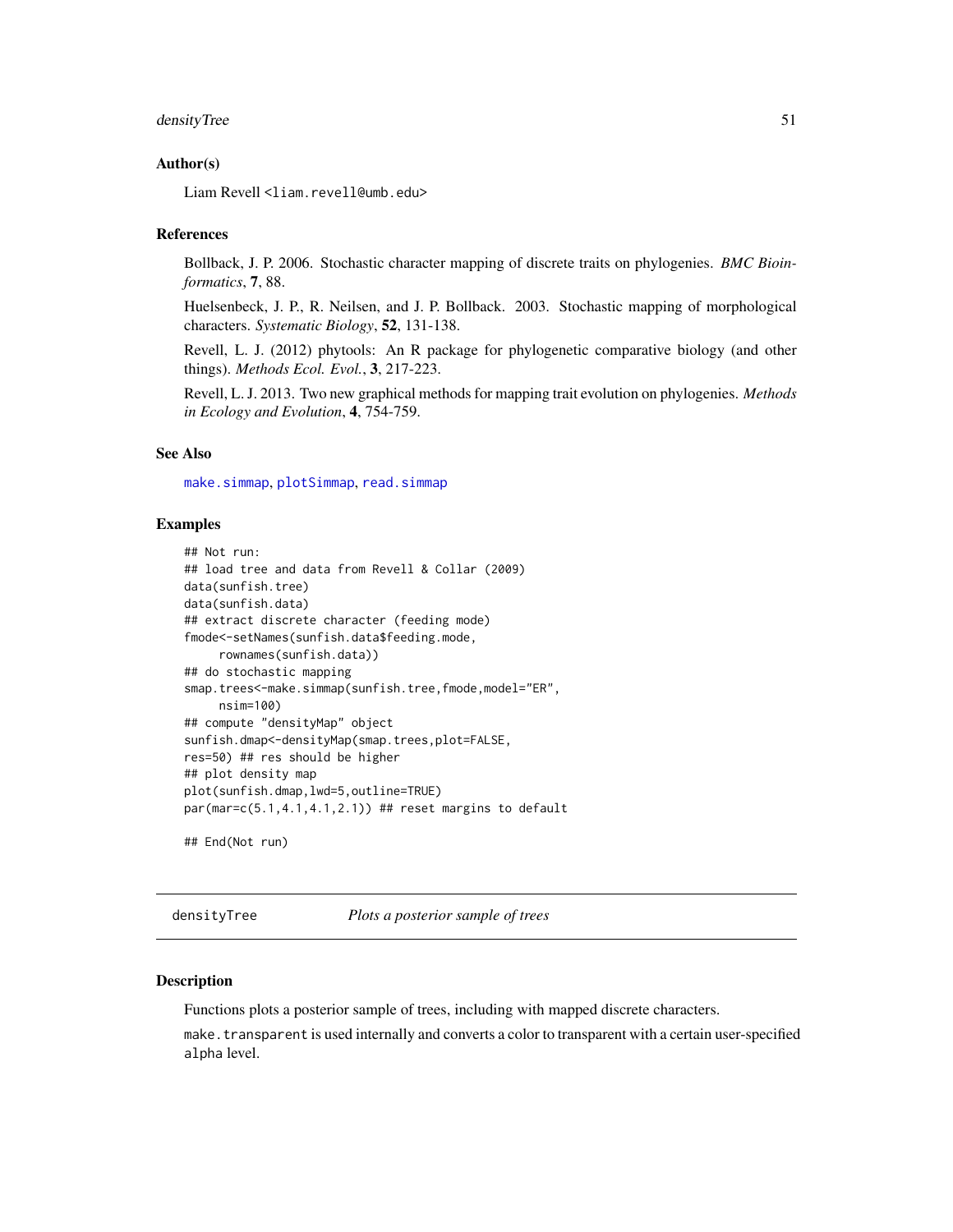### Author(s)

Liam Revell <liam.revell@umb.edu>

### References

Bollback, J. P. 2006. Stochastic character mapping of discrete traits on phylogenies. *BMC Bioinformatics*, **7**, 88.

Huelsenbeck, J. P., R. Neilsen, and J. P. Bollback. 2003. Stochastic mapping of morphological characters. *Systematic Biology*, **52**, 131-138.

Revell, L. J. (2012) phytools: An R package for phylogenetic comparative biology (and other things). *Methods Ecol. Evol.*, **3**, 217-223.

Revell, L. J. 2013. Two new graphical methods for mapping trait evolution on phylogenies. *Methods in Ecology and Evolution*, **4**, 754-759.

### See Also

make.simmap, plotSimmap, read.simmap

### Examples

```
## Not run:
## load tree and data from Revell & Collar (2009)
data(sunfish.tree)
data(sunfish.data)
## extract discrete character (feeding mode)
fmode<-setNames(sunfish.data$feeding.mode,
     rownames(sunfish.data))
## do stochastic mapping
smap.trees<-make.simmap(sunfish.tree,fmode,model="ER",
     nsim=100)
## compute "densityMap" object
sunfish.dmap<-densityMap(smap.trees,plot=FALSE,
res=50) ## res should be higher
## plot density map
plot(sunfish.dmap,lwd=5,outline=TRUE)
par(mar=c(5.1,4.1,4.1,2.1)) ## reset margins to default

## End(Not run)
```

---

## densityTree &nbsp;&nbsp;&nbsp;&nbsp; *Plots a posterior sample of trees*

### Description

Functions plots a posterior sample of trees, including with mapped discrete characters.

make.transparent is used internally and converts a color to transparent with a certain user-specified alpha level.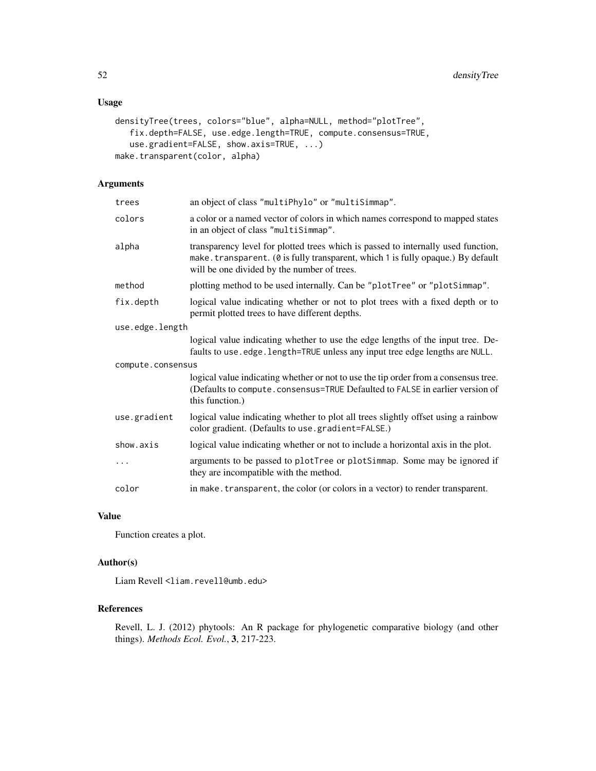## Usage

```
densityTree(trees, colors="blue", alpha=NULL, method="plotTree",
   fix.depth=FALSE, use.edge.length=TRUE, compute.consensus=TRUE,
   use.gradient=FALSE, show.axis=TRUE, ...)
make.transparent(color, alpha)
```

## Arguments

| | |
|---|---|
| trees | an object of class "multiPhylo" or "multiSimmap". |
| colors | a color or a named vector of colors in which names correspond to mapped states in an object of class "multiSimmap". |
| alpha | transparency level for plotted trees which is passed to internally used function, make.transparent. (0 is fully transparent, which 1 is fully opaque.) By default will be one divided by the number of trees. |
| method | plotting method to be used internally. Can be "plotTree" or "plotSimmap". |
| fix.depth | logical value indicating whether or not to plot trees with a fixed depth or to permit plotted trees to have different depths. |
| use.edge.length | logical value indicating whether to use the edge lengths of the input tree. Defaults to use.edge.length=TRUE unless any input tree edge lengths are NULL. |
| compute.consensus | logical value indicating whether or not to use the tip order from a consensus tree. (Defaults to compute.consensus=TRUE Defaulted to FALSE in earlier version of this function.) |
| use.gradient | logical value indicating whether to plot all trees slightly offset using a rainbow color gradient. (Defaults to use.gradient=FALSE.) |
| show.axis | logical value indicating whether or not to include a horizontal axis in the plot. |
| ... | arguments to be passed to plotTree or plotSimmap. Some may be ignored if they are incompatible with the method. |
| color | in make.transparent, the color (or colors in a vector) to render transparent. |

## Value

Function creates a plot.

## Author(s)

Liam Revell <liam.revell@umb.edu>

## References

Revell, L. J. (2012) phytools: An R package for phylogenetic comparative biology (and other things). *Methods Ecol. Evol.*, **3**, 217-223.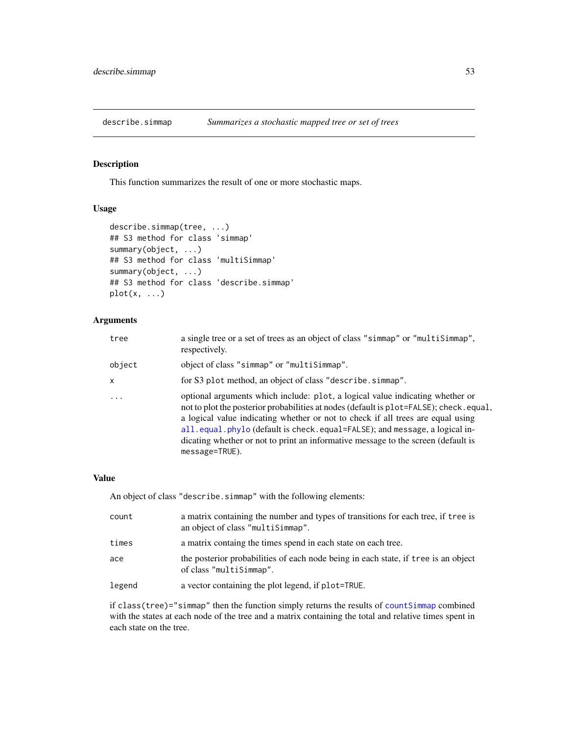## describe.simmap — *Summarizes a stochastic mapped tree or set of trees*

### Description

This function summarizes the result of one or more stochastic maps.

### Usage

```
describe.simmap(tree, ...)
## S3 method for class 'simmap'
summary(object, ...)
## S3 method for class 'multiSimmap'
summary(object, ...)
## S3 method for class 'describe.simmap'
plot(x, ...)
```

### Arguments

| | |
|---|---|
| `tree` | a single tree or a set of trees as an object of class "`simmap`" or "`multiSimmap`", respectively. |
| `object` | object of class "`simmap`" or "`multiSimmap`". |
| `x` | for S3 `plot` method, an object of class "`describe.simmap`". |
| `...` | optional arguments which include: `plot`, a logical value indicating whether or not to plot the posterior probabilities at nodes (default is `plot=FALSE`); `check.equal`, a logical value indicating whether or not to check if all trees are equal using `all.equal.phylo` (default is `check.equal=FALSE`); and `message`, a logical indicating whether or not to print an informative message to the screen (default is `message=TRUE`). |

### Value

An object of class "`describe.simmap`" with the following elements:

| | |
|---|---|
| `count` | a matrix containing the number and types of transitions for each tree, if `tree` is an object of class "`multiSimmap`". |
| `times` | a matrix containg the times spend in each state on each tree. |
| `ace` | the posterior probabilities of each node being in each state, if `tree` is an object of class "`multiSimmap`". |
| `legend` | a vector containing the plot legend, if `plot=TRUE`. |

if `class(tree)="simmap"` then the function simply returns the results of `countSimmap` combined with the states at each node of the tree and a matrix containing the total and relative times spent in each state on the tree.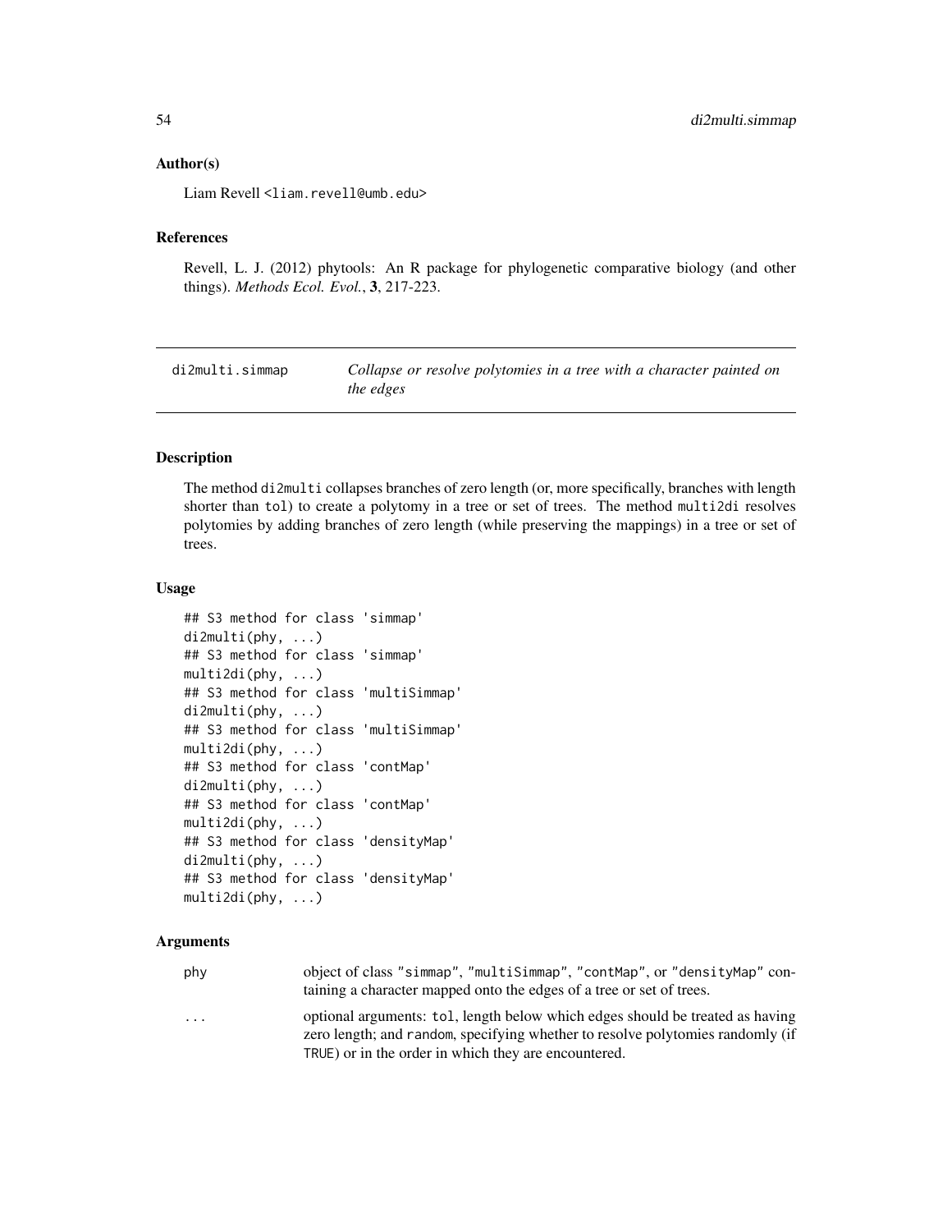### Author(s)

Liam Revell <liam.revell@umb.edu>

### References

Revell, L. J. (2012) phytools: An R package for phylogenetic comparative biology (and other things). *Methods Ecol. Evol.*, **3**, 217-223.

---

## di2multi.simmap — *Collapse or resolve polytomies in a tree with a character painted on the edges*

---

### Description

The method di2multi collapses branches of zero length (or, more specifically, branches with length shorter than tol) to create a polytomy in a tree or set of trees. The method multi2di resolves polytomies by adding branches of zero length (while preserving the mappings) in a tree or set of trees.

### Usage

```
## S3 method for class 'simmap'
di2multi(phy, ...)
## S3 method for class 'simmap'
multi2di(phy, ...)
## S3 method for class 'multiSimmap'
di2multi(phy, ...)
## S3 method for class 'multiSimmap'
multi2di(phy, ...)
## S3 method for class 'contMap'
di2multi(phy, ...)
## S3 method for class 'contMap'
multi2di(phy, ...)
## S3 method for class 'densityMap'
di2multi(phy, ...)
## S3 method for class 'densityMap'
multi2di(phy, ...)
```

### Arguments

| | |
|---|---|
| phy | object of class "simmap", "multiSimmap", "contMap", or "densityMap" containing a character mapped onto the edges of a tree or set of trees. |
| ... | optional arguments: tol, length below which edges should be treated as having zero length; and random, specifying whether to resolve polytomies randomly (if TRUE) or in the order in which they are encountered. |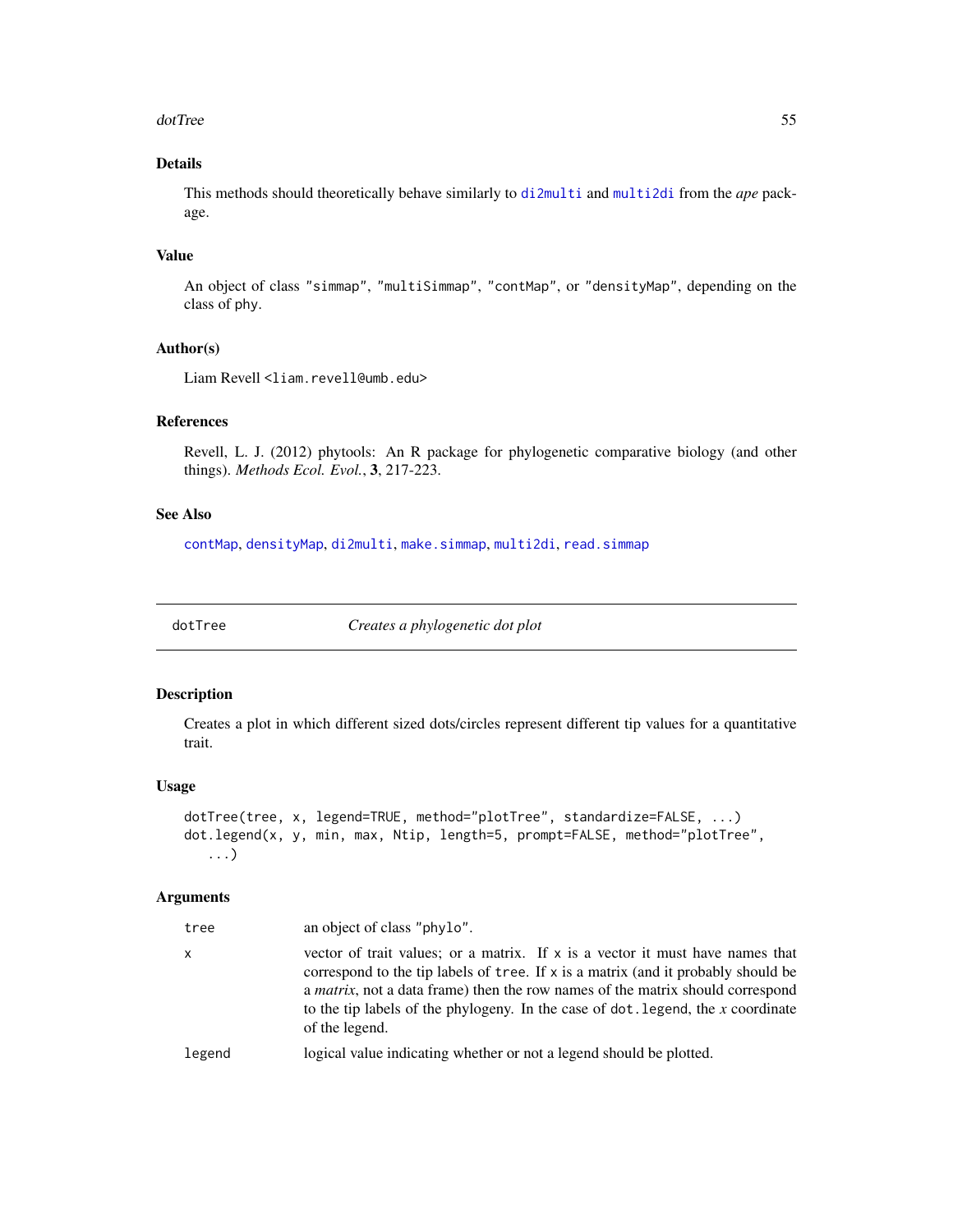### Details

This methods should theoretically behave similarly to `di2multi` and `multi2di` from the *ape* package.

### Value

An object of class "simmap", "multiSimmap", "contMap", or "densityMap", depending on the class of phy.

### Author(s)

Liam Revell <liam.revell@umb.edu>

### References

Revell, L. J. (2012) phytools: An R package for phylogenetic comparative biology (and other things). *Methods Ecol. Evol.*, **3**, 217-223.

### See Also

`contMap`, `densityMap`, `di2multi`, `make.simmap`, `multi2di`, `read.simmap`

---

## dotTree — *Creates a phylogenetic dot plot*

---

### Description

Creates a plot in which different sized dots/circles represent different tip values for a quantitative trait.

### Usage

```
dotTree(tree, x, legend=TRUE, method="plotTree", standardize=FALSE, ...)
dot.legend(x, y, min, max, Ntip, length=5, prompt=FALSE, method="plotTree",
   ...)
```

### Arguments

| | |
|---|---|
| `tree` | an object of class "phylo". |
| `x` | vector of trait values; or a matrix. If `x` is a vector it must have names that correspond to the tip labels of `tree`. If `x` is a matrix (and it probably should be a *matrix*, not a data frame) then the row names of the matrix should correspond to the tip labels of the phylogeny. In the case of `dot.legend`, the *x* coordinate of the legend. |
| `legend` | logical value indicating whether or not a legend should be plotted. |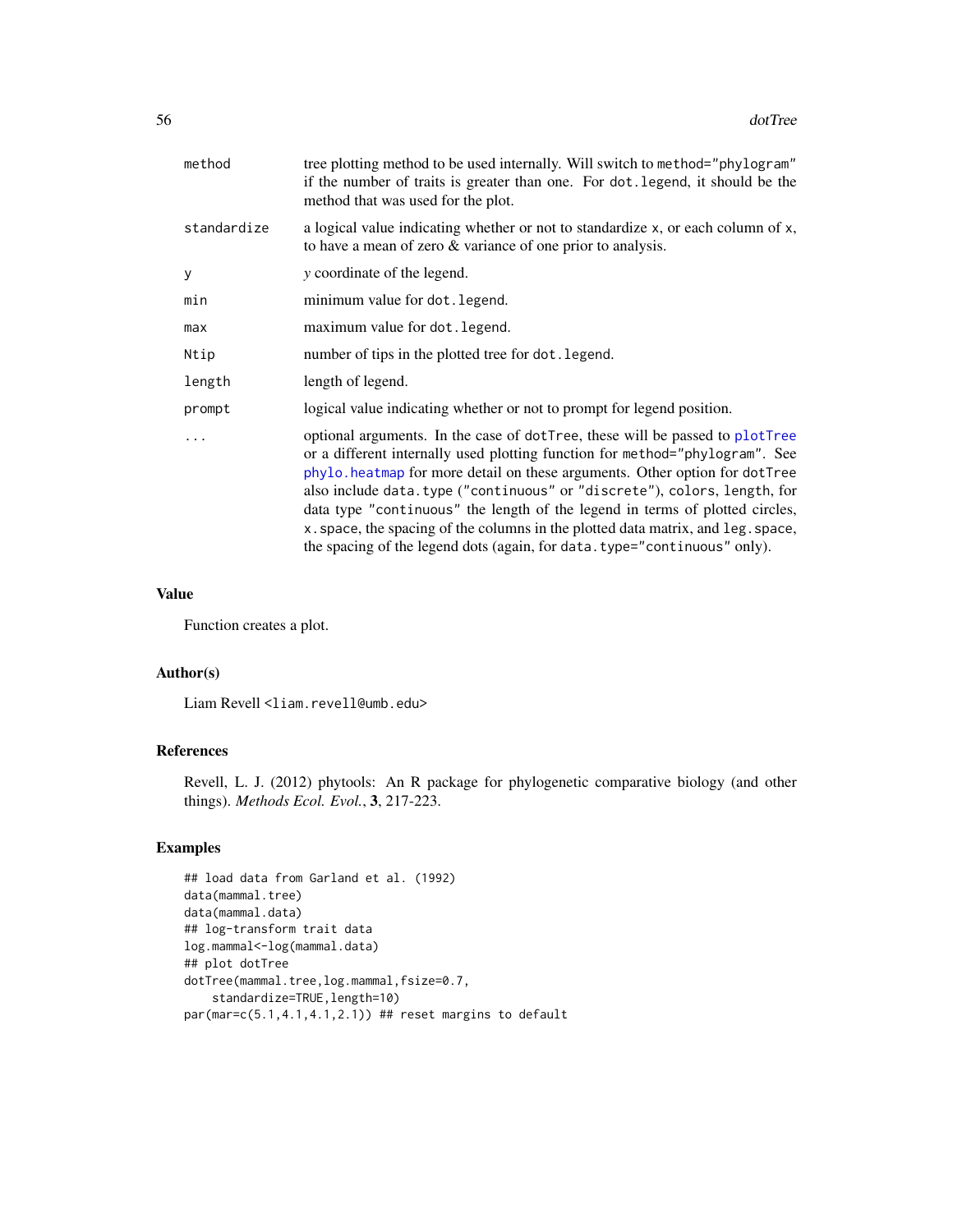| | |
|---|---|
| `method` | tree plotting method to be used internally. Will switch to `method="phylogram"` if the number of traits is greater than one. For `dot.legend`, it should be the method that was used for the plot. |
| `standardize` | a logical value indicating whether or not to standardize `x`, or each column of `x`, to have a mean of zero & variance of one prior to analysis. |
| `y` | *y* coordinate of the legend. |
| `min` | minimum value for `dot.legend`. |
| `max` | maximum value for `dot.legend`. |
| `Ntip` | number of tips in the plotted tree for `dot.legend`. |
| `length` | length of legend. |
| `prompt` | logical value indicating whether or not to prompt for legend position. |
| `...` | optional arguments. In the case of `dotTree`, these will be passed to `plotTree` or a different internally used plotting function for `method="phylogram"`. See `phylo.heatmap` for more detail on these arguments. Other option for `dotTree` also include `data.type` (`"continuous"` or `"discrete"`), `colors`, `length`, for data type `"continuous"` the length of the legend in terms of plotted circles, `x.space`, the spacing of the columns in the plotted data matrix, and `leg.space`, the spacing of the legend dots (again, for `data.type="continuous"` only). |

## Value

Function creates a plot.

## Author(s)

Liam Revell <liam.revell@umb.edu>

## References

Revell, L. J. (2012) phytools: An R package for phylogenetic comparative biology (and other things). *Methods Ecol. Evol.*, **3**, 217-223.

## Examples

```
## load data from Garland et al. (1992)
data(mammal.tree)
data(mammal.data)
## log-transform trait data
log.mammal<-log(mammal.data)
## plot dotTree
dotTree(mammal.tree,log.mammal,fsize=0.7,
    standardize=TRUE,length=10)
par(mar=c(5.1,4.1,4.1,2.1)) ## reset margins to default
```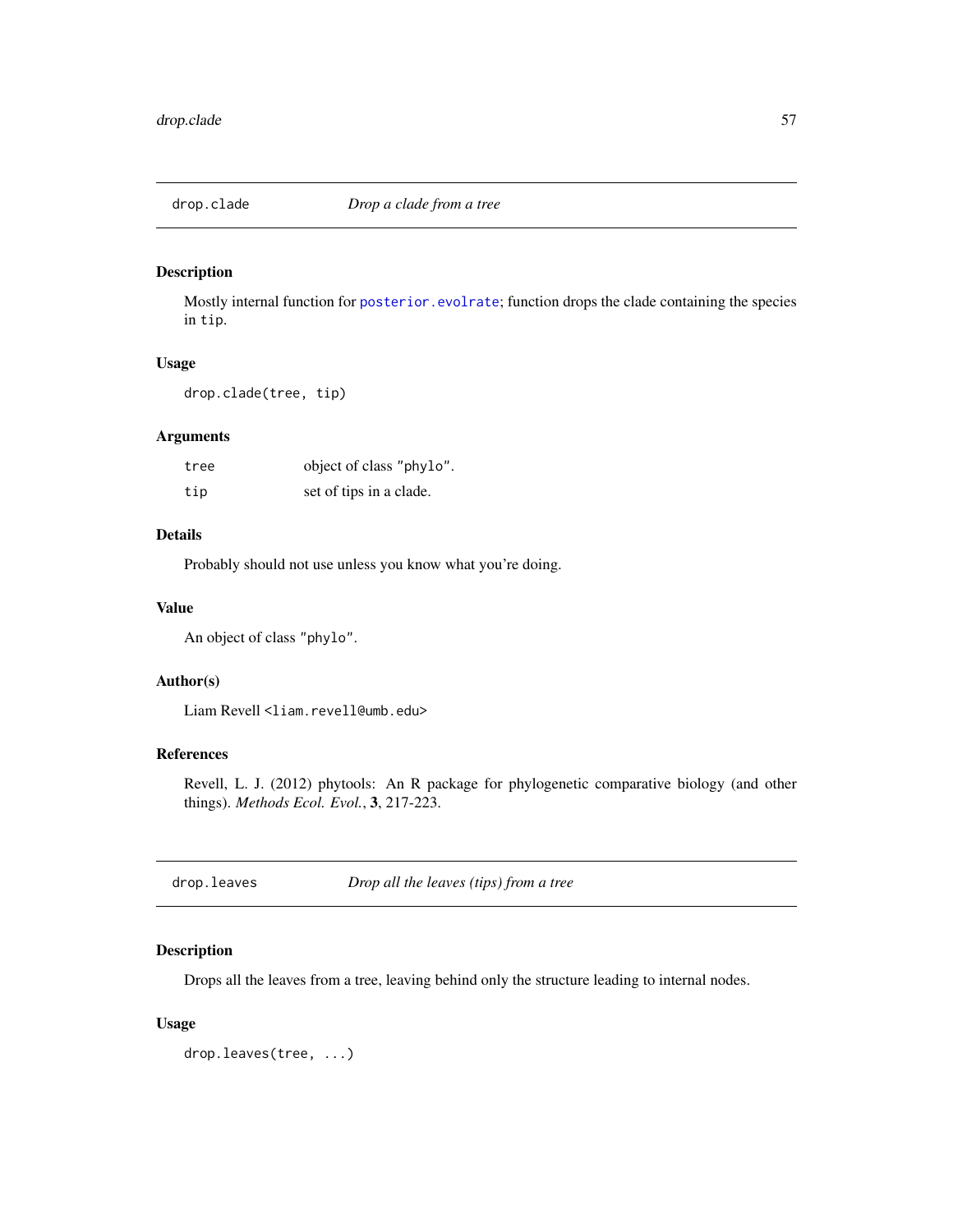## drop.clade — *Drop a clade from a tree*

### Description

Mostly internal function for `posterior.evolrate`; function drops the clade containing the species in `tip`.

### Usage

```
drop.clade(tree, tip)
```

### Arguments

| | |
|---|---|
| `tree` | object of class `"phylo"`. |
| `tip` | set of tips in a clade. |

### Details

Probably should not use unless you know what you're doing.

### Value

An object of class `"phylo"`.

### Author(s)

Liam Revell <`liam.revell@umb.edu`>

### References

Revell, L. J. (2012) phytools: An R package for phylogenetic comparative biology (and other things). *Methods Ecol. Evol.*, **3**, 217-223.

## drop.leaves — *Drop all the leaves (tips) from a tree*

### Description

Drops all the leaves from a tree, leaving behind only the structure leading to internal nodes.

### Usage

```
drop.leaves(tree, ...)
```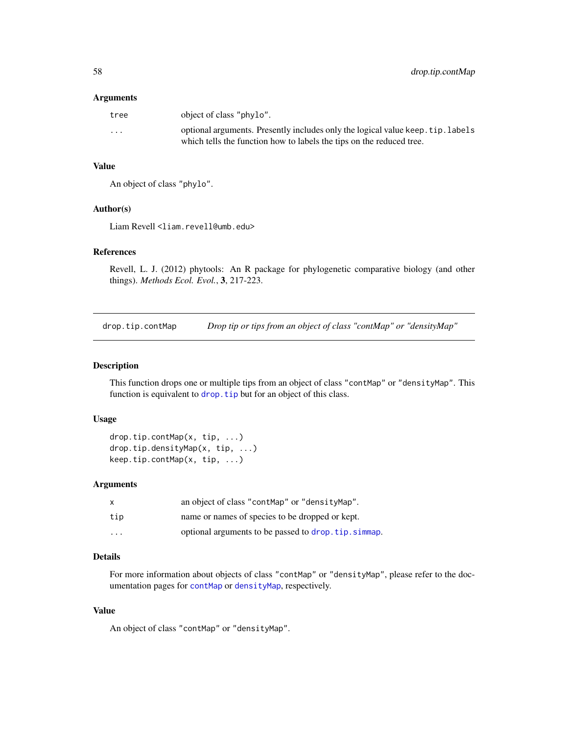### Arguments

| | |
|---|---|
| `tree` | object of class "phylo". |
| `...` | optional arguments. Presently includes only the logical value `keep.tip.labels` which tells the function how to labels the tips on the reduced tree. |

### Value

An object of class "phylo".

### Author(s)

Liam Revell <liam.revell@umb.edu>

### References

Revell, L. J. (2012) phytools: An R package for phylogenetic comparative biology (and other things). *Methods Ecol. Evol.*, **3**, 217-223.

---

## drop.tip.contMap — *Drop tip or tips from an object of class "contMap" or "densityMap"*

---

### Description

This function drops one or multiple tips from an object of class "contMap" or "densityMap". This function is equivalent to `drop.tip` but for an object of this class.

### Usage

```
drop.tip.contMap(x, tip, ...)
drop.tip.densityMap(x, tip, ...)
keep.tip.contMap(x, tip, ...)
```

### Arguments

| | |
|---|---|
| `x` | an object of class "contMap" or "densityMap". |
| `tip` | name or names of species to be dropped or kept. |
| `...` | optional arguments to be passed to `drop.tip.simmap`. |

### Details

For more information about objects of class "contMap" or "densityMap", please refer to the documentation pages for `contMap` or `densityMap`, respectively.

### Value

An object of class "contMap" or "densityMap".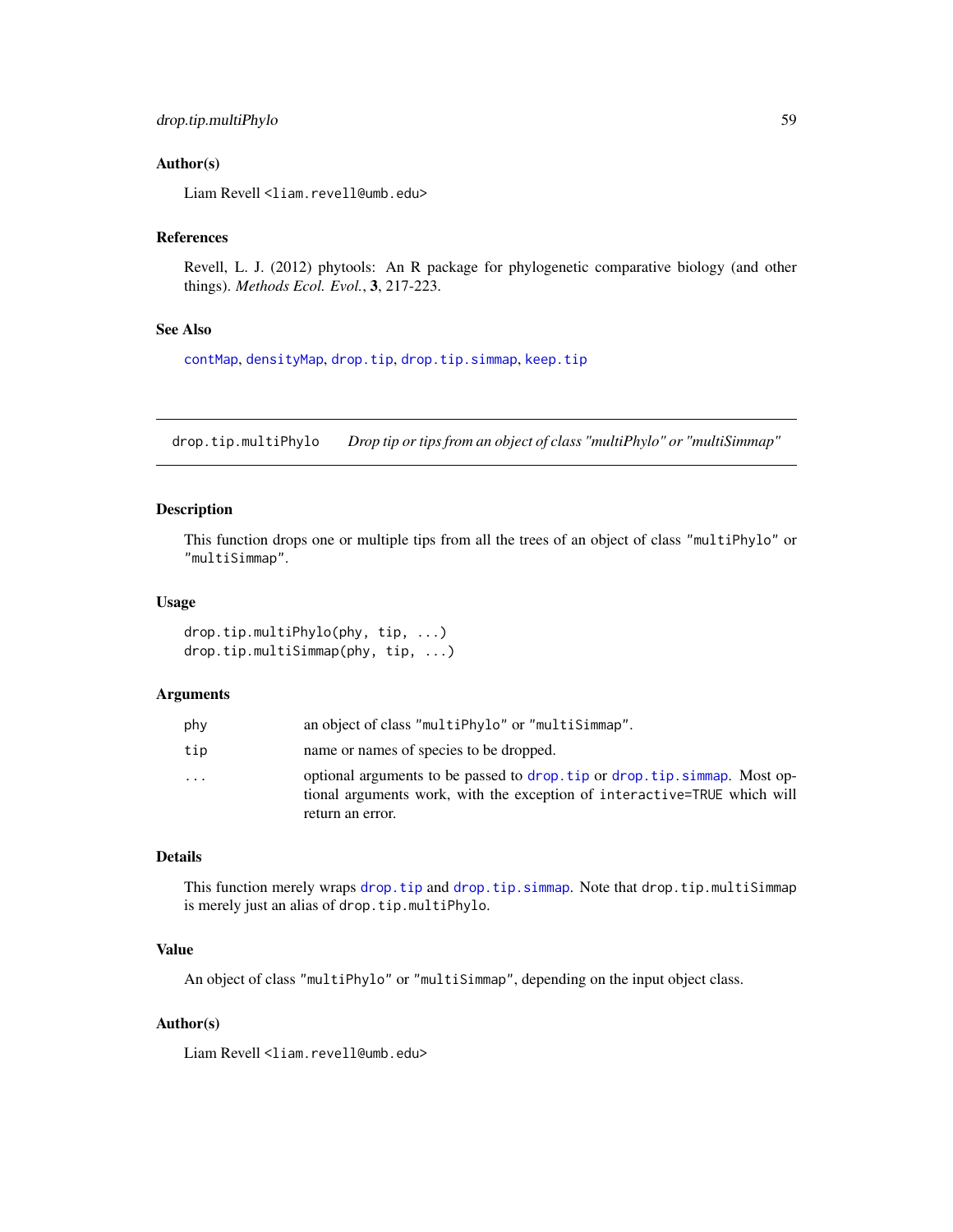### Author(s)

Liam Revell <liam.revell@umb.edu>

### References

Revell, L. J. (2012) phytools: An R package for phylogenetic comparative biology (and other things). *Methods Ecol. Evol.*, **3**, 217-223.

### See Also

contMap, densityMap, drop.tip, drop.tip.simmap, keep.tip

---

## drop.tip.multiPhylo — *Drop tip or tips from an object of class "multiPhylo" or "multiSimmap"*

---

### Description

This function drops one or multiple tips from all the trees of an object of class "multiPhylo" or "multiSimmap".

### Usage

```
drop.tip.multiPhylo(phy, tip, ...)
drop.tip.multiSimmap(phy, tip, ...)
```

### Arguments

| | |
|---|---|
| phy | an object of class "multiPhylo" or "multiSimmap". |
| tip | name or names of species to be dropped. |
| ... | optional arguments to be passed to drop.tip or drop.tip.simmap. Most optional arguments work, with the exception of interactive=TRUE which will return an error. |

### Details

This function merely wraps drop.tip and drop.tip.simmap. Note that drop.tip.multiSimmap is merely just an alias of drop.tip.multiPhylo.

### Value

An object of class "multiPhylo" or "multiSimmap", depending on the input object class.

### Author(s)

Liam Revell <liam.revell@umb.edu>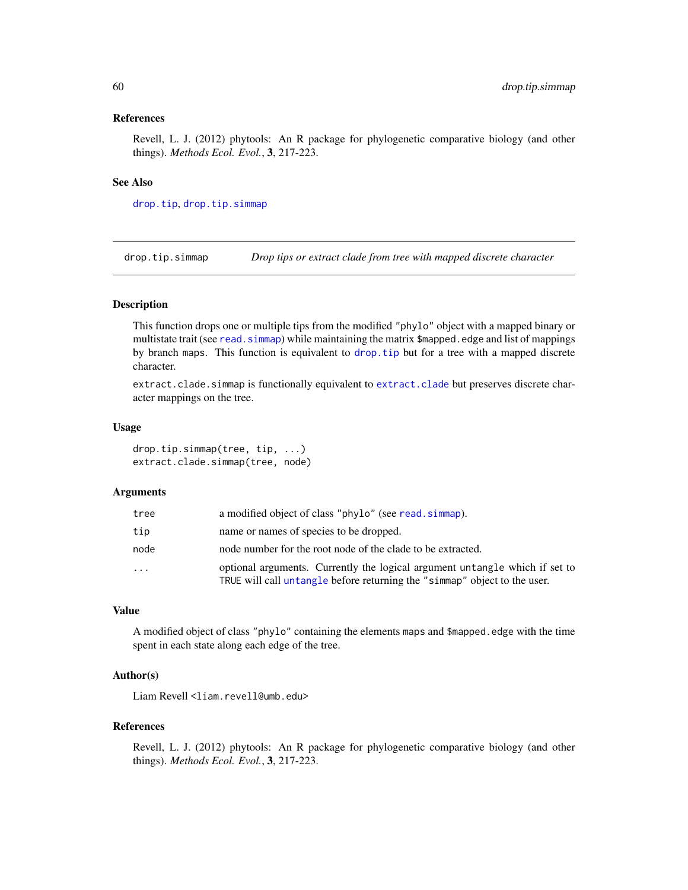### References

Revell, L. J. (2012) phytools: An R package for phylogenetic comparative biology (and other things). *Methods Ecol. Evol.*, **3**, 217-223.

### See Also

`drop.tip`, `drop.tip.simmap`

---

## drop.tip.simmap — *Drop tips or extract clade from tree with mapped discrete character*

---

### Description

This function drops one or multiple tips from the modified `"phylo"` object with a mapped binary or multistate trait (see `read.simmap`) while maintaining the matrix `$mapped.edge` and list of mappings by branch `maps`. This function is equivalent to `drop.tip` but for a tree with a mapped discrete character.

`extract.clade.simmap` is functionally equivalent to `extract.clade` but preserves discrete character mappings on the tree.

### Usage

```
drop.tip.simmap(tree, tip, ...)
extract.clade.simmap(tree, node)
```

### Arguments

| | |
|---|---|
| `tree` | a modified object of class `"phylo"` (see `read.simmap`). |
| `tip` | name or names of species to be dropped. |
| `node` | node number for the root node of the clade to be extracted. |
| `...` | optional arguments. Currently the logical argument `untangle` which if set to `TRUE` will call `untangle` before returning the `"simmap"` object to the user. |

### Value

A modified object of class `"phylo"` containing the elements `maps` and `$mapped.edge` with the time spent in each state along each edge of the tree.

### Author(s)

Liam Revell <liam.revell@umb.edu>

### References

Revell, L. J. (2012) phytools: An R package for phylogenetic comparative biology (and other things). *Methods Ecol. Evol.*, **3**, 217-223.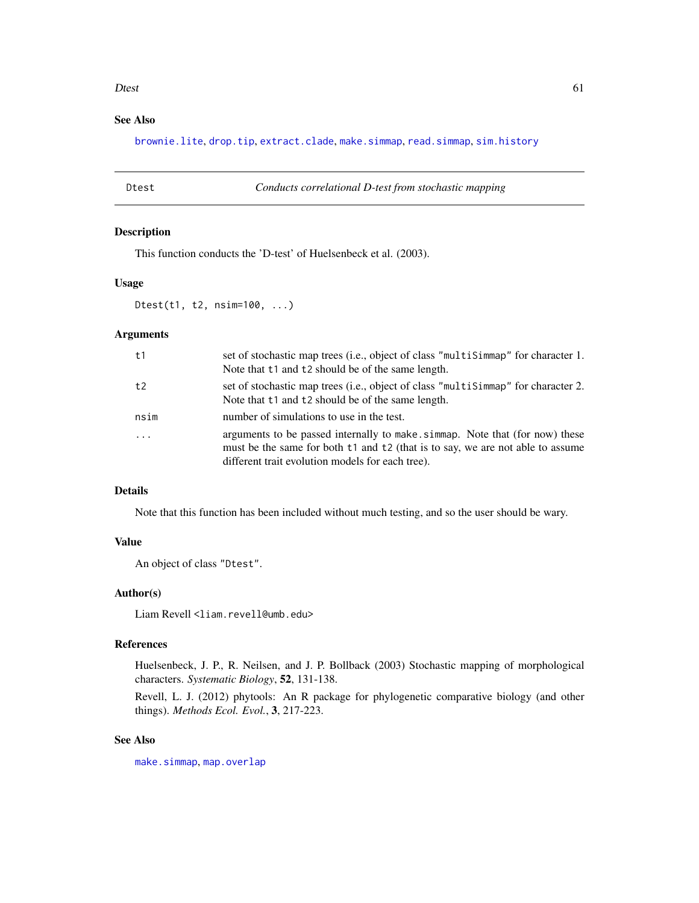### See Also

brownie.lite, drop.tip, extract.clade, make.simmap, read.simmap, sim.history

---

## Dtest — *Conducts correlational D-test from stochastic mapping*

### Description

This function conducts the 'D-test' of Huelsenbeck et al. (2003).

### Usage

```
Dtest(t1, t2, nsim=100, ...)
```

### Arguments

| | |
|---|---|
| t1 | set of stochastic map trees (i.e., object of class "multiSimmap" for character 1. Note that t1 and t2 should be of the same length. |
| t2 | set of stochastic map trees (i.e., object of class "multiSimmap" for character 2. Note that t1 and t2 should be of the same length. |
| nsim | number of simulations to use in the test. |
| ... | arguments to be passed internally to make.simmap. Note that (for now) these must be the same for both t1 and t2 (that is to say, we are not able to assume different trait evolution models for each tree). |

### Details

Note that this function has been included without much testing, and so the user should be wary.

### Value

An object of class "Dtest".

### Author(s)

Liam Revell <liam.revell@umb.edu>

### References

Huelsenbeck, J. P., R. Neilsen, and J. P. Bollback (2003) Stochastic mapping of morphological characters. *Systematic Biology*, **52**, 131-138.

Revell, L. J. (2012) phytools: An R package for phylogenetic comparative biology (and other things). *Methods Ecol. Evol.*, **3**, 217-223.

### See Also

make.simmap, map.overlap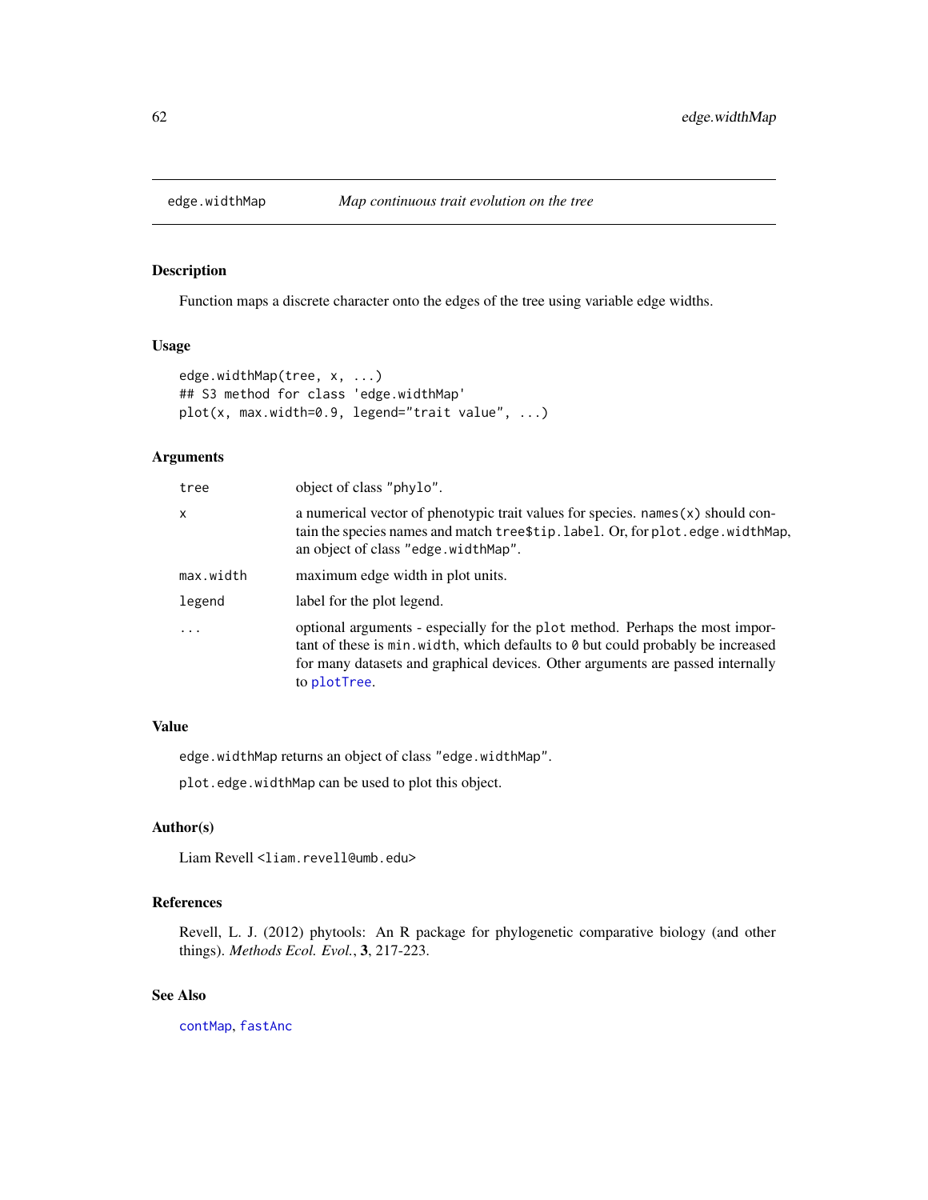## edge.widthMap — *Map continuous trait evolution on the tree*

### Description

Function maps a discrete character onto the edges of the tree using variable edge widths.

### Usage

```
edge.widthMap(tree, x, ...)
## S3 method for class 'edge.widthMap'
plot(x, max.width=0.9, legend="trait value", ...)
```

### Arguments

| | |
|---|---|
| `tree` | object of class `"phylo"`. |
| `x` | a numerical vector of phenotypic trait values for species. `names(x)` should contain the species names and match `tree$tip.label`. Or, for `plot.edge.widthMap`, an object of class `"edge.widthMap"`. |
| `max.width` | maximum edge width in plot units. |
| `legend` | label for the plot legend. |
| `...` | optional arguments - especially for the `plot` method. Perhaps the most important of these is `min.width`, which defaults to `0` but could probably be increased for many datasets and graphical devices. Other arguments are passed internally to `plotTree`. |

### Value

`edge.widthMap` returns an object of class `"edge.widthMap"`.

`plot.edge.widthMap` can be used to plot this object.

### Author(s)

Liam Revell <`liam.revell@umb.edu`>

### References

Revell, L. J. (2012) phytools: An R package for phylogenetic comparative biology (and other things). *Methods Ecol. Evol.*, **3**, 217-223.

### See Also

`contMap`, `fastAnc`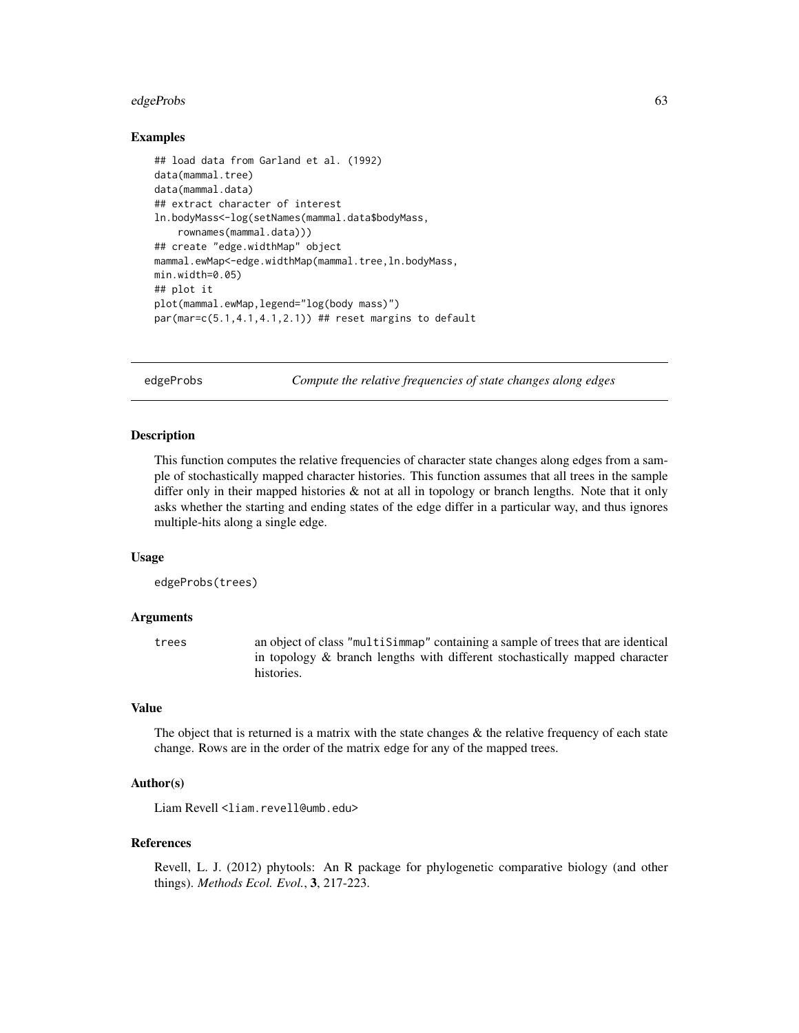### Examples

```
## load data from Garland et al. (1992)
data(mammal.tree)
data(mammal.data)
## extract character of interest
ln.bodyMass<-log(setNames(mammal.data$bodyMass,
    rownames(mammal.data)))
## create "edge.widthMap" object
mammal.ewMap<-edge.widthMap(mammal.tree,ln.bodyMass,
min.width=0.05)
## plot it
plot(mammal.ewMap,legend="log(body mass)")
par(mar=c(5.1,4.1,4.1,2.1)) ## reset margins to default
```

---

## edgeProbs — *Compute the relative frequencies of state changes along edges*

---

### Description

This function computes the relative frequencies of character state changes along edges from a sample of stochastically mapped character histories. This function assumes that all trees in the sample differ only in their mapped histories & not at all in topology or branch lengths. Note that it only asks whether the starting and ending states of the edge differ in a particular way, and thus ignores multiple-hits along a single edge.

### Usage

```
edgeProbs(trees)
```

### Arguments

| | |
|---|---|
| `trees` | an object of class "multiSimmap" containing a sample of trees that are identical in topology & branch lengths with different stochastically mapped character histories. |

### Value

The object that is returned is a matrix with the state changes & the relative frequency of each state change. Rows are in the order of the matrix `edge` for any of the mapped trees.

### Author(s)

Liam Revell <liam.revell@umb.edu>

### References

Revell, L. J. (2012) phytools: An R package for phylogenetic comparative biology (and other things). *Methods Ecol. Evol.*, **3**, 217-223.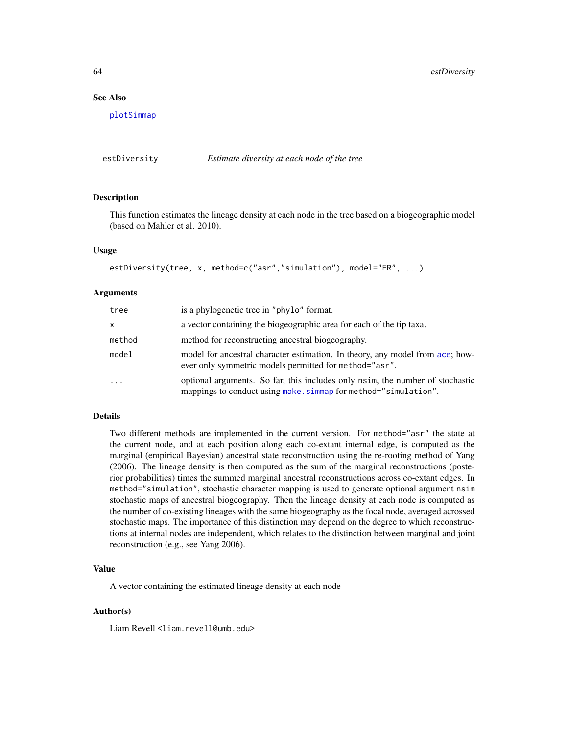### See Also

plotSimmap

---

## estDiversity — *Estimate diversity at each node of the tree*

### Description

This function estimates the lineage density at each node in the tree based on a biogeographic model (based on Mahler et al. 2010).

### Usage

```
estDiversity(tree, x, method=c("asr","simulation"), model="ER", ...)
```

### Arguments

| | |
|---|---|
| tree | is a phylogenetic tree in "phylo" format. |
| x | a vector containing the biogeographic area for each of the tip taxa. |
| method | method for reconstructing ancestral biogeography. |
| model | model for ancestral character estimation. In theory, any model from ace; however only symmetric models permitted for method="asr". |
| ... | optional arguments. So far, this includes only nsim, the number of stochastic mappings to conduct using make.simmap for method="simulation". |

### Details

Two different methods are implemented in the current version. For method="asr" the state at the current node, and at each position along each co-extant internal edge, is computed as the marginal (empirical Bayesian) ancestral state reconstruction using the re-rooting method of Yang (2006). The lineage density is then computed as the sum of the marginal reconstructions (posterior probabilities) times the summed marginal ancestral reconstructions across co-extant edges. In method="simulation", stochastic character mapping is used to generate optional argument nsim stochastic maps of ancestral biogeography. Then the lineage density at each node is computed as the number of co-existing lineages with the same biogeography as the focal node, averaged acrossed stochastic maps. The importance of this distinction may depend on the degree to which reconstructions at internal nodes are independent, which relates to the distinction between marginal and joint reconstruction (e.g., see Yang 2006).

### Value

A vector containing the estimated lineage density at each node

### Author(s)

Liam Revell <liam.revell@umb.edu>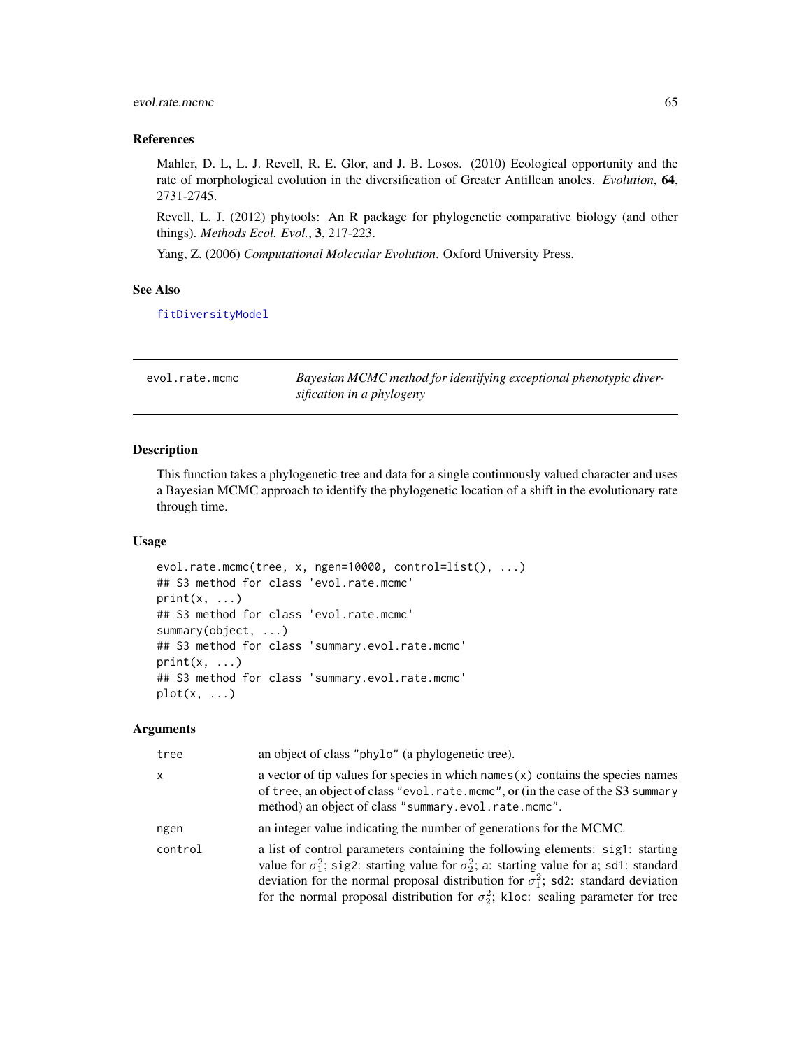### References

Mahler, D. L, L. J. Revell, R. E. Glor, and J. B. Losos. (2010) Ecological opportunity and the rate of morphological evolution in the diversification of Greater Antillean anoles. *Evolution*, **64**, 2731-2745.

Revell, L. J. (2012) phytools: An R package for phylogenetic comparative biology (and other things). *Methods Ecol. Evol.*, **3**, 217-223.

Yang, Z. (2006) *Computational Molecular Evolution*. Oxford University Press.

### See Also

`fitDiversityModel`

---

## evol.rate.mcmc — *Bayesian MCMC method for identifying exceptional phenotypic diversification in a phylogeny*

### Description

This function takes a phylogenetic tree and data for a single continuously valued character and uses a Bayesian MCMC approach to identify the phylogenetic location of a shift in the evolutionary rate through time.

### Usage

```
evol.rate.mcmc(tree, x, ngen=10000, control=list(), ...)
## S3 method for class 'evol.rate.mcmc'
print(x, ...)
## S3 method for class 'evol.rate.mcmc'
summary(object, ...)
## S3 method for class 'summary.evol.rate.mcmc'
print(x, ...)
## S3 method for class 'summary.evol.rate.mcmc'
plot(x, ...)
```

### Arguments

| | |
|---|---|
| `tree` | an object of class `"phylo"` (a phylogenetic tree). |
| `x` | a vector of tip values for species in which `names(x)` contains the species names of `tree`, an object of class `"evol.rate.mcmc"`, or (in the case of the S3 `summary` method) an object of class `"summary.evol.rate.mcmc"`. |
| `ngen` | an integer value indicating the number of generations for the MCMC. |
| `control` | a list of control parameters containing the following elements: `sig1`: starting value for $\sigma_1^2$; `sig2`: starting value for $\sigma_2^2$; `a`: starting value for a; `sd1`: standard deviation for the normal proposal distribution for $\sigma_1^2$; `sd2`: standard deviation for the normal proposal distribution for $\sigma_2^2$; `kloc`: scaling parameter for tree |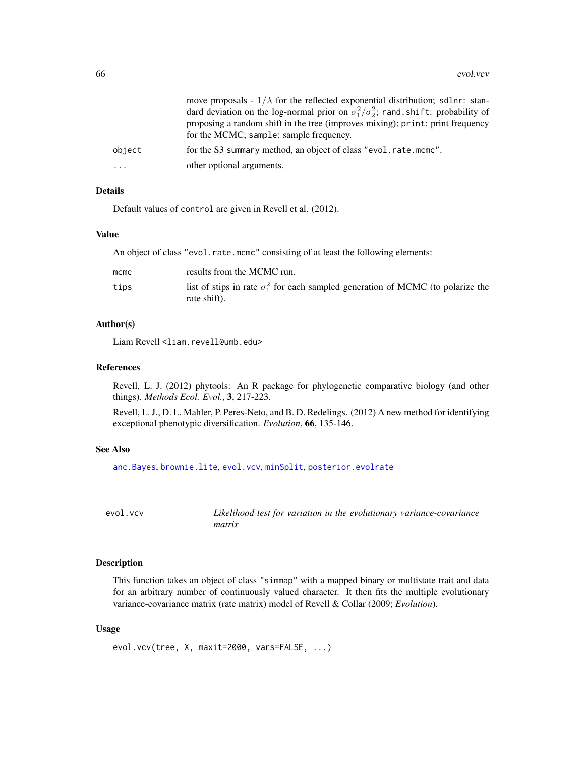move proposals - $1/\lambda$ for the reflected exponential distribution; `sdlnr`: standard deviation on the log-normal prior on $\sigma_1^2/\sigma_2^2$; `rand.shift`: probability of proposing a random shift in the tree (improves mixing); `print`: print frequency for the MCMC; `sample`: sample frequency.

`object` — for the S3 `summary` method, an object of class `"evol.rate.mcmc"`.

`...` — other optional arguments.

### Details

Default values of `control` are given in Revell et al. (2012).

### Value

An object of class `"evol.rate.mcmc"` consisting of at least the following elements:

`mcmc` — results from the MCMC run.

`tips` — list of stips in rate $\sigma_1^2$ for each sampled generation of MCMC (to polarize the rate shift).

### Author(s)

Liam Revell <liam.revell@umb.edu>

### References

Revell, L. J. (2012) phytools: An R package for phylogenetic comparative biology (and other things). *Methods Ecol. Evol.*, **3**, 217-223.

Revell, L. J., D. L. Mahler, P. Peres-Neto, and B. D. Redelings. (2012) A new method for identifying exceptional phenotypic diversification. *Evolution*, **66**, 135-146.

### See Also

`anc.Bayes`, `brownie.lite`, `evol.vcv`, `minSplit`, `posterior.evolrate`

---

## evol.vcv — *Likelihood test for variation in the evolutionary variance-covariance matrix*

### Description

This function takes an object of class `"simmap"` with a mapped binary or multistate trait and data for an arbitrary number of continuously valued character. It then fits the multiple evolutionary variance-covariance matrix (rate matrix) model of Revell & Collar (2009; *Evolution*).

### Usage

```
evol.vcv(tree, X, maxit=2000, vars=FALSE, ...)
```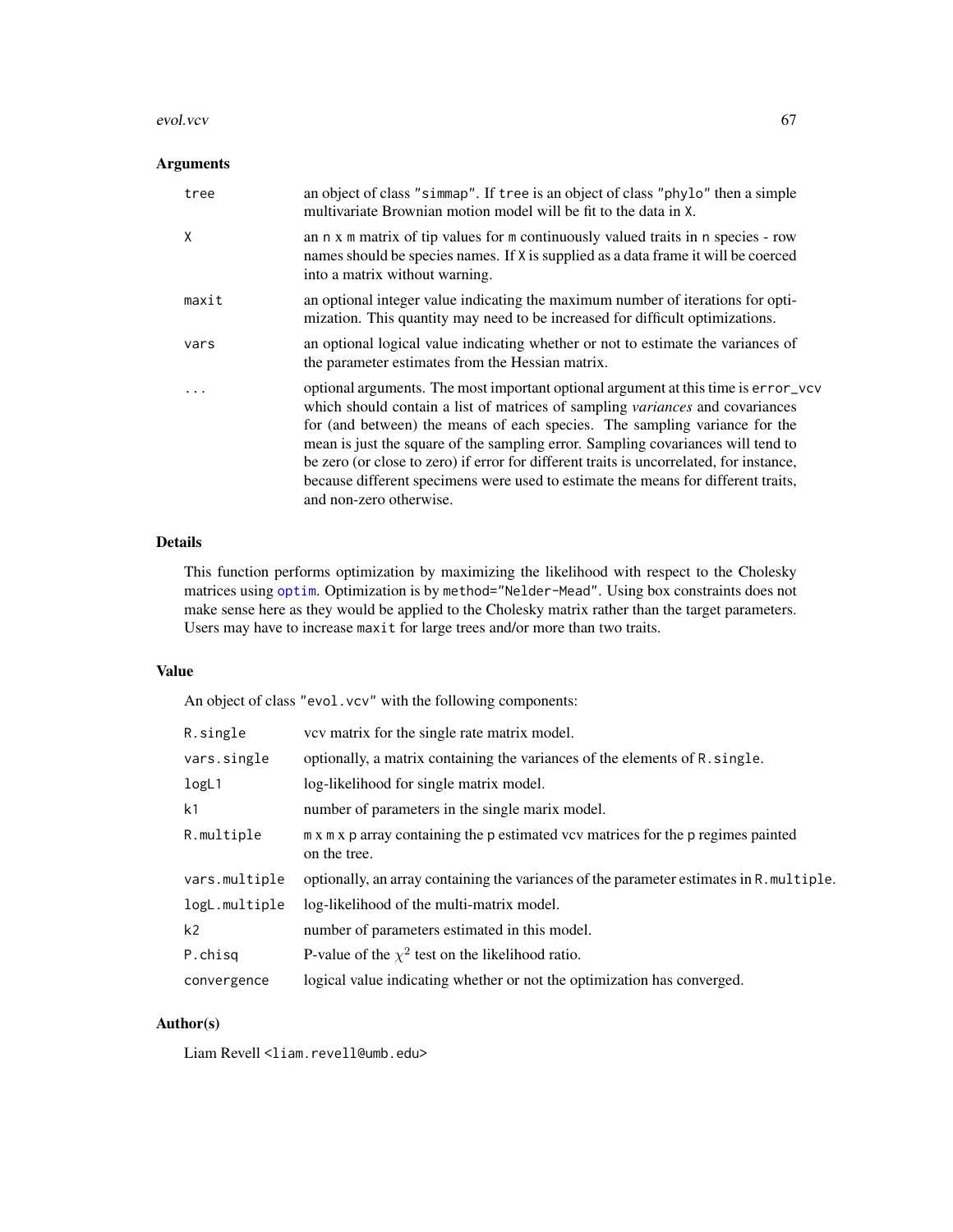## Arguments

| | |
|---|---|
| `tree` | an object of class `"simmap"`. If `tree` is an object of class `"phylo"` then a simple multivariate Brownian motion model will be fit to the data in `X`. |
| `X` | an `n x m` matrix of tip values for `m` continuously valued traits in `n` species - row names should be species names. If `X` is supplied as a data frame it will be coerced into a matrix without warning. |
| `maxit` | an optional integer value indicating the maximum number of iterations for optimization. This quantity may need to be increased for difficult optimizations. |
| `vars` | an optional logical value indicating whether or not to estimate the variances of the parameter estimates from the Hessian matrix. |
| `...` | optional arguments. The most important optional argument at this time is `error_vcv` which should contain a list of matrices of sampling *variances* and covariances for (and between) the means of each species. The sampling variance for the mean is just the square of the sampling error. Sampling covariances will tend to be zero (or close to zero) if error for different traits is uncorrelated, for instance, because different specimens were used to estimate the means for different traits, and non-zero otherwise. |

## Details

This function performs optimization by maximizing the likelihood with respect to the Cholesky matrices using `optim`. Optimization is by `method="Nelder-Mead"`. Using box constraints does not make sense here as they would be applied to the Cholesky matrix rather than the target parameters. Users may have to increase `maxit` for large trees and/or more than two traits.

## Value

An object of class `"evol.vcv"` with the following components:

| | |
|---|---|
| `R.single` | vcv matrix for the single rate matrix model. |
| `vars.single` | optionally, a matrix containing the variances of the elements of `R.single`. |
| `logL1` | log-likelihood for single matrix model. |
| `k1` | number of parameters in the single marix model. |
| `R.multiple` | `m` x `m` x `p` array containing the `p` estimated vcv matrices for the `p` regimes painted on the tree. |
| `vars.multiple` | optionally, an array containing the variances of the parameter estimates in `R.multiple`. |
| `logL.multiple` | log-likelihood of the multi-matrix model. |
| `k2` | number of parameters estimated in this model. |
| `P.chisq` | P-value of the $\chi^2$ test on the likelihood ratio. |
| `convergence` | logical value indicating whether or not the optimization has converged. |

## Author(s)

Liam Revell <liam.revell@umb.edu>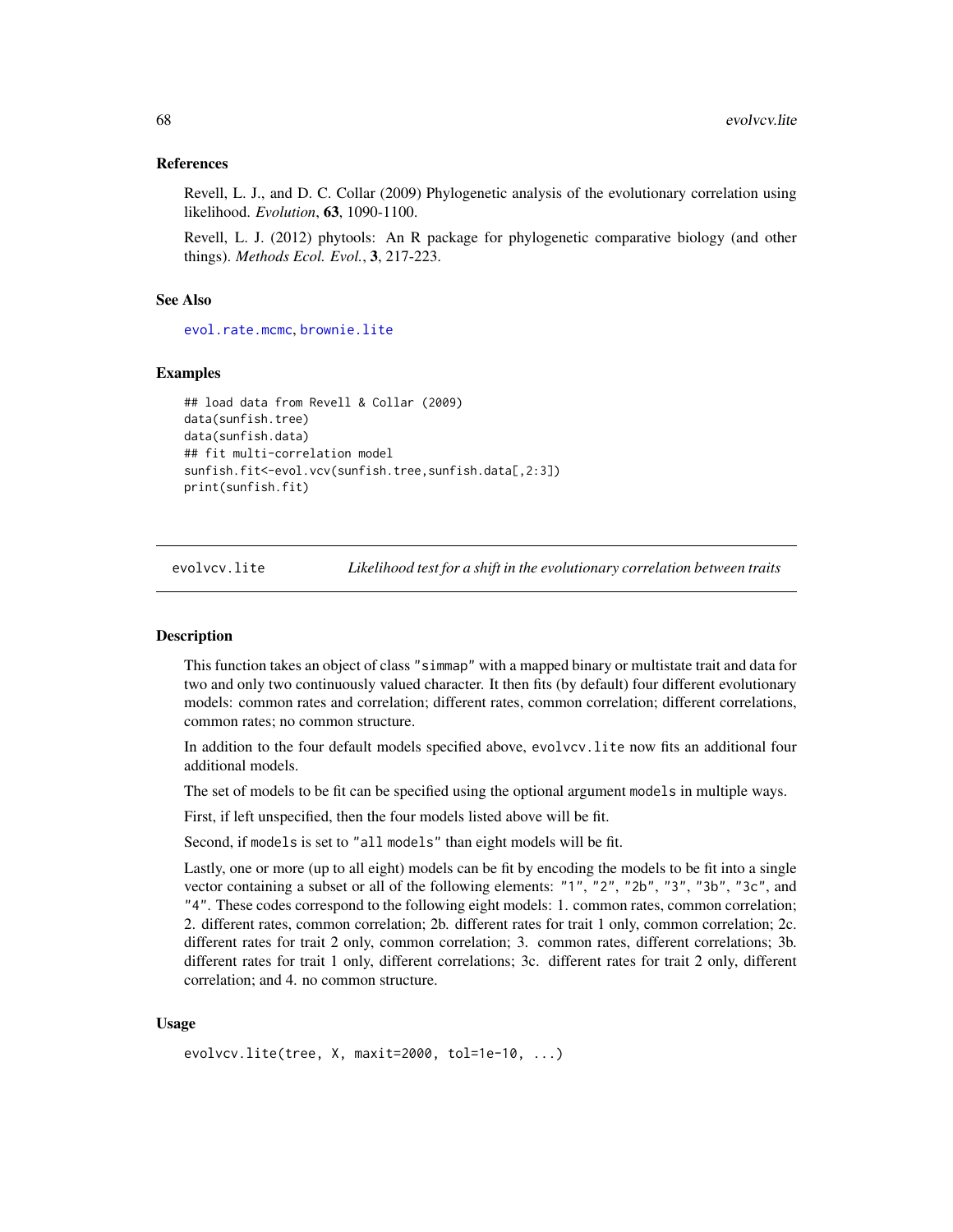## References

Revell, L. J., and D. C. Collar (2009) Phylogenetic analysis of the evolutionary correlation using likelihood. *Evolution*, **63**, 1090-1100.

Revell, L. J. (2012) phytools: An R package for phylogenetic comparative biology (and other things). *Methods Ecol. Evol.*, **3**, 217-223.

## See Also

evol.rate.mcmc, brownie.lite

## Examples

```
## load data from Revell & Collar (2009)
data(sunfish.tree)
data(sunfish.data)
## fit multi-correlation model
sunfish.fit<-evol.vcv(sunfish.tree,sunfish.data[,2:3])
print(sunfish.fit)
```

---

# evolvcv.lite — *Likelihood test for a shift in the evolutionary correlation between traits*

## Description

This function takes an object of class "simmap" with a mapped binary or multistate trait and data for two and only two continuously valued character. It then fits (by default) four different evolutionary models: common rates and correlation; different rates, common correlation; different correlations, common rates; no common structure.

In addition to the four default models specified above, `evolvcv.lite` now fits an additional four additional models.

The set of models to be fit can be specified using the optional argument `models` in multiple ways.

First, if left unspecified, then the four models listed above will be fit.

Second, if `models` is set to "all models" than eight models will be fit.

Lastly, one or more (up to all eight) models can be fit by encoding the models to be fit into a single vector containing a subset or all of the following elements: "1", "2", "2b", "3", "3b", "3c", and "4". These codes correspond to the following eight models: 1. common rates, common correlation; 2. different rates, common correlation; 2b. different rates for trait 1 only, common correlation; 2c. different rates for trait 2 only, common correlation; 3. common rates, different correlations; 3b. different rates for trait 1 only, different correlations; 3c. different rates for trait 2 only, different correlation; and 4. no common structure.

## Usage

```
evolvcv.lite(tree, X, maxit=2000, tol=1e-10, ...)
```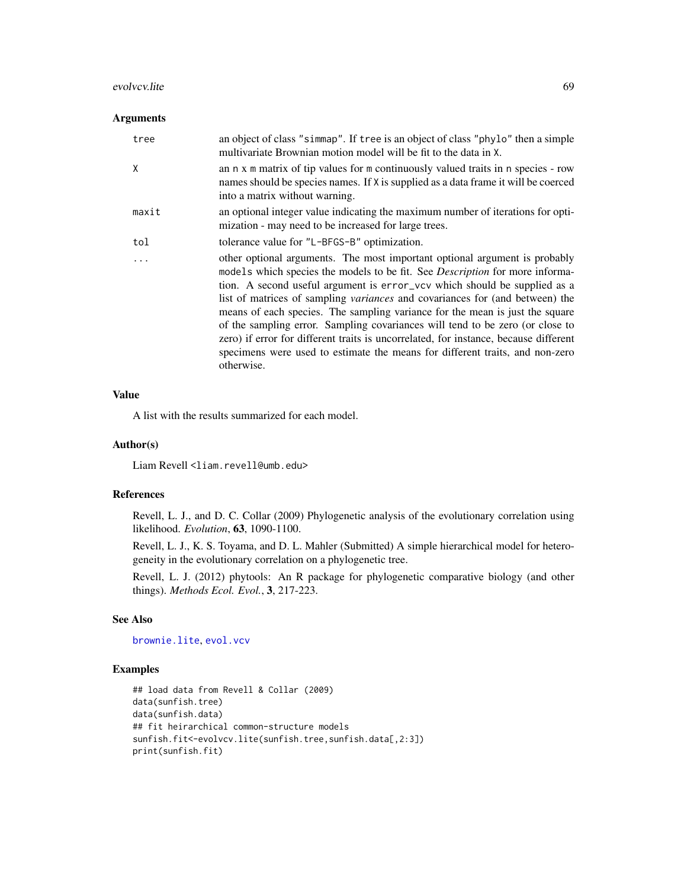### Arguments

| | |
|---|---|
| `tree` | an object of class `"simmap"`. If `tree` is an object of class `"phylo"` then a simple multivariate Brownian motion model will be fit to the data in `X`. |
| `X` | an `n x m` matrix of tip values for `m` continuously valued traits in `n` species - row names should be species names. If `X` is supplied as a data frame it will be coerced into a matrix without warning. |
| `maxit` | an optional integer value indicating the maximum number of iterations for optimization - may need to be increased for large trees. |
| `tol` | tolerance value for `"L-BFGS-B"` optimization. |
| `...` | other optional arguments. The most important optional argument is probably `models` which species the models to be fit. See *Description* for more information. A second useful argument is `error_vcv` which should be supplied as a list of matrices of sampling *variances* and covariances for (and between) the means of each species. The sampling variance for the mean is just the square of the sampling error. Sampling covariances will tend to be zero (or close to zero) if error for different traits is uncorrelated, for instance, because different specimens were used to estimate the means for different traits, and non-zero otherwise. |

### Value

A list with the results summarized for each model.

### Author(s)

Liam Revell <liam.revell@umb.edu>

### References

Revell, L. J., and D. C. Collar (2009) Phylogenetic analysis of the evolutionary correlation using likelihood. *Evolution*, **63**, 1090-1100.

Revell, L. J., K. S. Toyama, and D. L. Mahler (Submitted) A simple hierarchical model for heterogeneity in the evolutionary correlation on a phylogenetic tree.

Revell, L. J. (2012) phytools: An R package for phylogenetic comparative biology (and other things). *Methods Ecol. Evol.*, **3**, 217-223.

### See Also

brownie.lite, evol.vcv

### Examples

```
## load data from Revell & Collar (2009)
data(sunfish.tree)
data(sunfish.data)
## fit heirarchical common-structure models
sunfish.fit<-evolvcv.lite(sunfish.tree,sunfish.data[,2:3])
print(sunfish.fit)
```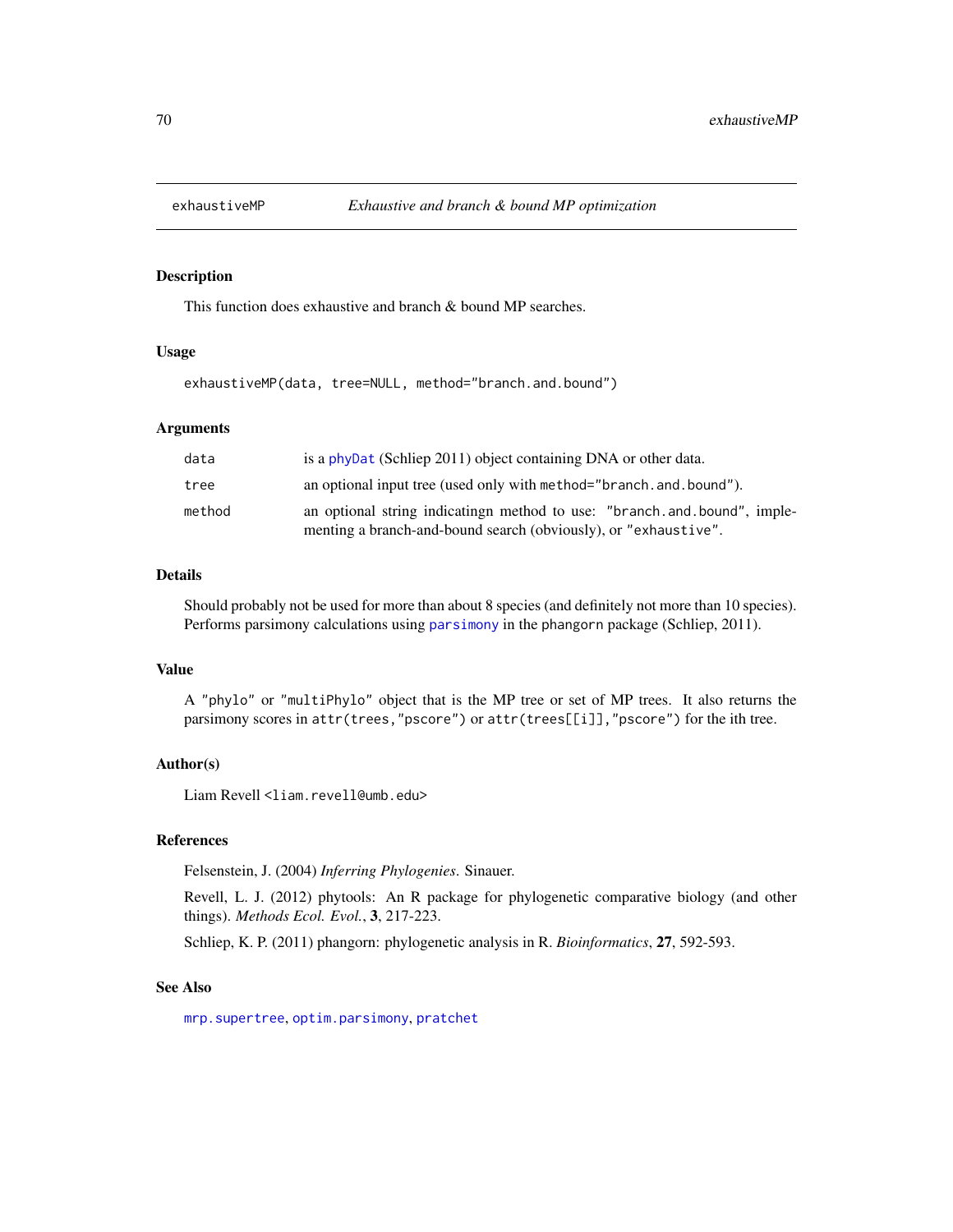## exhaustiveMP — *Exhaustive and branch & bound MP optimization*

### Description

This function does exhaustive and branch & bound MP searches.

### Usage

```
exhaustiveMP(data, tree=NULL, method="branch.and.bound")
```

### Arguments

| | |
|---|---|
| data | is a phyDat (Schliep 2011) object containing DNA or other data. |
| tree | an optional input tree (used only with method="branch.and.bound"). |
| method | an optional string indicatingn method to use: "branch.and.bound", implementing a branch-and-bound search (obviously), or "exhaustive". |

### Details

Should probably not be used for more than about 8 species (and definitely not more than 10 species). Performs parsimony calculations using parsimony in the phangorn package (Schliep, 2011).

### Value

A "phylo" or "multiPhylo" object that is the MP tree or set of MP trees. It also returns the parsimony scores in attr(trees,"pscore") or attr(trees[[i]],"pscore") for the ith tree.

### Author(s)

Liam Revell <liam.revell@umb.edu>

### References

Felsenstein, J. (2004) *Inferring Phylogenies*. Sinauer.

Revell, L. J. (2012) phytools: An R package for phylogenetic comparative biology (and other things). *Methods Ecol. Evol.*, **3**, 217-223.

Schliep, K. P. (2011) phangorn: phylogenetic analysis in R. *Bioinformatics*, **27**, 592-593.

### See Also

mrp.supertree, optim.parsimony, pratchet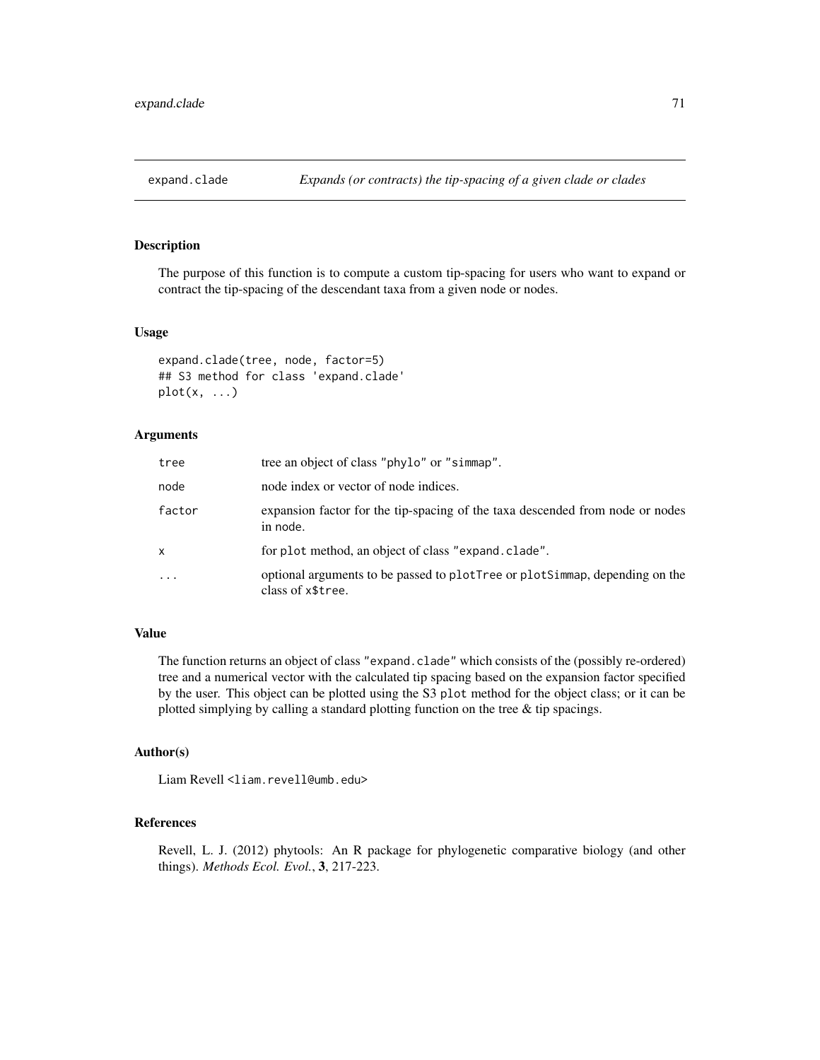expand.clade *Expands (or contracts) the tip-spacing of a given clade or clades*

## Description

The purpose of this function is to compute a custom tip-spacing for users who want to expand or contract the tip-spacing of the descendant taxa from a given node or nodes.

## Usage

```
expand.clade(tree, node, factor=5)
## S3 method for class 'expand.clade'
plot(x, ...)
```

## Arguments

| | |
|---|---|
| tree | tree an object of class "phylo" or "simmap". |
| node | node index or vector of node indices. |
| factor | expansion factor for the tip-spacing of the taxa descended from node or nodes in node. |
| x | for plot method, an object of class "expand.clade". |
| ... | optional arguments to be passed to plotTree or plotSimmap, depending on the class of x$tree. |

## Value

The function returns an object of class "expand.clade" which consists of the (possibly re-ordered) tree and a numerical vector with the calculated tip spacing based on the expansion factor specified by the user. This object can be plotted using the S3 plot method for the object class; or it can be plotted simplying by calling a standard plotting function on the tree & tip spacings.

## Author(s)

Liam Revell <liam.revell@umb.edu>

## References

Revell, L. J. (2012) phytools: An R package for phylogenetic comparative biology (and other things). *Methods Ecol. Evol.*, **3**, 217-223.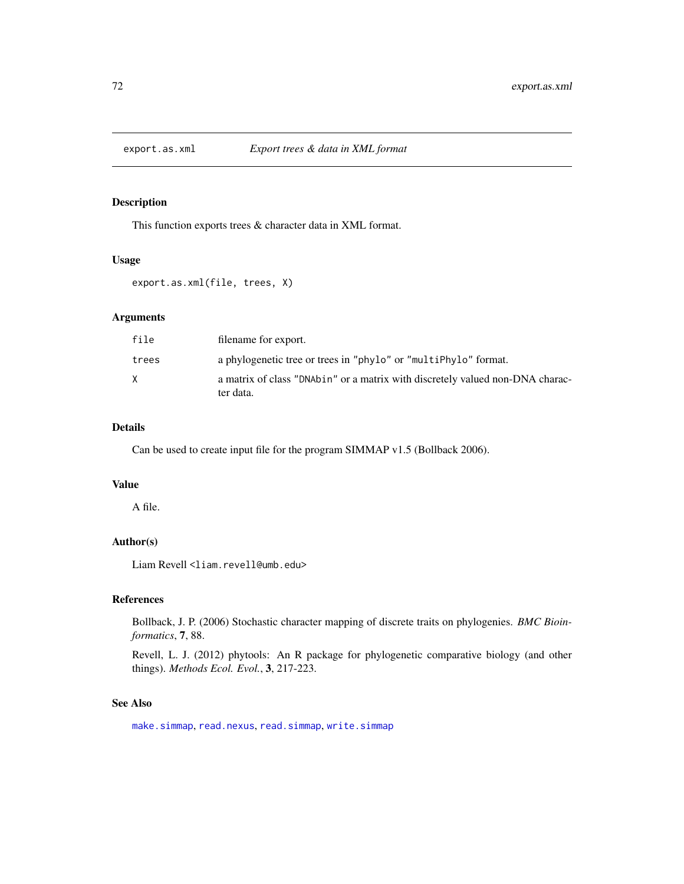export.as.xml — *Export trees & data in XML format*

## Description

This function exports trees & character data in XML format.

## Usage

```
export.as.xml(file, trees, X)
```

## Arguments

| | |
|---|---|
| `file` | filename for export. |
| `trees` | a phylogenetic tree or trees in `"phylo"` or `"multiPhylo"` format. |
| `X` | a matrix of class `"DNAbin"` or a matrix with discretely valued non-DNA character data. |

## Details

Can be used to create input file for the program SIMMAP v1.5 (Bollback 2006).

## Value

A file.

## Author(s)

Liam Revell <liam.revell@umb.edu>

## References

Bollback, J. P. (2006) Stochastic character mapping of discrete traits on phylogenies. *BMC Bioinformatics*, **7**, 88.

Revell, L. J. (2012) phytools: An R package for phylogenetic comparative biology (and other things). *Methods Ecol. Evol.*, **3**, 217-223.

## See Also

`make.simmap`, `read.nexus`, `read.simmap`, `write.simmap`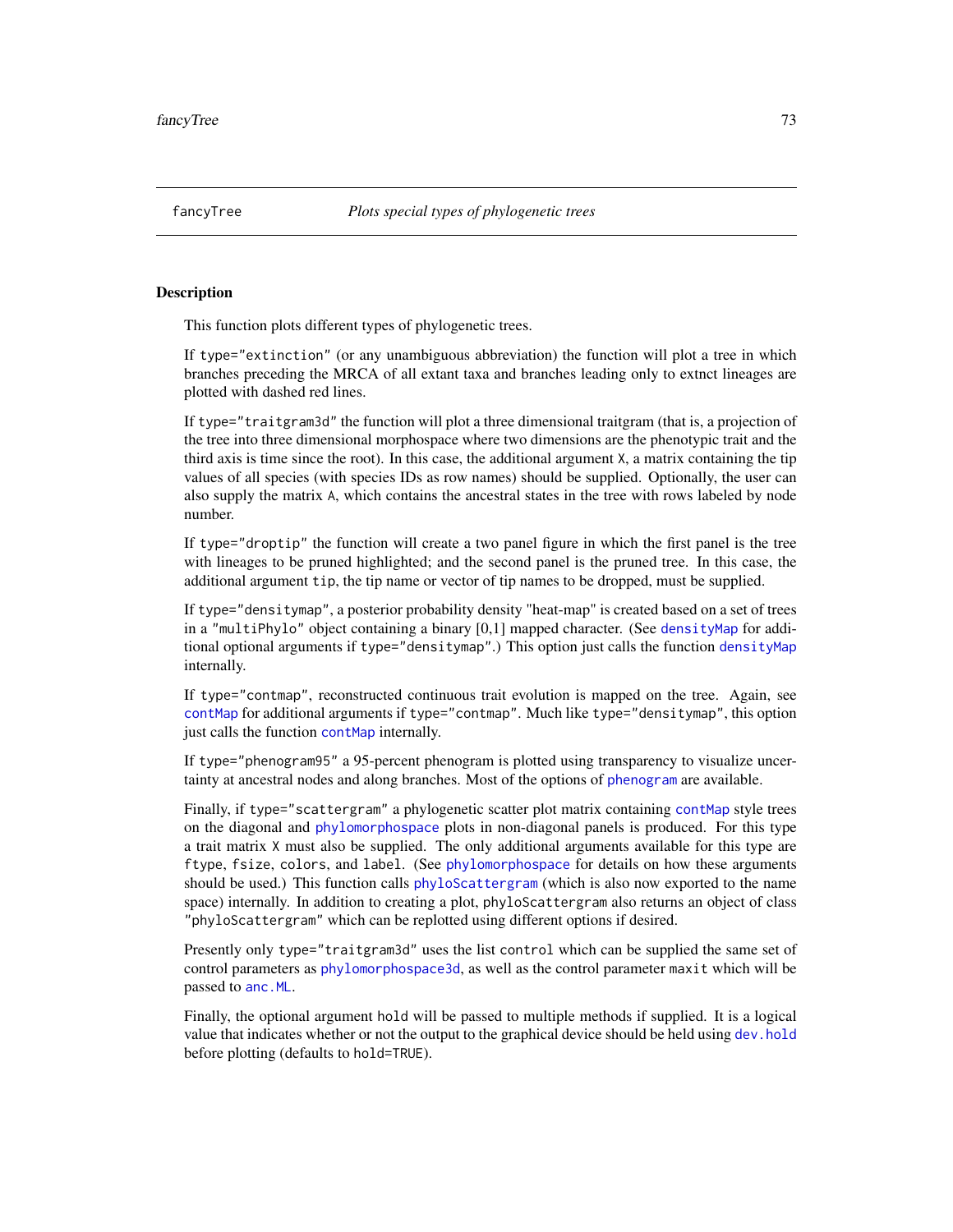fancyTree *Plots special types of phylogenetic trees*

## Description

This function plots different types of phylogenetic trees.

If `type="extinction"` (or any unambiguous abbreviation) the function will plot a tree in which branches preceding the MRCA of all extant taxa and branches leading only to extnct lineages are plotted with dashed red lines.

If `type="traitgram3d"` the function will plot a three dimensional traitgram (that is, a projection of the tree into three dimensional morphospace where two dimensions are the phenotypic trait and the third axis is time since the root). In this case, the additional argument `X`, a matrix containing the tip values of all species (with species IDs as row names) should be supplied. Optionally, the user can also supply the matrix `A`, which contains the ancestral states in the tree with rows labeled by node number.

If `type="droptip"` the function will create a two panel figure in which the first panel is the tree with lineages to be pruned highlighted; and the second panel is the pruned tree. In this case, the additional argument `tip`, the tip name or vector of tip names to be dropped, must be supplied.

If `type="densitymap"`, a posterior probability density "heat-map" is created based on a set of trees in a `"multiPhylo"` object containing a binary [0,1] mapped character. (See `densityMap` for additional optional arguments if `type="densitymap"`.) This option just calls the function `densityMap` internally.

If `type="contmap"`, reconstructed continuous trait evolution is mapped on the tree. Again, see `contMap` for additional arguments if `type="contmap"`. Much like `type="densitymap"`, this option just calls the function `contMap` internally.

If `type="phenogram95"` a 95-percent phenogram is plotted using transparency to visualize uncertainty at ancestral nodes and along branches. Most of the options of `phenogram` are available.

Finally, if `type="scattergram"` a phylogenetic scatter plot matrix containing `contMap` style trees on the diagonal and `phylomorphospace` plots in non-diagonal panels is produced. For this type a trait matrix `X` must also be supplied. The only additional arguments available for this type are `ftype`, `fsize`, `colors`, and `label`. (See `phylomorphospace` for details on how these arguments should be used.) This function calls `phyloScattergram` (which is also now exported to the name space) internally. In addition to creating a plot, `phyloScattergram` also returns an object of class `"phyloScattergram"` which can be replotted using different options if desired.

Presently only `type="traitgram3d"` uses the list `control` which can be supplied the same set of control parameters as `phylomorphospace3d`, as well as the control parameter `maxit` which will be passed to `anc.ML`.

Finally, the optional argument `hold` will be passed to multiple methods if supplied. It is a logical value that indicates whether or not the output to the graphical device should be held using `dev.hold` before plotting (defaults to `hold=TRUE`).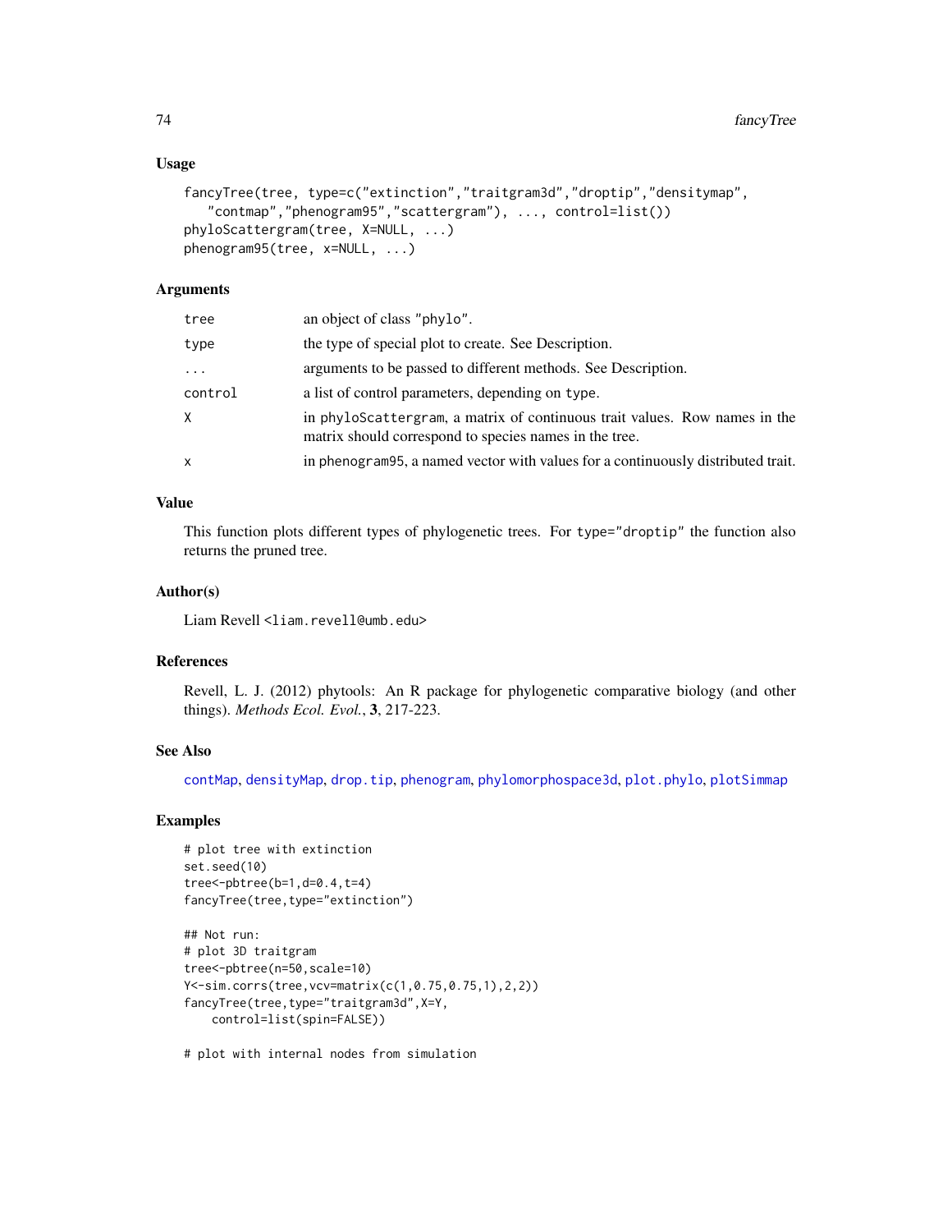## Usage

```
fancyTree(tree, type=c("extinction","traitgram3d","droptip","densitymap",
   "contmap","phenogram95","scattergram"), ..., control=list())
phyloScattergram(tree, X=NULL, ...)
phenogram95(tree, x=NULL, ...)
```

## Arguments

| | |
|---|---|
| `tree` | an object of class "phylo". |
| `type` | the type of special plot to create. See Description. |
| `...` | arguments to be passed to different methods. See Description. |
| `control` | a list of control parameters, depending on type. |
| `X` | in phyloScattergram, a matrix of continuous trait values. Row names in the matrix should correspond to species names in the tree. |
| `x` | in phenogram95, a named vector with values for a continuously distributed trait. |

## Value

This function plots different types of phylogenetic trees. For type="droptip" the function also returns the pruned tree.

## Author(s)

Liam Revell <liam.revell@umb.edu>

## References

Revell, L. J. (2012) phytools: An R package for phylogenetic comparative biology (and other things). *Methods Ecol. Evol.*, **3**, 217-223.

## See Also

contMap, densityMap, drop.tip, phenogram, phylomorphospace3d, plot.phylo, plotSimmap

## Examples

```
# plot tree with extinction
set.seed(10)
tree<-pbtree(b=1,d=0.4,t=4)
fancyTree(tree,type="extinction")

## Not run:
# plot 3D traitgram
tree<-pbtree(n=50,scale=10)
Y<-sim.corrs(tree,vcv=matrix(c(1,0.75,0.75,1),2,2))
fancyTree(tree,type="traitgram3d",X=Y,
    control=list(spin=FALSE))

# plot with internal nodes from simulation
```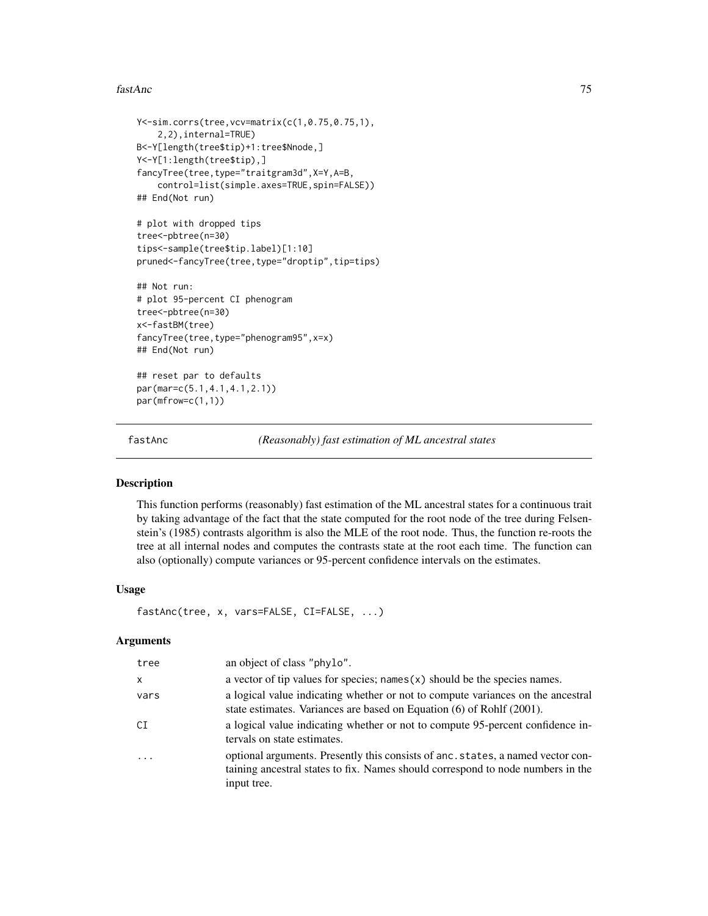```
Y<-sim.corrs(tree,vcv=matrix(c(1,0.75,0.75,1),
    2,2),internal=TRUE)
B<-Y[length(tree$tip)+1:tree$Nnode,]
Y<-Y[1:length(tree$tip),]
fancyTree(tree,type="traitgram3d",X=Y,A=B,
    control=list(simple.axes=TRUE,spin=FALSE))
## End(Not run)

# plot with dropped tips
tree<-pbtree(n=30)
tips<-sample(tree$tip.label)[1:10]
pruned<-fancyTree(tree,type="droptip",tip=tips)

## Not run:
# plot 95-percent CI phenogram
tree<-pbtree(n=30)
x<-fastBM(tree)
fancyTree(tree,type="phenogram95",x=x)
## End(Not run)

## reset par to defaults
par(mar=c(5.1,4.1,4.1,2.1))
par(mfrow=c(1,1))
```

---

## fastAnc — *(Reasonably) fast estimation of ML ancestral states*

### Description

This function performs (reasonably) fast estimation of the ML ancestral states for a continuous trait by taking advantage of the fact that the state computed for the root node of the tree during Felsenstein's (1985) contrasts algorithm is also the MLE of the root node. Thus, the function re-roots the tree at all internal nodes and computes the contrasts state at the root each time. The function can also (optionally) compute variances or 95-percent confidence intervals on the estimates.

### Usage

```
fastAnc(tree, x, vars=FALSE, CI=FALSE, ...)
```

### Arguments

| | |
|---|---|
| `tree` | an object of class `"phylo"`. |
| `x` | a vector of tip values for species; `names(x)` should be the species names. |
| `vars` | a logical value indicating whether or not to compute variances on the ancestral state estimates. Variances are based on Equation (6) of Rohlf (2001). |
| `CI` | a logical value indicating whether or not to compute 95-percent confidence intervals on state estimates. |
| `...` | optional arguments. Presently this consists of `anc.states`, a named vector containing ancestral states to fix. Names should correspond to node numbers in the input tree. |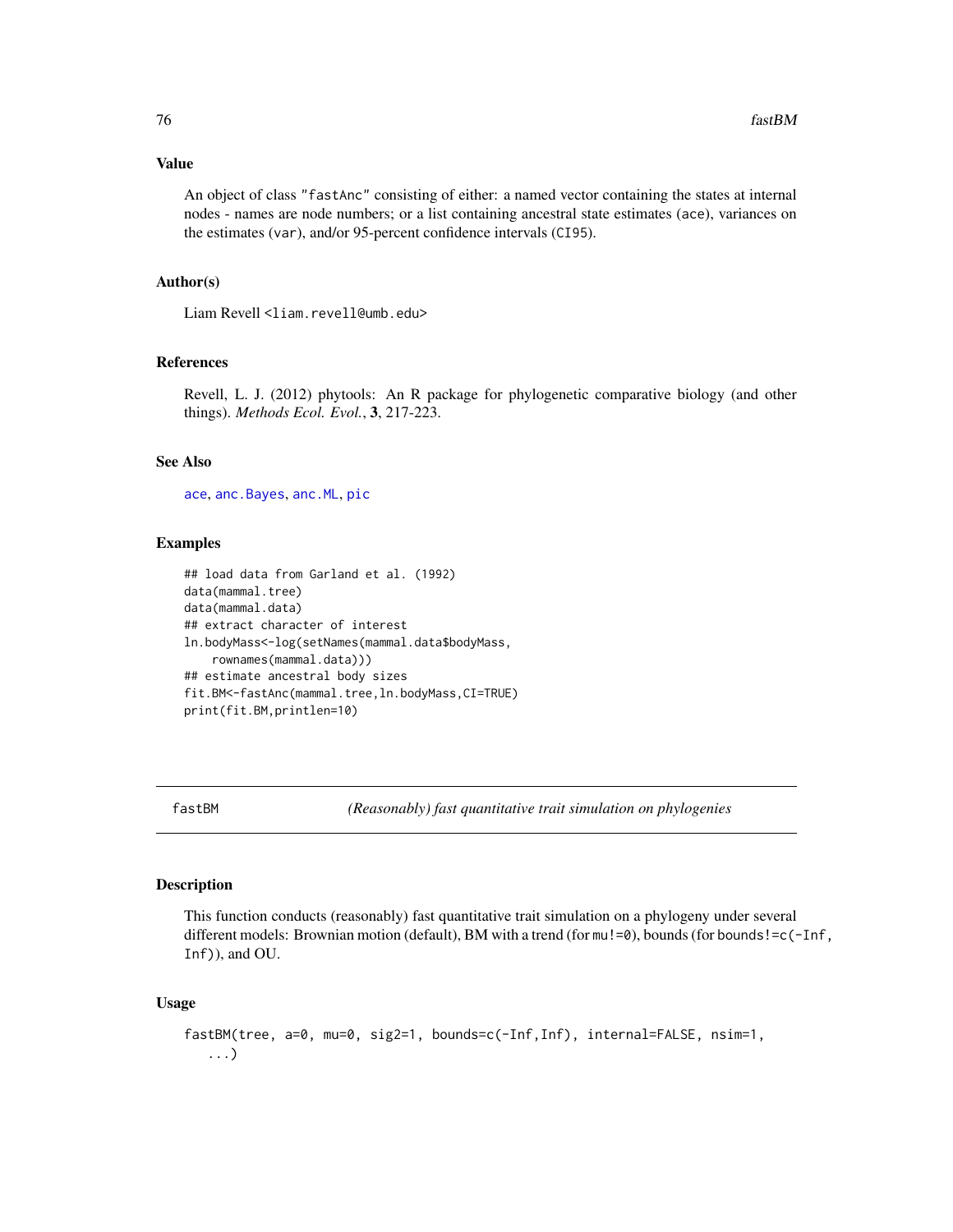### Value

An object of class "fastAnc" consisting of either: a named vector containing the states at internal nodes - names are node numbers; or a list containing ancestral state estimates (ace), variances on the estimates (var), and/or 95-percent confidence intervals (CI95).

### Author(s)

Liam Revell <liam.revell@umb.edu>

### References

Revell, L. J. (2012) phytools: An R package for phylogenetic comparative biology (and other things). *Methods Ecol. Evol.*, **3**, 217-223.

### See Also

ace, anc.Bayes, anc.ML, pic

### Examples

```
## load data from Garland et al. (1992)
data(mammal.tree)
data(mammal.data)
## extract character of interest
ln.bodyMass<-log(setNames(mammal.data$bodyMass,
    rownames(mammal.data)))
## estimate ancestral body sizes
fit.BM<-fastAnc(mammal.tree,ln.bodyMass,CI=TRUE)
print(fit.BM,printlen=10)
```

---

## fastBM — *(Reasonably) fast quantitative trait simulation on phylogenies*

### Description

This function conducts (reasonably) fast quantitative trait simulation on a phylogeny under several different models: Brownian motion (default), BM with a trend (for mu!=0), bounds (for bounds!=c(-Inf, Inf)), and OU.

### Usage

```
fastBM(tree, a=0, mu=0, sig2=1, bounds=c(-Inf,Inf), internal=FALSE, nsim=1,
   ...)
```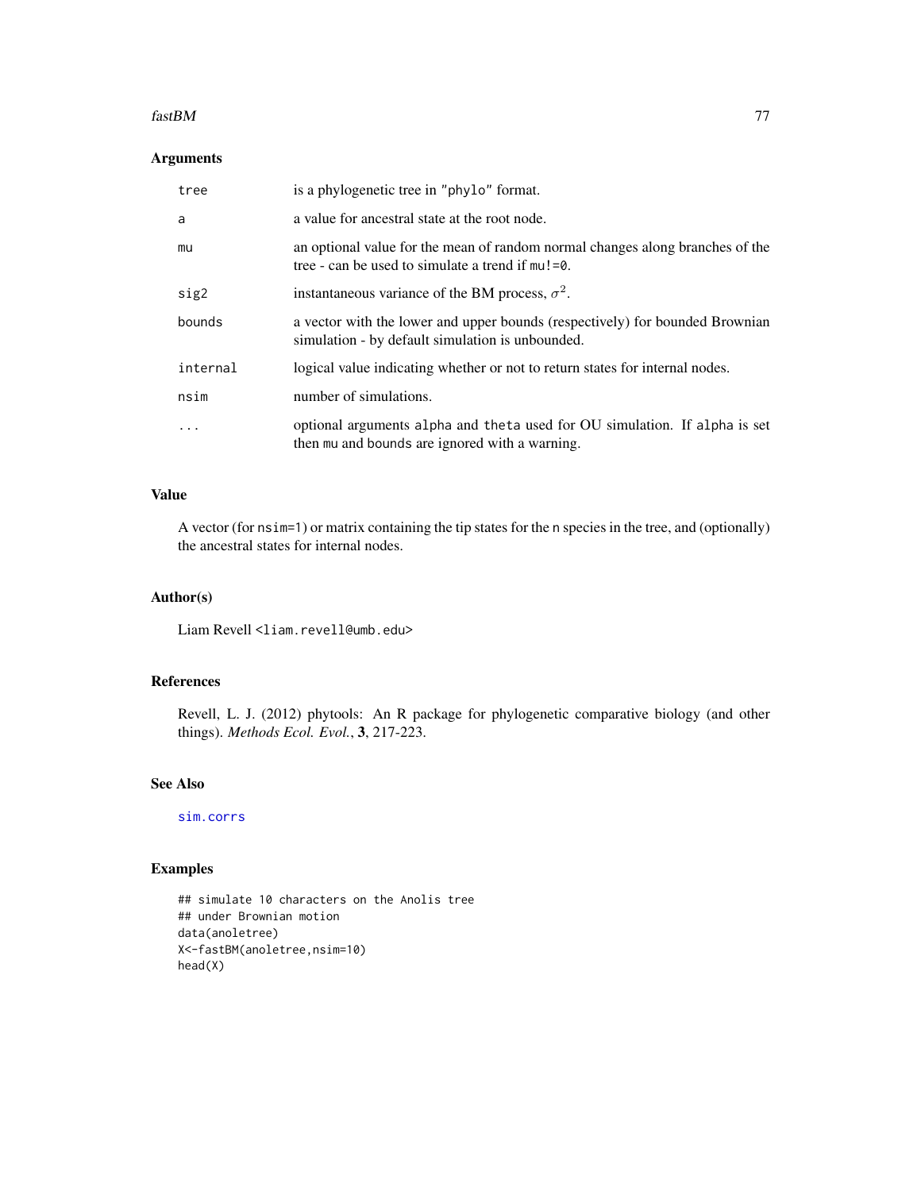## Arguments

| | |
|---|---|
| tree | is a phylogenetic tree in "phylo" format. |
| a | a value for ancestral state at the root node. |
| mu | an optional value for the mean of random normal changes along branches of the tree - can be used to simulate a trend if mu!=0. |
| sig2 | instantaneous variance of the BM process, $\sigma^2$. |
| bounds | a vector with the lower and upper bounds (respectively) for bounded Brownian simulation - by default simulation is unbounded. |
| internal | logical value indicating whether or not to return states for internal nodes. |
| nsim | number of simulations. |
| ... | optional arguments alpha and theta used for OU simulation. If alpha is set then mu and bounds are ignored with a warning. |

## Value

A vector (for nsim=1) or matrix containing the tip states for the n species in the tree, and (optionally) the ancestral states for internal nodes.

## Author(s)

Liam Revell <liam.revell@umb.edu>

## References

Revell, L. J. (2012) phytools: An R package for phylogenetic comparative biology (and other things). *Methods Ecol. Evol.*, **3**, 217-223.

## See Also

sim.corrs

## Examples

```
## simulate 10 characters on the Anolis tree
## under Brownian motion
data(anoletree)
X<-fastBM(anoletree,nsim=10)
head(X)
```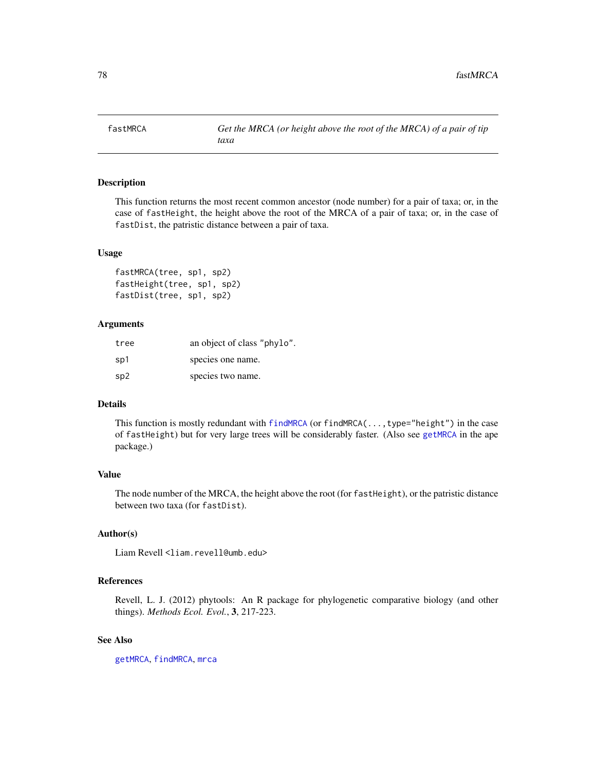fastMRCA *Get the MRCA (or height above the root of the MRCA) of a pair of tip taxa*

## Description

This function returns the most recent common ancestor (node number) for a pair of taxa; or, in the case of `fastHeight`, the height above the root of the MRCA of a pair of taxa; or, in the case of `fastDist`, the patristic distance between a pair of taxa.

## Usage

```
fastMRCA(tree, sp1, sp2)
fastHeight(tree, sp1, sp2)
fastDist(tree, sp1, sp2)
```

## Arguments

| | |
|---|---|
| `tree` | an object of class `"phylo"`. |
| `sp1` | species one name. |
| `sp2` | species two name. |

## Details

This function is mostly redundant with `findMRCA` (or `findMRCA(...,type="height")` in the case of `fastHeight`) but for very large trees will be considerably faster. (Also see `getMRCA` in the ape package.)

## Value

The node number of the MRCA, the height above the root (for `fastHeight`), or the patristic distance between two taxa (for `fastDist`).

## Author(s)

Liam Revell <`liam.revell@umb.edu`>

## References

Revell, L. J. (2012) phytools: An R package for phylogenetic comparative biology (and other things). *Methods Ecol. Evol.*, **3**, 217-223.

## See Also

`getMRCA`, `findMRCA`, `mrca`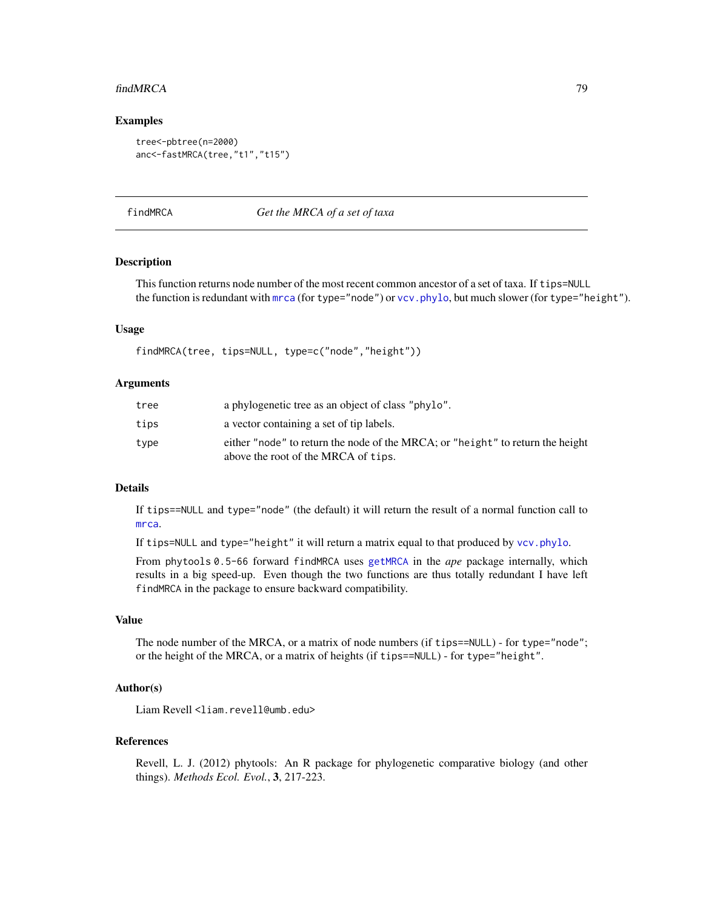## Examples

```
tree<-pbtree(n=2000)
anc<-fastMRCA(tree,"t1","t15")
```

---

# findMRCA *Get the MRCA of a set of taxa*

---

## Description

This function returns node number of the most recent common ancestor of a set of taxa. If `tips=NULL` the function is redundant with `mrca` (for `type="node"`) or `vcv.phylo`, but much slower (for `type="height"`).

## Usage

```
findMRCA(tree, tips=NULL, type=c("node","height"))
```

## Arguments

| | |
|---|---|
| `tree` | a phylogenetic tree as an object of class `"phylo"`. |
| `tips` | a vector containing a set of tip labels. |
| `type` | either `"node"` to return the node of the MRCA; or `"height"` to return the height above the root of the MRCA of `tips`. |

## Details

If `tips==NULL` and `type="node"` (the default) it will return the result of a normal function call to `mrca`.

If `tips=NULL` and `type="height"` it will return a matrix equal to that produced by `vcv.phylo`.

From phytools `0.5-66` forward `findMRCA` uses `getMRCA` in the *ape* package internally, which results in a big speed-up. Even though the two functions are thus totally redundant I have left `findMRCA` in the package to ensure backward compatibility.

## Value

The node number of the MRCA, or a matrix of node numbers (if `tips==NULL`) - for `type="node"`; or the height of the MRCA, or a matrix of heights (if `tips==NULL`) - for `type="height"`.

## Author(s)

Liam Revell <liam.revell@umb.edu>

## References

Revell, L. J. (2012) phytools: An R package for phylogenetic comparative biology (and other things). *Methods Ecol. Evol.*, **3**, 217-223.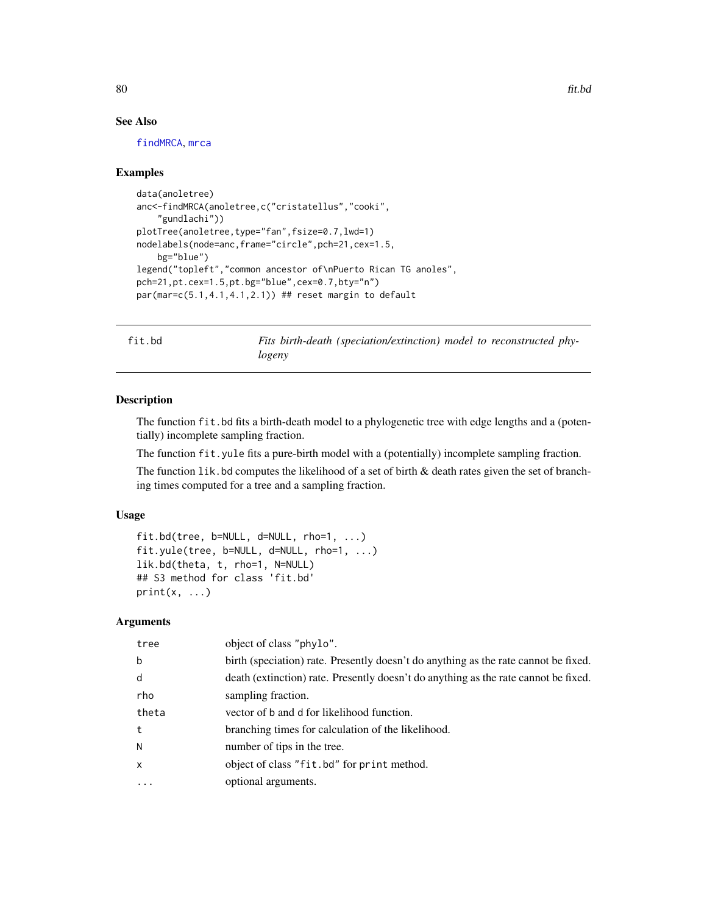### See Also

findMRCA, mrca

### Examples

```
data(anoletree)
anc<-findMRCA(anoletree,c("cristatellus","cooki",
    "gundlachi"))
plotTree(anoletree,type="fan",fsize=0.7,lwd=1)
nodelabels(node=anc,frame="circle",pch=21,cex=1.5,
    bg="blue")
legend("topleft","common ancestor of\nPuerto Rican TG anoles",
pch=21,pt.cex=1.5,pt.bg="blue",cex=0.7,bty="n")
par(mar=c(5.1,4.1,4.1,2.1)) ## reset margin to default
```

---

## fit.bd — *Fits birth-death (speciation/extinction) model to reconstructed phylogeny*

### Description

The function `fit.bd` fits a birth-death model to a phylogenetic tree with edge lengths and a (potentially) incomplete sampling fraction.

The function `fit.yule` fits a pure-birth model with a (potentially) incomplete sampling fraction.

The function `lik.bd` computes the likelihood of a set of birth & death rates given the set of branching times computed for a tree and a sampling fraction.

### Usage

```
fit.bd(tree, b=NULL, d=NULL, rho=1, ...)
fit.yule(tree, b=NULL, d=NULL, rho=1, ...)
lik.bd(theta, t, rho=1, N=NULL)
## S3 method for class 'fit.bd'
print(x, ...)
```

### Arguments

| | |
|---|---|
| `tree` | object of class "phylo". |
| `b` | birth (speciation) rate. Presently doesn't do anything as the rate cannot be fixed. |
| `d` | death (extinction) rate. Presently doesn't do anything as the rate cannot be fixed. |
| `rho` | sampling fraction. |
| `theta` | vector of b and d for likelihood function. |
| `t` | branching times for calculation of the likelihood. |
| `N` | number of tips in the tree. |
| `x` | object of class "fit.bd" for print method. |
| `...` | optional arguments. |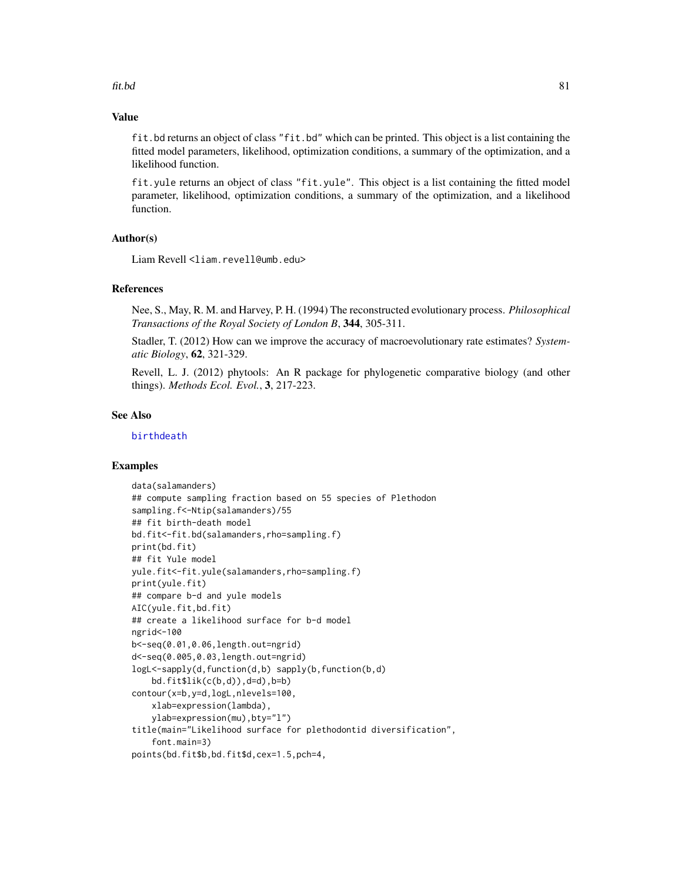## Value

fit.bd returns an object of class "fit.bd" which can be printed. This object is a list containing the fitted model parameters, likelihood, optimization conditions, a summary of the optimization, and a likelihood function.

fit.yule returns an object of class "fit.yule". This object is a list containing the fitted model parameter, likelihood, optimization conditions, a summary of the optimization, and a likelihood function.

## Author(s)

Liam Revell <liam.revell@umb.edu>

## References

Nee, S., May, R. M. and Harvey, P. H. (1994) The reconstructed evolutionary process. *Philosophical Transactions of the Royal Society of London B*, **344**, 305-311.

Stadler, T. (2012) How can we improve the accuracy of macroevolutionary rate estimates? *Systematic Biology*, **62**, 321-329.

Revell, L. J. (2012) phytools: An R package for phylogenetic comparative biology (and other things). *Methods Ecol. Evol.*, **3**, 217-223.

## See Also

birthdeath

## Examples

```
data(salamanders)
## compute sampling fraction based on 55 species of Plethodon
sampling.f<-Ntip(salamanders)/55
## fit birth-death model
bd.fit<-fit.bd(salamanders,rho=sampling.f)
print(bd.fit)
## fit Yule model
yule.fit<-fit.yule(salamanders,rho=sampling.f)
print(yule.fit)
## compare b-d and yule models
AIC(yule.fit,bd.fit)
## create a likelihood surface for b-d model
ngrid<-100
b<-seq(0.01,0.06,length.out=ngrid)
d<-seq(0.005,0.03,length.out=ngrid)
logL<-sapply(d,function(d,b) sapply(b,function(b,d)
    bd.fit$lik(c(b,d)),d=d),b=b)
contour(x=b,y=d,logL,nlevels=100,
    xlab=expression(lambda),
    ylab=expression(mu),bty="l")
title(main="Likelihood surface for plethodontid diversification",
    font.main=3)
points(bd.fit$b,bd.fit$d,cex=1.5,pch=4,
```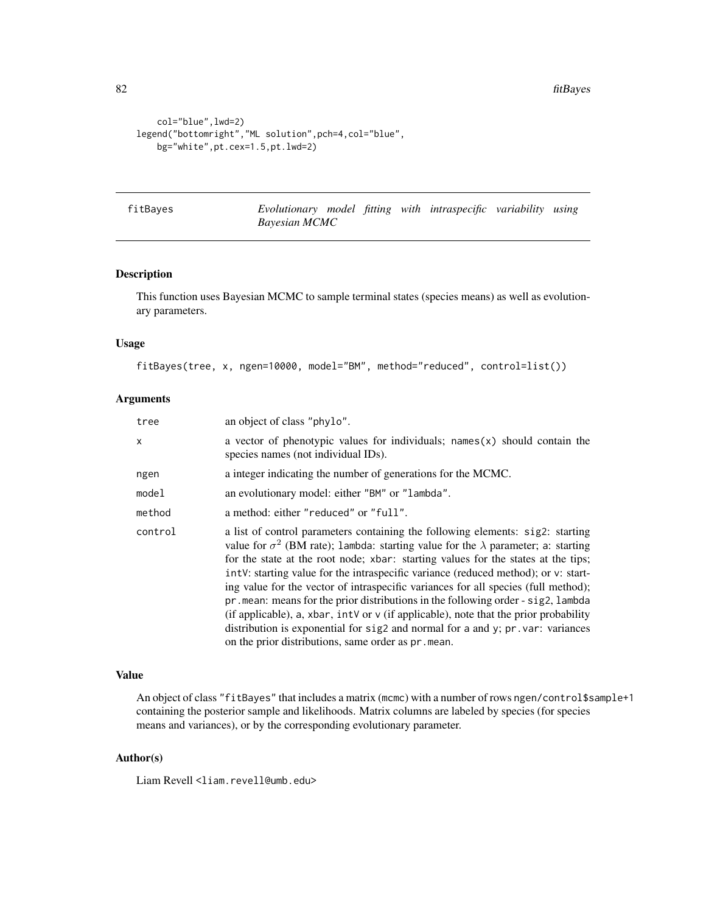```
    col="blue",lwd=2)
legend("bottomright","ML solution",pch=4,col="blue",
    bg="white",pt.cex=1.5,pt.lwd=2)
```

# fitBayes — *Evolutionary model fitting with intraspecific variability using Bayesian MCMC*

## Description

This function uses Bayesian MCMC to sample terminal states (species means) as well as evolutionary parameters.

## Usage

```
fitBayes(tree, x, ngen=10000, model="BM", method="reduced", control=list())
```

## Arguments

| | |
|---|---|
| tree | an object of class "phylo". |
| x | a vector of phenotypic values for individuals; names(x) should contain the species names (not individual IDs). |
| ngen | a integer indicating the number of generations for the MCMC. |
| model | an evolutionary model: either "BM" or "lambda". |
| method | a method: either "reduced" or "full". |
| control | a list of control parameters containing the following elements: sig2: starting value for $\sigma^2$ (BM rate); lambda: starting value for the $\lambda$ parameter; a: starting for the state at the root node; xbar: starting values for the states at the tips; intV: starting value for the intraspecific variance (reduced method); or v: starting value for the vector of intraspecific variances for all species (full method); pr.mean: means for the prior distributions in the following order - sig2, lambda (if applicable), a, xbar, intV or v (if applicable), note that the prior probability distribution is exponential for sig2 and normal for a and y; pr.var: variances on the prior distributions, same order as pr.mean. |

## Value

An object of class "fitBayes" that includes a matrix (mcmc) with a number of rows ngen/control$sample+1 containing the posterior sample and likelihoods. Matrix columns are labeled by species (for species means and variances), or by the corresponding evolutionary parameter.

## Author(s)

Liam Revell <liam.revell@umb.edu>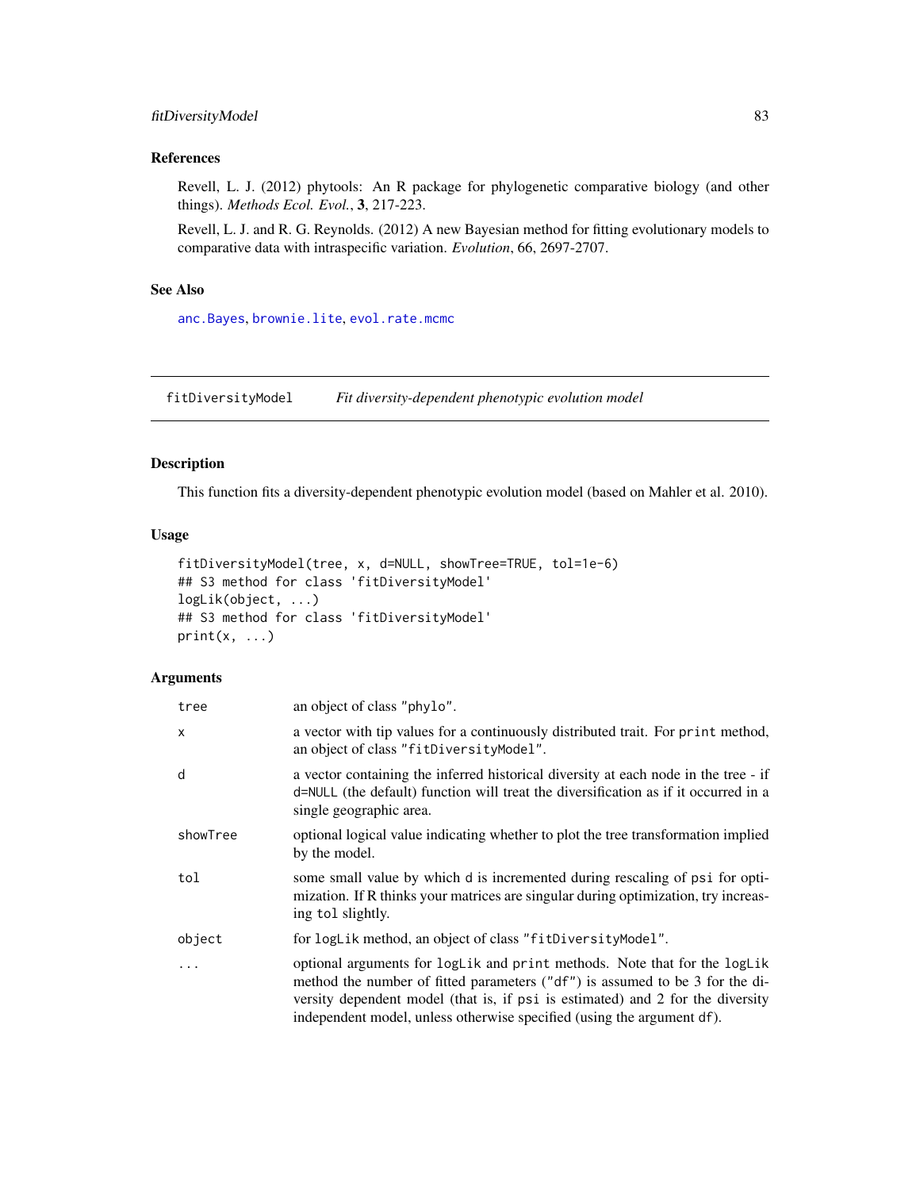### References

Revell, L. J. (2012) phytools: An R package for phylogenetic comparative biology (and other things). *Methods Ecol. Evol.*, **3**, 217-223.

Revell, L. J. and R. G. Reynolds. (2012) A new Bayesian method for fitting evolutionary models to comparative data with intraspecific variation. *Evolution*, 66, 2697-2707.

### See Also

anc.Bayes, brownie.lite, evol.rate.mcmc

---

## fitDiversityModel — *Fit diversity-dependent phenotypic evolution model*

---

### Description

This function fits a diversity-dependent phenotypic evolution model (based on Mahler et al. 2010).

### Usage

```
fitDiversityModel(tree, x, d=NULL, showTree=TRUE, tol=1e-6)
## S3 method for class 'fitDiversityModel'
logLik(object, ...)
## S3 method for class 'fitDiversityModel'
print(x, ...)
```

### Arguments

| | |
|---|---|
| tree | an object of class "phylo". |
| x | a vector with tip values for a continuously distributed trait. For print method, an object of class "fitDiversityModel". |
| d | a vector containing the inferred historical diversity at each node in the tree - if d=NULL (the default) function will treat the diversification as if it occurred in a single geographic area. |
| showTree | optional logical value indicating whether to plot the tree transformation implied by the model. |
| tol | some small value by which d is incremented during rescaling of psi for optimization. If R thinks your matrices are singular during optimization, try increasing tol slightly. |
| object | for logLik method, an object of class "fitDiversityModel". |
| ... | optional arguments for logLik and print methods. Note that for the logLik method the number of fitted parameters ("df") is assumed to be 3 for the diversity dependent model (that is, if psi is estimated) and 2 for the diversity independent model, unless otherwise specified (using the argument df). |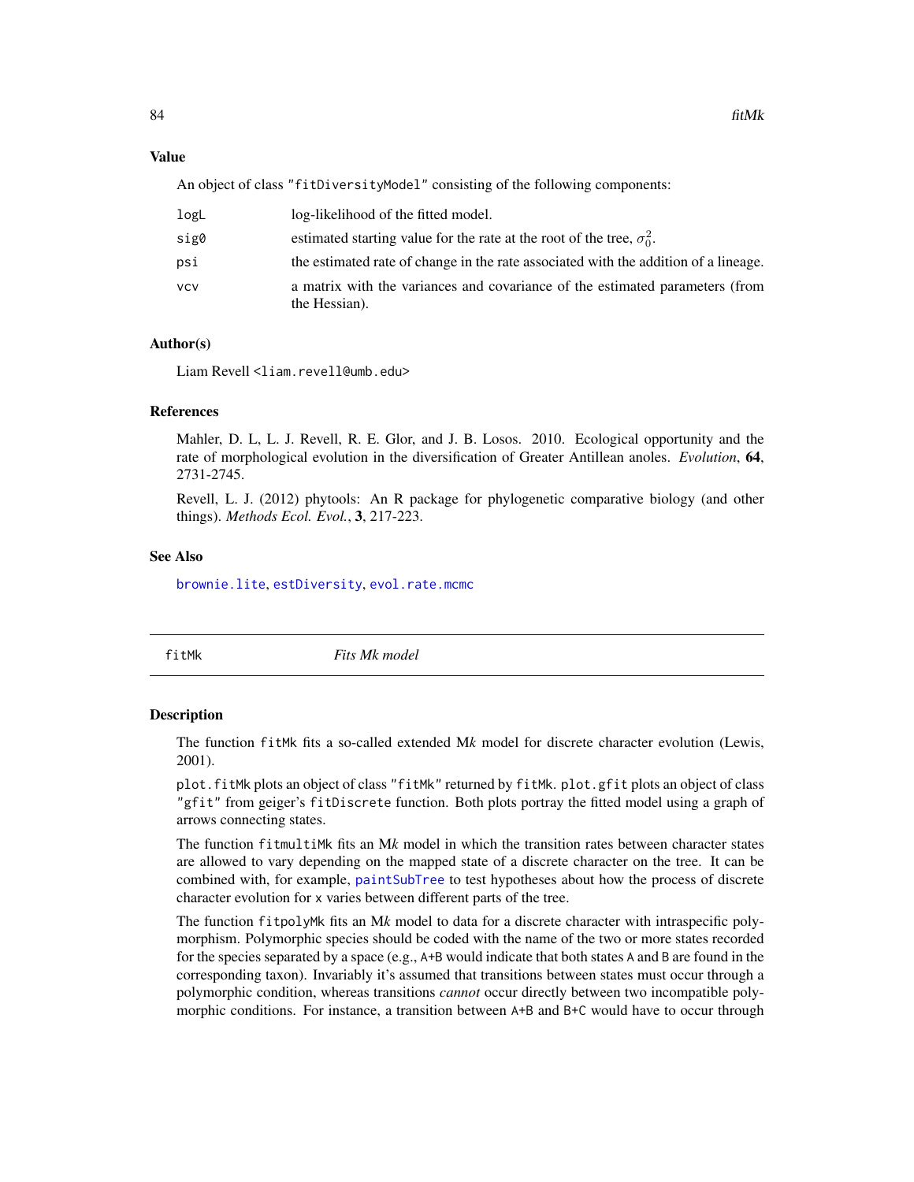### Value

An object of class "fitDiversityModel" consisting of the following components:

| | |
|---|---|
| logL | log-likelihood of the fitted model. |
| sig0 | estimated starting value for the rate at the root of the tree, $\sigma_0^2$. |
| psi | the estimated rate of change in the rate associated with the addition of a lineage. |
| vcv | a matrix with the variances and covariance of the estimated parameters (from the Hessian). |

### Author(s)

Liam Revell <liam.revell@umb.edu>

### References

Mahler, D. L, L. J. Revell, R. E. Glor, and J. B. Losos. 2010. Ecological opportunity and the rate of morphological evolution in the diversification of Greater Antillean anoles. *Evolution*, **64**, 2731-2745.

Revell, L. J. (2012) phytools: An R package for phylogenetic comparative biology (and other things). *Methods Ecol. Evol.*, **3**, 217-223.

### See Also

brownie.lite, estDiversity, evol.rate.mcmc

---

## fitMk — *Fits Mk model*

### Description

The function fitMk fits a so-called extended M*k* model for discrete character evolution (Lewis, 2001).

plot.fitMk plots an object of class "fitMk" returned by fitMk. plot.gfit plots an object of class "gfit" from geiger's fitDiscrete function. Both plots portray the fitted model using a graph of arrows connecting states.

The function fitmultiMk fits an M*k* model in which the transition rates between character states are allowed to vary depending on the mapped state of a discrete character on the tree. It can be combined with, for example, paintSubTree to test hypotheses about how the process of discrete character evolution for x varies between different parts of the tree.

The function fitpolyMk fits an M*k* model to data for a discrete character with intraspecific polymorphism. Polymorphic species should be coded with the name of the two or more states recorded for the species separated by a space (e.g., A+B would indicate that both states A and B are found in the corresponding taxon). Invariably it's assumed that transitions between states must occur through a polymorphic condition, whereas transitions *cannot* occur directly between two incompatible polymorphic conditions. For instance, a transition between A+B and B+C would have to occur through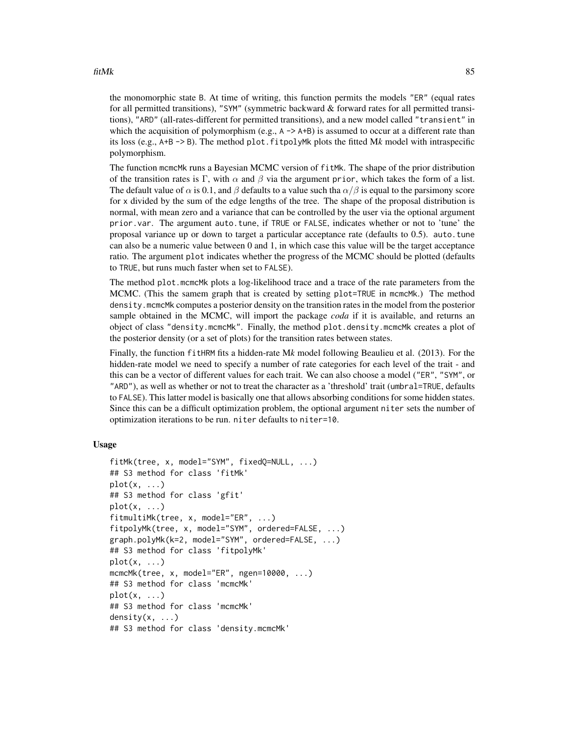the monomorphic state B. At time of writing, this function permits the models "ER" (equal rates for all permitted transitions), "SYM" (symmetric backward & forward rates for all permitted transitions), "ARD" (all-rates-different for permitted transitions), and a new model called "transient" in which the acquisition of polymorphism (e.g., A -> A+B) is assumed to occur at a different rate than its loss (e.g., A+B -> B). The method plot.fitpolyMk plots the fitted M*k* model with intraspecific polymorphism.

The function mcmcMk runs a Bayesian MCMC version of fitMk. The shape of the prior distribution of the transition rates is $\Gamma$, with $\alpha$ and $\beta$ via the argument prior, which takes the form of a list. The default value of $\alpha$ is 0.1, and $\beta$ defaults to a value such tha $\alpha/\beta$ is equal to the parsimony score for x divided by the sum of the edge lengths of the tree. The shape of the proposal distribution is normal, with mean zero and a variance that can be controlled by the user via the optional argument prior.var. The argument auto.tune, if TRUE or FALSE, indicates whether or not to 'tune' the proposal variance up or down to target a particular acceptance rate (defaults to 0.5). auto.tune can also be a numeric value between 0 and 1, in which case this value will be the target acceptance ratio. The argument plot indicates whether the progress of the MCMC should be plotted (defaults to TRUE, but runs much faster when set to FALSE).

The method plot.mcmcMk plots a log-likelihood trace and a trace of the rate parameters from the MCMC. (This the samem graph that is created by setting plot=TRUE in mcmcMk.) The method density.mcmcMk computes a posterior density on the transition rates in the model from the posterior sample obtained in the MCMC, will import the package *coda* if it is available, and returns an object of class "density.mcmcMk". Finally, the method plot.density.mcmcMk creates a plot of the posterior density (or a set of plots) for the transition rates between states.

Finally, the function fitHRM fits a hidden-rate M*k* model following Beaulieu et al. (2013). For the hidden-rate model we need to specify a number of rate categories for each level of the trait - and this can be a vector of different values for each trait. We can also choose a model ("ER", "SYM", or "ARD"), as well as whether or not to treat the character as a 'threshold' trait (umbral=TRUE, defaults to FALSE). This latter model is basically one that allows absorbing conditions for some hidden states. Since this can be a difficult optimization problem, the optional argument niter sets the number of optimization iterations to be run. niter defaults to niter=10.

## Usage

```
fitMk(tree, x, model="SYM", fixedQ=NULL, ...)
## S3 method for class 'fitMk'
plot(x, ...)
## S3 method for class 'gfit'
plot(x, ...)
fitmultiMk(tree, x, model="ER", ...)
fitpolyMk(tree, x, model="SYM", ordered=FALSE, ...)
graph.polyMk(k=2, model="SYM", ordered=FALSE, ...)
## S3 method for class 'fitpolyMk'
plot(x, ...)
mcmcMk(tree, x, model="ER", ngen=10000, ...)
## S3 method for class 'mcmcMk'
plot(x, ...)
## S3 method for class 'mcmcMk'
density(x, ...)
## S3 method for class 'density.mcmcMk'
```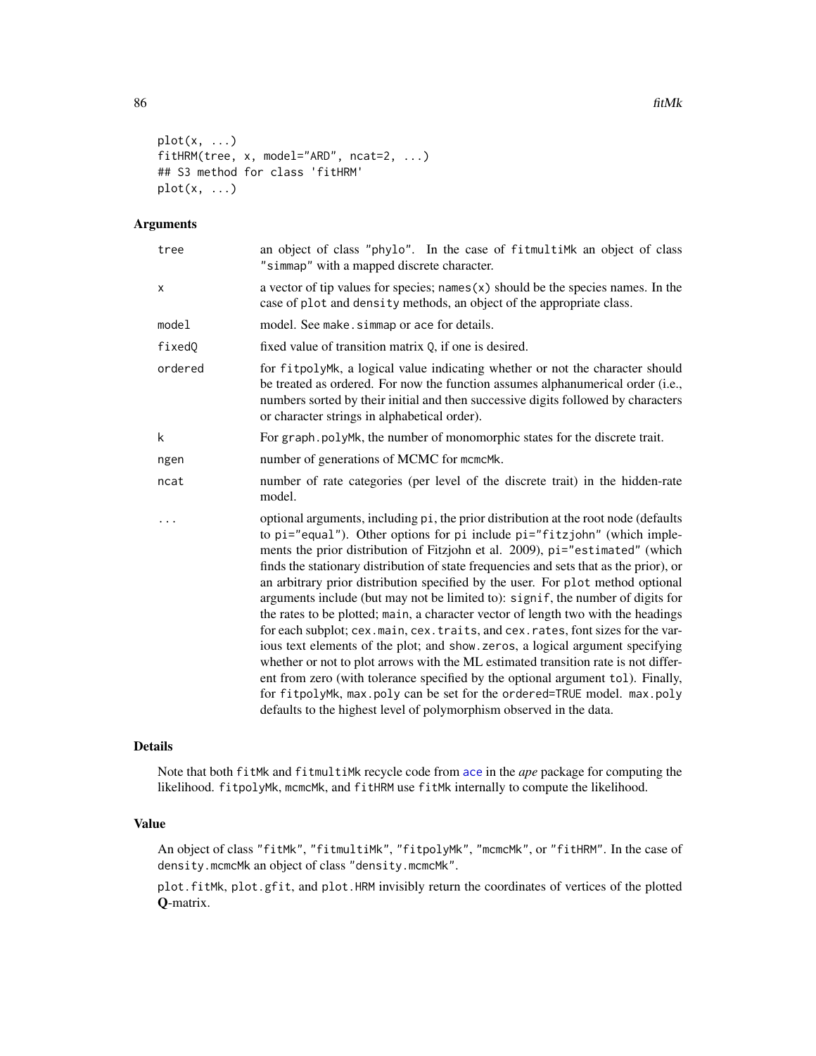```
plot(x, ...)
fitHRM(tree, x, model="ARD", ncat=2, ...)
## S3 method for class 'fitHRM'
plot(x, ...)
```

## Arguments

| | |
|---|---|
| tree | an object of class "phylo". In the case of fitmultiMk an object of class "simmap" with a mapped discrete character. |
| x | a vector of tip values for species; names(x) should be the species names. In the case of plot and density methods, an object of the appropriate class. |
| model | model. See make.simmap or ace for details. |
| fixedQ | fixed value of transition matrix Q, if one is desired. |
| ordered | for fitpolyMk, a logical value indicating whether or not the character should be treated as ordered. For now the function assumes alphanumerical order (i.e., numbers sorted by their initial and then successive digits followed by characters or character strings in alphabetical order). |
| k | For graph.polyMk, the number of monomorphic states for the discrete trait. |
| ngen | number of generations of MCMC for mcmcMk. |
| ncat | number of rate categories (per level of the discrete trait) in the hidden-rate model. |
| ... | optional arguments, including pi, the prior distribution at the root node (defaults to pi="equal"). Other options for pi include pi="fitzjohn" (which implements the prior distribution of Fitzjohn et al. 2009), pi="estimated" (which finds the stationary distribution of state frequencies and sets that as the prior), or an arbitrary prior distribution specified by the user. For plot method optional arguments include (but may not be limited to): signif, the number of digits for the rates to be plotted; main, a character vector of length two with the headings for each subplot; cex.main, cex.traits, and cex.rates, font sizes for the various text elements of the plot; and show.zeros, a logical argument specifying whether or not to plot arrows with the ML estimated transition rate is not different from zero (with tolerance specified by the optional argument tol). Finally, for fitpolyMk, max.poly can be set for the ordered=TRUE model. max.poly defaults to the highest level of polymorphism observed in the data. |

## Details

Note that both fitMk and fitmultiMk recycle code from ace in the *ape* package for computing the likelihood. fitpolyMk, mcmcMk, and fitHRM use fitMk internally to compute the likelihood.

## Value

An object of class "fitMk", "fitmultiMk", "fitpolyMk", "mcmcMk", or "fitHRM". In the case of density.mcmcMk an object of class "density.mcmcMk".

plot.fitMk, plot.gfit, and plot.HRM invisibly return the coordinates of vertices of the plotted **Q**-matrix.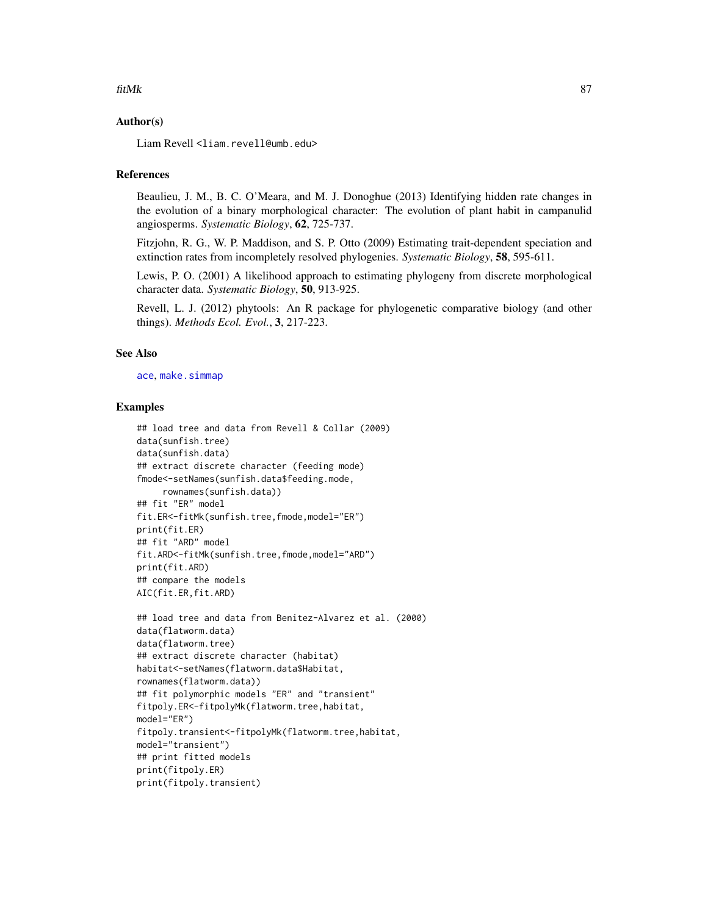## Author(s)

Liam Revell <liam.revell@umb.edu>

## References

Beaulieu, J. M., B. C. O'Meara, and M. J. Donoghue (2013) Identifying hidden rate changes in the evolution of a binary morphological character: The evolution of plant habit in campanulid angiosperms. *Systematic Biology*, **62**, 725-737.

Fitzjohn, R. G., W. P. Maddison, and S. P. Otto (2009) Estimating trait-dependent speciation and extinction rates from incompletely resolved phylogenies. *Systematic Biology*, **58**, 595-611.

Lewis, P. O. (2001) A likelihood approach to estimating phylogeny from discrete morphological character data. *Systematic Biology*, **50**, 913-925.

Revell, L. J. (2012) phytools: An R package for phylogenetic comparative biology (and other things). *Methods Ecol. Evol.*, **3**, 217-223.

## See Also

ace, make.simmap

## Examples

```
## load tree and data from Revell & Collar (2009)
data(sunfish.tree)
data(sunfish.data)
## extract discrete character (feeding mode)
fmode<-setNames(sunfish.data$feeding.mode,
     rownames(sunfish.data))
## fit "ER" model
fit.ER<-fitMk(sunfish.tree,fmode,model="ER")
print(fit.ER)
## fit "ARD" model
fit.ARD<-fitMk(sunfish.tree,fmode,model="ARD")
print(fit.ARD)
## compare the models
AIC(fit.ER,fit.ARD)

## load tree and data from Benitez-Alvarez et al. (2000)
data(flatworm.data)
data(flatworm.tree)
## extract discrete character (habitat)
habitat<-setNames(flatworm.data$Habitat,
rownames(flatworm.data))
## fit polymorphic models "ER" and "transient"
fitpoly.ER<-fitpolyMk(flatworm.tree,habitat,
model="ER")
fitpoly.transient<-fitpolyMk(flatworm.tree,habitat,
model="transient")
## print fitted models
print(fitpoly.ER)
print(fitpoly.transient)
```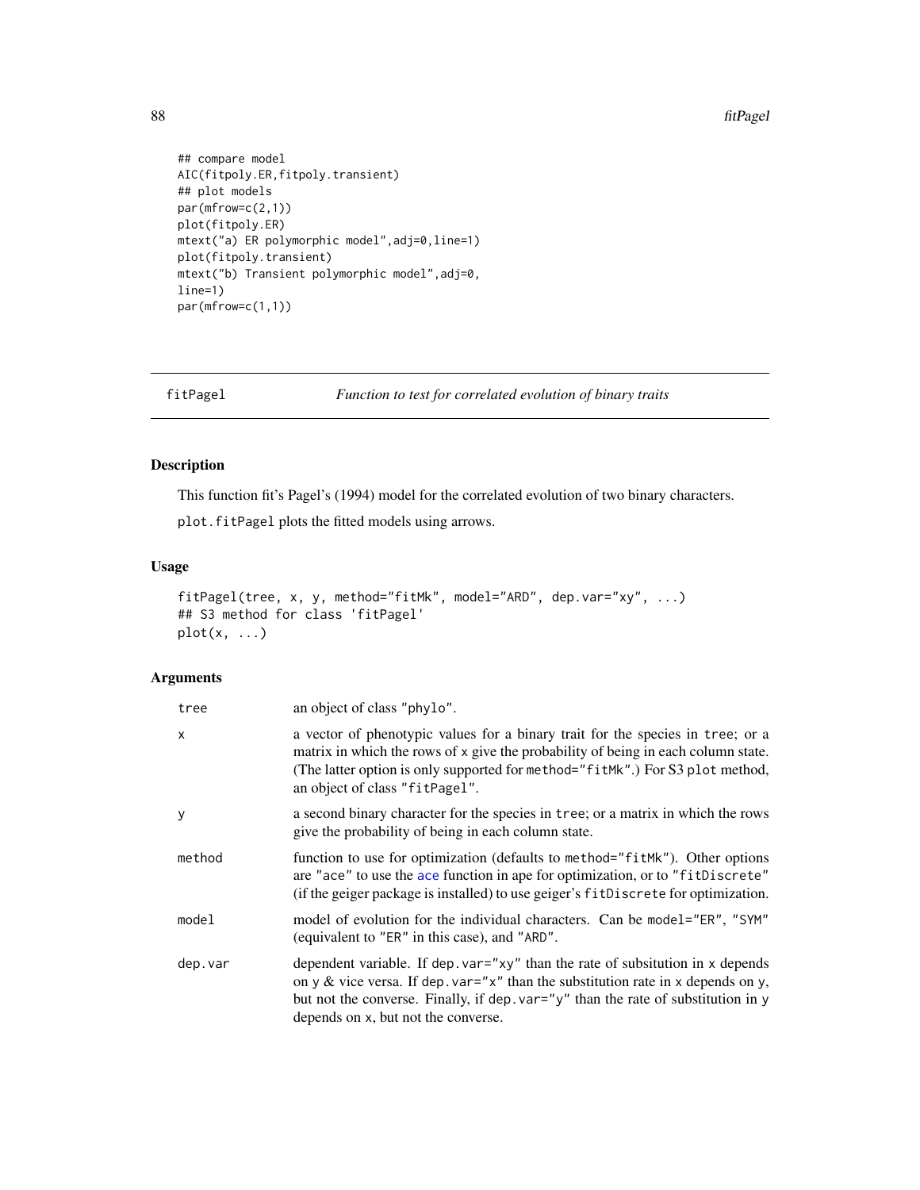```
## compare model
AIC(fitpoly.ER,fitpoly.transient)
## plot models
par(mfrow=c(2,1))
plot(fitpoly.ER)
mtext("a) ER polymorphic model",adj=0,line=1)
plot(fitpoly.transient)
mtext("b) Transient polymorphic model",adj=0,
line=1)
par(mfrow=c(1,1))
```

---

## fitPagel — *Function to test for correlated evolution of binary traits*

---

### Description

This function fit's Pagel's (1994) model for the correlated evolution of two binary characters.

`plot.fitPagel` plots the fitted models using arrows.

### Usage

```
fitPagel(tree, x, y, method="fitMk", model="ARD", dep.var="xy", ...)
## S3 method for class 'fitPagel'
plot(x, ...)
```

### Arguments

| | |
|---|---|
| `tree` | an object of class `"phylo"`. |
| `x` | a vector of phenotypic values for a binary trait for the species in `tree`; or a matrix in which the rows of `x` give the probability of being in each column state. (The latter option is only supported for `method="fitMk"`.) For S3 `plot` method, an object of class `"fitPagel"`. |
| `y` | a second binary character for the species in `tree`; or a matrix in which the rows give the probability of being in each column state. |
| `method` | function to use for optimization (defaults to `method="fitMk"`). Other options are `"ace"` to use the `ace` function in ape for optimization, or to `"fitDiscrete"` (if the geiger package is installed) to use geiger's `fitDiscrete` for optimization. |
| `model` | model of evolution for the individual characters. Can be `model="ER"`, `"SYM"` (equivalent to `"ER"` in this case), and `"ARD"`. |
| `dep.var` | dependent variable. If `dep.var="xy"` than the rate of subsitution in `x` depends on `y` & vice versa. If `dep.var="x"` than the substitution rate in `x` depends on `y`, but not the converse. Finally, if `dep.var="y"` than the rate of substitution in `y` depends on `x`, but not the converse. |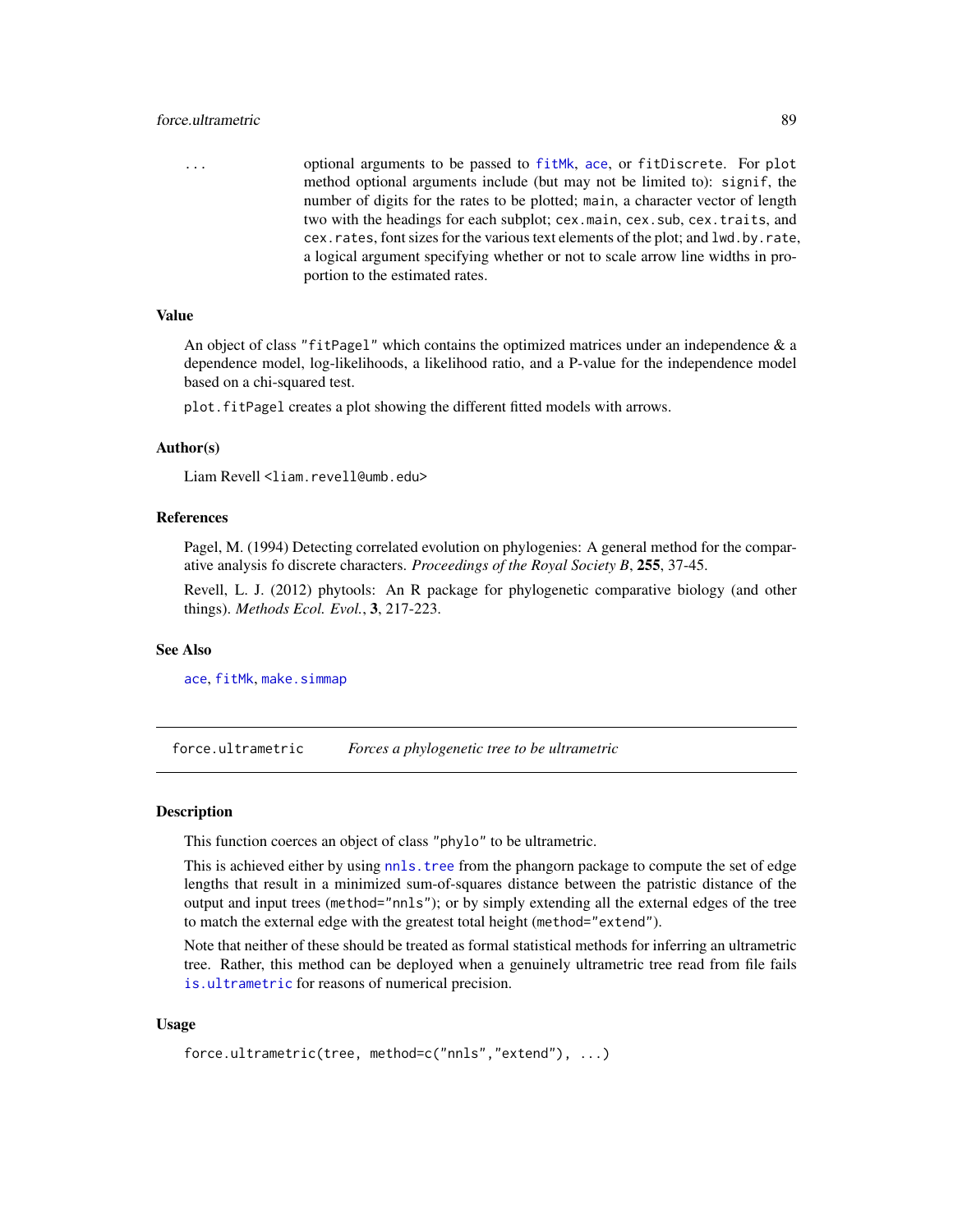... optional arguments to be passed to `fitMk`, `ace`, or `fitDiscrete`. For `plot` method optional arguments include (but may not be limited to): `signif`, the number of digits for the rates to be plotted; `main`, a character vector of length two with the headings for each subplot; `cex.main`, `cex.sub`, `cex.traits`, and `cex.rates`, font sizes for the various text elements of the plot; and `lwd.by.rate`, a logical argument specifying whether or not to scale arrow line widths in proportion to the estimated rates.

### Value

An object of class `"fitPagel"` which contains the optimized matrices under an independence & a dependence model, log-likelihoods, a likelihood ratio, and a P-value for the independence model based on a chi-squared test.

`plot.fitPagel` creates a plot showing the different fitted models with arrows.

### Author(s)

Liam Revell <liam.revell@umb.edu>

### References

Pagel, M. (1994) Detecting correlated evolution on phylogenies: A general method for the comparative analysis fo discrete characters. *Proceedings of the Royal Society B*, **255**, 37-45.

Revell, L. J. (2012) phytools: An R package for phylogenetic comparative biology (and other things). *Methods Ecol. Evol.*, **3**, 217-223.

### See Also

`ace`, `fitMk`, `make.simmap`

---

## force.ultrametric — *Forces a phylogenetic tree to be ultrametric*

### Description

This function coerces an object of class `"phylo"` to be ultrametric.

This is achieved either by using `nnls.tree` from the phangorn package to compute the set of edge lengths that result in a minimized sum-of-squares distance between the patristic distance of the output and input trees (`method="nnls"`); or by simply extending all the external edges of the tree to match the external edge with the greatest total height (`method="extend"`).

Note that neither of these should be treated as formal statistical methods for inferring an ultrametric tree. Rather, this method can be deployed when a genuinely ultrametric tree read from file fails `is.ultrametric` for reasons of numerical precision.

### Usage

```
force.ultrametric(tree, method=c("nnls","extend"), ...)
```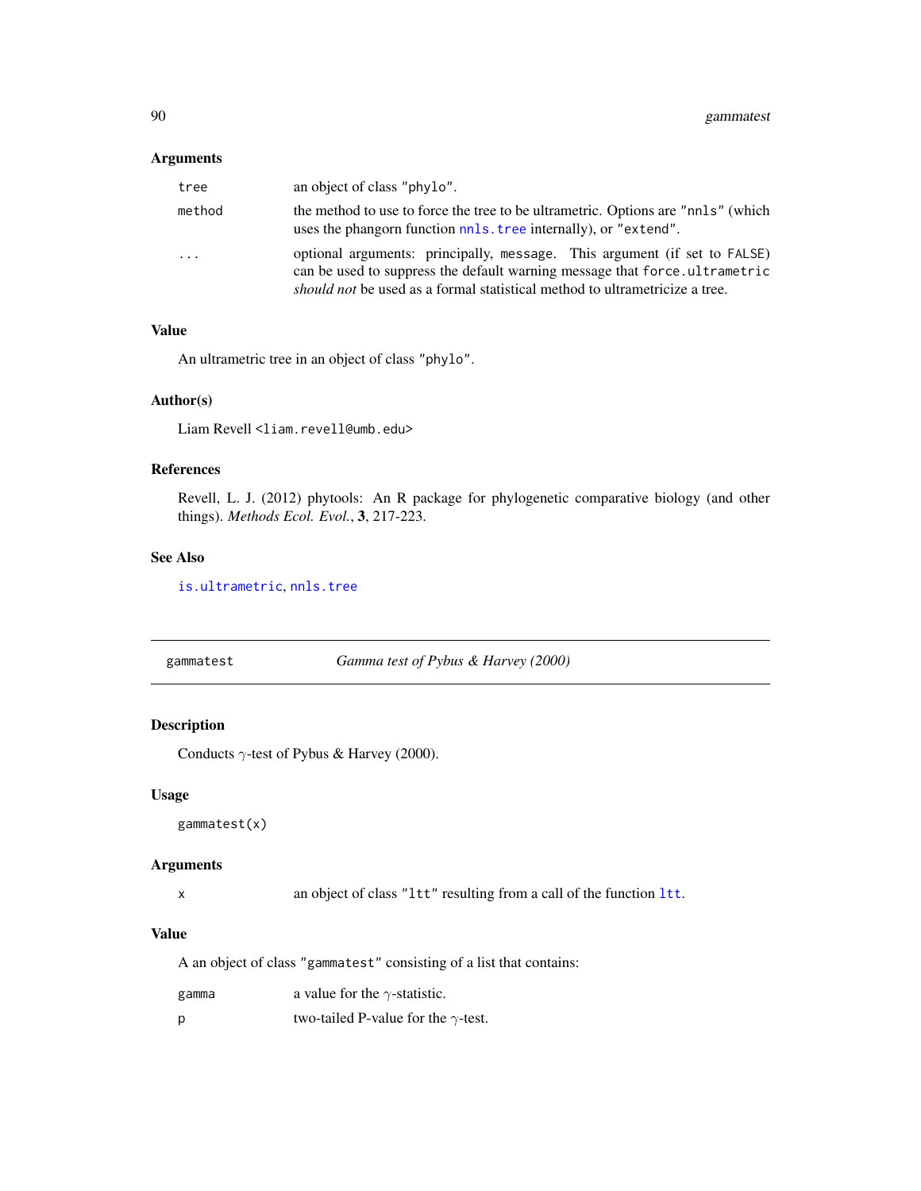## Arguments

| | |
|---|---|
| `tree` | an object of class `"phylo"`. |
| `method` | the method to use to force the tree to be ultrametric. Options are `"nnls"` (which uses the phangorn function `nnls.tree` internally), or `"extend"`. |
| `...` | optional arguments: principally, `message`. This argument (if set to `FALSE`) can be used to suppress the default warning message that `force.ultrametric` *should not* be used as a formal statistical method to ultrametricize a tree. |

## Value

An ultrametric tree in an object of class `"phylo"`.

## Author(s)

Liam Revell <liam.revell@umb.edu>

## References

Revell, L. J. (2012) phytools: An R package for phylogenetic comparative biology (and other things). *Methods Ecol. Evol.*, **3**, 217-223.

## See Also

`is.ultrametric`, `nnls.tree`

---

# gammatest — *Gamma test of Pybus & Harvey (2000)*

## Description

Conducts $\gamma$-test of Pybus & Harvey (2000).

## Usage

```
gammatest(x)
```

## Arguments

| | |
|---|---|
| `x` | an object of class `"ltt"` resulting from a call of the function `ltt`. |

## Value

A an object of class `"gammatest"` consisting of a list that contains:

| | |
|---|---|
| `gamma` | a value for the $\gamma$-statistic. |
| `p` | two-tailed P-value for the $\gamma$-test. |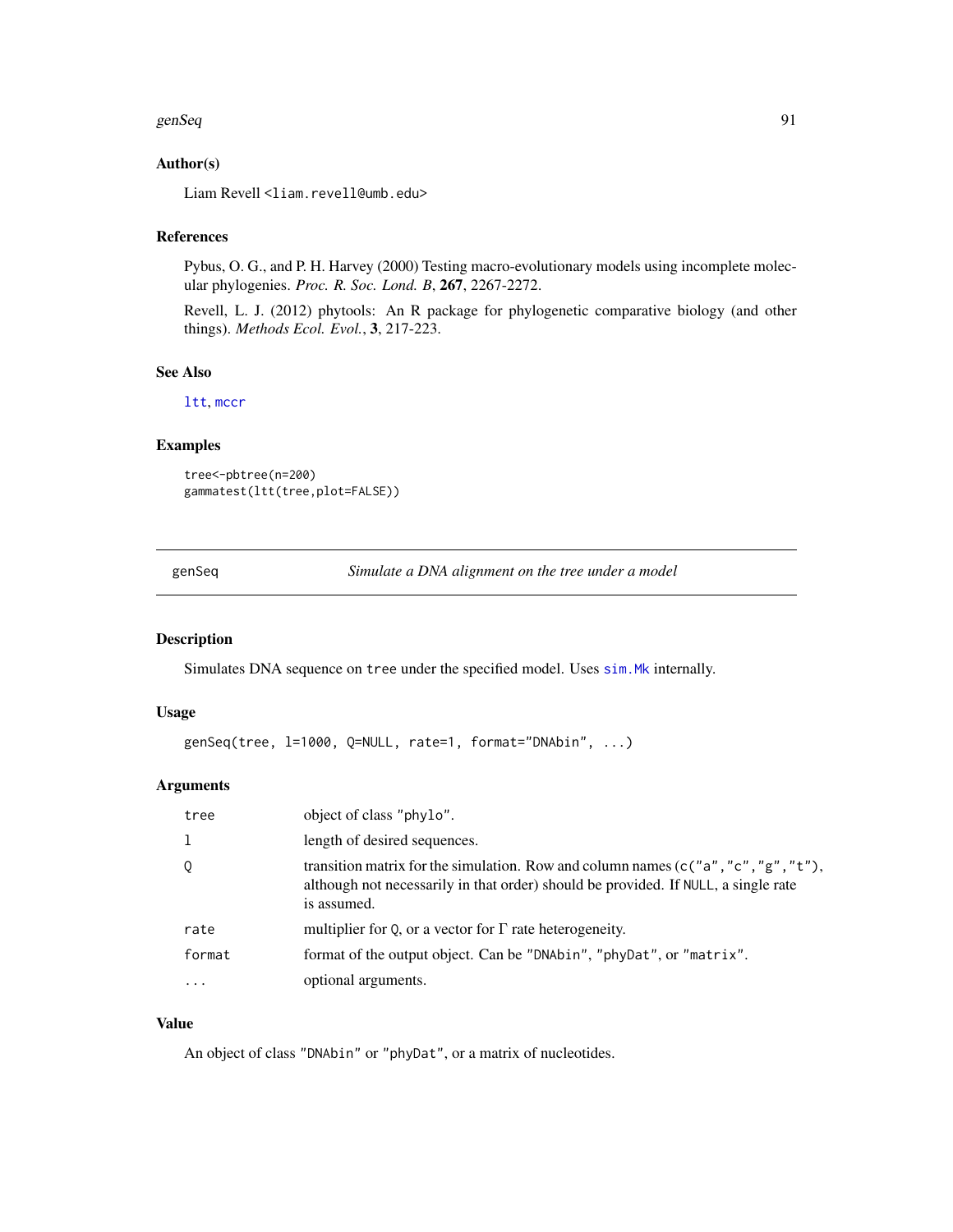### Author(s)

Liam Revell <liam.revell@umb.edu>

### References

Pybus, O. G., and P. H. Harvey (2000) Testing macro-evolutionary models using incomplete molecular phylogenies. *Proc. R. Soc. Lond. B*, **267**, 2267-2272.

Revell, L. J. (2012) phytools: An R package for phylogenetic comparative biology (and other things). *Methods Ecol. Evol.*, **3**, 217-223.

### See Also

ltt, mccr

### Examples

```
tree<-pbtree(n=200)
gammatest(ltt(tree,plot=FALSE))
```

---

## genSeq — *Simulate a DNA alignment on the tree under a model*

### Description

Simulates DNA sequence on `tree` under the specified model. Uses `sim.Mk` internally.

### Usage

```
genSeq(tree, l=1000, Q=NULL, rate=1, format="DNAbin", ...)
```

### Arguments

| | |
|---|---|
| `tree` | object of class `"phylo"`. |
| `l` | length of desired sequences. |
| `Q` | transition matrix for the simulation. Row and column names (`c("a","c","g","t")`, although not necessarily in that order) should be provided. If `NULL`, a single rate is assumed. |
| `rate` | multiplier for `Q`, or a vector for $\Gamma$ rate heterogeneity. |
| `format` | format of the output object. Can be `"DNAbin"`, `"phyDat"`, or `"matrix"`. |
| `...` | optional arguments. |

### Value

An object of class `"DNAbin"` or `"phyDat"`, or a matrix of nucleotides.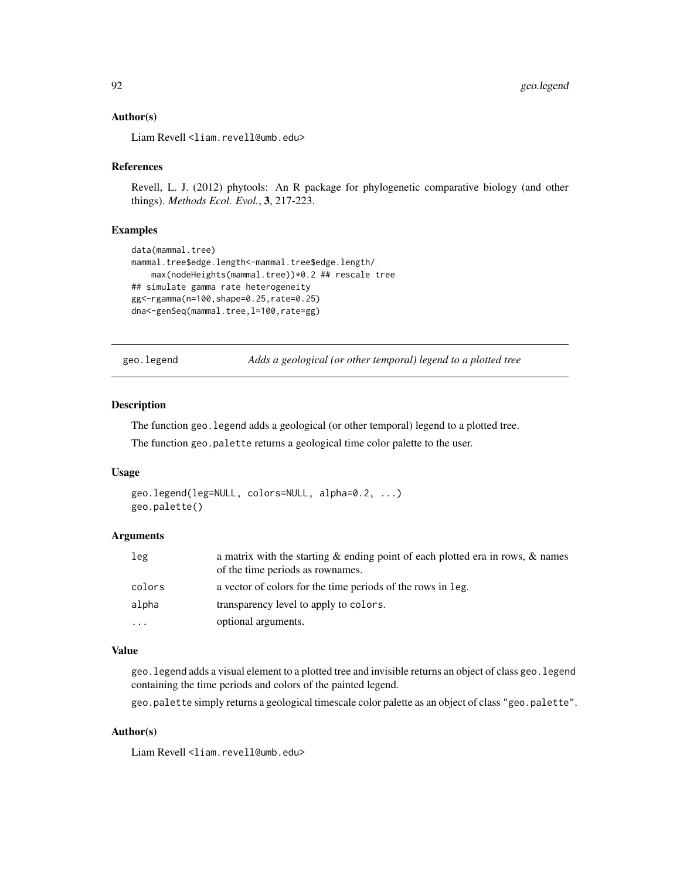### Author(s)

Liam Revell <liam.revell@umb.edu>

### References

Revell, L. J. (2012) phytools: An R package for phylogenetic comparative biology (and other things). *Methods Ecol. Evol.*, **3**, 217-223.

### Examples

```
data(mammal.tree)
mammal.tree$edge.length<-mammal.tree$edge.length/
    max(nodeHeights(mammal.tree))*0.2 ## rescale tree
## simulate gamma rate heterogeneity
gg<-rgamma(n=100,shape=0.25,rate=0.25)
dna<-genSeq(mammal.tree,l=100,rate=gg)
```

---

## geo.legend — *Adds a geological (or other temporal) legend to a plotted tree*

### Description

The function `geo.legend` adds a geological (or other temporal) legend to a plotted tree.

The function `geo.palette` returns a geological time color palette to the user.

### Usage

```
geo.legend(leg=NULL, colors=NULL, alpha=0.2, ...)
geo.palette()
```

### Arguments

| | |
|---|---|
| `leg` | a matrix with the starting & ending point of each plotted era in rows, & names of the time periods as rownames. |
| `colors` | a vector of colors for the time periods of the rows in `leg`. |
| `alpha` | transparency level to apply to `colors`. |
| `...` | optional arguments. |

### Value

`geo.legend` adds a visual element to a plotted tree and invisible returns an object of class `geo.legend` containing the time periods and colors of the painted legend.

`geo.palette` simply returns a geological timescale color palette as an object of class `"geo.palette"`.

### Author(s)

Liam Revell <liam.revell@umb.edu>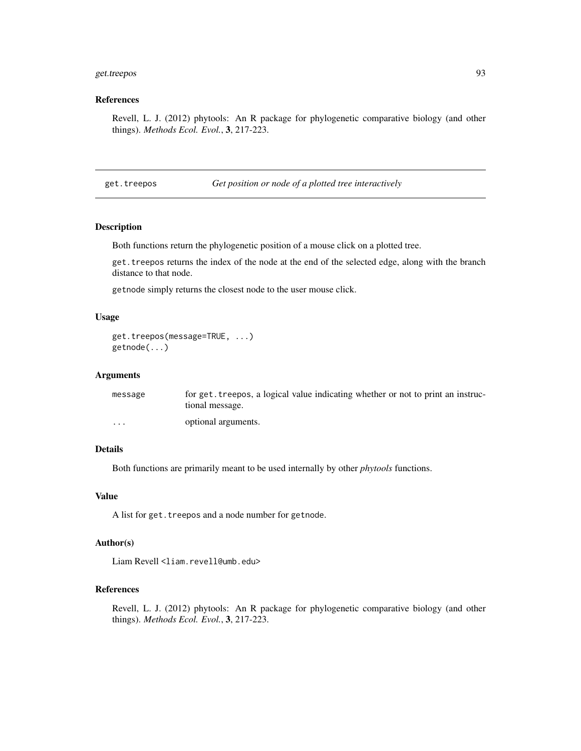### References

Revell, L. J. (2012) phytools: An R package for phylogenetic comparative biology (and other things). *Methods Ecol. Evol.*, **3**, 217-223.

---

## get.treepos — *Get position or node of a plotted tree interactively*

---

### Description

Both functions return the phylogenetic position of a mouse click on a plotted tree.

`get.treepos` returns the index of the node at the end of the selected edge, along with the branch distance to that node.

`getnode` simply returns the closest node to the user mouse click.

### Usage

```
get.treepos(message=TRUE, ...)
getnode(...)
```

### Arguments

| | |
|---|---|
| `message` | for `get.treepos`, a logical value indicating whether or not to print an instructional message. |
| `...` | optional arguments. |

### Details

Both functions are primarily meant to be used internally by other *phytools* functions.

### Value

A list for `get.treepos` and a node number for `getnode`.

### Author(s)

Liam Revell <liam.revell@umb.edu>

### References

Revell, L. J. (2012) phytools: An R package for phylogenetic comparative biology (and other things). *Methods Ecol. Evol.*, **3**, 217-223.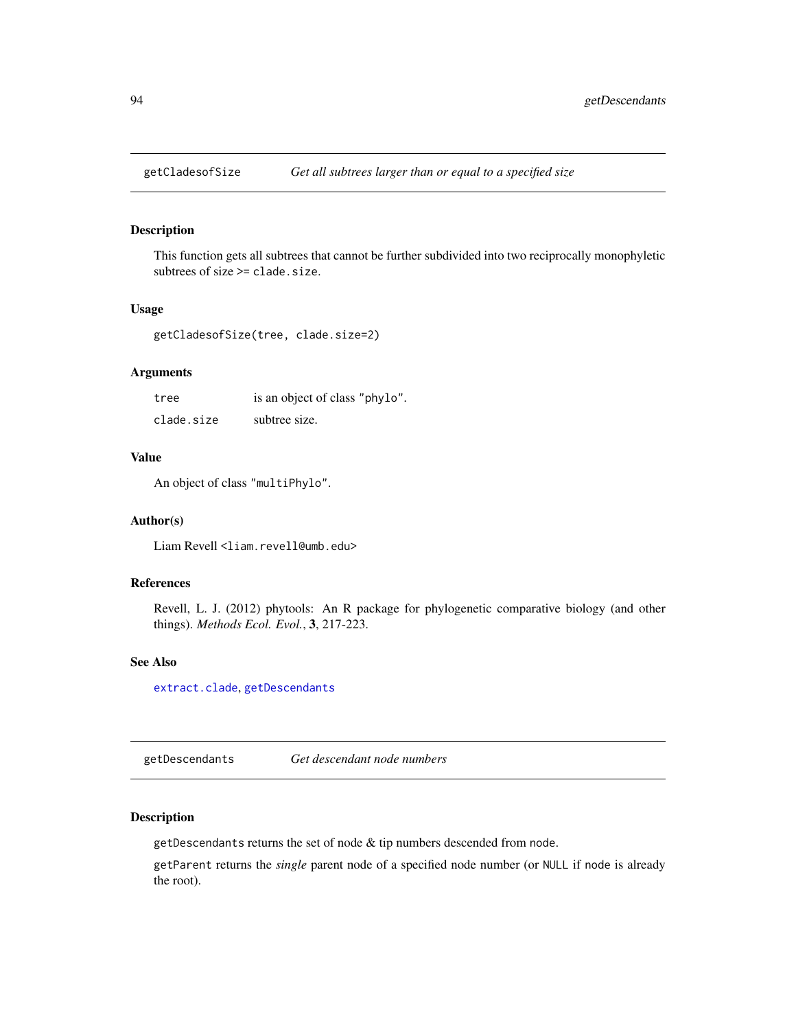## getCladesofSize — *Get all subtrees larger than or equal to a specified size*

### Description

This function gets all subtrees that cannot be further subdivided into two reciprocally monophyletic subtrees of size >= `clade.size`.

### Usage

```
getCladesofSize(tree, clade.size=2)
```

### Arguments

| | |
|---|---|
| `tree` | is an object of class `"phylo"`. |
| `clade.size` | subtree size. |

### Value

An object of class `"multiPhylo"`.

### Author(s)

Liam Revell <liam.revell@umb.edu>

### References

Revell, L. J. (2012) phytools: An R package for phylogenetic comparative biology (and other things). *Methods Ecol. Evol.*, **3**, 217-223.

### See Also

`extract.clade`, `getDescendants`

## getDescendants — *Get descendant node numbers*

### Description

`getDescendants` returns the set of node & tip numbers descended from `node`.

`getParent` returns the *single* parent node of a specified node number (or `NULL` if `node` is already the root).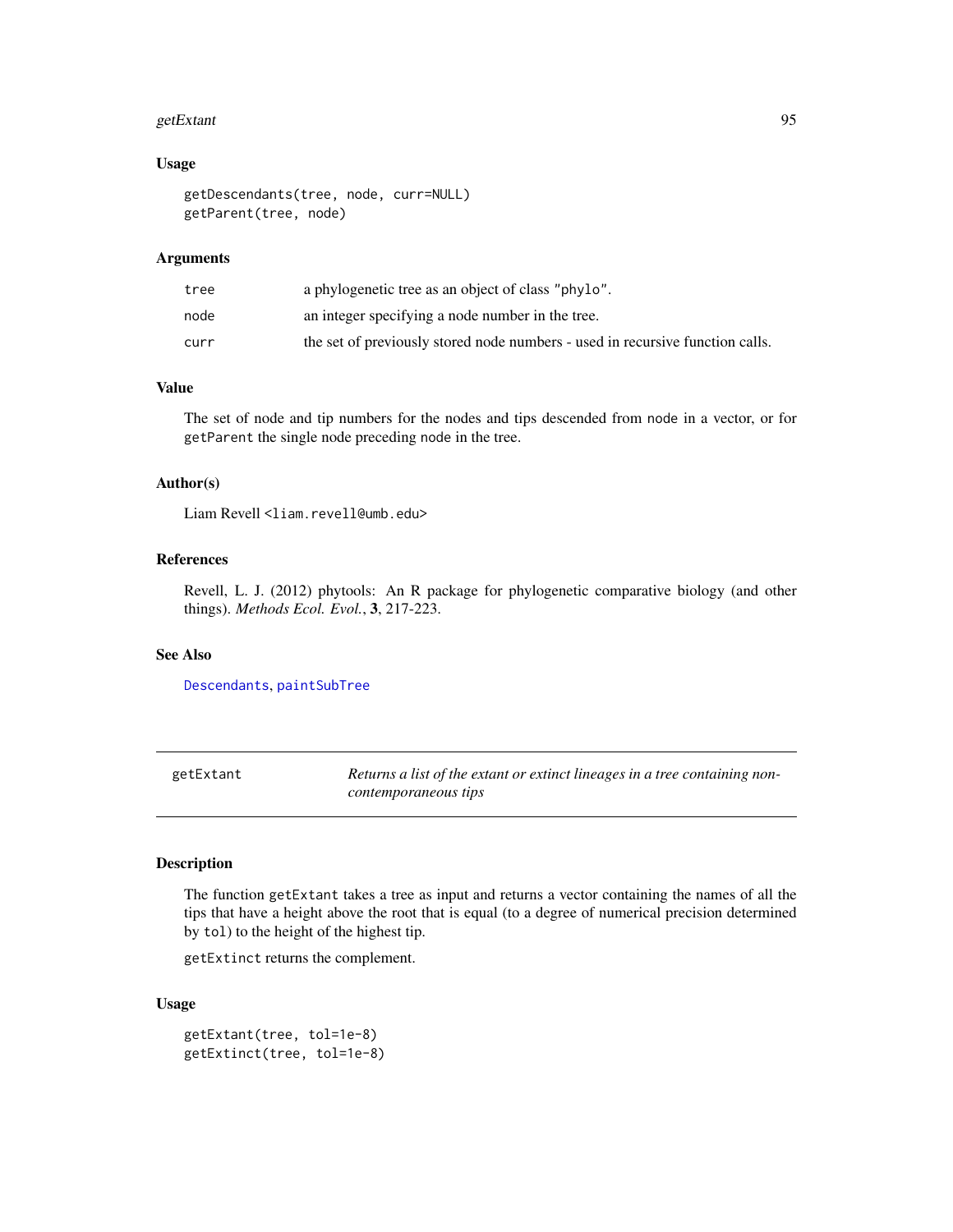### Usage

```
getDescendants(tree, node, curr=NULL)
getParent(tree, node)
```

### Arguments

| | |
|---|---|
| tree | a phylogenetic tree as an object of class "phylo". |
| node | an integer specifying a node number in the tree. |
| curr | the set of previously stored node numbers - used in recursive function calls. |

### Value

The set of node and tip numbers for the nodes and tips descended from node in a vector, or for getParent the single node preceding node in the tree.

### Author(s)

Liam Revell <liam.revell@umb.edu>

### References

Revell, L. J. (2012) phytools: An R package for phylogenetic comparative biology (and other things). *Methods Ecol. Evol.*, **3**, 217-223.

### See Also

Descendants, paintSubTree

---

## getExtant — *Returns a list of the extant or extinct lineages in a tree containing non-contemporaneous tips*

---

### Description

The function getExtant takes a tree as input and returns a vector containing the names of all the tips that have a height above the root that is equal (to a degree of numerical precision determined by tol) to the height of the highest tip.

getExtinct returns the complement.

### Usage

```
getExtant(tree, tol=1e-8)
getExtinct(tree, tol=1e-8)
```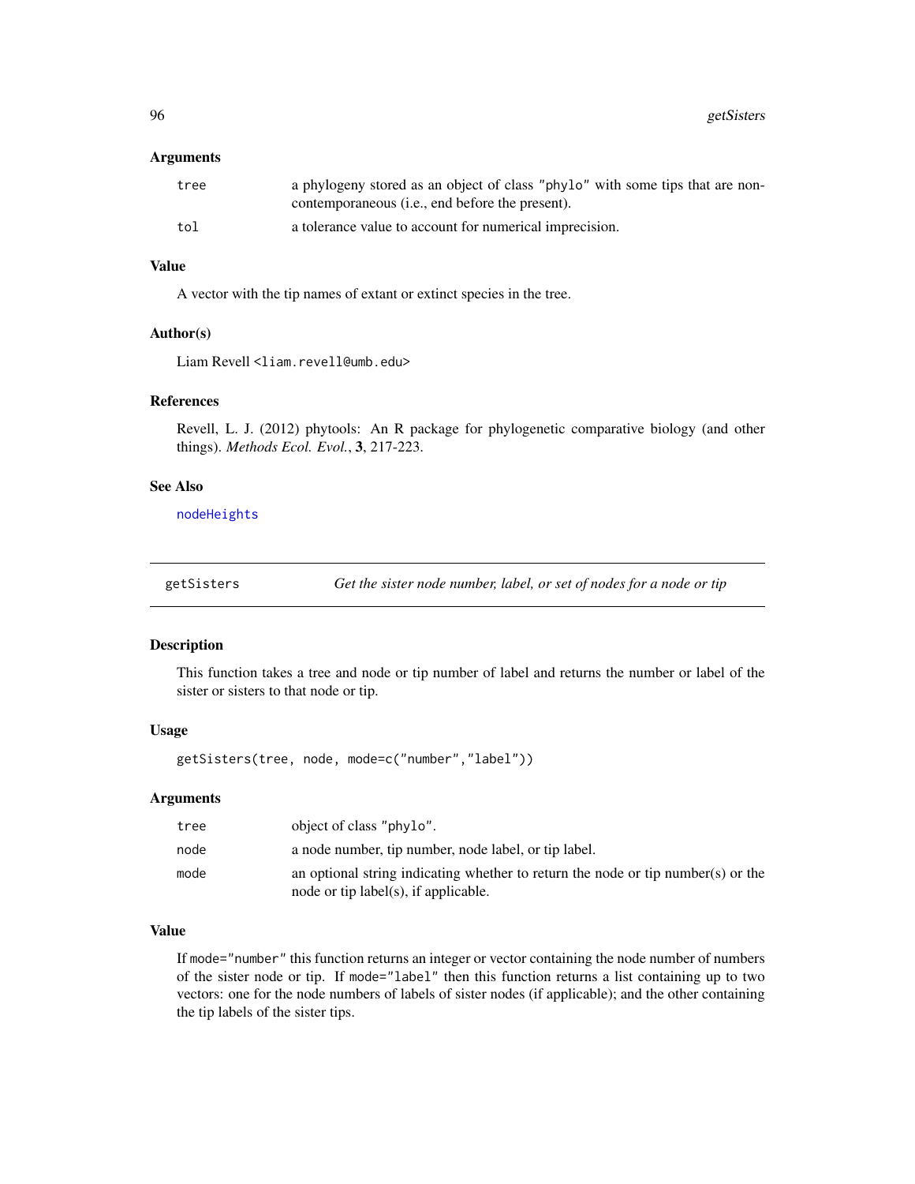### Arguments

| | |
|---|---|
| tree | a phylogeny stored as an object of class "phylo" with some tips that are non-contemporaneous (i.e., end before the present). |
| tol | a tolerance value to account for numerical imprecision. |

### Value

A vector with the tip names of extant or extinct species in the tree.

### Author(s)

Liam Revell <liam.revell@umb.edu>

### References

Revell, L. J. (2012) phytools: An R package for phylogenetic comparative biology (and other things). *Methods Ecol. Evol.*, **3**, 217-223.

### See Also

nodeHeights

---

## getSisters — *Get the sister node number, label, or set of nodes for a node or tip*

### Description

This function takes a tree and node or tip number of label and returns the number or label of the sister or sisters to that node or tip.

### Usage

```
getSisters(tree, node, mode=c("number","label"))
```

### Arguments

| | |
|---|---|
| tree | object of class "phylo". |
| node | a node number, tip number, node label, or tip label. |
| mode | an optional string indicating whether to return the node or tip number(s) or the node or tip label(s), if applicable. |

### Value

If mode="number" this function returns an integer or vector containing the node number of numbers of the sister node or tip. If mode="label" then this function returns a list containing up to two vectors: one for the node numbers of labels of sister nodes (if applicable); and the other containing the tip labels of the sister tips.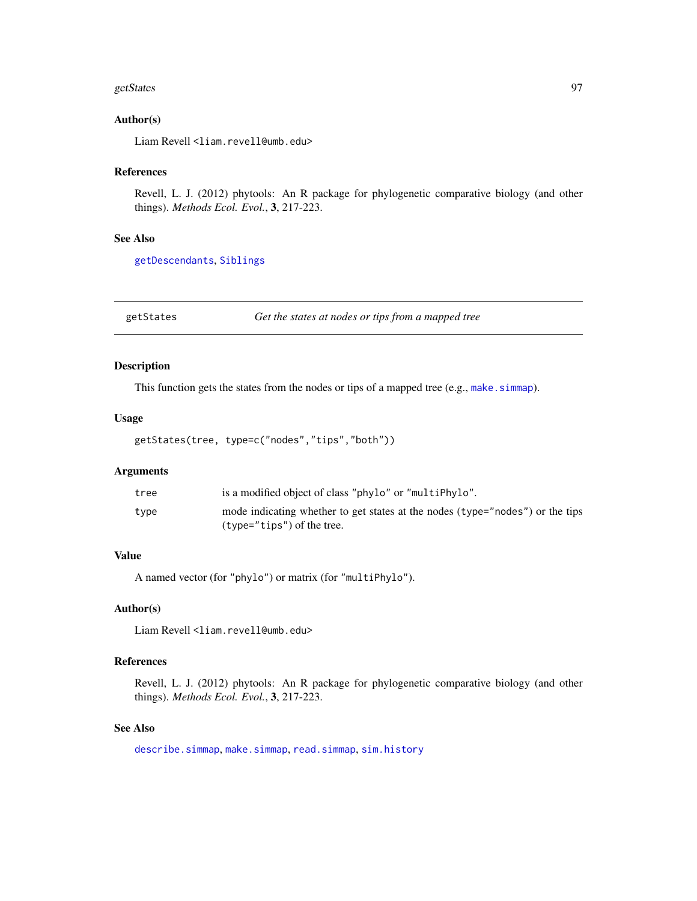## Author(s)

Liam Revell <liam.revell@umb.edu>

## References

Revell, L. J. (2012) phytools: An R package for phylogenetic comparative biology (and other things). *Methods Ecol. Evol.*, **3**, 217-223.

## See Also

getDescendants, Siblings

---

# getStates — *Get the states at nodes or tips from a mapped tree*

## Description

This function gets the states from the nodes or tips of a mapped tree (e.g., make.simmap).

## Usage

```
getStates(tree, type=c("nodes","tips","both"))
```

## Arguments

| | |
|---|---|
| tree | is a modified object of class "phylo" or "multiPhylo". |
| type | mode indicating whether to get states at the nodes (type="nodes") or the tips (type="tips") of the tree. |

## Value

A named vector (for "phylo") or matrix (for "multiPhylo").

## Author(s)

Liam Revell <liam.revell@umb.edu>

## References

Revell, L. J. (2012) phytools: An R package for phylogenetic comparative biology (and other things). *Methods Ecol. Evol.*, **3**, 217-223.

## See Also

describe.simmap, make.simmap, read.simmap, sim.history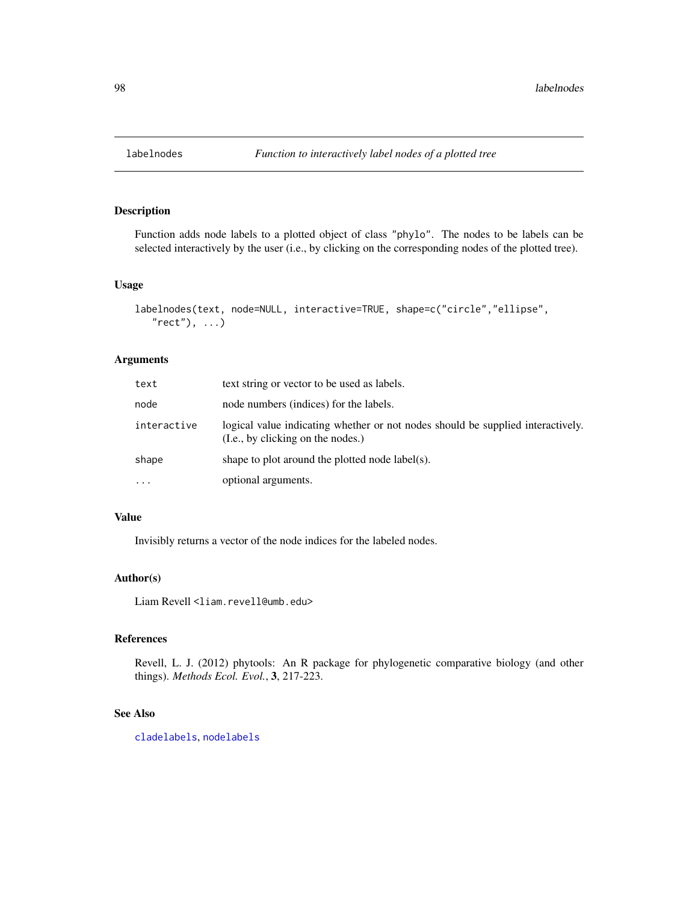# labelnodes — *Function to interactively label nodes of a plotted tree*

## Description

Function adds node labels to a plotted object of class "phylo". The nodes to be labels can be selected interactively by the user (i.e., by clicking on the corresponding nodes of the plotted tree).

## Usage

```
labelnodes(text, node=NULL, interactive=TRUE, shape=c("circle","ellipse",
   "rect"), ...)
```

## Arguments

| | |
|---|---|
| `text` | text string or vector to be used as labels. |
| `node` | node numbers (indices) for the labels. |
| `interactive` | logical value indicating whether or not nodes should be supplied interactively. (I.e., by clicking on the nodes.) |
| `shape` | shape to plot around the plotted node label(s). |
| `...` | optional arguments. |

## Value

Invisibly returns a vector of the node indices for the labeled nodes.

## Author(s)

Liam Revell <liam.revell@umb.edu>

## References

Revell, L. J. (2012) phytools: An R package for phylogenetic comparative biology (and other things). *Methods Ecol. Evol.*, **3**, 217-223.

## See Also

`cladelabels`, `nodelabels`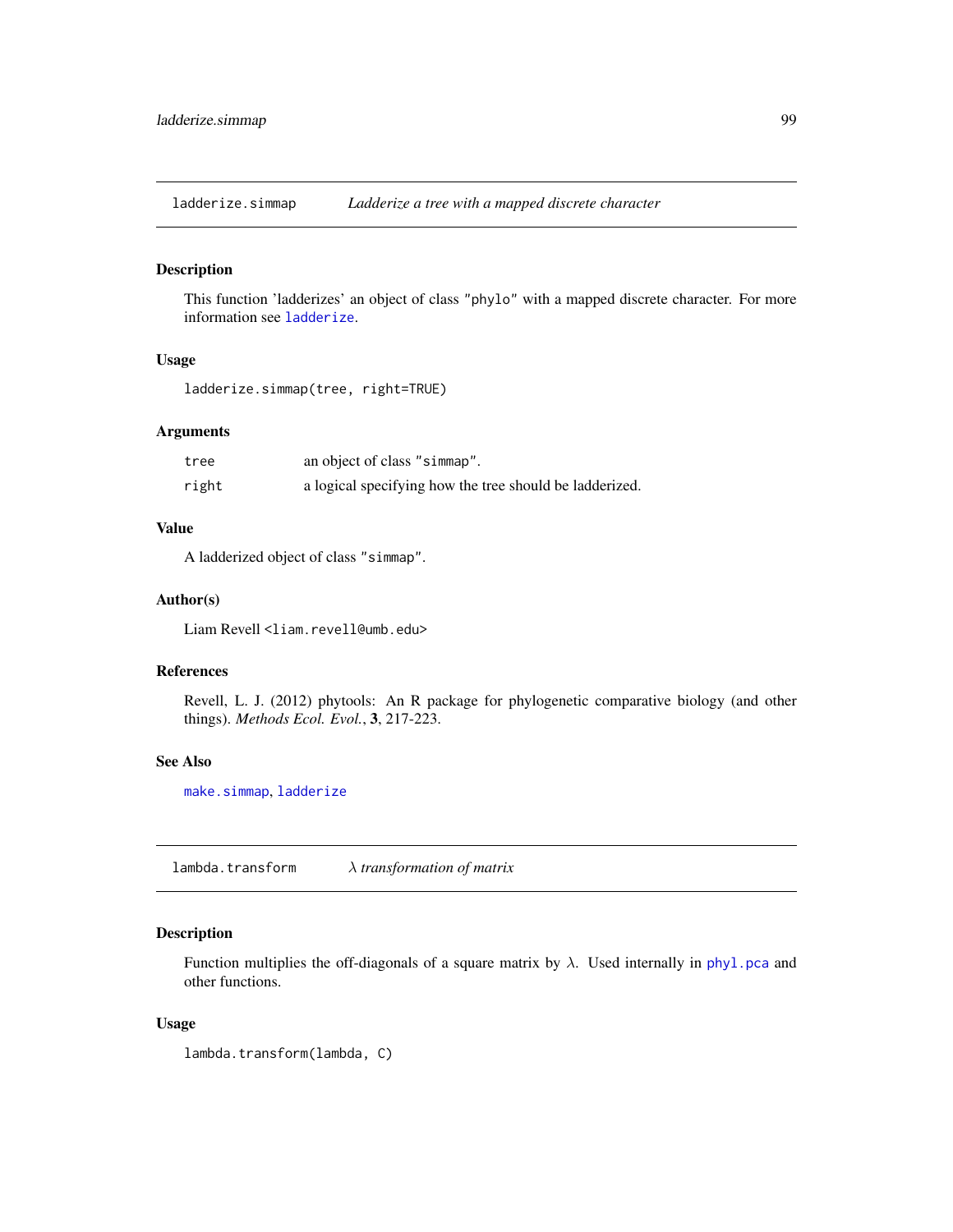## ladderize.simmap — *Ladderize a tree with a mapped discrete character*

### Description

This function 'ladderizes' an object of class "phylo" with a mapped discrete character. For more information see `ladderize`.

### Usage

```
ladderize.simmap(tree, right=TRUE)
```

### Arguments

| | |
|---|---|
| `tree` | an object of class "simmap". |
| `right` | a logical specifying how the tree should be ladderized. |

### Value

A ladderized object of class "simmap".

### Author(s)

Liam Revell <liam.revell@umb.edu>

### References

Revell, L. J. (2012) phytools: An R package for phylogenetic comparative biology (and other things). *Methods Ecol. Evol.*, **3**, 217-223.

### See Also

`make.simmap`, `ladderize`

## lambda.transform — *$\lambda$ transformation of matrix*

### Description

Function multiplies the off-diagonals of a square matrix by $\lambda$. Used internally in `phyl.pca` and other functions.

### Usage

```
lambda.transform(lambda, C)
```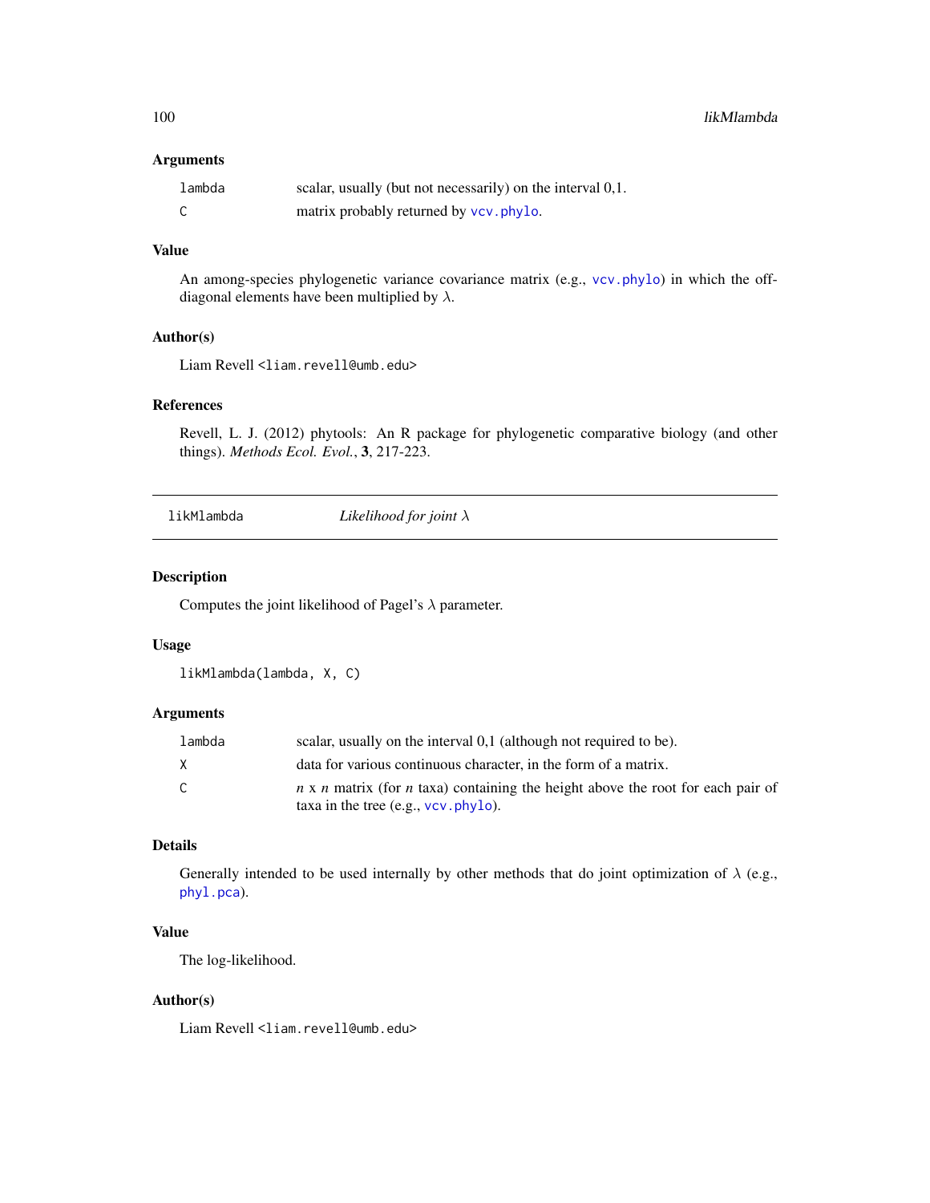### Arguments

| | |
|---|---|
| `lambda` | scalar, usually (but not necessarily) on the interval 0,1. |
| `C` | matrix probably returned by `vcv.phylo`. |

### Value

An among-species phylogenetic variance covariance matrix (e.g., `vcv.phylo`) in which the off-diagonal elements have been multiplied by $\lambda$.

### Author(s)

Liam Revell <liam.revell@umb.edu>

### References

Revell, L. J. (2012) phytools: An R package for phylogenetic comparative biology (and other things). *Methods Ecol. Evol.*, **3**, 217-223.

---

## likMlambda — *Likelihood for joint $\lambda$*

---

### Description

Computes the joint likelihood of Pagel's $\lambda$ parameter.

### Usage

```
likMlambda(lambda, X, C)
```

### Arguments

| | |
|---|---|
| `lambda` | scalar, usually on the interval 0,1 (although not required to be). |
| `X` | data for various continuous character, in the form of a matrix. |
| `C` | $n$ x $n$ matrix (for $n$ taxa) containing the height above the root for each pair of taxa in the tree (e.g., `vcv.phylo`). |

### Details

Generally intended to be used internally by other methods that do joint optimization of $\lambda$ (e.g., `phyl.pca`).

### Value

The log-likelihood.

### Author(s)

Liam Revell <liam.revell@umb.edu>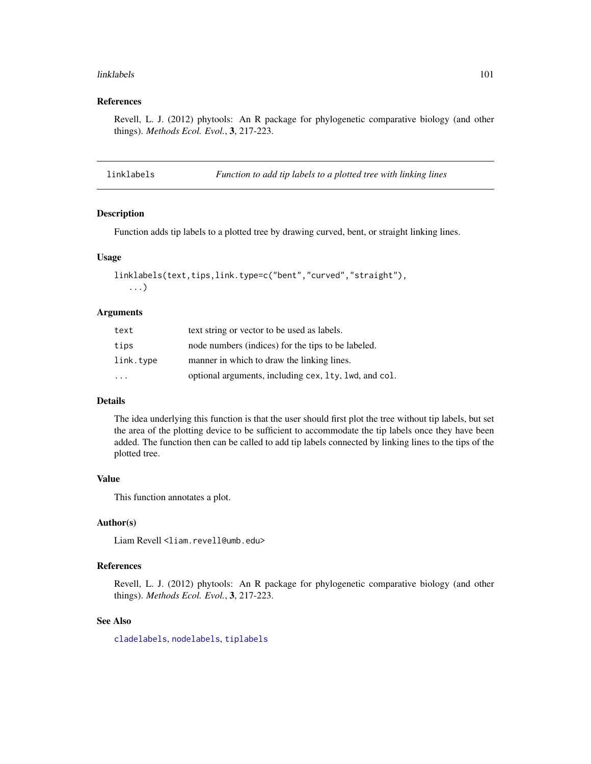### References

Revell, L. J. (2012) phytools: An R package for phylogenetic comparative biology (and other things). *Methods Ecol. Evol.*, **3**, 217-223.

---

## linklabels — *Function to add tip labels to a plotted tree with linking lines*

---

### Description

Function adds tip labels to a plotted tree by drawing curved, bent, or straight linking lines.

### Usage

```
linklabels(text,tips,link.type=c("bent","curved","straight"),
   ...)
```

### Arguments

| | |
|---|---|
| `text` | text string or vector to be used as labels. |
| `tips` | node numbers (indices) for the tips to be labeled. |
| `link.type` | manner in which to draw the linking lines. |
| `...` | optional arguments, including `cex`, `lty`, `lwd`, and `col`. |

### Details

The idea underlying this function is that the user should first plot the tree without tip labels, but set the area of the plotting device to be sufficient to accommodate the tip labels once they have been added. The function then can be called to add tip labels connected by linking lines to the tips of the plotted tree.

### Value

This function annotates a plot.

### Author(s)

Liam Revell <liam.revell@umb.edu>

### References

Revell, L. J. (2012) phytools: An R package for phylogenetic comparative biology (and other things). *Methods Ecol. Evol.*, **3**, 217-223.

### See Also

`cladelabels`, `nodelabels`, `tiplabels`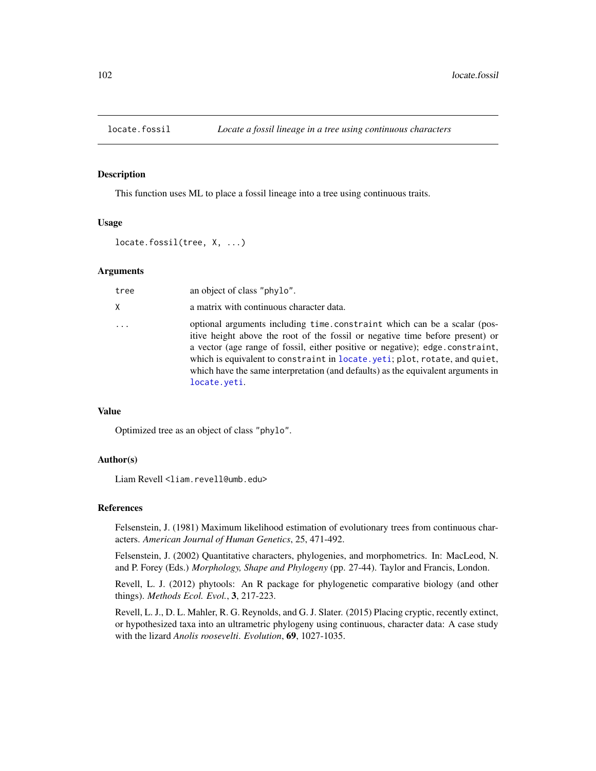## locate.fossil — *Locate a fossil lineage in a tree using continuous characters*

### Description

This function uses ML to place a fossil lineage into a tree using continuous traits.

### Usage

```
locate.fossil(tree, X, ...)
```

### Arguments

| | |
|---|---|
| `tree` | an object of class "phylo". |
| `X` | a matrix with continuous character data. |
| `...` | optional arguments including `time.constraint` which can be a scalar (positive height above the root of the fossil or negative time before present) or a vector (age range of fossil, either positive or negative); `edge.constraint`, which is equivalent to `constraint` in `locate.yeti`; `plot`, `rotate`, and `quiet`, which have the same interpretation (and defaults) as the equivalent arguments in `locate.yeti`. |

### Value

Optimized tree as an object of class "phylo".

### Author(s)

Liam Revell <liam.revell@umb.edu>

### References

Felsenstein, J. (1981) Maximum likelihood estimation of evolutionary trees from continuous characters. *American Journal of Human Genetics*, 25, 471-492.

Felsenstein, J. (2002) Quantitative characters, phylogenies, and morphometrics. In: MacLeod, N. and P. Forey (Eds.) *Morphology, Shape and Phylogeny* (pp. 27-44). Taylor and Francis, London.

Revell, L. J. (2012) phytools: An R package for phylogenetic comparative biology (and other things). *Methods Ecol. Evol.*, **3**, 217-223.

Revell, L. J., D. L. Mahler, R. G. Reynolds, and G. J. Slater. (2015) Placing cryptic, recently extinct, or hypothesized taxa into an ultrametric phylogeny using continuous, character data: A case study with the lizard *Anolis roosevelti*. *Evolution*, **69**, 1027-1035.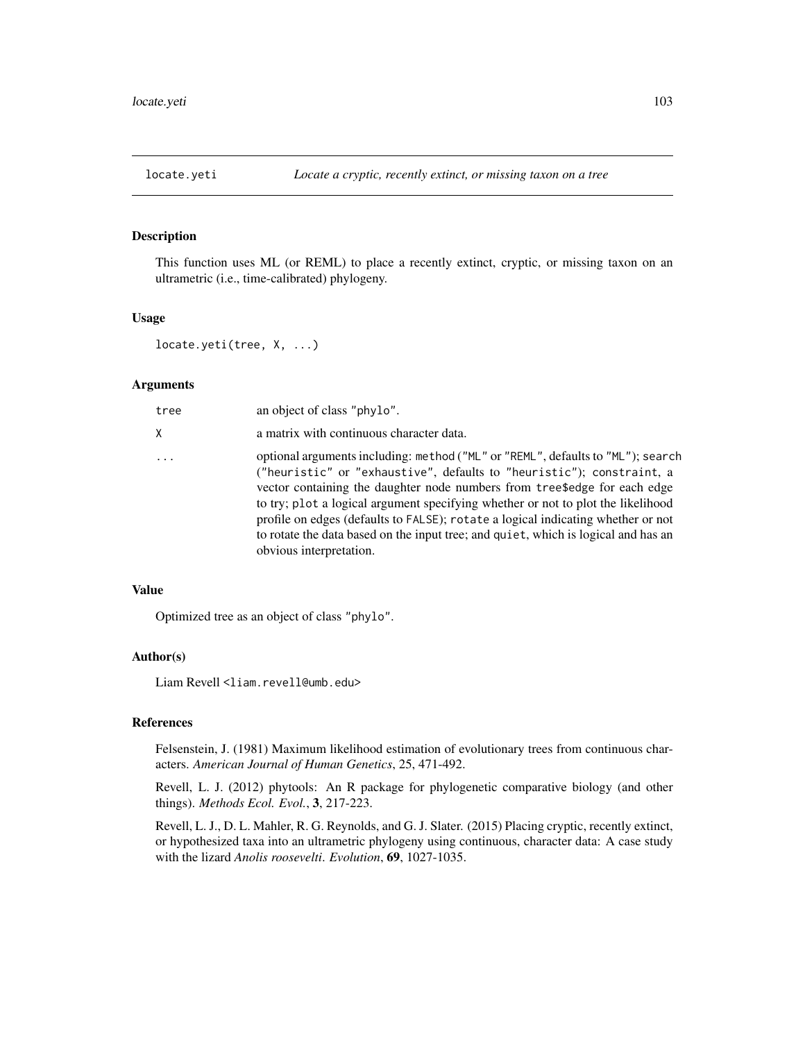## locate.yeti — *Locate a cryptic, recently extinct, or missing taxon on a tree*

### Description

This function uses ML (or REML) to place a recently extinct, cryptic, or missing taxon on an ultrametric (i.e., time-calibrated) phylogeny.

### Usage

```
locate.yeti(tree, X, ...)
```

### Arguments

| | |
|---|---|
| `tree` | an object of class `"phylo"`. |
| `X` | a matrix with continuous character data. |
| `...` | optional arguments including: `method` (`"ML"` or `"REML"`, defaults to `"ML"`); `search` (`"heuristic"` or `"exhaustive"`, defaults to `"heuristic"`); `constraint`, a vector containing the daughter node numbers from `tree$edge` for each edge to try; `plot` a logical argument specifying whether or not to plot the likelihood profile on edges (defaults to `FALSE`); `rotate` a logical indicating whether or not to rotate the data based on the input tree; and `quiet`, which is logical and has an obvious interpretation. |

### Value

Optimized tree as an object of class `"phylo"`.

### Author(s)

Liam Revell <liam.revell@umb.edu>

### References

Felsenstein, J. (1981) Maximum likelihood estimation of evolutionary trees from continuous characters. *American Journal of Human Genetics*, 25, 471-492.

Revell, L. J. (2012) phytools: An R package for phylogenetic comparative biology (and other things). *Methods Ecol. Evol.*, **3**, 217-223.

Revell, L. J., D. L. Mahler, R. G. Reynolds, and G. J. Slater. (2015) Placing cryptic, recently extinct, or hypothesized taxa into an ultrametric phylogeny using continuous, character data: A case study with the lizard *Anolis roosevelti*. *Evolution*, **69**, 1027-1035.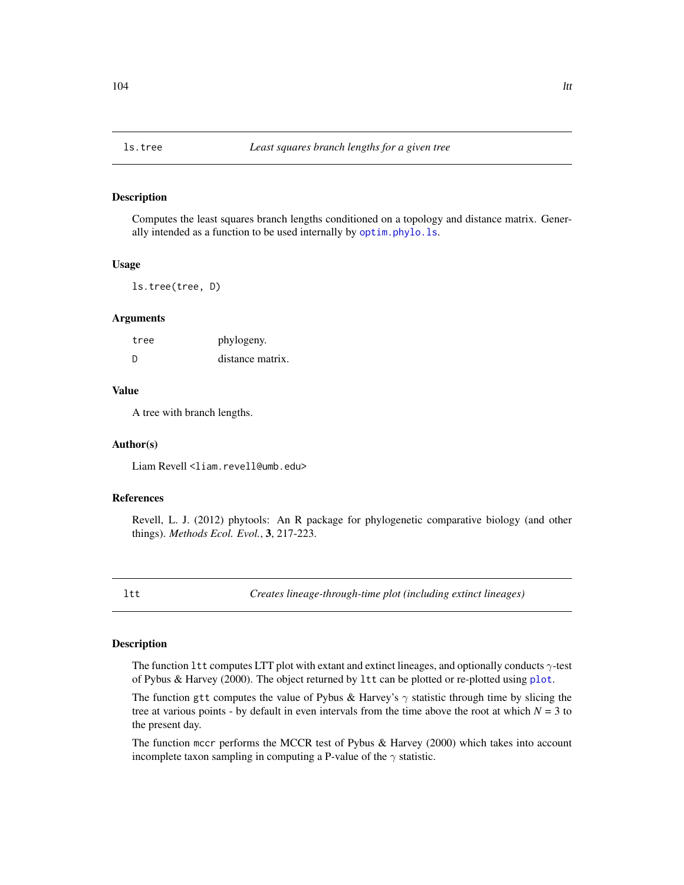## ls.tree — *Least squares branch lengths for a given tree*

### Description

Computes the least squares branch lengths conditioned on a topology and distance matrix. Generally intended as a function to be used internally by `optim.phylo.ls`.

### Usage

```
ls.tree(tree, D)
```

### Arguments

| | |
|---|---|
| `tree` | phylogeny. |
| `D` | distance matrix. |

### Value

A tree with branch lengths.

### Author(s)

Liam Revell <liam.revell@umb.edu>

### References

Revell, L. J. (2012) phytools: An R package for phylogenetic comparative biology (and other things). *Methods Ecol. Evol.*, **3**, 217-223.

## ltt — *Creates lineage-through-time plot (including extinct lineages)*

### Description

The function `ltt` computes LTT plot with extant and extinct lineages, and optionally conducts $\gamma$-test of Pybus & Harvey (2000). The object returned by `ltt` can be plotted or re-plotted using `plot`.

The function `gtt` computes the value of Pybus & Harvey's $\gamma$ statistic through time by slicing the tree at various points - by default in even intervals from the time above the root at which $N = 3$ to the present day.

The function `mccr` performs the MCCR test of Pybus & Harvey (2000) which takes into account incomplete taxon sampling in computing a P-value of the $\gamma$ statistic.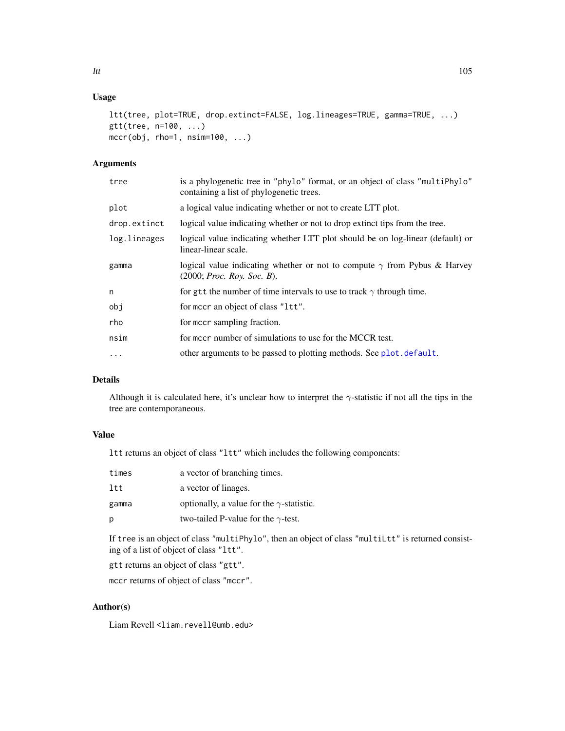## Usage

```
ltt(tree, plot=TRUE, drop.extinct=FALSE, log.lineages=TRUE, gamma=TRUE, ...)
gtt(tree, n=100, ...)
mccr(obj, rho=1, nsim=100, ...)
```

## Arguments

| | |
|---|---|
| `tree` | is a phylogenetic tree in "phylo" format, or an object of class "multiPhylo" containing a list of phylogenetic trees. |
| `plot` | a logical value indicating whether or not to create LTT plot. |
| `drop.extinct` | logical value indicating whether or not to drop extinct tips from the tree. |
| `log.lineages` | logical value indicating whether LTT plot should be on log-linear (default) or linear-linear scale. |
| `gamma` | logical value indicating whether or not to compute $\gamma$ from Pybus & Harvey (2000; *Proc. Roy. Soc. B*). |
| `n` | for `gtt` the number of time intervals to use to track $\gamma$ through time. |
| `obj` | for `mccr` an object of class "ltt". |
| `rho` | for `mccr` sampling fraction. |
| `nsim` | for `mccr` number of simulations to use for the MCCR test. |
| `...` | other arguments to be passed to plotting methods. See `plot.default`. |

## Details

Although it is calculated here, it's unclear how to interpret the $\gamma$-statistic if not all the tips in the tree are contemporaneous.

## Value

`ltt` returns an object of class "ltt" which includes the following components:

| | |
|---|---|
| `times` | a vector of branching times. |
| `ltt` | a vector of linages. |
| `gamma` | optionally, a value for the $\gamma$-statistic. |
| `p` | two-tailed P-value for the $\gamma$-test. |

If `tree` is an object of class "multiPhylo", then an object of class "multiLtt" is returned consisting of a list of object of class "ltt".

`gtt` returns an object of class "gtt".

`mccr` returns of object of class "mccr".

## Author(s)

Liam Revell <liam.revell@umb.edu>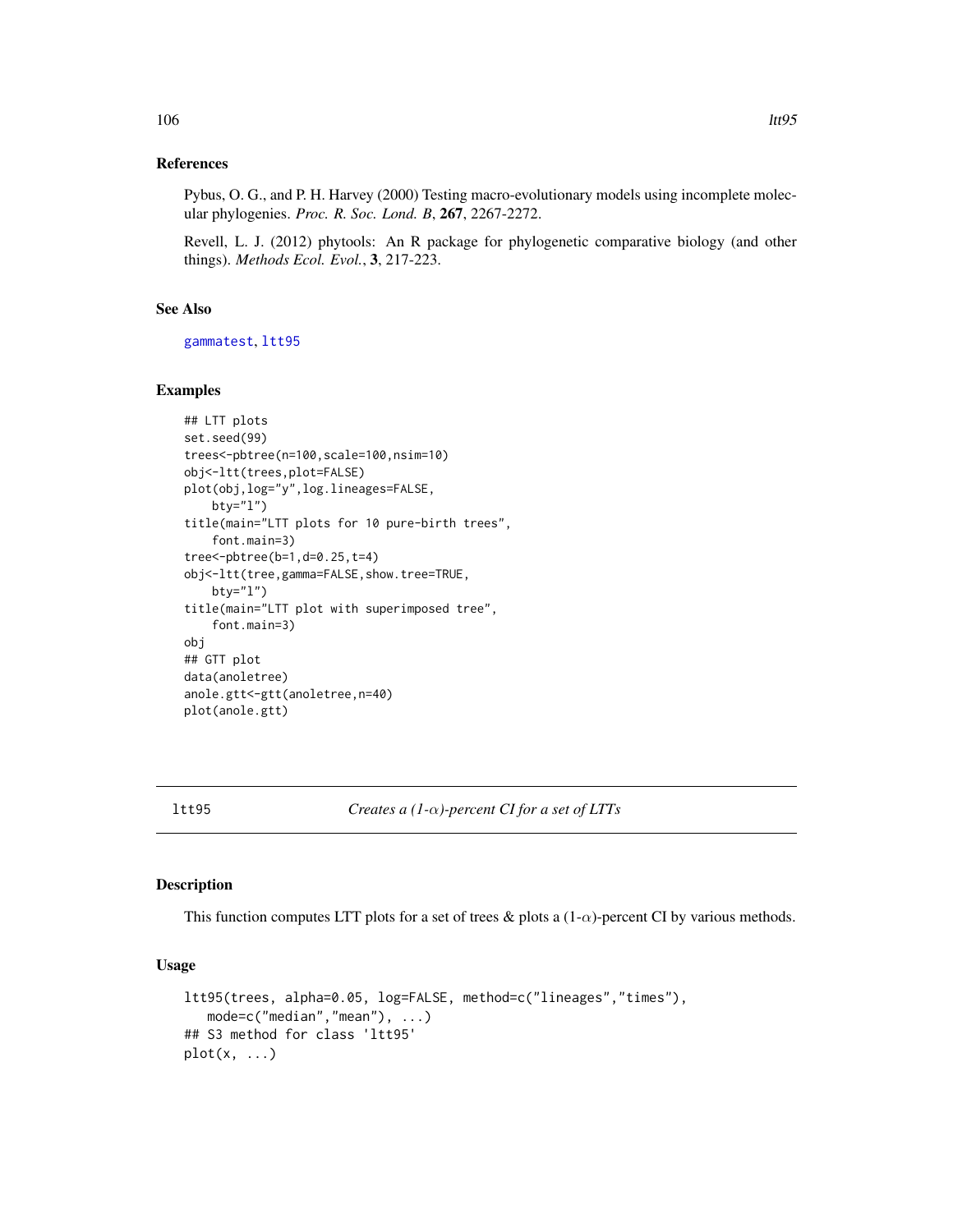### References

Pybus, O. G., and P. H. Harvey (2000) Testing macro-evolutionary models using incomplete molecular phylogenies. *Proc. R. Soc. Lond. B*, **267**, 2267-2272.

Revell, L. J. (2012) phytools: An R package for phylogenetic comparative biology (and other things). *Methods Ecol. Evol.*, **3**, 217-223.

### See Also

gammatest, ltt95

### Examples

```
## LTT plots
set.seed(99)
trees<-pbtree(n=100,scale=100,nsim=10)
obj<-ltt(trees,plot=FALSE)
plot(obj,log="y",log.lineages=FALSE,
    bty="l")
title(main="LTT plots for 10 pure-birth trees",
    font.main=3)
tree<-pbtree(b=1,d=0.25,t=4)
obj<-ltt(tree,gamma=FALSE,show.tree=TRUE,
    bty="l")
title(main="LTT plot with superimposed tree",
    font.main=3)
obj
## GTT plot
data(anoletree)
anole.gtt<-gtt(anoletree,n=40)
plot(anole.gtt)
```

---

## ltt95 — *Creates a (1-$\alpha$)-percent CI for a set of LTTs*

### Description

This function computes LTT plots for a set of trees & plots a (1-$\alpha$)-percent CI by various methods.

### Usage

```
ltt95(trees, alpha=0.05, log=FALSE, method=c("lineages","times"),
   mode=c("median","mean"), ...)
## S3 method for class 'ltt95'
plot(x, ...)
```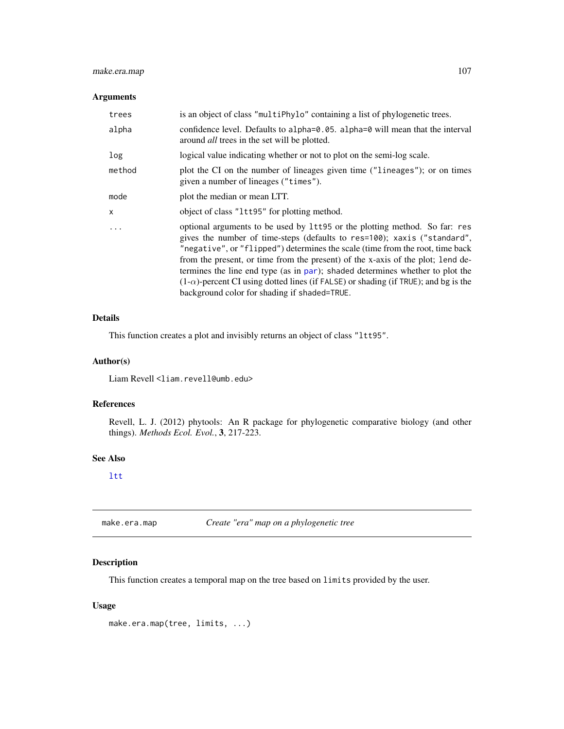## Arguments

| | |
|---|---|
| `trees` | is an object of class `"multiPhylo"` containing a list of phylogenetic trees. |
| `alpha` | confidence level. Defaults to `alpha=0.05`. `alpha=0` will mean that the interval around *all* trees in the set will be plotted. |
| `log` | logical value indicating whether or not to plot on the semi-log scale. |
| `method` | plot the CI on the number of lineages given time (`"lineages"`); or on times given a number of lineages (`"times"`). |
| `mode` | plot the median or mean LTT. |
| `x` | object of class `"ltt95"` for plotting method. |
| `...` | optional arguments to be used by `ltt95` or the plotting method. So far: `res` gives the number of time-steps (defaults to `res=100`); `xaxis` (`"standard"`, `"negative"`, or `"flipped"`) determines the scale (time from the root, time back from the present, or time from the present) of the x-axis of the plot; `lend` determines the line end type (as in `par`); `shaded` determines whether to plot the (1-$\alpha$)-percent CI using dotted lines (if `FALSE`) or shading (if `TRUE`); and `bg` is the background color for shading if `shaded=TRUE`. |

## Details

This function creates a plot and invisibly returns an object of class `"ltt95"`.

## Author(s)

Liam Revell <liam.revell@umb.edu>

## References

Revell, L. J. (2012) phytools: An R package for phylogenetic comparative biology (and other things). *Methods Ecol. Evol.*, **3**, 217-223.

## See Also

`ltt`

---

# make.era.map &nbsp;&nbsp;&nbsp; *Create "era" map on a phylogenetic tree*

## Description

This function creates a temporal map on the tree based on `limits` provided by the user.

## Usage

```
make.era.map(tree, limits, ...)
```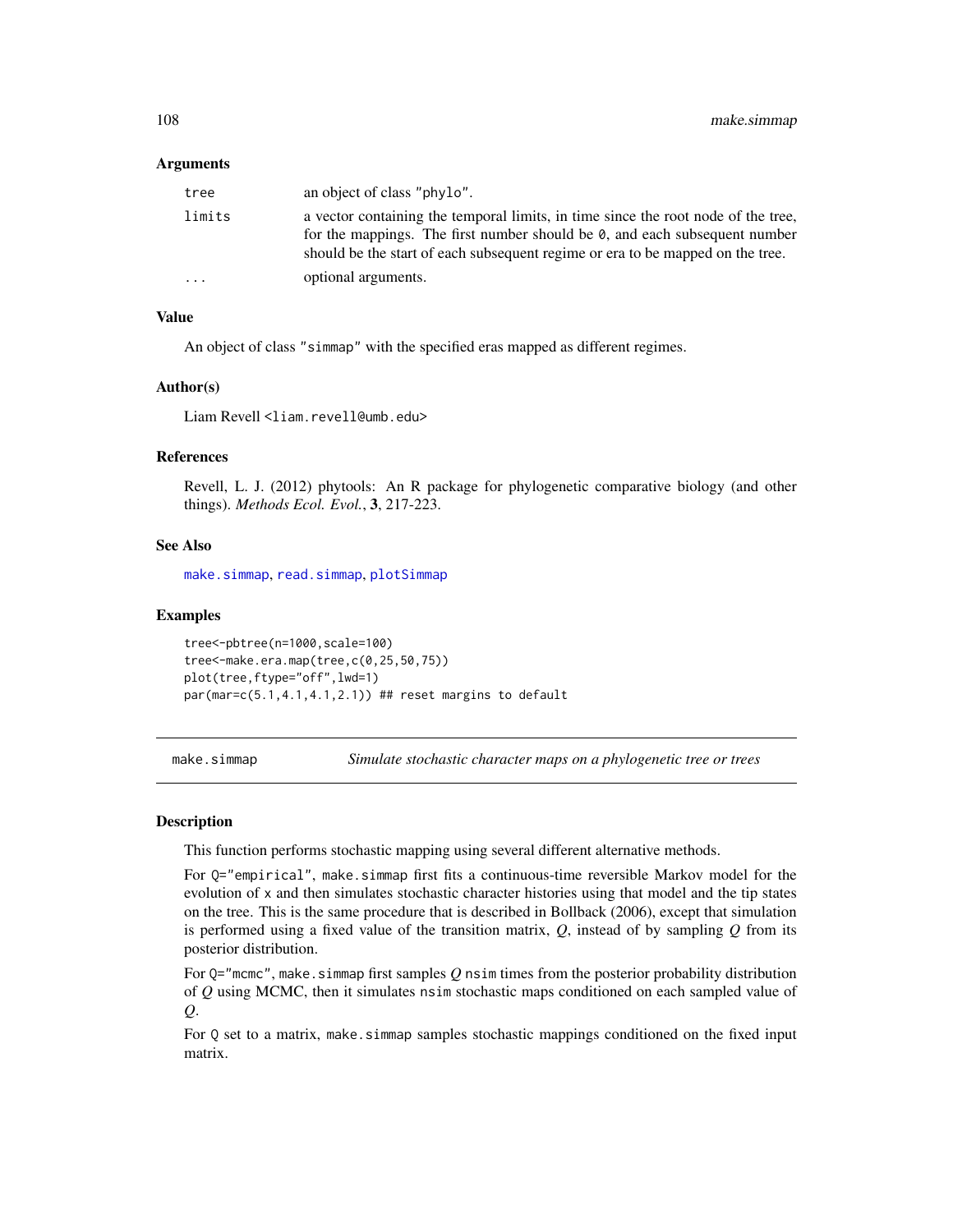### Arguments

| | |
|---|---|
| tree | an object of class "phylo". |
| limits | a vector containing the temporal limits, in time since the root node of the tree, for the mappings. The first number should be 0, and each subsequent number should be the start of each subsequent regime or era to be mapped on the tree. |
| ... | optional arguments. |

### Value

An object of class "simmap" with the specified eras mapped as different regimes.

### Author(s)

Liam Revell <liam.revell@umb.edu>

### References

Revell, L. J. (2012) phytools: An R package for phylogenetic comparative biology (and other things). *Methods Ecol. Evol.*, **3**, 217-223.

### See Also

make.simmap, read.simmap, plotSimmap

### Examples

```
tree<-pbtree(n=1000,scale=100)
tree<-make.era.map(tree,c(0,25,50,75))
plot(tree,ftype="off",lwd=1)
par(mar=c(5.1,4.1,4.1,2.1)) ## reset margins to default
```

---

## make.simmap — *Simulate stochastic character maps on a phylogenetic tree or trees*

### Description

This function performs stochastic mapping using several different alternative methods.

For Q="empirical", make.simmap first fits a continuous-time reversible Markov model for the evolution of x and then simulates stochastic character histories using that model and the tip states on the tree. This is the same procedure that is described in Bollback (2006), except that simulation is performed using a fixed value of the transition matrix, *Q*, instead of by sampling *Q* from its posterior distribution.

For Q="mcmc", make.simmap first samples *Q* nsim times from the posterior probability distribution of *Q* using MCMC, then it simulates nsim stochastic maps conditioned on each sampled value of *Q*.

For Q set to a matrix, make.simmap samples stochastic mappings conditioned on the fixed input matrix.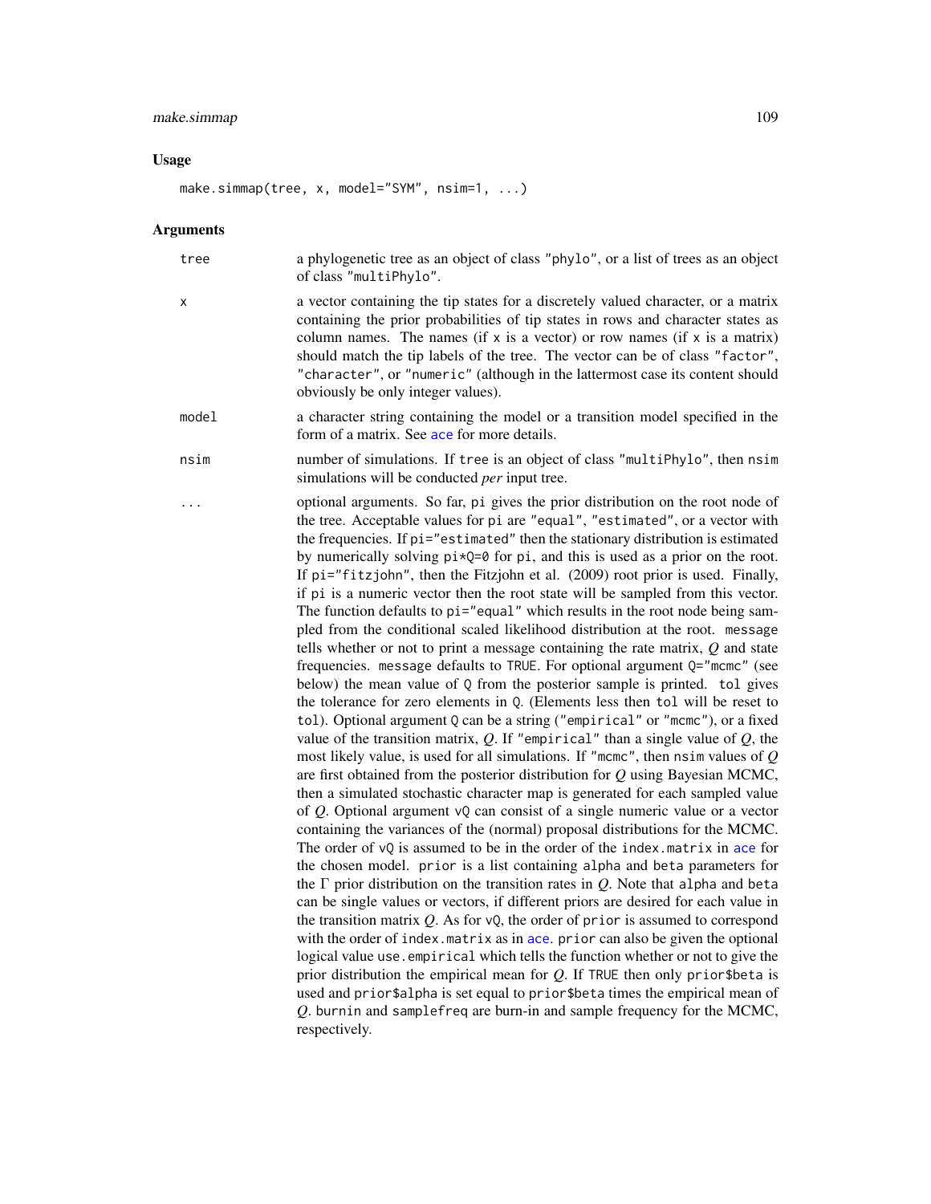## Usage

```
make.simmap(tree, x, model="SYM", nsim=1, ...)
```

## Arguments

**tree** — a phylogenetic tree as an object of class "phylo", or a list of trees as an object of class "multiPhylo".

**x** — a vector containing the tip states for a discretely valued character, or a matrix containing the prior probabilities of tip states in rows and character states as column names. The names (if x is a vector) or row names (if x is a matrix) should match the tip labels of the tree. The vector can be of class "factor", "character", or "numeric" (although in the lattermost case its content should obviously be only integer values).

**model** — a character string containing the model or a transition model specified in the form of a matrix. See ace for more details.

**nsim** — number of simulations. If tree is an object of class "multiPhylo", then nsim simulations will be conducted *per* input tree.

**...** — optional arguments. So far, pi gives the prior distribution on the root node of the tree. Acceptable values for pi are "equal", "estimated", or a vector with the frequencies. If pi="estimated" then the stationary distribution is estimated by numerically solving pi*Q=0 for pi, and this is used as a prior on the root. If pi="fitzjohn", then the Fitzjohn et al. (2009) root prior is used. Finally, if pi is a numeric vector then the root state will be sampled from this vector. The function defaults to pi="equal" which results in the root node being sampled from the conditional scaled likelihood distribution at the root. message tells whether or not to print a message containing the rate matrix, $Q$ and state frequencies. message defaults to TRUE. For optional argument Q="mcmc" (see below) the mean value of Q from the posterior sample is printed. tol gives the tolerance for zero elements in Q. (Elements less then tol will be reset to tol). Optional argument Q can be a string ("empirical" or "mcmc"), or a fixed value of the transition matrix, $Q$. If "empirical" than a single value of $Q$, the most likely value, is used for all simulations. If "mcmc", then nsim values of $Q$ are first obtained from the posterior distribution for $Q$ using Bayesian MCMC, then a simulated stochastic character map is generated for each sampled value of $Q$. Optional argument vQ can consist of a single numeric value or a vector containing the variances of the (normal) proposal distributions for the MCMC. The order of vQ is assumed to be in the order of the index.matrix in ace for the chosen model. prior is a list containing alpha and beta parameters for the $\Gamma$ prior distribution on the transition rates in $Q$. Note that alpha and beta can be single values or vectors, if different priors are desired for each value in the transition matrix $Q$. As for vQ, the order of prior is assumed to correspond with the order of index.matrix as in ace. prior can also be given the optional logical value use.empirical which tells the function whether or not to give the prior distribution the empirical mean for $Q$. If TRUE then only prior$beta is used and prior$alpha is set equal to prior$beta times the empirical mean of $Q$. burnin and samplefreq are burn-in and sample frequency for the MCMC, respectively.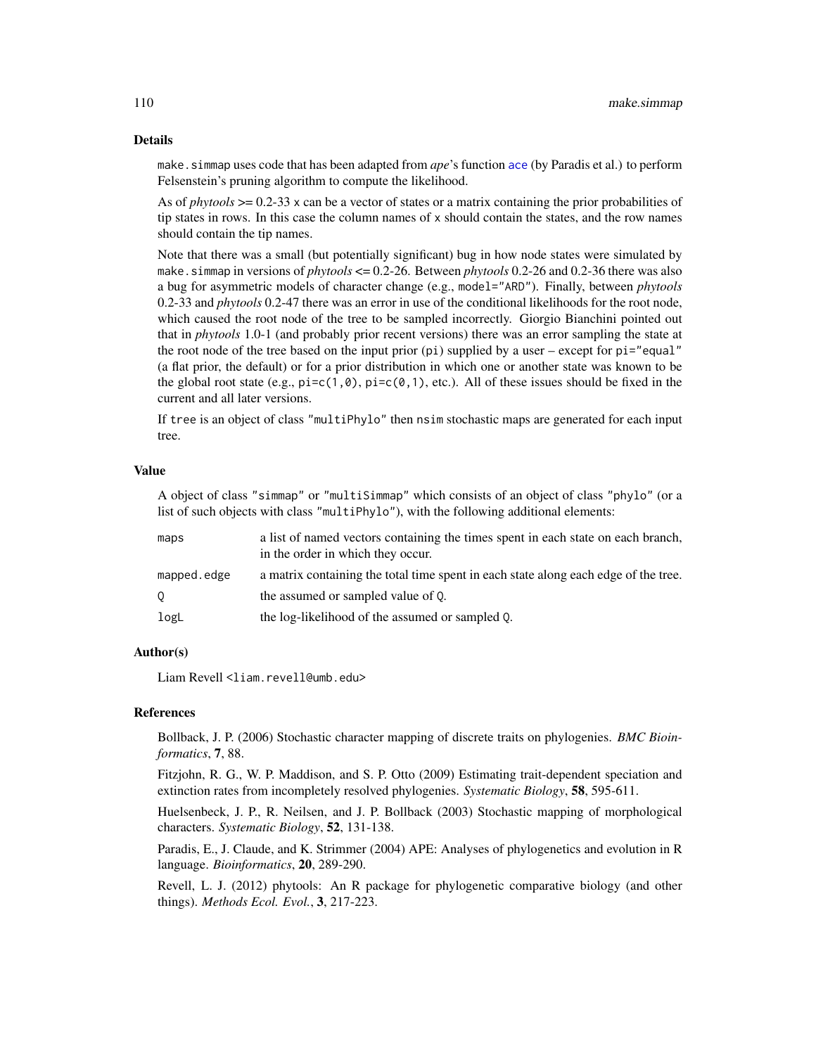## Details

make.simmap uses code that has been adapted from *ape*'s function ace (by Paradis et al.) to perform Felsenstein's pruning algorithm to compute the likelihood.

As of *phytools* >= 0.2-33 x can be a vector of states or a matrix containing the prior probabilities of tip states in rows. In this case the column names of x should contain the states, and the row names should contain the tip names.

Note that there was a small (but potentially significant) bug in how node states were simulated by make.simmap in versions of *phytools* <= 0.2-26. Between *phytools* 0.2-26 and 0.2-36 there was also a bug for asymmetric models of character change (e.g., model="ARD"). Finally, between *phytools* 0.2-33 and *phytools* 0.2-47 there was an error in use of the conditional likelihoods for the root node, which caused the root node of the tree to be sampled incorrectly. Giorgio Bianchini pointed out that in *phytools* 1.0-1 (and probably prior recent versions) there was an error sampling the state at the root node of the tree based on the input prior (pi) supplied by a user – except for pi="equal" (a flat prior, the default) or for a prior distribution in which one or another state was known to be the global root state (e.g., pi=c(1,0), pi=c(0,1), etc.). All of these issues should be fixed in the current and all later versions.

If tree is an object of class "multiPhylo" then nsim stochastic maps are generated for each input tree.

## Value

A object of class "simmap" or "multiSimmap" which consists of an object of class "phylo" (or a list of such objects with class "multiPhylo"), with the following additional elements:

| | |
|---|---|
| maps | a list of named vectors containing the times spent in each state on each branch, in the order in which they occur. |
| mapped.edge | a matrix containing the total time spent in each state along each edge of the tree. |
| Q | the assumed or sampled value of Q. |
| logL | the log-likelihood of the assumed or sampled Q. |

## Author(s)

Liam Revell <liam.revell@umb.edu>

## References

Bollback, J. P. (2006) Stochastic character mapping of discrete traits on phylogenies. *BMC Bioinformatics*, **7**, 88.

Fitzjohn, R. G., W. P. Maddison, and S. P. Otto (2009) Estimating trait-dependent speciation and extinction rates from incompletely resolved phylogenies. *Systematic Biology*, **58**, 595-611.

Huelsenbeck, J. P., R. Neilsen, and J. P. Bollback (2003) Stochastic mapping of morphological characters. *Systematic Biology*, **52**, 131-138.

Paradis, E., J. Claude, and K. Strimmer (2004) APE: Analyses of phylogenetics and evolution in R language. *Bioinformatics*, **20**, 289-290.

Revell, L. J. (2012) phytools: An R package for phylogenetic comparative biology (and other things). *Methods Ecol. Evol.*, **3**, 217-223.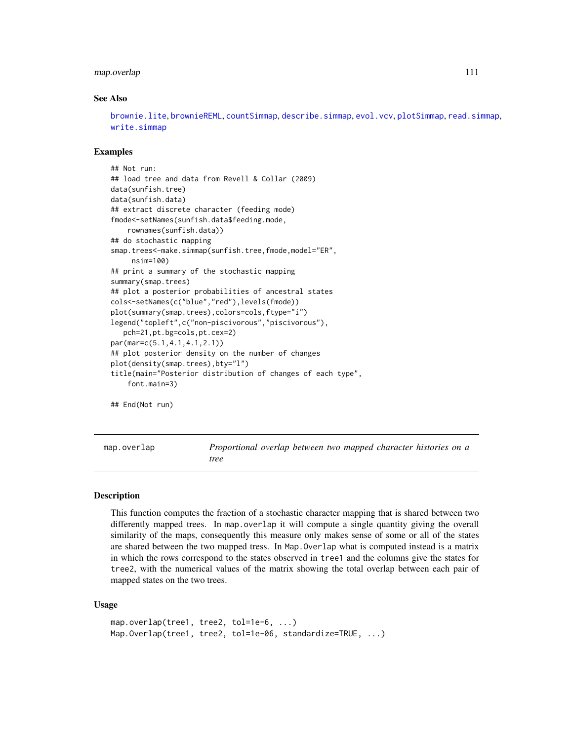### See Also

brownie.lite, brownieREML, countSimmap, describe.simmap, evol.vcv, plotSimmap, read.simmap, write.simmap

### Examples

```
## Not run:
## load tree and data from Revell & Collar (2009)
data(sunfish.tree)
data(sunfish.data)
## extract discrete character (feeding mode)
fmode<-setNames(sunfish.data$feeding.mode,
    rownames(sunfish.data))
## do stochastic mapping
smap.trees<-make.simmap(sunfish.tree,fmode,model="ER",
     nsim=100)
## print a summary of the stochastic mapping
summary(smap.trees)
## plot a posterior probabilities of ancestral states
cols<-setNames(c("blue","red"),levels(fmode))
plot(summary(smap.trees),colors=cols,ftype="i")
legend("topleft",c("non-piscivorous","piscivorous"),
   pch=21,pt.bg=cols,pt.cex=2)
par(mar=c(5.1,4.1,4.1,2.1))
## plot posterior density on the number of changes
plot(density(smap.trees),bty="l")
title(main="Posterior distribution of changes of each type",
    font.main=3)

## End(Not run)
```

---

## map.overlap — *Proportional overlap between two mapped character histories on a tree*

### Description

This function computes the fraction of a stochastic character mapping that is shared between two differently mapped trees. In `map.overlap` it will compute a single quantity giving the overall similarity of the maps, consequently this measure only makes sense of some or all of the states are shared between the two mapped tress. In `Map.Overlap` what is computed instead is a matrix in which the rows correspond to the states observed in `tree1` and the columns give the states for `tree2`, with the numerical values of the matrix showing the total overlap between each pair of mapped states on the two trees.

### Usage

```
map.overlap(tree1, tree2, tol=1e-6, ...)
Map.Overlap(tree1, tree2, tol=1e-06, standardize=TRUE, ...)
```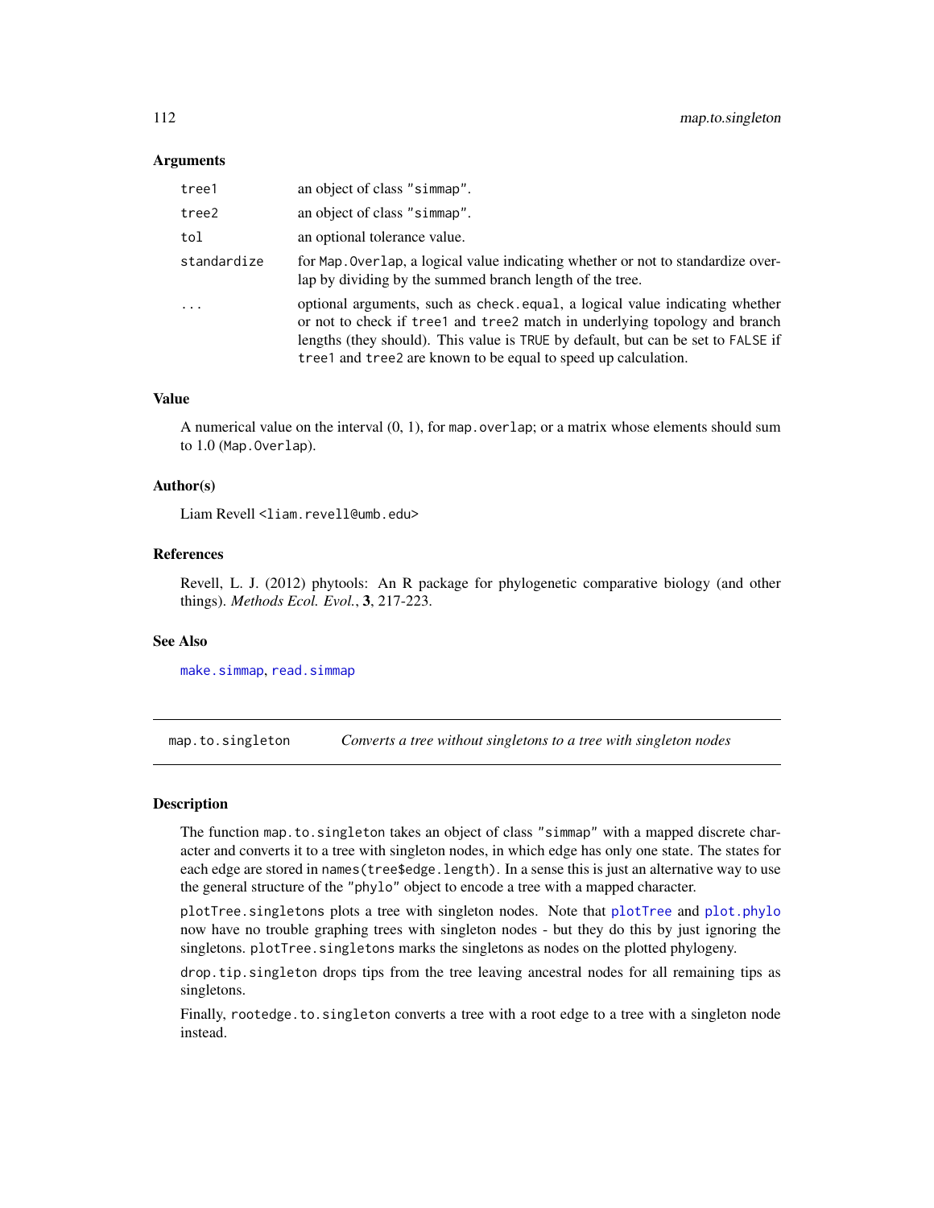## Arguments

| | |
|---|---|
| `tree1` | an object of class "simmap". |
| `tree2` | an object of class "simmap". |
| `tol` | an optional tolerance value. |
| `standardize` | for `Map.Overlap`, a logical value indicating whether or not to standardize overlap by dividing by the summed branch length of the tree. |
| `...` | optional arguments, such as `check.equal`, a logical value indicating whether or not to check if `tree1` and `tree2` match in underlying topology and branch lengths (they should). This value is `TRUE` by default, but can be set to `FALSE` if `tree1` and `tree2` are known to be equal to speed up calculation. |

## Value

A numerical value on the interval (0, 1), for `map.overlap`; or a matrix whose elements should sum to 1.0 (`Map.Overlap`).

## Author(s)

Liam Revell <liam.revell@umb.edu>

## References

Revell, L. J. (2012) phytools: An R package for phylogenetic comparative biology (and other things). *Methods Ecol. Evol.*, **3**, 217-223.

## See Also

`make.simmap`, `read.simmap`

---

# map.to.singleton — *Converts a tree without singletons to a tree with singleton nodes*

## Description

The function `map.to.singleton` takes an object of class "simmap" with a mapped discrete character and converts it to a tree with singleton nodes, in which edge has only one state. The states for each edge are stored in `names(tree$edge.length)`. In a sense this is just an alternative way to use the general structure of the "phylo" object to encode a tree with a mapped character.

`plotTree.singletons` plots a tree with singleton nodes. Note that `plotTree` and `plot.phylo` now have no trouble graphing trees with singleton nodes - but they do this by just ignoring the singletons. `plotTree.singletons` marks the singletons as nodes on the plotted phylogeny.

`drop.tip.singleton` drops tips from the tree leaving ancestral nodes for all remaining tips as singletons.

Finally, `rootedge.to.singleton` converts a tree with a root edge to a tree with a singleton node instead.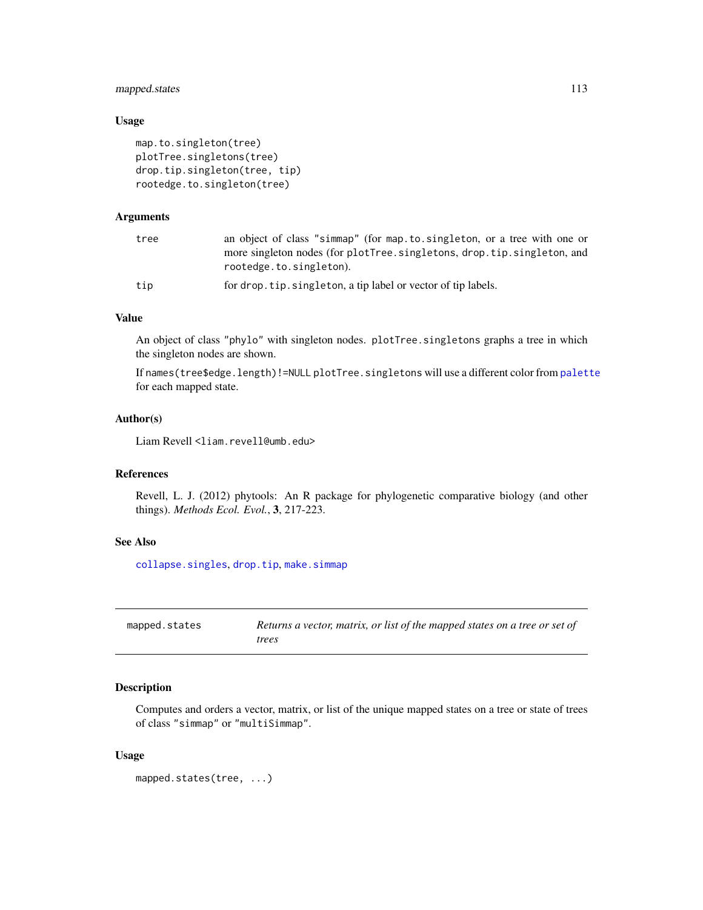### Usage

```
map.to.singleton(tree)
plotTree.singletons(tree)
drop.tip.singleton(tree, tip)
rootedge.to.singleton(tree)
```

### Arguments

| | |
|---|---|
| tree | an object of class "simmap" (for map.to.singleton, or a tree with one or more singleton nodes (for plotTree.singletons, drop.tip.singleton, and rootedge.to.singleton). |
| tip | for drop.tip.singleton, a tip label or vector of tip labels. |

### Value

An object of class "phylo" with singleton nodes. plotTree.singletons graphs a tree in which the singleton nodes are shown.

If names(tree$edge.length)!=NULL plotTree.singletons will use a different color from palette for each mapped state.

### Author(s)

Liam Revell <liam.revell@umb.edu>

### References

Revell, L. J. (2012) phytools: An R package for phylogenetic comparative biology (and other things). *Methods Ecol. Evol.*, **3**, 217-223.

### See Also

collapse.singles, drop.tip, make.simmap

---

## mapped.states — *Returns a vector, matrix, or list of the mapped states on a tree or set of trees*

---

### Description

Computes and orders a vector, matrix, or list of the unique mapped states on a tree or state of trees of class "simmap" or "multiSimmap".

### Usage

```
mapped.states(tree, ...)
```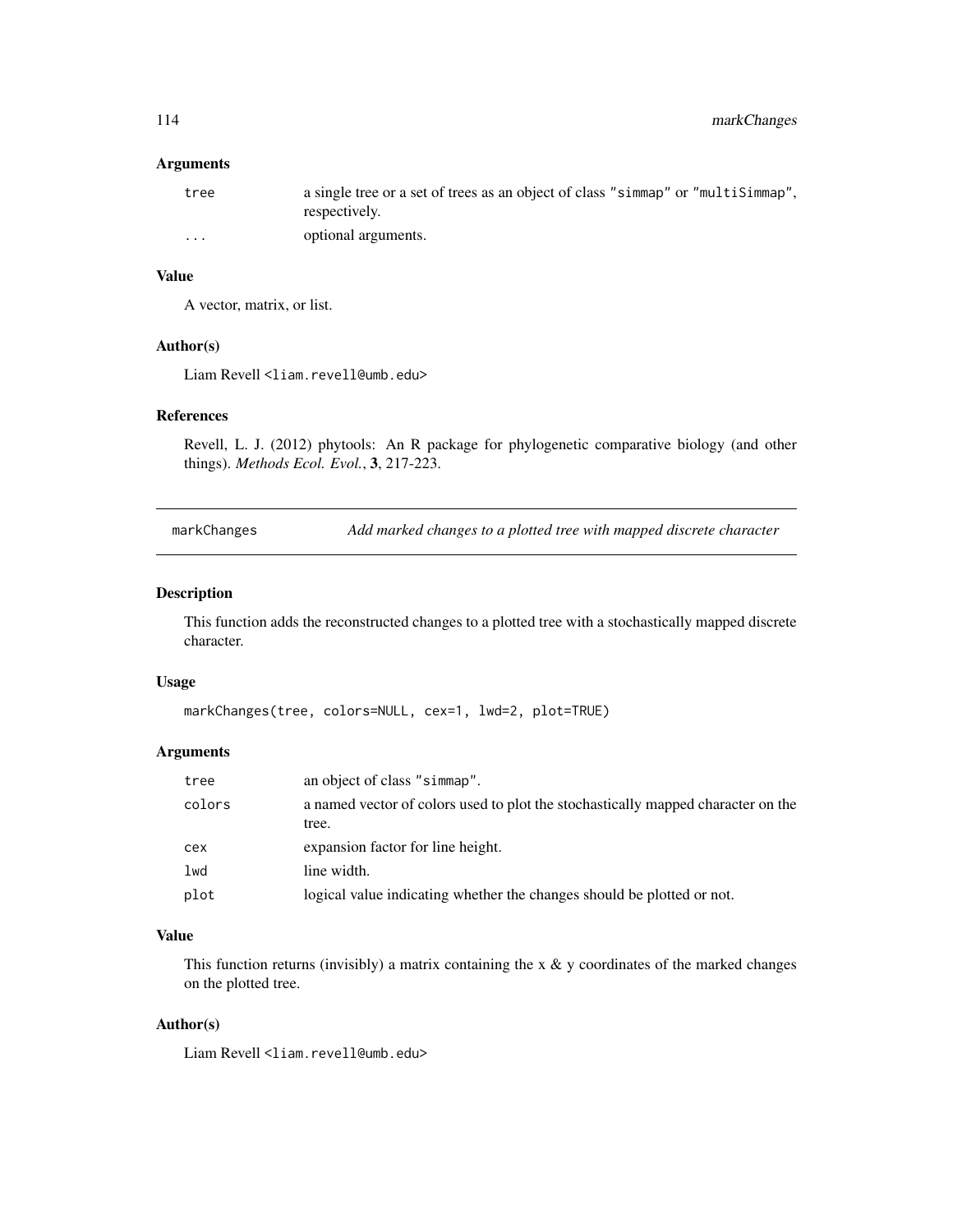### Arguments

| | |
|---|---|
| tree | a single tree or a set of trees as an object of class "simmap" or "multiSimmap", respectively. |
| ... | optional arguments. |

### Value

A vector, matrix, or list.

### Author(s)

Liam Revell <liam.revell@umb.edu>

### References

Revell, L. J. (2012) phytools: An R package for phylogenetic comparative biology (and other things). *Methods Ecol. Evol.*, **3**, 217-223.

---

## markChanges — *Add marked changes to a plotted tree with mapped discrete character*

---

### Description

This function adds the reconstructed changes to a plotted tree with a stochastically mapped discrete character.

### Usage

```
markChanges(tree, colors=NULL, cex=1, lwd=2, plot=TRUE)
```

### Arguments

| | |
|---|---|
| tree | an object of class "simmap". |
| colors | a named vector of colors used to plot the stochastically mapped character on the tree. |
| cex | expansion factor for line height. |
| lwd | line width. |
| plot | logical value indicating whether the changes should be plotted or not. |

### Value

This function returns (invisibly) a matrix containing the x & y coordinates of the marked changes on the plotted tree.

### Author(s)

Liam Revell <liam.revell@umb.edu>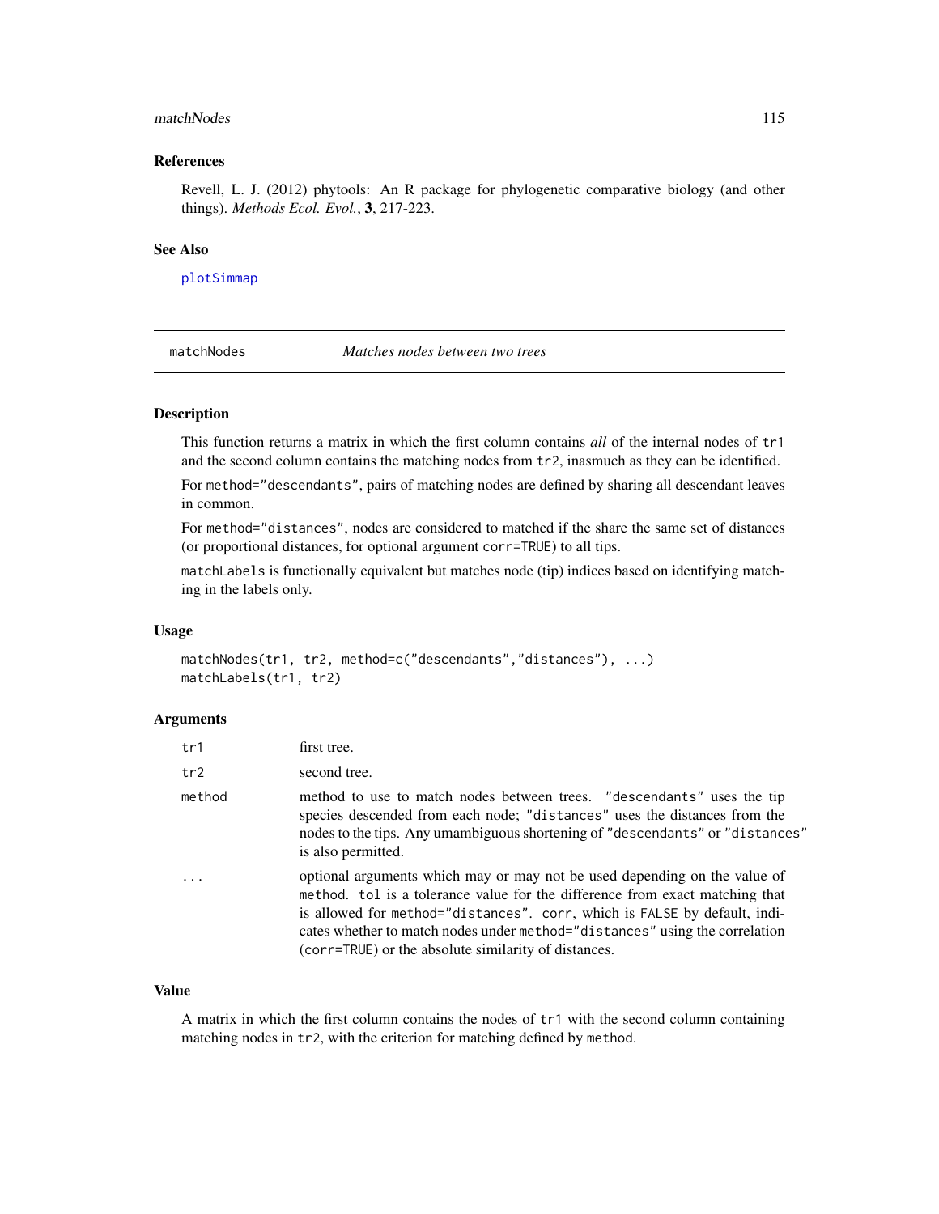### References

Revell, L. J. (2012) phytools: An R package for phylogenetic comparative biology (and other things). *Methods Ecol. Evol.*, **3**, 217-223.

### See Also

plotSimmap

---

## matchNodes — *Matches nodes between two trees*

---

### Description

This function returns a matrix in which the first column contains *all* of the internal nodes of `tr1` and the second column contains the matching nodes from `tr2`, inasmuch as they can be identified.

For `method="descendants"`, pairs of matching nodes are defined by sharing all descendant leaves in common.

For `method="distances"`, nodes are considered to matched if the share the same set of distances (or proportional distances, for optional argument `corr=TRUE`) to all tips.

`matchLabels` is functionally equivalent but matches node (tip) indices based on identifying matching in the labels only.

### Usage

```
matchNodes(tr1, tr2, method=c("descendants","distances"), ...)
matchLabels(tr1, tr2)
```

### Arguments

| | |
|---|---|
| `tr1` | first tree. |
| `tr2` | second tree. |
| `method` | method to use to match nodes between trees. `"descendants"` uses the tip species descended from each node; `"distances"` uses the distances from the nodes to the tips. Any umambiguous shortening of `"descendants"` or `"distances"` is also permitted. |
| `...` | optional arguments which may or may not be used depending on the value of `method`. `tol` is a tolerance value for the difference from exact matching that is allowed for `method="distances"`. `corr`, which is `FALSE` by default, indicates whether to match nodes under `method="distances"` using the correlation (`corr=TRUE`) or the absolute similarity of distances. |

### Value

A matrix in which the first column contains the nodes of `tr1` with the second column containing matching nodes in `tr2`, with the criterion for matching defined by `method`.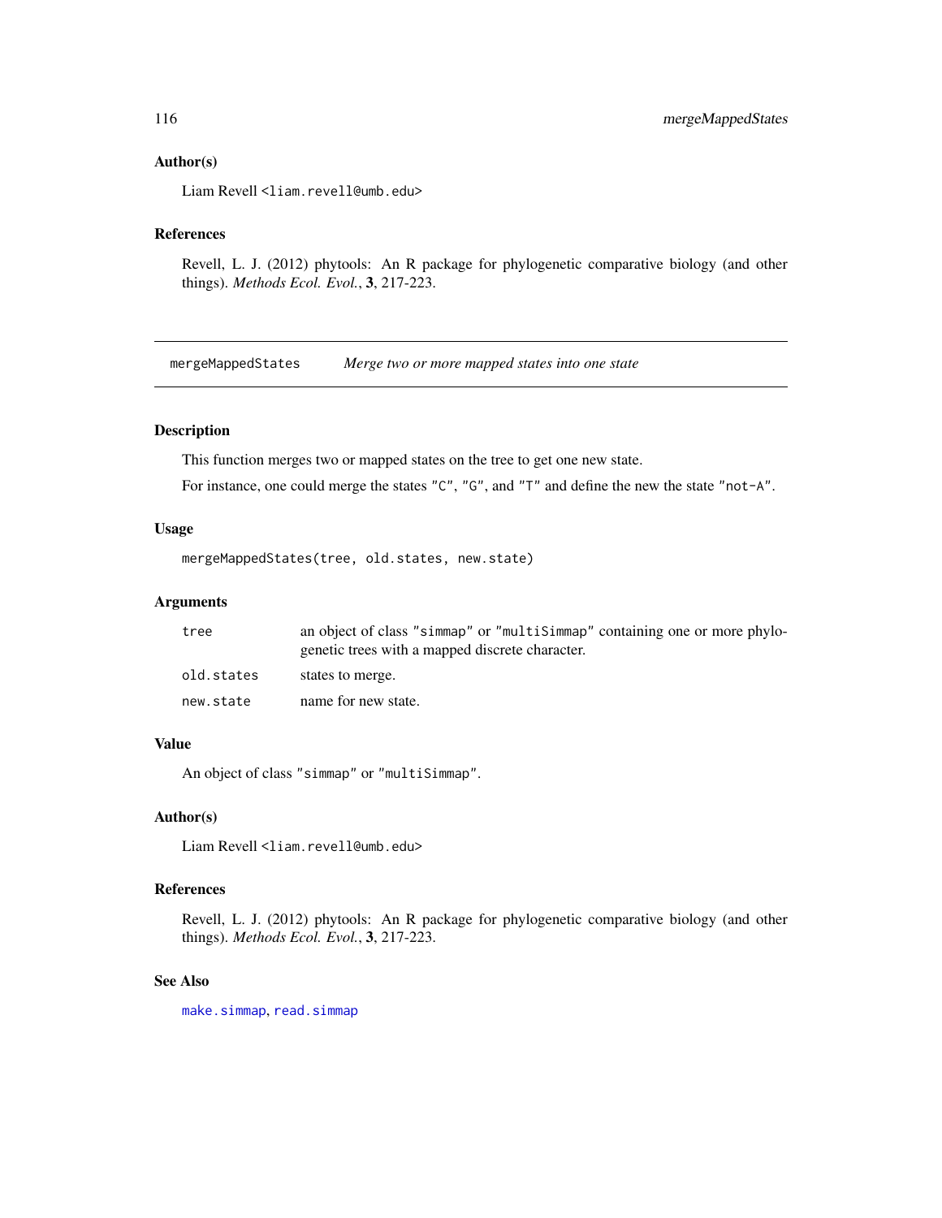### Author(s)

Liam Revell <liam.revell@umb.edu>

### References

Revell, L. J. (2012) phytools: An R package for phylogenetic comparative biology (and other things). *Methods Ecol. Evol.*, **3**, 217-223.

---

## mergeMappedStates — *Merge two or more mapped states into one state*

---

### Description

This function merges two or mapped states on the tree to get one new state.

For instance, one could merge the states "C", "G", and "T" and define the new the state "not-A".

### Usage

```
mergeMappedStates(tree, old.states, new.state)
```

### Arguments

| | |
|---|---|
| `tree` | an object of class "simmap" or "multiSimmap" containing one or more phylogenetic trees with a mapped discrete character. |
| `old.states` | states to merge. |
| `new.state` | name for new state. |

### Value

An object of class "simmap" or "multiSimmap".

### Author(s)

Liam Revell <liam.revell@umb.edu>

### References

Revell, L. J. (2012) phytools: An R package for phylogenetic comparative biology (and other things). *Methods Ecol. Evol.*, **3**, 217-223.

### See Also

make.simmap, read.simmap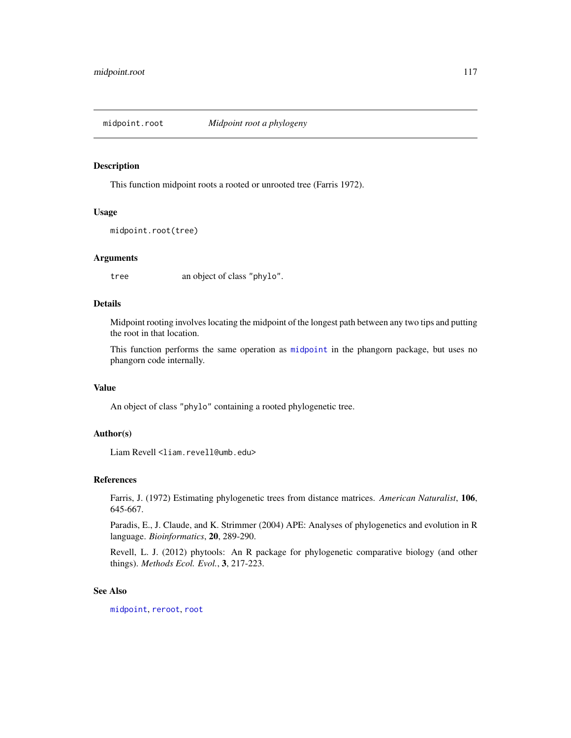## midpoint.root — *Midpoint root a phylogeny*

### Description

This function midpoint roots a rooted or unrooted tree (Farris 1972).

### Usage

```
midpoint.root(tree)
```

### Arguments

| | |
|---|---|
| `tree` | an object of class `"phylo"`. |

### Details

Midpoint rooting involves locating the midpoint of the longest path between any two tips and putting the root in that location.

This function performs the same operation as `midpoint` in the phangorn package, but uses no phangorn code internally.

### Value

An object of class `"phylo"` containing a rooted phylogenetic tree.

### Author(s)

Liam Revell <`liam.revell@umb.edu`>

### References

Farris, J. (1972) Estimating phylogenetic trees from distance matrices. *American Naturalist*, **106**, 645-667.

Paradis, E., J. Claude, and K. Strimmer (2004) APE: Analyses of phylogenetics and evolution in R language. *Bioinformatics*, **20**, 289-290.

Revell, L. J. (2012) phytools: An R package for phylogenetic comparative biology (and other things). *Methods Ecol. Evol.*, **3**, 217-223.

### See Also

`midpoint`, `reroot`, `root`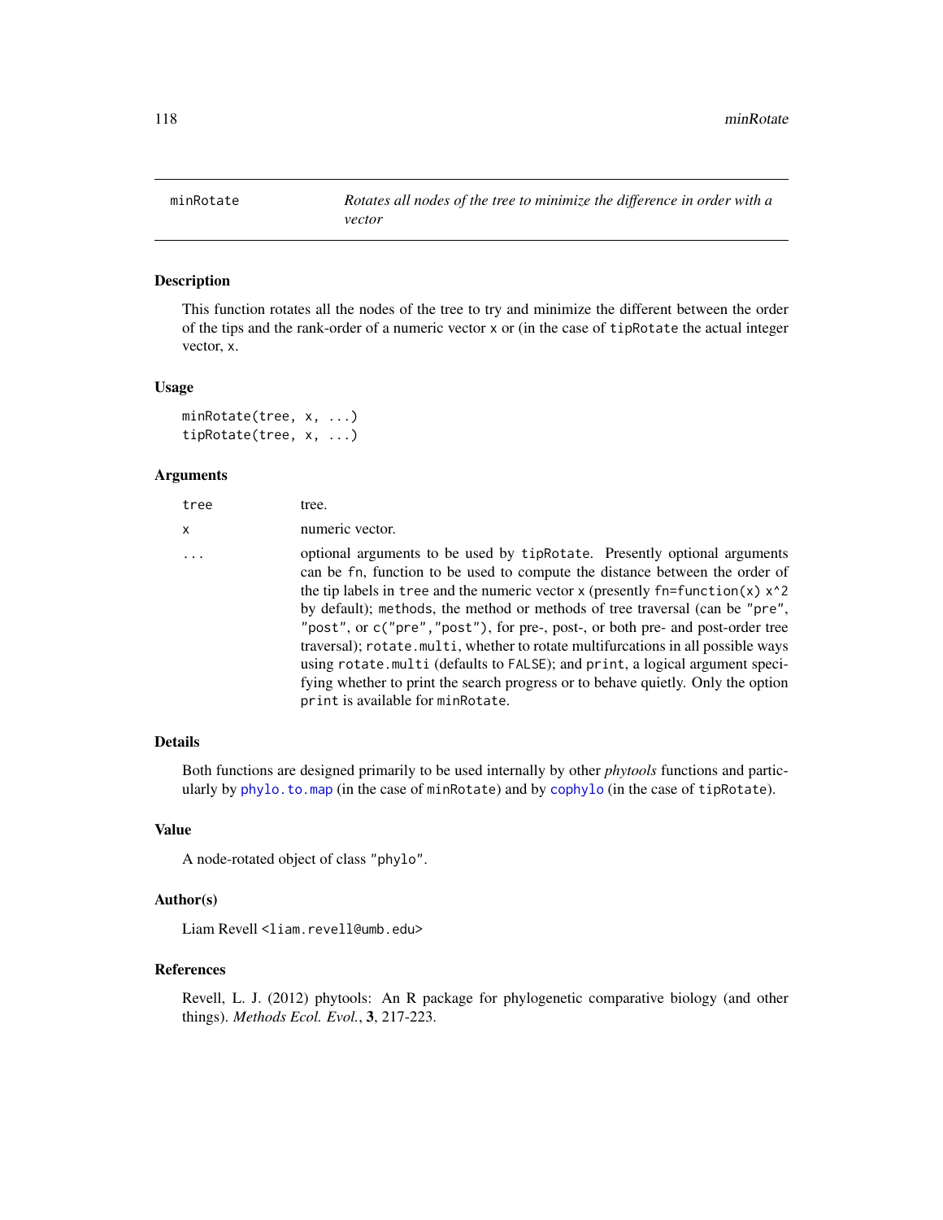# minRotate — *Rotates all nodes of the tree to minimize the difference in order with a vector*

## Description

This function rotates all the nodes of the tree to try and minimize the different between the order of the tips and the rank-order of a numeric vector `x` or (in the case of `tipRotate` the actual integer vector, `x`.

## Usage

```
minRotate(tree, x, ...)
tipRotate(tree, x, ...)
```

## Arguments

| | |
|---|---|
| `tree` | tree. |
| `x` | numeric vector. |
| `...` | optional arguments to be used by `tipRotate`. Presently optional arguments can be `fn`, function to be used to compute the distance between the order of the tip labels in `tree` and the numeric vector `x` (presently `fn=function(x) x^2` by default); `methods`, the method or methods of tree traversal (can be `"pre"`, `"post"`, or `c("pre","post")`, for pre-, post-, or both pre- and post-order tree traversal); `rotate.multi`, whether to rotate multifurcations in all possible ways using `rotate.multi` (defaults to `FALSE`); and `print`, a logical argument specifying whether to print the search progress or to behave quietly. Only the option `print` is available for `minRotate`. |

## Details

Both functions are designed primarily to be used internally by other *phytools* functions and particularly by `phylo.to.map` (in the case of `minRotate`) and by `cophylo` (in the case of `tipRotate`).

## Value

A node-rotated object of class `"phylo"`.

## Author(s)

Liam Revell <liam.revell@umb.edu>

## References

Revell, L. J. (2012) phytools: An R package for phylogenetic comparative biology (and other things). *Methods Ecol. Evol.*, **3**, 217-223.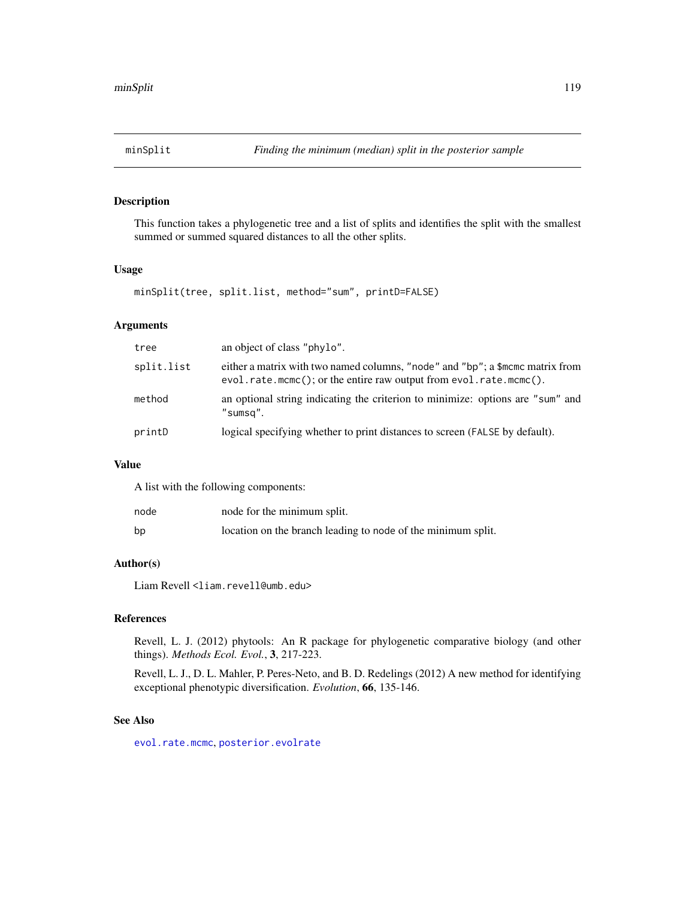## minSplit — *Finding the minimum (median) split in the posterior sample*

### Description

This function takes a phylogenetic tree and a list of splits and identifies the split with the smallest summed or summed squared distances to all the other splits.

### Usage

```
minSplit(tree, split.list, method="sum", printD=FALSE)
```

### Arguments

| | |
|---|---|
| `tree` | an object of class `"phylo"`. |
| `split.list` | either a matrix with two named columns, `"node"` and `"bp"`; a `$mcmc` matrix from `evol.rate.mcmc()`; or the entire raw output from `evol.rate.mcmc()`. |
| `method` | an optional string indicating the criterion to minimize: options are `"sum"` and `"sumsq"`. |
| `printD` | logical specifying whether to print distances to screen (`FALSE` by default). |

### Value

A list with the following components:

| | |
|---|---|
| `node` | node for the minimum split. |
| `bp` | location on the branch leading to node of the minimum split. |

### Author(s)

Liam Revell <liam.revell@umb.edu>

### References

Revell, L. J. (2012) phytools: An R package for phylogenetic comparative biology (and other things). *Methods Ecol. Evol.*, **3**, 217-223.

Revell, L. J., D. L. Mahler, P. Peres-Neto, and B. D. Redelings (2012) A new method for identifying exceptional phenotypic diversification. *Evolution*, **66**, 135-146.

### See Also

`evol.rate.mcmc`, `posterior.evolrate`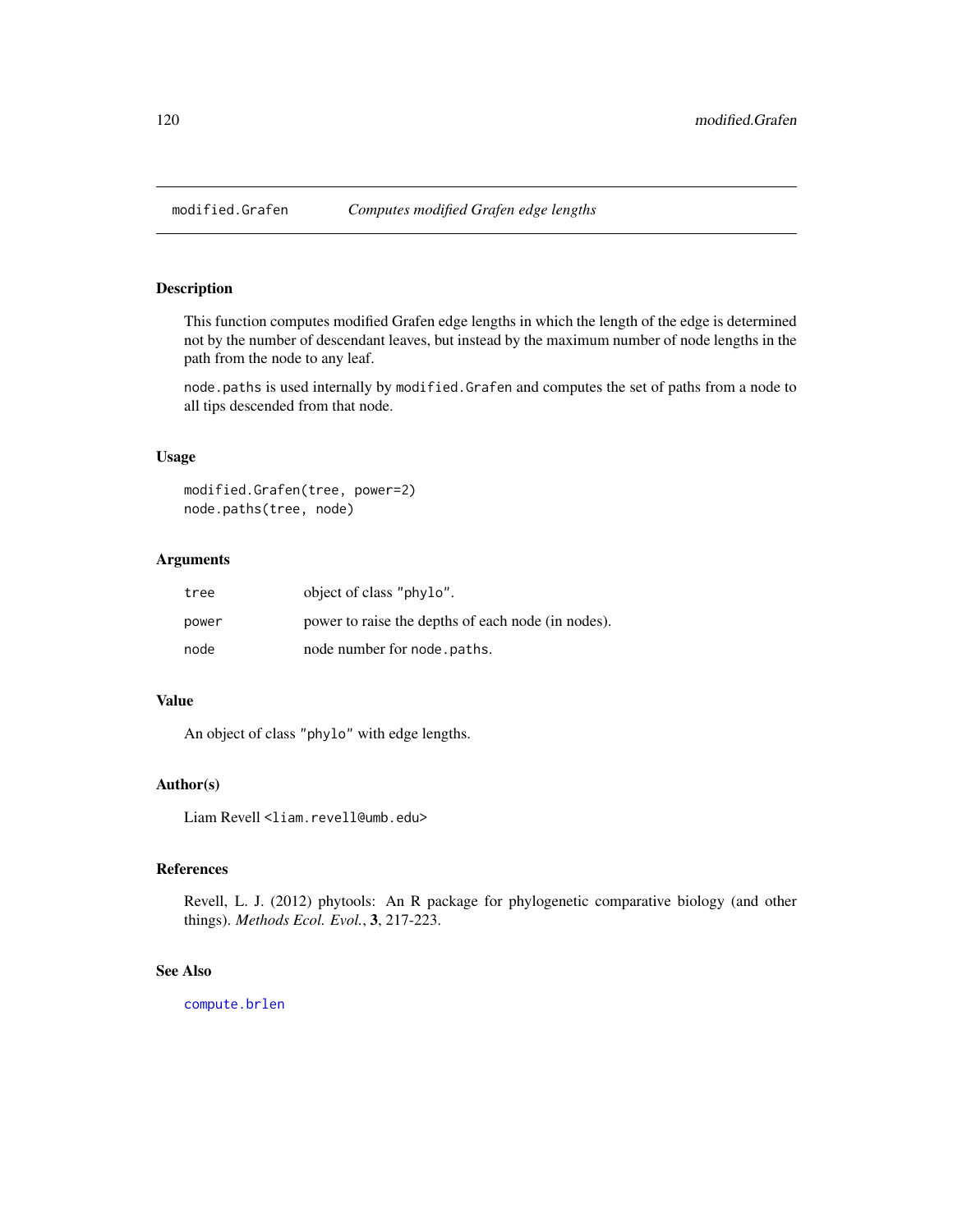## modified.Grafen    *Computes modified Grafen edge lengths*

### Description

This function computes modified Grafen edge lengths in which the length of the edge is determined not by the number of descendant leaves, but instead by the maximum number of node lengths in the path from the node to any leaf.

`node.paths` is used internally by `modified.Grafen` and computes the set of paths from a node to all tips descended from that node.

### Usage

```
modified.Grafen(tree, power=2)
node.paths(tree, node)
```

### Arguments

| | |
|---|---|
| `tree` | object of class `"phylo"`. |
| `power` | power to raise the depths of each node (in nodes). |
| `node` | node number for `node.paths`. |

### Value

An object of class `"phylo"` with edge lengths.

### Author(s)

Liam Revell <liam.revell@umb.edu>

### References

Revell, L. J. (2012) phytools: An R package for phylogenetic comparative biology (and other things). *Methods Ecol. Evol.*, **3**, 217-223.

### See Also

`compute.brlen`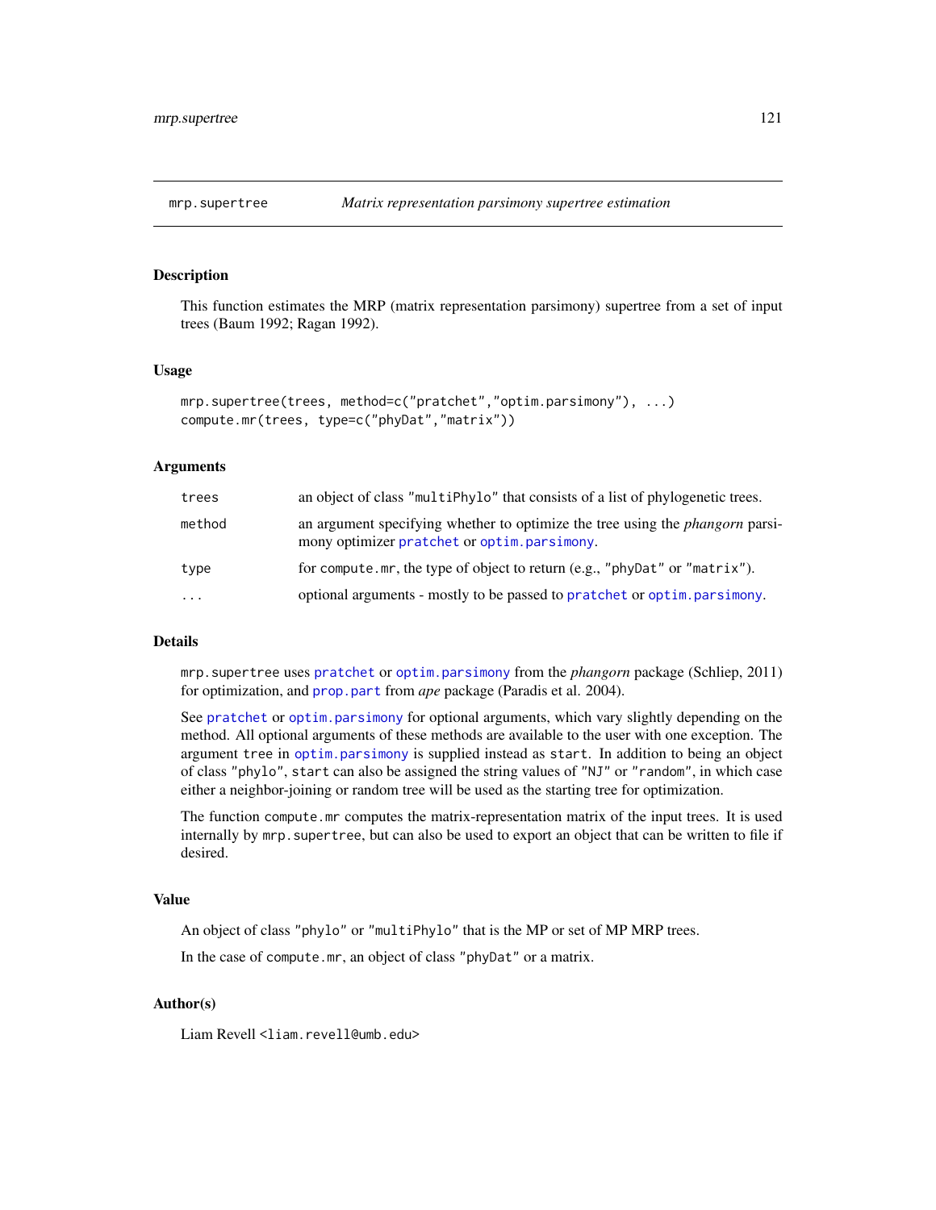## mrp.supertree — *Matrix representation parsimony supertree estimation*

### Description

This function estimates the MRP (matrix representation parsimony) supertree from a set of input trees (Baum 1992; Ragan 1992).

### Usage

```
mrp.supertree(trees, method=c("pratchet","optim.parsimony"), ...)
compute.mr(trees, type=c("phyDat","matrix"))
```

### Arguments

| | |
|---|---|
| `trees` | an object of class `"multiPhylo"` that consists of a list of phylogenetic trees. |
| `method` | an argument specifying whether to optimize the tree using the *phangorn* parsimony optimizer `pratchet` or `optim.parsimony`. |
| `type` | for `compute.mr`, the type of object to return (e.g., `"phyDat"` or `"matrix"`). |
| `...` | optional arguments - mostly to be passed to `pratchet` or `optim.parsimony`. |

### Details

`mrp.supertree` uses `pratchet` or `optim.parsimony` from the *phangorn* package (Schliep, 2011) for optimization, and `prop.part` from *ape* package (Paradis et al. 2004).

See `pratchet` or `optim.parsimony` for optional arguments, which vary slightly depending on the method. All optional arguments of these methods are available to the user with one exception. The argument `tree` in `optim.parsimony` is supplied instead as `start`. In addition to being an object of class `"phylo"`, `start` can also be assigned the string values of `"NJ"` or `"random"`, in which case either a neighbor-joining or random tree will be used as the starting tree for optimization.

The function `compute.mr` computes the matrix-representation matrix of the input trees. It is used internally by `mrp.supertree`, but can also be used to export an object that can be written to file if desired.

### Value

An object of class `"phylo"` or `"multiPhylo"` that is the MP or set of MP MRP trees.

In the case of `compute.mr`, an object of class `"phyDat"` or a matrix.

### Author(s)

Liam Revell <liam.revell@umb.edu>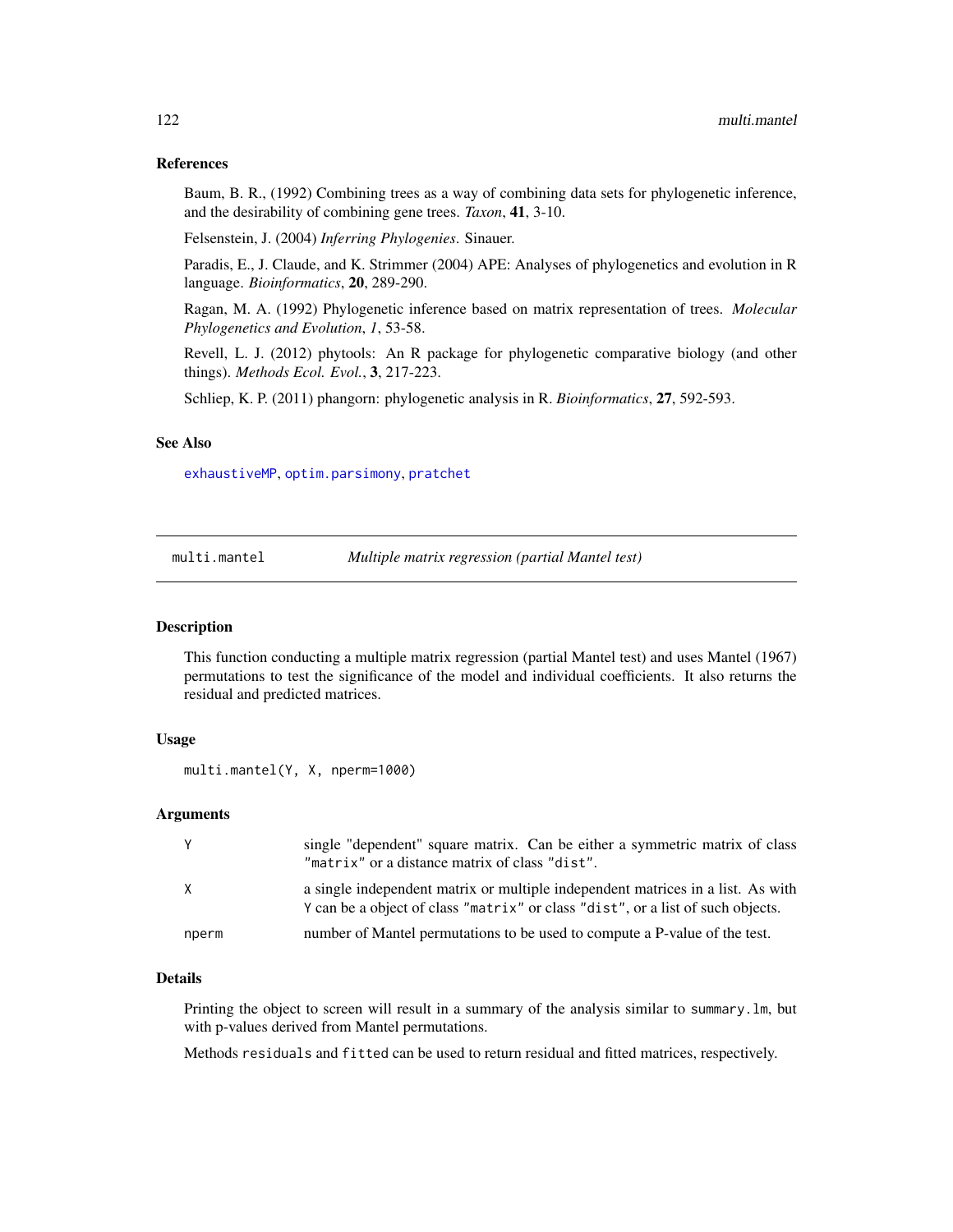## References

Baum, B. R., (1992) Combining trees as a way of combining data sets for phylogenetic inference, and the desirability of combining gene trees. *Taxon*, **41**, 3-10.

Felsenstein, J. (2004) *Inferring Phylogenies*. Sinauer.

Paradis, E., J. Claude, and K. Strimmer (2004) APE: Analyses of phylogenetics and evolution in R language. *Bioinformatics*, **20**, 289-290.

Ragan, M. A. (1992) Phylogenetic inference based on matrix representation of trees. *Molecular Phylogenetics and Evolution*, *1*, 53-58.

Revell, L. J. (2012) phytools: An R package for phylogenetic comparative biology (and other things). *Methods Ecol. Evol.*, **3**, 217-223.

Schliep, K. P. (2011) phangorn: phylogenetic analysis in R. *Bioinformatics*, **27**, 592-593.

## See Also

`exhaustiveMP`, `optim.parsimony`, `pratchet`

---

# multi.mantel — *Multiple matrix regression (partial Mantel test)*

## Description

This function conducting a multiple matrix regression (partial Mantel test) and uses Mantel (1967) permutations to test the significance of the model and individual coefficients. It also returns the residual and predicted matrices.

## Usage

```
multi.mantel(Y, X, nperm=1000)
```

## Arguments

| | |
|---|---|
| `Y` | single "dependent" square matrix. Can be either a symmetric matrix of class `"matrix"` or a distance matrix of class `"dist"`. |
| `X` | a single independent matrix or multiple independent matrices in a list. As with `Y` can be a object of class `"matrix"` or class `"dist"`, or a list of such objects. |
| `nperm` | number of Mantel permutations to be used to compute a P-value of the test. |

## Details

Printing the object to screen will result in a summary of the analysis similar to `summary.lm`, but with p-values derived from Mantel permutations.

Methods `residuals` and `fitted` can be used to return residual and fitted matrices, respectively.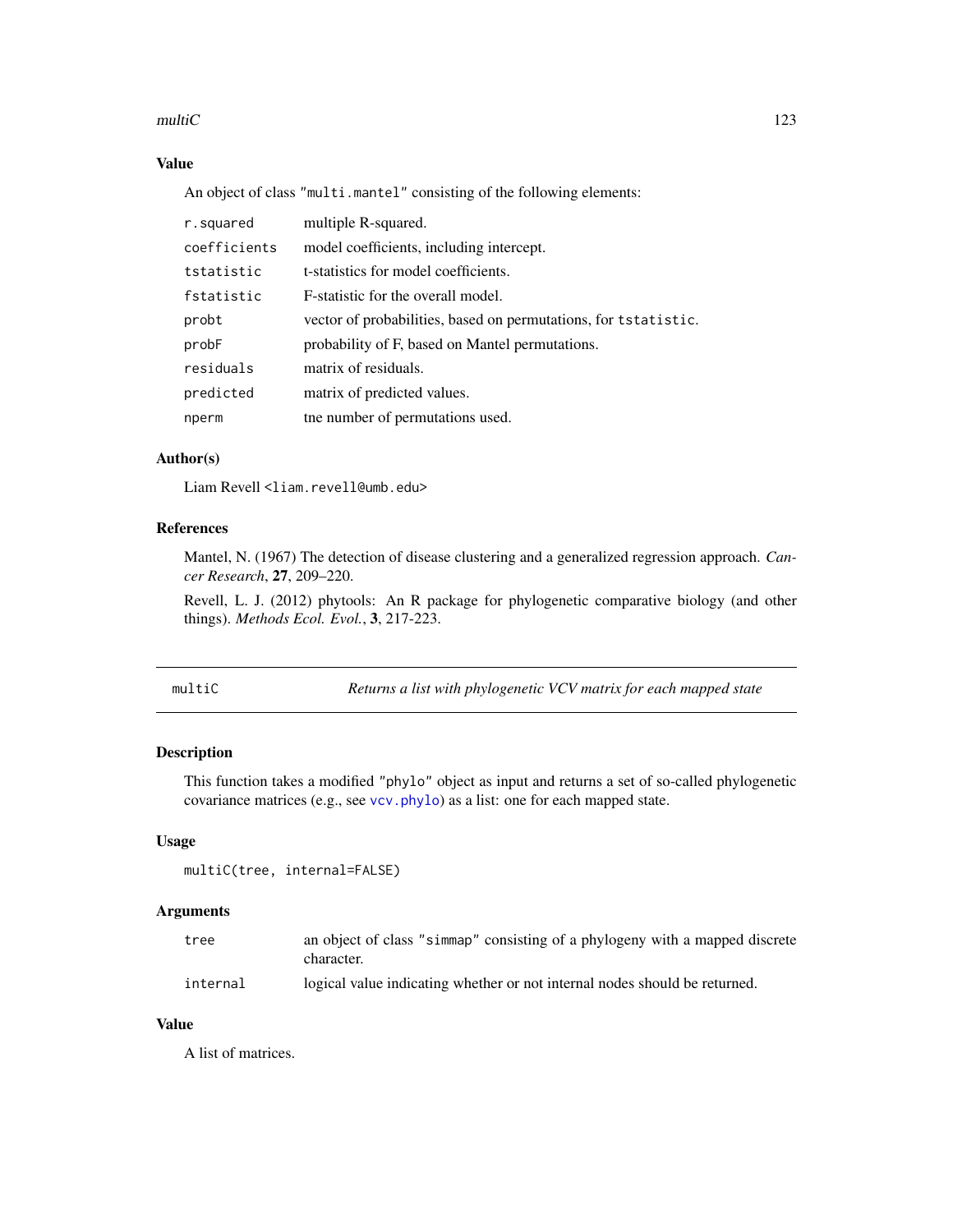### Value

An object of class "multi.mantel" consisting of the following elements:

| | |
|---|---|
| `r.squared` | multiple R-squared. |
| `coefficients` | model coefficients, including intercept. |
| `tstatistic` | t-statistics for model coefficients. |
| `fstatistic` | F-statistic for the overall model. |
| `probt` | vector of probabilities, based on permutations, for `tstatistic`. |
| `probF` | probability of F, based on Mantel permutations. |
| `residuals` | matrix of residuals. |
| `predicted` | matrix of predicted values. |
| `nperm` | tne number of permutations used. |

### Author(s)

Liam Revell <liam.revell@umb.edu>

### References

Mantel, N. (1967) The detection of disease clustering and a generalized regression approach. *Cancer Research*, **27**, 209–220.

Revell, L. J. (2012) phytools: An R package for phylogenetic comparative biology (and other things). *Methods Ecol. Evol.*, **3**, 217-223.

---

## multiC — *Returns a list with phylogenetic VCV matrix for each mapped state*

### Description

This function takes a modified "phylo" object as input and returns a set of so-called phylogenetic covariance matrices (e.g., see `vcv.phylo`) as a list: one for each mapped state.

### Usage

```
multiC(tree, internal=FALSE)
```

### Arguments

| | |
|---|---|
| `tree` | an object of class "simmap" consisting of a phylogeny with a mapped discrete character. |
| `internal` | logical value indicating whether or not internal nodes should be returned. |

### Value

A list of matrices.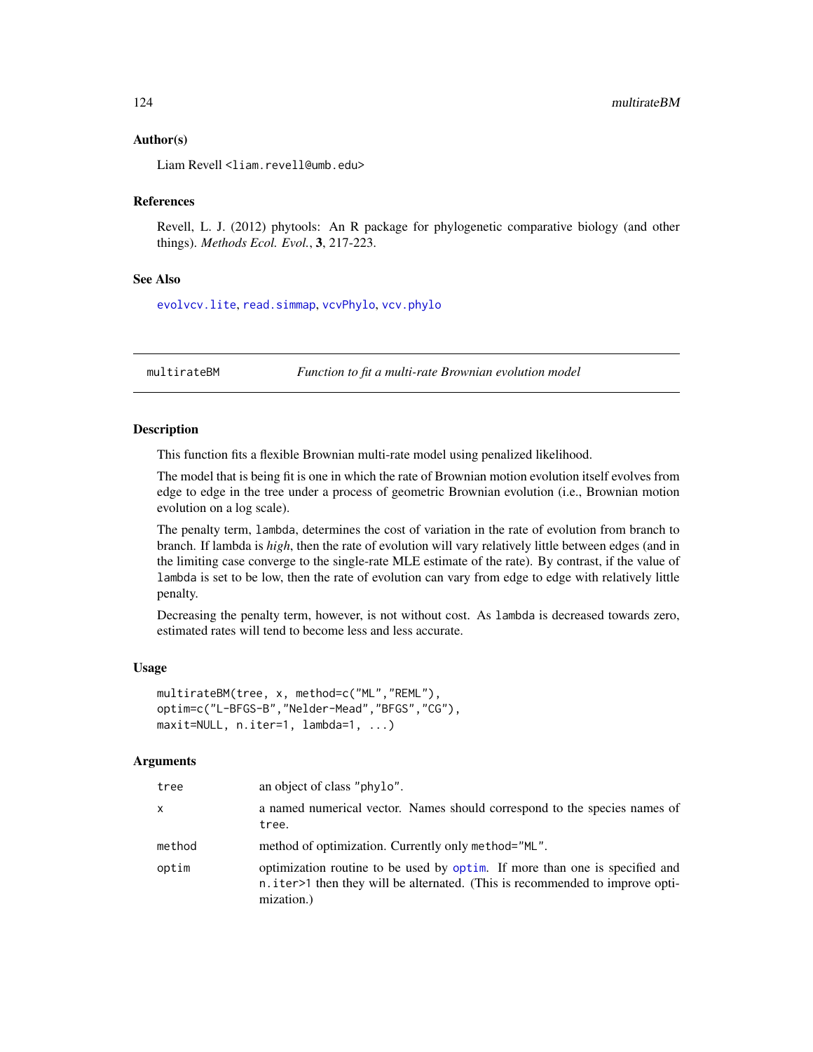### Author(s)

Liam Revell <liam.revell@umb.edu>

### References

Revell, L. J. (2012) phytools: An R package for phylogenetic comparative biology (and other things). *Methods Ecol. Evol.*, **3**, 217-223.

### See Also

`evolvcv.lite`, `read.simmap`, `vcvPhylo`, `vcv.phylo`

---

## multirateBM *Function to fit a multi-rate Brownian evolution model*

---

### Description

This function fits a flexible Brownian multi-rate model using penalized likelihood.

The model that is being fit is one in which the rate of Brownian motion evolution itself evolves from edge to edge in the tree under a process of geometric Brownian evolution (i.e., Brownian motion evolution on a log scale).

The penalty term, `lambda`, determines the cost of variation in the rate of evolution from branch to branch. If lambda is *high*, then the rate of evolution will vary relatively little between edges (and in the limiting case converge to the single-rate MLE estimate of the rate). By contrast, if the value of `lambda` is set to be low, then the rate of evolution can vary from edge to edge with relatively little penalty.

Decreasing the penalty term, however, is not without cost. As `lambda` is decreased towards zero, estimated rates will tend to become less and less accurate.

### Usage

```
multirateBM(tree, x, method=c("ML","REML"),
optim=c("L-BFGS-B","Nelder-Mead","BFGS","CG"),
maxit=NULL, n.iter=1, lambda=1, ...)
```

### Arguments

| | |
|---|---|
| `tree` | an object of class `"phylo"`. |
| `x` | a named numerical vector. Names should correspond to the species names of `tree`. |
| `method` | method of optimization. Currently only `method="ML"`. |
| `optim` | optimization routine to be used by `optim`. If more than one is specified and `n.iter>1` then they will be alternated. (This is recommended to improve optimization.) |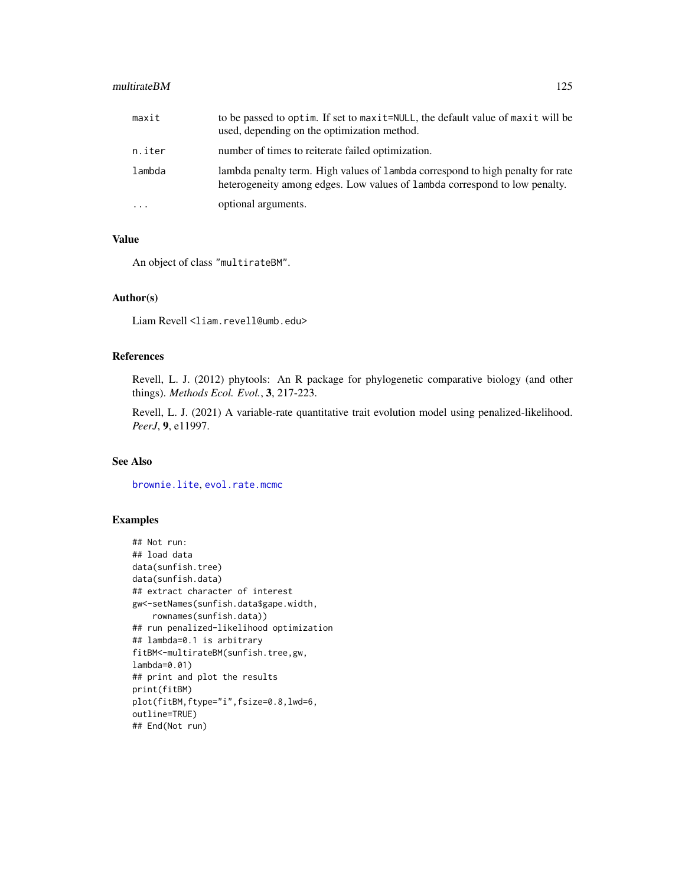| | |
|---|---|
| maxit | to be passed to optim. If set to maxit=NULL, the default value of maxit will be used, depending on the optimization method. |
| n.iter | number of times to reiterate failed optimization. |
| lambda | lambda penalty term. High values of lambda correspond to high penalty for rate heterogeneity among edges. Low values of lambda correspond to low penalty. |
| ... | optional arguments. |

## Value

An object of class "multirateBM".

## Author(s)

Liam Revell <liam.revell@umb.edu>

## References

Revell, L. J. (2012) phytools: An R package for phylogenetic comparative biology (and other things). *Methods Ecol. Evol.*, **3**, 217-223.

Revell, L. J. (2021) A variable-rate quantitative trait evolution model using penalized-likelihood. *PeerJ*, **9**, e11997.

## See Also

brownie.lite, evol.rate.mcmc

## Examples

```
## Not run:
## load data
data(sunfish.tree)
data(sunfish.data)
## extract character of interest
gw<-setNames(sunfish.data$gape.width,
    rownames(sunfish.data))
## run penalized-likelihood optimization
## lambda=0.1 is arbitrary
fitBM<-multirateBM(sunfish.tree,gw,
lambda=0.01)
## print and plot the results
print(fitBM)
plot(fitBM,ftype="i",fsize=0.8,lwd=6,
outline=TRUE)
## End(Not run)
```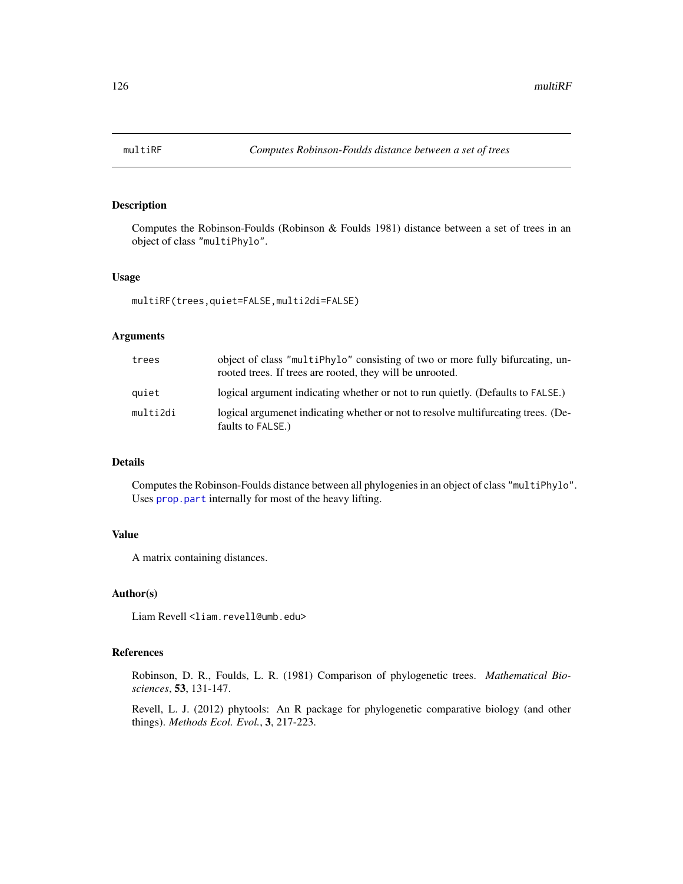# multiRF *Computes Robinson-Foulds distance between a set of trees*

## Description

Computes the Robinson-Foulds (Robinson & Foulds 1981) distance between a set of trees in an object of class "multiPhylo".

## Usage

```
multiRF(trees,quiet=FALSE,multi2di=FALSE)
```

## Arguments

| | |
|---|---|
| trees | object of class "multiPhylo" consisting of two or more fully bifurcating, unrooted trees. If trees are rooted, they will be unrooted. |
| quiet | logical argument indicating whether or not to run quietly. (Defaults to FALSE.) |
| multi2di | logical argumenet indicating whether or not to resolve multifurcating trees. (Defaults to FALSE.) |

## Details

Computes the Robinson-Foulds distance between all phylogenies in an object of class "multiPhylo". Uses prop.part internally for most of the heavy lifting.

## Value

A matrix containing distances.

## Author(s)

Liam Revell <liam.revell@umb.edu>

## References

Robinson, D. R., Foulds, L. R. (1981) Comparison of phylogenetic trees. *Mathematical Biosciences*, **53**, 131-147.

Revell, L. J. (2012) phytools: An R package for phylogenetic comparative biology (and other things). *Methods Ecol. Evol.*, **3**, 217-223.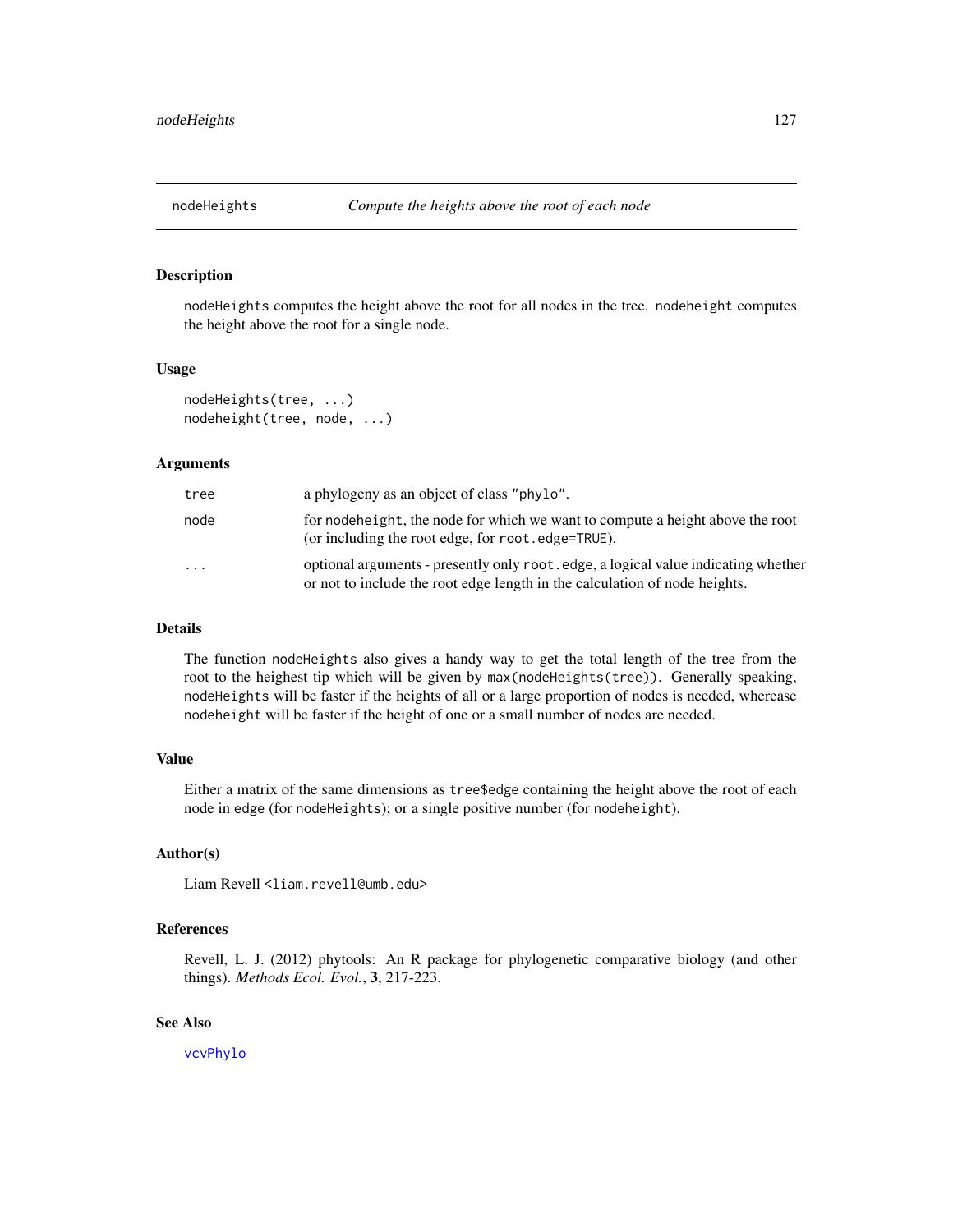## nodeHeights — *Compute the heights above the root of each node*

### Description

`nodeHeights` computes the height above the root for all nodes in the tree. `nodeheight` computes the height above the root for a single node.

### Usage

```
nodeHeights(tree, ...)
nodeheight(tree, node, ...)
```

### Arguments

| | |
|---|---|
| `tree` | a phylogeny as an object of class `"phylo"`. |
| `node` | for `nodeheight`, the node for which we want to compute a height above the root (or including the root edge, for `root.edge=TRUE`). |
| `...` | optional arguments - presently only `root.edge`, a logical value indicating whether or not to include the root edge length in the calculation of node heights. |

### Details

The function `nodeHeights` also gives a handy way to get the total length of the tree from the root to the heighest tip which will be given by `max(nodeHeights(tree))`. Generally speaking, `nodeHeights` will be faster if the heights of all or a large proportion of nodes is needed, wherease `nodeheight` will be faster if the height of one or a small number of nodes are needed.

### Value

Either a matrix of the same dimensions as `tree$edge` containing the height above the root of each node in `edge` (for `nodeHeights`); or a single positive number (for `nodeheight`).

### Author(s)

Liam Revell <liam.revell@umb.edu>

### References

Revell, L. J. (2012) phytools: An R package for phylogenetic comparative biology (and other things). *Methods Ecol. Evol.*, **3**, 217-223.

### See Also

`vcvPhylo`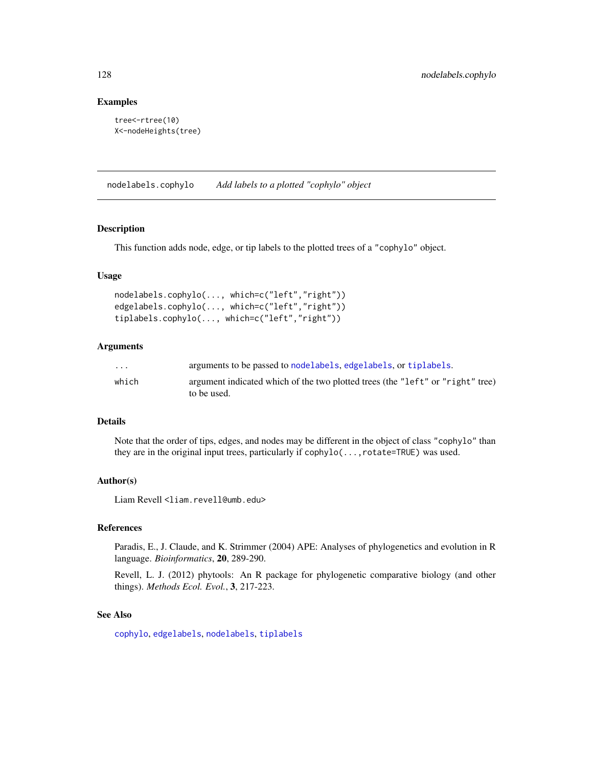## Examples

```
tree<-rtree(10)
X<-nodeHeights(tree)
```

---

# nodelabels.cophylo    *Add labels to a plotted "cophylo" object*

---

### Description

This function adds node, edge, or tip labels to the plotted trees of a `"cophylo"` object.

### Usage

```
nodelabels.cophylo(..., which=c("left","right"))
edgelabels.cophylo(..., which=c("left","right"))
tiplabels.cophylo(..., which=c("left","right"))
```

### Arguments

| | |
|---|---|
| `...` | arguments to be passed to `nodelabels`, `edgelabels`, or `tiplabels`. |
| `which` | argument indicated which of the two plotted trees (the `"left"` or `"right"` tree) to be used. |

### Details

Note that the order of tips, edges, and nodes may be different in the object of class `"cophylo"` than they are in the original input trees, particularly if `cophylo(...,rotate=TRUE)` was used.

### Author(s)

Liam Revell <liam.revell@umb.edu>

### References

Paradis, E., J. Claude, and K. Strimmer (2004) APE: Analyses of phylogenetics and evolution in R language. *Bioinformatics*, **20**, 289-290.

Revell, L. J. (2012) phytools: An R package for phylogenetic comparative biology (and other things). *Methods Ecol. Evol.*, **3**, 217-223.

### See Also

`cophylo`, `edgelabels`, `nodelabels`, `tiplabels`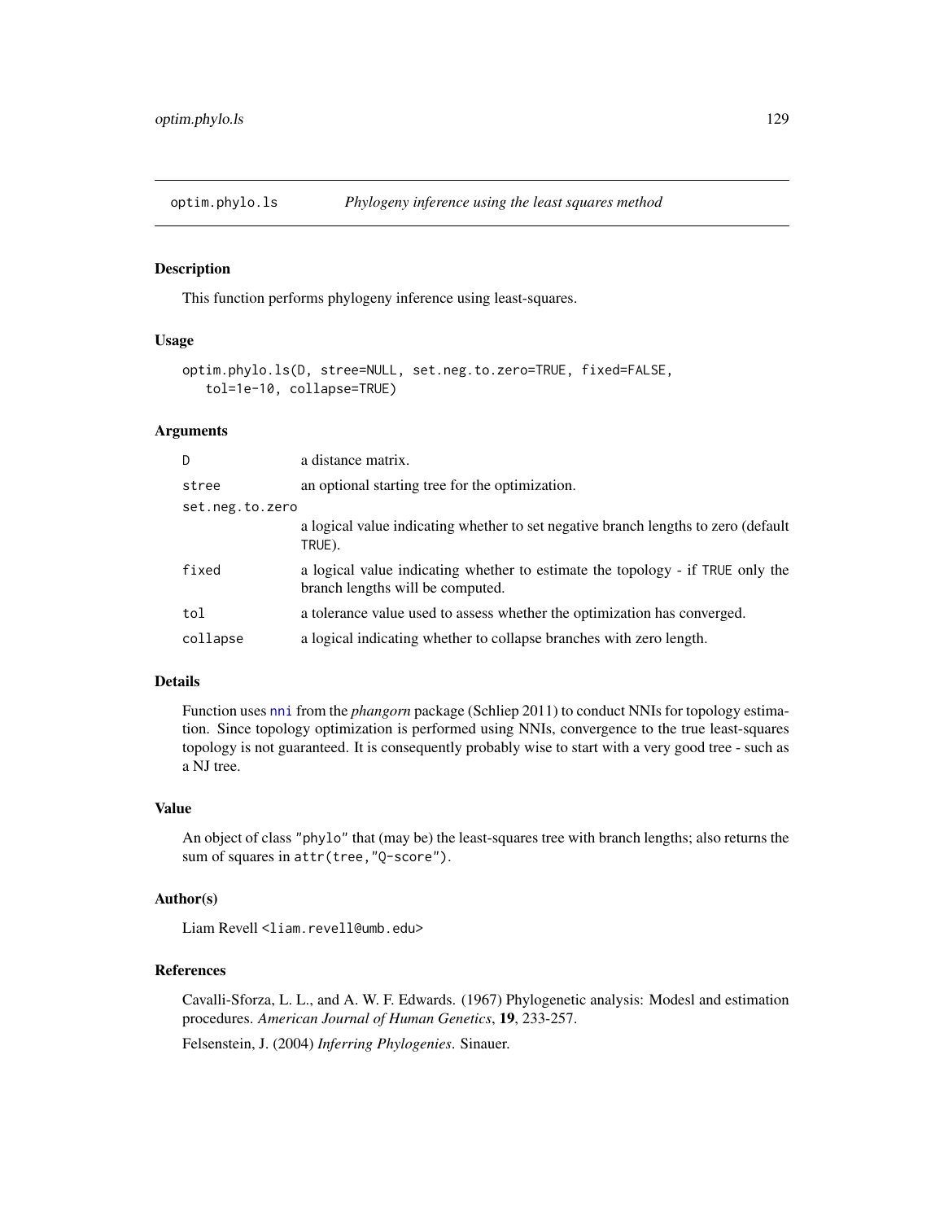## optim.phylo.ls — *Phylogeny inference using the least squares method*

### Description

This function performs phylogeny inference using least-squares.

### Usage

```
optim.phylo.ls(D, stree=NULL, set.neg.to.zero=TRUE, fixed=FALSE,
   tol=1e-10, collapse=TRUE)
```

### Arguments

| | |
|---|---|
| `D` | a distance matrix. |
| `stree` | an optional starting tree for the optimization. |
| `set.neg.to.zero` | a logical value indicating whether to set negative branch lengths to zero (default `TRUE`). |
| `fixed` | a logical value indicating whether to estimate the topology - if `TRUE` only the branch lengths will be computed. |
| `tol` | a tolerance value used to assess whether the optimization has converged. |
| `collapse` | a logical indicating whether to collapse branches with zero length. |

### Details

Function uses `nni` from the *phangorn* package (Schliep 2011) to conduct NNIs for topology estimation. Since topology optimization is performed using NNIs, convergence to the true least-squares topology is not guaranteed. It is consequently probably wise to start with a very good tree - such as a NJ tree.

### Value

An object of class `"phylo"` that (may be) the least-squares tree with branch lengths; also returns the sum of squares in `attr(tree,"Q-score")`.

### Author(s)

Liam Revell <liam.revell@umb.edu>

### References

Cavalli-Sforza, L. L., and A. W. F. Edwards. (1967) Phylogenetic analysis: Modesl and estimation procedures. *American Journal of Human Genetics*, **19**, 233-257.

Felsenstein, J. (2004) *Inferring Phylogenies*. Sinauer.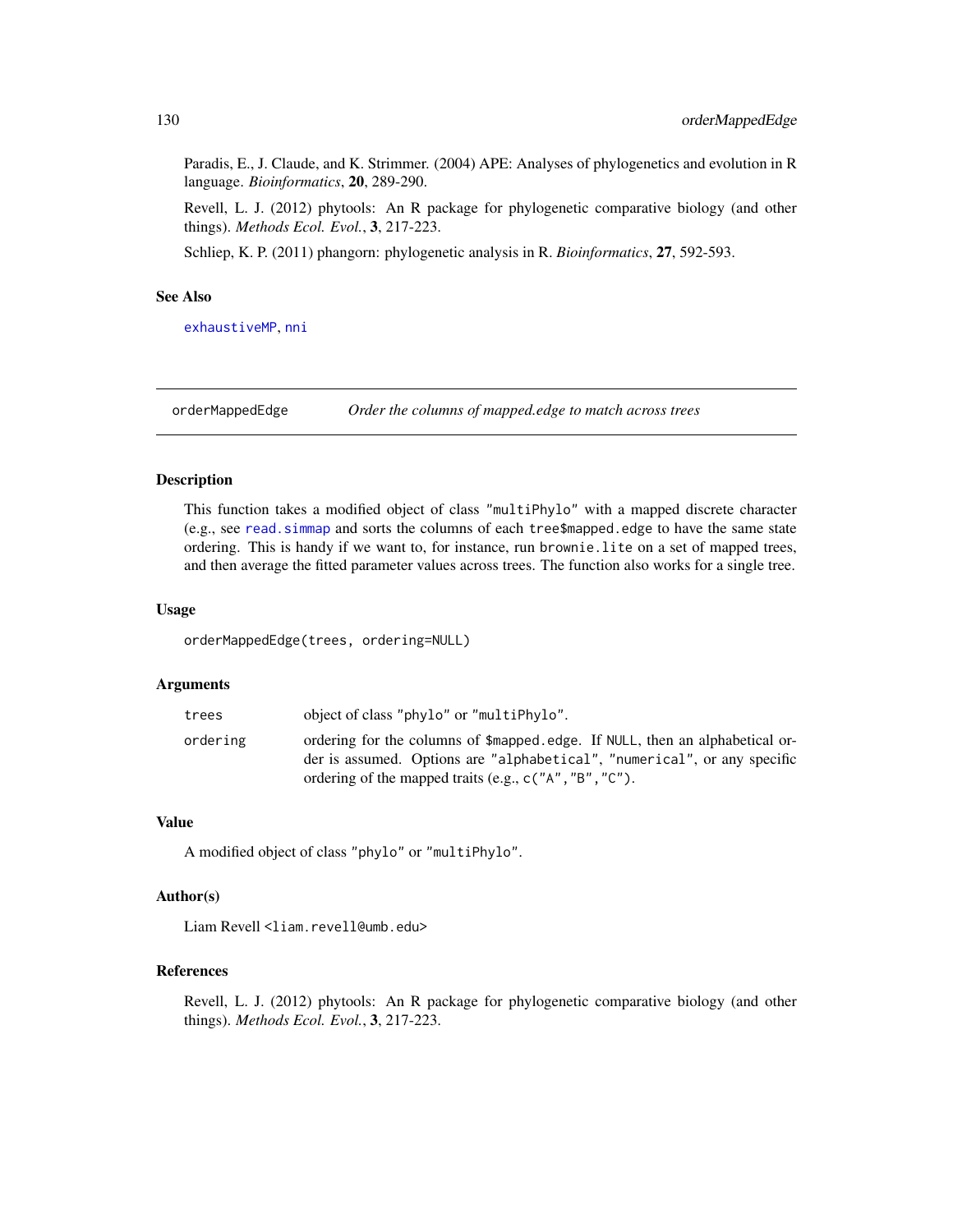Paradis, E., J. Claude, and K. Strimmer. (2004) APE: Analyses of phylogenetics and evolution in R language. *Bioinformatics*, **20**, 289-290.

Revell, L. J. (2012) phytools: An R package for phylogenetic comparative biology (and other things). *Methods Ecol. Evol.*, **3**, 217-223.

Schliep, K. P. (2011) phangorn: phylogenetic analysis in R. *Bioinformatics*, **27**, 592-593.

### See Also

`exhaustiveMP`, `nni`

---

## orderMappedEdge — *Order the columns of mapped.edge to match across trees*

---

### Description

This function takes a modified object of class "multiPhylo" with a mapped discrete character (e.g., see `read.simmap` and sorts the columns of each `tree$mapped.edge` to have the same state ordering. This is handy if we want to, for instance, run `brownie.lite` on a set of mapped trees, and then average the fitted parameter values across trees. The function also works for a single tree.

### Usage

```
orderMappedEdge(trees, ordering=NULL)
```

### Arguments

| | |
|---|---|
| `trees` | object of class "phylo" or "multiPhylo". |
| `ordering` | ordering for the columns of `$mapped.edge`. If `NULL`, then an alphabetical order is assumed. Options are "alphabetical", "numerical", or any specific ordering of the mapped traits (e.g., `c("A","B","C")`. |

### Value

A modified object of class "phylo" or "multiPhylo".

### Author(s)

Liam Revell <liam.revell@umb.edu>

### References

Revell, L. J. (2012) phytools: An R package for phylogenetic comparative biology (and other things). *Methods Ecol. Evol.*, **3**, 217-223.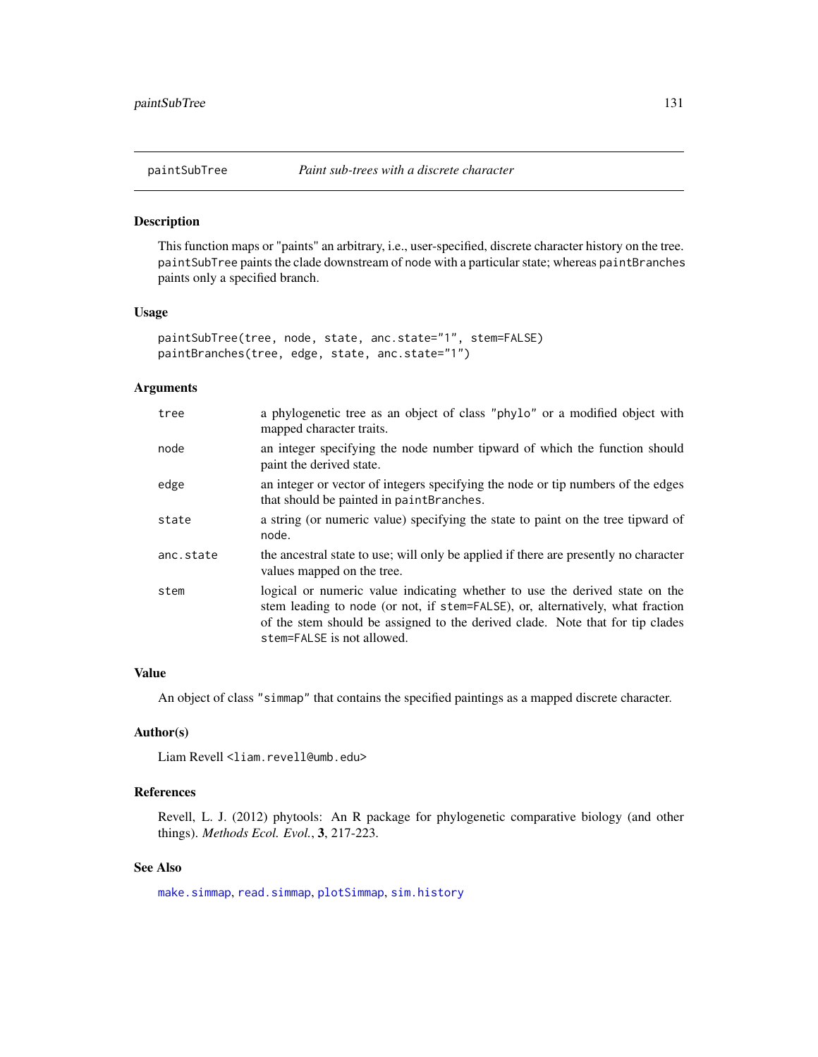# paintSubTree — *Paint sub-trees with a discrete character*

## Description

This function maps or "paints" an arbitrary, i.e., user-specified, discrete character history on the tree. `paintSubTree` paints the clade downstream of `node` with a particular state; whereas `paintBranches` paints only a specified branch.

## Usage

```
paintSubTree(tree, node, state, anc.state="1", stem=FALSE)
paintBranches(tree, edge, state, anc.state="1")
```

## Arguments

| | |
|---|---|
| `tree` | a phylogenetic tree as an object of class `"phylo"` or a modified object with mapped character traits. |
| `node` | an integer specifying the node number tipward of which the function should paint the derived state. |
| `edge` | an integer or vector of integers specifying the node or tip numbers of the edges that should be painted in `paintBranches`. |
| `state` | a string (or numeric value) specifying the state to paint on the tree tipward of `node`. |
| `anc.state` | the ancestral state to use; will only be applied if there are presently no character values mapped on the tree. |
| `stem` | logical or numeric value indicating whether to use the derived state on the stem leading to `node` (or not, if `stem=FALSE`), or, alternatively, what fraction of the stem should be assigned to the derived clade. Note that for tip clades `stem=FALSE` is not allowed. |

## Value

An object of class `"simmap"` that contains the specified paintings as a mapped discrete character.

## Author(s)

Liam Revell <liam.revell@umb.edu>

## References

Revell, L. J. (2012) phytools: An R package for phylogenetic comparative biology (and other things). *Methods Ecol. Evol.*, **3**, 217-223.

## See Also

`make.simmap`, `read.simmap`, `plotSimmap`, `sim.history`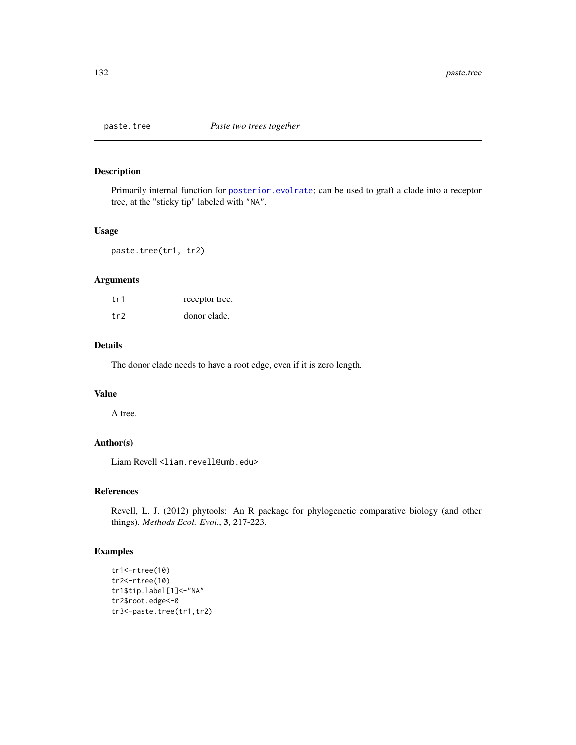# paste.tree *Paste two trees together*

## Description

Primarily internal function for `posterior.evolrate`; can be used to graft a clade into a receptor tree, at the "sticky tip" labeled with "NA".

## Usage

```
paste.tree(tr1, tr2)
```

## Arguments

| | |
|---|---|
| tr1 | receptor tree. |
| tr2 | donor clade. |

## Details

The donor clade needs to have a root edge, even if it is zero length.

## Value

A tree.

## Author(s)

Liam Revell <liam.revell@umb.edu>

## References

Revell, L. J. (2012) phytools: An R package for phylogenetic comparative biology (and other things). *Methods Ecol. Evol.*, **3**, 217-223.

## Examples

```
tr1<-rtree(10)
tr2<-rtree(10)
tr1$tip.label[1]<-"NA"
tr2$root.edge<-0
tr3<-paste.tree(tr1,tr2)
```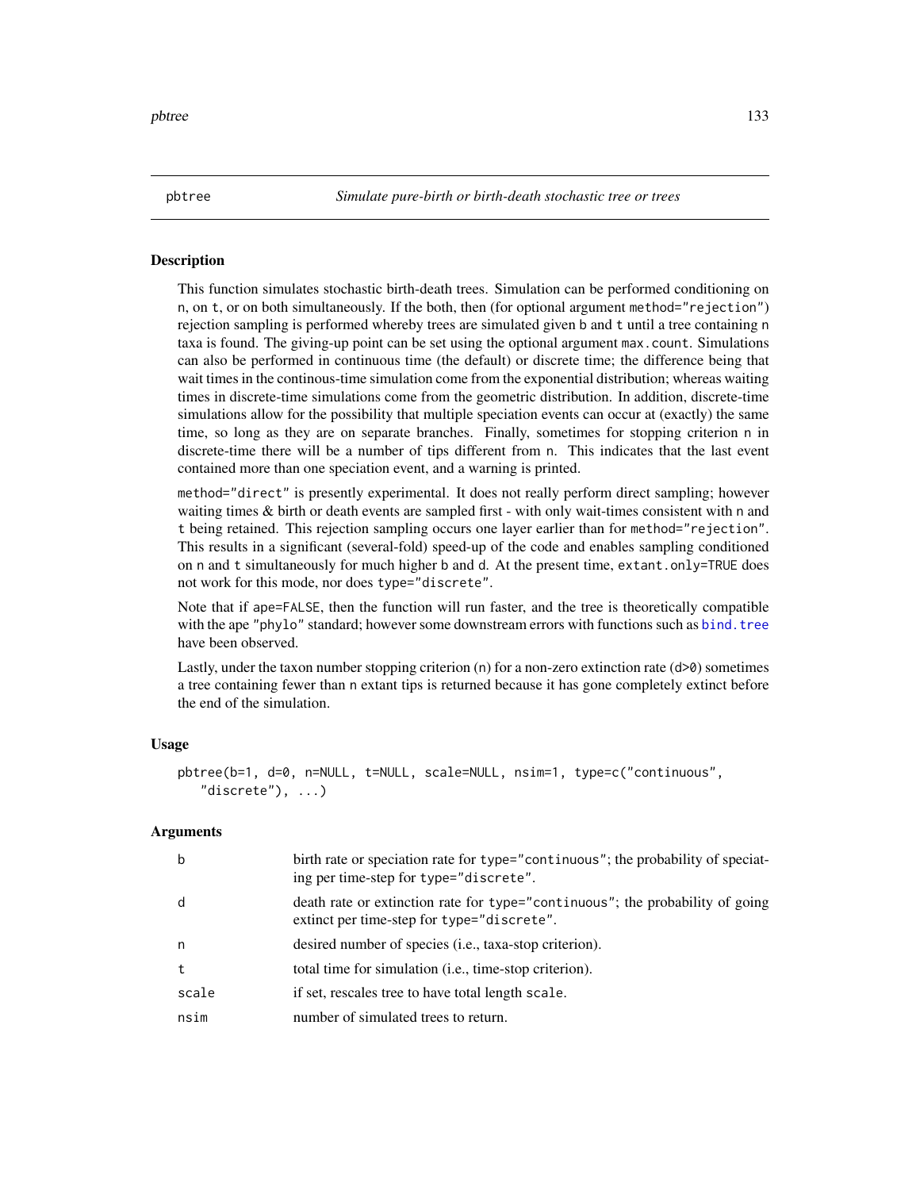## pbtree — *Simulate pure-birth or birth-death stochastic tree or trees*

### Description

This function simulates stochastic birth-death trees. Simulation can be performed conditioning on `n`, on `t`, or on both simultaneously. If the both, then (for optional argument `method="rejection"`) rejection sampling is performed whereby trees are simulated given `b` and `t` until a tree containing `n` taxa is found. The giving-up point can be set using the optional argument `max.count`. Simulations can also be performed in continuous time (the default) or discrete time; the difference being that wait times in the continous-time simulation come from the exponential distribution; whereas waiting times in discrete-time simulations come from the geometric distribution. In addition, discrete-time simulations allow for the possibility that multiple speciation events can occur at (exactly) the same time, so long as they are on separate branches. Finally, sometimes for stopping criterion `n` in discrete-time there will be a number of tips different from `n`. This indicates that the last event contained more than one speciation event, and a warning is printed.

`method="direct"` is presently experimental. It does not really perform direct sampling; however waiting times & birth or death events are sampled first - with only wait-times consistent with `n` and `t` being retained. This rejection sampling occurs one layer earlier than for `method="rejection"`. This results in a significant (several-fold) speed-up of the code and enables sampling conditioned on `n` and `t` simultaneously for much higher `b` and `d`. At the present time, `extant.only=TRUE` does not work for this mode, nor does `type="discrete"`.

Note that if `ape=FALSE`, then the function will run faster, and the tree is theoretically compatible with the ape `"phylo"` standard; however some downstream errors with functions such as `bind.tree` have been observed.

Lastly, under the taxon number stopping criterion (`n`) for a non-zero extinction rate (`d>0`) sometimes a tree containing fewer than `n` extant tips is returned because it has gone completely extinct before the end of the simulation.

### Usage

```
pbtree(b=1, d=0, n=NULL, t=NULL, scale=NULL, nsim=1, type=c("continuous",
   "discrete"), ...)
```

### Arguments

| | |
|---|---|
| `b` | birth rate or speciation rate for `type="continuous"`; the probability of speciating per time-step for `type="discrete"`. |
| `d` | death rate or extinction rate for `type="continuous"`; the probability of going extinct per time-step for `type="discrete"`. |
| `n` | desired number of species (i.e., taxa-stop criterion). |
| `t` | total time for simulation (i.e., time-stop criterion). |
| `scale` | if set, rescales tree to have total length `scale`. |
| `nsim` | number of simulated trees to return. |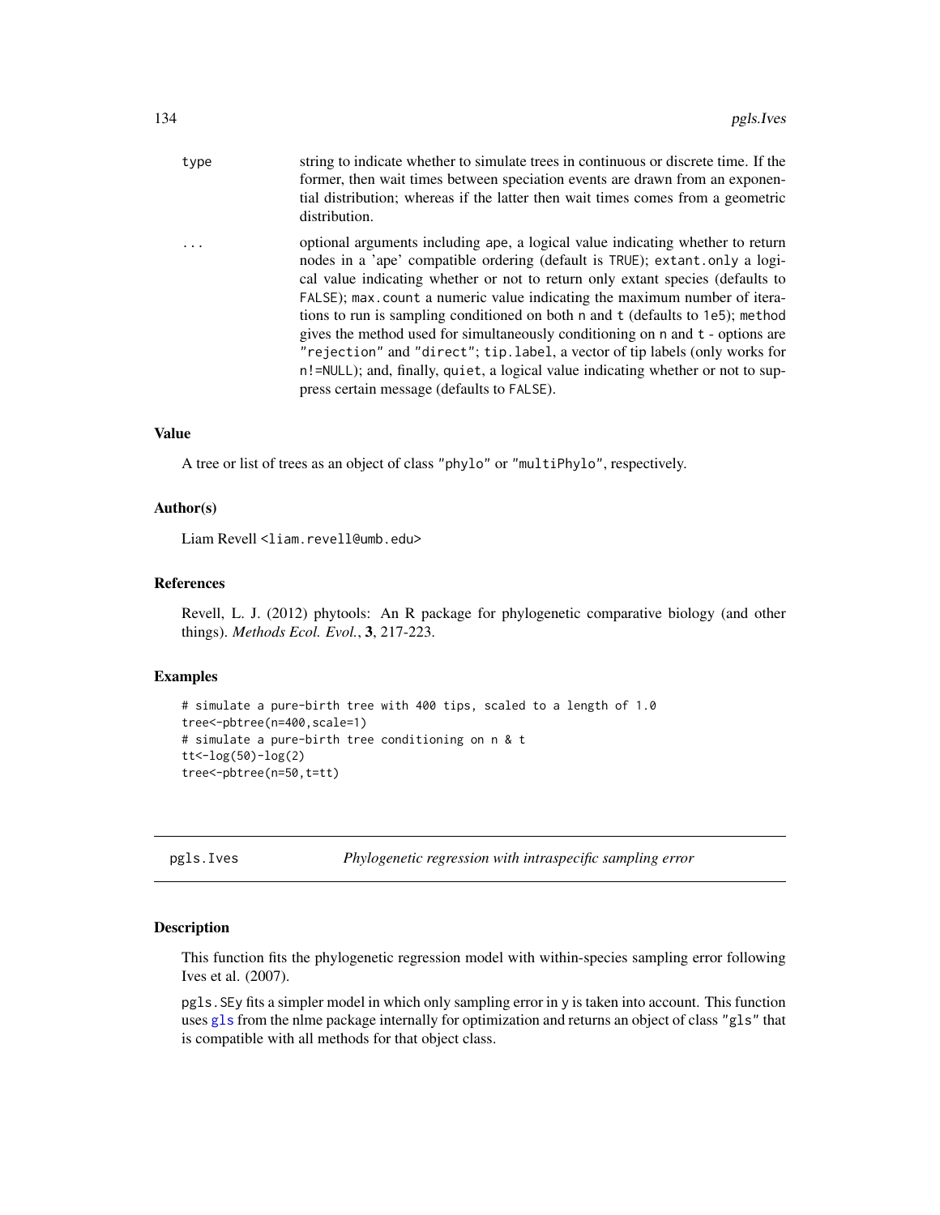| | |
|---|---|
| type | string to indicate whether to simulate trees in continuous or discrete time. If the former, then wait times between speciation events are drawn from an exponential distribution; whereas if the latter then wait times comes from a geometric distribution. |
| ... | optional arguments including ape, a logical value indicating whether to return nodes in a 'ape' compatible ordering (default is TRUE); extant.only a logical value indicating whether or not to return only extant species (defaults to FALSE); max.count a numeric value indicating the maximum number of iterations to run is sampling conditioned on both n and t (defaults to 1e5); method gives the method used for simultaneously conditioning on n and t - options are "rejection" and "direct"; tip.label, a vector of tip labels (only works for n!=NULL); and, finally, quiet, a logical value indicating whether or not to suppress certain message (defaults to FALSE). |

### Value

A tree or list of trees as an object of class "phylo" or "multiPhylo", respectively.

### Author(s)

Liam Revell <liam.revell@umb.edu>

### References

Revell, L. J. (2012) phytools: An R package for phylogenetic comparative biology (and other things). *Methods Ecol. Evol.*, **3**, 217-223.

### Examples

```
# simulate a pure-birth tree with 400 tips, scaled to a length of 1.0
tree<-pbtree(n=400,scale=1)
# simulate a pure-birth tree conditioning on n & t
tt<-log(50)-log(2)
tree<-pbtree(n=50,t=tt)
```

---

## pgls.Ives — *Phylogenetic regression with intraspecific sampling error*

### Description

This function fits the phylogenetic regression model with within-species sampling error following Ives et al. (2007).

pgls.SEy fits a simpler model in which only sampling error in y is taken into account. This function uses gls from the nlme package internally for optimization and returns an object of class "gls" that is compatible with all methods for that object class.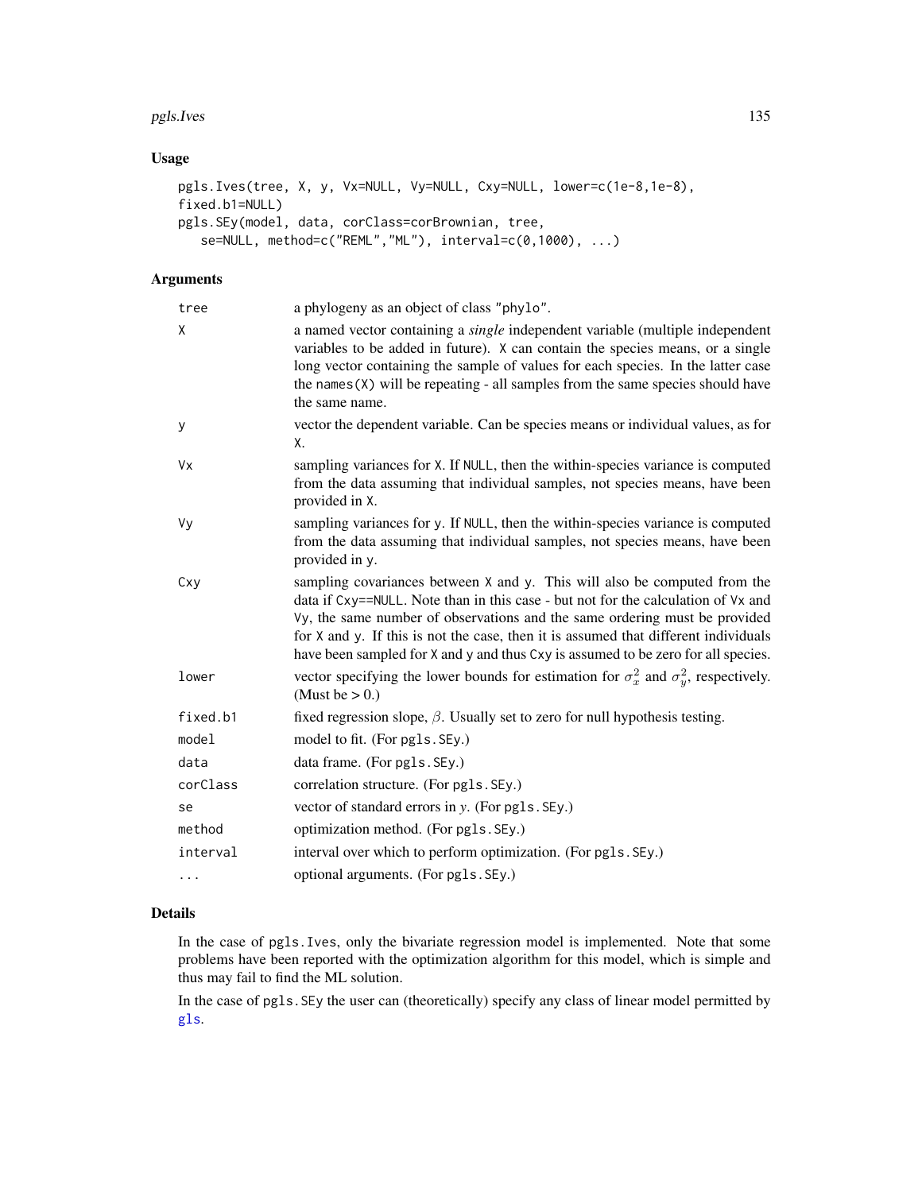## Usage

```
pgls.Ives(tree, X, y, Vx=NULL, Vy=NULL, Cxy=NULL, lower=c(1e-8,1e-8),
fixed.b1=NULL)
pgls.SEy(model, data, corClass=corBrownian, tree,
   se=NULL, method=c("REML","ML"), interval=c(0,1000), ...)
```

## Arguments

| | |
|---|---|
| `tree` | a phylogeny as an object of class "phylo". |
| `X` | a named vector containing a *single* independent variable (multiple independent variables to be added in future). `X` can contain the species means, or a single long vector containing the sample of values for each species. In the latter case the `names(X)` will be repeating - all samples from the same species should have the same name. |
| `y` | vector the dependent variable. Can be species means or individual values, as for `X`. |
| `Vx` | sampling variances for `X`. If `NULL`, then the within-species variance is computed from the data assuming that individual samples, not species means, have been provided in `X`. |
| `Vy` | sampling variances for `y`. If `NULL`, then the within-species variance is computed from the data assuming that individual samples, not species means, have been provided in `y`. |
| `Cxy` | sampling covariances between `X` and `y`. This will also be computed from the data if `Cxy==NULL`. Note than in this case - but not for the calculation of `Vx` and `Vy`, the same number of observations and the same ordering must be provided for `X` and `y`. If this is not the case, then it is assumed that different individuals have been sampled for `X` and `y` and thus `Cxy` is assumed to be zero for all species. |
| `lower` | vector specifying the lower bounds for estimation for $\sigma_x^2$ and $\sigma_y^2$, respectively. (Must be > 0.) |
| `fixed.b1` | fixed regression slope, $\beta$. Usually set to zero for null hypothesis testing. |
| `model` | model to fit. (For `pgls.SEy`.) |
| `data` | data frame. (For `pgls.SEy`.) |
| `corClass` | correlation structure. (For `pgls.SEy`.) |
| `se` | vector of standard errors in $y$. (For `pgls.SEy`.) |
| `method` | optimization method. (For `pgls.SEy`.) |
| `interval` | interval over which to perform optimization. (For `pgls.SEy`.) |
| `...` | optional arguments. (For `pgls.SEy`.) |

## Details

In the case of `pgls.Ives`, only the bivariate regression model is implemented. Note that some problems have been reported with the optimization algorithm for this model, which is simple and thus may fail to find the ML solution.

In the case of `pgls.SEy` the user can (theoretically) specify any class of linear model permitted by `gls`.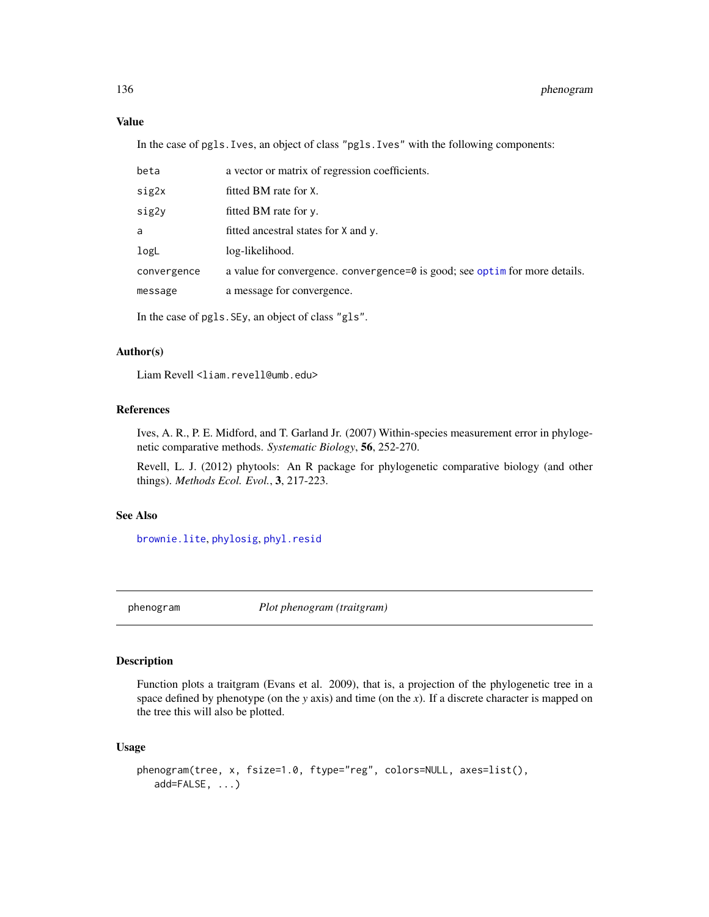### Value

In the case of `pgls.Ives`, an object of class `"pgls.Ives"` with the following components:

| | |
|---|---|
| `beta` | a vector or matrix of regression coefficients. |
| `sig2x` | fitted BM rate for `X`. |
| `sig2y` | fitted BM rate for `y`. |
| `a` | fitted ancestral states for `X` and `y`. |
| `logL` | log-likelihood. |
| `convergence` | a value for convergence. `convergence=0` is good; see `optim` for more details. |
| `message` | a message for convergence. |

In the case of `pgls.SEy`, an object of class `"gls"`.

### Author(s)

Liam Revell <liam.revell@umb.edu>

### References

Ives, A. R., P. E. Midford, and T. Garland Jr. (2007) Within-species measurement error in phylogenetic comparative methods. *Systematic Biology*, **56**, 252-270.

Revell, L. J. (2012) phytools: An R package for phylogenetic comparative biology (and other things). *Methods Ecol. Evol.*, **3**, 217-223.

### See Also

`brownie.lite`, `phylosig`, `phyl.resid`

---

## phenogram *Plot phenogram (traitgram)*

---

### Description

Function plots a traitgram (Evans et al. 2009), that is, a projection of the phylogenetic tree in a space defined by phenotype (on the *y* axis) and time (on the *x*). If a discrete character is mapped on the tree this will also be plotted.

### Usage

```
phenogram(tree, x, fsize=1.0, ftype="reg", colors=NULL, axes=list(),
   add=FALSE, ...)
```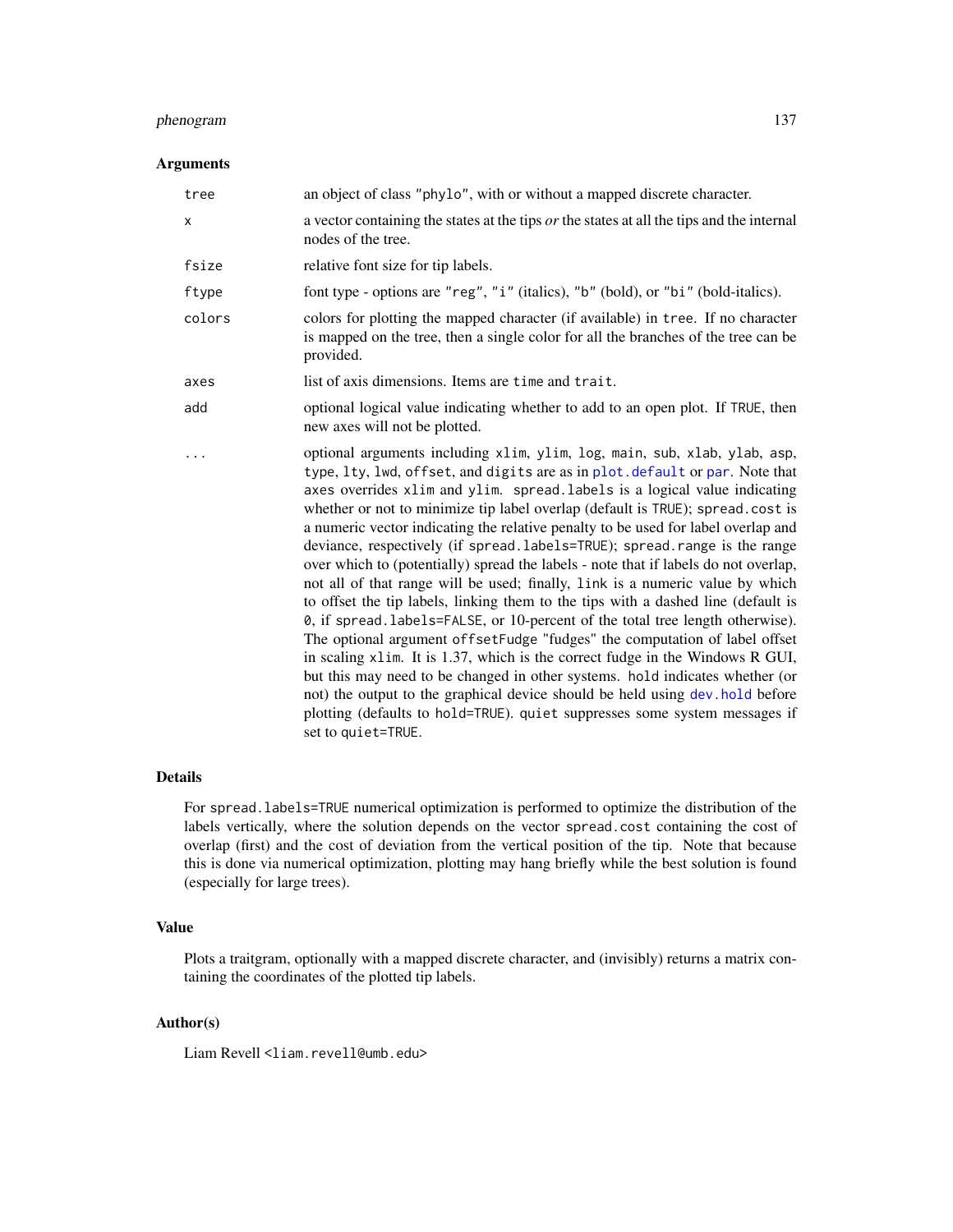## Arguments

| | |
|---|---|
| `tree` | an object of class `"phylo"`, with or without a mapped discrete character. |
| `x` | a vector containing the states at the tips *or* the states at all the tips and the internal nodes of the tree. |
| `fsize` | relative font size for tip labels. |
| `ftype` | font type - options are `"reg"`, `"i"` (italics), `"b"` (bold), or `"bi"` (bold-italics). |
| `colors` | colors for plotting the mapped character (if available) in `tree`. If no character is mapped on the tree, then a single color for all the branches of the tree can be provided. |
| `axes` | list of axis dimensions. Items are `time` and `trait`. |
| `add` | optional logical value indicating whether to add to an open plot. If `TRUE`, then new axes will not be plotted. |
| `...` | optional arguments including `xlim`, `ylim`, `log`, `main`, `sub`, `xlab`, `ylab`, `asp`, `type`, `lty`, `lwd`, `offset`, and `digits` are as in `plot.default` or `par`. Note that `axes` overrides `xlim` and `ylim`. `spread.labels` is a logical value indicating whether or not to minimize tip label overlap (default is `TRUE`); `spread.cost` is a numeric vector indicating the relative penalty to be used for label overlap and deviance, respectively (if `spread.labels=TRUE`); `spread.range` is the range over which to (potentially) spread the labels - note that if labels do not overlap, not all of that range will be used; finally, `link` is a numeric value by which to offset the tip labels, linking them to the tips with a dashed line (default is `0`, if `spread.labels=FALSE`, or 10-percent of the total tree length otherwise). The optional argument `offsetFudge` "fudges" the computation of label offset in scaling `xlim`. It is 1.37, which is the correct fudge in the Windows R GUI, but this may need to be changed in other systems. `hold` indicates whether (or not) the output to the graphical device should be held using `dev.hold` before plotting (defaults to `hold=TRUE`). `quiet` suppresses some system messages if set to `quiet=TRUE`. |

## Details

For `spread.labels=TRUE` numerical optimization is performed to optimize the distribution of the labels vertically, where the solution depends on the vector `spread.cost` containing the cost of overlap (first) and the cost of deviation from the vertical position of the tip. Note that because this is done via numerical optimization, plotting may hang briefly while the best solution is found (especially for large trees).

## Value

Plots a traitgram, optionally with a mapped discrete character, and (invisibly) returns a matrix containing the coordinates of the plotted tip labels.

## Author(s)

Liam Revell <liam.revell@umb.edu>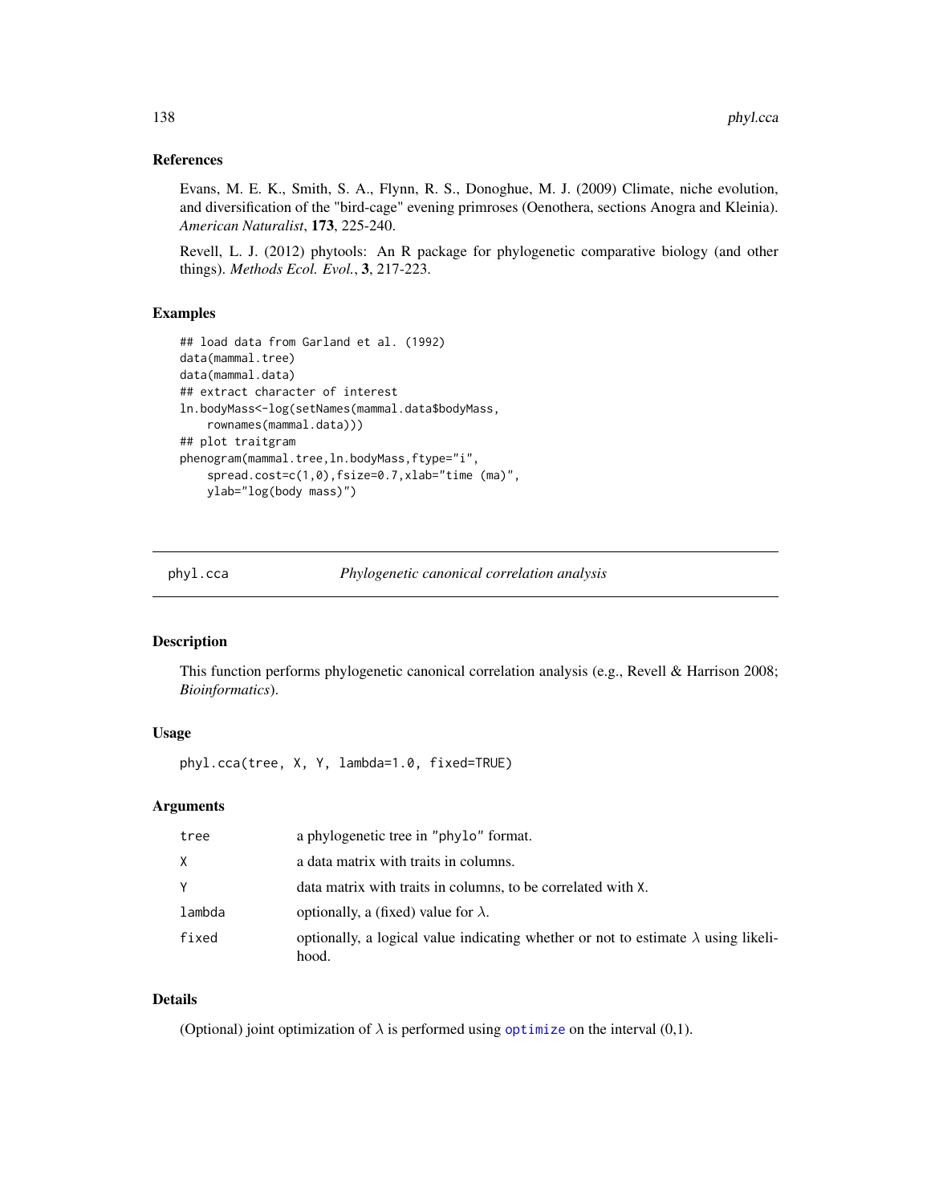### References

Evans, M. E. K., Smith, S. A., Flynn, R. S., Donoghue, M. J. (2009) Climate, niche evolution, and diversification of the "bird-cage" evening primroses (Oenothera, sections Anogra and Kleinia). *American Naturalist*, **173**, 225-240.

Revell, L. J. (2012) phytools: An R package for phylogenetic comparative biology (and other things). *Methods Ecol. Evol.*, **3**, 217-223.

### Examples

```
## load data from Garland et al. (1992)
data(mammal.tree)
data(mammal.data)
## extract character of interest
ln.bodyMass<-log(setNames(mammal.data$bodyMass,
    rownames(mammal.data)))
## plot traitgram
phenogram(mammal.tree,ln.bodyMass,ftype="i",
    spread.cost=c(1,0),fsize=0.7,xlab="time (ma)",
    ylab="log(body mass)")
```

---

## phyl.cca — *Phylogenetic canonical correlation analysis*

### Description

This function performs phylogenetic canonical correlation analysis (e.g., Revell & Harrison 2008; *Bioinformatics*).

### Usage

```
phyl.cca(tree, X, Y, lambda=1.0, fixed=TRUE)
```

### Arguments

| | |
|---|---|
| tree | a phylogenetic tree in "phylo" format. |
| X | a data matrix with traits in columns. |
| Y | data matrix with traits in columns, to be correlated with X. |
| lambda | optionally, a (fixed) value for $\lambda$. |
| fixed | optionally, a logical value indicating whether or not to estimate $\lambda$ using likelihood. |

### Details

(Optional) joint optimization of $\lambda$ is performed using `optimize` on the interval (0,1).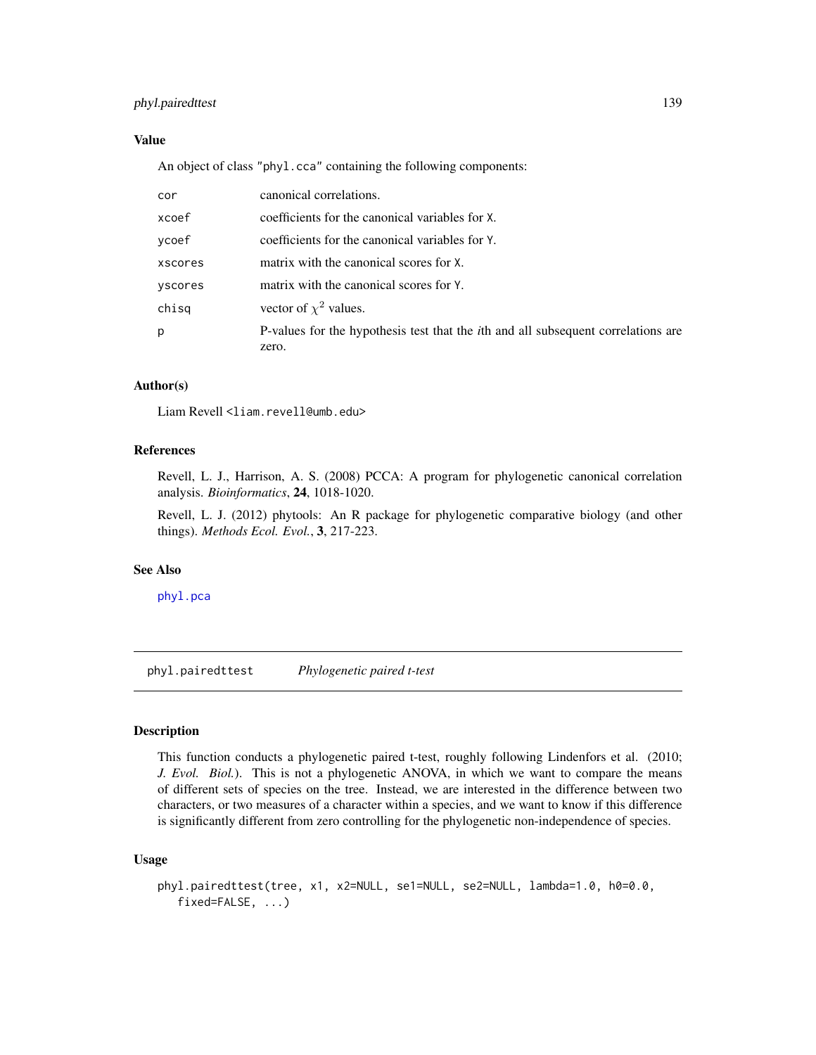### Value

An object of class "phyl.cca" containing the following components:

| | |
|---|---|
| cor | canonical correlations. |
| xcoef | coefficients for the canonical variables for X. |
| ycoef | coefficients for the canonical variables for Y. |
| xscores | matrix with the canonical scores for X. |
| yscores | matrix with the canonical scores for Y. |
| chisq | vector of $\chi^2$ values. |
| p | P-values for the hypothesis test that the *i*th and all subsequent correlations are zero. |

### Author(s)

Liam Revell <liam.revell@umb.edu>

### References

Revell, L. J., Harrison, A. S. (2008) PCCA: A program for phylogenetic canonical correlation analysis. *Bioinformatics*, **24**, 1018-1020.

Revell, L. J. (2012) phytools: An R package for phylogenetic comparative biology (and other things). *Methods Ecol. Evol.*, **3**, 217-223.

### See Also

phyl.pca

---

## phyl.pairedttest — *Phylogenetic paired t-test*

### Description

This function conducts a phylogenetic paired t-test, roughly following Lindenfors et al. (2010; *J. Evol. Biol.*). This is not a phylogenetic ANOVA, in which we want to compare the means of different sets of species on the tree. Instead, we are interested in the difference between two characters, or two measures of a character within a species, and we want to know if this difference is significantly different from zero controlling for the phylogenetic non-independence of species.

### Usage

```
phyl.pairedttest(tree, x1, x2=NULL, se1=NULL, se2=NULL, lambda=1.0, h0=0.0,
   fixed=FALSE, ...)
```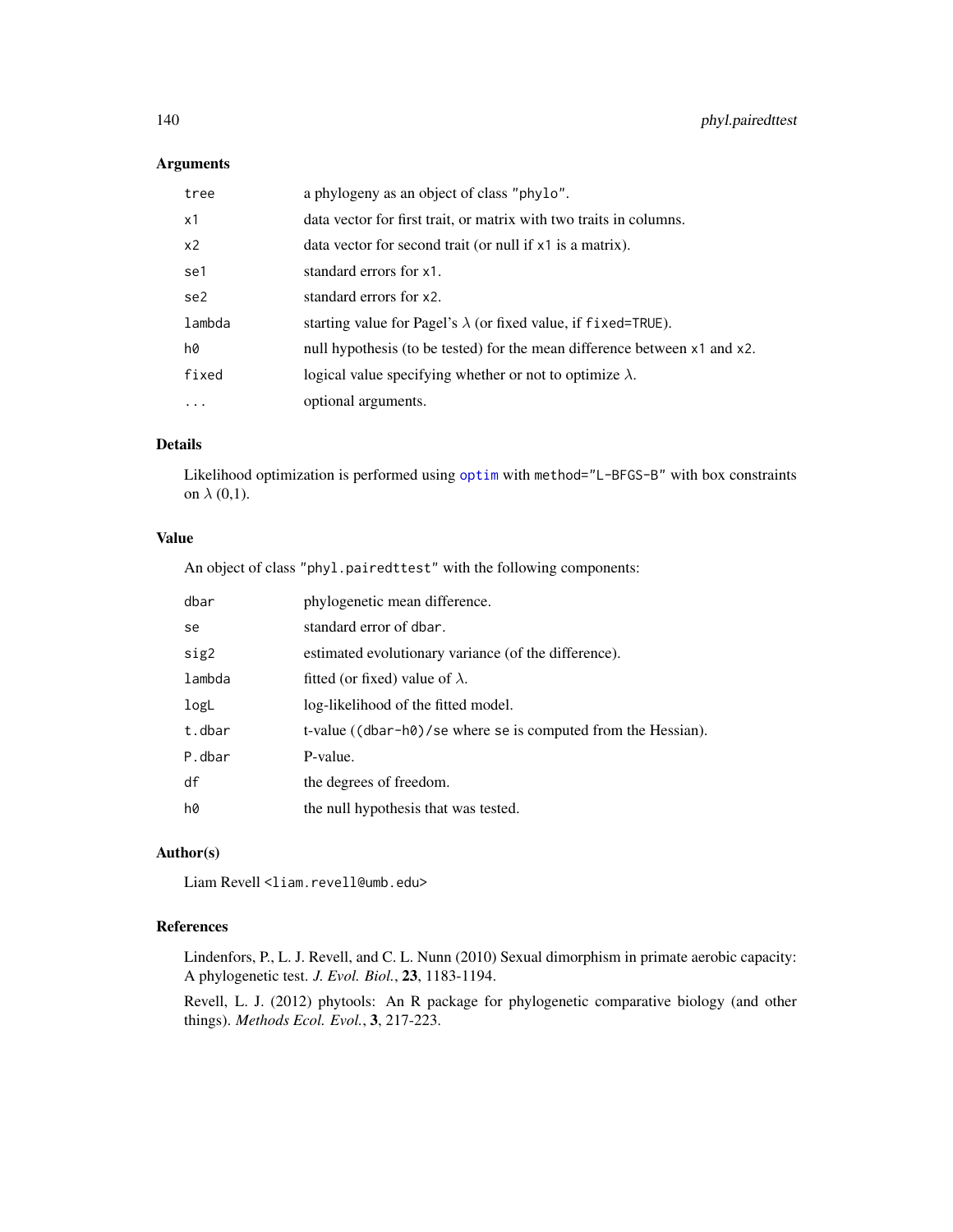## Arguments

| | |
|---|---|
| tree | a phylogeny as an object of class "phylo". |
| x1 | data vector for first trait, or matrix with two traits in columns. |
| x2 | data vector for second trait (or null if x1 is a matrix). |
| se1 | standard errors for x1. |
| se2 | standard errors for x2. |
| lambda | starting value for Pagel's $\lambda$ (or fixed value, if fixed=TRUE). |
| h0 | null hypothesis (to be tested) for the mean difference between x1 and x2. |
| fixed | logical value specifying whether or not to optimize $\lambda$. |
| ... | optional arguments. |

## Details

Likelihood optimization is performed using optim with method="L-BFGS-B" with box constraints on $\lambda$ (0,1).

## Value

An object of class "phyl.pairedttest" with the following components:

| | |
|---|---|
| dbar | phylogenetic mean difference. |
| se | standard error of dbar. |
| sig2 | estimated evolutionary variance (of the difference). |
| lambda | fitted (or fixed) value of $\lambda$. |
| logL | log-likelihood of the fitted model. |
| t.dbar | t-value ((dbar-h0)/se where se is computed from the Hessian). |
| P.dbar | P-value. |
| df | the degrees of freedom. |
| h0 | the null hypothesis that was tested. |

## Author(s)

Liam Revell <liam.revell@umb.edu>

## References

Lindenfors, P., L. J. Revell, and C. L. Nunn (2010) Sexual dimorphism in primate aerobic capacity: A phylogenetic test. *J. Evol. Biol.*, **23**, 1183-1194.

Revell, L. J. (2012) phytools: An R package for phylogenetic comparative biology (and other things). *Methods Ecol. Evol.*, **3**, 217-223.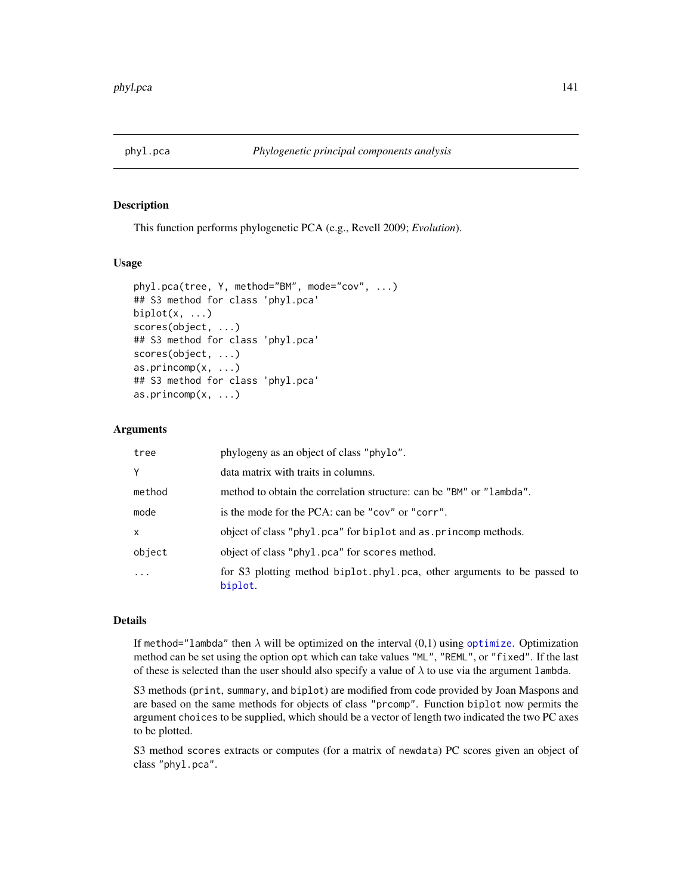phyl.pca — *Phylogenetic principal components analysis*

## Description

This function performs phylogenetic PCA (e.g., Revell 2009; *Evolution*).

## Usage

```
phyl.pca(tree, Y, method="BM", mode="cov", ...)
## S3 method for class 'phyl.pca'
biplot(x, ...)
scores(object, ...)
## S3 method for class 'phyl.pca'
scores(object, ...)
as.princomp(x, ...)
## S3 method for class 'phyl.pca'
as.princomp(x, ...)
```

## Arguments

| | |
|---|---|
| `tree` | phylogeny as an object of class `"phylo"`. |
| `Y` | data matrix with traits in columns. |
| `method` | method to obtain the correlation structure: can be `"BM"` or `"lambda"`. |
| `mode` | is the mode for the PCA: can be `"cov"` or `"corr"`. |
| `x` | object of class `"phyl.pca"` for `biplot` and `as.princomp` methods. |
| `object` | object of class `"phyl.pca"` for `scores` method. |
| `...` | for S3 plotting method `biplot.phyl.pca`, other arguments to be passed to `biplot`. |

## Details

If `method="lambda"` then $\lambda$ will be optimized on the interval (0,1) using `optimize`. Optimization method can be set using the option `opt` which can take values `"ML"`, `"REML"`, or `"fixed"`. If the last of these is selected than the user should also specify a value of $\lambda$ to use via the argument `lambda`.

S3 methods (`print`, `summary`, and `biplot`) are modified from code provided by Joan Maspons and are based on the same methods for objects of class `"prcomp"`. Function `biplot` now permits the argument `choices` to be supplied, which should be a vector of length two indicated the two PC axes to be plotted.

S3 method `scores` extracts or computes (for a matrix of `newdata`) PC scores given an object of class `"phyl.pca"`.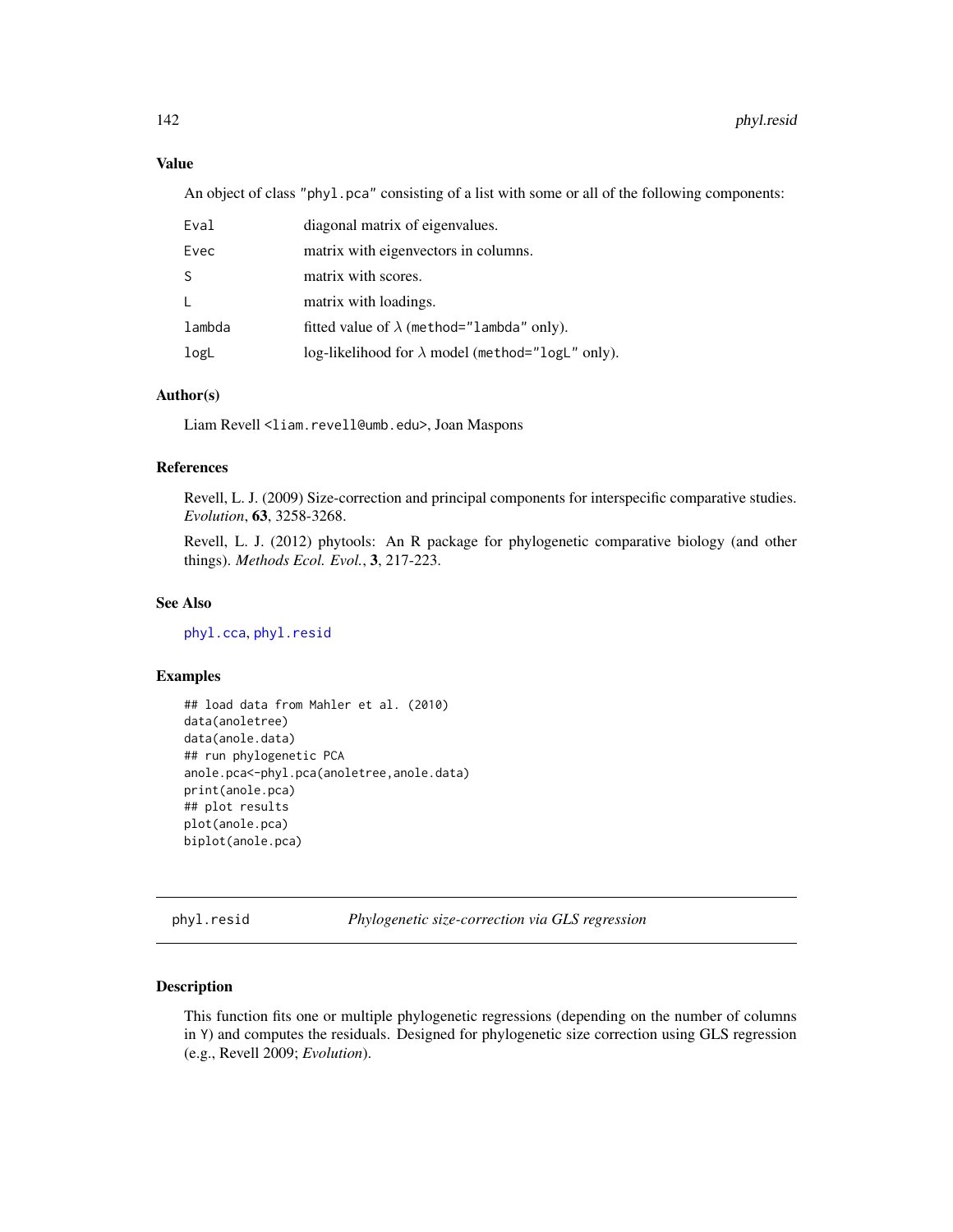### Value

An object of class "phyl.pca" consisting of a list with some or all of the following components:

| | |
|---|---|
| Eval | diagonal matrix of eigenvalues. |
| Evec | matrix with eigenvectors in columns. |
| S | matrix with scores. |
| L | matrix with loadings. |
| lambda | fitted value of $\lambda$ (method="lambda" only). |
| logL | log-likelihood for $\lambda$ model (method="logL" only). |

### Author(s)

Liam Revell <liam.revell@umb.edu>, Joan Maspons

### References

Revell, L. J. (2009) Size-correction and principal components for interspecific comparative studies. *Evolution*, **63**, 3258-3268.

Revell, L. J. (2012) phytools: An R package for phylogenetic comparative biology (and other things). *Methods Ecol. Evol.*, **3**, 217-223.

### See Also

phyl.cca, phyl.resid

### Examples

```
## load data from Mahler et al. (2010)
data(anoletree)
data(anole.data)
## run phylogenetic PCA
anole.pca<-phyl.pca(anoletree,anole.data)
print(anole.pca)
## plot results
plot(anole.pca)
biplot(anole.pca)
```

---

## phyl.resid *Phylogenetic size-correction via GLS regression*

---

### Description

This function fits one or multiple phylogenetic regressions (depending on the number of columns in Y) and computes the residuals. Designed for phylogenetic size correction using GLS regression (e.g., Revell 2009; *Evolution*).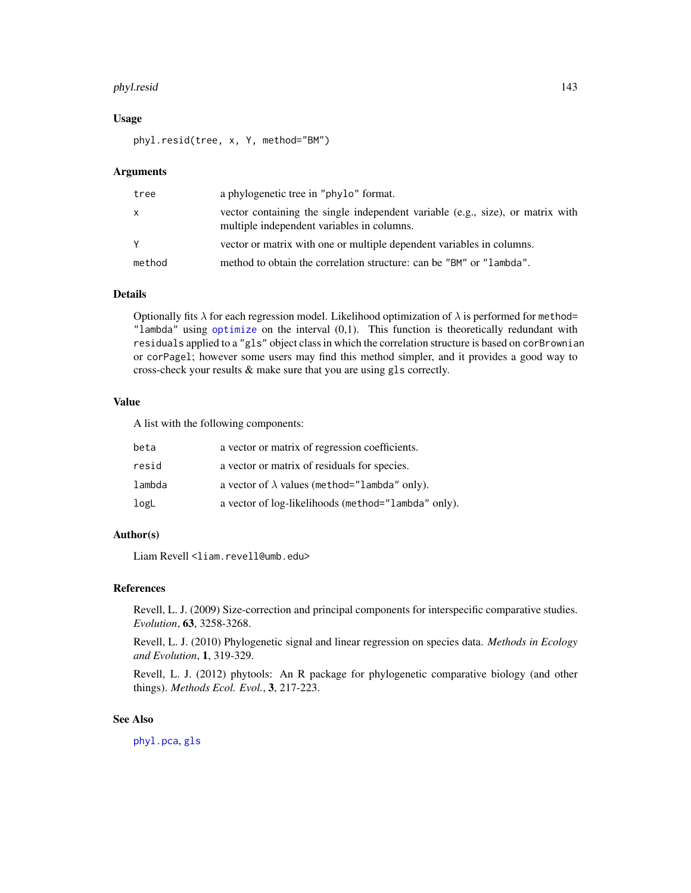## Usage

```
phyl.resid(tree, x, Y, method="BM")
```

## Arguments

| | |
|---|---|
| tree | a phylogenetic tree in "phylo" format. |
| x | vector containing the single independent variable (e.g., size), or matrix with multiple independent variables in columns. |
| Y | vector or matrix with one or multiple dependent variables in columns. |
| method | method to obtain the correlation structure: can be "BM" or "lambda". |

## Details

Optionally fits $\lambda$ for each regression model. Likelihood optimization of $\lambda$ is performed for method= "lambda" using optimize on the interval (0,1). This function is theoretically redundant with residuals applied to a "gls" object class in which the correlation structure is based on corBrownian or corPagel; however some users may find this method simpler, and it provides a good way to cross-check your results & make sure that you are using gls correctly.

## Value

A list with the following components:

| | |
|---|---|
| beta | a vector or matrix of regression coefficients. |
| resid | a vector or matrix of residuals for species. |
| lambda | a vector of $\lambda$ values (method="lambda" only). |
| logL | a vector of log-likelihoods (method="lambda" only). |

## Author(s)

Liam Revell <liam.revell@umb.edu>

## References

Revell, L. J. (2009) Size-correction and principal components for interspecific comparative studies. *Evolution*, **63**, 3258-3268.

Revell, L. J. (2010) Phylogenetic signal and linear regression on species data. *Methods in Ecology and Evolution*, **1**, 319-329.

Revell, L. J. (2012) phytools: An R package for phylogenetic comparative biology (and other things). *Methods Ecol. Evol.*, **3**, 217-223.

## See Also

phyl.pca, gls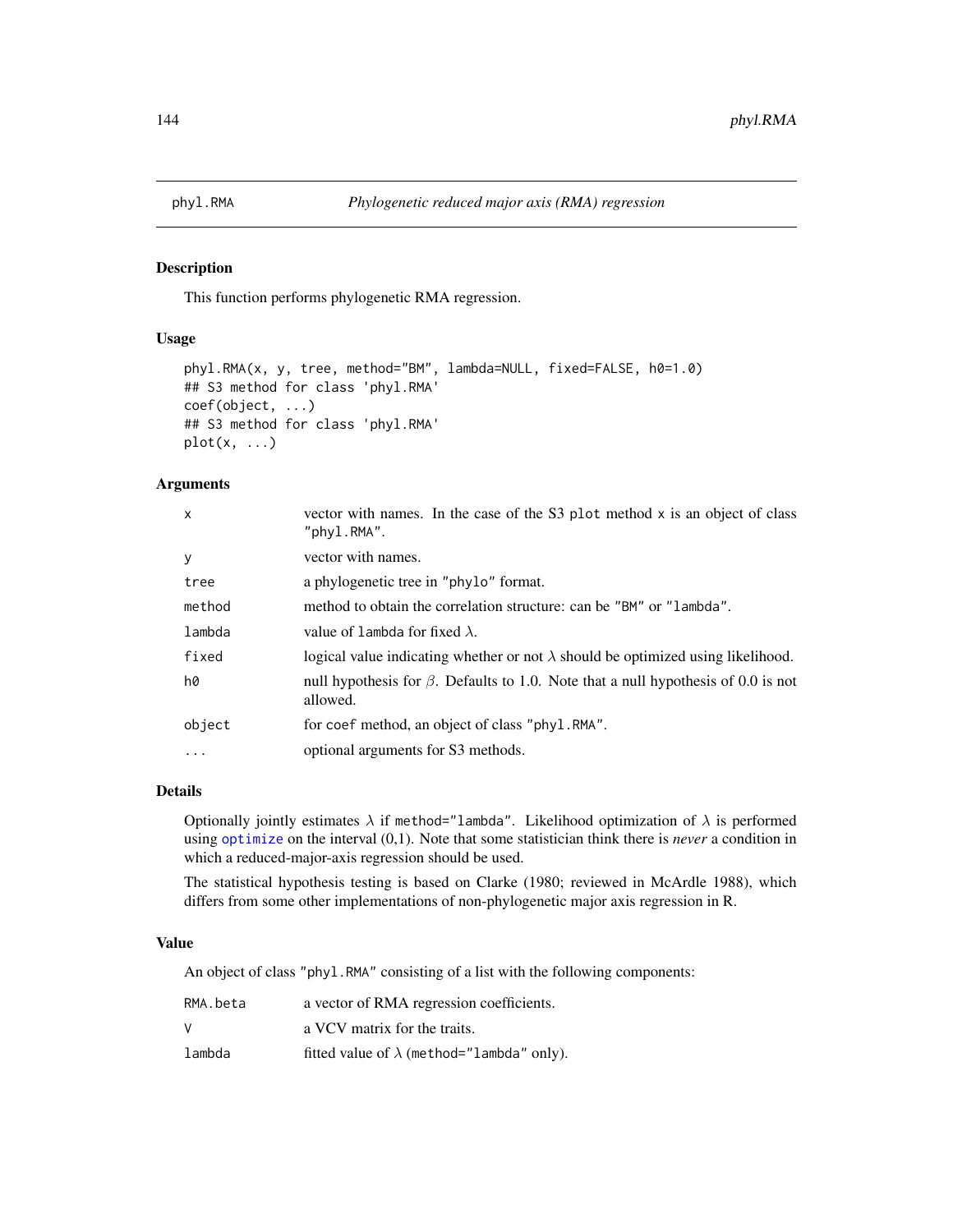# phyl.RMA — *Phylogenetic reduced major axis (RMA) regression*

## Description

This function performs phylogenetic RMA regression.

## Usage

```
phyl.RMA(x, y, tree, method="BM", lambda=NULL, fixed=FALSE, h0=1.0)
## S3 method for class 'phyl.RMA'
coef(object, ...)
## S3 method for class 'phyl.RMA'
plot(x, ...)
```

## Arguments

| | |
|---|---|
| `x` | vector with names. In the case of the S3 `plot` method `x` is an object of class `"phyl.RMA"`. |
| `y` | vector with names. |
| `tree` | a phylogenetic tree in `"phylo"` format. |
| `method` | method to obtain the correlation structure: can be `"BM"` or `"lambda"`. |
| `lambda` | value of `lambda` for fixed $\lambda$. |
| `fixed` | logical value indicating whether or not $\lambda$ should be optimized using likelihood. |
| `h0` | null hypothesis for $\beta$. Defaults to 1.0. Note that a null hypothesis of 0.0 is not allowed. |
| `object` | for `coef` method, an object of class `"phyl.RMA"`. |
| `...` | optional arguments for S3 methods. |

## Details

Optionally jointly estimates $\lambda$ if `method="lambda"`. Likelihood optimization of $\lambda$ is performed using `optimize` on the interval (0,1). Note that some statistician think there is *never* a condition in which a reduced-major-axis regression should be used.

The statistical hypothesis testing is based on Clarke (1980; reviewed in McArdle 1988), which differs from some other implementations of non-phylogenetic major axis regression in R.

## Value

An object of class `"phyl.RMA"` consisting of a list with the following components:

| | |
|---|---|
| `RMA.beta` | a vector of RMA regression coefficients. |
| `V` | a VCV matrix for the traits. |
| `lambda` | fitted value of $\lambda$ (`method="lambda"` only). |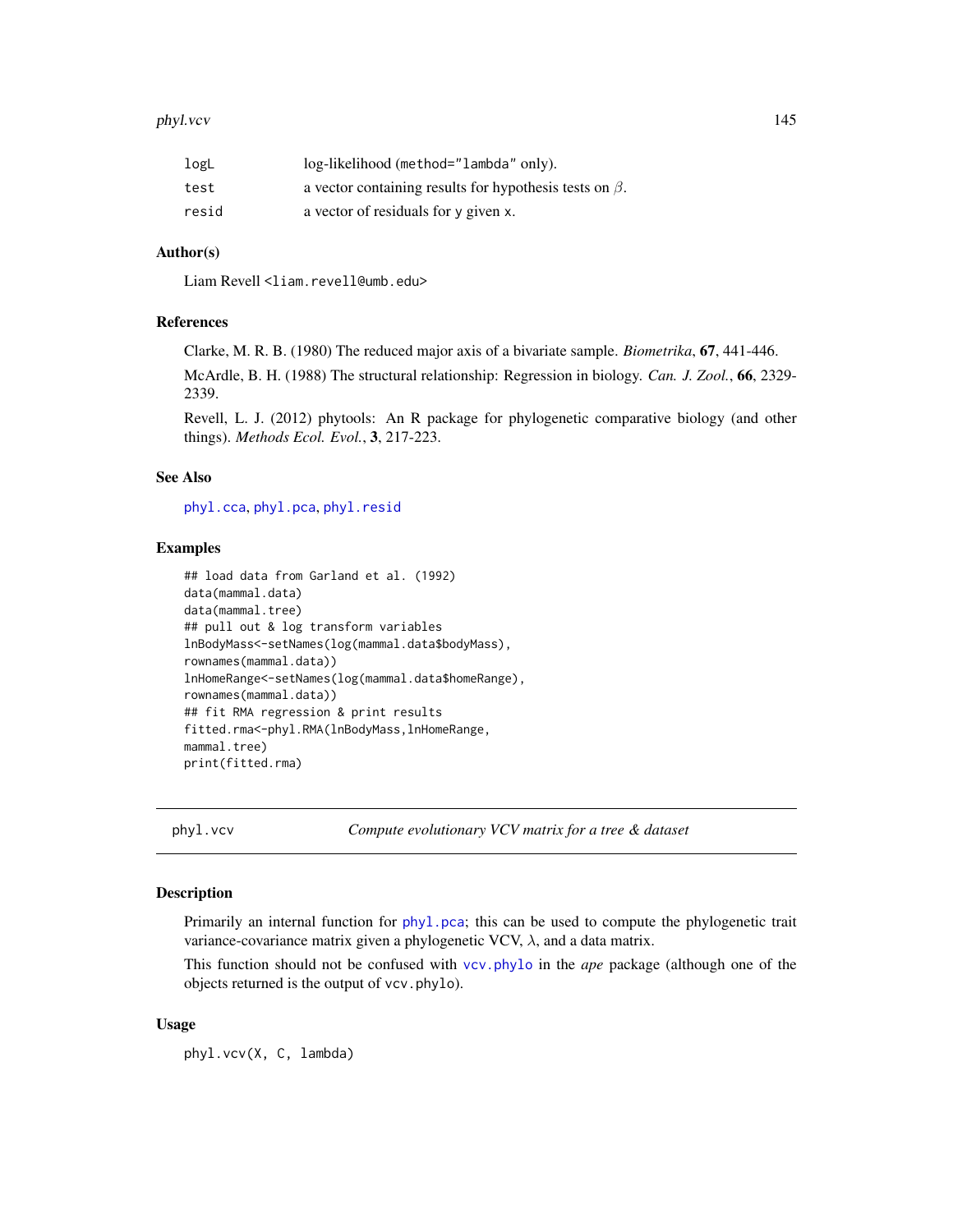| | |
|---|---|
| logL | log-likelihood (method="lambda" only). |
| test | a vector containing results for hypothesis tests on $\beta$. |
| resid | a vector of residuals for y given x. |

### Author(s)

Liam Revell <liam.revell@umb.edu>

### References

Clarke, M. R. B. (1980) The reduced major axis of a bivariate sample. *Biometrika*, **67**, 441-446.

McArdle, B. H. (1988) The structural relationship: Regression in biology. *Can. J. Zool.*, **66**, 2329-2339.

Revell, L. J. (2012) phytools: An R package for phylogenetic comparative biology (and other things). *Methods Ecol. Evol.*, **3**, 217-223.

### See Also

phyl.cca, phyl.pca, phyl.resid

### Examples

```
## load data from Garland et al. (1992)
data(mammal.data)
data(mammal.tree)
## pull out & log transform variables
lnBodyMass<-setNames(log(mammal.data$bodyMass),
rownames(mammal.data))
lnHomeRange<-setNames(log(mammal.data$homeRange),
rownames(mammal.data))
## fit RMA regression & print results
fitted.rma<-phyl.RMA(lnBodyMass,lnHomeRange,
mammal.tree)
print(fitted.rma)
```

---

## phyl.vcv — *Compute evolutionary VCV matrix for a tree & dataset*

### Description

Primarily an internal function for phyl.pca; this can be used to compute the phylogenetic trait variance-covariance matrix given a phylogenetic VCV, $\lambda$, and a data matrix.

This function should not be confused with vcv.phylo in the *ape* package (although one of the objects returned is the output of vcv.phylo).

### Usage

```
phyl.vcv(X, C, lambda)
```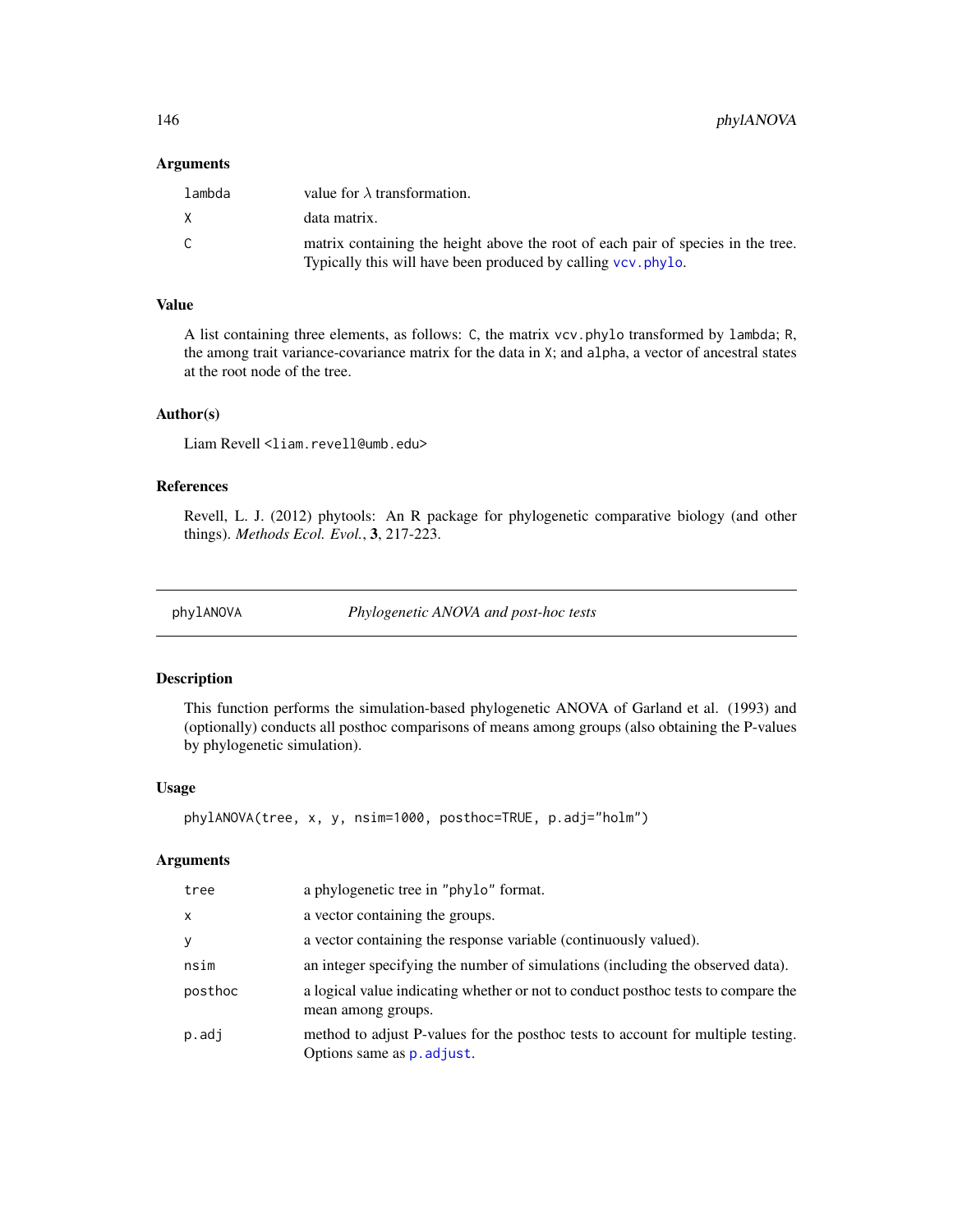### Arguments

| | |
|---|---|
| `lambda` | value for $\lambda$ transformation. |
| `X` | data matrix. |
| `C` | matrix containing the height above the root of each pair of species in the tree. Typically this will have been produced by calling `vcv.phylo`. |

### Value

A list containing three elements, as follows: `C`, the matrix `vcv.phylo` transformed by `lambda`; `R`, the among trait variance-covariance matrix for the data in `X`; and `alpha`, a vector of ancestral states at the root node of the tree.

### Author(s)

Liam Revell <liam.revell@umb.edu>

### References

Revell, L. J. (2012) phytools: An R package for phylogenetic comparative biology (and other things). *Methods Ecol. Evol.*, **3**, 217-223.

---

## phylANOVA — *Phylogenetic ANOVA and post-hoc tests*

---

### Description

This function performs the simulation-based phylogenetic ANOVA of Garland et al. (1993) and (optionally) conducts all posthoc comparisons of means among groups (also obtaining the P-values by phylogenetic simulation).

### Usage

```
phylANOVA(tree, x, y, nsim=1000, posthoc=TRUE, p.adj="holm")
```

### Arguments

| | |
|---|---|
| `tree` | a phylogenetic tree in `"phylo"` format. |
| `x` | a vector containing the groups. |
| `y` | a vector containing the response variable (continuously valued). |
| `nsim` | an integer specifying the number of simulations (including the observed data). |
| `posthoc` | a logical value indicating whether or not to conduct posthoc tests to compare the mean among groups. |
| `p.adj` | method to adjust P-values for the posthoc tests to account for multiple testing. Options same as `p.adjust`. |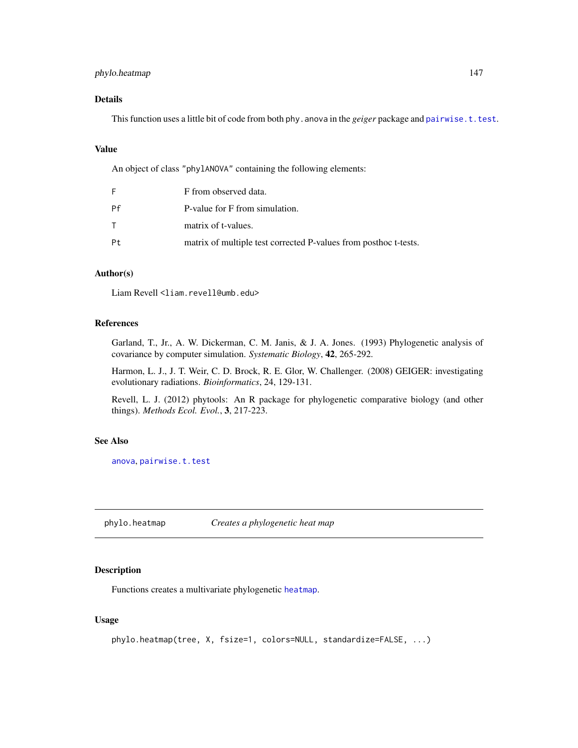## Details

This function uses a little bit of code from both `phy.anova` in the *geiger* package and `pairwise.t.test`.

## Value

An object of class `"phylANOVA"` containing the following elements:

| | |
|---|---|
| `F` | F from observed data. |
| `Pf` | P-value for F from simulation. |
| `T` | matrix of t-values. |
| `Pt` | matrix of multiple test corrected P-values from posthoc t-tests. |

## Author(s)

Liam Revell <liam.revell@umb.edu>

## References

Garland, T., Jr., A. W. Dickerman, C. M. Janis, & J. A. Jones. (1993) Phylogenetic analysis of covariance by computer simulation. *Systematic Biology*, **42**, 265-292.

Harmon, L. J., J. T. Weir, C. D. Brock, R. E. Glor, W. Challenger. (2008) GEIGER: investigating evolutionary radiations. *Bioinformatics*, 24, 129-131.

Revell, L. J. (2012) phytools: An R package for phylogenetic comparative biology (and other things). *Methods Ecol. Evol.*, **3**, 217-223.

## See Also

`anova`, `pairwise.t.test`

---

# phylo.heatmap — *Creates a phylogenetic heat map*

## Description

Functions creates a multivariate phylogenetic `heatmap`.

## Usage

```
phylo.heatmap(tree, X, fsize=1, colors=NULL, standardize=FALSE, ...)
```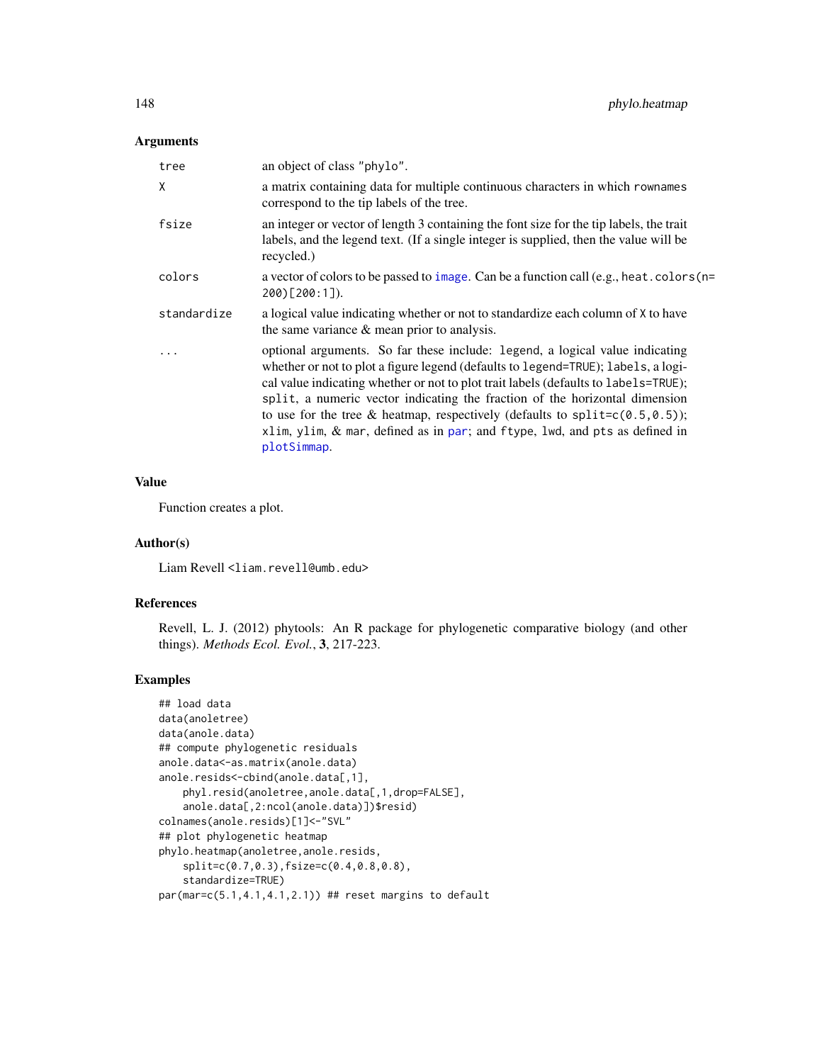## Arguments

| | |
|---|---|
| `tree` | an object of class `"phylo"`. |
| `X` | a matrix containing data for multiple continuous characters in which `rownames` correspond to the tip labels of the tree. |
| `fsize` | an integer or vector of length 3 containing the font size for the tip labels, the trait labels, and the legend text. (If a single integer is supplied, then the value will be recycled.) |
| `colors` | a vector of colors to be passed to `image`. Can be a function call (e.g., `heat.colors(n=200)[200:1]`). |
| `standardize` | a logical value indicating whether or not to standardize each column of `X` to have the same variance & mean prior to analysis. |
| `...` | optional arguments. So far these include: `legend`, a logical value indicating whether or not to plot a figure legend (defaults to `legend=TRUE`); `labels`, a logical value indicating whether or not to plot trait labels (defaults to `labels=TRUE`); `split`, a numeric vector indicating the fraction of the horizontal dimension to use for the tree & heatmap, respectively (defaults to `split=c(0.5,0.5)`); `xlim`, `ylim`, & `mar`, defined as in `par`; and `ftype`, `lwd`, and `pts` as defined in `plotSimmap`. |

## Value

Function creates a plot.

## Author(s)

Liam Revell <liam.revell@umb.edu>

## References

Revell, L. J. (2012) phytools: An R package for phylogenetic comparative biology (and other things). *Methods Ecol. Evol.*, **3**, 217-223.

## Examples

```
## load data
data(anoletree)
data(anole.data)
## compute phylogenetic residuals
anole.data<-as.matrix(anole.data)
anole.resids<-cbind(anole.data[,1],
    phyl.resid(anoletree,anole.data[,1,drop=FALSE],
    anole.data[,2:ncol(anole.data)])$resid)
colnames(anole.resids)[1]<-"SVL"
## plot phylogenetic heatmap
phylo.heatmap(anoletree,anole.resids,
    split=c(0.7,0.3),fsize=c(0.4,0.8,0.8),
    standardize=TRUE)
par(mar=c(5.1,4.1,4.1,2.1)) ## reset margins to default
```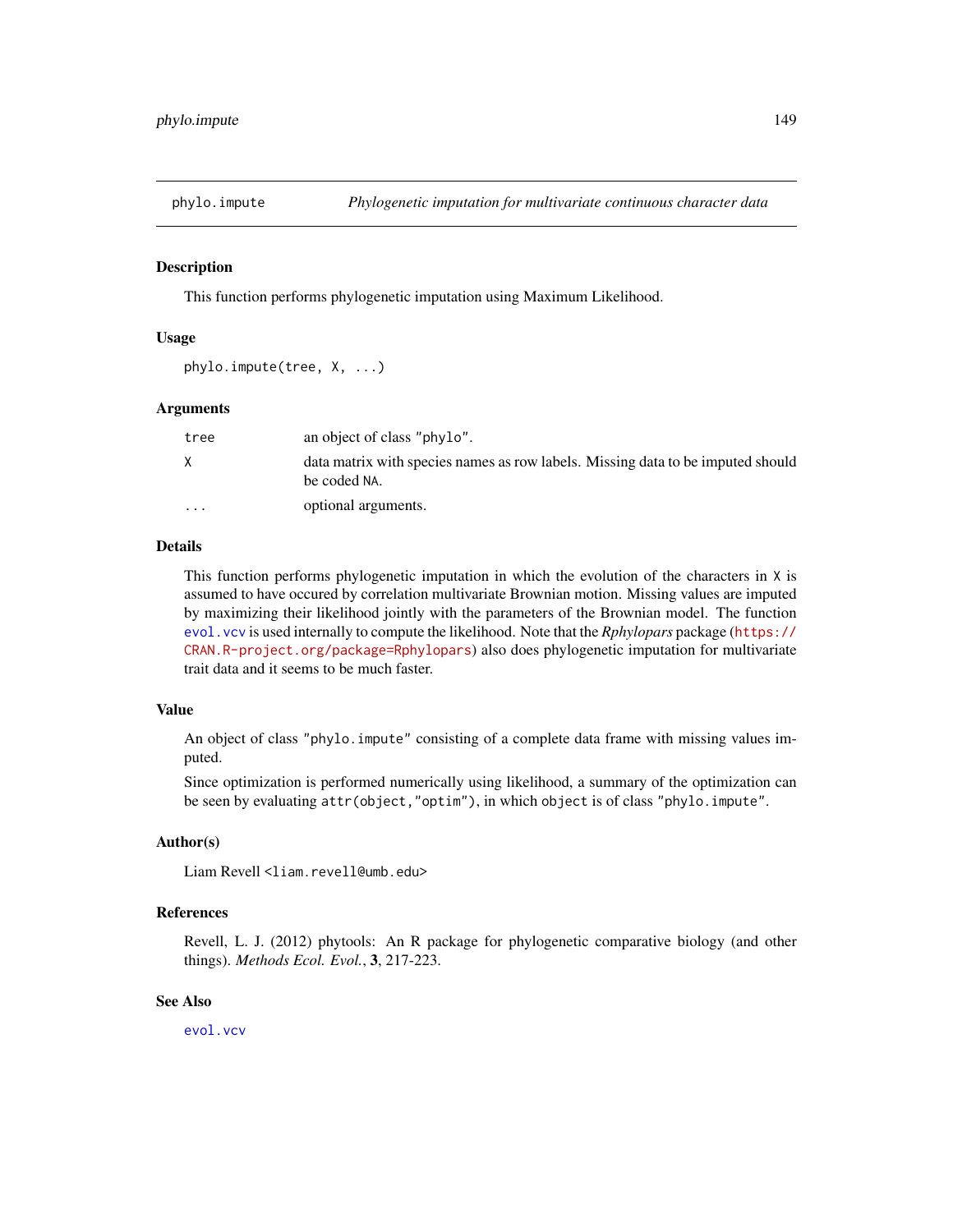## phylo.impute — *Phylogenetic imputation for multivariate continuous character data*

### Description

This function performs phylogenetic imputation using Maximum Likelihood.

### Usage

```
phylo.impute(tree, X, ...)
```

### Arguments

| | |
|---|---|
| `tree` | an object of class `"phylo"`. |
| `X` | data matrix with species names as row labels. Missing data to be imputed should be coded `NA`. |
| `...` | optional arguments. |

### Details

This function performs phylogenetic imputation in which the evolution of the characters in `X` is assumed to have occured by correlation multivariate Brownian motion. Missing values are imputed by maximizing their likelihood jointly with the parameters of the Brownian model. The function `evol.vcv` is used internally to compute the likelihood. Note that the *Rphylopars* package (`https://CRAN.R-project.org/package=Rphylopars`) also does phylogenetic imputation for multivariate trait data and it seems to be much faster.

### Value

An object of class `"phylo.impute"` consisting of a complete data frame with missing values imputed.

Since optimization is performed numerically using likelihood, a summary of the optimization can be seen by evaluating `attr(object,"optim")`, in which `object` is of class `"phylo.impute"`.

### Author(s)

Liam Revell <liam.revell@umb.edu>

### References

Revell, L. J. (2012) phytools: An R package for phylogenetic comparative biology (and other things). *Methods Ecol. Evol.*, **3**, 217-223.

### See Also

`evol.vcv`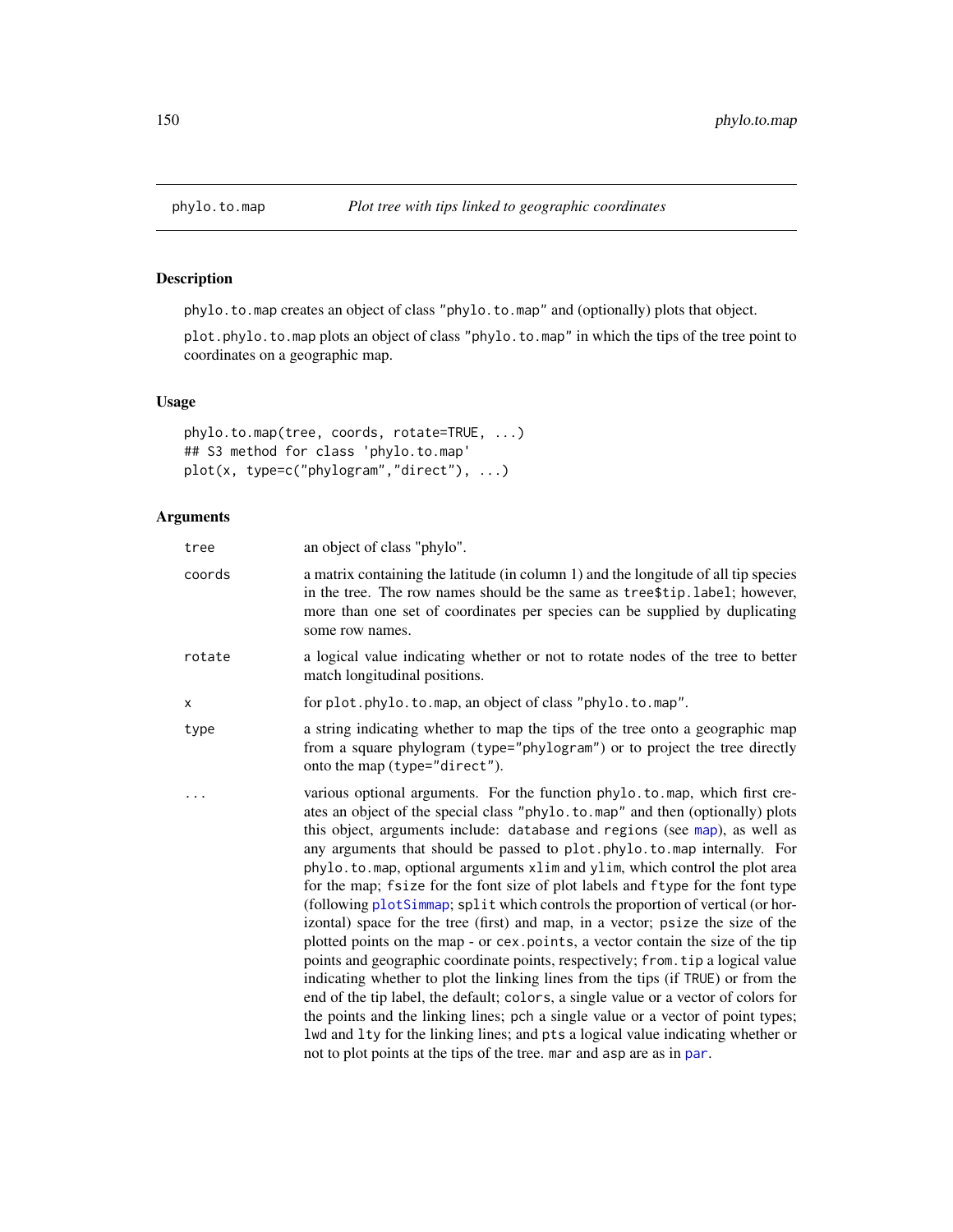# phylo.to.map — *Plot tree with tips linked to geographic coordinates*

## Description

phylo.to.map creates an object of class "phylo.to.map" and (optionally) plots that object.

plot.phylo.to.map plots an object of class "phylo.to.map" in which the tips of the tree point to coordinates on a geographic map.

## Usage

```
phylo.to.map(tree, coords, rotate=TRUE, ...)
## S3 method for class 'phylo.to.map'
plot(x, type=c("phylogram","direct"), ...)
```

## Arguments

| | |
|---|---|
| tree | an object of class "phylo". |
| coords | a matrix containing the latitude (in column 1) and the longitude of all tip species in the tree. The row names should be the same as tree$tip.label; however, more than one set of coordinates per species can be supplied by duplicating some row names. |
| rotate | a logical value indicating whether or not to rotate nodes of the tree to better match longitudinal positions. |
| x | for plot.phylo.to.map, an object of class "phylo.to.map". |
| type | a string indicating whether to map the tips of the tree onto a geographic map from a square phylogram (type="phylogram") or to project the tree directly onto the map (type="direct"). |
| ... | various optional arguments. For the function phylo.to.map, which first creates an object of the special class "phylo.to.map" and then (optionally) plots this object, arguments include: database and regions (see map), as well as any arguments that should be passed to plot.phylo.to.map internally. For phylo.to.map, optional arguments xlim and ylim, which control the plot area for the map; fsize for the font size of plot labels and ftype for the font type (following plotSimmap; split which controls the proportion of vertical (or horizontal) space for the tree (first) and map, in a vector; psize the size of the plotted points on the map - or cex.points, a vector contain the size of the tip points and geographic coordinate points, respectively; from.tip a logical value indicating whether to plot the linking lines from the tips (if TRUE) or from the end of the tip label, the default; colors, a single value or a vector of colors for the points and the linking lines; pch a single value or a vector of point types; lwd and lty for the linking lines; and pts a logical value indicating whether or not to plot points at the tips of the tree. mar and asp are as in par. |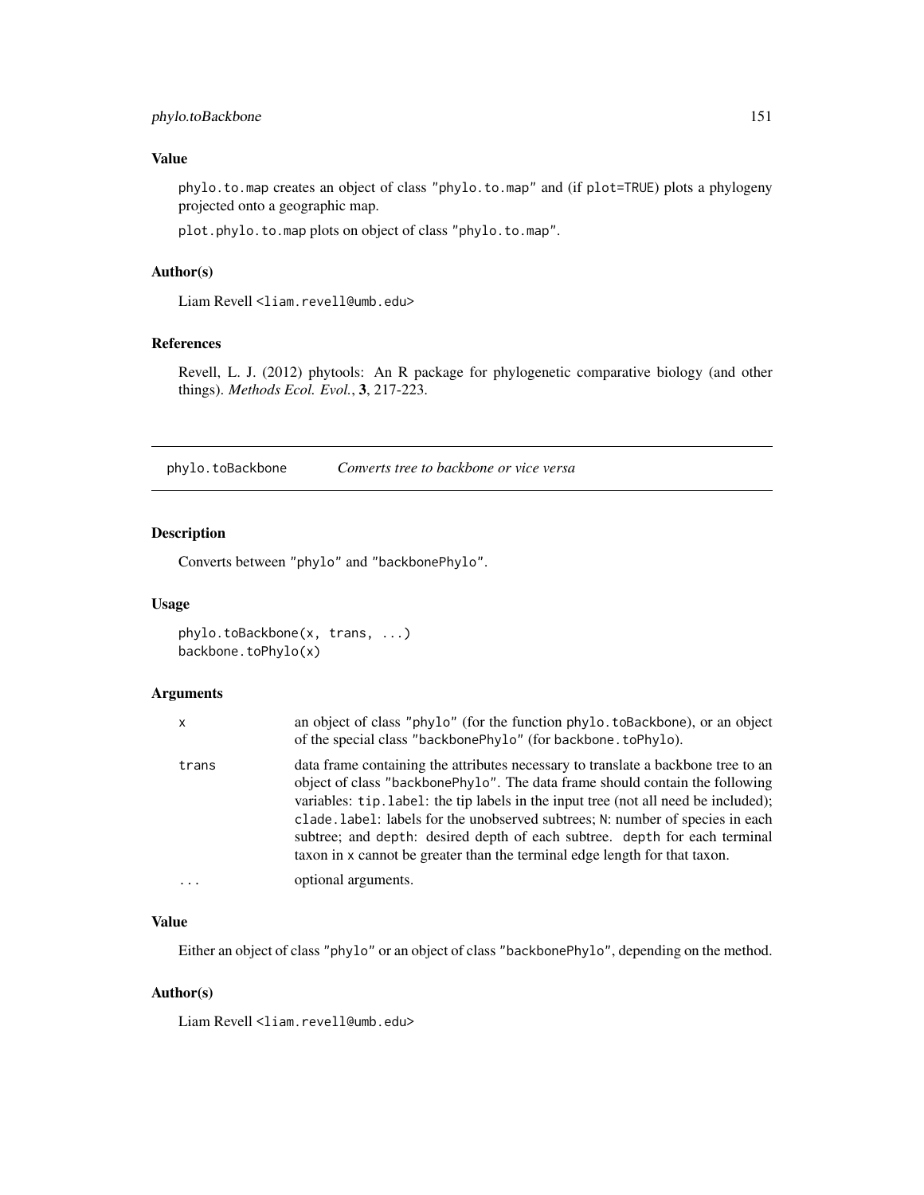### Value

phylo.to.map creates an object of class "phylo.to.map" and (if plot=TRUE) plots a phylogeny projected onto a geographic map.

plot.phylo.to.map plots on object of class "phylo.to.map".

### Author(s)

Liam Revell <liam.revell@umb.edu>

### References

Revell, L. J. (2012) phytools: An R package for phylogenetic comparative biology (and other things). *Methods Ecol. Evol.*, **3**, 217-223.

---

## phylo.toBackbone — *Converts tree to backbone or vice versa*

---

### Description

Converts between "phylo" and "backbonePhylo".

### Usage

```
phylo.toBackbone(x, trans, ...)
backbone.toPhylo(x)
```

### Arguments

| | |
|---|---|
| x | an object of class "phylo" (for the function phylo.toBackbone), or an object of the special class "backbonePhylo" (for backbone.toPhylo). |
| trans | data frame containing the attributes necessary to translate a backbone tree to an object of class "backbonePhylo". The data frame should contain the following variables: tip.label: the tip labels in the input tree (not all need be included); clade.label: labels for the unobserved subtrees; N: number of species in each subtree; and depth: desired depth of each subtree. depth for each terminal taxon in x cannot be greater than the terminal edge length for that taxon. |
| ... | optional arguments. |

### Value

Either an object of class "phylo" or an object of class "backbonePhylo", depending on the method.

### Author(s)

Liam Revell <liam.revell@umb.edu>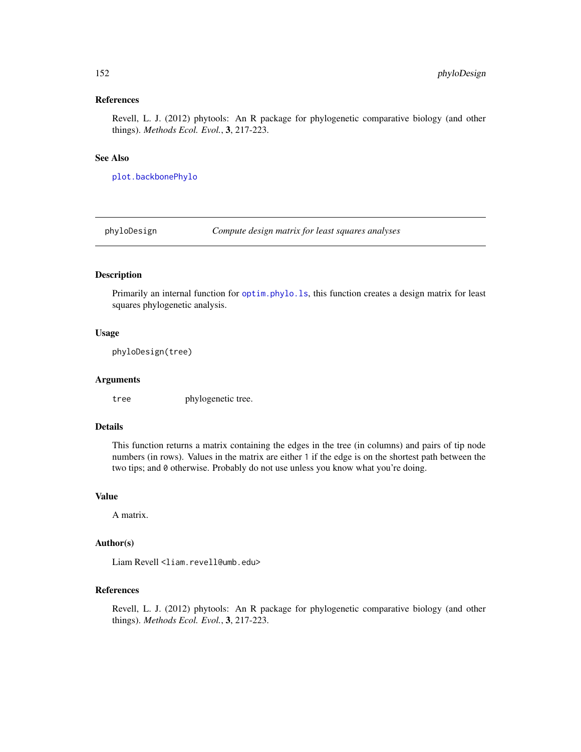### References

Revell, L. J. (2012) phytools: An R package for phylogenetic comparative biology (and other things). *Methods Ecol. Evol.*, **3**, 217-223.

### See Also

`plot.backbonePhylo`

---

## phyloDesign — *Compute design matrix for least squares analyses*

---

### Description

Primarily an internal function for `optim.phylo.ls`, this function creates a design matrix for least squares phylogenetic analysis.

### Usage

```
phyloDesign(tree)
```

### Arguments

| | |
|---|---|
| `tree` | phylogenetic tree. |

### Details

This function returns a matrix containing the edges in the tree (in columns) and pairs of tip node numbers (in rows). Values in the matrix are either `1` if the edge is on the shortest path between the two tips; and `0` otherwise. Probably do not use unless you know what you're doing.

### Value

A matrix.

### Author(s)

Liam Revell <liam.revell@umb.edu>

### References

Revell, L. J. (2012) phytools: An R package for phylogenetic comparative biology (and other things). *Methods Ecol. Evol.*, **3**, 217-223.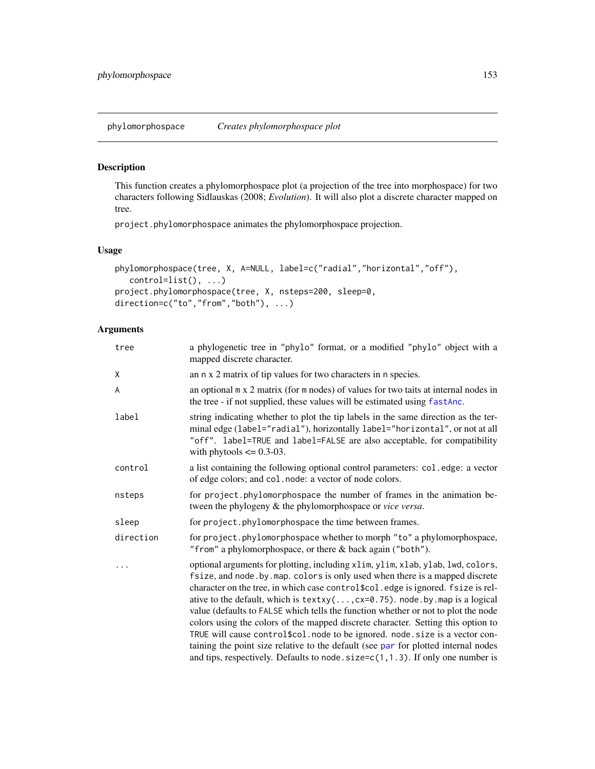phylomorphospace    *Creates phylomorphospace plot*

## Description

This function creates a phylomorphospace plot (a projection of the tree into morphospace) for two characters following Sidlauskas (2008; *Evolution*). It will also plot a discrete character mapped on tree.

`project.phylomorphospace` animates the phylomorphospace projection.

## Usage

```
phylomorphospace(tree, X, A=NULL, label=c("radial","horizontal","off"),
   control=list(), ...)
project.phylomorphospace(tree, X, nsteps=200, sleep=0,
direction=c("to","from","both"), ...)
```

## Arguments

| | |
|---|---|
| `tree` | a phylogenetic tree in `"phylo"` format, or a modified `"phylo"` object with a mapped discrete character. |
| `X` | an `n` x 2 matrix of tip values for two characters in `n` species. |
| `A` | an optional `m` x 2 matrix (for `m` nodes) of values for two taits at internal nodes in the tree - if not supplied, these values will be estimated using `fastAnc`. |
| `label` | string indicating whether to plot the tip labels in the same direction as the terminal edge (`label="radial"`), horizontally `label="horizontal"`, or not at all `"off"`. `label=TRUE` and `label=FALSE` are also acceptable, for compatibility with phytools <= 0.3-03. |
| `control` | a list containing the following optional control parameters: `col.edge`: a vector of edge colors; and `col.node`: a vector of node colors. |
| `nsteps` | for `project.phylomorphospace` the number of frames in the animation between the phylogeny & the phylomorphospace or *vice versa*. |
| `sleep` | for `project.phylomorphospace` the time between frames. |
| `direction` | for `project.phylomorphospace` whether to morph `"to"` a phylomorphospace, `"from"` a phylomorphospace, or there & back again (`"both"`). |
| `...` | optional arguments for plotting, including `xlim`, `ylim`, `xlab`, `ylab`, `lwd`, `colors`, `fsize`, and `node.by.map`. `colors` is only used when there is a mapped discrete character on the tree, in which case `control$col.edge` is ignored. `fsize` is relative to the default, which is `textxy(...,cx=0.75)`. `node.by.map` is a logical value (defaults to `FALSE` which tells the function whether or not to plot the node colors using the colors of the mapped discrete character. Setting this option to `TRUE` will cause `control$col.node` to be ignored. `node.size` is a vector containing the point size relative to the default (see `par` for plotted internal nodes and tips, respectively. Defaults to `node.size=c(1,1.3)`. If only one number is |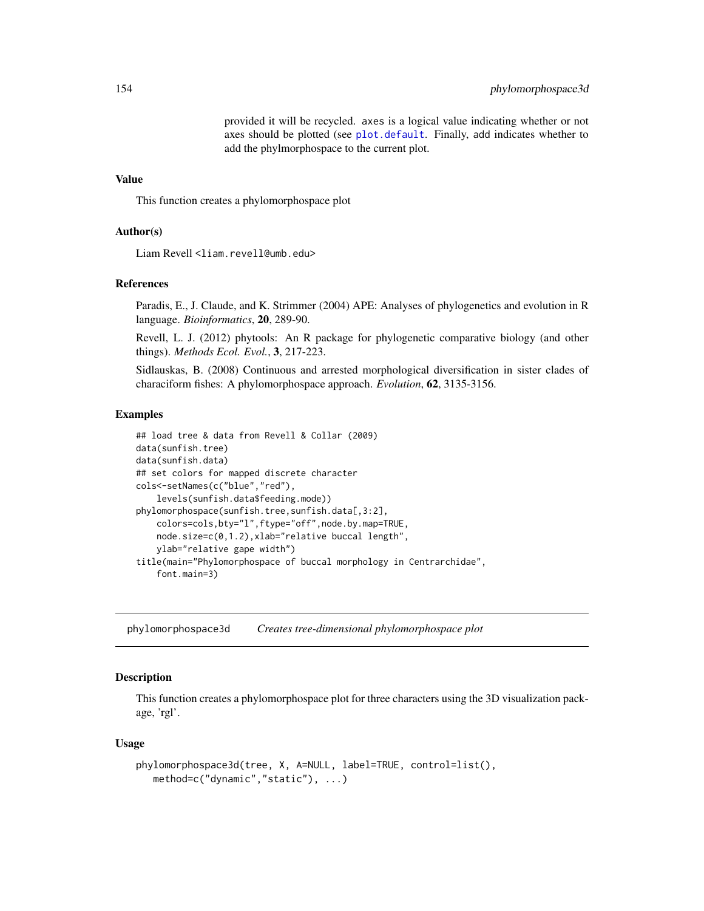provided it will be recycled. axes is a logical value indicating whether or not axes should be plotted (see plot.default. Finally, add indicates whether to add the phylmorphospace to the current plot.

### Value

This function creates a phylomorphospace plot

### Author(s)

Liam Revell <liam.revell@umb.edu>

### References

Paradis, E., J. Claude, and K. Strimmer (2004) APE: Analyses of phylogenetics and evolution in R language. *Bioinformatics*, **20**, 289-90.

Revell, L. J. (2012) phytools: An R package for phylogenetic comparative biology (and other things). *Methods Ecol. Evol.*, **3**, 217-223.

Sidlauskas, B. (2008) Continuous and arrested morphological diversification in sister clades of characiform fishes: A phylomorphospace approach. *Evolution*, **62**, 3135-3156.

### Examples

```
## load tree & data from Revell & Collar (2009)
data(sunfish.tree)
data(sunfish.data)
## set colors for mapped discrete character
cols<-setNames(c("blue","red"),
    levels(sunfish.data$feeding.mode))
phylomorphospace(sunfish.tree,sunfish.data[,3:2],
    colors=cols,bty="l",ftype="off",node.by.map=TRUE,
    node.size=c(0,1.2),xlab="relative buccal length",
    ylab="relative gape width")
title(main="Phylomorphospace of buccal morphology in Centrarchidae",
    font.main=3)
```

---

## phylomorphospace3d    *Creates tree-dimensional phylomorphospace plot*

### Description

This function creates a phylomorphospace plot for three characters using the 3D visualization package, 'rgl'.

### Usage

```
phylomorphospace3d(tree, X, A=NULL, label=TRUE, control=list(),
   method=c("dynamic","static"), ...)
```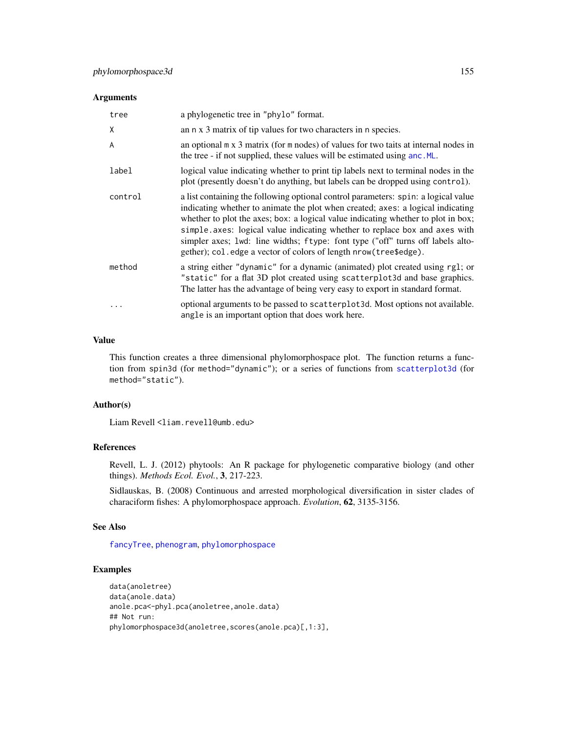### Arguments

| | |
|---|---|
| `tree` | a phylogenetic tree in `"phylo"` format. |
| `X` | an `n` x 3 matrix of tip values for two characters in `n` species. |
| `A` | an optional `m` x 3 matrix (for `m` nodes) of values for two taits at internal nodes in the tree - if not supplied, these values will be estimated using `anc.ML`. |
| `label` | logical value indicating whether to print tip labels next to terminal nodes in the plot (presently doesn't do anything, but labels can be dropped using `control`). |
| `control` | a list containing the following optional control parameters: `spin`: a logical value indicating whether to animate the plot when created; `axes`: a logical indicating whether to plot the axes; `box`: a logical value indicating whether to plot in box; `simple.axes`: logical value indicating whether to replace `box` and `axes` with simpler axes; `lwd`: line widths; `ftype`: font type ("off" turns off labels altogether); `col.edge` a vector of colors of length `nrow(tree$edge)`. |
| `method` | a string either `"dynamic"` for a dynamic (animated) plot created using `rgl`; or `"static"` for a flat 3D plot created using `scatterplot3d` and base graphics. The latter has the advantage of being very easy to export in standard format. |
| `...` | optional arguments to be passed to `scatterplot3d`. Most options not available. `angle` is an important option that does work here. |

### Value

This function creates a three dimensional phylomorphospace plot. The function returns a function from `spin3d` (for `method="dynamic"`); or a series of functions from `scatterplot3d` (for `method="static"`).

### Author(s)

Liam Revell <liam.revell@umb.edu>

### References

Revell, L. J. (2012) phytools: An R package for phylogenetic comparative biology (and other things). *Methods Ecol. Evol.*, **3**, 217-223.

Sidlauskas, B. (2008) Continuous and arrested morphological diversification in sister clades of characiform fishes: A phylomorphospace approach. *Evolution*, **62**, 3135-3156.

### See Also

`fancyTree`, `phenogram`, `phylomorphospace`

### Examples

```
data(anoletree)
data(anole.data)
anole.pca<-phyl.pca(anoletree,anole.data)
## Not run:
phylomorphospace3d(anoletree,scores(anole.pca)[,1:3],
```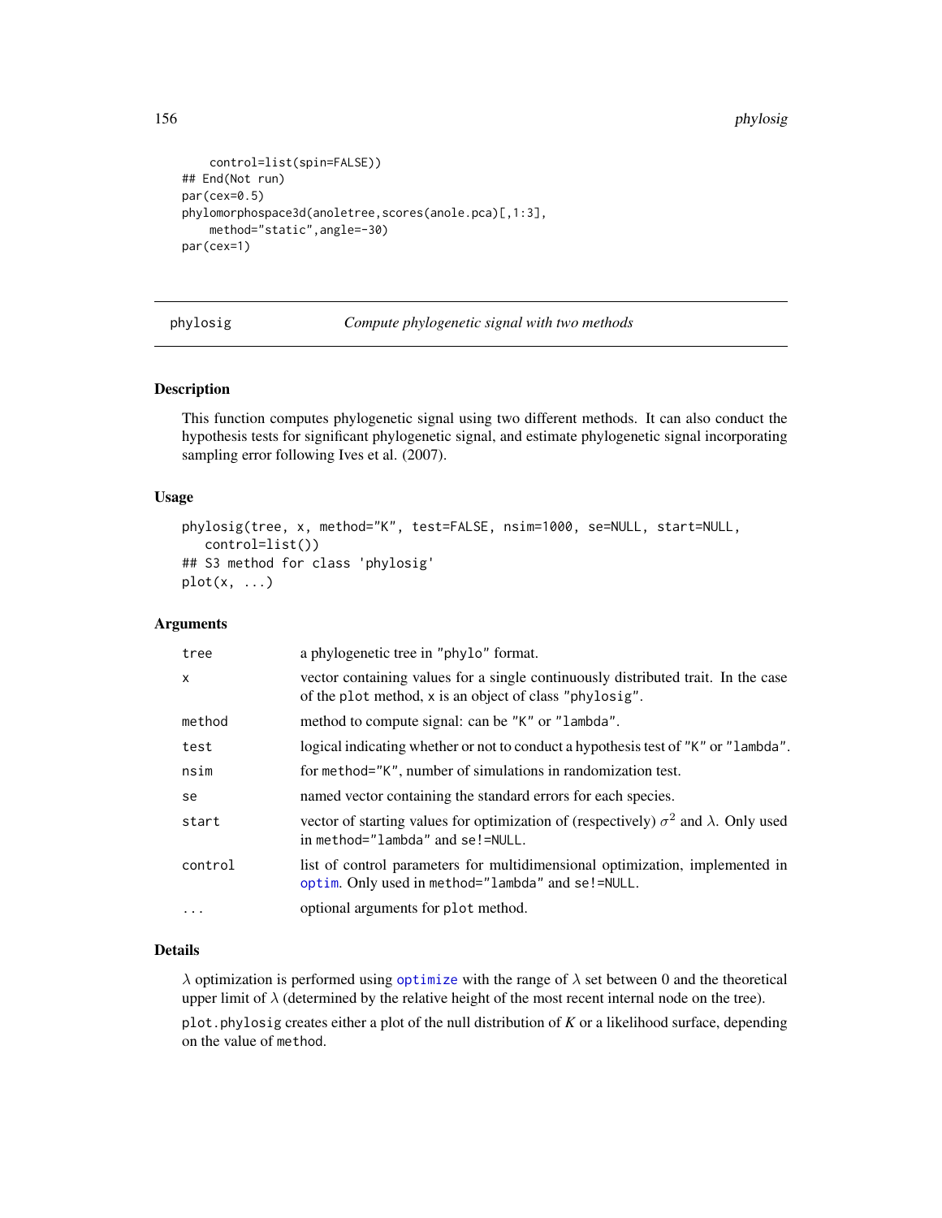```
    control=list(spin=FALSE))
## End(Not run)
par(cex=0.5)
phylomorphospace3d(anoletree,scores(anole.pca)[,1:3],
    method="static",angle=-30)
par(cex=1)
```

## phylosig — *Compute phylogenetic signal with two methods*

### Description

This function computes phylogenetic signal using two different methods. It can also conduct the hypothesis tests for significant phylogenetic signal, and estimate phylogenetic signal incorporating sampling error following Ives et al. (2007).

### Usage

```
phylosig(tree, x, method="K", test=FALSE, nsim=1000, se=NULL, start=NULL,
   control=list())
## S3 method for class 'phylosig'
plot(x, ...)
```

### Arguments

| | |
|---|---|
| `tree` | a phylogenetic tree in `"phylo"` format. |
| `x` | vector containing values for a single continuously distributed trait. In the case of the `plot` method, `x` is an object of class `"phylosig"`. |
| `method` | method to compute signal: can be `"K"` or `"lambda"`. |
| `test` | logical indicating whether or not to conduct a hypothesis test of `"K"` or `"lambda"`. |
| `nsim` | for `method="K"`, number of simulations in randomization test. |
| `se` | named vector containing the standard errors for each species. |
| `start` | vector of starting values for optimization of (respectively) $\sigma^2$ and $\lambda$. Only used in `method="lambda"` and `se!=NULL`. |
| `control` | list of control parameters for multidimensional optimization, implemented in `optim`. Only used in `method="lambda"` and `se!=NULL`. |
| `...` | optional arguments for `plot` method. |

### Details

$\lambda$ optimization is performed using `optimize` with the range of $\lambda$ set between 0 and the theoretical upper limit of $\lambda$ (determined by the relative height of the most recent internal node on the tree).

`plot.phylosig` creates either a plot of the null distribution of *K* or a likelihood surface, depending on the value of `method`.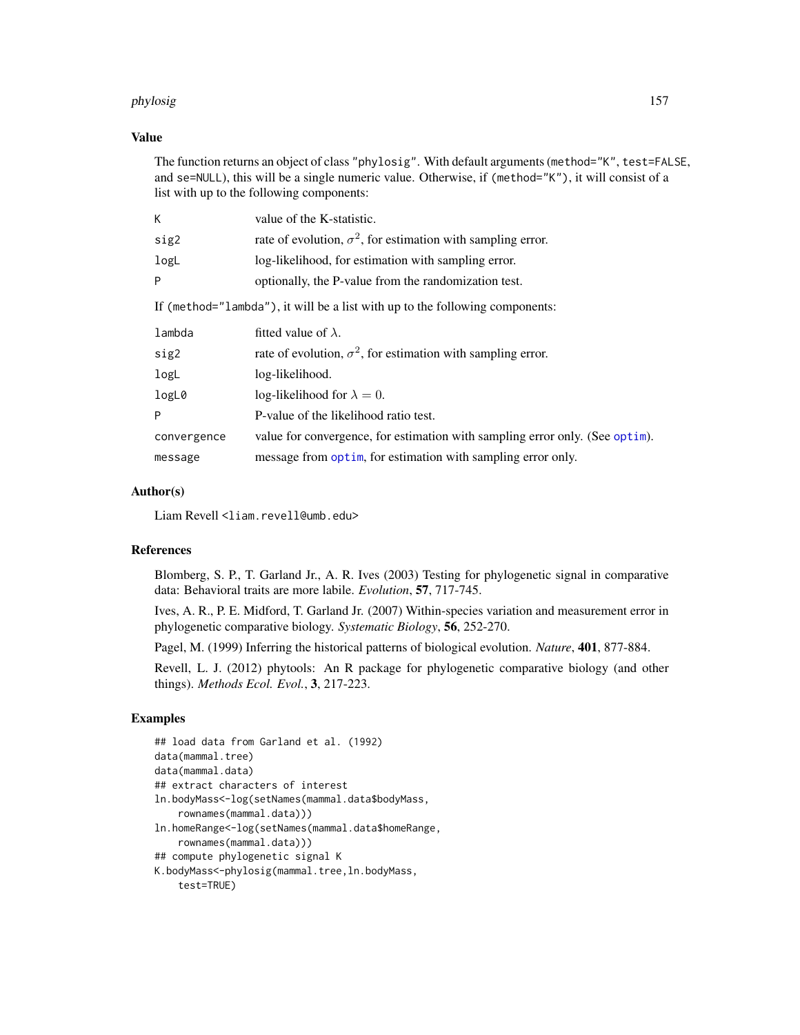## Value

The function returns an object of class "phylosig". With default arguments (method="K", test=FALSE, and se=NULL), this will be a single numeric value. Otherwise, if (method="K"), it will consist of a list with up to the following components:

| | |
|---|---|
| K | value of the K-statistic. |
| sig2 | rate of evolution, $\sigma^2$, for estimation with sampling error. |
| logL | log-likelihood, for estimation with sampling error. |
| P | optionally, the P-value from the randomization test. |

If (method="lambda"), it will be a list with up to the following components:

| | |
|---|---|
| lambda | fitted value of $\lambda$. |
| sig2 | rate of evolution, $\sigma^2$, for estimation with sampling error. |
| logL | log-likelihood. |
| logL0 | log-likelihood for $\lambda = 0$. |
| P | P-value of the likelihood ratio test. |
| convergence | value for convergence, for estimation with sampling error only. (See optim). |
| message | message from optim, for estimation with sampling error only. |

## Author(s)

Liam Revell <liam.revell@umb.edu>

## References

Blomberg, S. P., T. Garland Jr., A. R. Ives (2003) Testing for phylogenetic signal in comparative data: Behavioral traits are more labile. *Evolution*, **57**, 717-745.

Ives, A. R., P. E. Midford, T. Garland Jr. (2007) Within-species variation and measurement error in phylogenetic comparative biology. *Systematic Biology*, **56**, 252-270.

Pagel, M. (1999) Inferring the historical patterns of biological evolution. *Nature*, **401**, 877-884.

Revell, L. J. (2012) phytools: An R package for phylogenetic comparative biology (and other things). *Methods Ecol. Evol.*, **3**, 217-223.

## Examples

```
## load data from Garland et al. (1992)
data(mammal.tree)
data(mammal.data)
## extract characters of interest
ln.bodyMass<-log(setNames(mammal.data$bodyMass,
    rownames(mammal.data)))
ln.homeRange<-log(setNames(mammal.data$homeRange,
    rownames(mammal.data)))
## compute phylogenetic signal K
K.bodyMass<-phylosig(mammal.tree,ln.bodyMass,
    test=TRUE)
```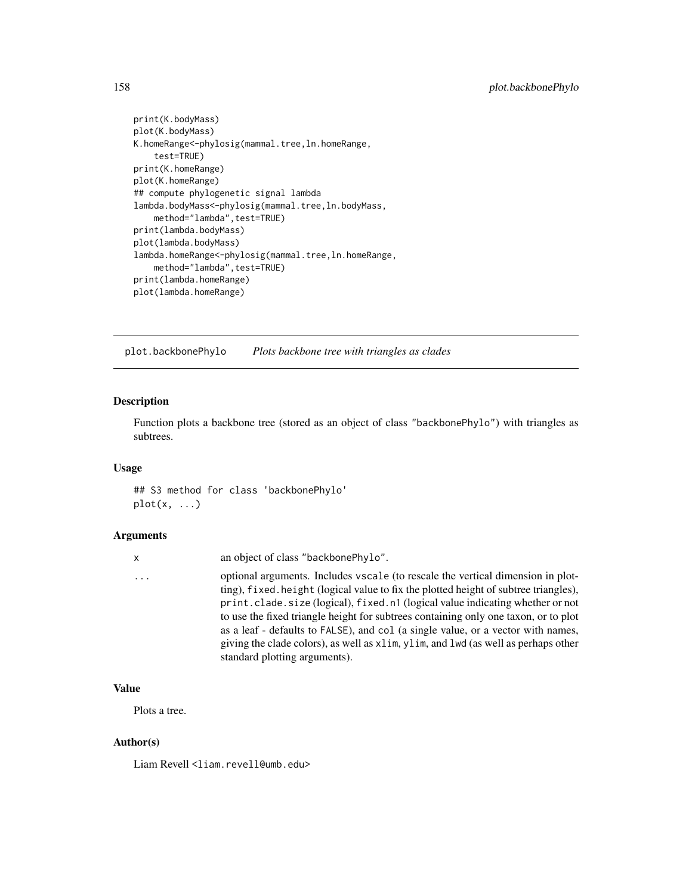```
print(K.bodyMass)
plot(K.bodyMass)
K.homeRange<-phylosig(mammal.tree,ln.homeRange,
    test=TRUE)
print(K.homeRange)
plot(K.homeRange)
## compute phylogenetic signal lambda
lambda.bodyMass<-phylosig(mammal.tree,ln.bodyMass,
    method="lambda",test=TRUE)
print(lambda.bodyMass)
plot(lambda.bodyMass)
lambda.homeRange<-phylosig(mammal.tree,ln.homeRange,
    method="lambda",test=TRUE)
print(lambda.homeRange)
plot(lambda.homeRange)
```

---

## plot.backbonePhylo *Plots backbone tree with triangles as clades*

---

### Description

Function plots a backbone tree (stored as an object of class "backbonePhylo") with triangles as subtrees.

### Usage

```
## S3 method for class 'backbonePhylo'
plot(x, ...)
```

### Arguments

| | |
|---|---|
| x | an object of class "backbonePhylo". |
| ... | optional arguments. Includes vscale (to rescale the vertical dimension in plotting), fixed.height (logical value to fix the plotted height of subtree triangles), print.clade.size (logical), fixed.n1 (logical value indicating whether or not to use the fixed triangle height for subtrees containing only one taxon, or to plot as a leaf - defaults to FALSE), and col (a single value, or a vector with names, giving the clade colors), as well as xlim, ylim, and lwd (as well as perhaps other standard plotting arguments). |

### Value

Plots a tree.

### Author(s)

Liam Revell <liam.revell@umb.edu>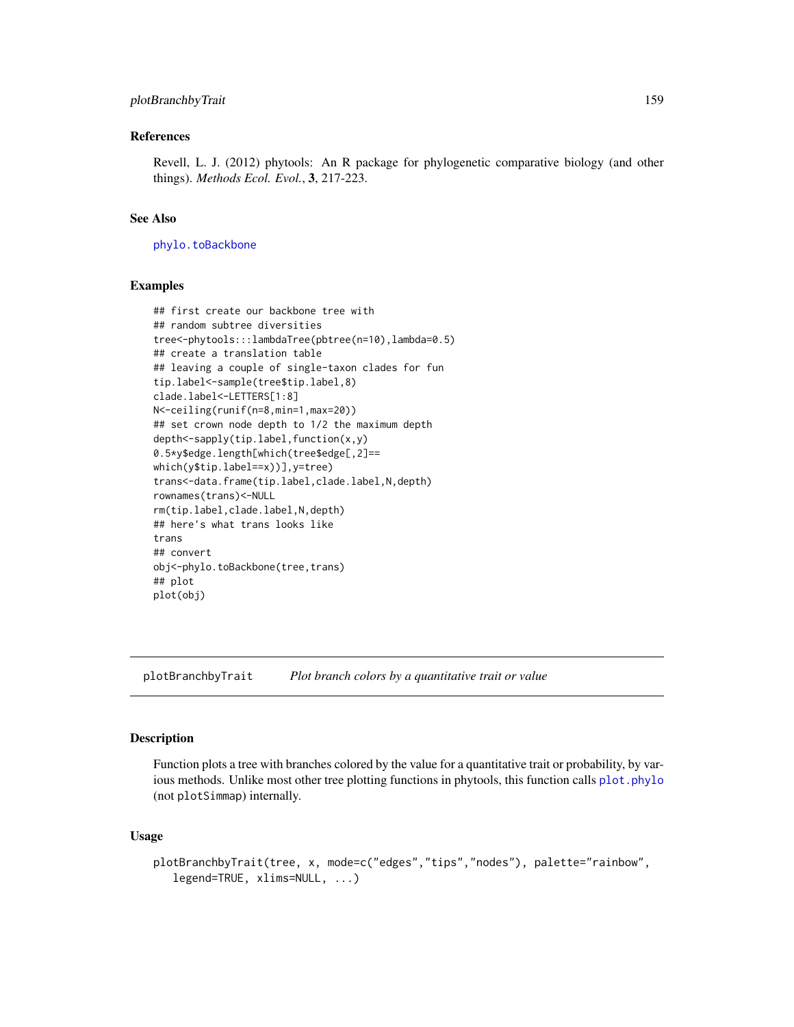### References

Revell, L. J. (2012) phytools: An R package for phylogenetic comparative biology (and other things). *Methods Ecol. Evol.*, **3**, 217-223.

### See Also

phylo.toBackbone

### Examples

```
## first create our backbone tree with
## random subtree diversities
tree<-phytools:::lambdaTree(pbtree(n=10),lambda=0.5)
## create a translation table
## leaving a couple of single-taxon clades for fun
tip.label<-sample(tree$tip.label,8)
clade.label<-LETTERS[1:8]
N<-ceiling(runif(n=8,min=1,max=20))
## set crown node depth to 1/2 the maximum depth
depth<-sapply(tip.label,function(x,y)
0.5*y$edge.length[which(tree$edge[,2]==
which(y$tip.label==x))],y=tree)
trans<-data.frame(tip.label,clade.label,N,depth)
rownames(trans)<-NULL
rm(tip.label,clade.label,N,depth)
## here's what trans looks like
trans
## convert
obj<-phylo.toBackbone(tree,trans)
## plot
plot(obj)
```

---

## plotBranchbyTrait *Plot branch colors by a quantitative trait or value*

### Description

Function plots a tree with branches colored by the value for a quantitative trait or probability, by various methods. Unlike most other tree plotting functions in phytools, this function calls plot.phylo (not plotSimmap) internally.

### Usage

```
plotBranchbyTrait(tree, x, mode=c("edges","tips","nodes"), palette="rainbow",
   legend=TRUE, xlims=NULL, ...)
```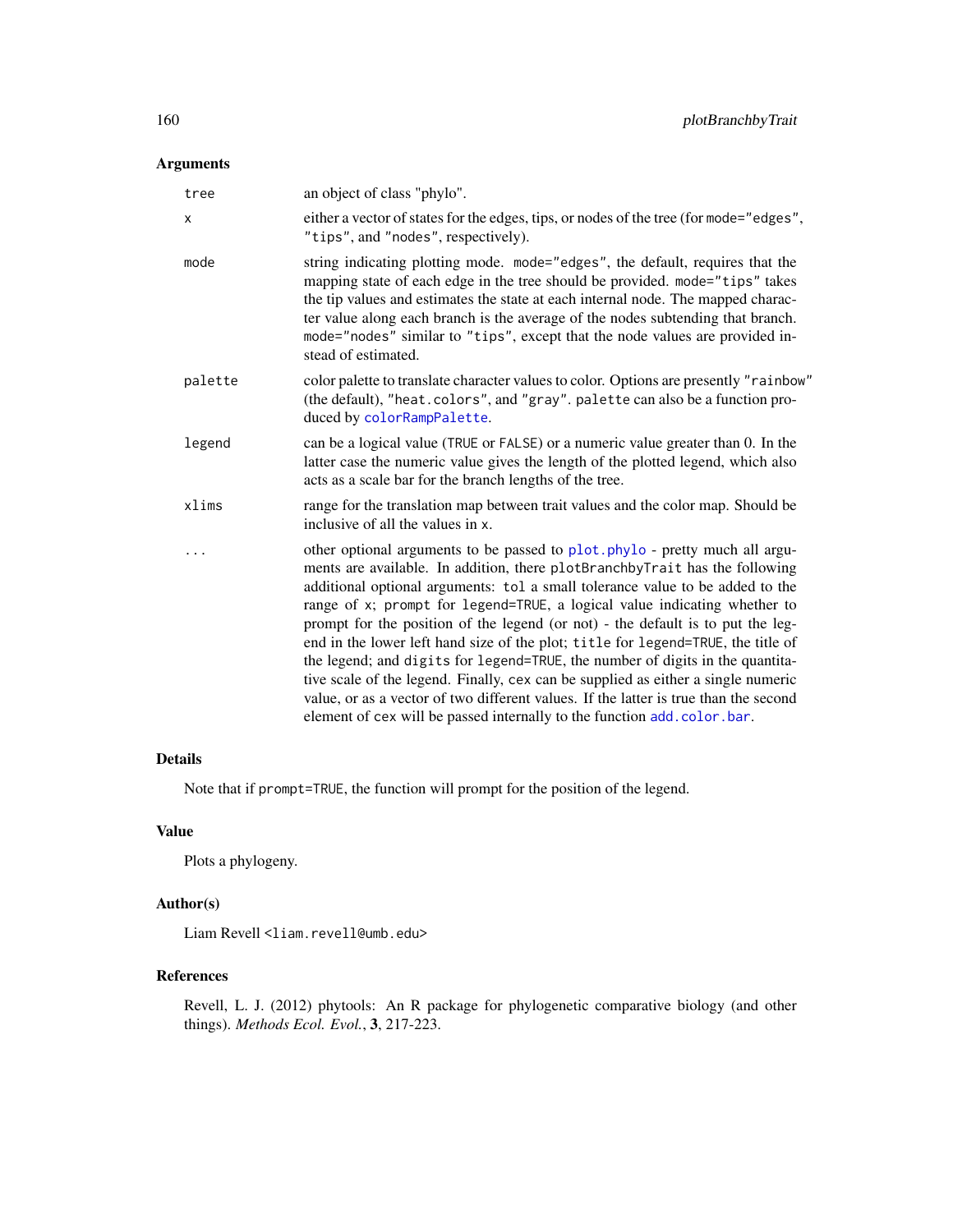## Arguments

| | |
|---|---|
| tree | an object of class "phylo". |
| x | either a vector of states for the edges, tips, or nodes of the tree (for `mode="edges"`, `"tips"`, and `"nodes"`, respectively). |
| mode | string indicating plotting mode. `mode="edges"`, the default, requires that the mapping state of each edge in the tree should be provided. `mode="tips"` takes the tip values and estimates the state at each internal node. The mapped character value along each branch is the average of the nodes subtending that branch. `mode="nodes"` similar to `"tips"`, except that the node values are provided instead of estimated. |
| palette | color palette to translate character values to color. Options are presently `"rainbow"` (the default), `"heat.colors"`, and `"gray"`. `palette` can also be a function produced by `colorRampPalette`. |
| legend | can be a logical value (`TRUE` or `FALSE`) or a numeric value greater than 0. In the latter case the numeric value gives the length of the plotted legend, which also acts as a scale bar for the branch lengths of the tree. |
| xlims | range for the translation map between trait values and the color map. Should be inclusive of all the values in `x`. |
| ... | other optional arguments to be passed to `plot.phylo` - pretty much all arguments are available. In addition, there `plotBranchbyTrait` has the following additional optional arguments: `tol` a small tolerance value to be added to the range of `x`; `prompt` for `legend=TRUE`, a logical value indicating whether to prompt for the position of the legend (or not) - the default is to put the legend in the lower left hand size of the plot; `title` for `legend=TRUE`, the title of the legend; and `digits` for `legend=TRUE`, the number of digits in the quantitative scale of the legend. Finally, `cex` can be supplied as either a single numeric value, or as a vector of two different values. If the latter is true than the second element of `cex` will be passed internally to the function `add.color.bar`. |

## Details

Note that if `prompt=TRUE`, the function will prompt for the position of the legend.

## Value

Plots a phylogeny.

## Author(s)

Liam Revell <liam.revell@umb.edu>

## References

Revell, L. J. (2012) phytools: An R package for phylogenetic comparative biology (and other things). *Methods Ecol. Evol.*, **3**, 217-223.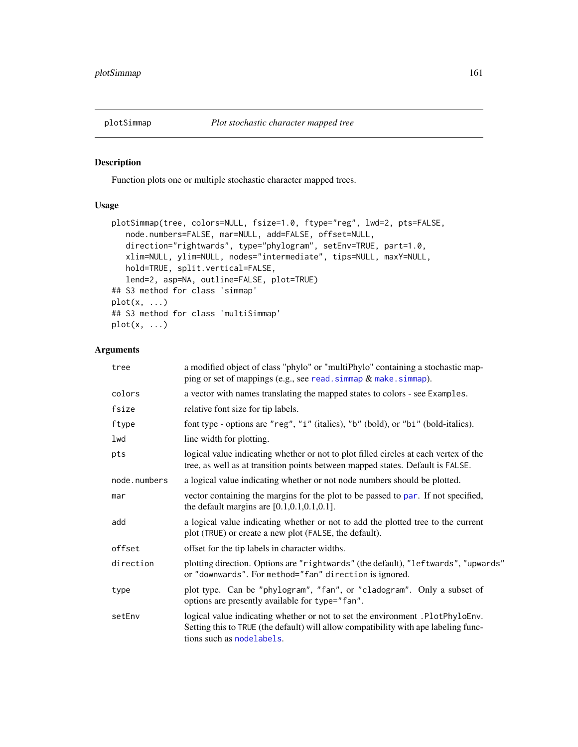plotSimmap *Plot stochastic character mapped tree*

## Description

Function plots one or multiple stochastic character mapped trees.

## Usage

```
plotSimmap(tree, colors=NULL, fsize=1.0, ftype="reg", lwd=2, pts=FALSE,
   node.numbers=FALSE, mar=NULL, add=FALSE, offset=NULL,
   direction="rightwards", type="phylogram", setEnv=TRUE, part=1.0,
   xlim=NULL, ylim=NULL, nodes="intermediate", tips=NULL, maxY=NULL,
   hold=TRUE, split.vertical=FALSE,
   lend=2, asp=NA, outline=FALSE, plot=TRUE)
## S3 method for class 'simmap'
plot(x, ...)
## S3 method for class 'multiSimmap'
plot(x, ...)
```

## Arguments

| | |
|---|---|
| `tree` | a modified object of class "phylo" or "multiPhylo" containing a stochastic mapping or set of mappings (e.g., see `read.simmap` & `make.simmap`). |
| `colors` | a vector with names translating the mapped states to colors - see `Examples`. |
| `fsize` | relative font size for tip labels. |
| `ftype` | font type - options are `"reg"`, `"i"` (italics), `"b"` (bold), or `"bi"` (bold-italics). |
| `lwd` | line width for plotting. |
| `pts` | logical value indicating whether or not to plot filled circles at each vertex of the tree, as well as at transition points between mapped states. Default is `FALSE`. |
| `node.numbers` | a logical value indicating whether or not node numbers should be plotted. |
| `mar` | vector containing the margins for the plot to be passed to `par`. If not specified, the default margins are [0.1,0.1,0.1,0.1]. |
| `add` | a logical value indicating whether or not to add the plotted tree to the current plot (`TRUE`) or create a new plot (`FALSE`, the default). |
| `offset` | offset for the tip labels in character widths. |
| `direction` | plotting direction. Options are `"rightwards"` (the default), `"leftwards"`, `"upwards"` or `"downwards"`. For `method="fan"` `direction` is ignored. |
| `type` | plot type. Can be `"phylogram"`, `"fan"`, or `"cladogram"`. Only a subset of options are presently available for `type="fan"`. |
| `setEnv` | logical value indicating whether or not to set the environment `.PlotPhyloEnv`. Setting this to `TRUE` (the default) will allow compatibility with ape labeling functions such as `nodelabels`. |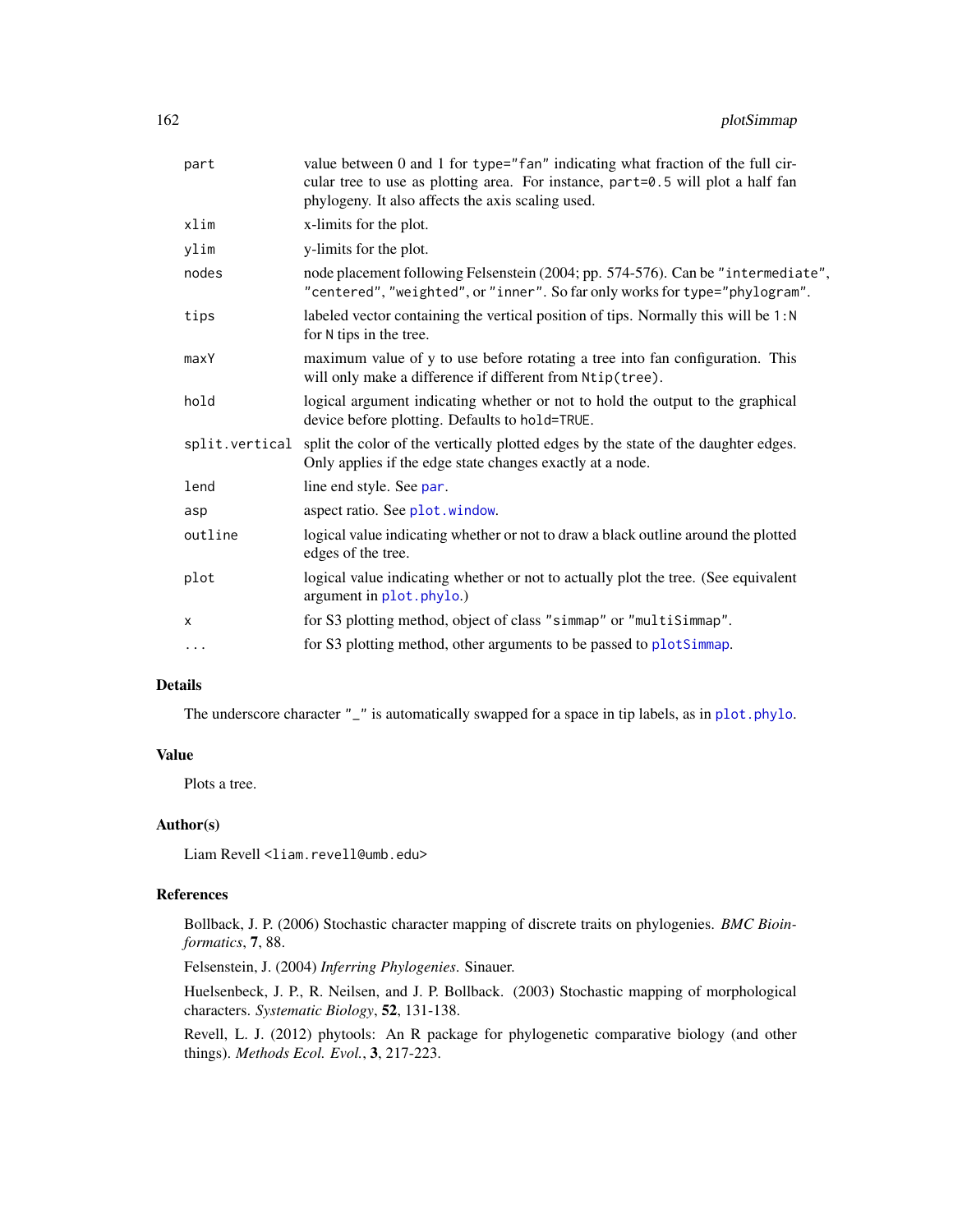| | |
|---|---|
| `part` | value between 0 and 1 for `type="fan"` indicating what fraction of the full circular tree to use as plotting area. For instance, `part=0.5` will plot a half fan phylogeny. It also affects the axis scaling used. |
| `xlim` | x-limits for the plot. |
| `ylim` | y-limits for the plot. |
| `nodes` | node placement following Felsenstein (2004; pp. 574-576). Can be `"intermediate"`, `"centered"`, `"weighted"`, or `"inner"`. So far only works for `type="phylogram"`. |
| `tips` | labeled vector containing the vertical position of tips. Normally this will be `1:N` for `N` tips in the tree. |
| `maxY` | maximum value of y to use before rotating a tree into fan configuration. This will only make a difference if different from `Ntip(tree)`. |
| `hold` | logical argument indicating whether or not to hold the output to the graphical device before plotting. Defaults to `hold=TRUE`. |
| `split.vertical` | split the color of the vertically plotted edges by the state of the daughter edges. Only applies if the edge state changes exactly at a node. |
| `lend` | line end style. See `par`. |
| `asp` | aspect ratio. See `plot.window`. |
| `outline` | logical value indicating whether or not to draw a black outline around the plotted edges of the tree. |
| `plot` | logical value indicating whether or not to actually plot the tree. (See equivalent argument in `plot.phylo`.) |
| `x` | for S3 plotting method, object of class `"simmap"` or `"multiSimmap"`. |
| `...` | for S3 plotting method, other arguments to be passed to `plotSimmap`. |

## Details

The underscore character `"_"` is automatically swapped for a space in tip labels, as in `plot.phylo`.

## Value

Plots a tree.

## Author(s)

Liam Revell <liam.revell@umb.edu>

## References

Bollback, J. P. (2006) Stochastic character mapping of discrete traits on phylogenies. *BMC Bioinformatics*, **7**, 88.

Felsenstein, J. (2004) *Inferring Phylogenies*. Sinauer.

Huelsenbeck, J. P., R. Neilsen, and J. P. Bollback. (2003) Stochastic mapping of morphological characters. *Systematic Biology*, **52**, 131-138.

Revell, L. J. (2012) phytools: An R package for phylogenetic comparative biology (and other things). *Methods Ecol. Evol.*, **3**, 217-223.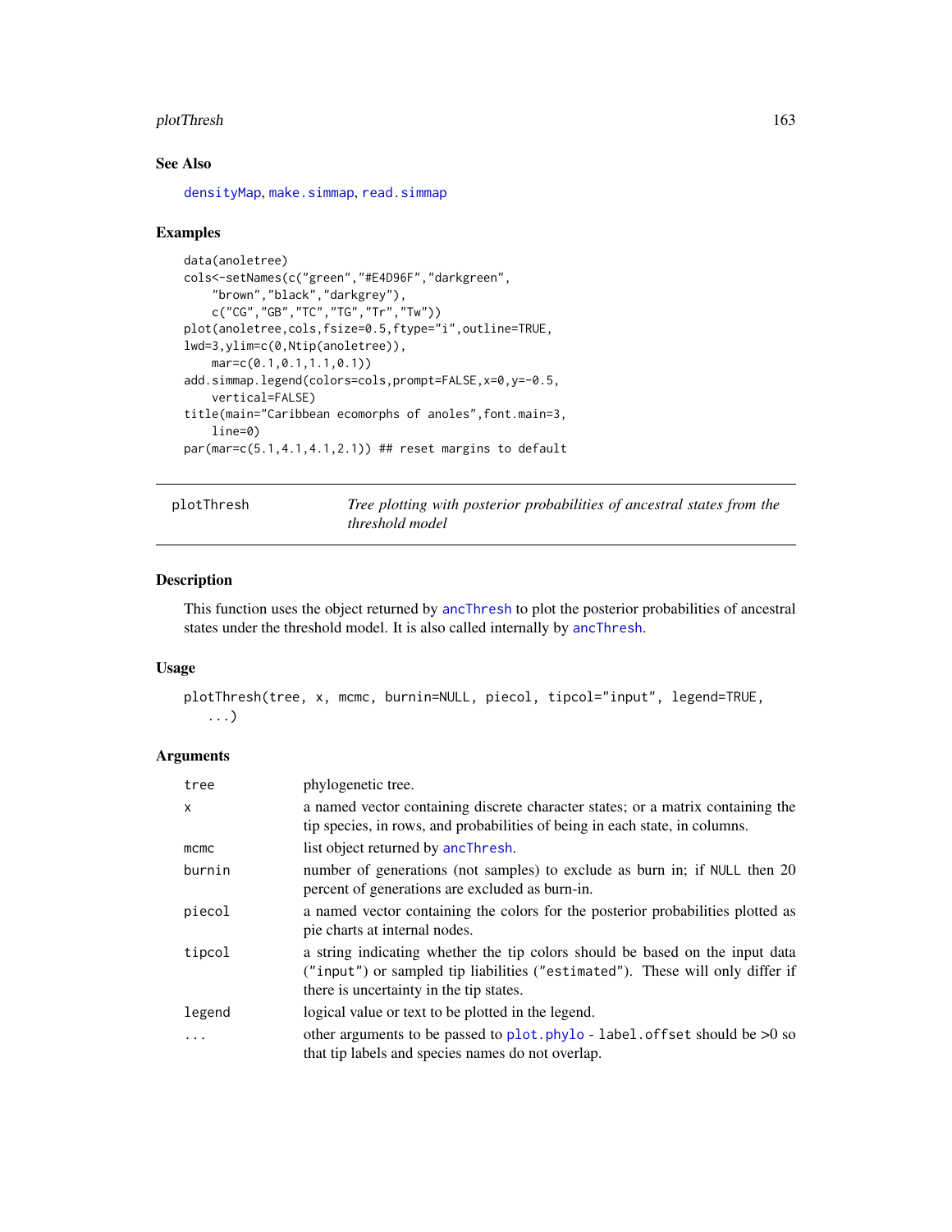## See Also

densityMap, make.simmap, read.simmap

## Examples

```
data(anoletree)
cols<-setNames(c("green","#E4D96F","darkgreen",
    "brown","black","darkgrey"),
    c("CG","GB","TC","TG","Tr","Tw"))
plot(anoletree,cols,fsize=0.5,ftype="i",outline=TRUE,
lwd=3,ylim=c(0,Ntip(anoletree)),
    mar=c(0.1,0.1,1.1,0.1))
add.simmap.legend(colors=cols,prompt=FALSE,x=0,y=-0.5,
    vertical=FALSE)
title(main="Caribbean ecomorphs of anoles",font.main=3,
    line=0)
par(mar=c(5.1,4.1,4.1,2.1)) ## reset margins to default
```

---

# plotThresh — *Tree plotting with posterior probabilities of ancestral states from the threshold model*

## Description

This function uses the object returned by ancThresh to plot the posterior probabilities of ancestral states under the threshold model. It is also called internally by ancThresh.

## Usage

```
plotThresh(tree, x, mcmc, burnin=NULL, piecol, tipcol="input", legend=TRUE,
   ...)
```

## Arguments

| | |
|---|---|
| tree | phylogenetic tree. |
| x | a named vector containing discrete character states; or a matrix containing the tip species, in rows, and probabilities of being in each state, in columns. |
| mcmc | list object returned by ancThresh. |
| burnin | number of generations (not samples) to exclude as burn in; if NULL then 20 percent of generations are excluded as burn-in. |
| piecol | a named vector containing the colors for the posterior probabilities plotted as pie charts at internal nodes. |
| tipcol | a string indicating whether the tip colors should be based on the input data ("input") or sampled tip liabilities ("estimated"). These will only differ if there is uncertainty in the tip states. |
| legend | logical value or text to be plotted in the legend. |
| ... | other arguments to be passed to plot.phylo - label.offset should be >0 so that tip labels and species names do not overlap. |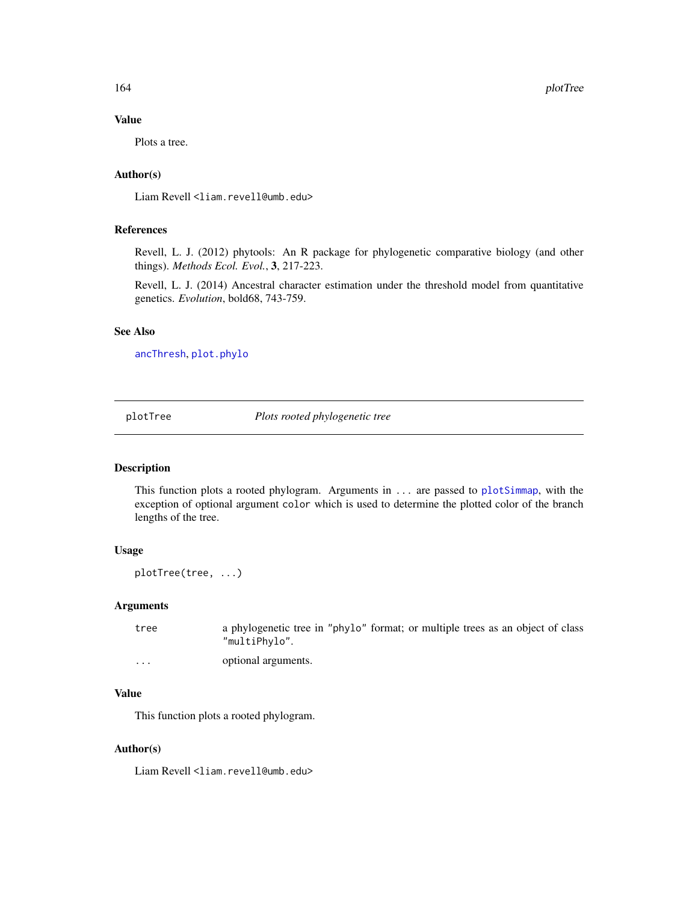### Value

Plots a tree.

### Author(s)

Liam Revell <liam.revell@umb.edu>

### References

Revell, L. J. (2012) phytools: An R package for phylogenetic comparative biology (and other things). *Methods Ecol. Evol.*, **3**, 217-223.

Revell, L. J. (2014) Ancestral character estimation under the threshold model from quantitative genetics. *Evolution*, bold68, 743-759.

### See Also

`ancThresh`, `plot.phylo`

---

## plotTree — *Plots rooted phylogenetic tree*

---

### Description

This function plots a rooted phylogram. Arguments in `...` are passed to `plotSimmap`, with the exception of optional argument `color` which is used to determine the plotted color of the branch lengths of the tree.

### Usage

```
plotTree(tree, ...)
```

### Arguments

| | |
|---|---|
| `tree` | a phylogenetic tree in `"phylo"` format; or multiple trees as an object of class `"multiPhylo"`. |
| `...` | optional arguments. |

### Value

This function plots a rooted phylogram.

### Author(s)

Liam Revell <liam.revell@umb.edu>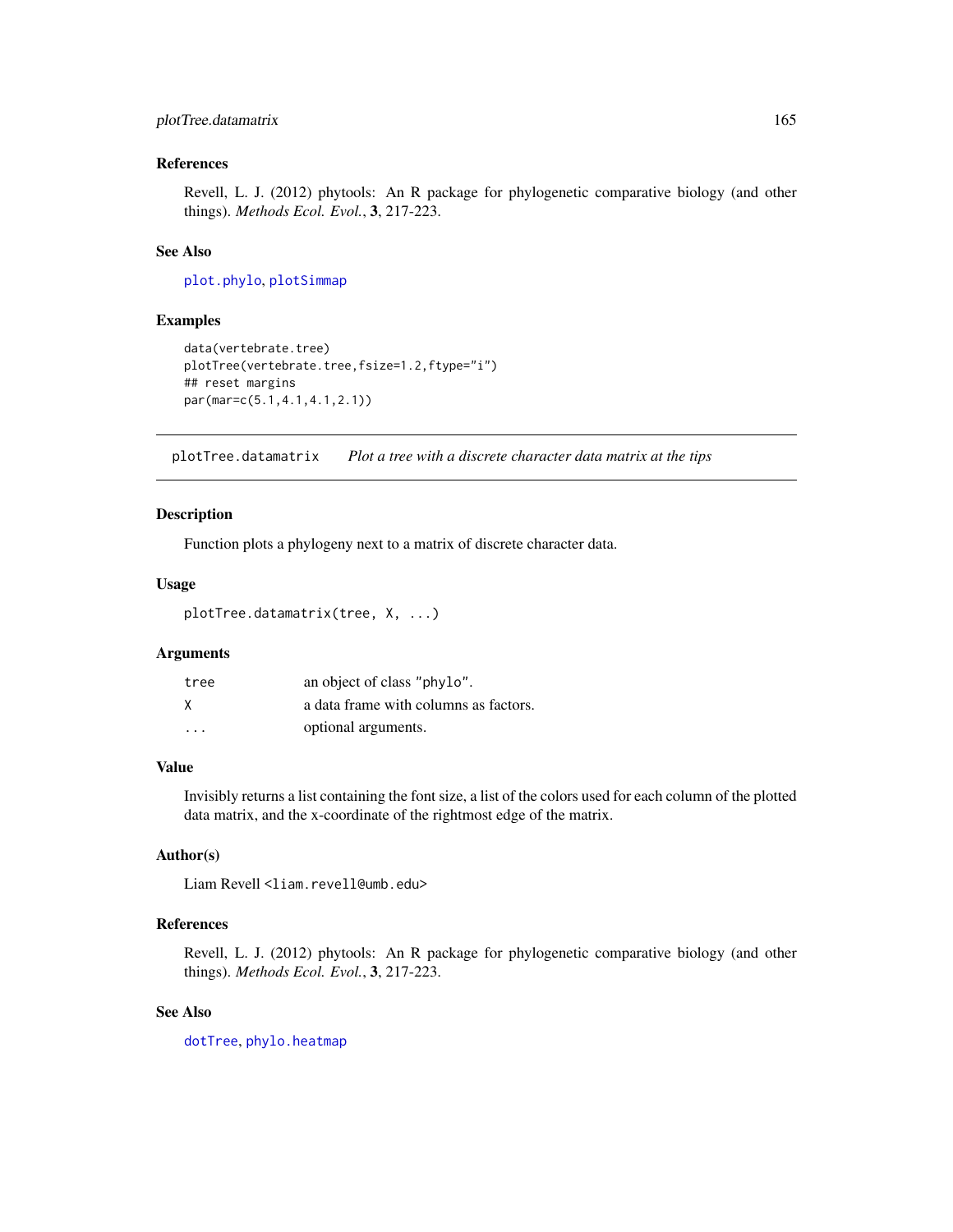### References

Revell, L. J. (2012) phytools: An R package for phylogenetic comparative biology (and other things). *Methods Ecol. Evol.*, **3**, 217-223.

### See Also

`plot.phylo`, `plotSimmap`

### Examples

```
data(vertebrate.tree)
plotTree(vertebrate.tree,fsize=1.2,ftype="i")
## reset margins
par(mar=c(5.1,4.1,4.1,2.1))
```

---

## plotTree.datamatrix *Plot a tree with a discrete character data matrix at the tips*

---

### Description

Function plots a phylogeny next to a matrix of discrete character data.

### Usage

```
plotTree.datamatrix(tree, X, ...)
```

### Arguments

| | |
|---|---|
| `tree` | an object of class `"phylo"`. |
| `X` | a data frame with columns as factors. |
| `...` | optional arguments. |

### Value

Invisibly returns a list containing the font size, a list of the colors used for each column of the plotted data matrix, and the x-coordinate of the rightmost edge of the matrix.

### Author(s)

Liam Revell <liam.revell@umb.edu>

### References

Revell, L. J. (2012) phytools: An R package for phylogenetic comparative biology (and other things). *Methods Ecol. Evol.*, **3**, 217-223.

### See Also

`dotTree`, `phylo.heatmap`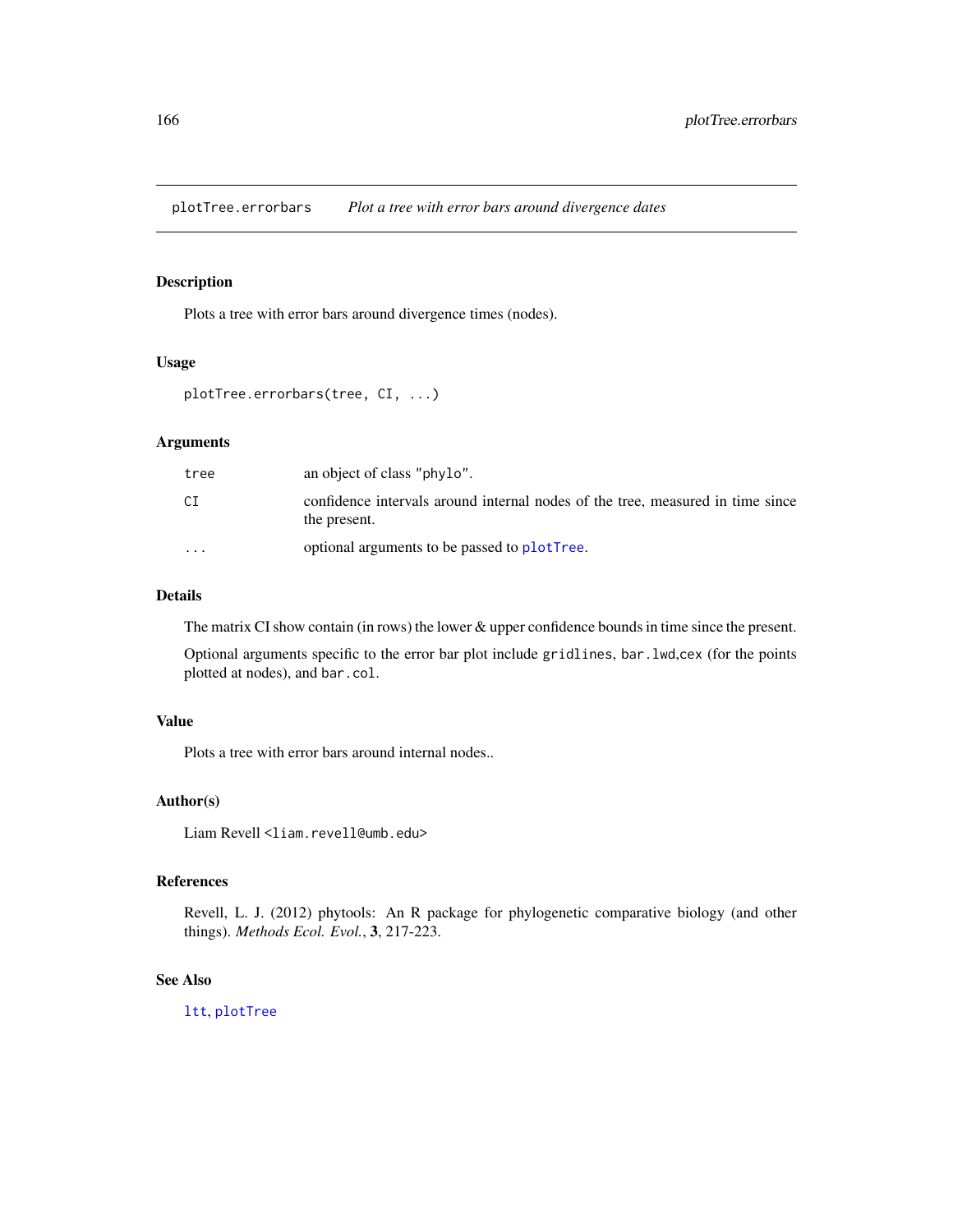## plotTree.errorbars *Plot a tree with error bars around divergence dates*

### Description

Plots a tree with error bars around divergence times (nodes).

### Usage

```
plotTree.errorbars(tree, CI, ...)
```

### Arguments

| | |
|---|---|
| `tree` | an object of class "phylo". |
| `CI` | confidence intervals around internal nodes of the tree, measured in time since the present. |
| `...` | optional arguments to be passed to `plotTree`. |

### Details

The matrix CI show contain (in rows) the lower & upper confidence bounds in time since the present.

Optional arguments specific to the error bar plot include `gridlines`, `bar.lwd`,`cex` (for the points plotted at nodes), and `bar.col`.

### Value

Plots a tree with error bars around internal nodes..

### Author(s)

Liam Revell <liam.revell@umb.edu>

### References

Revell, L. J. (2012) phytools: An R package for phylogenetic comparative biology (and other things). *Methods Ecol. Evol.*, **3**, 217-223.

### See Also

`ltt`, `plotTree`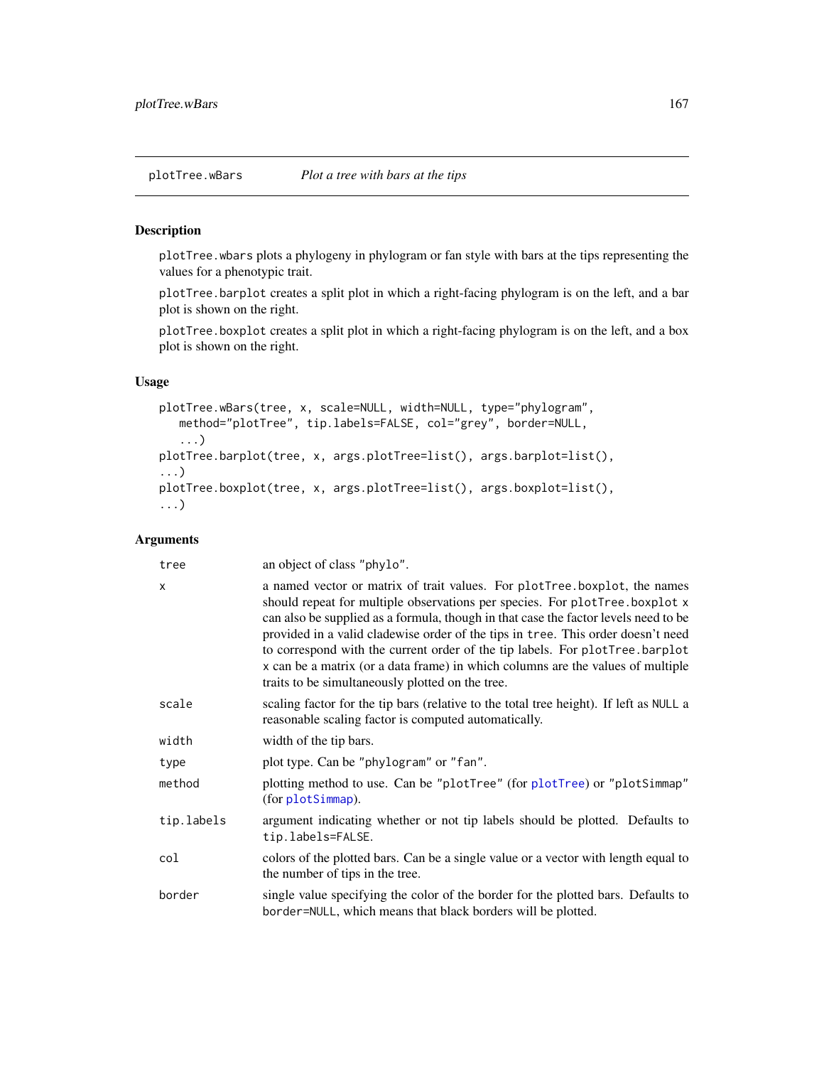plotTree.wBars *Plot a tree with bars at the tips*

## Description

plotTree.wbars plots a phylogeny in phylogram or fan style with bars at the tips representing the values for a phenotypic trait.

plotTree.barplot creates a split plot in which a right-facing phylogram is on the left, and a bar plot is shown on the right.

plotTree.boxplot creates a split plot in which a right-facing phylogram is on the left, and a box plot is shown on the right.

## Usage

```
plotTree.wBars(tree, x, scale=NULL, width=NULL, type="phylogram",
   method="plotTree", tip.labels=FALSE, col="grey", border=NULL,
   ...)
plotTree.barplot(tree, x, args.plotTree=list(), args.barplot=list(),
...)
plotTree.boxplot(tree, x, args.plotTree=list(), args.boxplot=list(),
...)
```

## Arguments

| | |
|---|---|
| tree | an object of class "phylo". |
| x | a named vector or matrix of trait values. For plotTree.boxplot, the names should repeat for multiple observations per species. For plotTree.boxplot x can also be supplied as a formula, though in that case the factor levels need to be provided in a valid cladewise order of the tips in tree. This order doesn't need to correspond with the current order of the tip labels. For plotTree.barplot x can be a matrix (or a data frame) in which columns are the values of multiple traits to be simultaneously plotted on the tree. |
| scale | scaling factor for the tip bars (relative to the total tree height). If left as NULL a reasonable scaling factor is computed automatically. |
| width | width of the tip bars. |
| type | plot type. Can be "phylogram" or "fan". |
| method | plotting method to use. Can be "plotTree" (for plotTree) or "plotSimmap" (for plotSimmap). |
| tip.labels | argument indicating whether or not tip labels should be plotted. Defaults to tip.labels=FALSE. |
| col | colors of the plotted bars. Can be a single value or a vector with length equal to the number of tips in the tree. |
| border | single value specifying the color of the border for the plotted bars. Defaults to border=NULL, which means that black borders will be plotted. |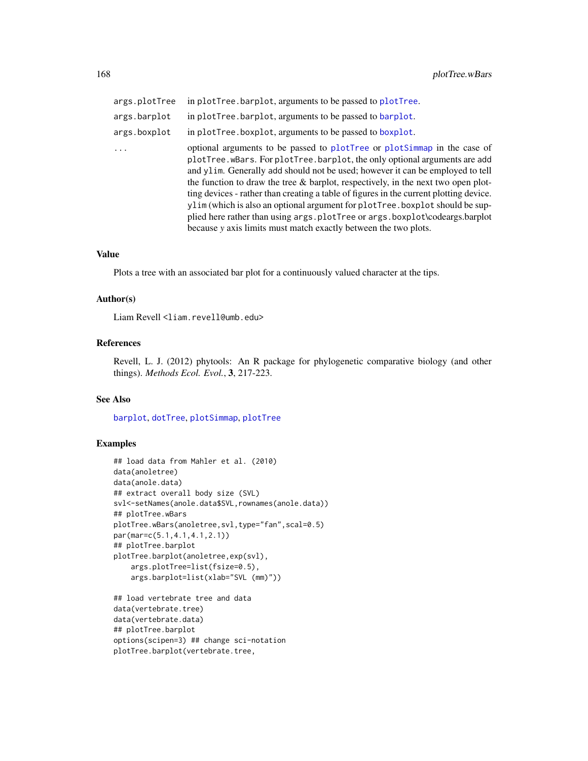| | |
|---|---|
| args.plotTree | in plotTree.barplot, arguments to be passed to plotTree. |
| args.barplot | in plotTree.barplot, arguments to be passed to barplot. |
| args.boxplot | in plotTree.boxplot, arguments to be passed to boxplot. |
| ... | optional arguments to be passed to plotTree or plotSimmap in the case of plotTree.wBars. For plotTree.barplot, the only optional arguments are add and ylim. Generally add should not be used; however it can be employed to tell the function to draw the tree & barplot, respectively, in the next two open plotting devices - rather than creating a table of figures in the current plotting device. ylim (which is also an optional argument for plotTree.boxplot should be supplied here rather than using args.plotTree or args.boxplot\codeargs.barplot because *y* axis limits must match exactly between the two plots. |

## Value

Plots a tree with an associated bar plot for a continuously valued character at the tips.

## Author(s)

Liam Revell <liam.revell@umb.edu>

## References

Revell, L. J. (2012) phytools: An R package for phylogenetic comparative biology (and other things). *Methods Ecol. Evol.*, **3**, 217-223.

## See Also

barplot, dotTree, plotSimmap, plotTree

## Examples

```
## load data from Mahler et al. (2010)
data(anoletree)
data(anole.data)
## extract overall body size (SVL)
svl<-setNames(anole.data$SVL,rownames(anole.data))
## plotTree.wBars
plotTree.wBars(anoletree,svl,type="fan",scal=0.5)
par(mar=c(5.1,4.1,4.1,2.1))
## plotTree.barplot
plotTree.barplot(anoletree,exp(svl),
    args.plotTree=list(fsize=0.5),
    args.barplot=list(xlab="SVL (mm)"))

## load vertebrate tree and data
data(vertebrate.tree)
data(vertebrate.data)
## plotTree.barplot
options(scipen=3) ## change sci-notation
plotTree.barplot(vertebrate.tree,
```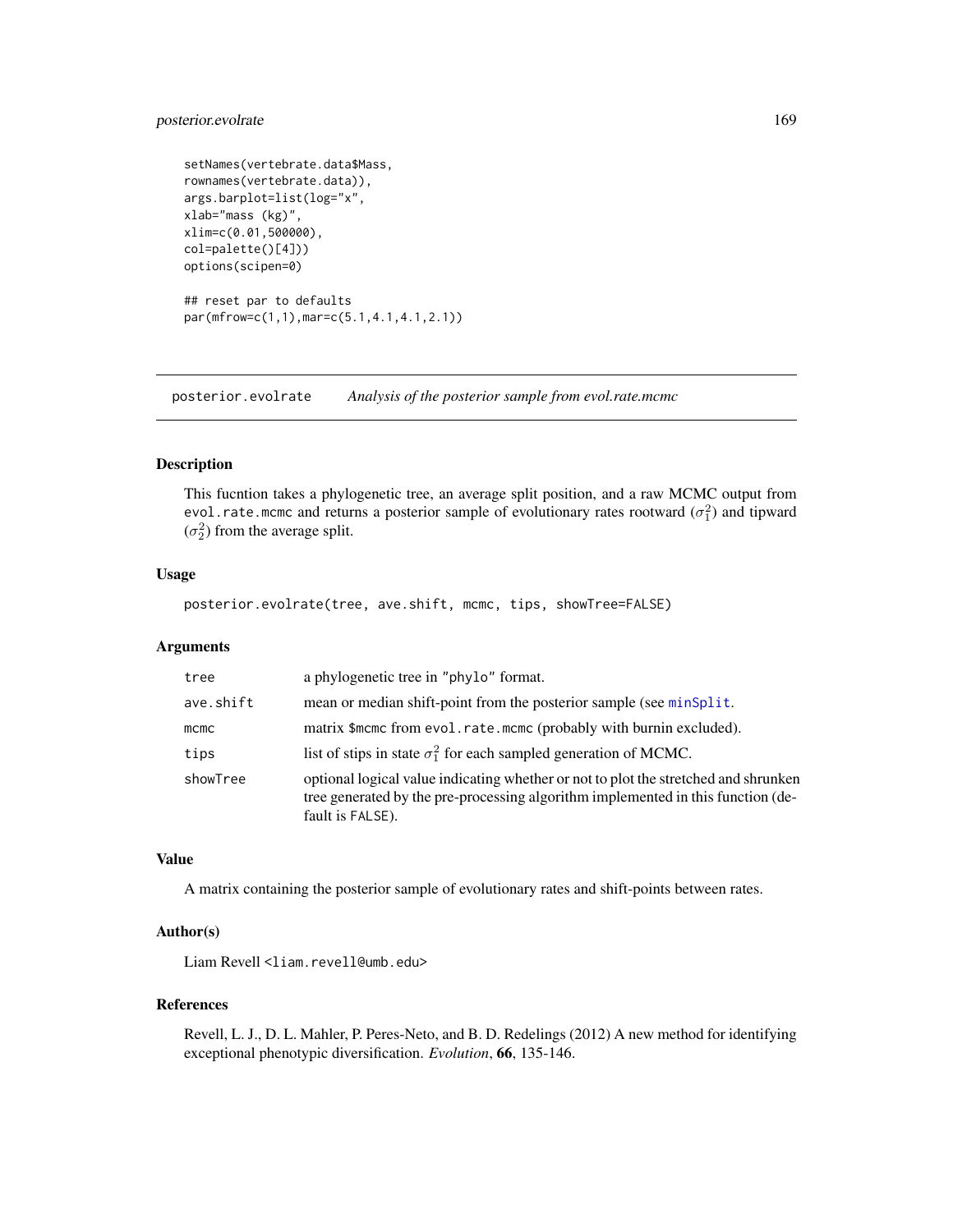```
setNames(vertebrate.data$Mass,
rownames(vertebrate.data)),
args.barplot=list(log="x",
xlab="mass (kg)",
xlim=c(0.01,500000),
col=palette()[4]))
options(scipen=0)

## reset par to defaults
par(mfrow=c(1,1),mar=c(5.1,4.1,4.1,2.1))
```

---

## posterior.evolrate — *Analysis of the posterior sample from evol.rate.mcmc*

### Description

This fucntion takes a phylogenetic tree, an average split position, and a raw MCMC output from `evol.rate.mcmc` and returns a posterior sample of evolutionary rates rootward ($\sigma_1^2$) and tipward ($\sigma_2^2$) from the average split.

### Usage

```
posterior.evolrate(tree, ave.shift, mcmc, tips, showTree=FALSE)
```

### Arguments

| | |
|---|---|
| `tree` | a phylogenetic tree in "phylo" format. |
| `ave.shift` | mean or median shift-point from the posterior sample (see `minSplit`. |
| `mcmc` | matrix `$mcmc` from `evol.rate.mcmc` (probably with burnin excluded). |
| `tips` | list of stips in state $\sigma_1^2$ for each sampled generation of MCMC. |
| `showTree` | optional logical value indicating whether or not to plot the stretched and shrunken tree generated by the pre-processing algorithm implemented in this function (default is `FALSE`). |

### Value

A matrix containing the posterior sample of evolutionary rates and shift-points between rates.

### Author(s)

Liam Revell <liam.revell@umb.edu>

### References

Revell, L. J., D. L. Mahler, P. Peres-Neto, and B. D. Redelings (2012) A new method for identifying exceptional phenotypic diversification. *Evolution*, **66**, 135-146.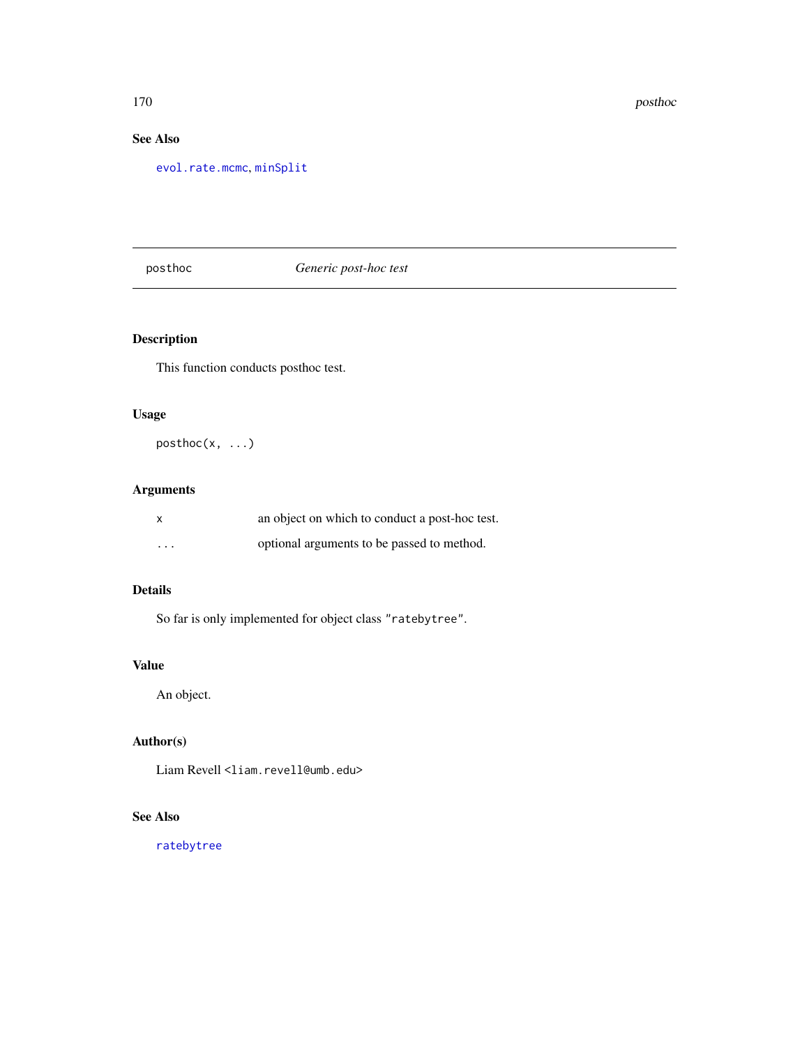## See Also

`evol.rate.mcmc`, `minSplit`

---

## posthoc — *Generic post-hoc test*

---

### Description

This function conducts posthoc test.

### Usage

```
posthoc(x, ...)
```

### Arguments

| | |
|---|---|
| `x` | an object on which to conduct a post-hoc test. |
| `...` | optional arguments to be passed to method. |

### Details

So far is only implemented for object class `"ratebytree"`.

### Value

An object.

### Author(s)

Liam Revell <`liam.revell@umb.edu`>

### See Also

`ratebytree`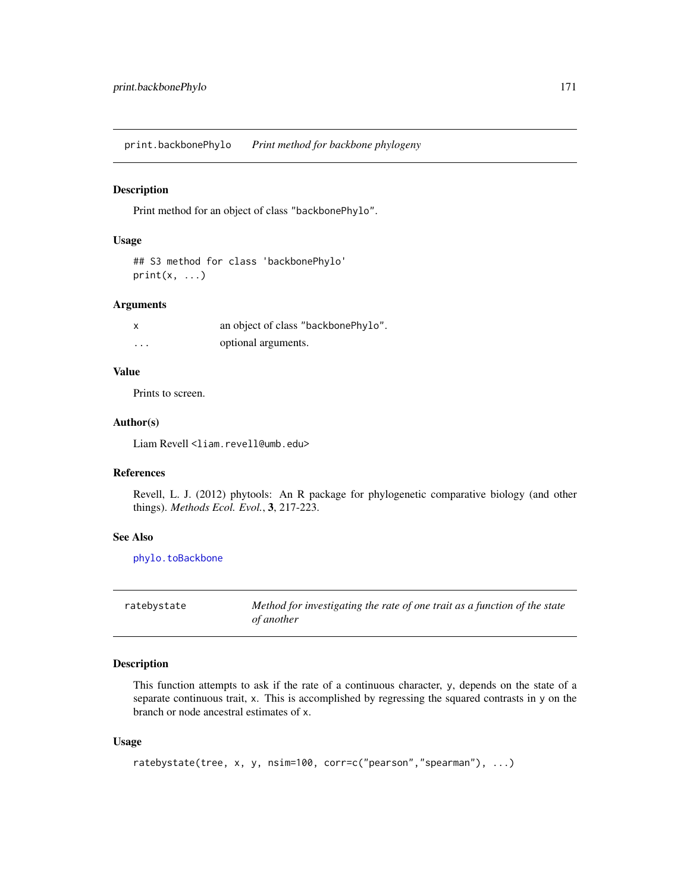## print.backbonePhylo *Print method for backbone phylogeny*

### Description

Print method for an object of class "backbonePhylo".

### Usage

```
## S3 method for class 'backbonePhylo'
print(x, ...)
```

### Arguments

| | |
|---|---|
| x | an object of class "backbonePhylo". |
| ... | optional arguments. |

### Value

Prints to screen.

### Author(s)

Liam Revell <liam.revell@umb.edu>

### References

Revell, L. J. (2012) phytools: An R package for phylogenetic comparative biology (and other things). *Methods Ecol. Evol.*, **3**, 217-223.

### See Also

phylo.toBackbone

## ratebystate *Method for investigating the rate of one trait as a function of the state of another*

### Description

This function attempts to ask if the rate of a continuous character, y, depends on the state of a separate continuous trait, x. This is accomplished by regressing the squared contrasts in y on the branch or node ancestral estimates of x.

### Usage

```
ratebystate(tree, x, y, nsim=100, corr=c("pearson","spearman"), ...)
```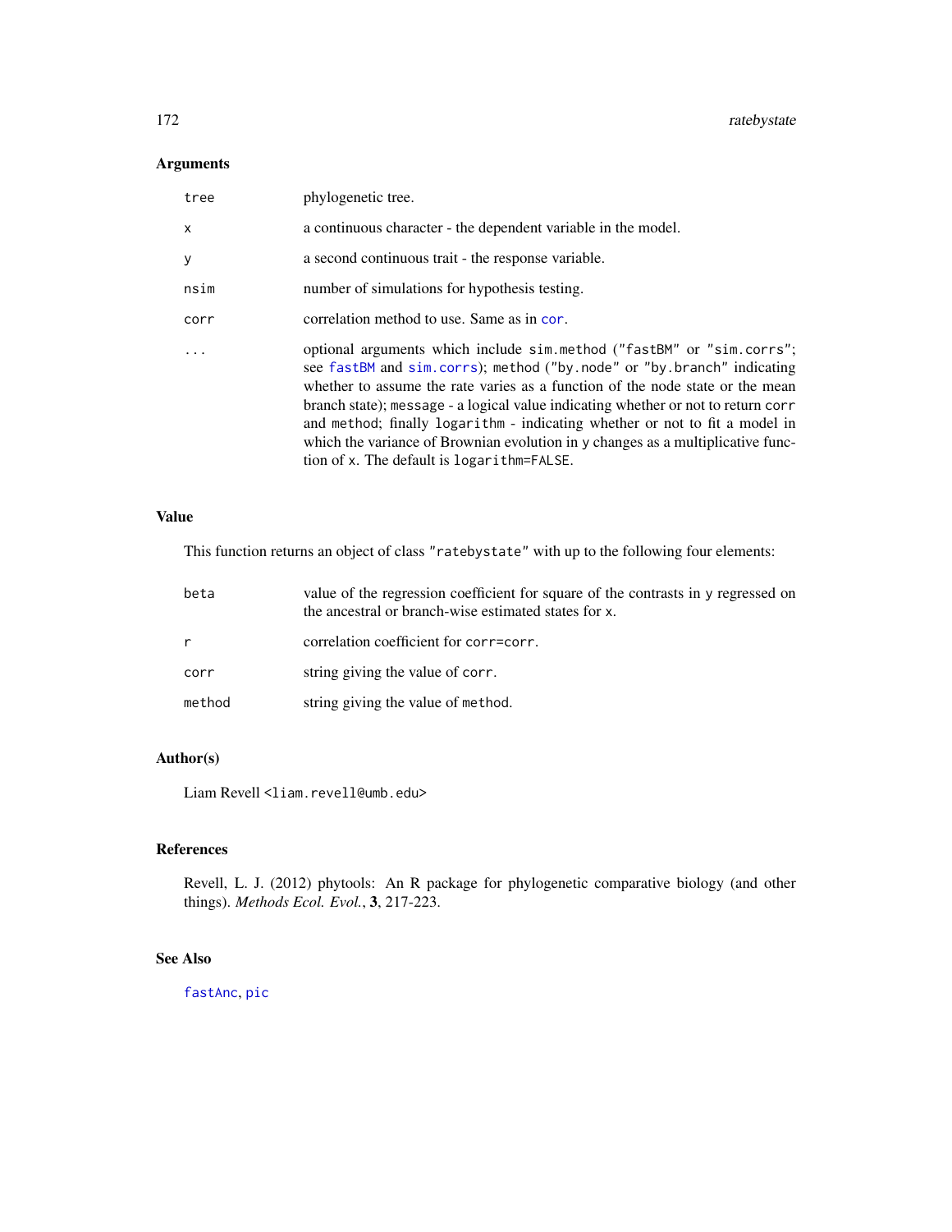## Arguments

| | |
|---|---|
| `tree` | phylogenetic tree. |
| `x` | a continuous character - the dependent variable in the model. |
| `y` | a second continuous trait - the response variable. |
| `nsim` | number of simulations for hypothesis testing. |
| `corr` | correlation method to use. Same as in `cor`. |
| `...` | optional arguments which include `sim.method` ("fastBM" or "sim.corrs"; see `fastBM` and `sim.corrs`); `method` ("by.node" or "by.branch" indicating whether to assume the rate varies as a function of the node state or the mean branch state); `message` - a logical value indicating whether or not to return `corr` and `method`; finally `logarithm` - indicating whether or not to fit a model in which the variance of Brownian evolution in `y` changes as a multiplicative function of `x`. The default is `logarithm=FALSE`. |

## Value

This function returns an object of class "ratebystate" with up to the following four elements:

| | |
|---|---|
| `beta` | value of the regression coefficient for square of the contrasts in `y` regressed on the ancestral or branch-wise estimated states for `x`. |
| `r` | correlation coefficient for `corr=corr`. |
| `corr` | string giving the value of `corr`. |
| `method` | string giving the value of `method`. |

## Author(s)

Liam Revell <liam.revell@umb.edu>

## References

Revell, L. J. (2012) phytools: An R package for phylogenetic comparative biology (and other things). *Methods Ecol. Evol.*, **3**, 217-223.

## See Also

`fastAnc`, `pic`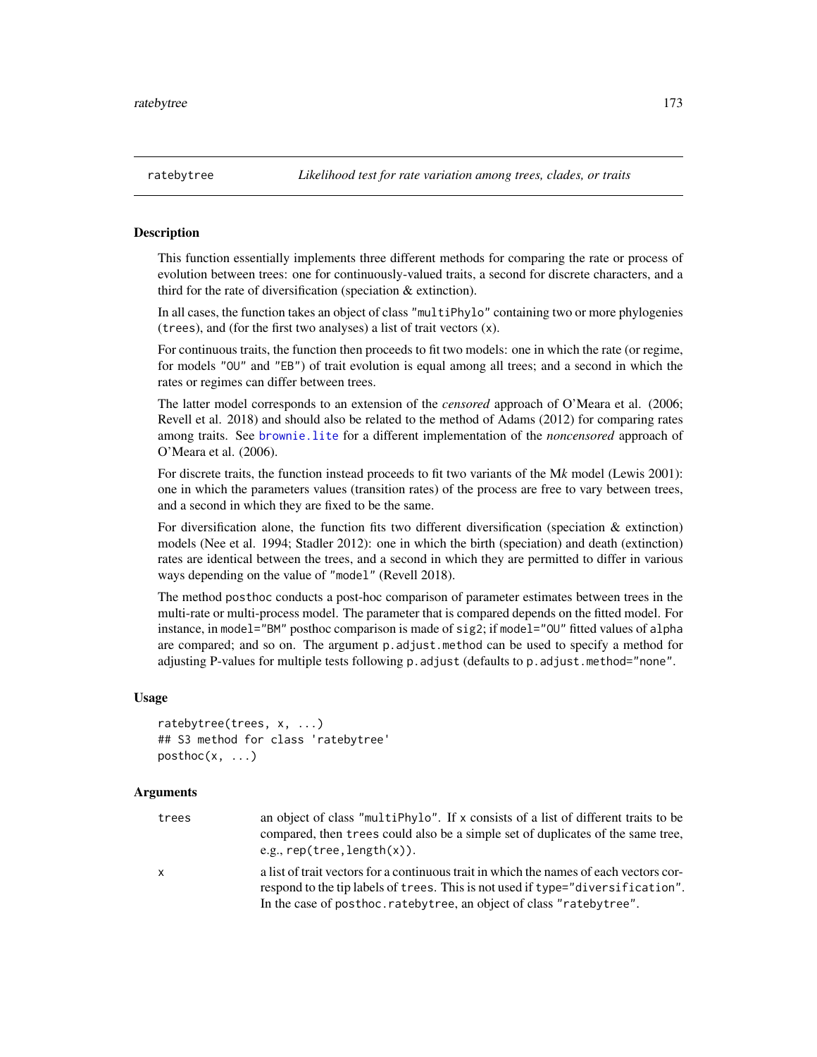ratebytree *Likelihood test for rate variation among trees, clades, or traits*

## Description

This function essentially implements three different methods for comparing the rate or process of evolution between trees: one for continuously-valued traits, a second for discrete characters, and a third for the rate of diversification (speciation & extinction).

In all cases, the function takes an object of class "multiPhylo" containing two or more phylogenies (trees), and (for the first two analyses) a list of trait vectors (x).

For continuous traits, the function then proceeds to fit two models: one in which the rate (or regime, for models "OU" and "EB") of trait evolution is equal among all trees; and a second in which the rates or regimes can differ between trees.

The latter model corresponds to an extension of the *censored* approach of O'Meara et al. (2006; Revell et al. 2018) and should also be related to the method of Adams (2012) for comparing rates among traits. See brownie.lite for a different implementation of the *noncensored* approach of O'Meara et al. (2006).

For discrete traits, the function instead proceeds to fit two variants of the M*k* model (Lewis 2001): one in which the parameters values (transition rates) of the process are free to vary between trees, and a second in which they are fixed to be the same.

For diversification alone, the function fits two different diversification (speciation & extinction) models (Nee et al. 1994; Stadler 2012): one in which the birth (speciation) and death (extinction) rates are identical between the trees, and a second in which they are permitted to differ in various ways depending on the value of "model" (Revell 2018).

The method posthoc conducts a post-hoc comparison of parameter estimates between trees in the multi-rate or multi-process model. The parameter that is compared depends on the fitted model. For instance, in model="BM" posthoc comparison is made of sig2; if model="OU" fitted values of alpha are compared; and so on. The argument p.adjust.method can be used to specify a method for adjusting P-values for multiple tests following p.adjust (defaults to p.adjust.method="none".

## Usage

```
ratebytree(trees, x, ...)
## S3 method for class 'ratebytree'
posthoc(x, ...)
```

## Arguments

| | |
|---|---|
| trees | an object of class "multiPhylo". If x consists of a list of different traits to be compared, then trees could also be a simple set of duplicates of the same tree, e.g., rep(tree,length(x)). |
| x | a list of trait vectors for a continuous trait in which the names of each vectors correspond to the tip labels of trees. This is not used if type="diversification". In the case of posthoc.ratebytree, an object of class "ratebytree". |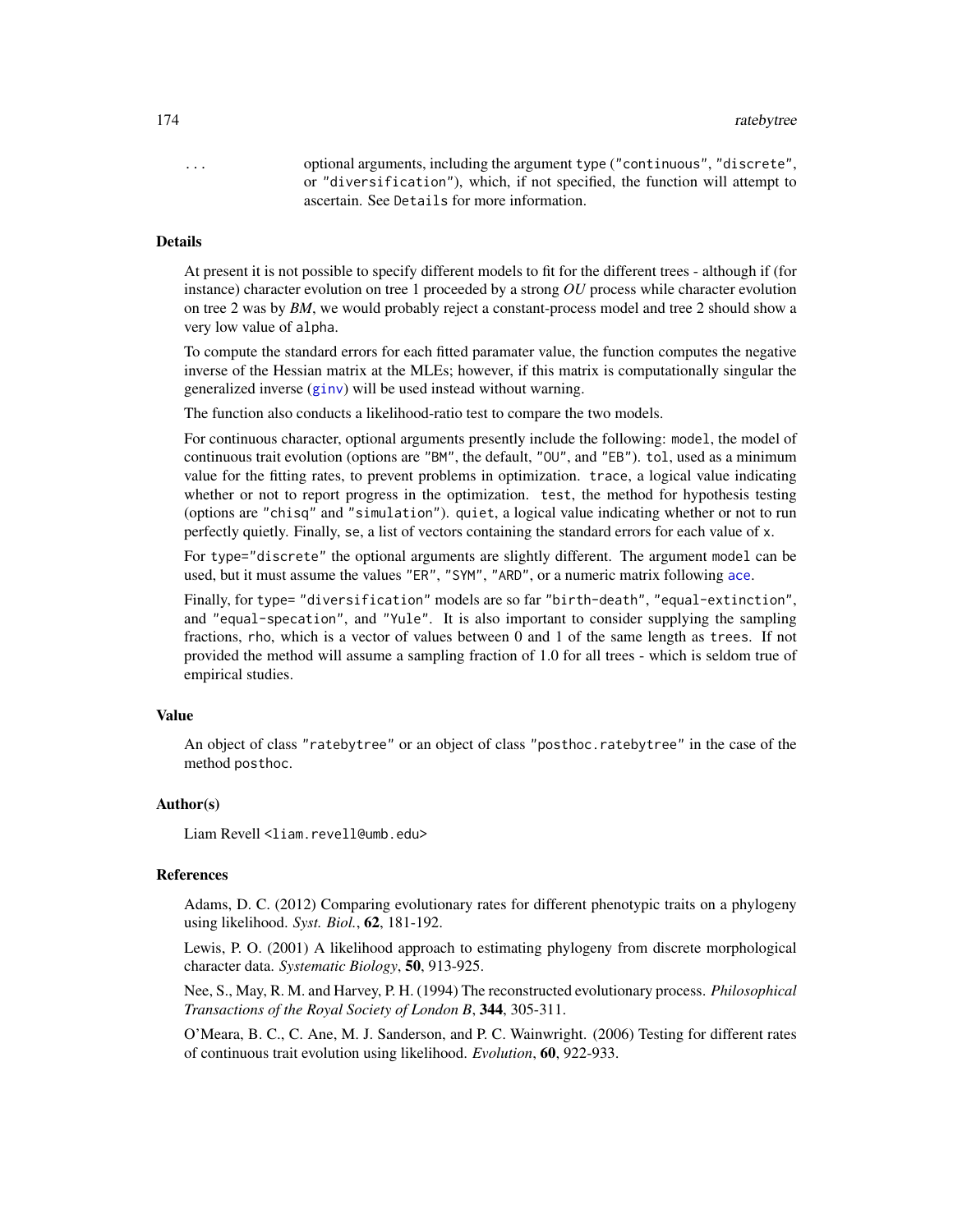... optional arguments, including the argument type ("continuous", "discrete", or "diversification"), which, if not specified, the function will attempt to ascertain. See Details for more information.

## Details

At present it is not possible to specify different models to fit for the different trees - although if (for instance) character evolution on tree 1 proceeded by a strong *OU* process while character evolution on tree 2 was by *BM*, we would probably reject a constant-process model and tree 2 should show a very low value of alpha.

To compute the standard errors for each fitted paramater value, the function computes the negative inverse of the Hessian matrix at the MLEs; however, if this matrix is computationally singular the generalized inverse (ginv) will be used instead without warning.

The function also conducts a likelihood-ratio test to compare the two models.

For continuous character, optional arguments presently include the following: model, the model of continuous trait evolution (options are "BM", the default, "OU", and "EB"). tol, used as a minimum value for the fitting rates, to prevent problems in optimization. trace, a logical value indicating whether or not to report progress in the optimization. test, the method for hypothesis testing (options are "chisq" and "simulation"). quiet, a logical value indicating whether or not to run perfectly quietly. Finally, se, a list of vectors containing the standard errors for each value of x.

For type="discrete" the optional arguments are slightly different. The argument model can be used, but it must assume the values "ER", "SYM", "ARD", or a numeric matrix following ace.

Finally, for type= "diversification" models are so far "birth-death", "equal-extinction", and "equal-specation", and "Yule". It is also important to consider supplying the sampling fractions, rho, which is a vector of values between 0 and 1 of the same length as trees. If not provided the method will assume a sampling fraction of 1.0 for all trees - which is seldom true of empirical studies.

## Value

An object of class "ratebytree" or an object of class "posthoc.ratebytree" in the case of the method posthoc.

## Author(s)

Liam Revell <liam.revell@umb.edu>

## References

Adams, D. C. (2012) Comparing evolutionary rates for different phenotypic traits on a phylogeny using likelihood. *Syst. Biol.*, **62**, 181-192.

Lewis, P. O. (2001) A likelihood approach to estimating phylogeny from discrete morphological character data. *Systematic Biology*, **50**, 913-925.

Nee, S., May, R. M. and Harvey, P. H. (1994) The reconstructed evolutionary process. *Philosophical Transactions of the Royal Society of London B*, **344**, 305-311.

O'Meara, B. C., C. Ane, M. J. Sanderson, and P. C. Wainwright. (2006) Testing for different rates of continuous trait evolution using likelihood. *Evolution*, **60**, 922-933.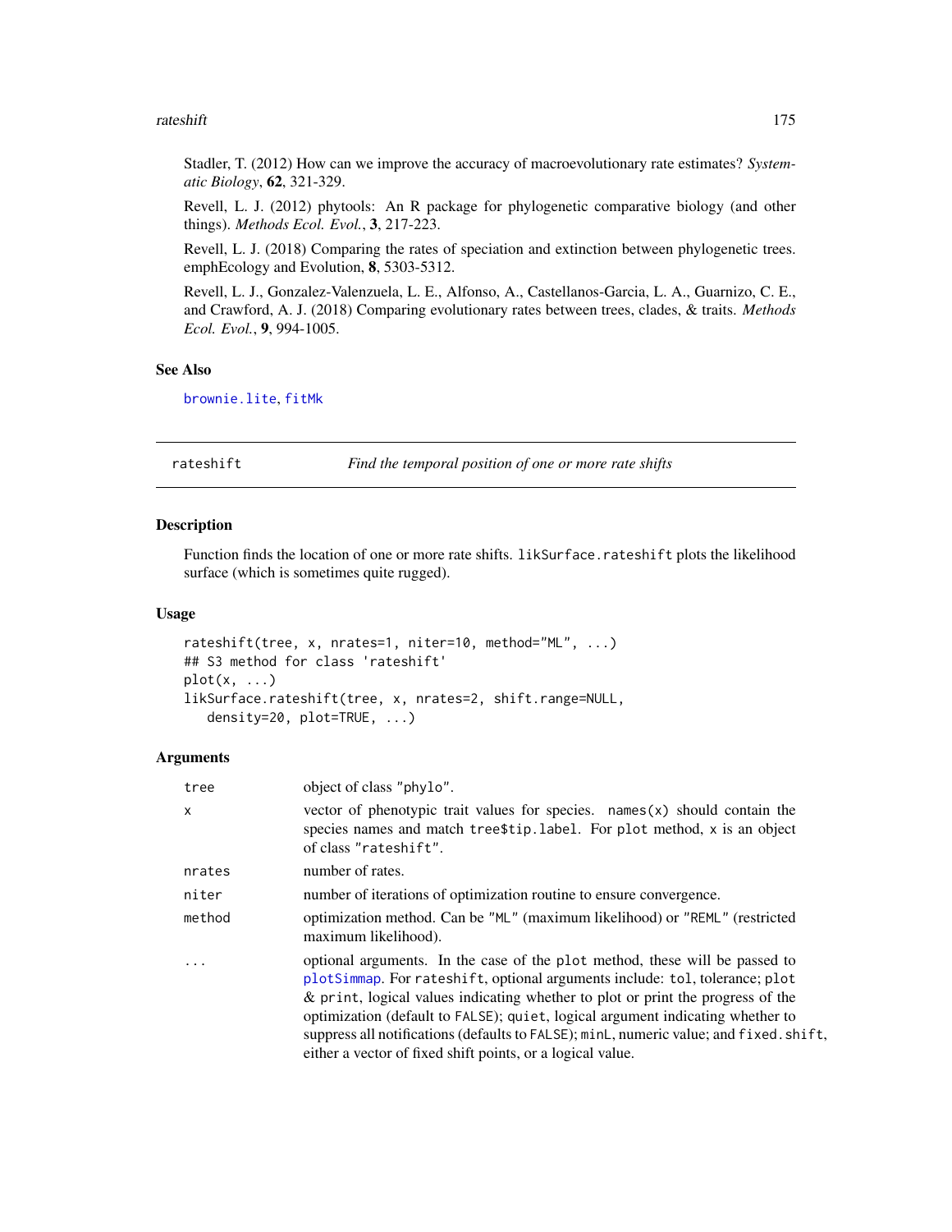Stadler, T. (2012) How can we improve the accuracy of macroevolutionary rate estimates? *Systematic Biology*, **62**, 321-329.

Revell, L. J. (2012) phytools: An R package for phylogenetic comparative biology (and other things). *Methods Ecol. Evol.*, **3**, 217-223.

Revell, L. J. (2018) Comparing the rates of speciation and extinction between phylogenetic trees. emphEcology and Evolution, **8**, 5303-5312.

Revell, L. J., Gonzalez-Valenzuela, L. E., Alfonso, A., Castellanos-Garcia, L. A., Guarnizo, C. E., and Crawford, A. J. (2018) Comparing evolutionary rates between trees, clades, & traits. *Methods Ecol. Evol.*, **9**, 994-1005.

### See Also

`brownie.lite`, `fitMk`

---

## rateshift — *Find the temporal position of one or more rate shifts*

### Description

Function finds the location of one or more rate shifts. `likSurface.rateshift` plots the likelihood surface (which is sometimes quite rugged).

### Usage

```
rateshift(tree, x, nrates=1, niter=10, method="ML", ...)
## S3 method for class 'rateshift'
plot(x, ...)
likSurface.rateshift(tree, x, nrates=2, shift.range=NULL,
   density=20, plot=TRUE, ...)
```

### Arguments

| | |
|---|---|
| `tree` | object of class `"phylo"`. |
| `x` | vector of phenotypic trait values for species. `names(x)` should contain the species names and match `tree$tip.label`. For `plot` method, `x` is an object of class `"rateshift"`. |
| `nrates` | number of rates. |
| `niter` | number of iterations of optimization routine to ensure convergence. |
| `method` | optimization method. Can be `"ML"` (maximum likelihood) or `"REML"` (restricted maximum likelihood). |
| `...` | optional arguments. In the case of the `plot` method, these will be passed to `plotSimmap`. For `rateshift`, optional arguments include: `tol`, tolerance; `plot` & `print`, logical values indicating whether to plot or print the progress of the optimization (default to `FALSE`); `quiet`, logical argument indicating whether to suppress all notifications (defaults to `FALSE`); `minL`, numeric value; and `fixed.shift`, either a vector of fixed shift points, or a logical value. |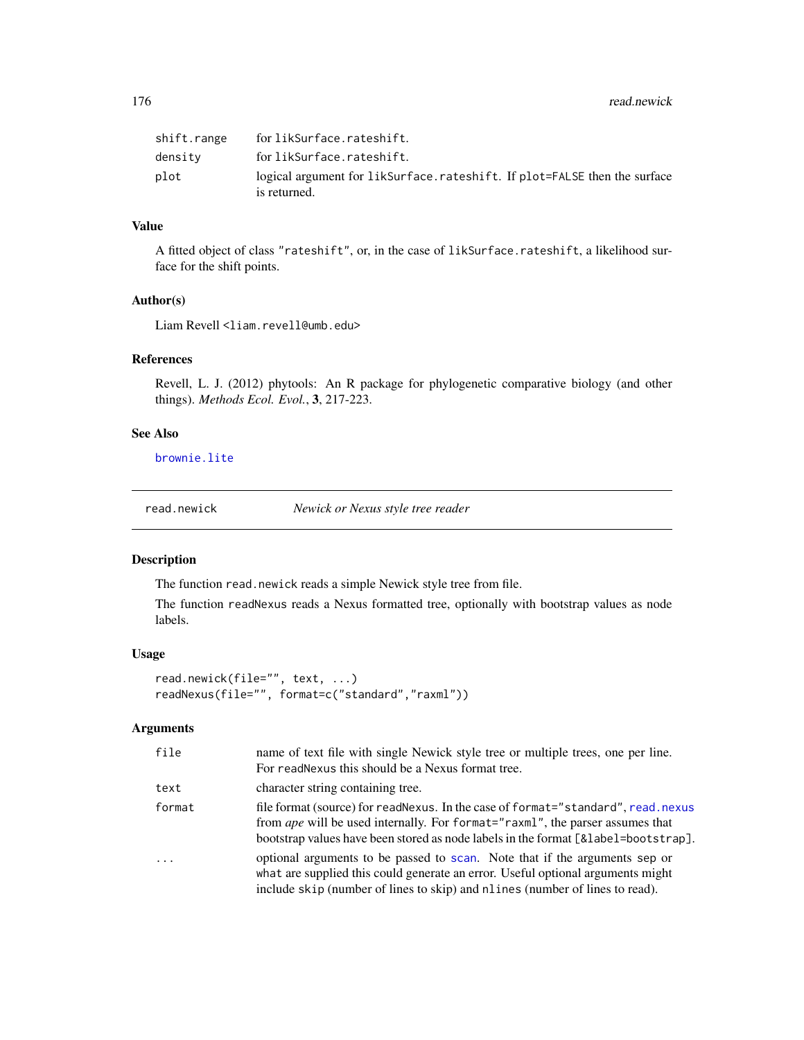| | |
|---|---|
| shift.range | for likSurface.rateshift. |
| density | for likSurface.rateshift. |
| plot | logical argument for likSurface.rateshift. If plot=FALSE then the surface is returned. |

### Value

A fitted object of class "rateshift", or, in the case of likSurface.rateshift, a likelihood surface for the shift points.

### Author(s)

Liam Revell <liam.revell@umb.edu>

### References

Revell, L. J. (2012) phytools: An R package for phylogenetic comparative biology (and other things). *Methods Ecol. Evol.*, **3**, 217-223.

### See Also

brownie.lite

---

## read.newick — *Newick or Nexus style tree reader*

---

### Description

The function read.newick reads a simple Newick style tree from file.

The function readNexus reads a Nexus formatted tree, optionally with bootstrap values as node labels.

### Usage

```
read.newick(file="", text, ...)
readNexus(file="", format=c("standard","raxml"))
```

### Arguments

| | |
|---|---|
| file | name of text file with single Newick style tree or multiple trees, one per line. For readNexus this should be a Nexus format tree. |
| text | character string containing tree. |
| format | file format (source) for readNexus. In the case of format="standard", read.nexus from *ape* will be used internally. For format="raxml", the parser assumes that bootstrap values have been stored as node labels in the format [&label=bootstrap]. |
| ... | optional arguments to be passed to scan. Note that if the arguments sep or what are supplied this could generate an error. Useful optional arguments might include skip (number of lines to skip) and nlines (number of lines to read). |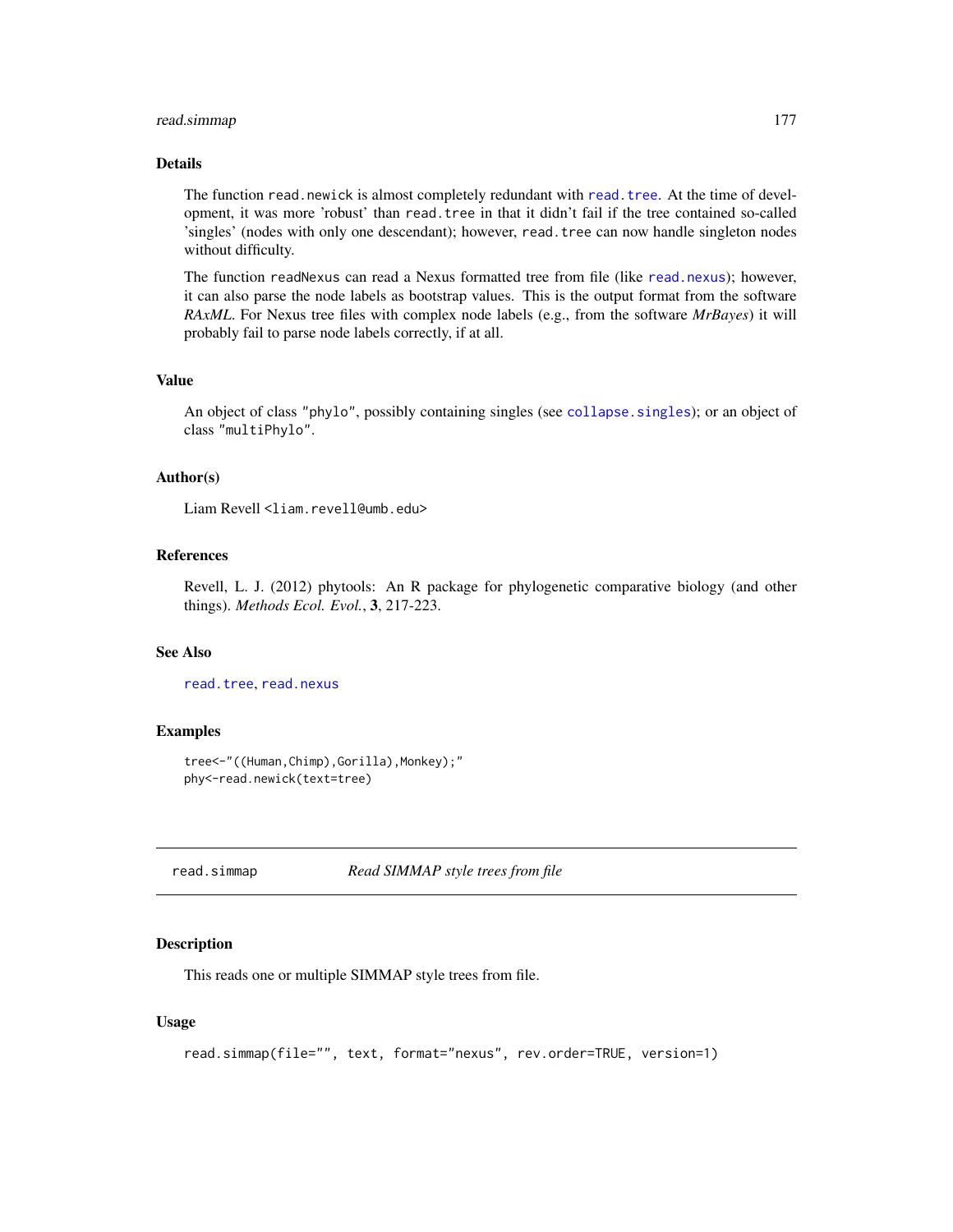## Details

The function `read.newick` is almost completely redundant with `read.tree`. At the time of development, it was more 'robust' than `read.tree` in that it didn't fail if the tree contained so-called 'singles' (nodes with only one descendant); however, `read.tree` can now handle singleton nodes without difficulty.

The function `readNexus` can read a Nexus formatted tree from file (like `read.nexus`); however, it can also parse the node labels as bootstrap values. This is the output format from the software *RAxML*. For Nexus tree files with complex node labels (e.g., from the software *MrBayes*) it will probably fail to parse node labels correctly, if at all.

## Value

An object of class `"phylo"`, possibly containing singles (see `collapse.singles`); or an object of class `"multiPhylo"`.

## Author(s)

Liam Revell <liam.revell@umb.edu>

## References

Revell, L. J. (2012) phytools: An R package for phylogenetic comparative biology (and other things). *Methods Ecol. Evol.*, **3**, 217-223.

## See Also

`read.tree`, `read.nexus`

## Examples

```
tree<-"((Human,Chimp),Gorilla),Monkey);"
phy<-read.newick(text=tree)
```

---

# read.simmap — *Read SIMMAP style trees from file*

## Description

This reads one or multiple SIMMAP style trees from file.

## Usage

```
read.simmap(file="", text, format="nexus", rev.order=TRUE, version=1)
```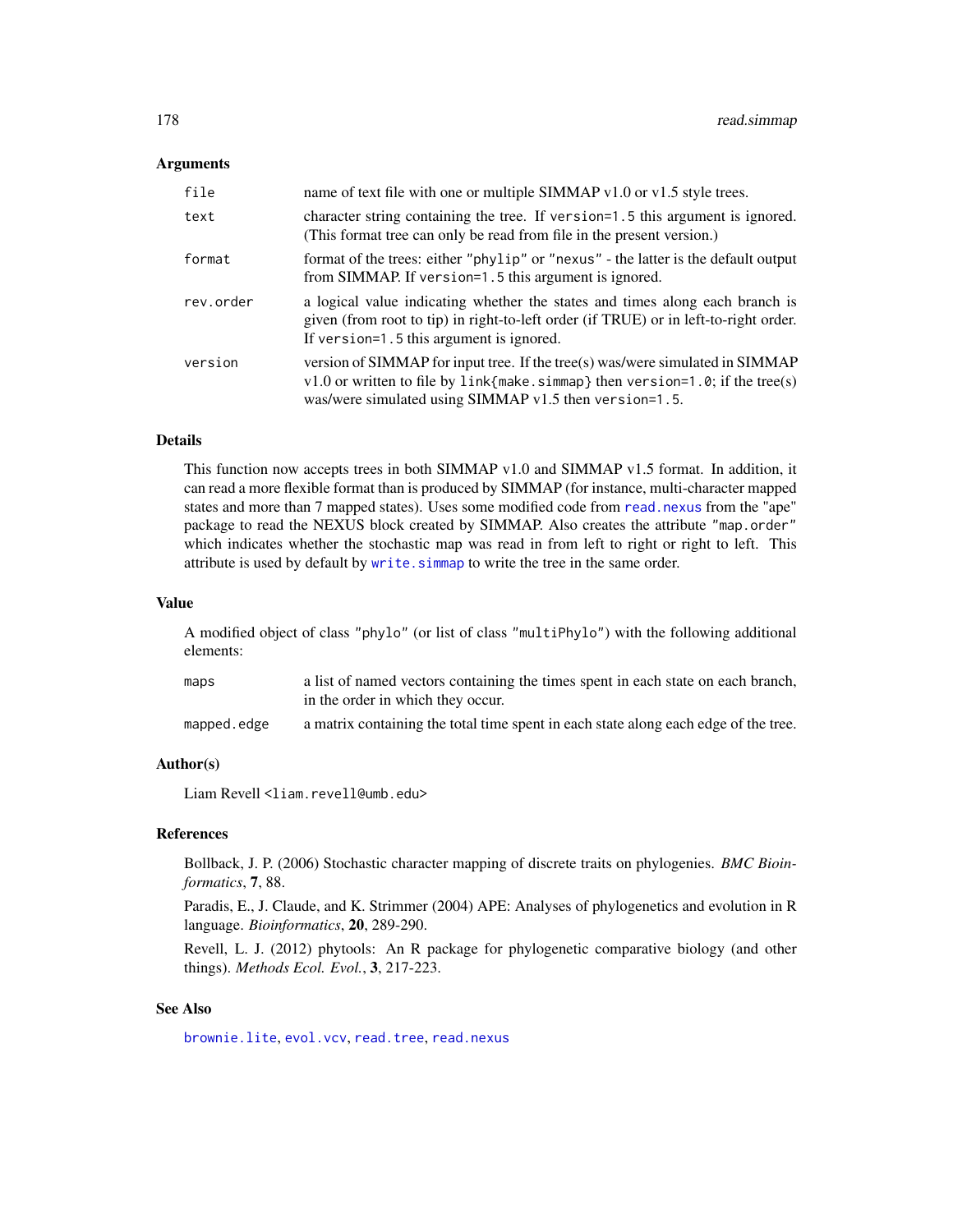## Arguments

| | |
|---|---|
| `file` | name of text file with one or multiple SIMMAP v1.0 or v1.5 style trees. |
| `text` | character string containing the tree. If `version=1.5` this argument is ignored. (This format tree can only be read from file in the present version.) |
| `format` | format of the trees: either `"phylip"` or `"nexus"` - the latter is the default output from SIMMAP. If `version=1.5` this argument is ignored. |
| `rev.order` | a logical value indicating whether the states and times along each branch is given (from root to tip) in right-to-left order (if TRUE) or in left-to-right order. If `version=1.5` this argument is ignored. |
| `version` | version of SIMMAP for input tree. If the tree(s) was/were simulated in SIMMAP v1.0 or written to file by `link{make.simmap}` then `version=1.0`; if the tree(s) was/were simulated using SIMMAP v1.5 then `version=1.5`. |

## Details

This function now accepts trees in both SIMMAP v1.0 and SIMMAP v1.5 format. In addition, it can read a more flexible format than is produced by SIMMAP (for instance, multi-character mapped states and more than 7 mapped states). Uses some modified code from `read.nexus` from the "ape" package to read the NEXUS block created by SIMMAP. Also creates the attribute `"map.order"` which indicates whether the stochastic map was read in from left to right or right to left. This attribute is used by default by `write.simmap` to write the tree in the same order.

## Value

A modified object of class `"phylo"` (or list of class `"multiPhylo"`) with the following additional elements:

| | |
|---|---|
| `maps` | a list of named vectors containing the times spent in each state on each branch, in the order in which they occur. |
| `mapped.edge` | a matrix containing the total time spent in each state along each edge of the tree. |

## Author(s)

Liam Revell <liam.revell@umb.edu>

## References

Bollback, J. P. (2006) Stochastic character mapping of discrete traits on phylogenies. *BMC Bioinformatics*, **7**, 88.

Paradis, E., J. Claude, and K. Strimmer (2004) APE: Analyses of phylogenetics and evolution in R language. *Bioinformatics*, **20**, 289-290.

Revell, L. J. (2012) phytools: An R package for phylogenetic comparative biology (and other things). *Methods Ecol. Evol.*, **3**, 217-223.

## See Also

`brownie.lite`, `evol.vcv`, `read.tree`, `read.nexus`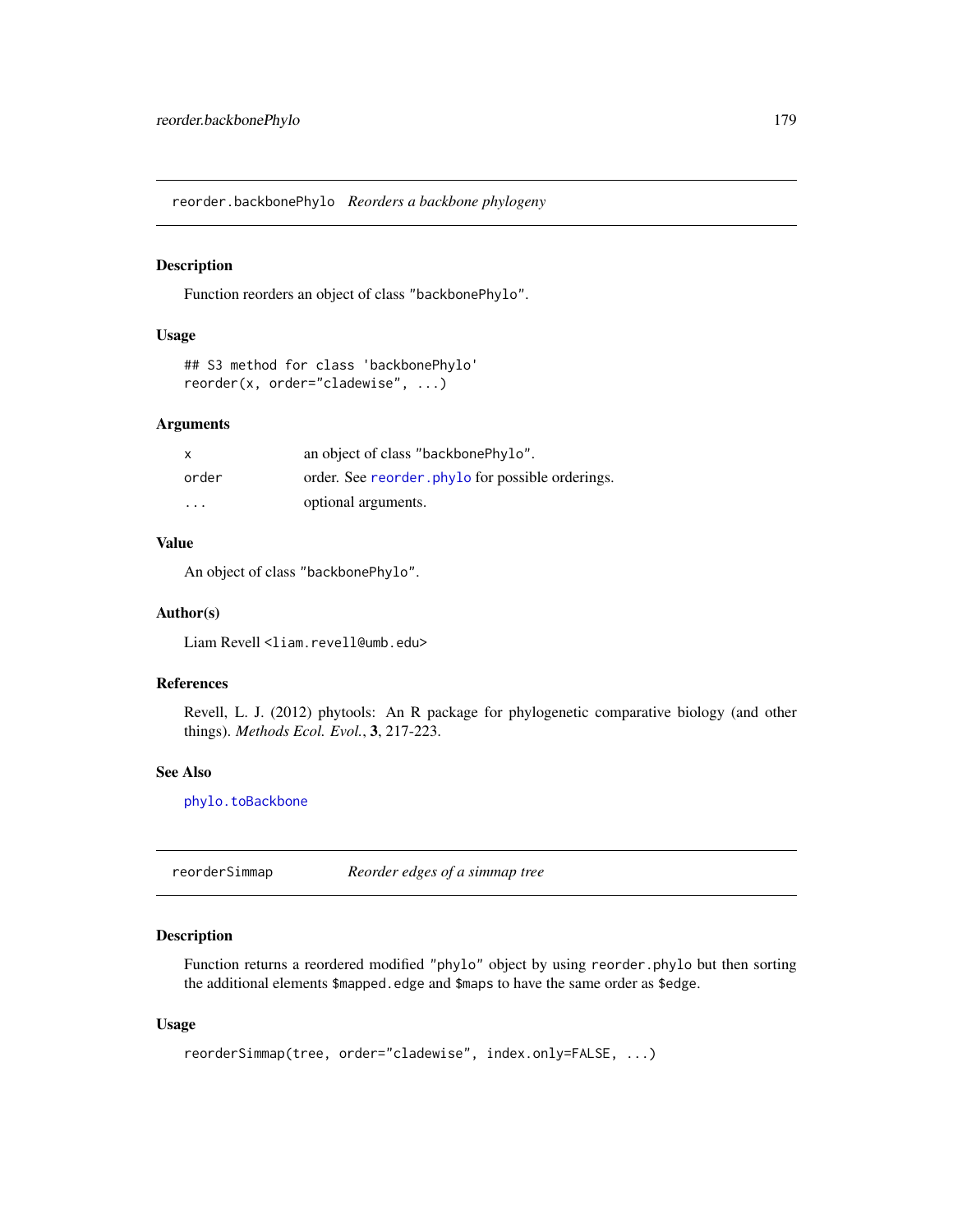## reorder.backbonePhylo *Reorders a backbone phylogeny*

### Description

Function reorders an object of class "backbonePhylo".

### Usage

```
## S3 method for class 'backbonePhylo'
reorder(x, order="cladewise", ...)
```

### Arguments

| | |
|---|---|
| x | an object of class "backbonePhylo". |
| order | order. See reorder.phylo for possible orderings. |
| ... | optional arguments. |

### Value

An object of class "backbonePhylo".

### Author(s)

Liam Revell <liam.revell@umb.edu>

### References

Revell, L. J. (2012) phytools: An R package for phylogenetic comparative biology (and other things). *Methods Ecol. Evol.*, **3**, 217-223.

### See Also

phylo.toBackbone

## reorderSimmap *Reorder edges of a simmap tree*

### Description

Function returns a reordered modified "phylo" object by using reorder.phylo but then sorting the additional elements $mapped.edge and $maps to have the same order as $edge.

### Usage

```
reorderSimmap(tree, order="cladewise", index.only=FALSE, ...)
```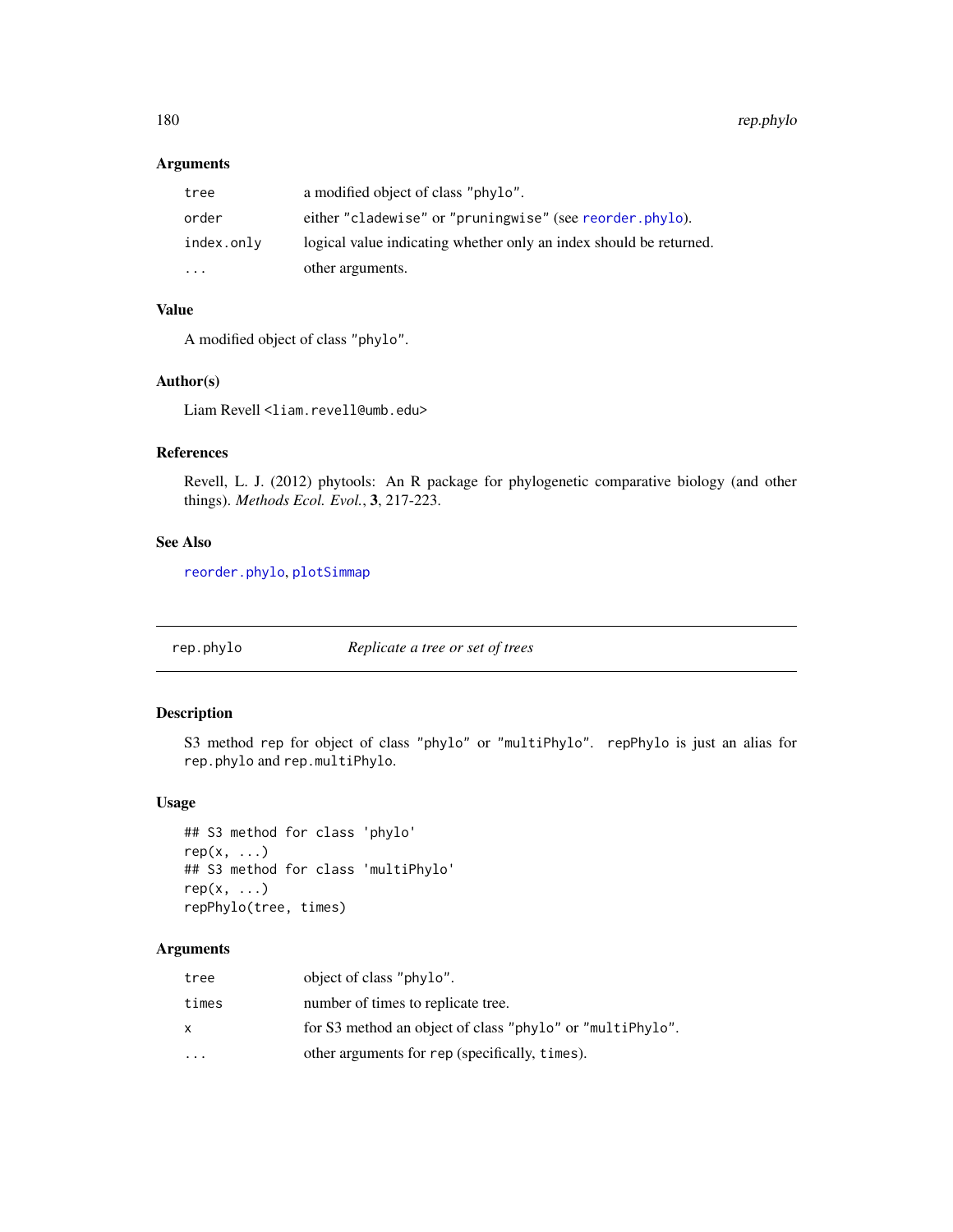### Arguments

| | |
|---|---|
| `tree` | a modified object of class "phylo". |
| `order` | either "cladewise" or "pruningwise" (see `reorder.phylo`). |
| `index.only` | logical value indicating whether only an index should be returned. |
| `...` | other arguments. |

### Value

A modified object of class "phylo".

### Author(s)

Liam Revell <liam.revell@umb.edu>

### References

Revell, L. J. (2012) phytools: An R package for phylogenetic comparative biology (and other things). *Methods Ecol. Evol.*, **3**, 217-223.

### See Also

`reorder.phylo`, `plotSimmap`

---

## rep.phylo *Replicate a tree or set of trees*

### Description

S3 method rep for object of class "phylo" or "multiPhylo". repPhylo is just an alias for rep.phylo and rep.multiPhylo.

### Usage

```
## S3 method for class 'phylo'
rep(x, ...)
## S3 method for class 'multiPhylo'
rep(x, ...)
repPhylo(tree, times)
```

### Arguments

| | |
|---|---|
| `tree` | object of class "phylo". |
| `times` | number of times to replicate tree. |
| `x` | for S3 method an object of class "phylo" or "multiPhylo". |
| `...` | other arguments for `rep` (specifically, `times`). |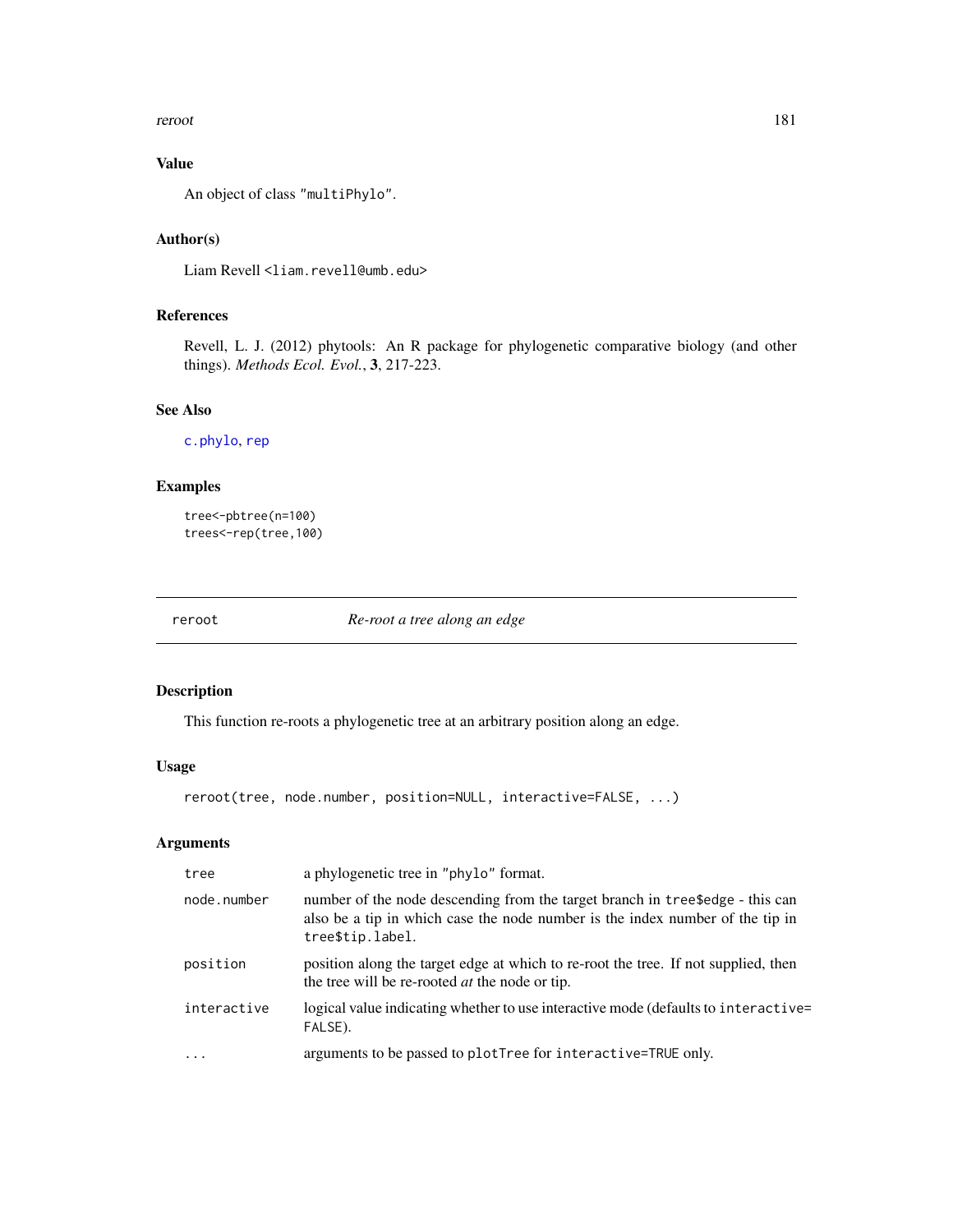### Value

An object of class "multiPhylo".

### Author(s)

Liam Revell <liam.revell@umb.edu>

### References

Revell, L. J. (2012) phytools: An R package for phylogenetic comparative biology (and other things). *Methods Ecol. Evol.*, **3**, 217-223.

### See Also

c.phylo, rep

### Examples

```
tree<-pbtree(n=100)
trees<-rep(tree,100)
```

---

## reroot — *Re-root a tree along an edge*

---

### Description

This function re-roots a phylogenetic tree at an arbitrary position along an edge.

### Usage

```
reroot(tree, node.number, position=NULL, interactive=FALSE, ...)
```

### Arguments

| | |
|---|---|
| `tree` | a phylogenetic tree in "phylo" format. |
| `node.number` | number of the node descending from the target branch in `tree$edge` - this can also be a tip in which case the node number is the index number of the tip in `tree$tip.label`. |
| `position` | position along the target edge at which to re-root the tree. If not supplied, then the tree will be re-rooted *at* the node or tip. |
| `interactive` | logical value indicating whether to use interactive mode (defaults to `interactive=FALSE`). |
| `...` | arguments to be passed to `plotTree` for `interactive=TRUE` only. |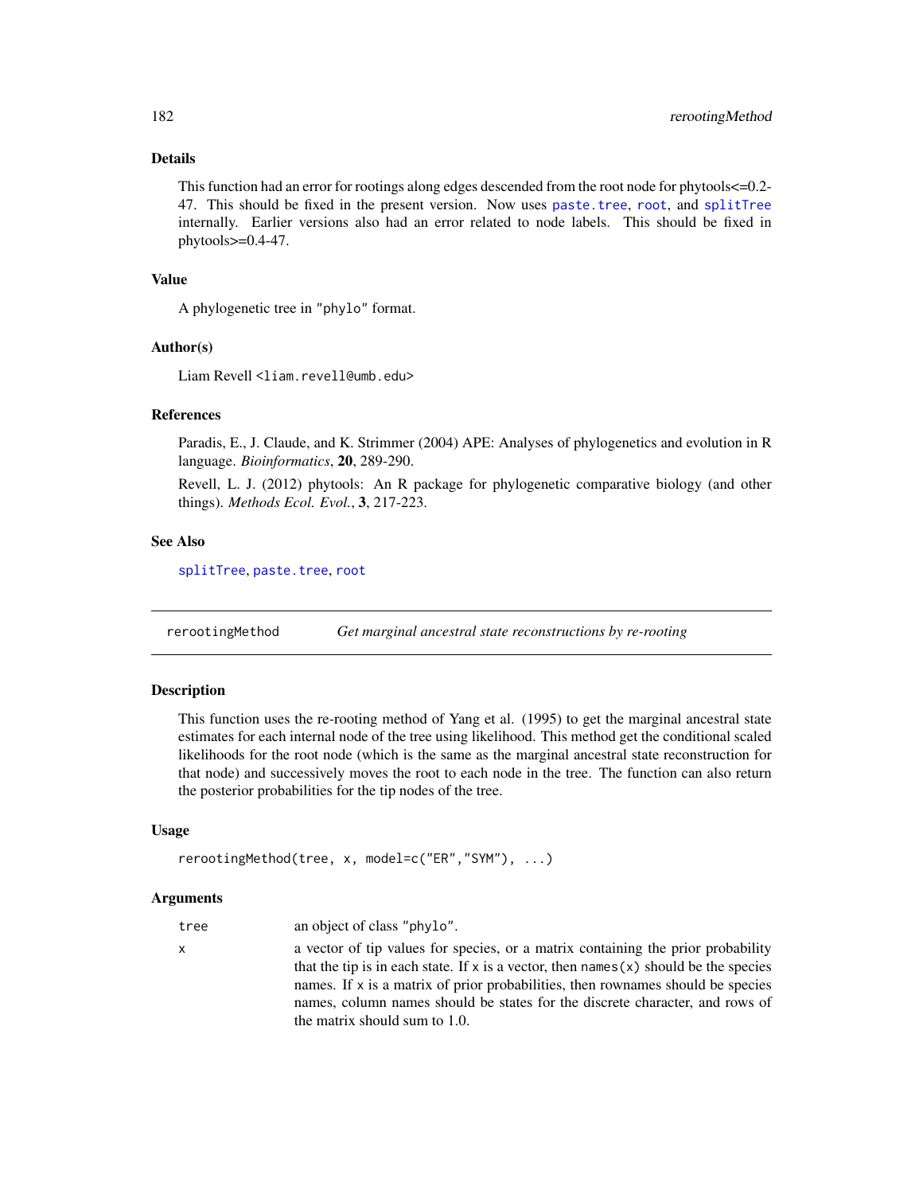### Details

This function had an error for rootings along edges descended from the root node for phytools<=0.2-47. This should be fixed in the present version. Now uses `paste.tree`, `root`, and `splitTree` internally. Earlier versions also had an error related to node labels. This should be fixed in phytools>=0.4-47.

### Value

A phylogenetic tree in "phylo" format.

### Author(s)

Liam Revell <liam.revell@umb.edu>

### References

Paradis, E., J. Claude, and K. Strimmer (2004) APE: Analyses of phylogenetics and evolution in R language. *Bioinformatics*, **20**, 289-290.

Revell, L. J. (2012) phytools: An R package for phylogenetic comparative biology (and other things). *Methods Ecol. Evol.*, **3**, 217-223.

### See Also

`splitTree`, `paste.tree`, `root`

---

## rerootingMethod — *Get marginal ancestral state reconstructions by re-rooting*

---

### Description

This function uses the re-rooting method of Yang et al. (1995) to get the marginal ancestral state estimates for each internal node of the tree using likelihood. This method get the conditional scaled likelihoods for the root node (which is the same as the marginal ancestral state reconstruction for that node) and successively moves the root to each node in the tree. The function can also return the posterior probabilities for the tip nodes of the tree.

### Usage

```
rerootingMethod(tree, x, model=c("ER","SYM"), ...)
```

### Arguments

| | |
|---|---|
| `tree` | an object of class "phylo". |
| `x` | a vector of tip values for species, or a matrix containing the prior probability that the tip is in each state. If `x` is a vector, then `names(x)` should be the species names. If `x` is a matrix of prior probabilities, then rownames should be species names, column names should be states for the discrete character, and rows of the matrix should sum to 1.0. |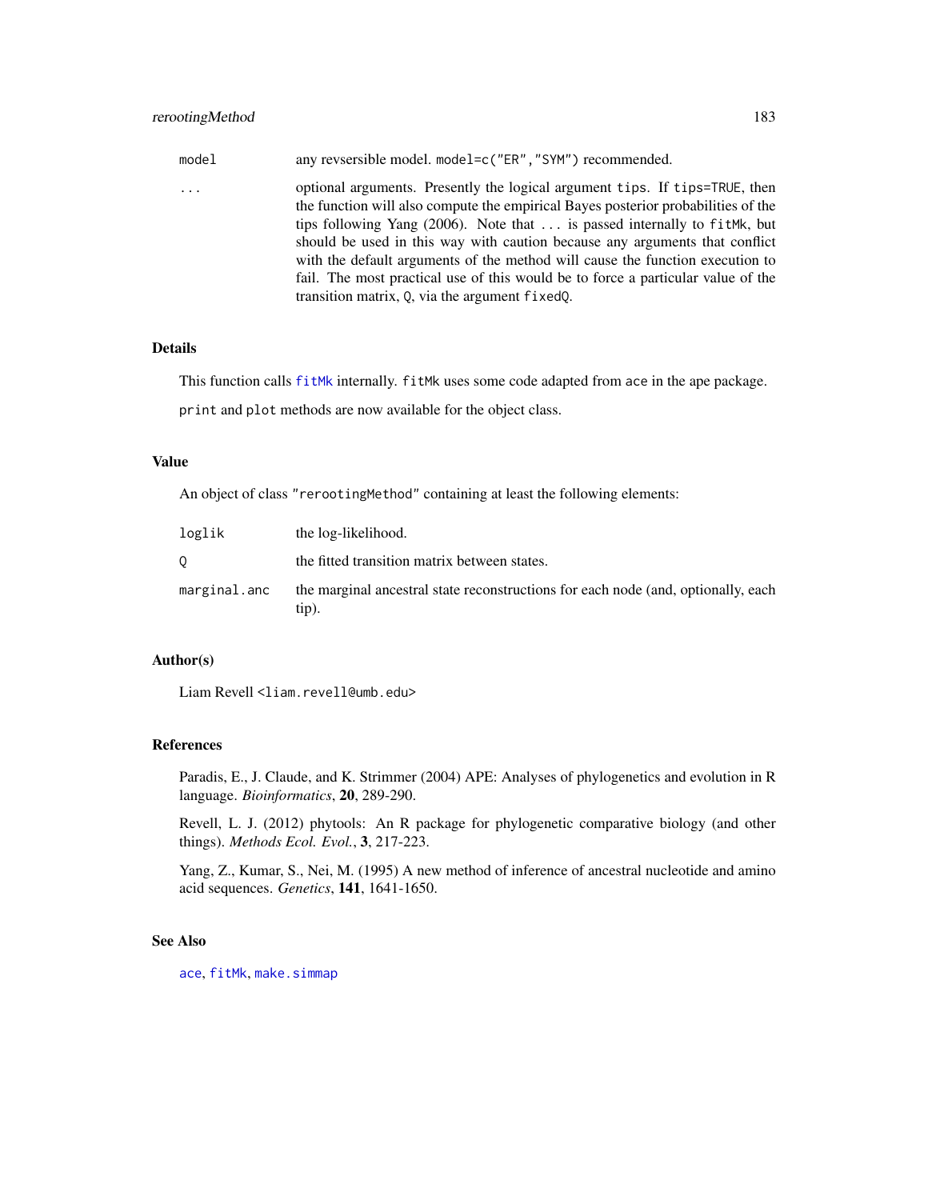| | |
|---|---|
| `model` | any revsersible model. `model=c("ER","SYM")` recommended. |
| `...` | optional arguments. Presently the logical argument `tips`. If `tips=TRUE`, then the function will also compute the empirical Bayes posterior probabilities of the tips following Yang (2006). Note that `...` is passed internally to `fitMk`, but should be used in this way with caution because any arguments that conflict with the default arguments of the method will cause the function execution to fail. The most practical use of this would be to force a particular value of the transition matrix, `Q`, via the argument `fixedQ`. |

## Details

This function calls `fitMk` internally. `fitMk` uses some code adapted from `ace` in the ape package.

`print` and `plot` methods are now available for the object class.

## Value

An object of class `"rerootingMethod"` containing at least the following elements:

| | |
|---|---|
| `loglik` | the log-likelihood. |
| `Q` | the fitted transition matrix between states. |
| `marginal.anc` | the marginal ancestral state reconstructions for each node (and, optionally, each tip). |

## Author(s)

Liam Revell <liam.revell@umb.edu>

## References

Paradis, E., J. Claude, and K. Strimmer (2004) APE: Analyses of phylogenetics and evolution in R language. *Bioinformatics*, **20**, 289-290.

Revell, L. J. (2012) phytools: An R package for phylogenetic comparative biology (and other things). *Methods Ecol. Evol.*, **3**, 217-223.

Yang, Z., Kumar, S., Nei, M. (1995) A new method of inference of ancestral nucleotide and amino acid sequences. *Genetics*, **141**, 1641-1650.

## See Also

`ace`, `fitMk`, `make.simmap`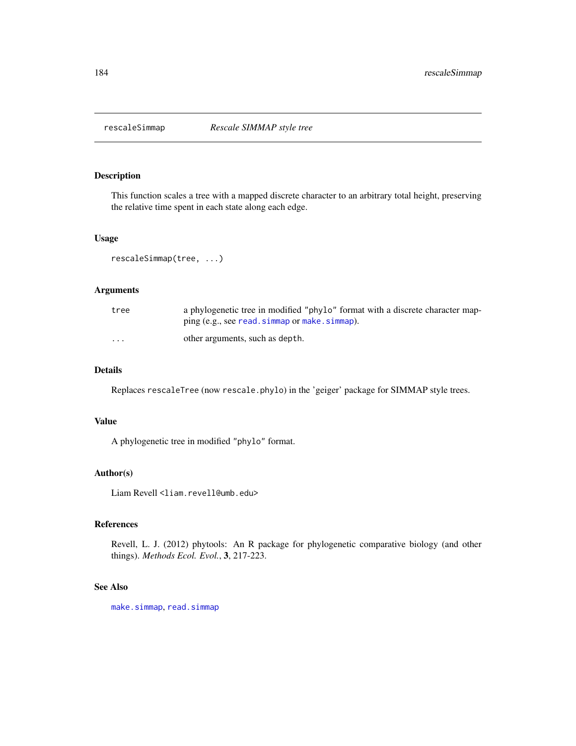## rescaleSimmap — *Rescale SIMMAP style tree*

### Description

This function scales a tree with a mapped discrete character to an arbitrary total height, preserving the relative time spent in each state along each edge.

### Usage

```
rescaleSimmap(tree, ...)
```

### Arguments

| | |
|---|---|
| `tree` | a phylogenetic tree in modified `"phylo"` format with a discrete character mapping (e.g., see `read.simmap` or `make.simmap`). |
| `...` | other arguments, such as `depth`. |

### Details

Replaces `rescaleTree` (now `rescale.phylo`) in the 'geiger' package for SIMMAP style trees.

### Value

A phylogenetic tree in modified `"phylo"` format.

### Author(s)

Liam Revell <liam.revell@umb.edu>

### References

Revell, L. J. (2012) phytools: An R package for phylogenetic comparative biology (and other things). *Methods Ecol. Evol.*, **3**, 217-223.

### See Also

`make.simmap`, `read.simmap`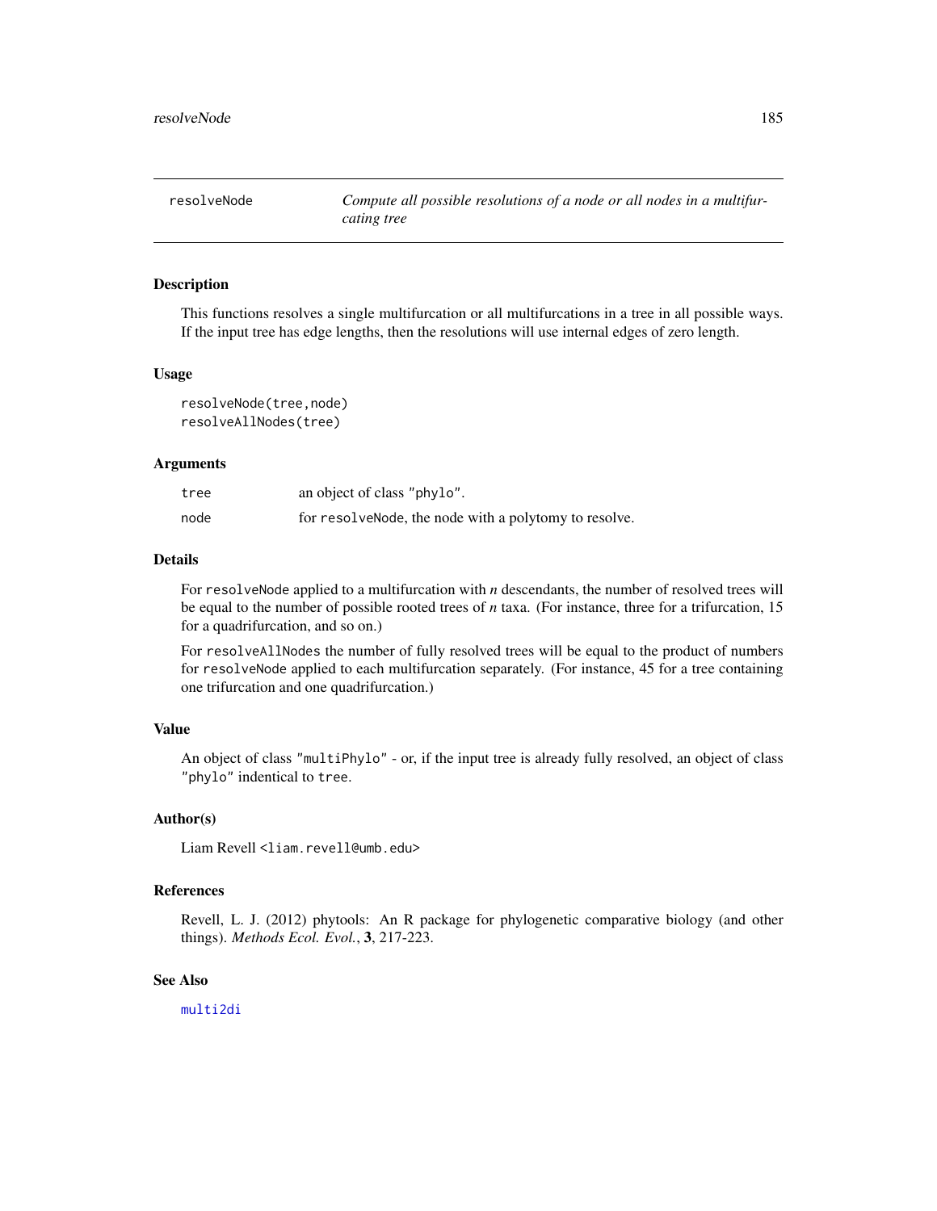## resolveNode — *Compute all possible resolutions of a node or all nodes in a multifurcating tree*

### Description

This functions resolves a single multifurcation or all multifurcations in a tree in all possible ways. If the input tree has edge lengths, then the resolutions will use internal edges of zero length.

### Usage

```
resolveNode(tree,node)
resolveAllNodes(tree)
```

### Arguments

| | |
|---|---|
| `tree` | an object of class `"phylo"`. |
| `node` | for `resolveNode`, the node with a polytomy to resolve. |

### Details

For `resolveNode` applied to a multifurcation with $n$ descendants, the number of resolved trees will be equal to the number of possible rooted trees of $n$ taxa. (For instance, three for a trifurcation, 15 for a quadrifurcation, and so on.)

For `resolveAllNodes` the number of fully resolved trees will be equal to the product of numbers for `resolveNode` applied to each multifurcation separately. (For instance, 45 for a tree containing one trifurcation and one quadrifurcation.)

### Value

An object of class `"multiPhylo"` - or, if the input tree is already fully resolved, an object of class `"phylo"` indentical to `tree`.

### Author(s)

Liam Revell <liam.revell@umb.edu>

### References

Revell, L. J. (2012) phytools: An R package for phylogenetic comparative biology (and other things). *Methods Ecol. Evol.*, **3**, 217-223.

### See Also

`multi2di`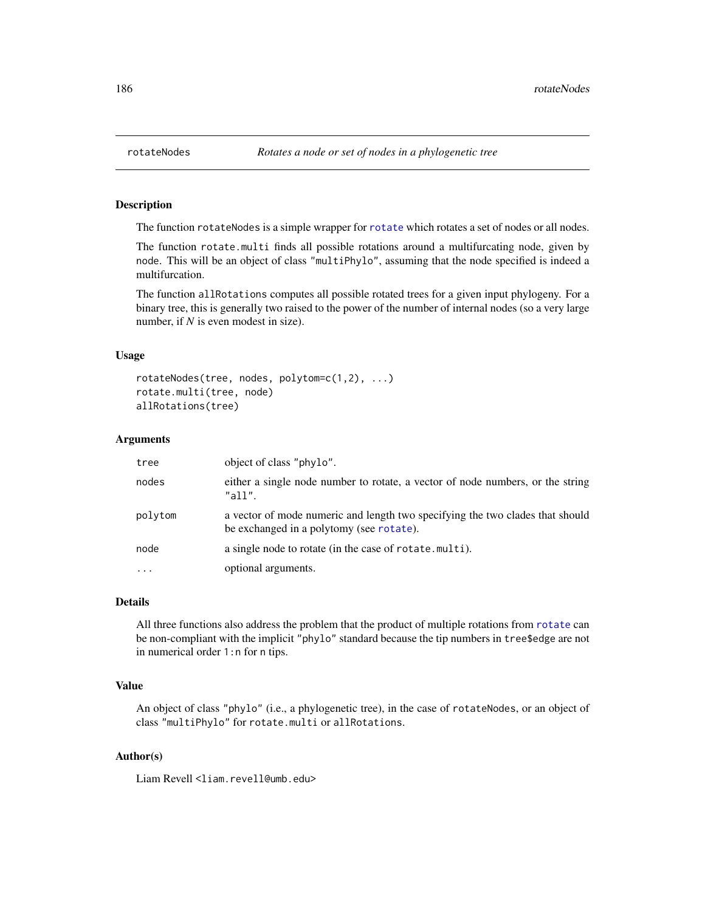## rotateNodes — *Rotates a node or set of nodes in a phylogenetic tree*

### Description

The function `rotateNodes` is a simple wrapper for `rotate` which rotates a set of nodes or all nodes.

The function `rotate.multi` finds all possible rotations around a multifurcating node, given by `node`. This will be an object of class `"multiPhylo"`, assuming that the node specified is indeed a multifurcation.

The function `allRotations` computes all possible rotated trees for a given input phylogeny. For a binary tree, this is generally two raised to the power of the number of internal nodes (so a very large number, if *N* is even modest in size).

### Usage

```
rotateNodes(tree, nodes, polytom=c(1,2), ...)
rotate.multi(tree, node)
allRotations(tree)
```

### Arguments

| | |
|---|---|
| `tree` | object of class `"phylo"`. |
| `nodes` | either a single node number to rotate, a vector of node numbers, or the string `"all"`. |
| `polytom` | a vector of mode numeric and length two specifying the two clades that should be exchanged in a polytomy (see `rotate`). |
| `node` | a single node to rotate (in the case of `rotate.multi`). |
| `...` | optional arguments. |

### Details

All three functions also address the problem that the product of multiple rotations from `rotate` can be non-compliant with the implicit `"phylo"` standard because the tip numbers in `tree$edge` are not in numerical order `1:n` for `n` tips.

### Value

An object of class `"phylo"` (i.e., a phylogenetic tree), in the case of `rotateNodes`, or an object of class `"multiPhylo"` for `rotate.multi` or `allRotations`.

### Author(s)

Liam Revell <liam.revell@umb.edu>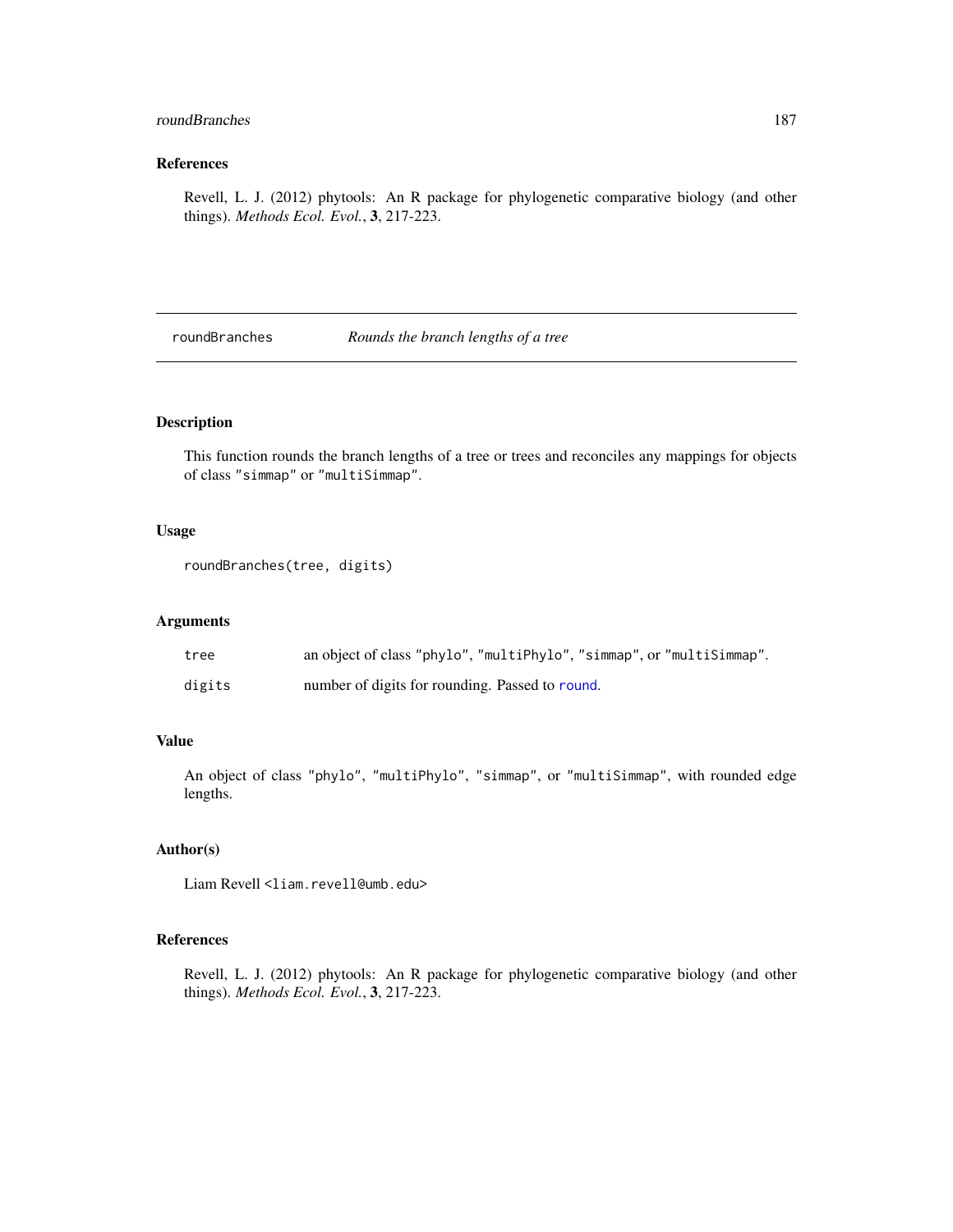## References

Revell, L. J. (2012) phytools: An R package for phylogenetic comparative biology (and other things). *Methods Ecol. Evol.*, **3**, 217-223.

---

# roundBranches *Rounds the branch lengths of a tree*

---

## Description

This function rounds the branch lengths of a tree or trees and reconciles any mappings for objects of class "simmap" or "multiSimmap".

## Usage

```
roundBranches(tree, digits)
```

## Arguments

| | |
|---|---|
| tree | an object of class "phylo", "multiPhylo", "simmap", or "multiSimmap". |
| digits | number of digits for rounding. Passed to round. |

## Value

An object of class "phylo", "multiPhylo", "simmap", or "multiSimmap", with rounded edge lengths.

## Author(s)

Liam Revell <liam.revell@umb.edu>

## References

Revell, L. J. (2012) phytools: An R package for phylogenetic comparative biology (and other things). *Methods Ecol. Evol.*, **3**, 217-223.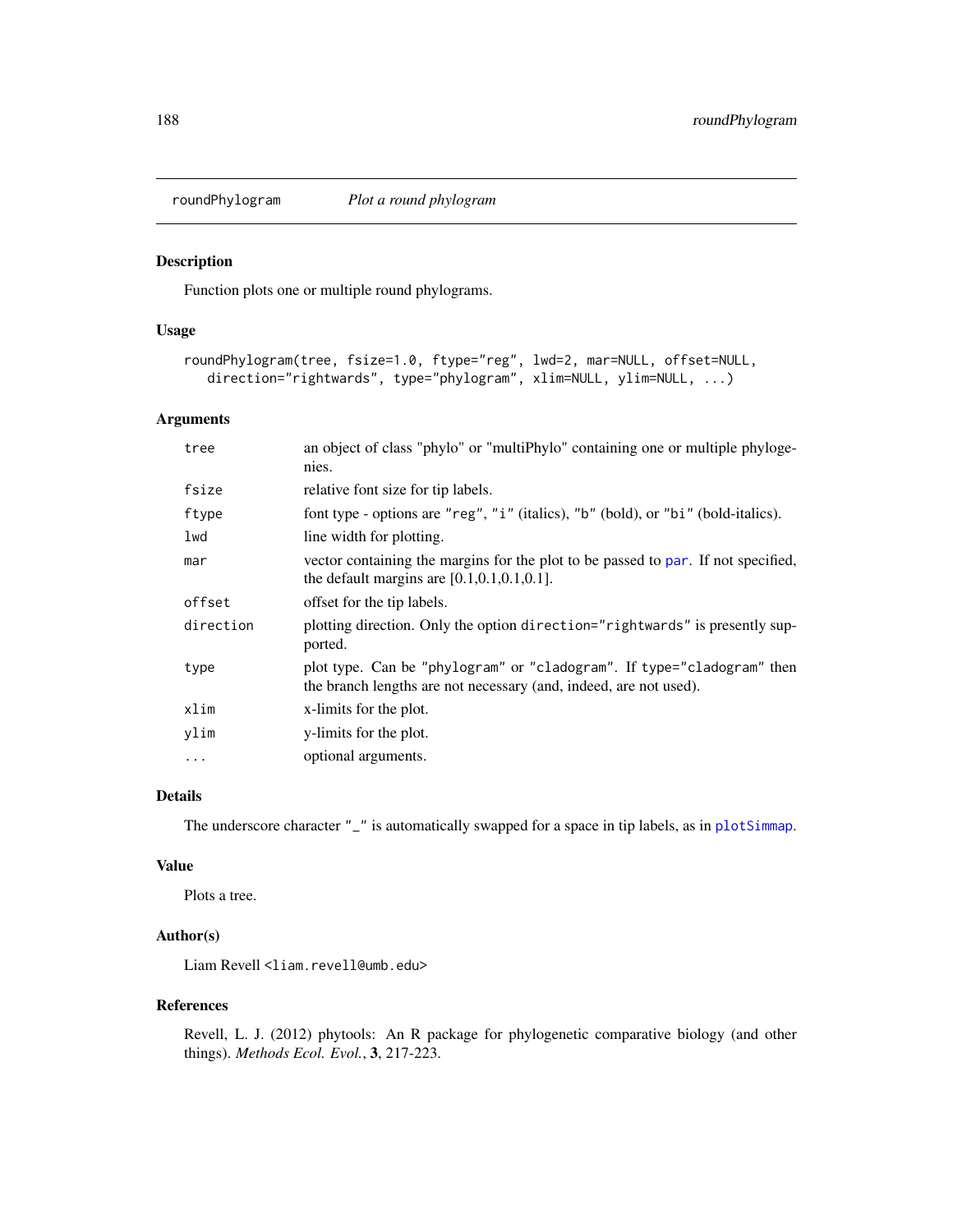# roundPhylogram *Plot a round phylogram*

## Description

Function plots one or multiple round phylograms.

## Usage

```
roundPhylogram(tree, fsize=1.0, ftype="reg", lwd=2, mar=NULL, offset=NULL,
   direction="rightwards", type="phylogram", xlim=NULL, ylim=NULL, ...)
```

## Arguments

| | |
|---|---|
| `tree` | an object of class "phylo" or "multiPhylo" containing one or multiple phylogenies. |
| `fsize` | relative font size for tip labels. |
| `ftype` | font type - options are `"reg"`, `"i"` (italics), `"b"` (bold), or `"bi"` (bold-italics). |
| `lwd` | line width for plotting. |
| `mar` | vector containing the margins for the plot to be passed to `par`. If not specified, the default margins are [0.1,0.1,0.1,0.1]. |
| `offset` | offset for the tip labels. |
| `direction` | plotting direction. Only the option `direction="rightwards"` is presently supported. |
| `type` | plot type. Can be `"phylogram"` or `"cladogram"`. If `type="cladogram"` then the branch lengths are not necessary (and, indeed, are not used). |
| `xlim` | x-limits for the plot. |
| `ylim` | y-limits for the plot. |
| `...` | optional arguments. |

## Details

The underscore character `"_"` is automatically swapped for a space in tip labels, as in `plotSimmap`.

## Value

Plots a tree.

## Author(s)

Liam Revell <liam.revell@umb.edu>

## References

Revell, L. J. (2012) phytools: An R package for phylogenetic comparative biology (and other things). *Methods Ecol. Evol.*, **3**, 217-223.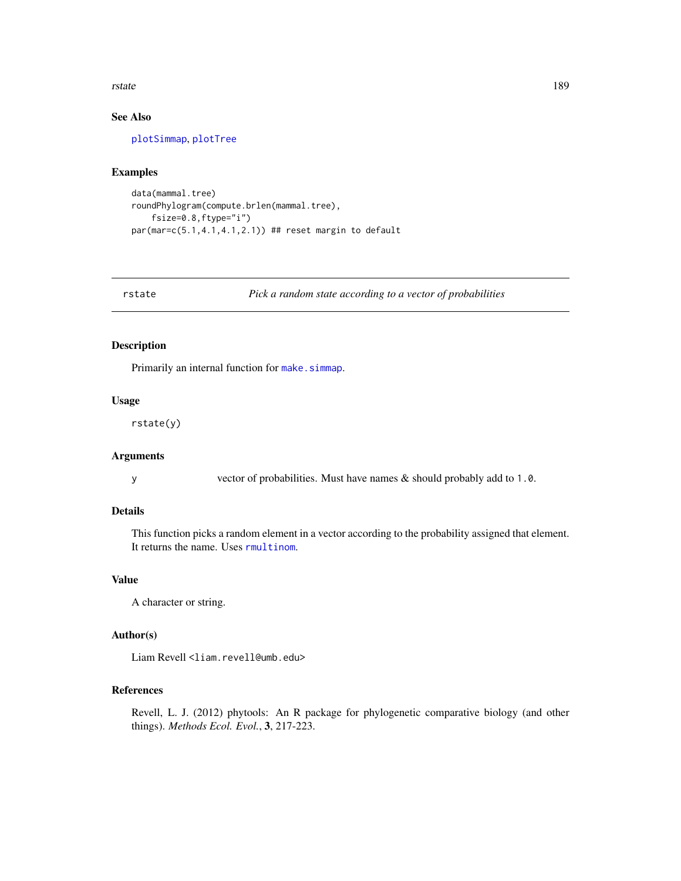### See Also

plotSimmap, plotTree

### Examples

```
data(mammal.tree)
roundPhylogram(compute.brlen(mammal.tree),
    fsize=0.8,ftype="i")
par(mar=c(5.1,4.1,4.1,2.1)) ## reset margin to default
```

---

## rstate — *Pick a random state according to a vector of probabilities*

### Description

Primarily an internal function for make.simmap.

### Usage

```
rstate(y)
```

### Arguments

| | |
|---|---|
| y | vector of probabilities. Must have names & should probably add to 1.0. |

### Details

This function picks a random element in a vector according to the probability assigned that element. It returns the name. Uses rmultinom.

### Value

A character or string.

### Author(s)

Liam Revell <liam.revell@umb.edu>

### References

Revell, L. J. (2012) phytools: An R package for phylogenetic comparative biology (and other things). *Methods Ecol. Evol.*, **3**, 217-223.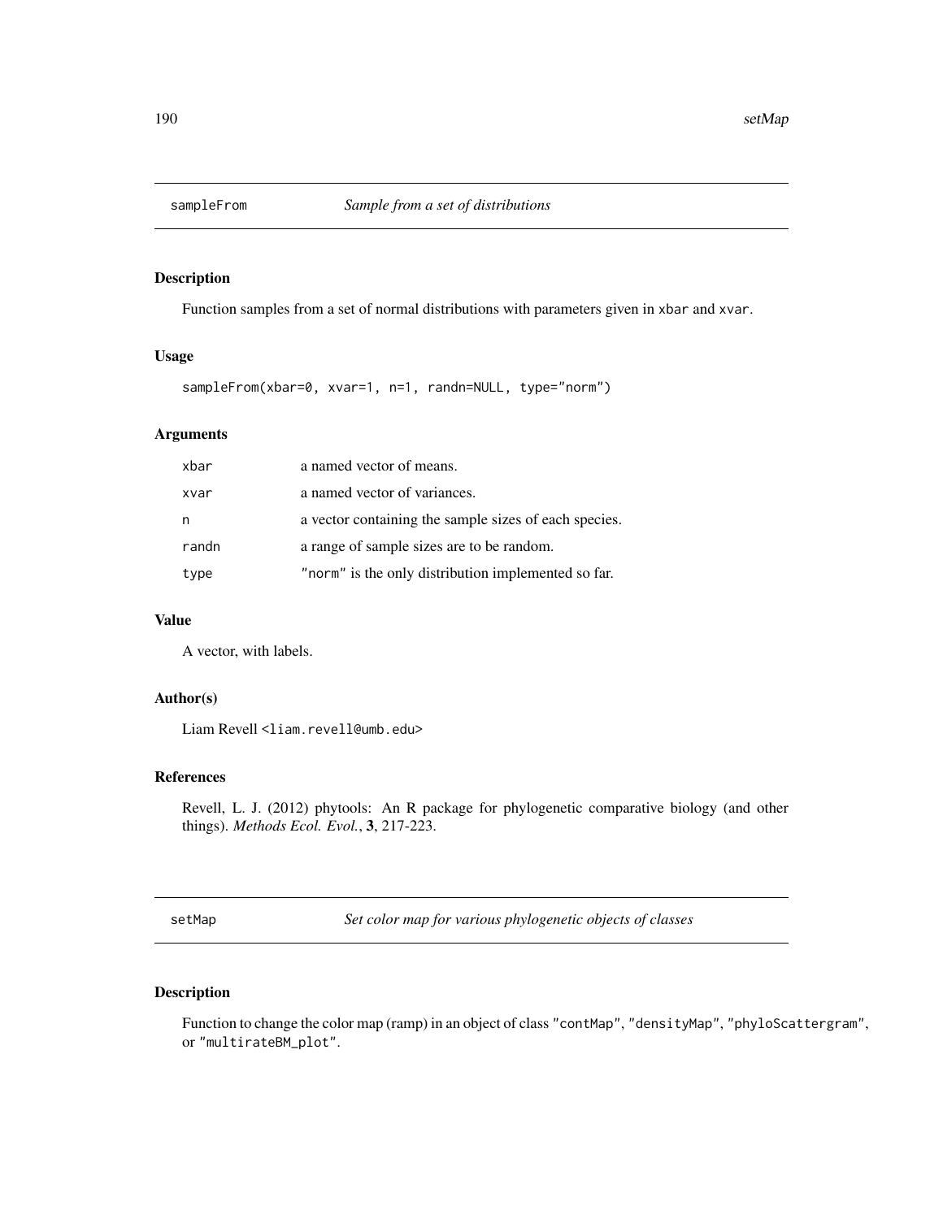## sampleFrom *Sample from a set of distributions*

### Description

Function samples from a set of normal distributions with parameters given in xbar and xvar.

### Usage

```
sampleFrom(xbar=0, xvar=1, n=1, randn=NULL, type="norm")
```

### Arguments

| | |
|---|---|
| xbar | a named vector of means. |
| xvar | a named vector of variances. |
| n | a vector containing the sample sizes of each species. |
| randn | a range of sample sizes are to be random. |
| type | "norm" is the only distribution implemented so far. |

### Value

A vector, with labels.

### Author(s)

Liam Revell <liam.revell@umb.edu>

### References

Revell, L. J. (2012) phytools: An R package for phylogenetic comparative biology (and other things). *Methods Ecol. Evol.*, **3**, 217-223.

## setMap *Set color map for various phylogenetic objects of classes*

### Description

Function to change the color map (ramp) in an object of class "contMap", "densityMap", "phyloScattergram", or "multirateBM_plot".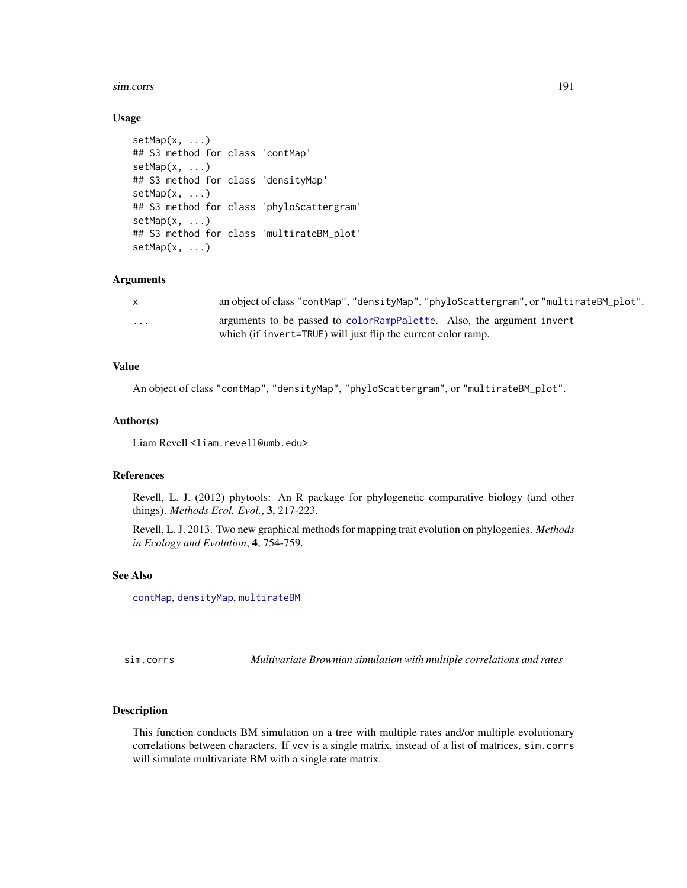### Usage

```
setMap(x, ...)
## S3 method for class 'contMap'
setMap(x, ...)
## S3 method for class 'densityMap'
setMap(x, ...)
## S3 method for class 'phyloScattergram'
setMap(x, ...)
## S3 method for class 'multirateBM_plot'
setMap(x, ...)
```

### Arguments

| | |
|---|---|
| x | an object of class "contMap", "densityMap", "phyloScattergram", or "multirateBM_plot". |
| ... | arguments to be passed to colorRampPalette. Also, the argument invert which (if invert=TRUE) will just flip the current color ramp. |

### Value

An object of class "contMap", "densityMap", "phyloScattergram", or "multirateBM_plot".

### Author(s)

Liam Revell <liam.revell@umb.edu>

### References

Revell, L. J. (2012) phytools: An R package for phylogenetic comparative biology (and other things). *Methods Ecol. Evol.*, **3**, 217-223.

Revell, L. J. 2013. Two new graphical methods for mapping trait evolution on phylogenies. *Methods in Ecology and Evolution*, **4**, 754-759.

### See Also

contMap, densityMap, multirateBM

---

## sim.corrs — *Multivariate Brownian simulation with multiple correlations and rates*

### Description

This function conducts BM simulation on a tree with multiple rates and/or multiple evolutionary correlations between characters. If vcv is a single matrix, instead of a list of matrices, sim.corrs will simulate multivariate BM with a single rate matrix.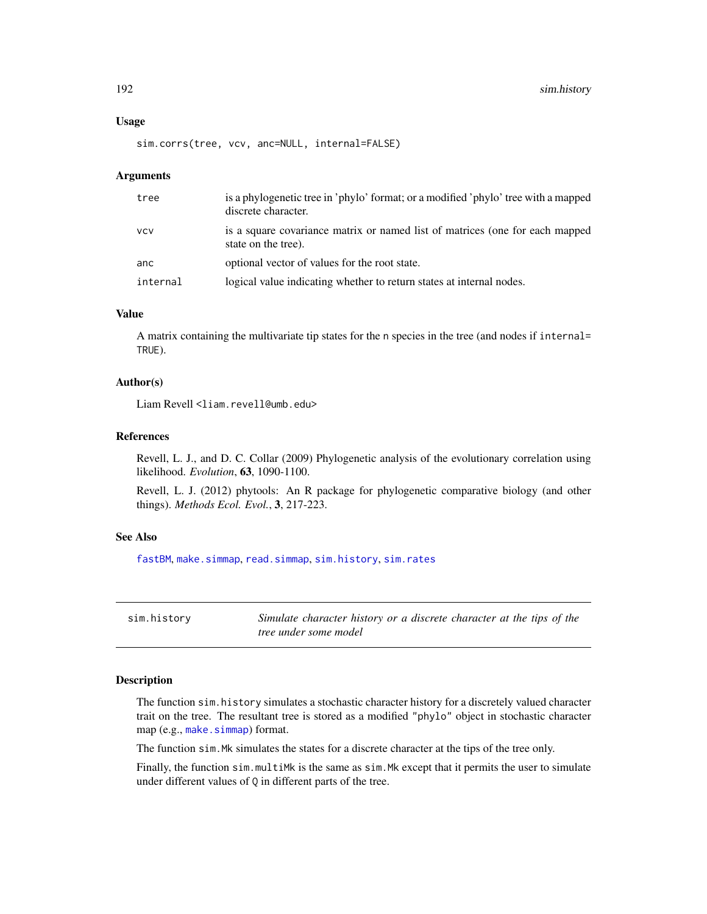### Usage

```
sim.corrs(tree, vcv, anc=NULL, internal=FALSE)
```

### Arguments

| | |
|---|---|
| tree | is a phylogenetic tree in 'phylo' format; or a modified 'phylo' tree with a mapped discrete character. |
| vcv | is a square covariance matrix or named list of matrices (one for each mapped state on the tree). |
| anc | optional vector of values for the root state. |
| internal | logical value indicating whether to return states at internal nodes. |

### Value

A matrix containing the multivariate tip states for the `n` species in the tree (and nodes if `internal= TRUE`).

### Author(s)

Liam Revell <liam.revell@umb.edu>

### References

Revell, L. J., and D. C. Collar (2009) Phylogenetic analysis of the evolutionary correlation using likelihood. *Evolution*, **63**, 1090-1100.

Revell, L. J. (2012) phytools: An R package for phylogenetic comparative biology (and other things). *Methods Ecol. Evol.*, **3**, 217-223.

### See Also

`fastBM`, `make.simmap`, `read.simmap`, `sim.history`, `sim.rates`

---

## sim.history — *Simulate character history or a discrete character at the tips of the tree under some model*

---

### Description

The function `sim.history` simulates a stochastic character history for a discretely valued character trait on the tree. The resultant tree is stored as a modified `"phylo"` object in stochastic character map (e.g., `make.simmap`) format.

The function `sim.Mk` simulates the states for a discrete character at the tips of the tree only.

Finally, the function `sim.multiMk` is the same as `sim.Mk` except that it permits the user to simulate under different values of `Q` in different parts of the tree.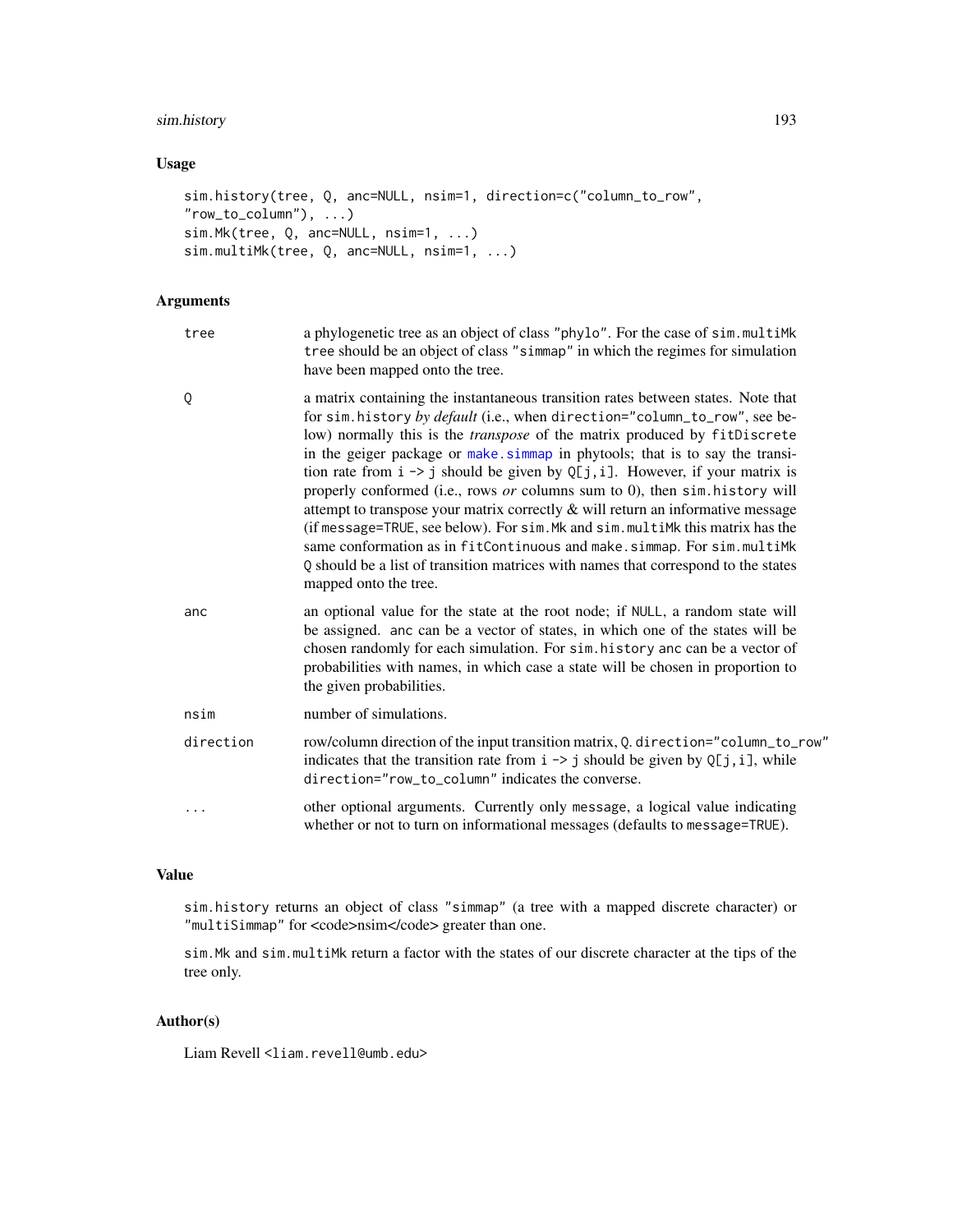## Usage

```
sim.history(tree, Q, anc=NULL, nsim=1, direction=c("column_to_row",
"row_to_column"), ...)
sim.Mk(tree, Q, anc=NULL, nsim=1, ...)
sim.multiMk(tree, Q, anc=NULL, nsim=1, ...)
```

## Arguments

| | |
|---|---|
| `tree` | a phylogenetic tree as an object of class "phylo". For the case of `sim.multiMk` `tree` should be an object of class "simmap" in which the regimes for simulation have been mapped onto the tree. |
| `Q` | a matrix containing the instantaneous transition rates between states. Note that for `sim.history` *by default* (i.e., when `direction="column_to_row"`, see below) normally this is the *transpose* of the matrix produced by `fitDiscrete` in the geiger package or `make.simmap` in phytools; that is to say the transition rate from `i -> j` should be given by `Q[j,i]`. However, if your matrix is properly conformed (i.e., rows *or* columns sum to 0), then `sim.history` will attempt to transpose your matrix correctly & will return an informative message (if `message=TRUE`, see below). For `sim.Mk` and `sim.multiMk` this matrix has the same conformation as in `fitContinuous` and `make.simmap`. For `sim.multiMk` `Q` should be a list of transition matrices with names that correspond to the states mapped onto the tree. |
| `anc` | an optional value for the state at the root node; if `NULL`, a random state will be assigned. `anc` can be a vector of states, in which one of the states will be chosen randomly for each simulation. For `sim.history` `anc` can be a vector of probabilities with names, in which case a state will be chosen in proportion to the given probabilities. |
| `nsim` | number of simulations. |
| `direction` | row/column direction of the input transition matrix, `Q`. `direction="column_to_row"` indicates that the transition rate from `i -> j` should be given by `Q[j,i]`, while `direction="row_to_column"` indicates the converse. |
| `...` | other optional arguments. Currently only `message`, a logical value indicating whether or not to turn on informational messages (defaults to `message=TRUE`). |

## Value

`sim.history` returns an object of class "simmap" (a tree with a mapped discrete character) or "multiSimmap" for <code>nsim</code> greater than one.

`sim.Mk` and `sim.multiMk` return a factor with the states of our discrete character at the tips of the tree only.

## Author(s)

Liam Revell <liam.revell@umb.edu>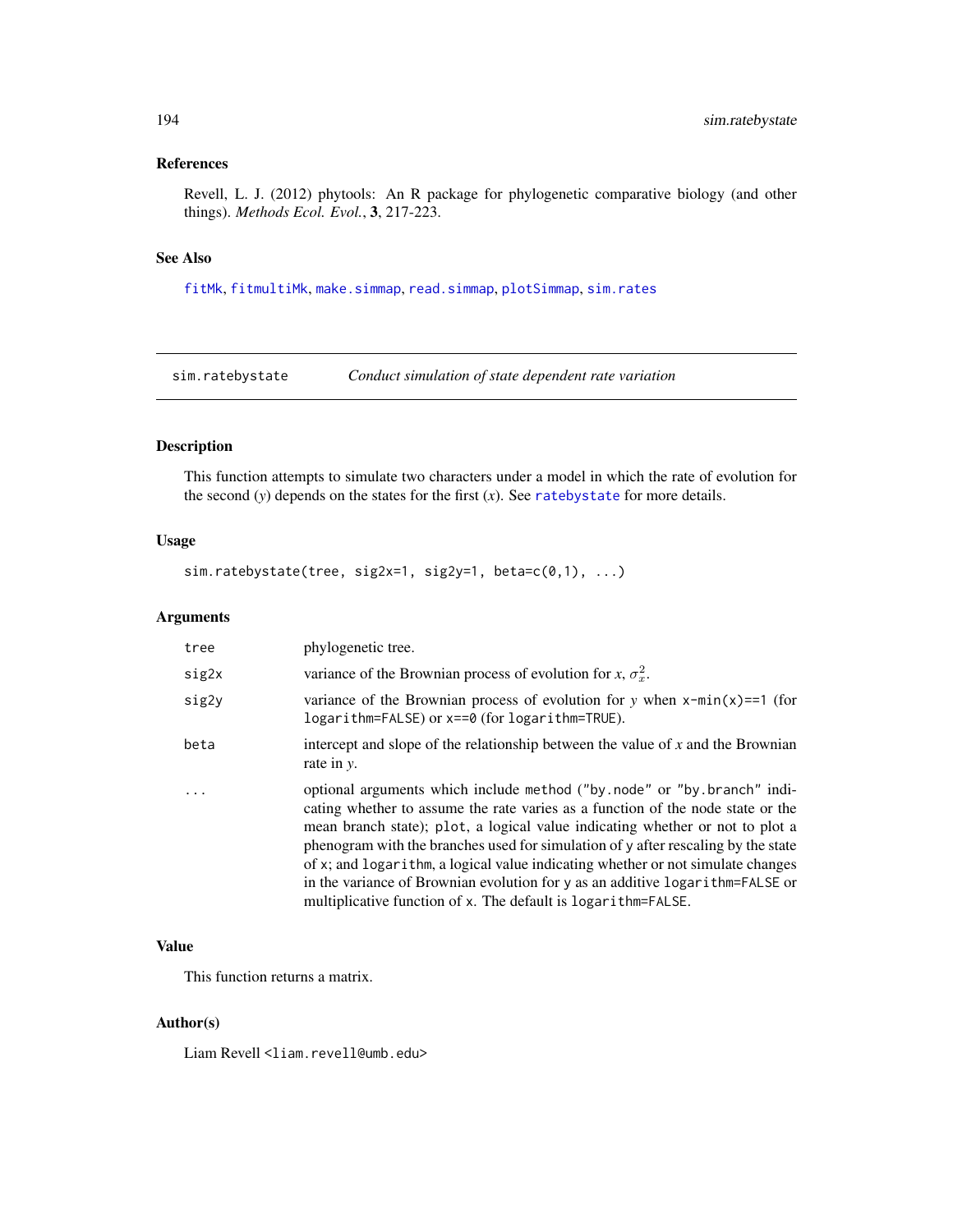## References

Revell, L. J. (2012) phytools: An R package for phylogenetic comparative biology (and other things). *Methods Ecol. Evol.*, **3**, 217-223.

## See Also

`fitMk`, `fitmultiMk`, `make.simmap`, `read.simmap`, `plotSimmap`, `sim.rates`

---

# sim.ratebystate — *Conduct simulation of state dependent rate variation*

## Description

This function attempts to simulate two characters under a model in which the rate of evolution for the second ($y$) depends on the states for the first ($x$). See `ratebystate` for more details.

## Usage

```
sim.ratebystate(tree, sig2x=1, sig2y=1, beta=c(0,1), ...)
```

## Arguments

| | |
|---|---|
| `tree` | phylogenetic tree. |
| `sig2x` | variance of the Brownian process of evolution for $x$, $\sigma_x^2$. |
| `sig2y` | variance of the Brownian process of evolution for $y$ when `x-min(x)==1` (for `logarithm=FALSE`) or `x==0` (for `logarithm=TRUE`). |
| `beta` | intercept and slope of the relationship between the value of $x$ and the Brownian rate in $y$. |
| `...` | optional arguments which include `method` (`"by.node"` or `"by.branch"` indicating whether to assume the rate varies as a function of the node state or the mean branch state); `plot`, a logical value indicating whether or not to plot a phenogram with the branches used for simulation of `y` after rescaling by the state of `x`; and `logarithm`, a logical value indicating whether or not simulate changes in the variance of Brownian evolution for `y` as an additive `logarithm=FALSE` or multiplicative function of `x`. The default is `logarithm=FALSE`. |

## Value

This function returns a matrix.

## Author(s)

Liam Revell <liam.revell@umb.edu>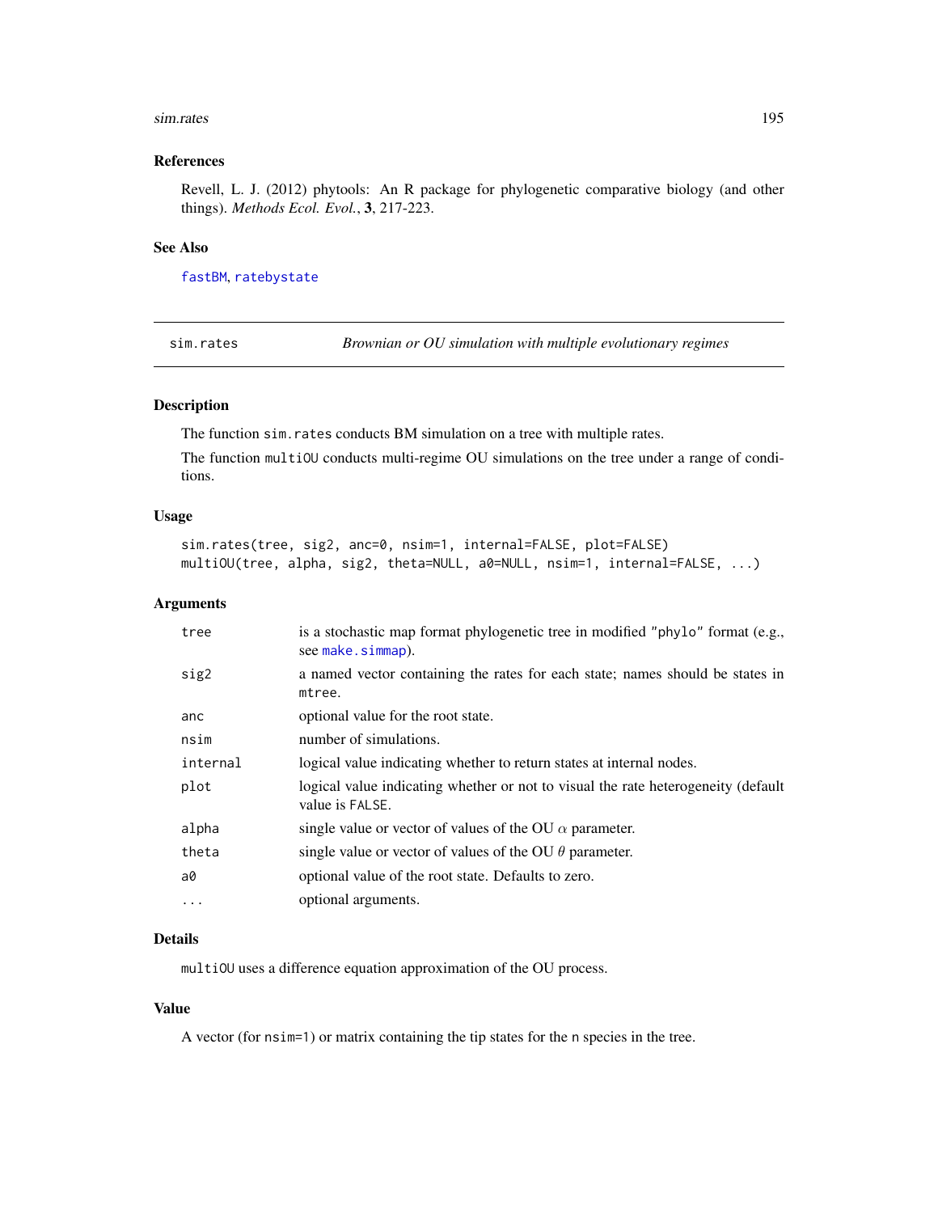### References

Revell, L. J. (2012) phytools: An R package for phylogenetic comparative biology (and other things). *Methods Ecol. Evol.*, **3**, 217-223.

### See Also

fastBM, ratebystate

---

## sim.rates — *Brownian or OU simulation with multiple evolutionary regimes*

---

### Description

The function `sim.rates` conducts BM simulation on a tree with multiple rates.

The function `multiOU` conducts multi-regime OU simulations on the tree under a range of conditions.

### Usage

```
sim.rates(tree, sig2, anc=0, nsim=1, internal=FALSE, plot=FALSE)
multiOU(tree, alpha, sig2, theta=NULL, a0=NULL, nsim=1, internal=FALSE, ...)
```

### Arguments

| | |
|---|---|
| `tree` | is a stochastic map format phylogenetic tree in modified `"phylo"` format (e.g., see `make.simmap`). |
| `sig2` | a named vector containing the rates for each state; names should be states in `mtree`. |
| `anc` | optional value for the root state. |
| `nsim` | number of simulations. |
| `internal` | logical value indicating whether to return states at internal nodes. |
| `plot` | logical value indicating whether or not to visual the rate heterogeneity (default value is `FALSE`. |
| `alpha` | single value or vector of values of the OU $\alpha$ parameter. |
| `theta` | single value or vector of values of the OU $\theta$ parameter. |
| `a0` | optional value of the root state. Defaults to zero. |
| `...` | optional arguments. |

### Details

`multiOU` uses a difference equation approximation of the OU process.

### Value

A vector (for `nsim=1`) or matrix containing the tip states for the `n` species in the tree.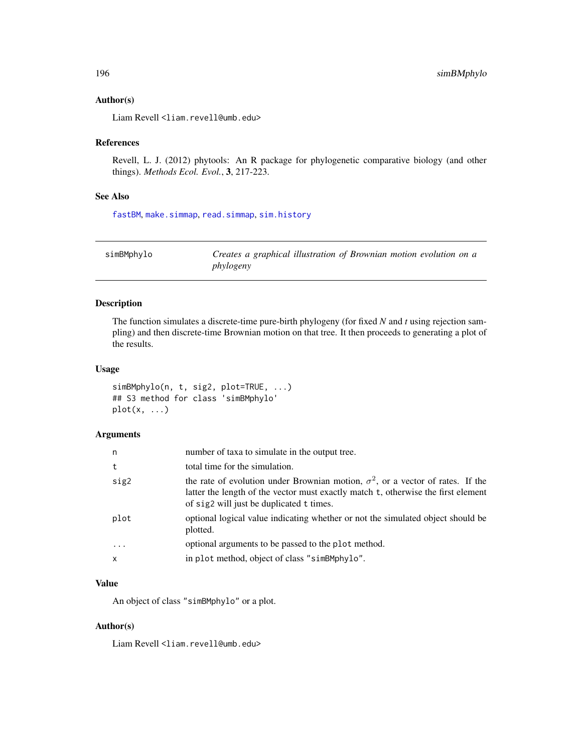### Author(s)

Liam Revell <liam.revell@umb.edu>

### References

Revell, L. J. (2012) phytools: An R package for phylogenetic comparative biology (and other things). *Methods Ecol. Evol.*, **3**, 217-223.

### See Also

fastBM, make.simmap, read.simmap, sim.history

---

## simBMphylo — *Creates a graphical illustration of Brownian motion evolution on a phylogeny*

---

### Description

The function simulates a discrete-time pure-birth phylogeny (for fixed *N* and *t* using rejection sampling) and then discrete-time Brownian motion on that tree. It then proceeds to generating a plot of the results.

### Usage

```
simBMphylo(n, t, sig2, plot=TRUE, ...)
## S3 method for class 'simBMphylo'
plot(x, ...)
```

### Arguments

| | |
|---|---|
| n | number of taxa to simulate in the output tree. |
| t | total time for the simulation. |
| sig2 | the rate of evolution under Brownian motion, $\sigma^2$, or a vector of rates. If the latter the length of the vector must exactly match t, otherwise the first element of sig2 will just be duplicated t times. |
| plot | optional logical value indicating whether or not the simulated object should be plotted. |
| ... | optional arguments to be passed to the plot method. |
| x | in plot method, object of class "simBMphylo". |

### Value

An object of class "simBMphylo" or a plot.

### Author(s)

Liam Revell <liam.revell@umb.edu>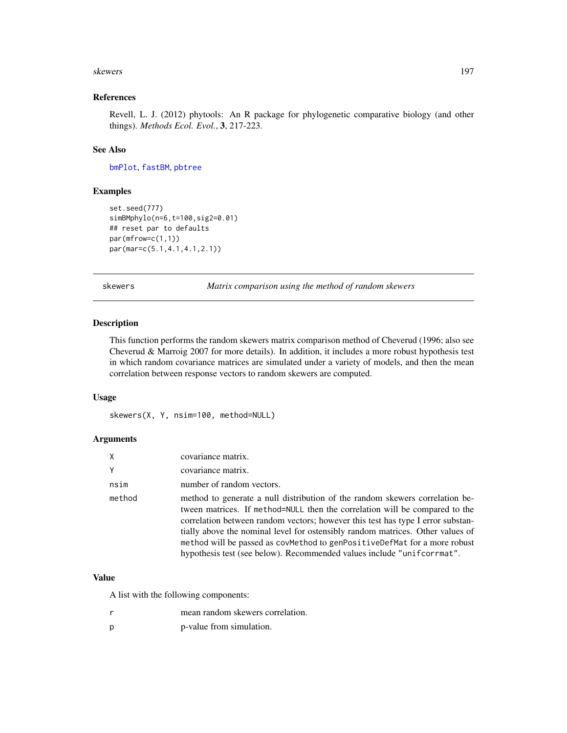## References

Revell, L. J. (2012) phytools: An R package for phylogenetic comparative biology (and other things). *Methods Ecol. Evol.*, **3**, 217-223.

## See Also

bmPlot, fastBM, pbtree

## Examples

```
set.seed(777)
simBMphylo(n=6,t=100,sig2=0.01)
## reset par to defaults
par(mfrow=c(1,1))
par(mar=c(5.1,4.1,4.1,2.1))
```

---

# skewers — *Matrix comparison using the method of random skewers*

## Description

This function performs the random skewers matrix comparison method of Cheverud (1996; also see Cheverud & Marroig 2007 for more details). In addition, it includes a more robust hypothesis test in which random covariance matrices are simulated under a variety of models, and then the mean correlation between response vectors to random skewers are computed.

## Usage

```
skewers(X, Y, nsim=100, method=NULL)
```

## Arguments

| | |
|---|---|
| X | covariance matrix. |
| Y | covariance matrix. |
| nsim | number of random vectors. |
| method | method to generate a null distribution of the random skewers correlation between matrices. If `method=NULL` then the correlation will be compared to the correlation between random vectors; however this test has type I error substantially above the nominal level for ostensibly random matrices. Other values of `method` will be passed as `covMethod` to `genPositiveDefMat` for a more robust hypothesis test (see below). Recommended values include `"unifcorrmat"`. |

## Value

A list with the following components:

| | |
|---|---|
| r | mean random skewers correlation. |
| p | p-value from simulation. |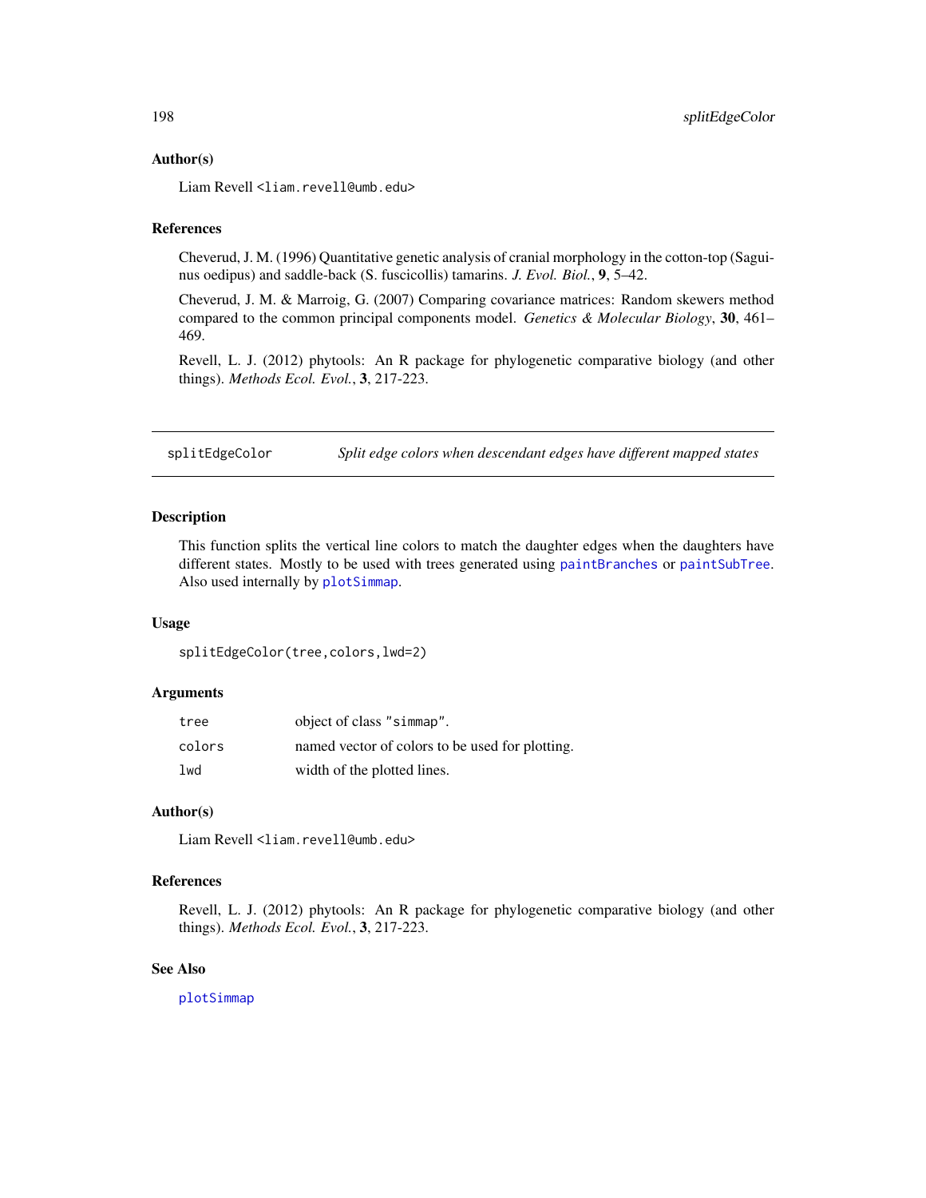### Author(s)

Liam Revell <liam.revell@umb.edu>

### References

Cheverud, J. M. (1996) Quantitative genetic analysis of cranial morphology in the cotton-top (Saguinus oedipus) and saddle-back (S. fuscicollis) tamarins. *J. Evol. Biol.*, **9**, 5–42.

Cheverud, J. M. & Marroig, G. (2007) Comparing covariance matrices: Random skewers method compared to the common principal components model. *Genetics & Molecular Biology*, **30**, 461–469.

Revell, L. J. (2012) phytools: An R package for phylogenetic comparative biology (and other things). *Methods Ecol. Evol.*, **3**, 217-223.

---

## splitEdgeColor — *Split edge colors when descendant edges have different mapped states*

### Description

This function splits the vertical line colors to match the daughter edges when the daughters have different states. Mostly to be used with trees generated using `paintBranches` or `paintSubTree`. Also used internally by `plotSimmap`.

### Usage

```
splitEdgeColor(tree,colors,lwd=2)
```

### Arguments

| | |
|---|---|
| `tree` | object of class `"simmap"`. |
| `colors` | named vector of colors to be used for plotting. |
| `lwd` | width of the plotted lines. |

### Author(s)

Liam Revell <liam.revell@umb.edu>

### References

Revell, L. J. (2012) phytools: An R package for phylogenetic comparative biology (and other things). *Methods Ecol. Evol.*, **3**, 217-223.

### See Also

`plotSimmap`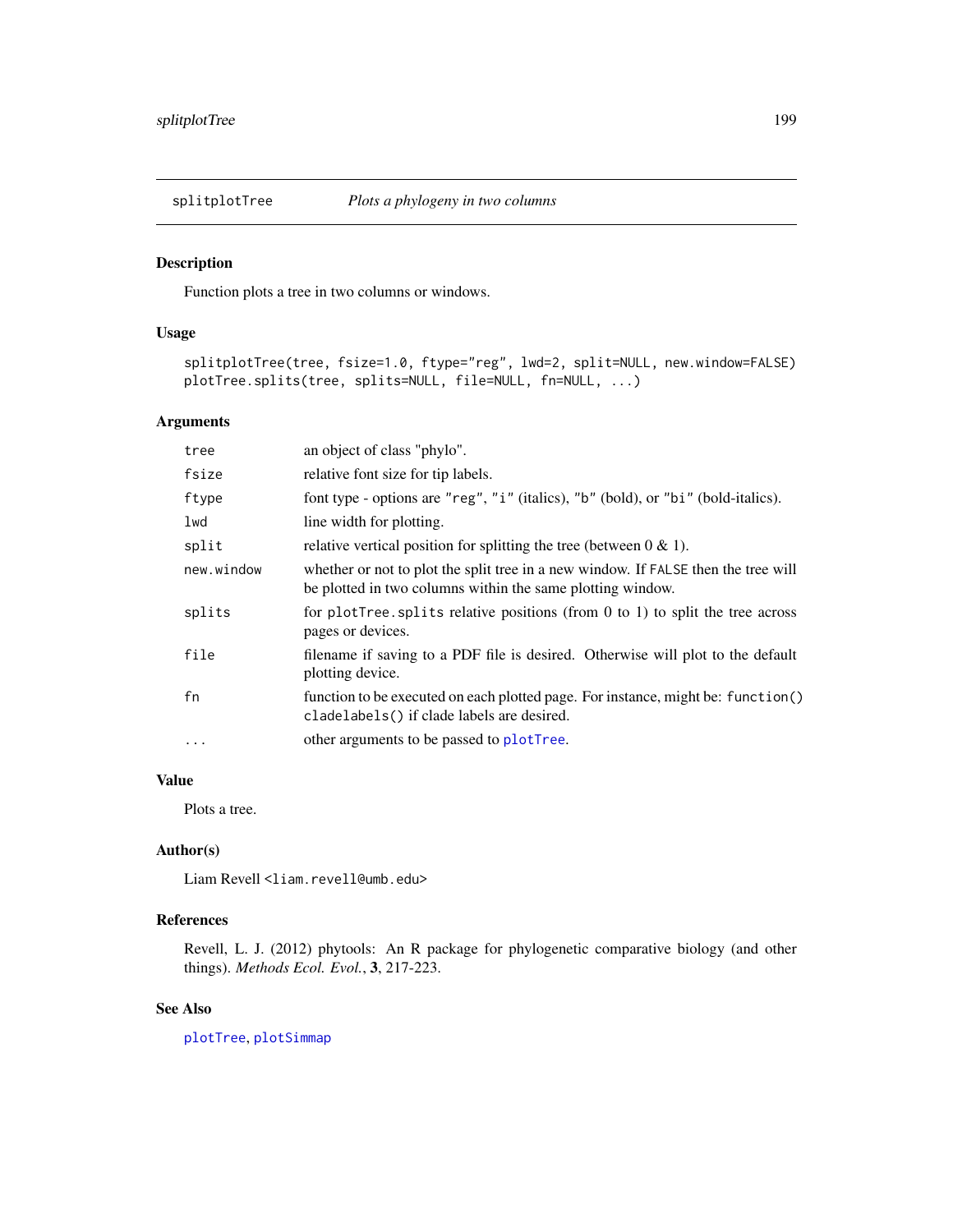## splitplotTree — *Plots a phylogeny in two columns*

### Description

Function plots a tree in two columns or windows.

### Usage

```
splitplotTree(tree, fsize=1.0, ftype="reg", lwd=2, split=NULL, new.window=FALSE)
plotTree.splits(tree, splits=NULL, file=NULL, fn=NULL, ...)
```

### Arguments

| | |
|---|---|
| `tree` | an object of class "phylo". |
| `fsize` | relative font size for tip labels. |
| `ftype` | font type - options are `"reg"`, `"i"` (italics), `"b"` (bold), or `"bi"` (bold-italics). |
| `lwd` | line width for plotting. |
| `split` | relative vertical position for splitting the tree (between 0 & 1). |
| `new.window` | whether or not to plot the split tree in a new window. If `FALSE` then the tree will be plotted in two columns within the same plotting window. |
| `splits` | for `plotTree.splits` relative positions (from 0 to 1) to split the tree across pages or devices. |
| `file` | filename if saving to a PDF file is desired. Otherwise will plot to the default plotting device. |
| `fn` | function to be executed on each plotted page. For instance, might be: `function() cladelabels()` if clade labels are desired. |
| `...` | other arguments to be passed to `plotTree`. |

### Value

Plots a tree.

### Author(s)

Liam Revell <liam.revell@umb.edu>

### References

Revell, L. J. (2012) phytools: An R package for phylogenetic comparative biology (and other things). *Methods Ecol. Evol.*, **3**, 217-223.

### See Also

`plotTree`, `plotSimmap`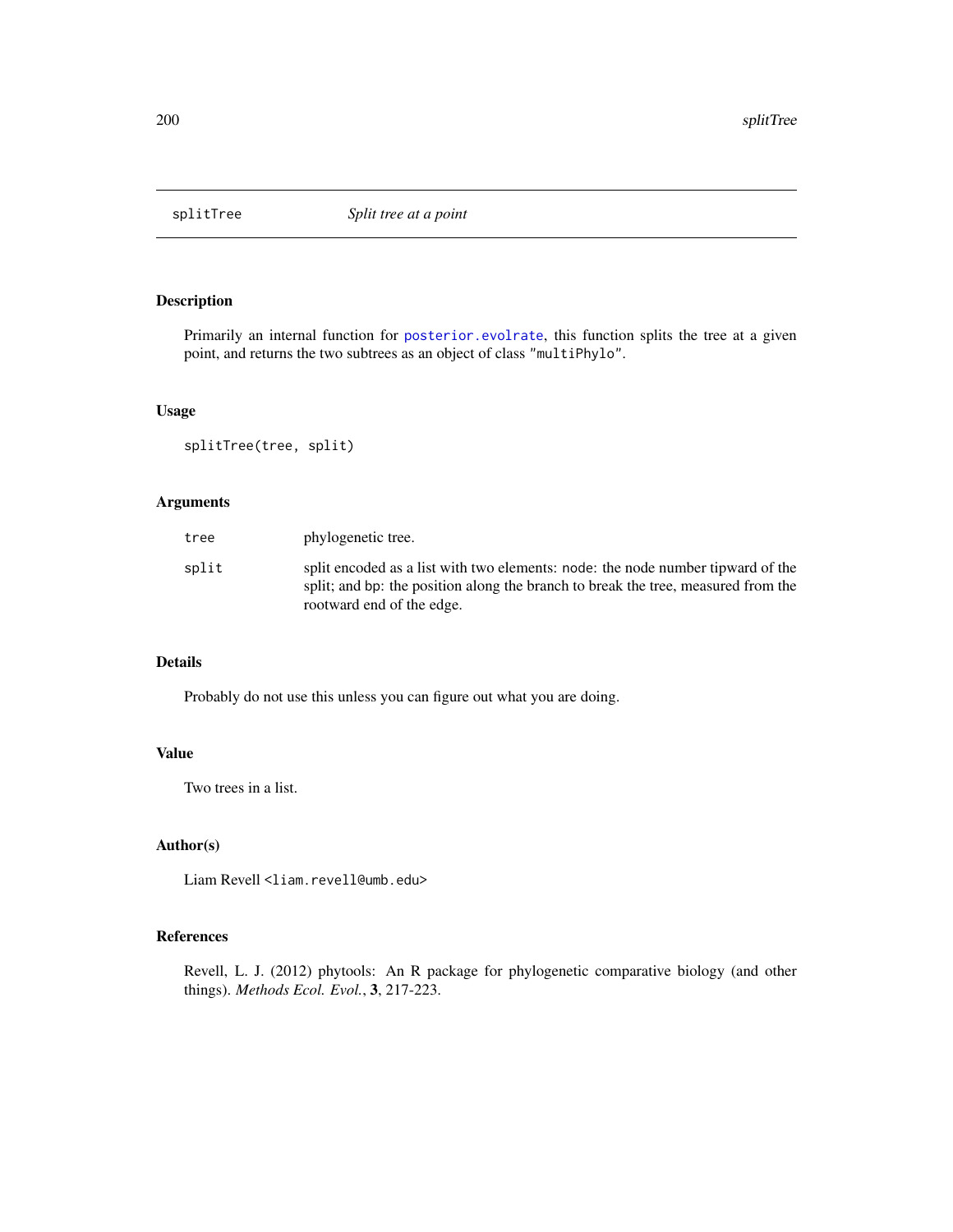# splitTree — *Split tree at a point*

## Description

Primarily an internal function for `posterior.evolrate`, this function splits the tree at a given point, and returns the two subtrees as an object of class `"multiPhylo"`.

## Usage

```
splitTree(tree, split)
```

## Arguments

| | |
|---|---|
| `tree` | phylogenetic tree. |
| `split` | split encoded as a list with two elements: `node`: the node number tipward of the split; and `bp`: the position along the branch to break the tree, measured from the rootward end of the edge. |

## Details

Probably do not use this unless you can figure out what you are doing.

## Value

Two trees in a list.

## Author(s)

Liam Revell <liam.revell@umb.edu>

## References

Revell, L. J. (2012) phytools: An R package for phylogenetic comparative biology (and other things). *Methods Ecol. Evol.*, **3**, 217-223.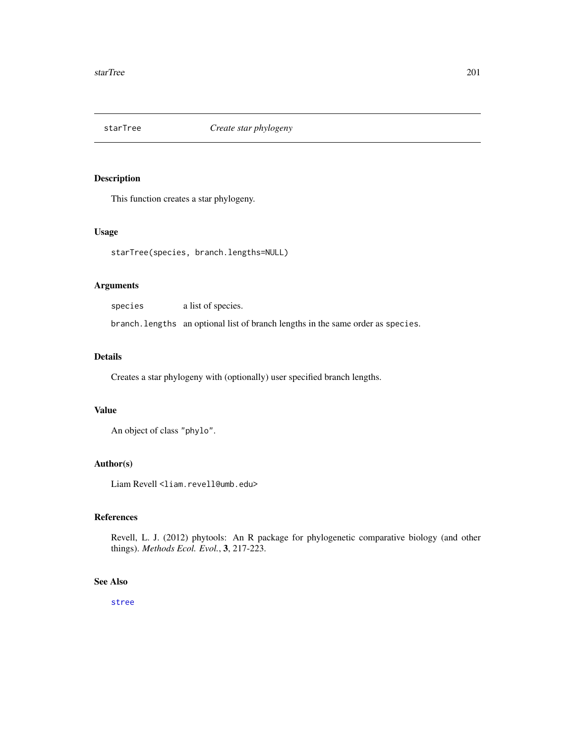starTree *Create star phylogeny*

## Description

This function creates a star phylogeny.

## Usage

```
starTree(species, branch.lengths=NULL)
```

## Arguments

| | |
|---|---|
| `species` | a list of species. |
| `branch.lengths` | an optional list of branch lengths in the same order as `species`. |

## Details

Creates a star phylogeny with (optionally) user specified branch lengths.

## Value

An object of class `"phylo"`.

## Author(s)

Liam Revell <`liam.revell@umb.edu`>

## References

Revell, L. J. (2012) phytools: An R package for phylogenetic comparative biology (and other things). *Methods Ecol. Evol.*, **3**, 217-223.

## See Also

`stree`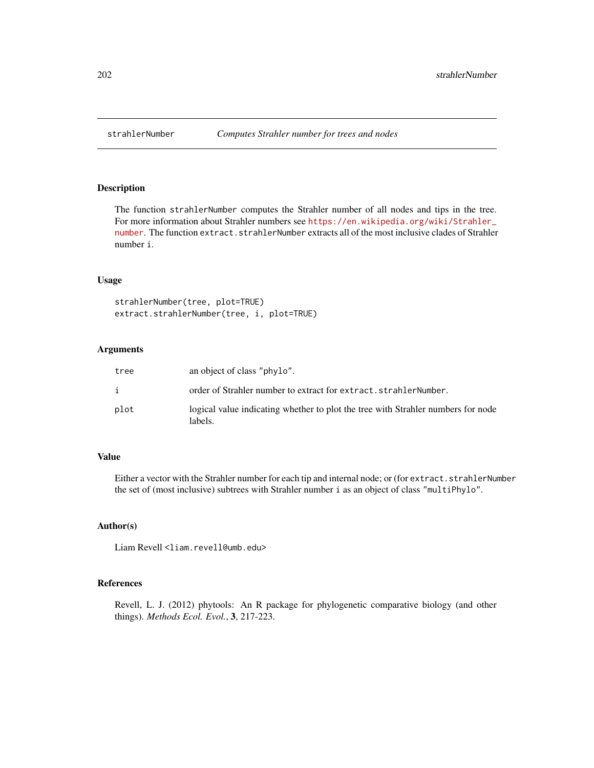# strahlerNumber *Computes Strahler number for trees and nodes*

## Description

The function `strahlerNumber` computes the Strahler number of all nodes and tips in the tree. For more information about Strahler numbers see https://en.wikipedia.org/wiki/Strahler_number. The function `extract.strahlerNumber` extracts all of the most inclusive clades of Strahler number `i`.

## Usage

```
strahlerNumber(tree, plot=TRUE)
extract.strahlerNumber(tree, i, plot=TRUE)
```

## Arguments

| | |
|---|---|
| `tree` | an object of class `"phylo"`. |
| `i` | order of Strahler number to extract for `extract.strahlerNumber`. |
| `plot` | logical value indicating whether to plot the tree with Strahler numbers for node labels. |

## Value

Either a vector with the Strahler number for each tip and internal node; or (for `extract.strahlerNumber` the set of (most inclusive) subtrees with Strahler number `i` as an object of class `"multiPhylo"`.

## Author(s)

Liam Revell <liam.revell@umb.edu>

## References

Revell, L. J. (2012) phytools: An R package for phylogenetic comparative biology (and other things). *Methods Ecol. Evol.*, **3**, 217-223.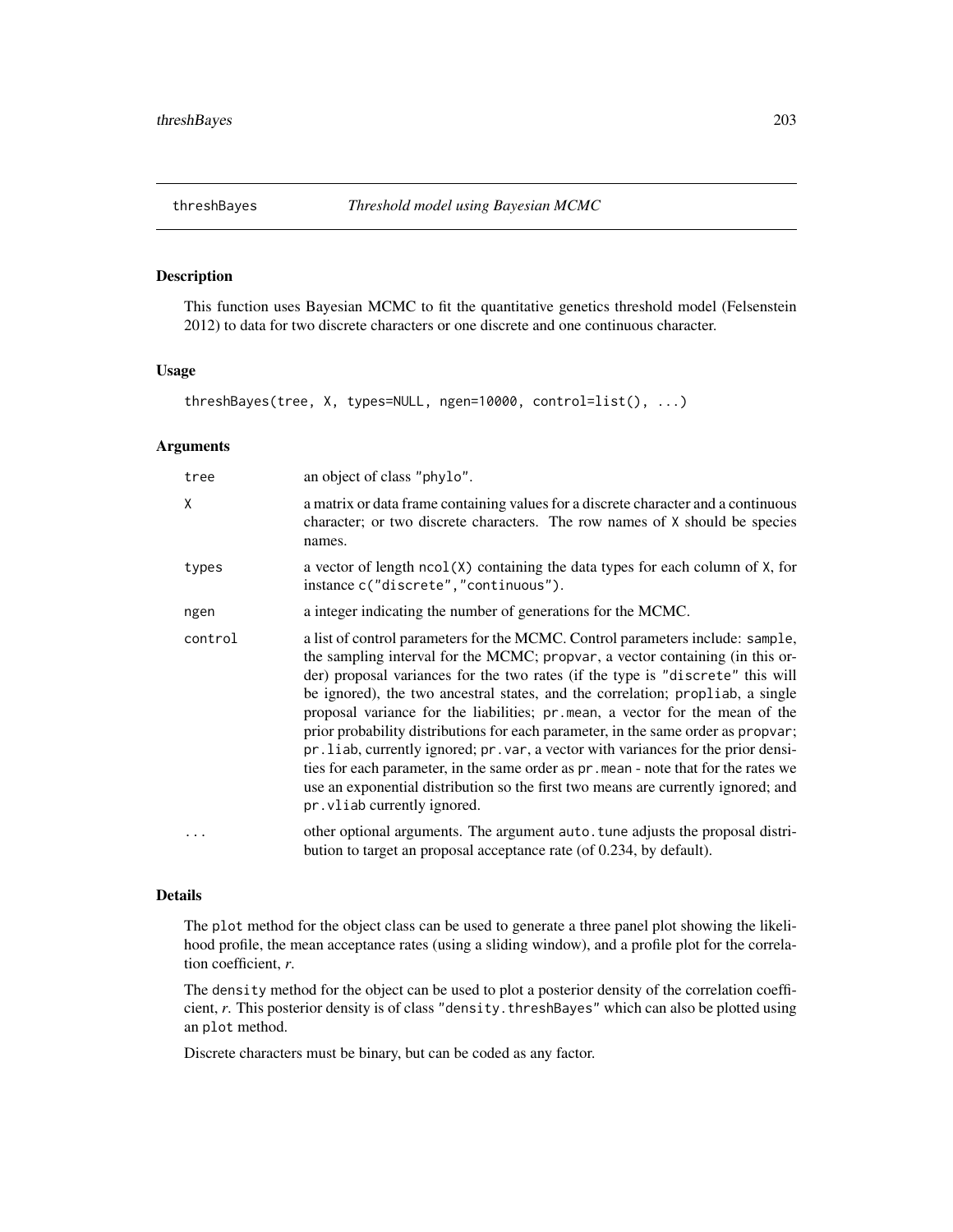# threshBayes *Threshold model using Bayesian MCMC*

## Description

This function uses Bayesian MCMC to fit the quantitative genetics threshold model (Felsenstein 2012) to data for two discrete characters or one discrete and one continuous character.

## Usage

```
threshBayes(tree, X, types=NULL, ngen=10000, control=list(), ...)
```

## Arguments

| | |
|---|---|
| `tree` | an object of class `"phylo"`. |
| `X` | a matrix or data frame containing values for a discrete character and a continuous character; or two discrete characters. The row names of `X` should be species names. |
| `types` | a vector of length `ncol(X)` containing the data types for each column of `X`, for instance `c("discrete","continuous")`. |
| `ngen` | a integer indicating the number of generations for the MCMC. |
| `control` | a list of control parameters for the MCMC. Control parameters include: `sample`, the sampling interval for the MCMC; `propvar`, a vector containing (in this order) proposal variances for the two rates (if the type is `"discrete"` this will be ignored), the two ancestral states, and the correlation; `propliab`, a single proposal variance for the liabilities; `pr.mean`, a vector for the mean of the prior probability distributions for each parameter, in the same order as `propvar`; `pr.liab`, currently ignored; `pr.var`, a vector with variances for the prior densities for each parameter, in the same order as `pr.mean` - note that for the rates we use an exponential distribution so the first two means are currently ignored; and `pr.vliab` currently ignored. |
| `...` | other optional arguments. The argument `auto.tune` adjusts the proposal distribution to target an proposal acceptance rate (of 0.234, by default). |

## Details

The `plot` method for the object class can be used to generate a three panel plot showing the likelihood profile, the mean acceptance rates (using a sliding window), and a profile plot for the correlation coefficient, *r*.

The `density` method for the object can be used to plot a posterior density of the correlation coefficient, *r*. This posterior density is of class `"density.threshBayes"` which can also be plotted using an `plot` method.

Discrete characters must be binary, but can be coded as any factor.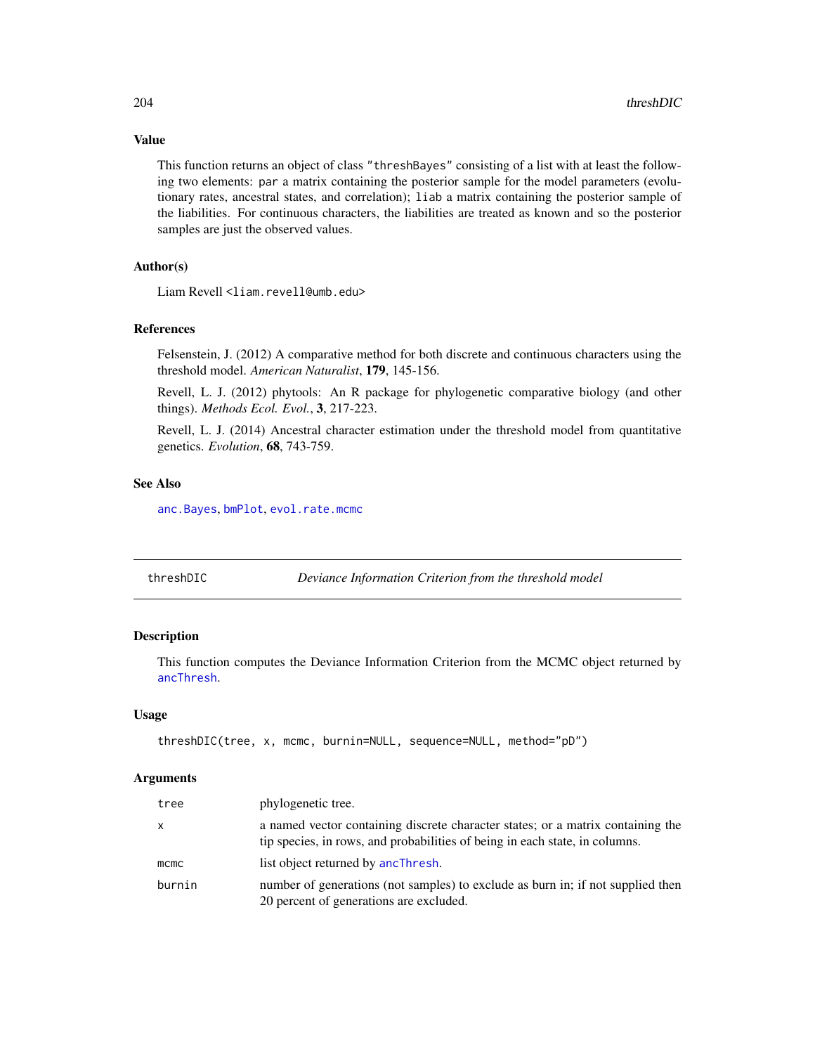## Value

This function returns an object of class `"threshBayes"` consisting of a list with at least the following two elements: `par` a matrix containing the posterior sample for the model parameters (evolutionary rates, ancestral states, and correlation); `liab` a matrix containing the posterior sample of the liabilities. For continuous characters, the liabilities are treated as known and so the posterior samples are just the observed values.

## Author(s)

Liam Revell <liam.revell@umb.edu>

## References

Felsenstein, J. (2012) A comparative method for both discrete and continuous characters using the threshold model. *American Naturalist*, **179**, 145-156.

Revell, L. J. (2012) phytools: An R package for phylogenetic comparative biology (and other things). *Methods Ecol. Evol.*, **3**, 217-223.

Revell, L. J. (2014) Ancestral character estimation under the threshold model from quantitative genetics. *Evolution*, **68**, 743-759.

## See Also

anc.Bayes, bmPlot, evol.rate.mcmc

---

# threshDIC &nbsp;&nbsp;&nbsp; *Deviance Information Criterion from the threshold model*

## Description

This function computes the Deviance Information Criterion from the MCMC object returned by ancThresh.

## Usage

```
threshDIC(tree, x, mcmc, burnin=NULL, sequence=NULL, method="pD")
```

## Arguments

| | |
|---|---|
| `tree` | phylogenetic tree. |
| `x` | a named vector containing discrete character states; or a matrix containing the tip species, in rows, and probabilities of being in each state, in columns. |
| `mcmc` | list object returned by ancThresh. |
| `burnin` | number of generations (not samples) to exclude as burn in; if not supplied then 20 percent of generations are excluded. |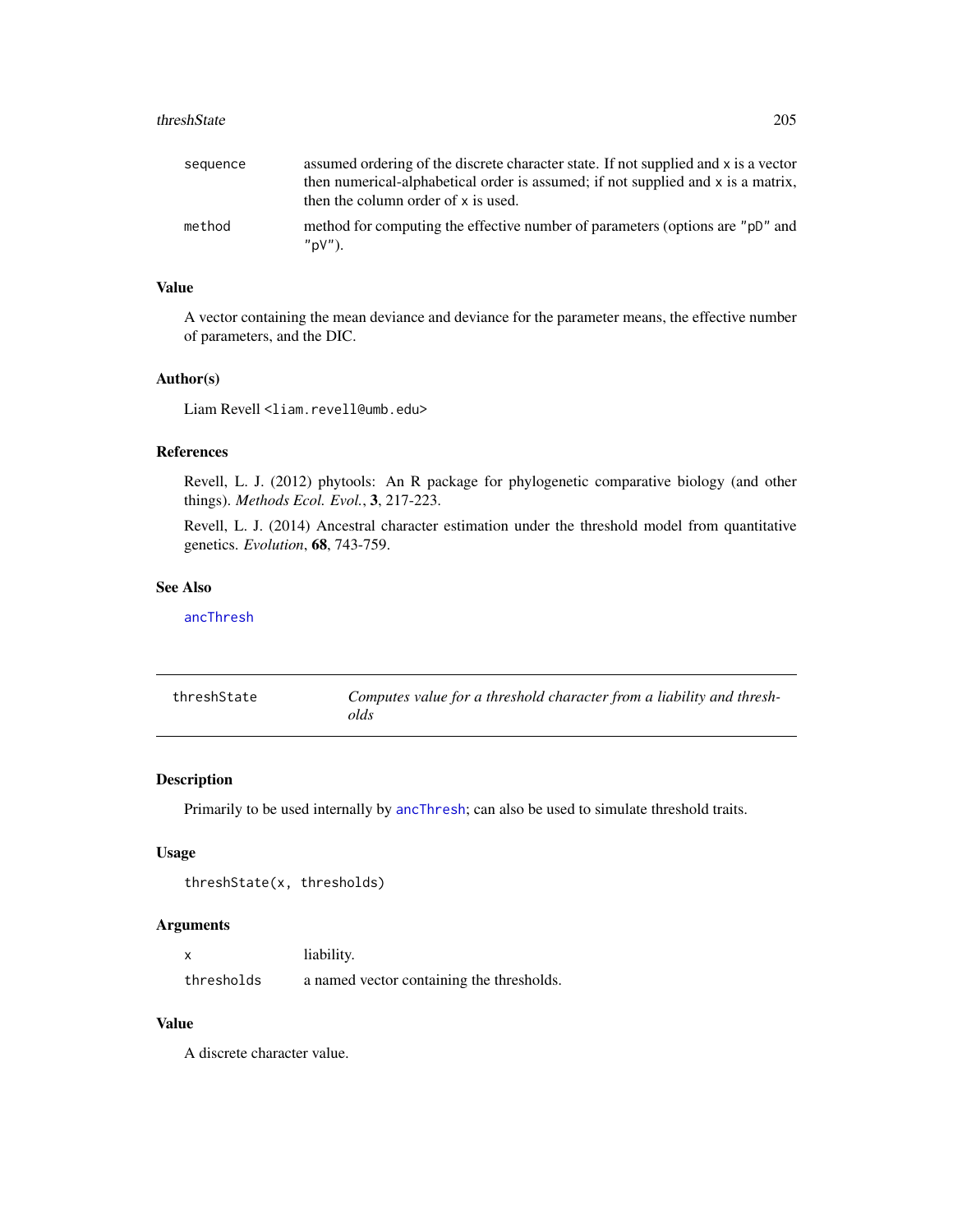| | |
|---|---|
| sequence | assumed ordering of the discrete character state. If not supplied and x is a vector then numerical-alphabetical order is assumed; if not supplied and x is a matrix, then the column order of x is used. |
| method | method for computing the effective number of parameters (options are "pD" and "pV"). |

### Value

A vector containing the mean deviance and deviance for the parameter means, the effective number of parameters, and the DIC.

### Author(s)

Liam Revell <liam.revell@umb.edu>

### References

Revell, L. J. (2012) phytools: An R package for phylogenetic comparative biology (and other things). *Methods Ecol. Evol.*, **3**, 217-223.

Revell, L. J. (2014) Ancestral character estimation under the threshold model from quantitative genetics. *Evolution*, **68**, 743-759.

### See Also

ancThresh

---

## threshState — *Computes value for a threshold character from a liability and thresholds*

---

### Description

Primarily to be used internally by ancThresh; can also be used to simulate threshold traits.

### Usage

```
threshState(x, thresholds)
```

### Arguments

| | |
|---|---|
| x | liability. |
| thresholds | a named vector containing the thresholds. |

### Value

A discrete character value.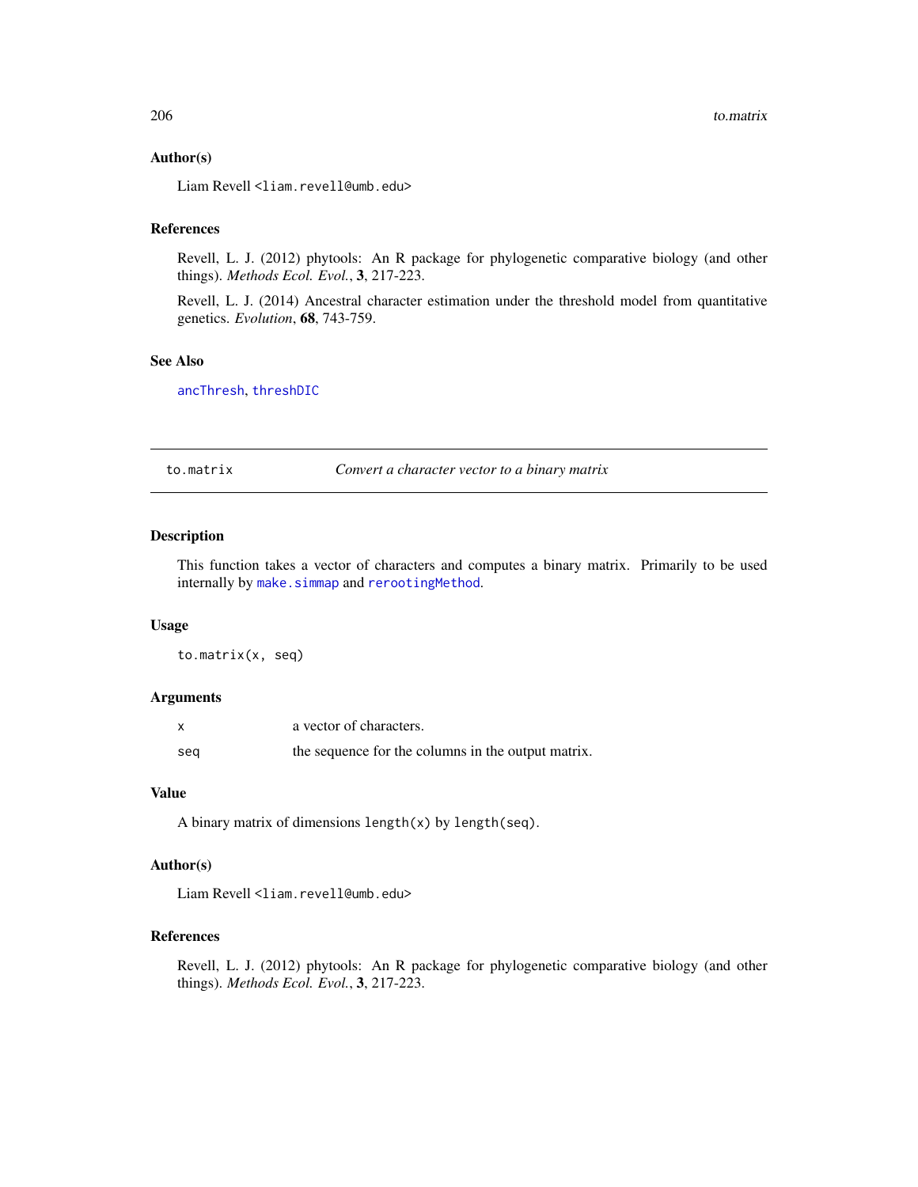### Author(s)

Liam Revell <liam.revell@umb.edu>

### References

Revell, L. J. (2012) phytools: An R package for phylogenetic comparative biology (and other things). *Methods Ecol. Evol.*, **3**, 217-223.

Revell, L. J. (2014) Ancestral character estimation under the threshold model from quantitative genetics. *Evolution*, **68**, 743-759.

### See Also

ancThresh, threshDIC

---

## to.matrix — *Convert a character vector to a binary matrix*

---

### Description

This function takes a vector of characters and computes a binary matrix. Primarily to be used internally by make.simmap and rerootingMethod.

### Usage

```
to.matrix(x, seq)
```

### Arguments

| | |
|---|---|
| x | a vector of characters. |
| seq | the sequence for the columns in the output matrix. |

### Value

A binary matrix of dimensions `length(x)` by `length(seq)`.

### Author(s)

Liam Revell <liam.revell@umb.edu>

### References

Revell, L. J. (2012) phytools: An R package for phylogenetic comparative biology (and other things). *Methods Ecol. Evol.*, **3**, 217-223.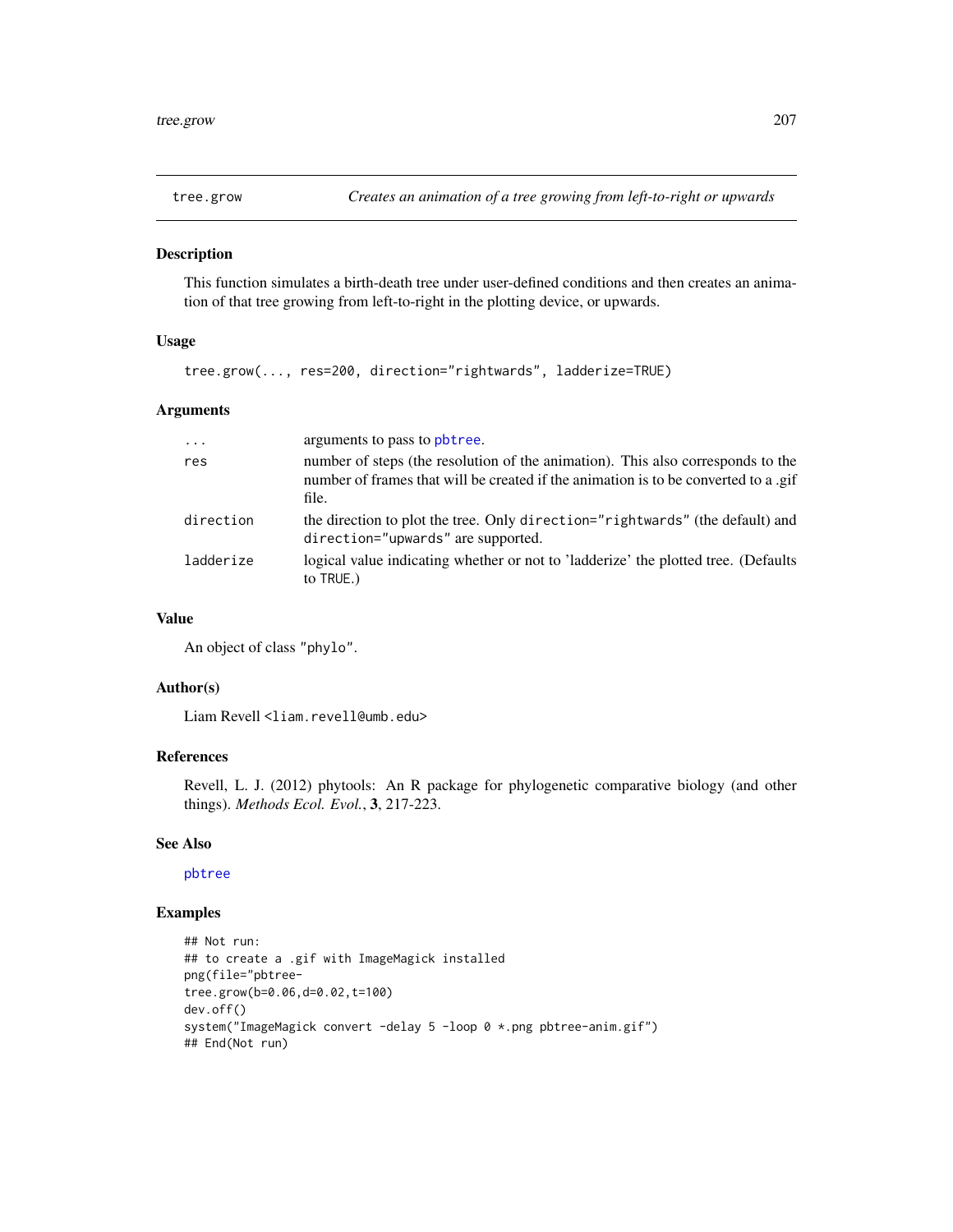## tree.grow *Creates an animation of a tree growing from left-to-right or upwards*

### Description

This function simulates a birth-death tree under user-defined conditions and then creates an animation of that tree growing from left-to-right in the plotting device, or upwards.

### Usage

```
tree.grow(..., res=200, direction="rightwards", ladderize=TRUE)
```

### Arguments

| | |
|---|---|
| `...` | arguments to pass to `pbtree`. |
| `res` | number of steps (the resolution of the animation). This also corresponds to the number of frames that will be created if the animation is to be converted to a .gif file. |
| `direction` | the direction to plot the tree. Only `direction="rightwards"` (the default) and `direction="upwards"` are supported. |
| `ladderize` | logical value indicating whether or not to 'ladderize' the plotted tree. (Defaults to `TRUE`.) |

### Value

An object of class `"phylo"`.

### Author(s)

Liam Revell <liam.revell@umb.edu>

### References

Revell, L. J. (2012) phytools: An R package for phylogenetic comparative biology (and other things). *Methods Ecol. Evol.*, **3**, 217-223.

### See Also

`pbtree`

### Examples

```
## Not run:
## to create a .gif with ImageMagick installed
png(file="pbtree-
tree.grow(b=0.06,d=0.02,t=100)
dev.off()
system("ImageMagick convert -delay 5 -loop 0 *.png pbtree-anim.gif")
## End(Not run)
```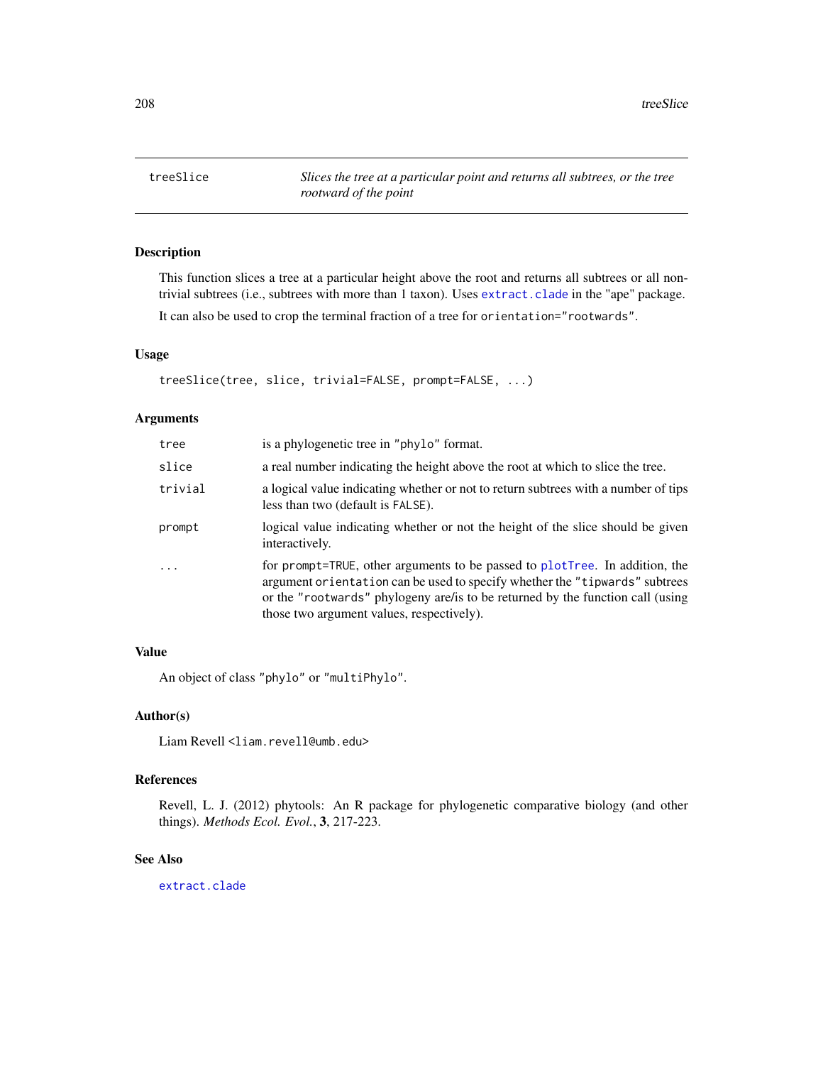## treeSlice — *Slices the tree at a particular point and returns all subtrees, or the tree rootward of the point*

### Description

This function slices a tree at a particular height above the root and returns all subtrees or all non-trivial subtrees (i.e., subtrees with more than 1 taxon). Uses `extract.clade` in the "ape" package.

It can also be used to crop the terminal fraction of a tree for `orientation="rootwards"`.

### Usage

```
treeSlice(tree, slice, trivial=FALSE, prompt=FALSE, ...)
```

### Arguments

| | |
|---|---|
| `tree` | is a phylogenetic tree in `"phylo"` format. |
| `slice` | a real number indicating the height above the root at which to slice the tree. |
| `trivial` | a logical value indicating whether or not to return subtrees with a number of tips less than two (default is `FALSE`). |
| `prompt` | logical value indicating whether or not the height of the slice should be given interactively. |
| `...` | for `prompt=TRUE`, other arguments to be passed to `plotTree`. In addition, the argument `orientation` can be used to specify whether the `"tipwards"` subtrees or the `"rootwards"` phylogeny are/is to be returned by the function call (using those two argument values, respectively). |

### Value

An object of class `"phylo"` or `"multiPhylo"`.

### Author(s)

Liam Revell <liam.revell@umb.edu>

### References

Revell, L. J. (2012) phytools: An R package for phylogenetic comparative biology (and other things). *Methods Ecol. Evol.*, **3**, 217-223.

### See Also

`extract.clade`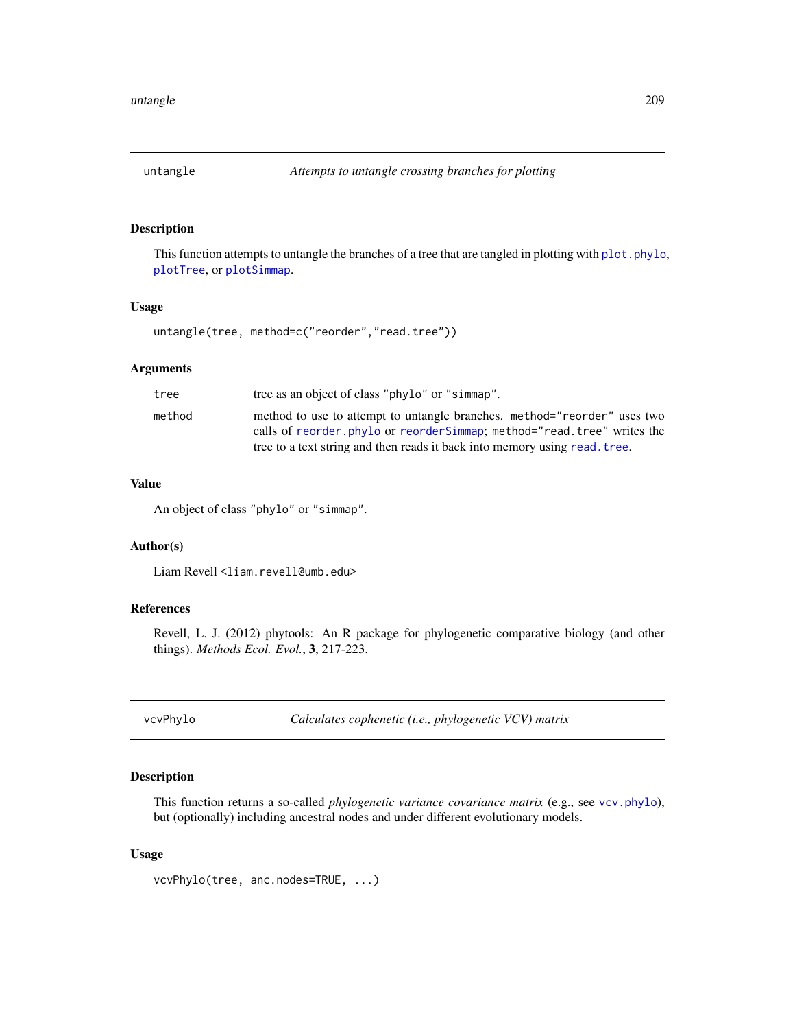## untangle — *Attempts to untangle crossing branches for plotting*

### Description

This function attempts to untangle the branches of a tree that are tangled in plotting with `plot.phylo`, `plotTree`, or `plotSimmap`.

### Usage

```
untangle(tree, method=c("reorder","read.tree"))
```

### Arguments

| | |
|---|---|
| `tree` | tree as an object of class `"phylo"` or `"simmap"`. |
| `method` | method to use to attempt to untangle branches. `method="reorder"` uses two calls of `reorder.phylo` or `reorderSimmap`; `method="read.tree"` writes the tree to a text string and then reads it back into memory using `read.tree`. |

### Value

An object of class `"phylo"` or `"simmap"`.

### Author(s)

Liam Revell <liam.revell@umb.edu>

### References

Revell, L. J. (2012) phytools: An R package for phylogenetic comparative biology (and other things). *Methods Ecol. Evol.*, **3**, 217-223.

## vcvPhylo — *Calculates cophenetic (i.e., phylogenetic VCV) matrix*

### Description

This function returns a so-called *phylogenetic variance covariance matrix* (e.g., see `vcv.phylo`), but (optionally) including ancestral nodes and under different evolutionary models.

### Usage

```
vcvPhylo(tree, anc.nodes=TRUE, ...)
```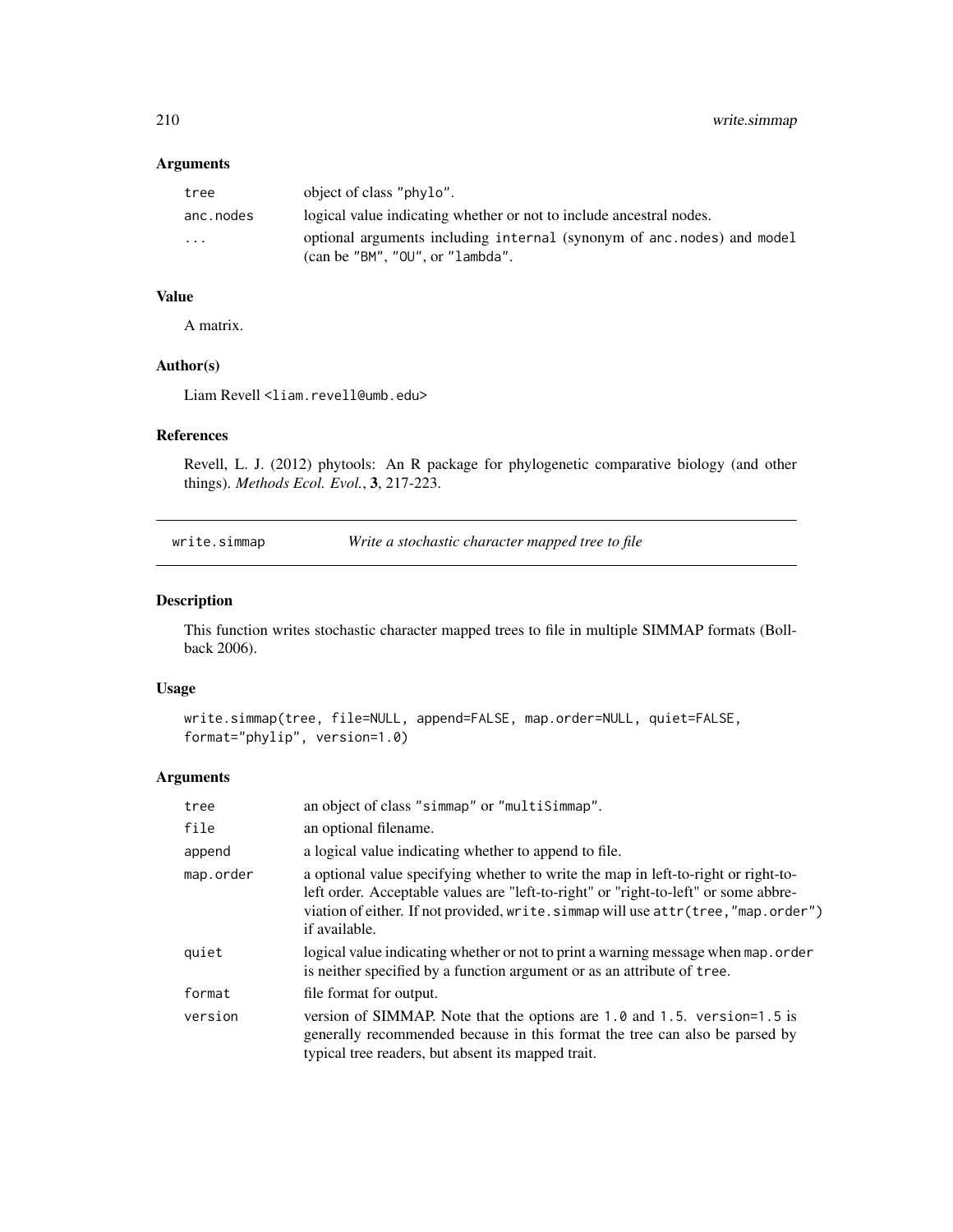## Arguments

| | |
|---|---|
| tree | object of class "phylo". |
| anc.nodes | logical value indicating whether or not to include ancestral nodes. |
| ... | optional arguments including internal (synonym of anc.nodes) and model (can be "BM", "OU", or "lambda". |

## Value

A matrix.

## Author(s)

Liam Revell <liam.revell@umb.edu>

## References

Revell, L. J. (2012) phytools: An R package for phylogenetic comparative biology (and other things). *Methods Ecol. Evol.*, **3**, 217-223.

---

# write.simmap — *Write a stochastic character mapped tree to file*

---

## Description

This function writes stochastic character mapped trees to file in multiple SIMMAP formats (Bollback 2006).

## Usage

```
write.simmap(tree, file=NULL, append=FALSE, map.order=NULL, quiet=FALSE,
format="phylip", version=1.0)
```

## Arguments

| | |
|---|---|
| tree | an object of class "simmap" or "multiSimmap". |
| file | an optional filename. |
| append | a logical value indicating whether to append to file. |
| map.order | a optional value specifying whether to write the map in left-to-right or right-to-left order. Acceptable values are "left-to-right" or "right-to-left" or some abbreviation of either. If not provided, write.simmap will use attr(tree,"map.order") if available. |
| quiet | logical value indicating whether or not to print a warning message when map.order is neither specified by a function argument or as an attribute of tree. |
| format | file format for output. |
| version | version of SIMMAP. Note that the options are 1.0 and 1.5. version=1.5 is generally recommended because in this format the tree can also be parsed by typical tree readers, but absent its mapped trait. |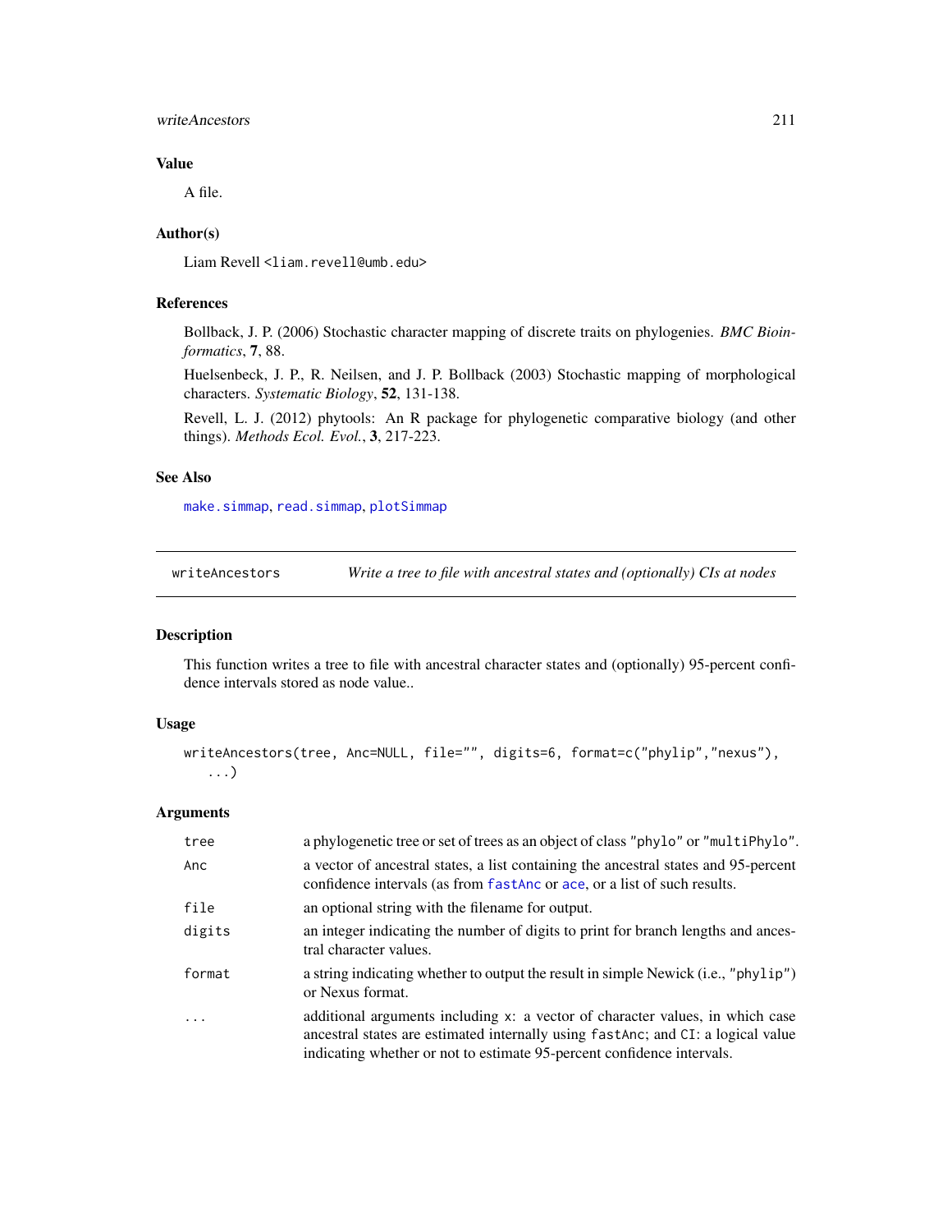### Value

A file.

### Author(s)

Liam Revell <liam.revell@umb.edu>

### References

Bollback, J. P. (2006) Stochastic character mapping of discrete traits on phylogenies. *BMC Bioinformatics*, **7**, 88.

Huelsenbeck, J. P., R. Neilsen, and J. P. Bollback (2003) Stochastic mapping of morphological characters. *Systematic Biology*, **52**, 131-138.

Revell, L. J. (2012) phytools: An R package for phylogenetic comparative biology (and other things). *Methods Ecol. Evol.*, **3**, 217-223.

### See Also

make.simmap, read.simmap, plotSimmap

---

## writeAncestors *Write a tree to file with ancestral states and (optionally) CIs at nodes*

### Description

This function writes a tree to file with ancestral character states and (optionally) 95-percent confidence intervals stored as node value..

### Usage

```
writeAncestors(tree, Anc=NULL, file="", digits=6, format=c("phylip","nexus"),
   ...)
```

### Arguments

| | |
|---|---|
| tree | a phylogenetic tree or set of trees as an object of class "phylo" or "multiPhylo". |
| Anc | a vector of ancestral states, a list containing the ancestral states and 95-percent confidence intervals (as from fastAnc or ace, or a list of such results. |
| file | an optional string with the filename for output. |
| digits | an integer indicating the number of digits to print for branch lengths and ancestral character values. |
| format | a string indicating whether to output the result in simple Newick (i.e., "phylip") or Nexus format. |
| ... | additional arguments including x: a vector of character values, in which case ancestral states are estimated internally using fastAnc; and CI: a logical value indicating whether or not to estimate 95-percent confidence intervals. |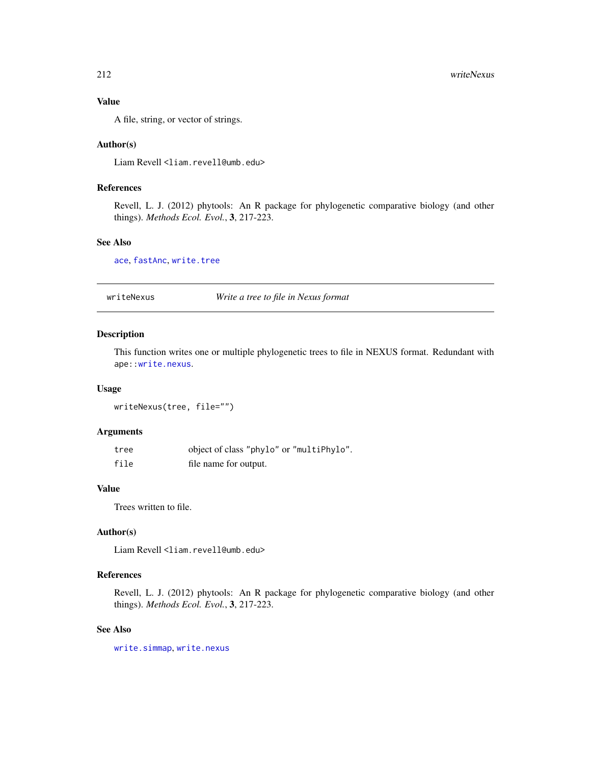### Value

A file, string, or vector of strings.

### Author(s)

Liam Revell <liam.revell@umb.edu>

### References

Revell, L. J. (2012) phytools: An R package for phylogenetic comparative biology (and other things). *Methods Ecol. Evol.*, **3**, 217-223.

### See Also

ace, fastAnc, write.tree

---

## writeNexus — *Write a tree to file in Nexus format*

---

### Description

This function writes one or multiple phylogenetic trees to file in NEXUS format. Redundant with ape::write.nexus.

### Usage

```
writeNexus(tree, file="")
```

### Arguments

| | |
|---|---|
| tree | object of class "phylo" or "multiPhylo". |
| file | file name for output. |

### Value

Trees written to file.

### Author(s)

Liam Revell <liam.revell@umb.edu>

### References

Revell, L. J. (2012) phytools: An R package for phylogenetic comparative biology (and other things). *Methods Ecol. Evol.*, **3**, 217-223.

### See Also

write.simmap, write.nexus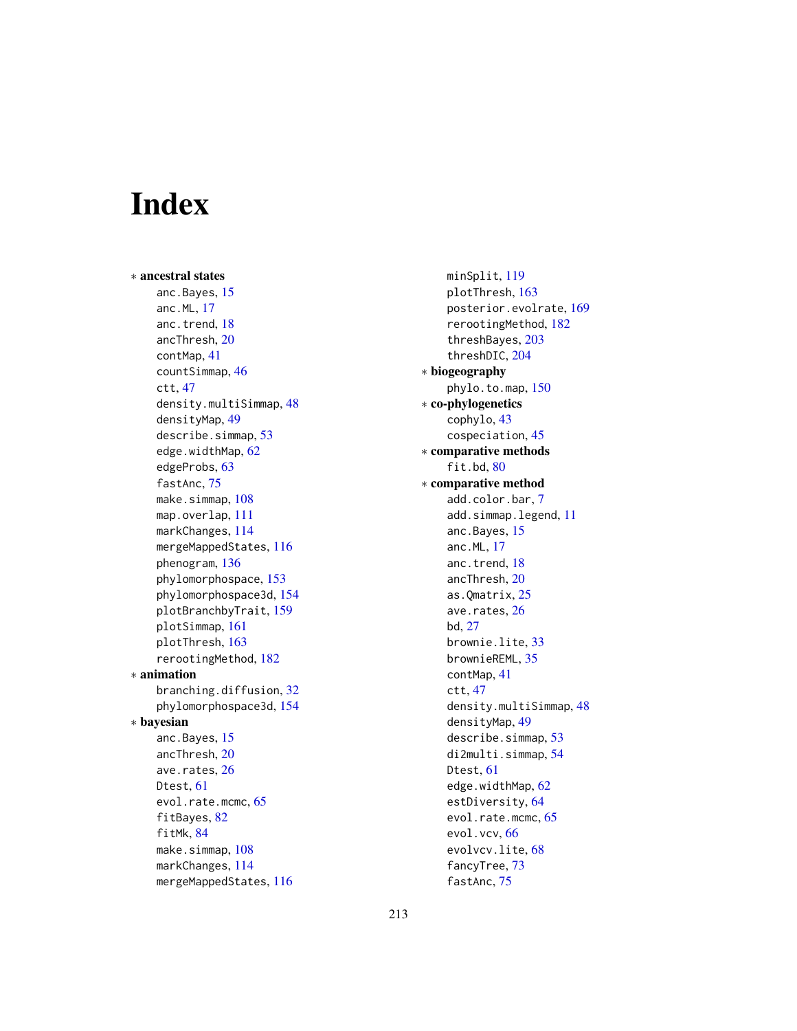# Index

* **ancestral states**
  - anc.Bayes, 15
  - anc.ML, 17
  - anc.trend, 18
  - ancThresh, 20
  - contMap, 41
  - countSimmap, 46
  - ctt, 47
  - density.multiSimmap, 48
  - densityMap, 49
  - describe.simmap, 53
  - edge.widthMap, 62
  - edgeProbs, 63
  - fastAnc, 75
  - make.simmap, 108
  - map.overlap, 111
  - markChanges, 114
  - mergeMappedStates, 116
  - phenogram, 136
  - phylomorphospace, 153
  - phylomorphospace3d, 154
  - plotBranchbyTrait, 159
  - plotSimmap, 161
  - plotThresh, 163
  - rerootingMethod, 182
* **animation**
  - branching.diffusion, 32
  - phylomorphospace3d, 154
* **bayesian**
  - anc.Bayes, 15
  - ancThresh, 20
  - ave.rates, 26
  - Dtest, 61
  - evol.rate.mcmc, 65
  - fitBayes, 82
  - fitMk, 84
  - make.simmap, 108
  - markChanges, 114
  - mergeMappedStates, 116
  - minSplit, 119
  - plotThresh, 163
  - posterior.evolrate, 169
  - rerootingMethod, 182
  - threshBayes, 203
  - threshDIC, 204
* **biogeography**
  - phylo.to.map, 150
* **co-phylogenetics**
  - cophylo, 43
  - cospeciation, 45
* **comparative methods**
  - fit.bd, 80
* **comparative method**
  - add.color.bar, 7
  - add.simmap.legend, 11
  - anc.Bayes, 15
  - anc.ML, 17
  - anc.trend, 18
  - ancThresh, 20
  - as.Qmatrix, 25
  - ave.rates, 26
  - bd, 27
  - brownie.lite, 33
  - brownieREML, 35
  - contMap, 41
  - ctt, 47
  - density.multiSimmap, 48
  - densityMap, 49
  - describe.simmap, 53
  - di2multi.simmap, 54
  - Dtest, 61
  - edge.widthMap, 62
  - estDiversity, 64
  - evol.rate.mcmc, 65
  - evol.vcv, 66
  - evolvcv.lite, 68
  - fancyTree, 73
  - fastAnc, 75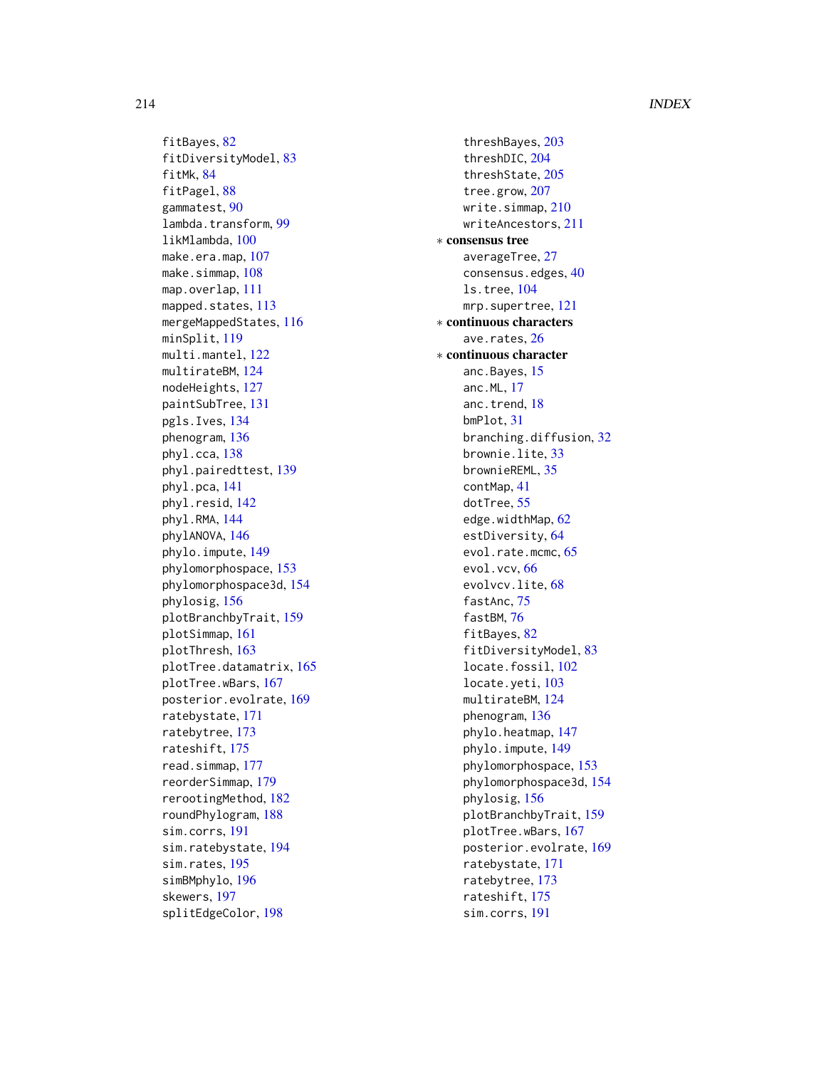fitBayes, 82
fitDiversityModel, 83
fitMk, 84
fitPagel, 88
gammatest, 90
lambda.transform, 99
likMlambda, 100
make.era.map, 107
make.simmap, 108
map.overlap, 111
mapped.states, 113
mergeMappedStates, 116
minSplit, 119
multi.mantel, 122
multirateBM, 124
nodeHeights, 127
paintSubTree, 131
pgls.Ives, 134
phenogram, 136
phyl.cca, 138
phyl.pairedttest, 139
phyl.pca, 141
phyl.resid, 142
phyl.RMA, 144
phylANOVA, 146
phylo.impute, 149
phylomorphospace, 153
phylomorphospace3d, 154
phylosig, 156
plotBranchbyTrait, 159
plotSimmap, 161
plotThresh, 163
plotTree.datamatrix, 165
plotTree.wBars, 167
posterior.evolrate, 169
ratebystate, 171
ratebytree, 173
rateshift, 175
read.simmap, 177
reorderSimmap, 179
rerootingMethod, 182
roundPhylogram, 188
sim.corrs, 191
sim.ratebystate, 194
sim.rates, 195
simBMphylo, 196
skewers, 197
splitEdgeColor, 198
threshBayes, 203
threshDIC, 204
threshState, 205
tree.grow, 207
write.simmap, 210
writeAncestors, 211

∗ **consensus tree**

averageTree, 27
consensus.edges, 40
ls.tree, 104
mrp.supertree, 121

∗ **continuous characters**

ave.rates, 26

∗ **continuous character**

anc.Bayes, 15
anc.ML, 17
anc.trend, 18
bmPlot, 31
branching.diffusion, 32
brownie.lite, 33
brownieREML, 35
contMap, 41
dotTree, 55
edge.widthMap, 62
estDiversity, 64
evol.rate.mcmc, 65
evol.vcv, 66
evolvcv.lite, 68
fastAnc, 75
fastBM, 76
fitBayes, 82
fitDiversityModel, 83
locate.fossil, 102
locate.yeti, 103
multirateBM, 124
phenogram, 136
phylo.heatmap, 147
phylo.impute, 149
phylomorphospace, 153
phylomorphospace3d, 154
phylosig, 156
plotBranchbyTrait, 159
plotTree.wBars, 167
posterior.evolrate, 169
ratebystate, 171
ratebytree, 173
rateshift, 175
sim.corrs, 191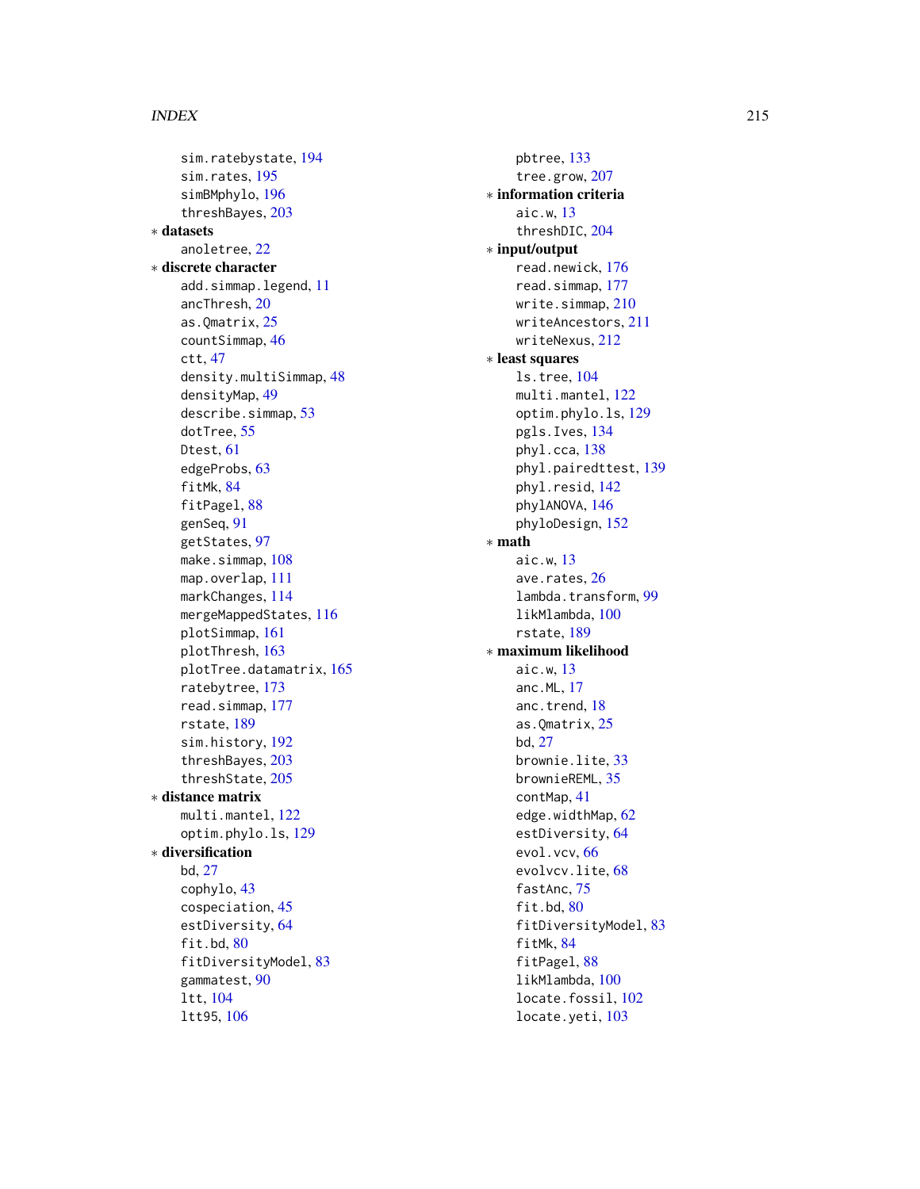sim.ratebystate, 194
sim.rates, 195
simBMphylo, 196
threshBayes, 203

* **datasets**
  anoletree, 22

* **discrete character**
  add.simmap.legend, 11
  ancThresh, 20
  as.Qmatrix, 25
  countSimmap, 46
  ctt, 47
  density.multiSimmap, 48
  densityMap, 49
  describe.simmap, 53
  dotTree, 55
  Dtest, 61
  edgeProbs, 63
  fitMk, 84
  fitPagel, 88
  genSeq, 91
  getStates, 97
  make.simmap, 108
  map.overlap, 111
  markChanges, 114
  mergeMappedStates, 116
  plotSimmap, 161
  plotThresh, 163
  plotTree.datamatrix, 165
  ratebytree, 173
  read.simmap, 177
  rstate, 189
  sim.history, 192
  threshBayes, 203
  threshState, 205

* **distance matrix**
  multi.mantel, 122
  optim.phylo.ls, 129

* **diversification**
  bd, 27
  cophylo, 43
  cospeciation, 45
  estDiversity, 64
  fit.bd, 80
  fitDiversityModel, 83
  gammatest, 90
  ltt, 104
  ltt95, 106
  pbtree, 133
  tree.grow, 207

* **information criteria**
  aic.w, 13
  threshDIC, 204

* **input/output**
  read.newick, 176
  read.simmap, 177
  write.simmap, 210
  writeAncestors, 211
  writeNexus, 212

* **least squares**
  ls.tree, 104
  multi.mantel, 122
  optim.phylo.ls, 129
  pgls.Ives, 134
  phyl.cca, 138
  phyl.pairedttest, 139
  phyl.resid, 142
  phylANOVA, 146
  phyloDesign, 152

* **math**
  aic.w, 13
  ave.rates, 26
  lambda.transform, 99
  likMlambda, 100
  rstate, 189

* **maximum likelihood**
  aic.w, 13
  anc.ML, 17
  anc.trend, 18
  as.Qmatrix, 25
  bd, 27
  brownie.lite, 33
  brownieREML, 35
  contMap, 41
  edge.widthMap, 62
  estDiversity, 64
  evol.vcv, 66
  evolvcv.lite, 68
  fastAnc, 75
  fit.bd, 80
  fitDiversityModel, 83
  fitMk, 84
  fitPagel, 88
  likMlambda, 100
  locate.fossil, 102
  locate.yeti, 103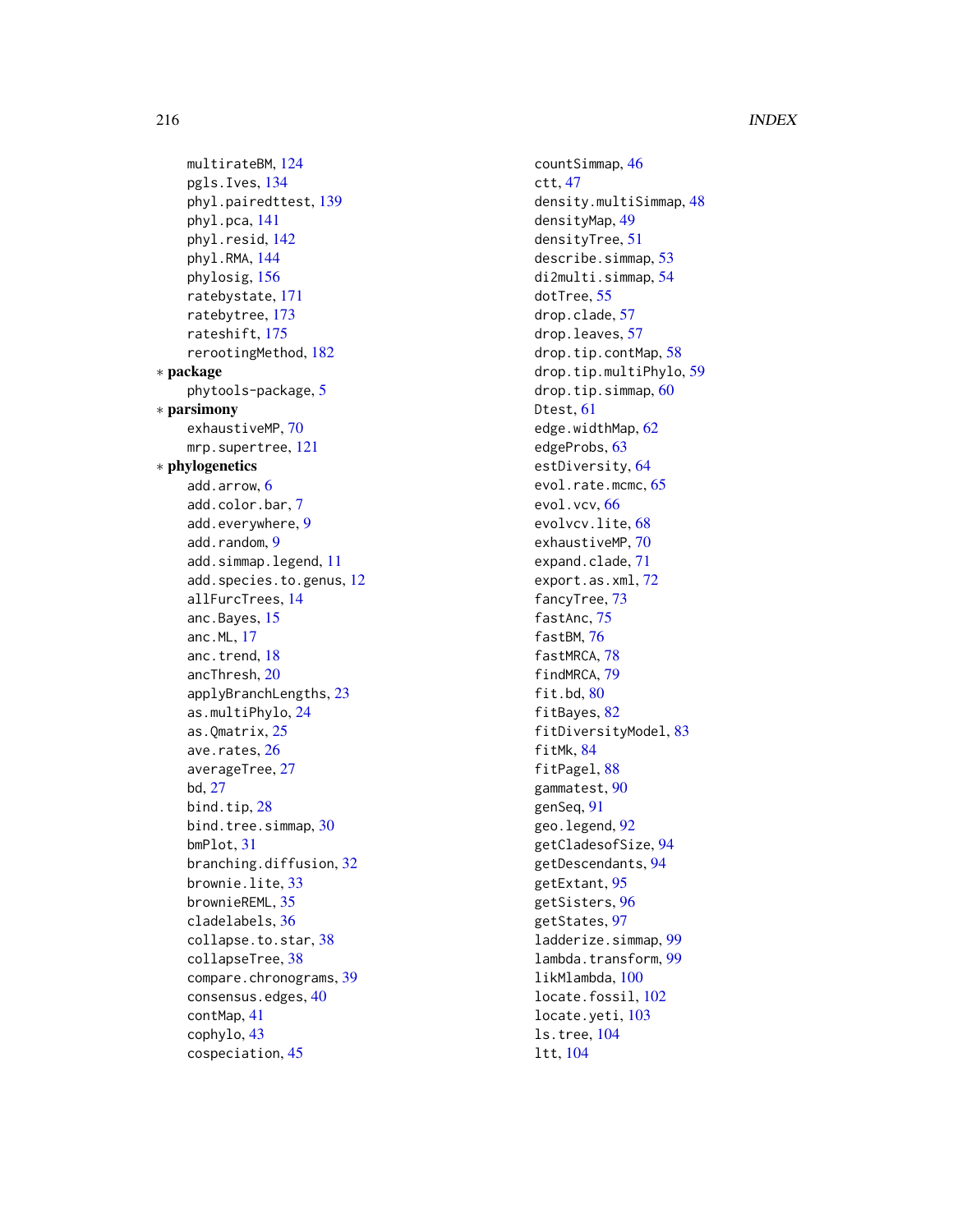multirateBM, 124
pgls.Ives, 134
phyl.pairedttest, 139
phyl.pca, 141
phyl.resid, 142
phyl.RMA, 144
phylosig, 156
ratebystate, 171
ratebytree, 173
rateshift, 175
rerootingMethod, 182

∗ **package**

phytools-package, 5

∗ **parsimony**

exhaustiveMP, 70
mrp.supertree, 121

∗ **phylogenetics**

add.arrow, 6
add.color.bar, 7
add.everywhere, 9
add.random, 9
add.simmap.legend, 11
add.species.to.genus, 12
allFurcTrees, 14
anc.Bayes, 15
anc.ML, 17
anc.trend, 18
ancThresh, 20
applyBranchLengths, 23
as.multiPhylo, 24
as.Qmatrix, 25
ave.rates, 26
averageTree, 27
bd, 27
bind.tip, 28
bind.tree.simmap, 30
bmPlot, 31
branching.diffusion, 32
brownie.lite, 33
brownieREML, 35
cladelabels, 36
collapse.to.star, 38
collapseTree, 38
compare.chronograms, 39
consensus.edges, 40
contMap, 41
cophylo, 43
cospeciation, 45
countSimmap, 46
ctt, 47
density.multiSimmap, 48
densityMap, 49
densityTree, 51
describe.simmap, 53
di2multi.simmap, 54
dotTree, 55
drop.clade, 57
drop.leaves, 57
drop.tip.contMap, 58
drop.tip.multiPhylo, 59
drop.tip.simmap, 60
Dtest, 61
edge.widthMap, 62
edgeProbs, 63
estDiversity, 64
evol.rate.mcmc, 65
evol.vcv, 66
evolvcv.lite, 68
exhaustiveMP, 70
expand.clade, 71
export.as.xml, 72
fancyTree, 73
fastAnc, 75
fastBM, 76
fastMRCA, 78
findMRCA, 79
fit.bd, 80
fitBayes, 82
fitDiversityModel, 83
fitMk, 84
fitPagel, 88
gammatest, 90
genSeq, 91
geo.legend, 92
getCladesofSize, 94
getDescendants, 94
getExtant, 95
getSisters, 96
getStates, 97
ladderize.simmap, 99
lambda.transform, 99
likMlambda, 100
locate.fossil, 102
locate.yeti, 103
ls.tree, 104
ltt, 104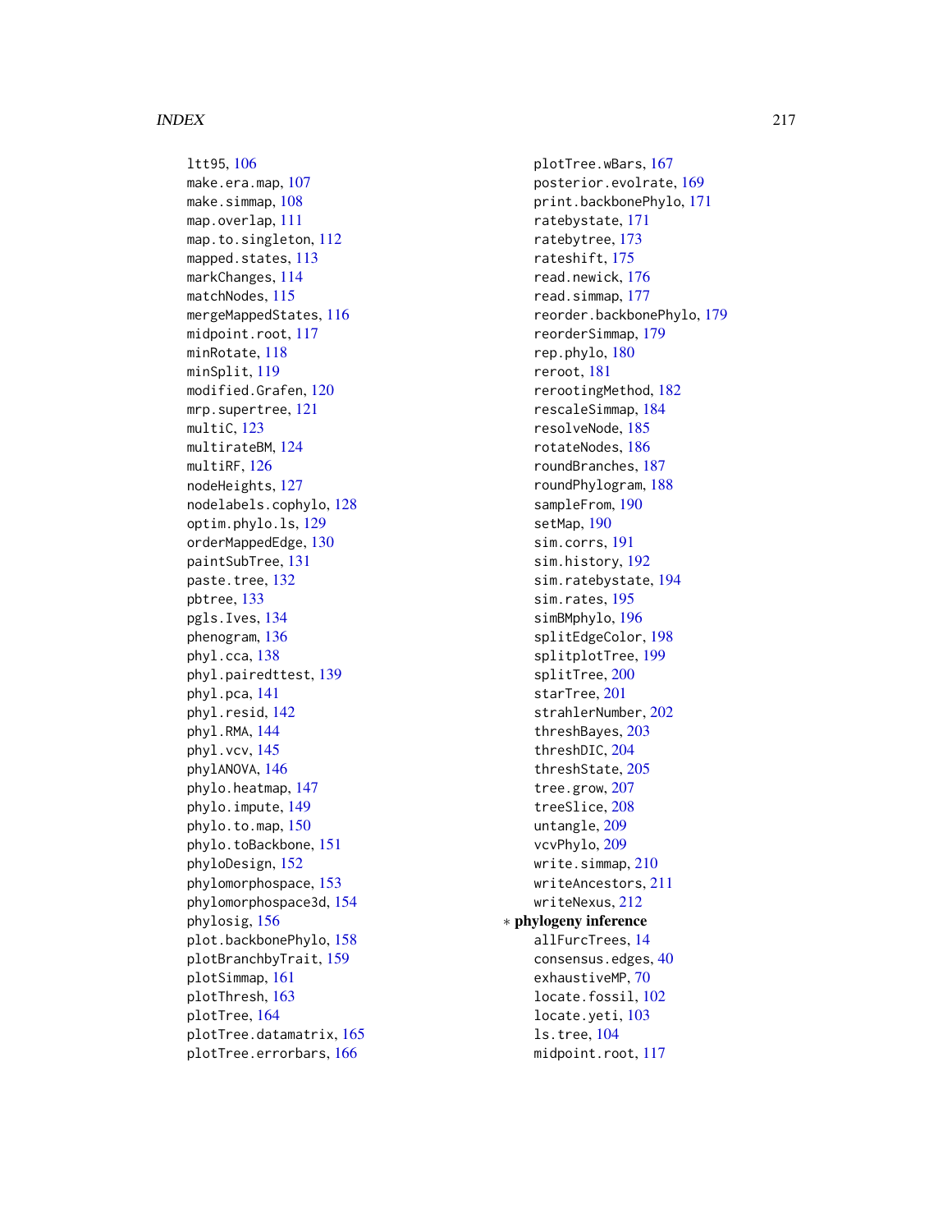ltt95, 106
make.era.map, 107
make.simmap, 108
map.overlap, 111
map.to.singleton, 112
mapped.states, 113
markChanges, 114
matchNodes, 115
mergeMappedStates, 116
midpoint.root, 117
minRotate, 118
minSplit, 119
modified.Grafen, 120
mrp.supertree, 121
multiC, 123
multirateBM, 124
multiRF, 126
nodeHeights, 127
nodelabels.cophylo, 128
optim.phylo.ls, 129
orderMappedEdge, 130
paintSubTree, 131
paste.tree, 132
pbtree, 133
pgls.Ives, 134
phenogram, 136
phyl.cca, 138
phyl.pairedttest, 139
phyl.pca, 141
phyl.resid, 142
phyl.RMA, 144
phyl.vcv, 145
phylANOVA, 146
phylo.heatmap, 147
phylo.impute, 149
phylo.to.map, 150
phylo.toBackbone, 151
phyloDesign, 152
phylomorphospace, 153
phylomorphospace3d, 154
phylosig, 156
plot.backbonePhylo, 158
plotBranchbyTrait, 159
plotSimmap, 161
plotThresh, 163
plotTree, 164
plotTree.datamatrix, 165
plotTree.errorbars, 166
plotTree.wBars, 167
posterior.evolrate, 169
print.backbonePhylo, 171
ratebystate, 171
ratebytree, 173
rateshift, 175
read.newick, 176
read.simmap, 177
reorder.backbonePhylo, 179
reorderSimmap, 179
rep.phylo, 180
reroot, 181
rerootingMethod, 182
rescaleSimmap, 184
resolveNode, 185
rotateNodes, 186
roundBranches, 187
roundPhylogram, 188
sampleFrom, 190
setMap, 190
sim.corrs, 191
sim.history, 192
sim.ratebystate, 194
sim.rates, 195
simBMphylo, 196
splitEdgeColor, 198
splitplotTree, 199
splitTree, 200
starTree, 201
strahlerNumber, 202
threshBayes, 203
threshDIC, 204
threshState, 205
tree.grow, 207
treeSlice, 208
untangle, 209
vcvPhylo, 209
write.simmap, 210
writeAncestors, 211
writeNexus, 212

∗ **phylogeny inference**
allFurcTrees, 14
consensus.edges, 40
exhaustiveMP, 70
locate.fossil, 102
locate.yeti, 103
ls.tree, 104
midpoint.root, 117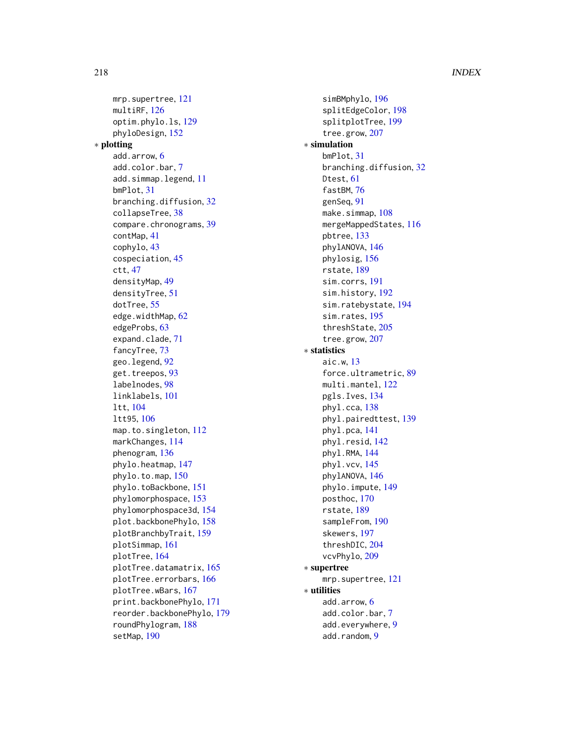mrp.supertree, 121
multiRF, 126
optim.phylo.ls, 129
phyloDesign, 152

∗ **plotting**

add.arrow, 6
add.color.bar, 7
add.simmap.legend, 11
bmPlot, 31
branching.diffusion, 32
collapseTree, 38
compare.chronograms, 39
contMap, 41
cophylo, 43
cospeciation, 45
ctt, 47
densityMap, 49
densityTree, 51
dotTree, 55
edge.widthMap, 62
edgeProbs, 63
expand.clade, 71
fancyTree, 73
geo.legend, 92
get.treepos, 93
labelnodes, 98
linklabels, 101
ltt, 104
ltt95, 106
map.to.singleton, 112
markChanges, 114
phenogram, 136
phylo.heatmap, 147
phylo.to.map, 150
phylo.toBackbone, 151
phylomorphospace, 153
phylomorphospace3d, 154
plot.backbonePhylo, 158
plotBranchbyTrait, 159
plotSimmap, 161
plotTree, 164
plotTree.datamatrix, 165
plotTree.errorbars, 166
plotTree.wBars, 167
print.backbonePhylo, 171
reorder.backbonePhylo, 179
roundPhylogram, 188
setMap, 190
simBMphylo, 196
splitEdgeColor, 198
splitplotTree, 199
tree.grow, 207

∗ **simulation**

bmPlot, 31
branching.diffusion, 32
Dtest, 61
fastBM, 76
genSeq, 91
make.simmap, 108
mergeMappedStates, 116
pbtree, 133
phylANOVA, 146
phylosig, 156
rstate, 189
sim.corrs, 191
sim.history, 192
sim.ratebystate, 194
sim.rates, 195
threshState, 205
tree.grow, 207

∗ **statistics**

aic.w, 13
force.ultrametric, 89
multi.mantel, 122
pgls.Ives, 134
phyl.cca, 138
phyl.pairedttest, 139
phyl.pca, 141
phyl.resid, 142
phyl.RMA, 144
phyl.vcv, 145
phylANOVA, 146
phylo.impute, 149
posthoc, 170
rstate, 189
sampleFrom, 190
skewers, 197
threshDIC, 204
vcvPhylo, 209

∗ **supertree**

mrp.supertree, 121

∗ **utilities**

add.arrow, 6
add.color.bar, 7
add.everywhere, 9
add.random, 9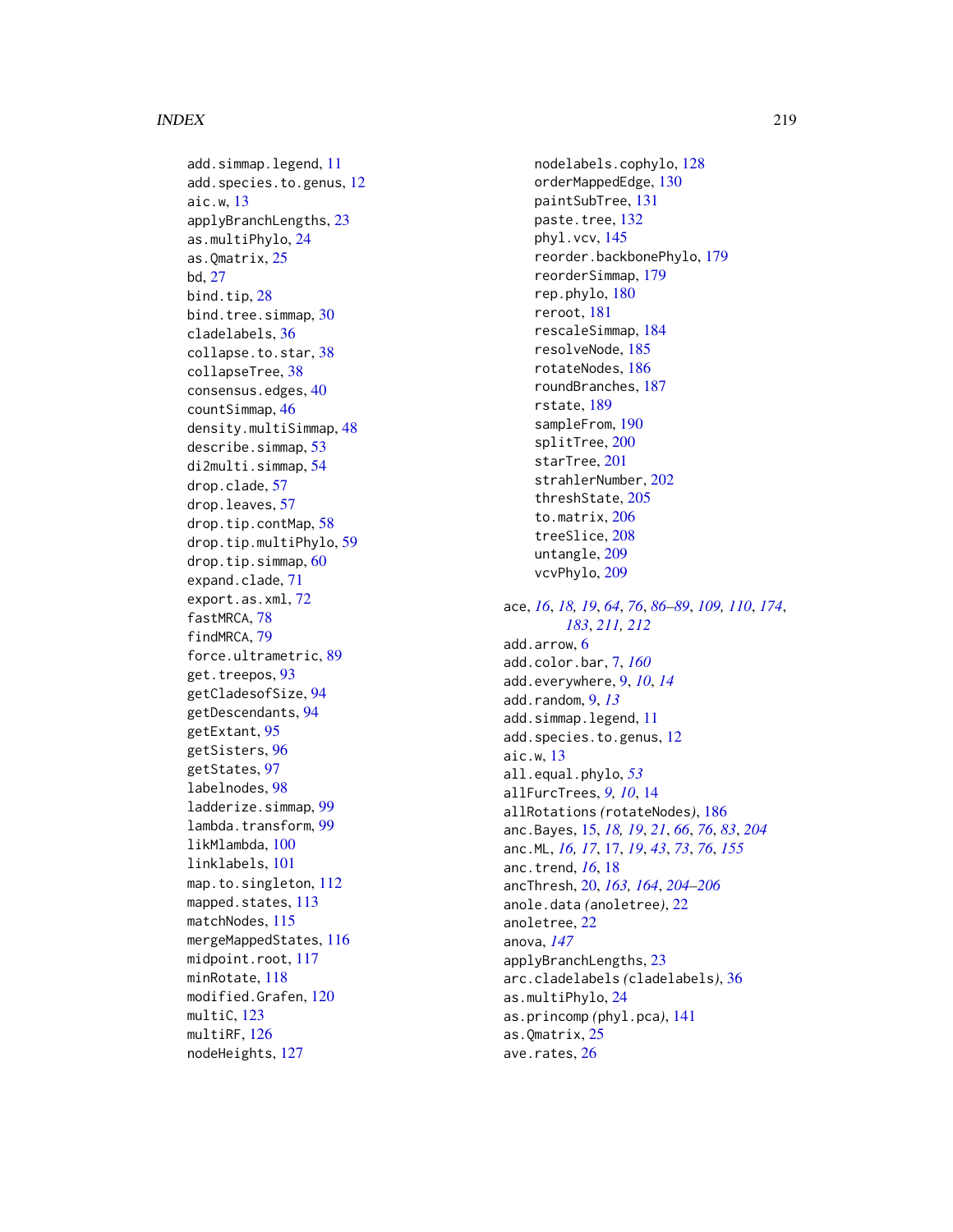add.simmap.legend, 11
add.species.to.genus, 12
aic.w, 13
applyBranchLengths, 23
as.multiPhylo, 24
as.Qmatrix, 25
bd, 27
bind.tip, 28
bind.tree.simmap, 30
cladelabels, 36
collapse.to.star, 38
collapseTree, 38
consensus.edges, 40
countSimmap, 46
density.multiSimmap, 48
describe.simmap, 53
di2multi.simmap, 54
drop.clade, 57
drop.leaves, 57
drop.tip.contMap, 58
drop.tip.multiPhylo, 59
drop.tip.simmap, 60
expand.clade, 71
export.as.xml, 72
fastMRCA, 78
findMRCA, 79
force.ultrametric, 89
get.treepos, 93
getCladesofSize, 94
getDescendants, 94
getExtant, 95
getSisters, 96
getStates, 97
labelnodes, 98
ladderize.simmap, 99
lambda.transform, 99
likMlambda, 100
linklabels, 101
map.to.singleton, 112
mapped.states, 113
matchNodes, 115
mergeMappedStates, 116
midpoint.root, 117
minRotate, 118
modified.Grafen, 120
multiC, 123
multiRF, 126
nodeHeights, 127
nodelabels.cophylo, 128
orderMappedEdge, 130
paintSubTree, 131
paste.tree, 132
phyl.vcv, 145
reorder.backbonePhylo, 179
reorderSimmap, 179
rep.phylo, 180
reroot, 181
rescaleSimmap, 184
resolveNode, 185
rotateNodes, 186
roundBranches, 187
rstate, 189
sampleFrom, 190
splitTree, 200
starTree, 201
strahlerNumber, 202
threshState, 205
to.matrix, 206
treeSlice, 208
untangle, 209
vcvPhylo, 209

ace, *16*, *18, 19*, *64*, *76*, *86–89*, *109, 110*, *174*, *183*, *211, 212*
add.arrow, 6
add.color.bar, 7, *160*
add.everywhere, 9, *10*, *14*
add.random, 9, *13*
add.simmap.legend, 11
add.species.to.genus, 12
aic.w, 13
all.equal.phylo, *53*
allFurcTrees, *9, 10*, 14
allRotations *(rotateNodes)*, 186
anc.Bayes, 15, *18, 19*, *21*, *66*, *76*, *83*, *204*
anc.ML, *16, 17*, 17, *19*, *43*, *73*, *76*, *155*
anc.trend, *16*, 18
ancThresh, 20, *163, 164*, *204–206*
anole.data *(anoletree)*, 22
anoletree, 22
anova, *147*
applyBranchLengths, 23
arc.cladelabels *(cladelabels)*, 36
as.multiPhylo, 24
as.princomp *(phyl.pca)*, 141
as.Qmatrix, 25
ave.rates, 26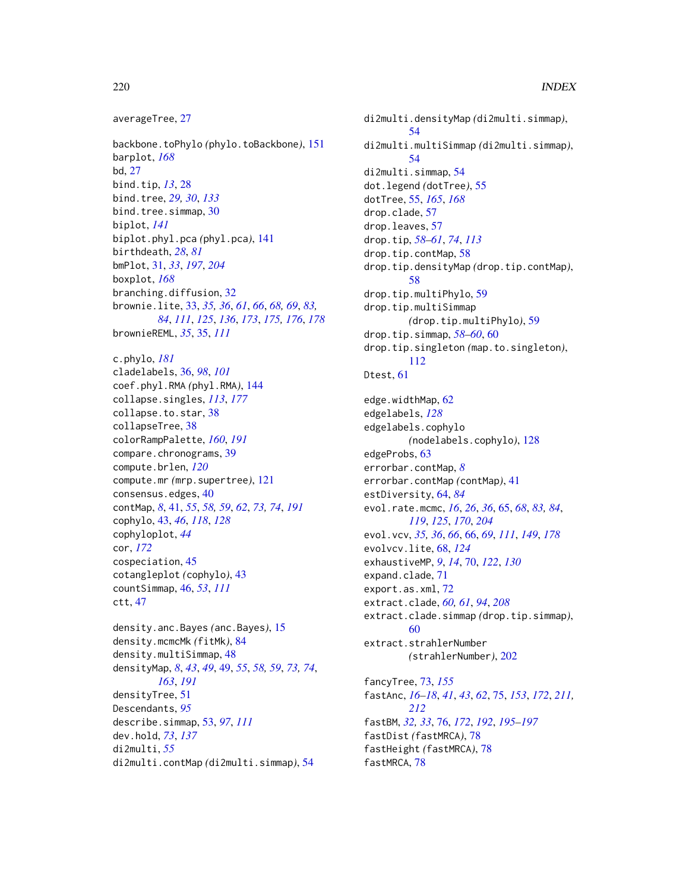averageTree, 27

backbone.toPhylo *(*phylo.toBackbone*)*, 151
barplot, *168*
bd, 27
bind.tip, *13*, 28
bind.tree, *29, 30*, *133*
bind.tree.simmap, 30
biplot, *141*
biplot.phyl.pca *(*phyl.pca*)*, 141
birthdeath, *28*, *81*
bmPlot, 31, *33*, *197*, *204*
boxplot, *168*
branching.diffusion, 32
brownie.lite, 33, *35, 36*, *61*, *66*, *68, 69*, *83, 84*, *111*, *125*, *136*, *173*, *175, 176*, *178*
brownieREML, *35*, 35, *111*

c.phylo, *181*
cladelabels, 36, *98*, *101*
coef.phyl.RMA *(*phyl.RMA*)*, 144
collapse.singles, *113*, *177*
collapse.to.star, 38
collapseTree, 38
colorRampPalette, *160*, *191*
compare.chronograms, 39
compute.brlen, *120*
compute.mr *(*mrp.supertree*)*, 121
consensus.edges, 40
contMap, *8*, 41, *55*, *58, 59*, *62*, *73, 74*, *191*
cophylo, 43, *46*, *118*, *128*
cophyloplot, *44*
cor, *172*
cospeciation, 45
cotangleplot *(*cophylo*)*, 43
countSimmap, 46, *53*, *111*
ctt, 47

density.anc.Bayes *(*anc.Bayes*)*, 15
density.mcmcMk *(*fitMk*)*, 84
density.multiSimmap, 48
densityMap, *8*, *43*, *49*, 49, *55*, *58, 59*, *73, 74*, *163*, *191*
densityTree, 51
Descendants, *95*
describe.simmap, 53, *97*, *111*
dev.hold, *73*, *137*
di2multi, *55*
di2multi.contMap *(*di2multi.simmap*)*, 54
di2multi.densityMap *(*di2multi.simmap*)*, 54
di2multi.multiSimmap *(*di2multi.simmap*)*, 54
di2multi.simmap, 54
dot.legend *(*dotTree*)*, 55
dotTree, 55, *165*, *168*
drop.clade, 57
drop.leaves, 57
drop.tip, *58–61*, *74*, *113*
drop.tip.contMap, 58
drop.tip.densityMap *(*drop.tip.contMap*)*, 58
drop.tip.multiPhylo, 59
drop.tip.multiSimmap *(*drop.tip.multiPhylo*)*, 59
drop.tip.simmap, *58–60*, 60
drop.tip.singleton *(*map.to.singleton*)*, 112
Dtest, 61

edge.widthMap, 62
edgelabels, *128*
edgelabels.cophylo *(*nodelabels.cophylo*)*, 128
edgeProbs, 63
errorbar.contMap, *8*
errorbar.contMap *(*contMap*)*, 41
estDiversity, 64, *84*
evol.rate.mcmc, *16*, *26*, *36*, 65, *68*, *83, 84*, *119*, *125*, *170*, *204*
evol.vcv, *35, 36*, *66*, 66, *69*, *111*, *149*, *178*
evolvcv.lite, 68, *124*
exhaustiveMP, *9*, *14*, 70, *122*, *130*
expand.clade, 71
export.as.xml, 72
extract.clade, *60, 61*, *94*, *208*
extract.clade.simmap *(*drop.tip.simmap*)*, 60
extract.strahlerNumber *(*strahlerNumber*)*, 202

fancyTree, 73, *155*
fastAnc, *16–18*, *41*, *43*, *62*, 75, *153*, *172*, *211, 212*
fastBM, *32, 33*, 76, *172*, *192*, *195–197*
fastDist *(*fastMRCA*)*, 78
fastHeight *(*fastMRCA*)*, 78
fastMRCA, 78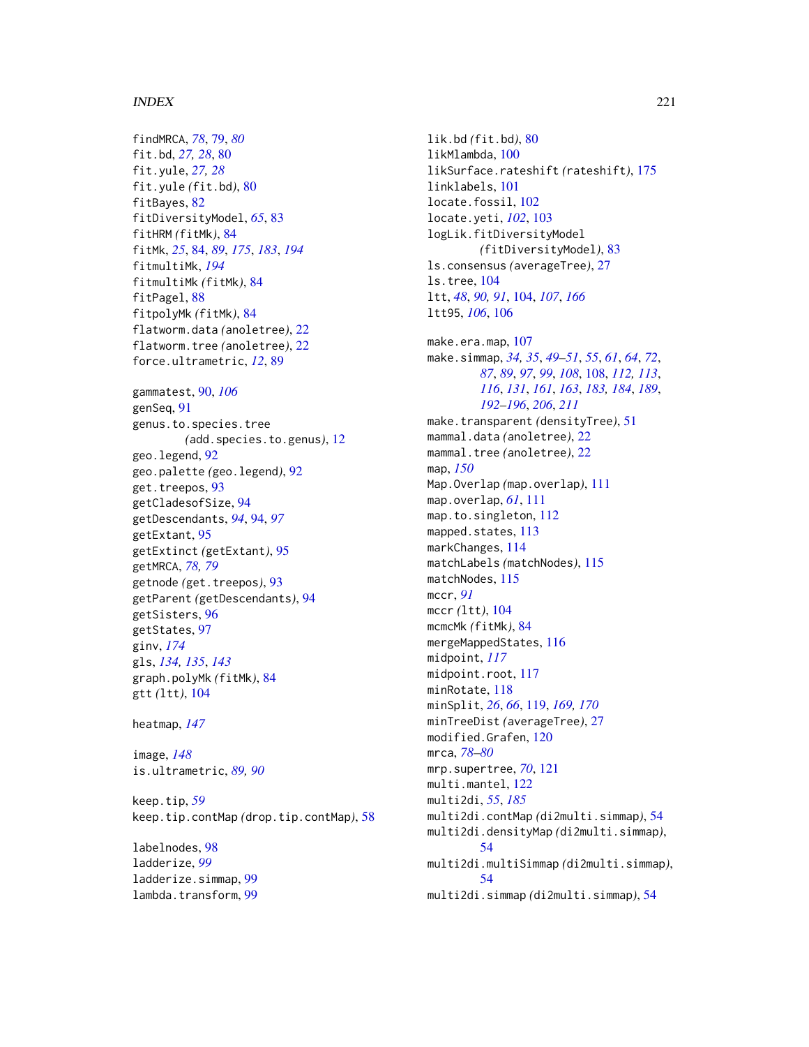findMRCA, *78*, 79, *80*
fit.bd, *27, 28*, 80
fit.yule, *27, 28*
fit.yule *(*fit.bd*)*, 80
fitBayes, 82
fitDiversityModel, *65*, 83
fitHRM *(*fitMk*)*, 84
fitMk, *25*, 84, *89*, *175*, *183*, *194*
fitmultiMk, *194*
fitmultiMk *(*fitMk*)*, 84
fitPagel, 88
fitpolyMk *(*fitMk*)*, 84
flatworm.data *(*anoletree*)*, 22
flatworm.tree *(*anoletree*)*, 22
force.ultrametric, *12*, 89

gammatest, 90, *106*
genSeq, 91
genus.to.species.tree *(*add.species.to.genus*)*, 12
geo.legend, 92
geo.palette *(*geo.legend*)*, 92
get.treepos, 93
getCladesofSize, 94
getDescendants, *94*, 94, *97*
getExtant, 95
getExtinct *(*getExtant*)*, 95
getMRCA, *78, 79*
getnode *(*get.treepos*)*, 93
getParent *(*getDescendants*)*, 94
getSisters, 96
getStates, 97
ginv, *174*
gls, *134, 135*, *143*
graph.polyMk *(*fitMk*)*, 84
gtt *(*ltt*)*, 104

heatmap, *147*

image, *148*
is.ultrametric, *89, 90*

keep.tip, *59*
keep.tip.contMap *(*drop.tip.contMap*)*, 58

labelnodes, 98
ladderize, *99*
ladderize.simmap, 99
lambda.transform, 99
lik.bd *(*fit.bd*)*, 80
likMlambda, 100
likSurface.rateshift *(*rateshift*)*, 175
linklabels, 101
locate.fossil, 102
locate.yeti, *102*, 103
logLik.fitDiversityModel *(*fitDiversityModel*)*, 83
ls.consensus *(*averageTree*)*, 27
ls.tree, 104
ltt, *48*, *90, 91*, 104, *107*, *166*
ltt95, *106*, 106

make.era.map, 107
make.simmap, *34, 35*, *49–51*, *55*, *61*, *64*, *72*, *87*, *89*, *97*, *99*, *108*, 108, *112, 113*, *116*, *131*, *161*, *163*, *183, 184*, *189*, *192–196*, *206*, *211*
make.transparent *(*densityTree*)*, 51
mammal.data *(*anoletree*)*, 22
mammal.tree *(*anoletree*)*, 22
map, *150*
Map.Overlap *(*map.overlap*)*, 111
map.overlap, *61*, 111
map.to.singleton, 112
mapped.states, 113
markChanges, 114
matchLabels *(*matchNodes*)*, 115
matchNodes, 115
mccr, *91*
mccr *(*ltt*)*, 104
mcmcMk *(*fitMk*)*, 84
mergeMappedStates, 116
midpoint, *117*
midpoint.root, 117
minRotate, 118
minSplit, *26*, *66*, 119, *169*, *170*
minTreeDist *(*averageTree*)*, 27
modified.Grafen, 120
mrca, *78–80*
mrp.supertree, *70*, 121
multi.mantel, 122
multi2di, *55*, *185*
multi2di.contMap *(*di2multi.simmap*)*, 54
multi2di.densityMap *(*di2multi.simmap*)*, 54
multi2di.multiSimmap *(*di2multi.simmap*)*, 54
multi2di.simmap *(*di2multi.simmap*)*, 54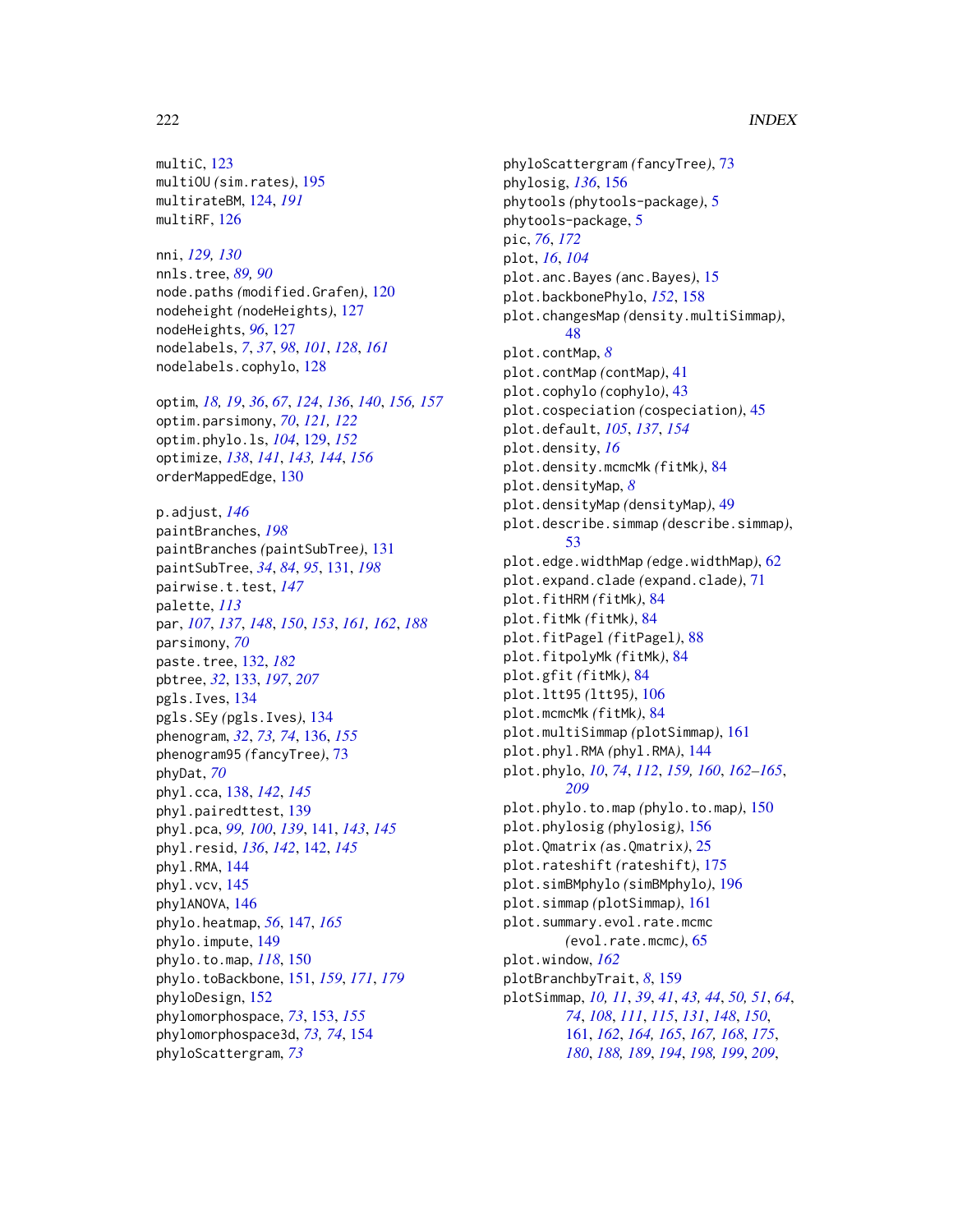multiC, 123
multiOU (sim.rates), 195
multirateBM, 124, *191*
multiRF, 126

nni, *129, 130*
nnls.tree, *89, 90*
node.paths (modified.Grafen), 120
nodeheight (nodeHeights), 127
nodeHeights, *96*, 127
nodelabels, *7*, *37*, *98*, *101*, *128*, *161*
nodelabels.cophylo, 128

optim, *18, 19*, *36*, *67*, *124*, *136*, *140*, *156, 157*
optim.parsimony, *70*, *121, 122*
optim.phylo.ls, *104*, 129, *152*
optimize, *138*, *141*, *143, 144*, *156*
orderMappedEdge, 130

p.adjust, *146*
paintBranches, *198*
paintBranches (paintSubTree), 131
paintSubTree, *34*, *84*, *95*, 131, *198*
pairwise.t.test, *147*
palette, *113*
par, *107*, *137*, *148*, *150*, *153*, *161, 162*, *188*
parsimony, *70*
paste.tree, 132, *182*
pbtree, *32*, 133, *197*, *207*
pgls.Ives, 134
pgls.SEy (pgls.Ives), 134
phenogram, *32*, *73, 74*, 136, *155*
phenogram95 (fancyTree), 73
phyDat, *70*
phyl.cca, 138, *142*, *145*
phyl.pairedttest, 139
phyl.pca, *99, 100*, *139*, 141, *143*, *145*
phyl.resid, *136*, *142*, 142, *145*
phyl.RMA, 144
phyl.vcv, 145
phylANOVA, 146
phylo.heatmap, *56*, 147, *165*
phylo.impute, 149
phylo.to.map, *118*, 150
phylo.toBackbone, 151, *159*, *171*, *179*
phyloDesign, 152
phylomorphospace, *73*, 153, *155*
phylomorphospace3d, *73, 74*, 154
phyloScattergram, *73*
phyloScattergram (fancyTree), 73
phylosig, *136*, 156
phytools (phytools-package), 5
phytools-package, 5
pic, *76*, *172*
plot, *16*, *104*
plot.anc.Bayes (anc.Bayes), 15
plot.backbonePhylo, *152*, 158
plot.changesMap (density.multiSimmap), 48
plot.contMap, *8*
plot.contMap (contMap), 41
plot.cophylo (cophylo), 43
plot.cospeciation (cospeciation), 45
plot.default, *105*, *137*, *154*
plot.density, *16*
plot.density.mcmcMk (fitMk), 84
plot.densityMap, *8*
plot.densityMap (densityMap), 49
plot.describe.simmap (describe.simmap), 53
plot.edge.widthMap (edge.widthMap), 62
plot.expand.clade (expand.clade), 71
plot.fitHRM (fitMk), 84
plot.fitMk (fitMk), 84
plot.fitPagel (fitPagel), 88
plot.fitpolyMk (fitMk), 84
plot.gfit (fitMk), 84
plot.ltt95 (ltt95), 106
plot.mcmcMk (fitMk), 84
plot.multiSimmap (plotSimmap), 161
plot.phyl.RMA (phyl.RMA), 144
plot.phylo, *10*, *74*, *112*, *159, 160*, *162–165*, *209*
plot.phylo.to.map (phylo.to.map), 150
plot.phylosig (phylosig), 156
plot.Qmatrix (as.Qmatrix), 25
plot.rateshift (rateshift), 175
plot.simBMphylo (simBMphylo), 196
plot.simmap (plotSimmap), 161
plot.summary.evol.rate.mcmc (evol.rate.mcmc), 65
plot.window, *162*
plotBranchbyTrait, *8*, 159
plotSimmap, *10, 11*, *39*, *41*, *43, 44*, *50, 51*, *64*, *74*, *108*, *111*, *115*, *131*, *148*, *150*, 161, *162*, *164, 165*, *167, 168*, *175*, *180*, *188, 189*, *194*, *198, 199*, *209*,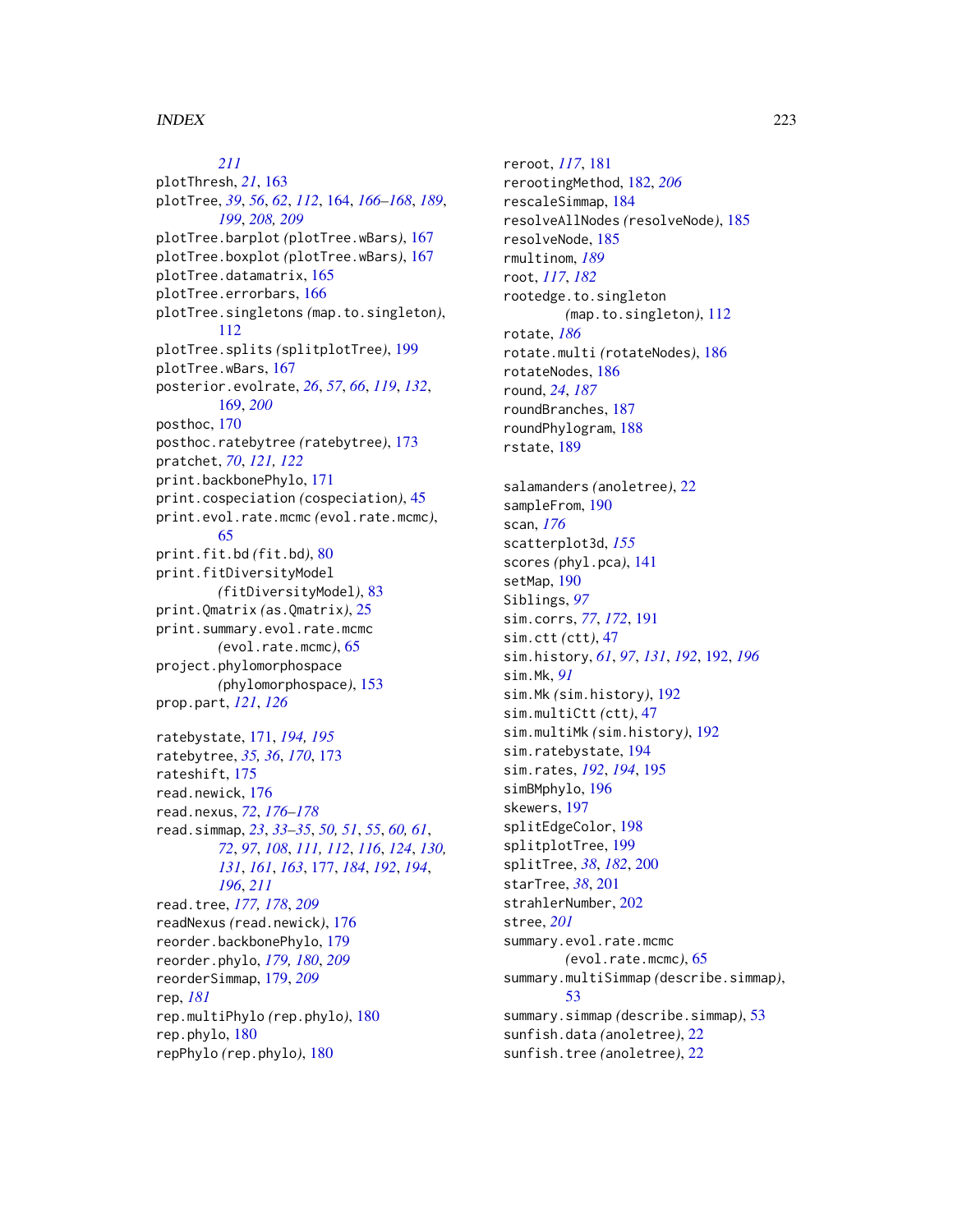*211*
plotThresh, *21*, 163
plotTree, *39*, *56*, *62*, *112*, 164, *166–168*, *189*, *199*, *208, 209*
plotTree.barplot *(*plotTree.wBars*)*, 167
plotTree.boxplot *(*plotTree.wBars*)*, 167
plotTree.datamatrix, 165
plotTree.errorbars, 166
plotTree.singletons *(*map.to.singleton*)*, 112
plotTree.splits *(*splitplotTree*)*, 199
plotTree.wBars, 167
posterior.evolrate, *26*, *57*, *66*, *119*, *132*, 169, *200*
posthoc, 170
posthoc.ratebytree *(*ratebytree*)*, 173
pratchet, *70*, *121, 122*
print.backbonePhylo, 171
print.cospeciation *(*cospeciation*)*, 45
print.evol.rate.mcmc *(*evol.rate.mcmc*)*, 65
print.fit.bd *(*fit.bd*)*, 80
print.fitDiversityModel *(*fitDiversityModel*)*, 83
print.Qmatrix *(*as.Qmatrix*)*, 25
print.summary.evol.rate.mcmc *(*evol.rate.mcmc*)*, 65
project.phylomorphospace *(*phylomorphospace*)*, 153
prop.part, *121*, *126*

ratebystate, 171, *194, 195*
ratebytree, *35, 36*, *170*, 173
rateshift, 175
read.newick, 176
read.nexus, *72*, *176–178*
read.simmap, *23*, *33–35*, *50, 51*, *55*, *60, 61*, *72*, *97*, *108*, *111, 112*, *116*, *124*, *130, 131*, *161*, *163*, 177, *184*, *192*, *194*, *196*, *211*
read.tree, *177, 178*, *209*
readNexus *(*read.newick*)*, 176
reorder.backbonePhylo, 179
reorder.phylo, *179, 180*, *209*
reorderSimmap, 179, *209*
rep, *181*
rep.multiPhylo *(*rep.phylo*)*, 180
rep.phylo, 180
repPhylo *(*rep.phylo*)*, 180
reroot, *117*, 181
rerootingMethod, 182, *206*
rescaleSimmap, 184
resolveAllNodes *(*resolveNode*)*, 185
resolveNode, 185
rmultinom, *189*
root, *117*, *182*
rootedge.to.singleton *(*map.to.singleton*)*, 112
rotate, *186*
rotate.multi *(*rotateNodes*)*, 186
rotateNodes, 186
round, *24*, *187*
roundBranches, 187
roundPhylogram, 188
rstate, 189

salamanders *(*anoletree*)*, 22
sampleFrom, 190
scan, *176*
scatterplot3d, *155*
scores *(*phyl.pca*)*, 141
setMap, 190
Siblings, *97*
sim.corrs, *77*, *172*, 191
sim.ctt *(*ctt*)*, 47
sim.history, *61*, *97*, *131*, *192*, 192, *196*
sim.Mk, *91*
sim.Mk *(*sim.history*)*, 192
sim.multiCtt *(*ctt*)*, 47
sim.multiMk *(*sim.history*)*, 192
sim.ratebystate, 194
sim.rates, *192*, *194*, 195
simBMphylo, 196
skewers, 197
splitEdgeColor, 198
splitplotTree, 199
splitTree, *38*, *182*, 200
starTree, *38*, 201
strahlerNumber, 202
stree, *201*
summary.evol.rate.mcmc *(*evol.rate.mcmc*)*, 65
summary.multiSimmap *(*describe.simmap*)*, 53
summary.simmap *(*describe.simmap*)*, 53
sunfish.data *(*anoletree*)*, 22
sunfish.tree *(*anoletree*)*, 22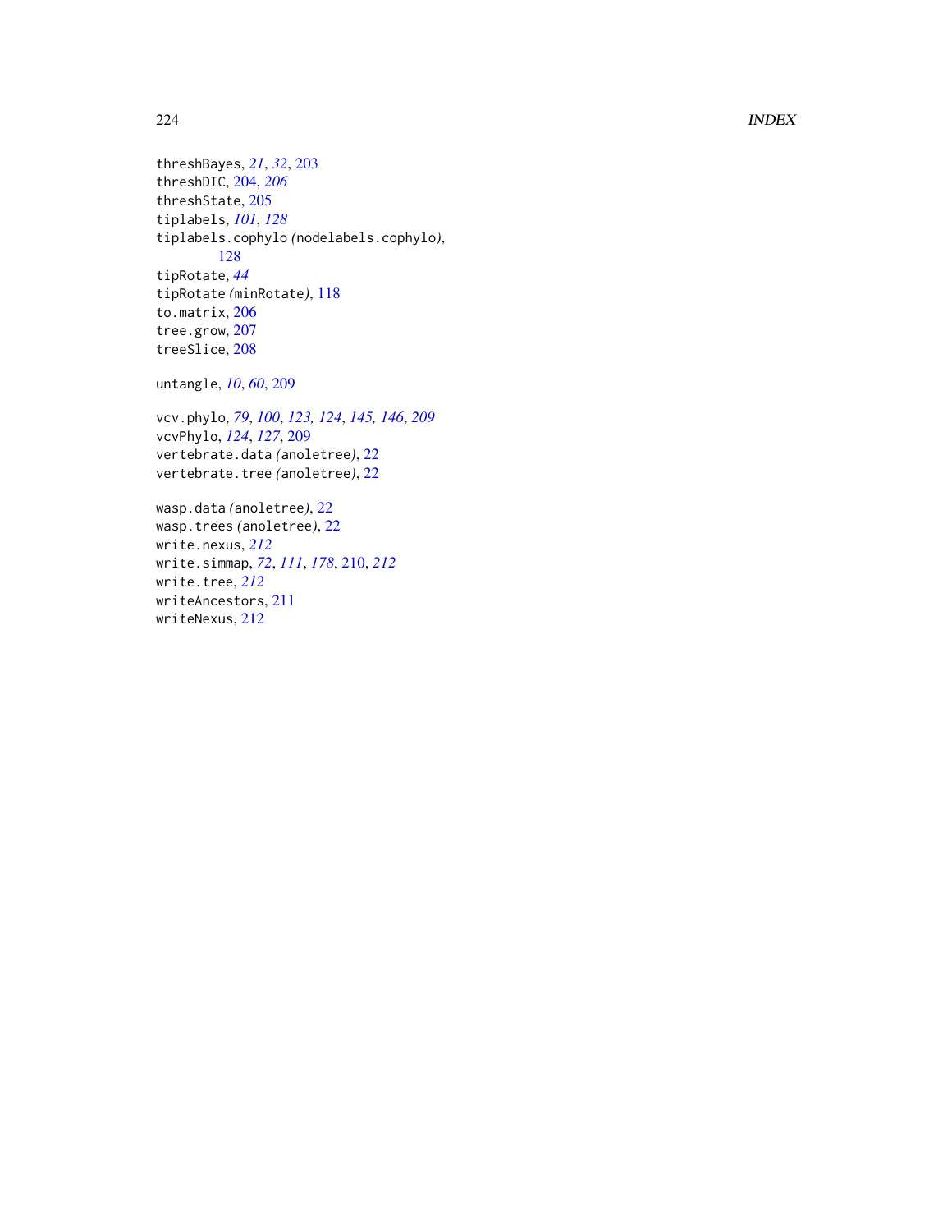threshBayes, *21*, *32*, 203
threshDIC, 204, *206*
threshState, 205
tiplabels, *101*, *128*
tiplabels.cophylo *(*nodelabels.cophylo*)*, 128
tipRotate, *44*
tipRotate *(*minRotate*)*, 118
to.matrix, 206
tree.grow, 207
treeSlice, 208

untangle, *10*, *60*, 209

vcv.phylo, *79*, *100*, *123, 124*, *145, 146*, *209*
vcvPhylo, *124*, *127*, 209
vertebrate.data *(*anoletree*)*, 22
vertebrate.tree *(*anoletree*)*, 22

wasp.data *(*anoletree*)*, 22
wasp.trees *(*anoletree*)*, 22
write.nexus, *212*
write.simmap, *72*, *111*, *178*, 210, *212*
write.tree, *212*
writeAncestors, 211
writeNexus, 212